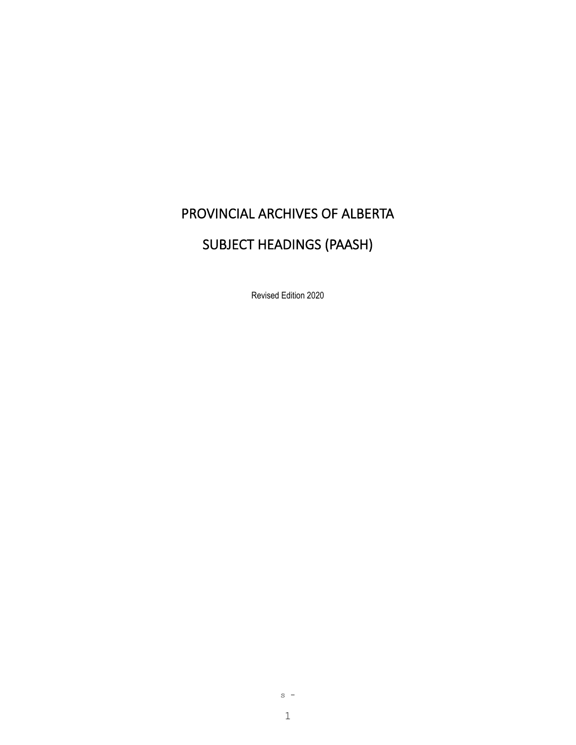# PROVINCIAL ARCHIVES OF ALBERTA

# SUBJECT HEADINGS (PAASH)

Revised Edition 2020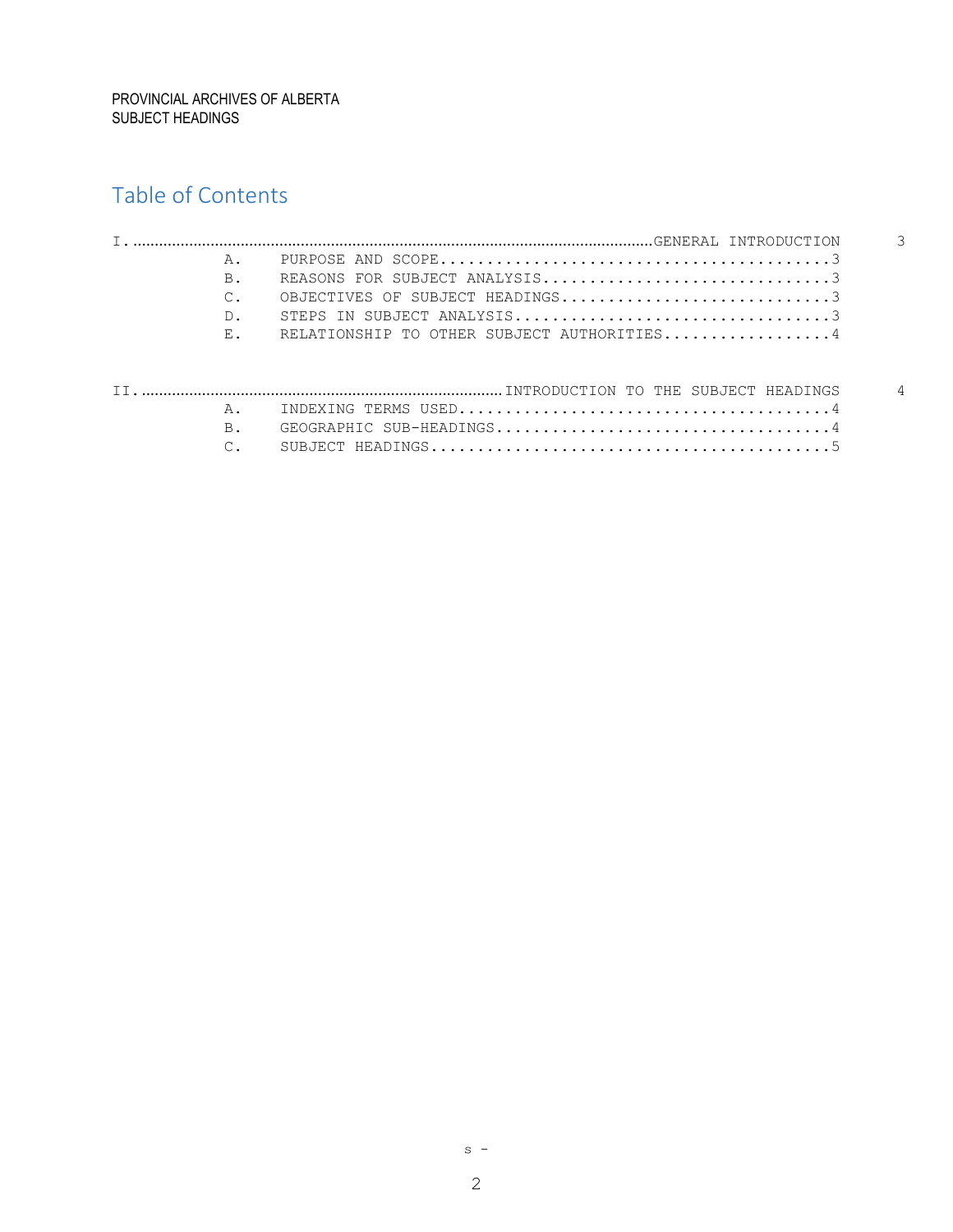## Table of Contents

I. GENERAL INTRODUCTION ..... 3

- A. PURPOSE AND SCOPE ..... 3
- B. REASONS FOR SUBJECT ANALYSIS ..... 3
- C. OBJECTIVES OF SUBJECT HEADINGS ..... 3
- D. STEPS IN SUBJECT ANALYSIS ..... 3
- E. RELATIONSHIP TO OTHER SUBJECT AUTHORITIES ..... 4

II. INTRODUCTION TO THE SUBJECT HEADINGS ..... 4

- A. INDEXING TERMS USED ..... 4
- B. GEOGRAPHIC SUB-HEADINGS ..... 4
- C. SUBJECT HEADINGS ..... 5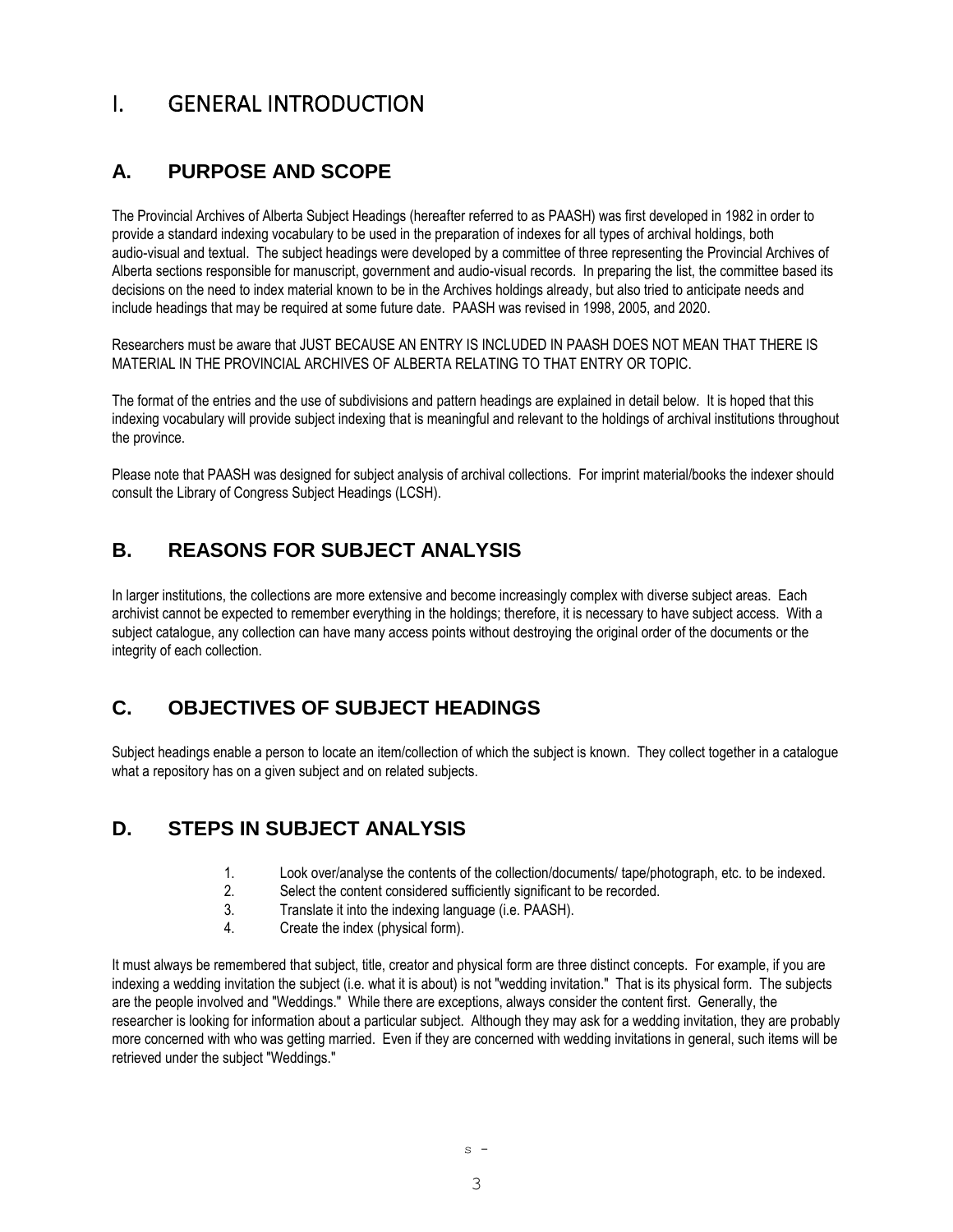# I. GENERAL INTRODUCTION

## A. PURPOSE AND SCOPE

The Provincial Archives of Alberta Subject Headings (hereafter referred to as PAASH) was first developed in 1982 in order to provide a standard indexing vocabulary to be used in the preparation of indexes for all types of archival holdings, both audio-visual and textual. The subject headings were developed by a committee of three representing the Provincial Archives of Alberta sections responsible for manuscript, government and audio-visual records. In preparing the list, the committee based its decisions on the need to index material known to be in the Archives holdings already, but also tried to anticipate needs and include headings that may be required at some future date. PAASH was revised in 1998, 2005, and 2020.

Researchers must be aware that JUST BECAUSE AN ENTRY IS INCLUDED IN PAASH DOES NOT MEAN THAT THERE IS MATERIAL IN THE PROVINCIAL ARCHIVES OF ALBERTA RELATING TO THAT ENTRY OR TOPIC.

The format of the entries and the use of subdivisions and pattern headings are explained in detail below. It is hoped that this indexing vocabulary will provide subject indexing that is meaningful and relevant to the holdings of archival institutions throughout the province.

Please note that PAASH was designed for subject analysis of archival collections. For imprint material/books the indexer should consult the Library of Congress Subject Headings (LCSH).

## B. REASONS FOR SUBJECT ANALYSIS

In larger institutions, the collections are more extensive and become increasingly complex with diverse subject areas. Each archivist cannot be expected to remember everything in the holdings; therefore, it is necessary to have subject access. With a subject catalogue, any collection can have many access points without destroying the original order of the documents or the integrity of each collection.

## C. OBJECTIVES OF SUBJECT HEADINGS

Subject headings enable a person to locate an item/collection of which the subject is known. They collect together in a catalogue what a repository has on a given subject and on related subjects.

## D. STEPS IN SUBJECT ANALYSIS

1. Look over/analyse the contents of the collection/documents/ tape/photograph, etc. to be indexed.
2. Select the content considered sufficiently significant to be recorded.
3. Translate it into the indexing language (i.e. PAASH).
4. Create the index (physical form).

It must always be remembered that subject, title, creator and physical form are three distinct concepts. For example, if you are indexing a wedding invitation the subject (i.e. what it is about) is not "wedding invitation." That is its physical form. The subjects are the people involved and "Weddings." While there are exceptions, always consider the content first. Generally, the researcher is looking for information about a particular subject. Although they may ask for a wedding invitation, they are probably more concerned with who was getting married. Even if they are concerned with wedding invitations in general, such items will be retrieved under the subject "Weddings."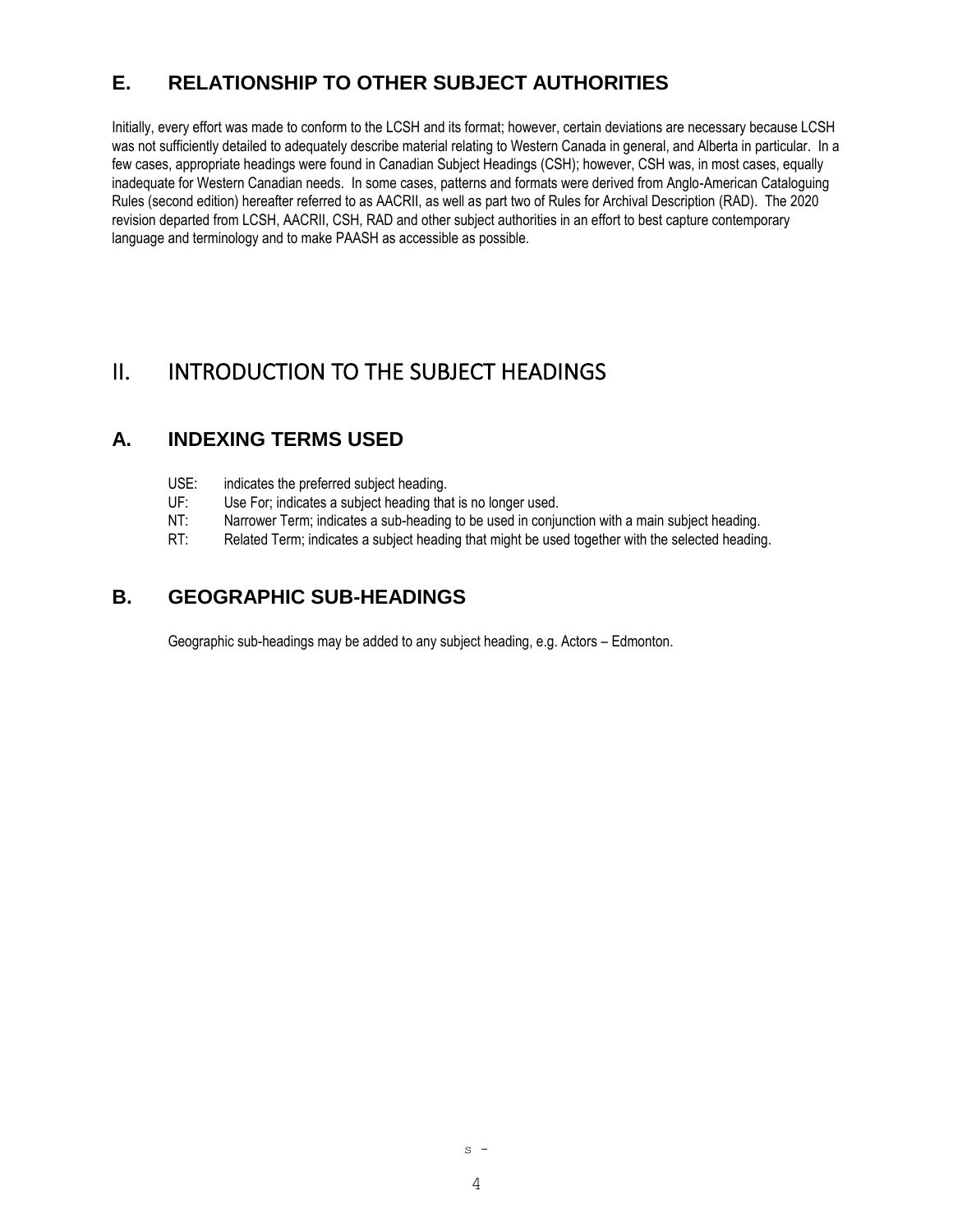## E. RELATIONSHIP TO OTHER SUBJECT AUTHORITIES

Initially, every effort was made to conform to the LCSH and its format; however, certain deviations are necessary because LCSH was not sufficiently detailed to adequately describe material relating to Western Canada in general, and Alberta in particular. In a few cases, appropriate headings were found in Canadian Subject Headings (CSH); however, CSH was, in most cases, equally inadequate for Western Canadian needs. In some cases, patterns and formats were derived from Anglo-American Cataloguing Rules (second edition) hereafter referred to as AACRII, as well as part two of Rules for Archival Description (RAD). The 2020 revision departed from LCSH, AACRII, CSH, RAD and other subject authorities in an effort to best capture contemporary language and terminology and to make PAASH as accessible as possible.

# II. INTRODUCTION TO THE SUBJECT HEADINGS

## A. INDEXING TERMS USED

USE: indicates the preferred subject heading.
UF: Use For; indicates a subject heading that is no longer used.
NT: Narrower Term; indicates a sub-heading to be used in conjunction with a main subject heading.
RT: Related Term; indicates a subject heading that might be used together with the selected heading.

## B. GEOGRAPHIC SUB-HEADINGS

Geographic sub-headings may be added to any subject heading, e.g. Actors – Edmonton.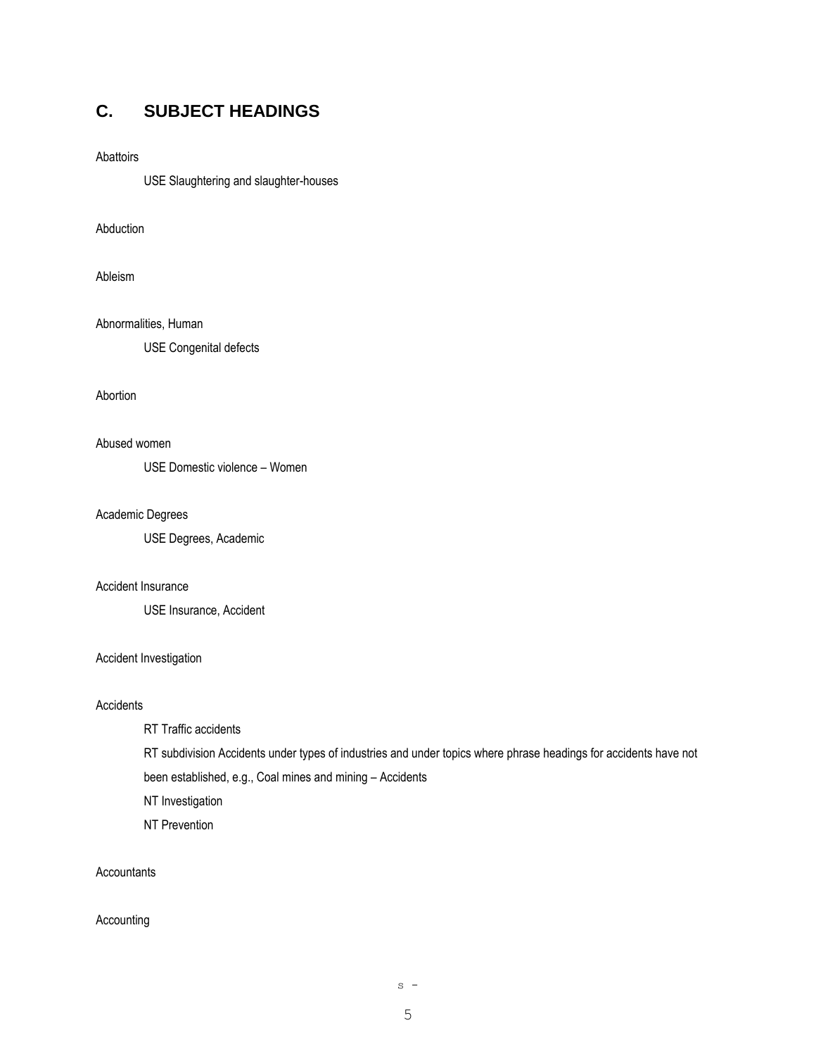## C. SUBJECT HEADINGS

Abattoirs

USE Slaughtering and slaughter-houses

Abduction

Ableism

Abnormalities, Human

USE Congenital defects

Abortion

Abused women

USE Domestic violence – Women

Academic Degrees

USE Degrees, Academic

Accident Insurance

USE Insurance, Accident

Accident Investigation

Accidents

RT Traffic accidents

RT subdivision Accidents under types of industries and under topics where phrase headings for accidents have not been established, e.g., Coal mines and mining – Accidents

NT Investigation

NT Prevention

Accountants

Accounting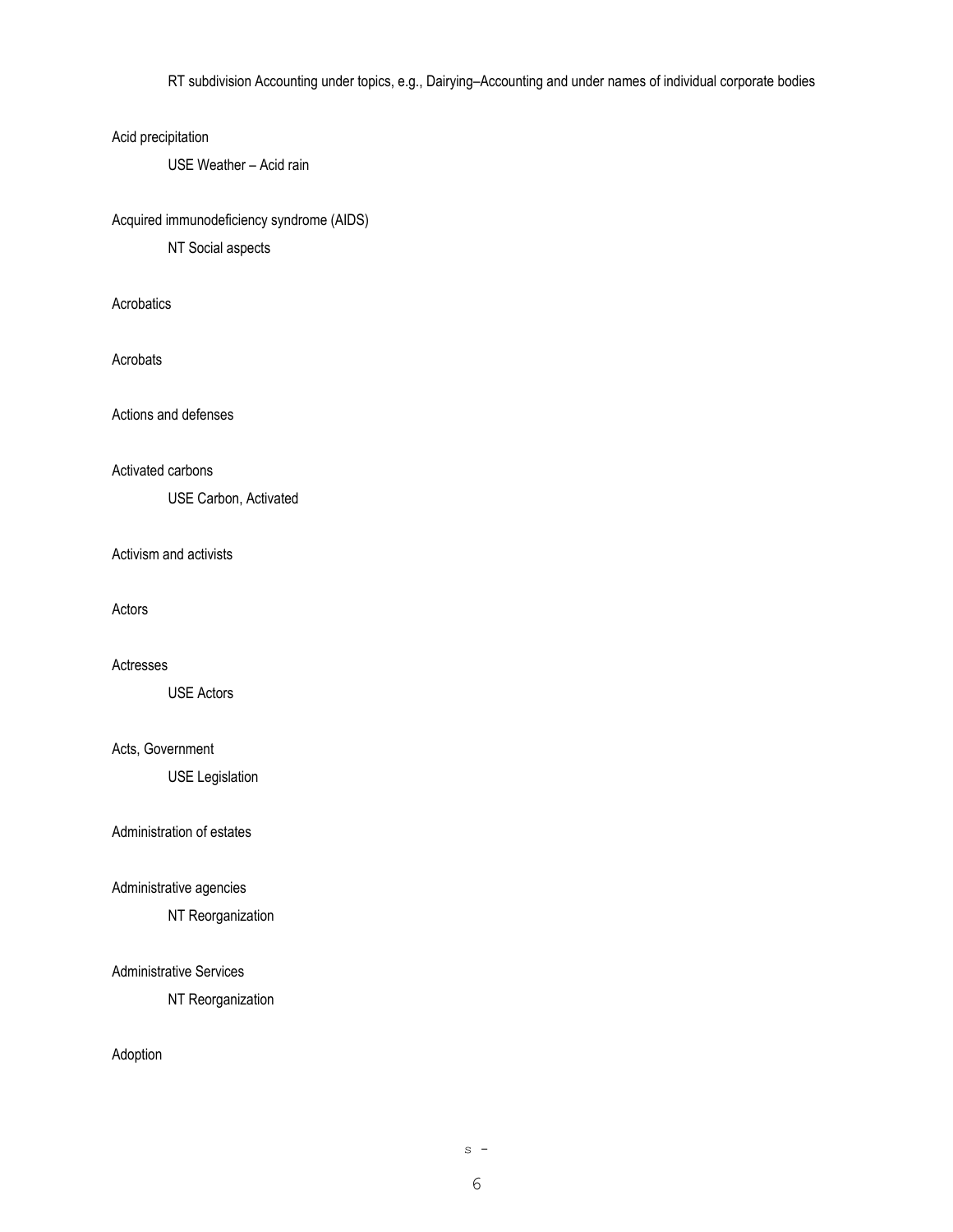RT subdivision Accounting under topics, e.g., Dairying–Accounting and under names of individual corporate bodies

Acid precipitation

USE Weather – Acid rain

Acquired immunodeficiency syndrome (AIDS)

NT Social aspects

Acrobatics

Acrobats

Actions and defenses

Activated carbons

USE Carbon, Activated

Activism and activists

Actors

Actresses

USE Actors

Acts, Government

USE Legislation

Administration of estates

Administrative agencies

NT Reorganization

Administrative Services

NT Reorganization

Adoption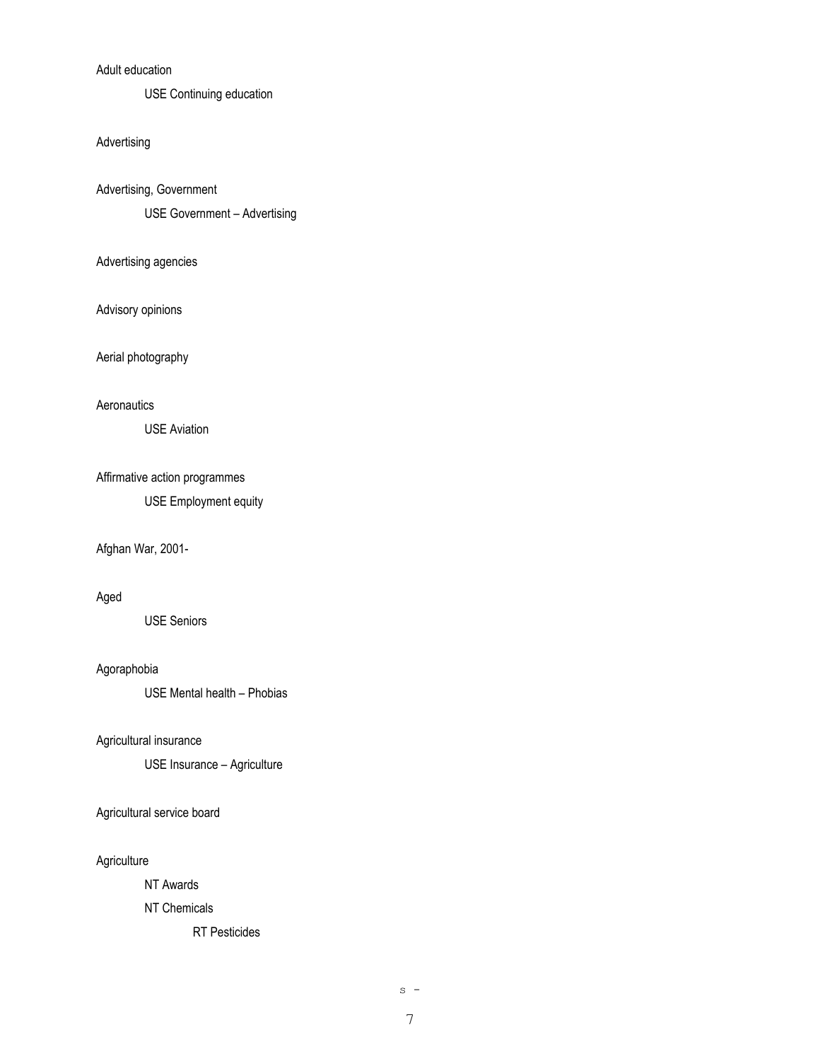Adult education

    USE Continuing education

Advertising

Advertising, Government

    USE Government – Advertising

Advertising agencies

Advisory opinions

Aerial photography

Aeronautics

    USE Aviation

Affirmative action programmes

    USE Employment equity

Afghan War, 2001-

Aged

    USE Seniors

Agoraphobia

    USE Mental health – Phobias

Agricultural insurance

    USE Insurance – Agriculture

Agricultural service board

Agriculture

    NT Awards

    NT Chemicals

        RT Pesticides

s -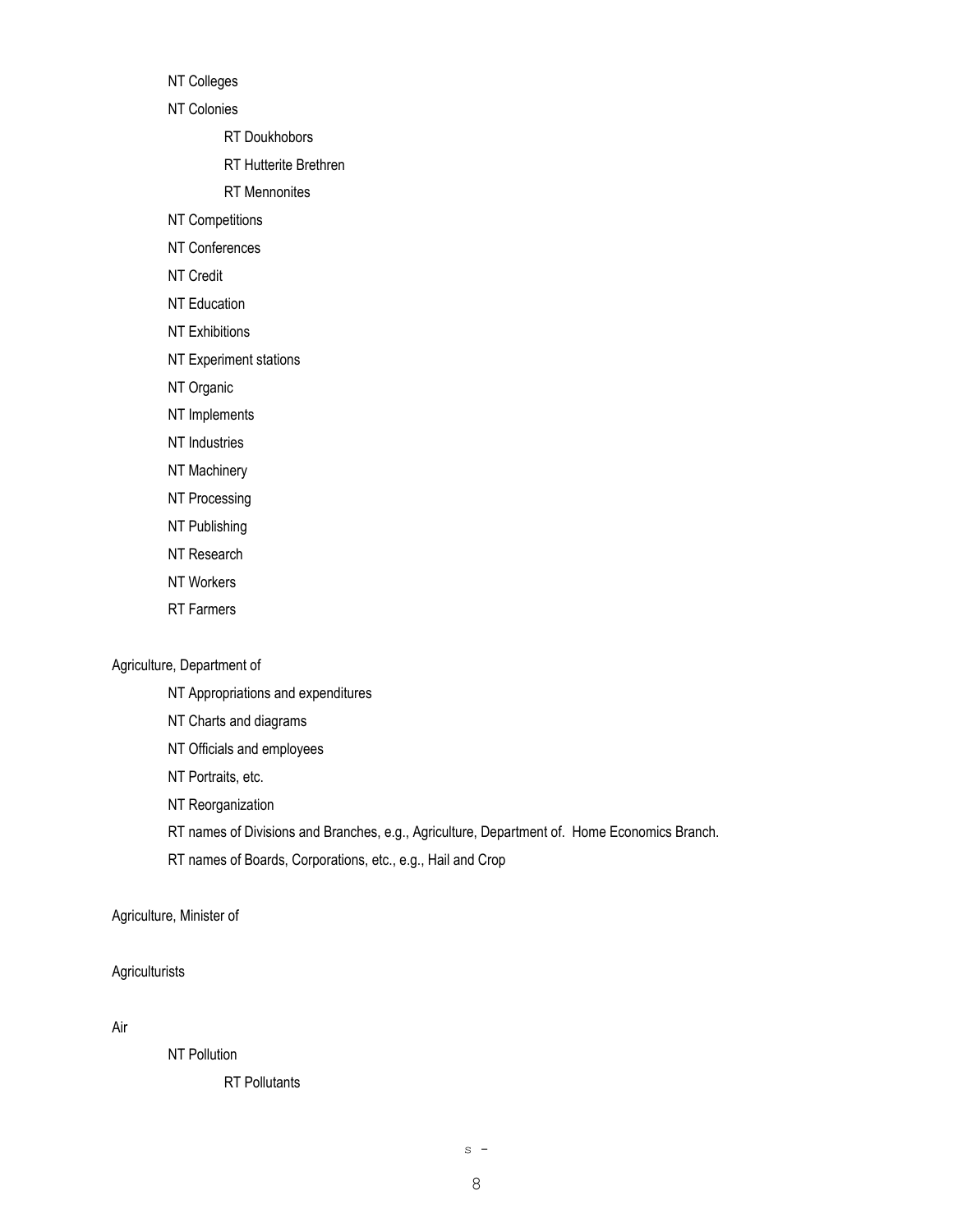NT Colleges

NT Colonies

RT Doukhobors

RT Hutterite Brethren

RT Mennonites

NT Competitions

NT Conferences

NT Credit

NT Education

NT Exhibitions

NT Experiment stations

NT Organic

NT Implements

NT Industries

NT Machinery

NT Processing

NT Publishing

NT Research

NT Workers

RT Farmers

Agriculture, Department of

NT Appropriations and expenditures

NT Charts and diagrams

NT Officials and employees

NT Portraits, etc.

NT Reorganization

RT names of Divisions and Branches, e.g., Agriculture, Department of. Home Economics Branch.

RT names of Boards, Corporations, etc., e.g., Hail and Crop

Agriculture, Minister of

Agriculturists

Air

NT Pollution

RT Pollutants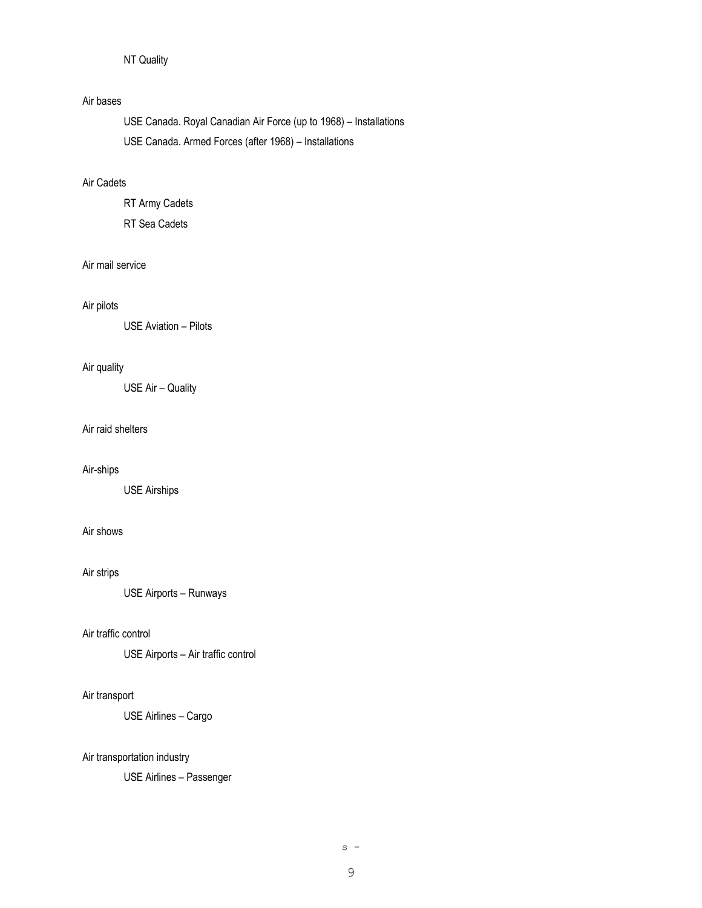NT Quality

Air bases

USE Canada. Royal Canadian Air Force (up to 1968) – Installations

USE Canada. Armed Forces (after 1968) – Installations

Air Cadets

RT Army Cadets

RT Sea Cadets

Air mail service

Air pilots

USE Aviation – Pilots

Air quality

USE Air – Quality

Air raid shelters

Air-ships

USE Airships

Air shows

Air strips

USE Airports – Runways

Air traffic control

USE Airports – Air traffic control

Air transport

USE Airlines – Cargo

Air transportation industry

USE Airlines – Passenger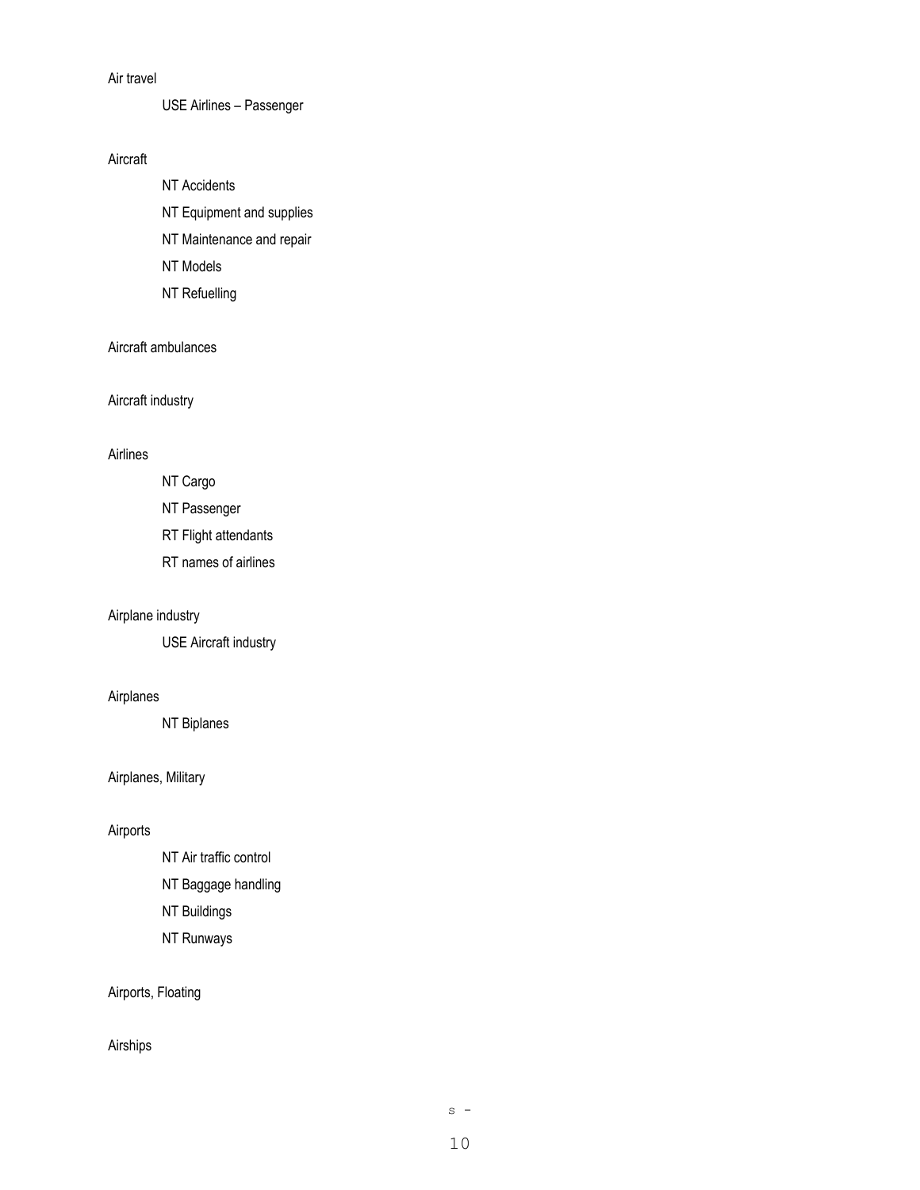Air travel

USE Airlines – Passenger

Aircraft

NT Accidents

NT Equipment and supplies

NT Maintenance and repair

NT Models

NT Refuelling

Aircraft ambulances

Aircraft industry

Airlines

NT Cargo

NT Passenger

RT Flight attendants

RT names of airlines

Airplane industry

USE Aircraft industry

Airplanes

NT Biplanes

Airplanes, Military

Airports

NT Air traffic control

NT Baggage handling

NT Buildings

NT Runways

Airports, Floating

Airships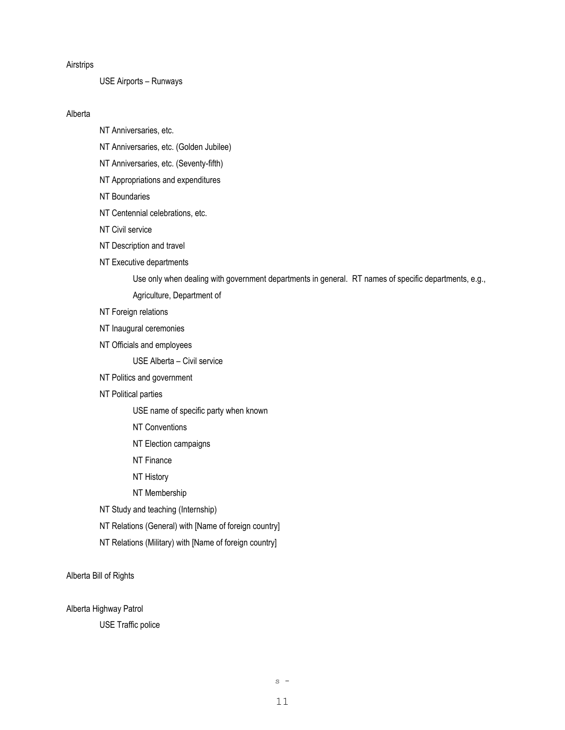Airstrips

USE Airports – Runways

Alberta

NT Anniversaries, etc.

NT Anniversaries, etc. (Golden Jubilee)

NT Anniversaries, etc. (Seventy-fifth)

NT Appropriations and expenditures

NT Boundaries

NT Centennial celebrations, etc.

NT Civil service

NT Description and travel

NT Executive departments

Use only when dealing with government departments in general. RT names of specific departments, e.g., Agriculture, Department of

NT Foreign relations

NT Inaugural ceremonies

NT Officials and employees

USE Alberta – Civil service

NT Politics and government

NT Political parties

USE name of specific party when known

NT Conventions

NT Election campaigns

NT Finance

NT History

NT Membership

NT Study and teaching (Internship)

NT Relations (General) with [Name of foreign country]

NT Relations (Military) with [Name of foreign country]

Alberta Bill of Rights

Alberta Highway Patrol

USE Traffic police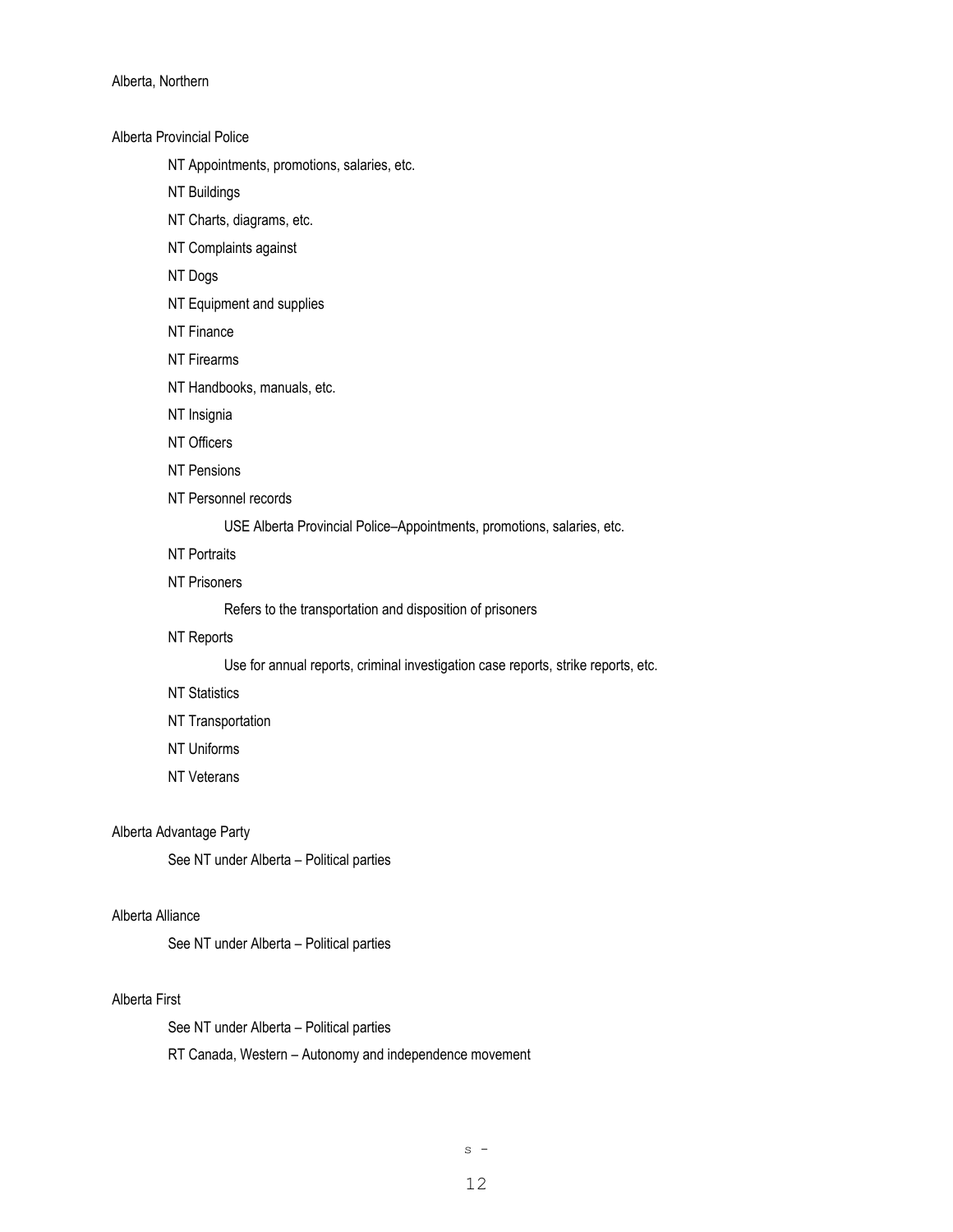Alberta, Northern

Alberta Provincial Police

NT Appointments, promotions, salaries, etc.

NT Buildings

NT Charts, diagrams, etc.

NT Complaints against

NT Dogs

NT Equipment and supplies

NT Finance

NT Firearms

NT Handbooks, manuals, etc.

NT Insignia

NT Officers

NT Pensions

NT Personnel records

USE Alberta Provincial Police–Appointments, promotions, salaries, etc.

NT Portraits

NT Prisoners

Refers to the transportation and disposition of prisoners

NT Reports

Use for annual reports, criminal investigation case reports, strike reports, etc.

NT Statistics

NT Transportation

NT Uniforms

NT Veterans

Alberta Advantage Party

See NT under Alberta – Political parties

Alberta Alliance

See NT under Alberta – Political parties

Alberta First

See NT under Alberta – Political parties

RT Canada, Western – Autonomy and independence movement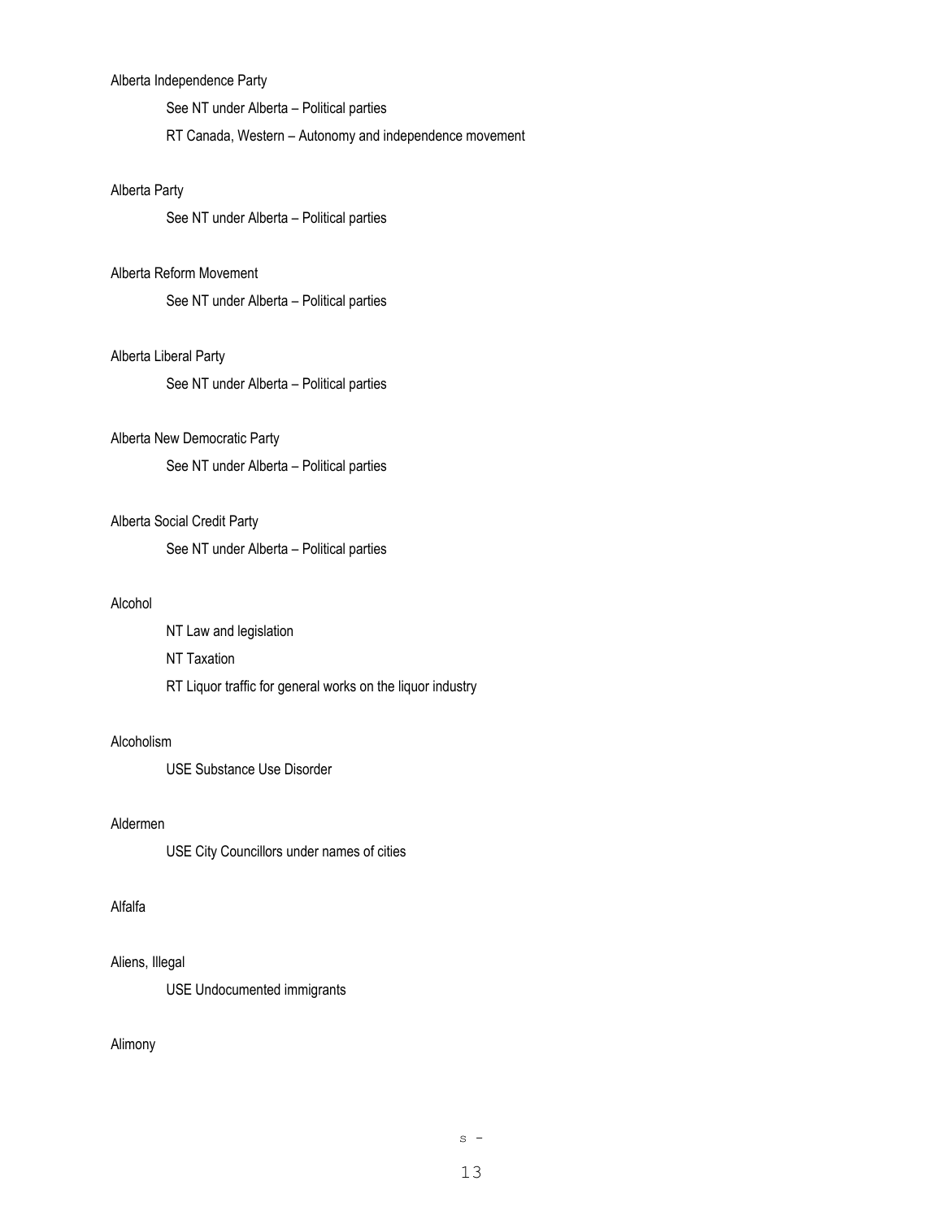Alberta Independence Party

    See NT under Alberta – Political parties

    RT Canada, Western – Autonomy and independence movement

Alberta Party

    See NT under Alberta – Political parties

Alberta Reform Movement

    See NT under Alberta – Political parties

Alberta Liberal Party

    See NT under Alberta – Political parties

Alberta New Democratic Party

    See NT under Alberta – Political parties

Alberta Social Credit Party

    See NT under Alberta – Political parties

Alcohol

    NT Law and legislation

    NT Taxation

    RT Liquor traffic for general works on the liquor industry

Alcoholism

    USE Substance Use Disorder

Aldermen

    USE City Councillors under names of cities

Alfalfa

Aliens, Illegal

    USE Undocumented immigrants

Alimony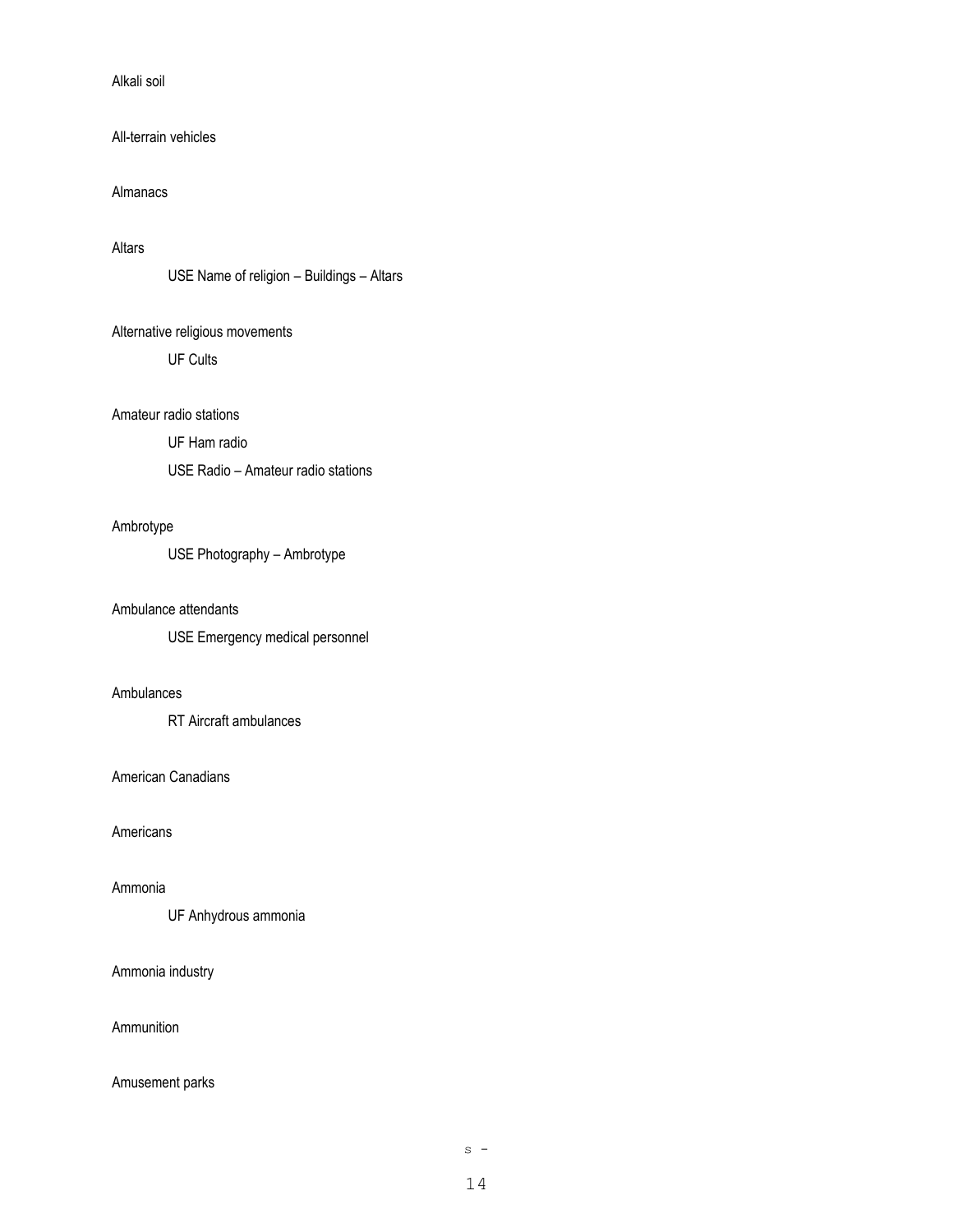Alkali soil

All-terrain vehicles

Almanacs

Altars

    USE Name of religion – Buildings – Altars

Alternative religious movements

    UF Cults

Amateur radio stations

    UF Ham radio

    USE Radio – Amateur radio stations

Ambrotype

    USE Photography – Ambrotype

Ambulance attendants

    USE Emergency medical personnel

Ambulances

    RT Aircraft ambulances

American Canadians

Americans

Ammonia

    UF Anhydrous ammonia

Ammonia industry

Ammunition

Amusement parks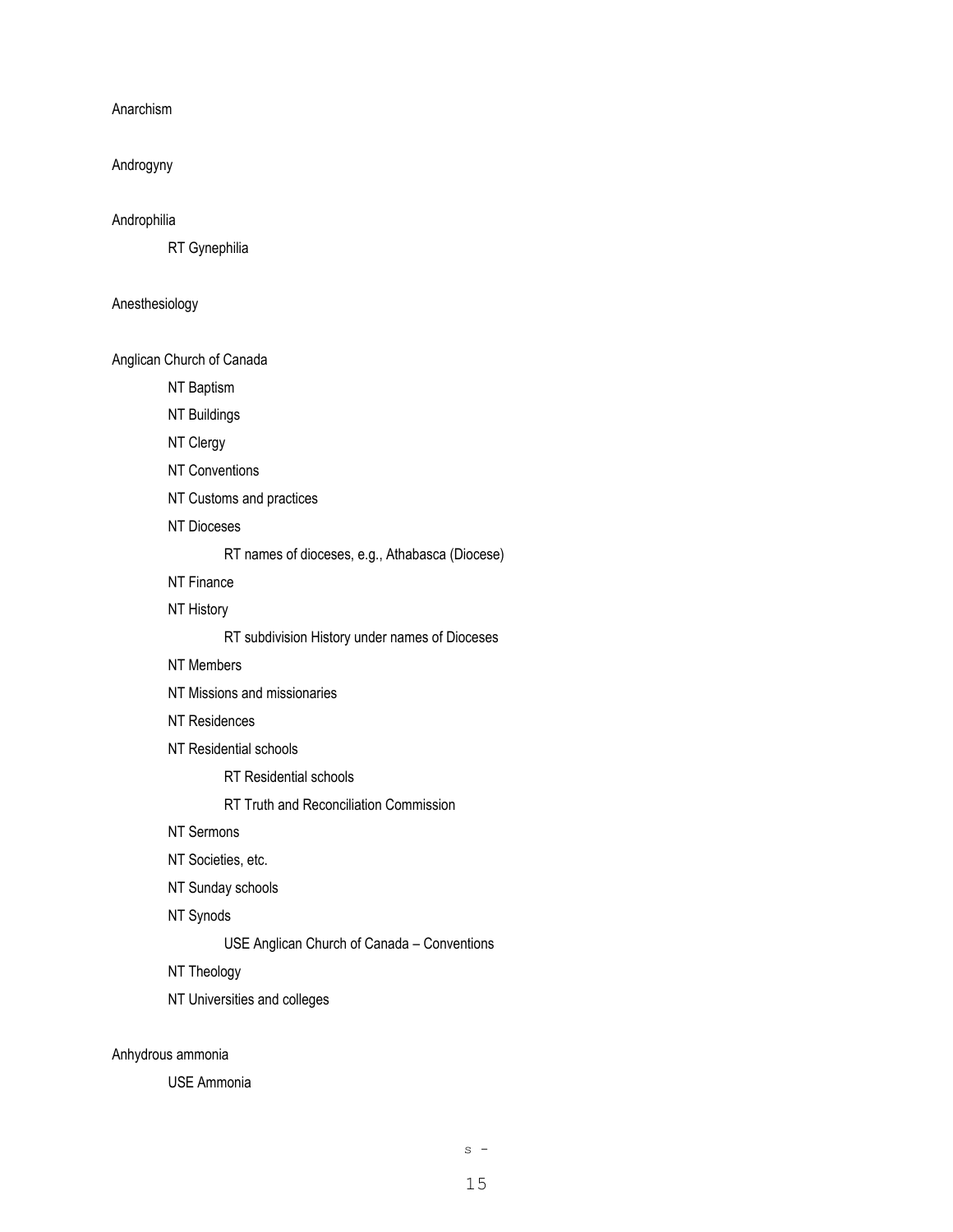Anarchism

Androgyny

Androphilia

- RT Gynephilia

Anesthesiology

Anglican Church of Canada

- NT Baptism
- NT Buildings
- NT Clergy
- NT Conventions
- NT Customs and practices
- NT Dioceses
  - RT names of dioceses, e.g., Athabasca (Diocese)
- NT Finance
- NT History
  - RT subdivision History under names of Dioceses
- NT Members
- NT Missions and missionaries
- NT Residences
- NT Residential schools
  - RT Residential schools
  - RT Truth and Reconciliation Commission
- NT Sermons
- NT Societies, etc.
- NT Sunday schools
- NT Synods
  - USE Anglican Church of Canada – Conventions
- NT Theology
- NT Universities and colleges

Anhydrous ammonia

- USE Ammonia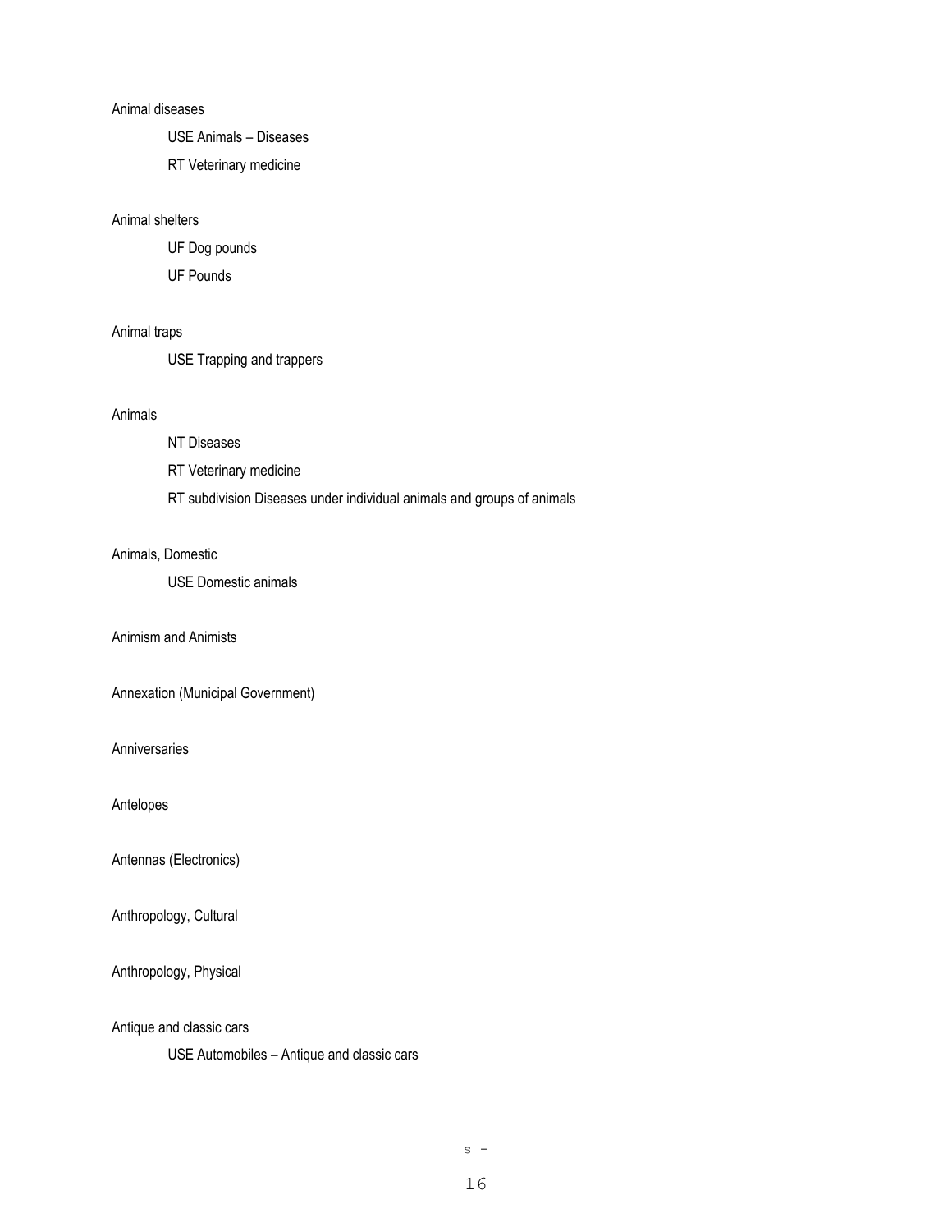Animal diseases

  USE Animals – Diseases

  RT Veterinary medicine

Animal shelters

  UF Dog pounds

  UF Pounds

Animal traps

  USE Trapping and trappers

Animals

  NT Diseases

  RT Veterinary medicine

  RT subdivision Diseases under individual animals and groups of animals

Animals, Domestic

  USE Domestic animals

Animism and Animists

Annexation (Municipal Government)

Anniversaries

Antelopes

Antennas (Electronics)

Anthropology, Cultural

Anthropology, Physical

Antique and classic cars

  USE Automobiles – Antique and classic cars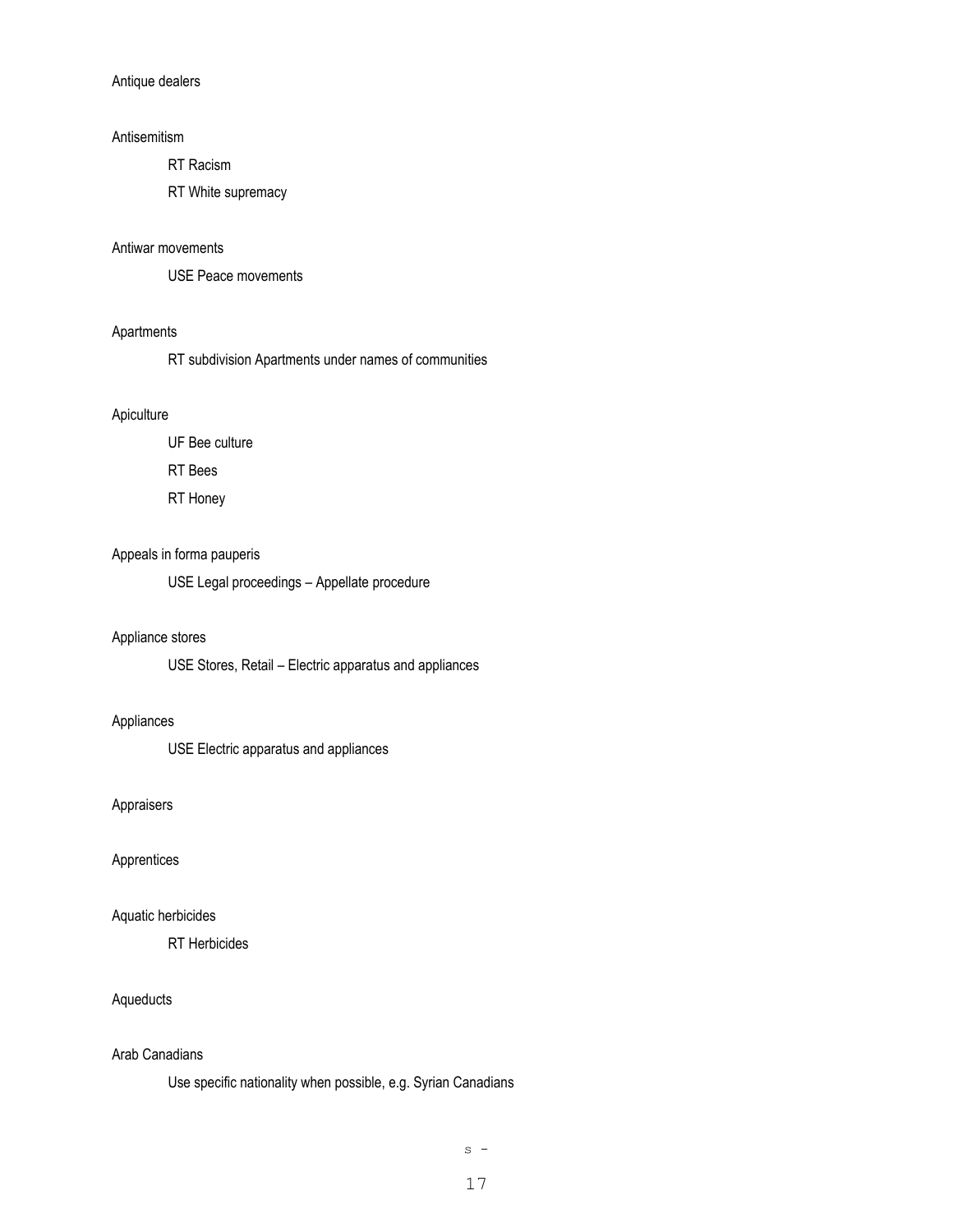Antique dealers

Antisemitism

RT Racism

RT White supremacy

Antiwar movements

USE Peace movements

Apartments

RT subdivision Apartments under names of communities

Apiculture

UF Bee culture

RT Bees

RT Honey

Appeals in forma pauperis

USE Legal proceedings – Appellate procedure

Appliance stores

USE Stores, Retail – Electric apparatus and appliances

Appliances

USE Electric apparatus and appliances

Appraisers

Apprentices

Aquatic herbicides

RT Herbicides

Aqueducts

Arab Canadians

Use specific nationality when possible, e.g. Syrian Canadians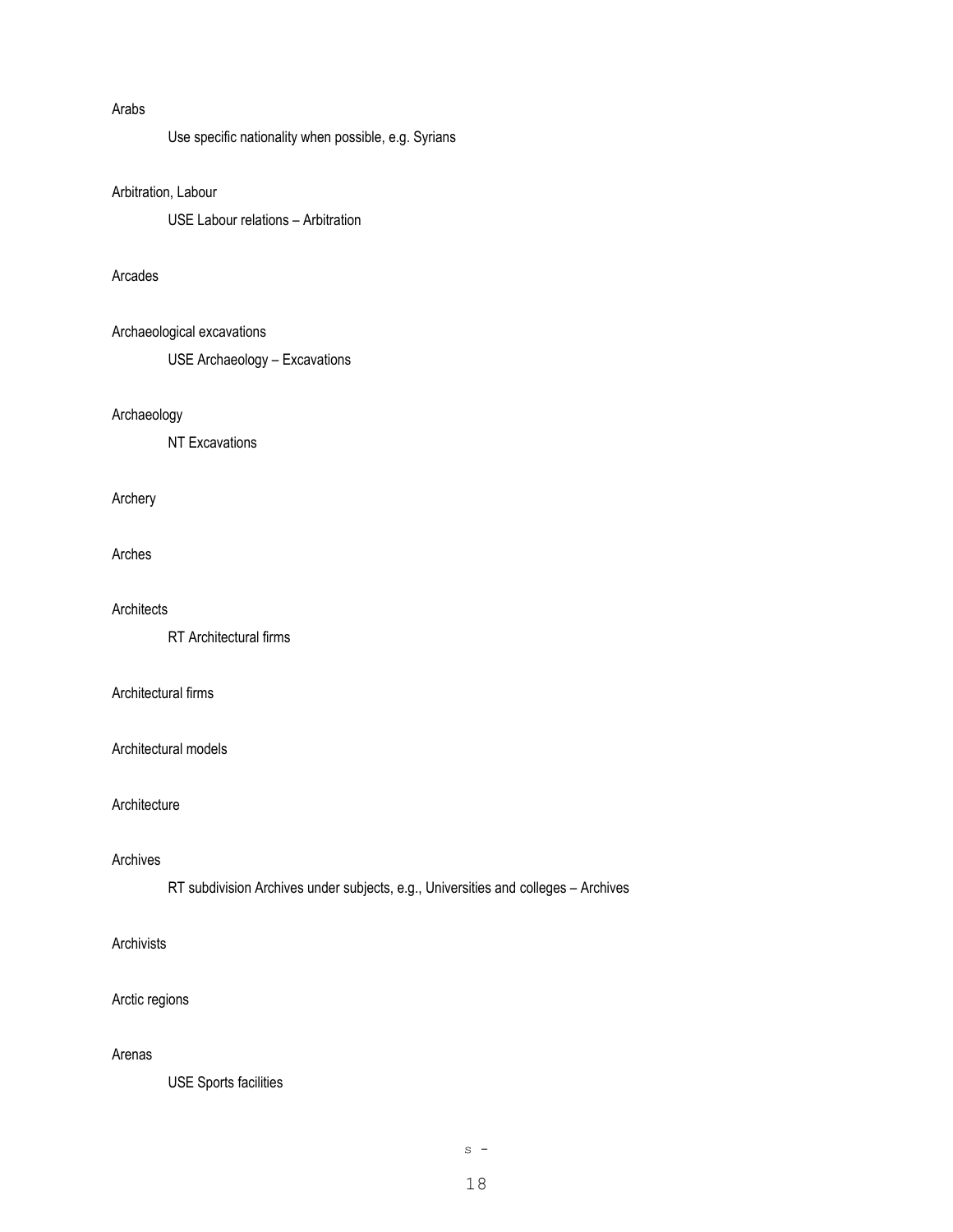Arabs

    Use specific nationality when possible, e.g. Syrians

Arbitration, Labour

    USE Labour relations – Arbitration

Arcades

Archaeological excavations

    USE Archaeology – Excavations

Archaeology

    NT Excavations

Archery

Arches

Architects

    RT Architectural firms

Architectural firms

Architectural models

Architecture

Archives

    RT subdivision Archives under subjects, e.g., Universities and colleges – Archives

Archivists

Arctic regions

Arenas

    USE Sports facilities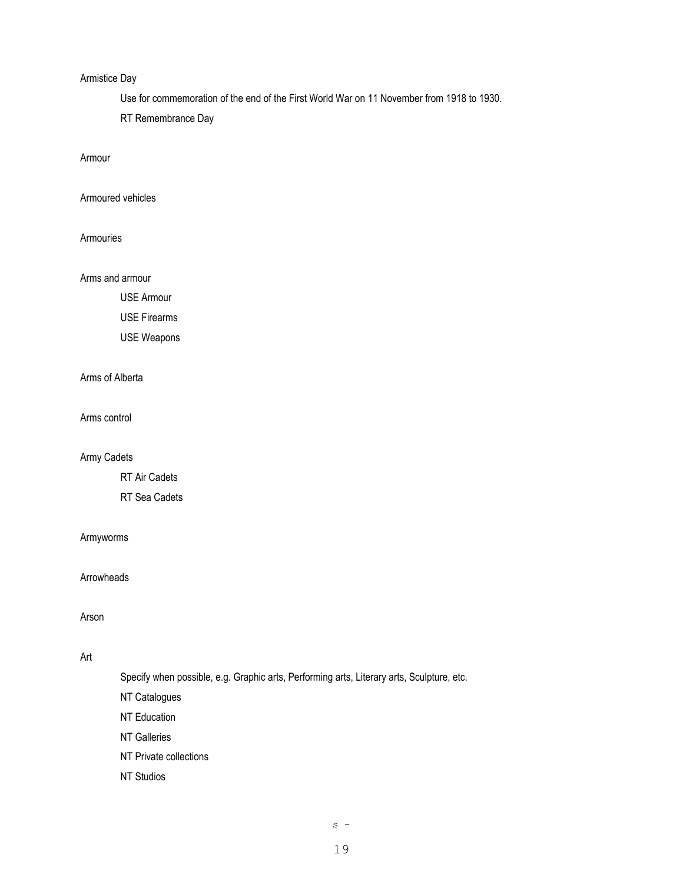Armistice Day

Use for commemoration of the end of the First World War on 11 November from 1918 to 1930.

RT Remembrance Day

Armour

Armoured vehicles

Armouries

Arms and armour

USE Armour

USE Firearms

USE Weapons

Arms of Alberta

Arms control

Army Cadets

RT Air Cadets

RT Sea Cadets

Armyworms

Arrowheads

Arson

Art

Specify when possible, e.g. Graphic arts, Performing arts, Literary arts, Sculpture, etc.

NT Catalogues

NT Education

NT Galleries

NT Private collections

NT Studios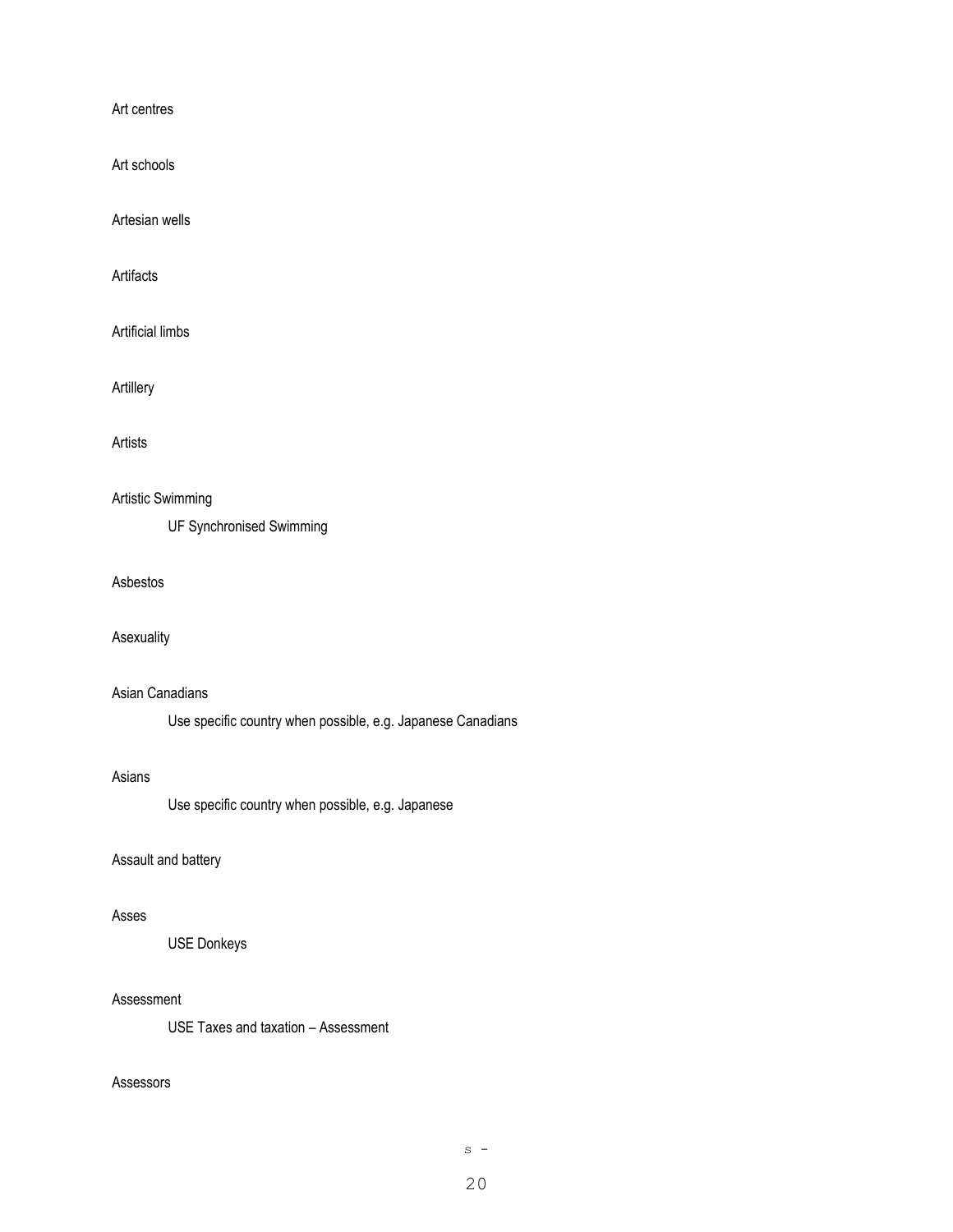Art centres

Art schools

Artesian wells

Artifacts

Artificial limbs

Artillery

Artists

Artistic Swimming

  UF Synchronised Swimming

Asbestos

Asexuality

Asian Canadians

  Use specific country when possible, e.g. Japanese Canadians

Asians

  Use specific country when possible, e.g. Japanese

Assault and battery

Asses

  USE Donkeys

Assessment

  USE Taxes and taxation – Assessment

Assessors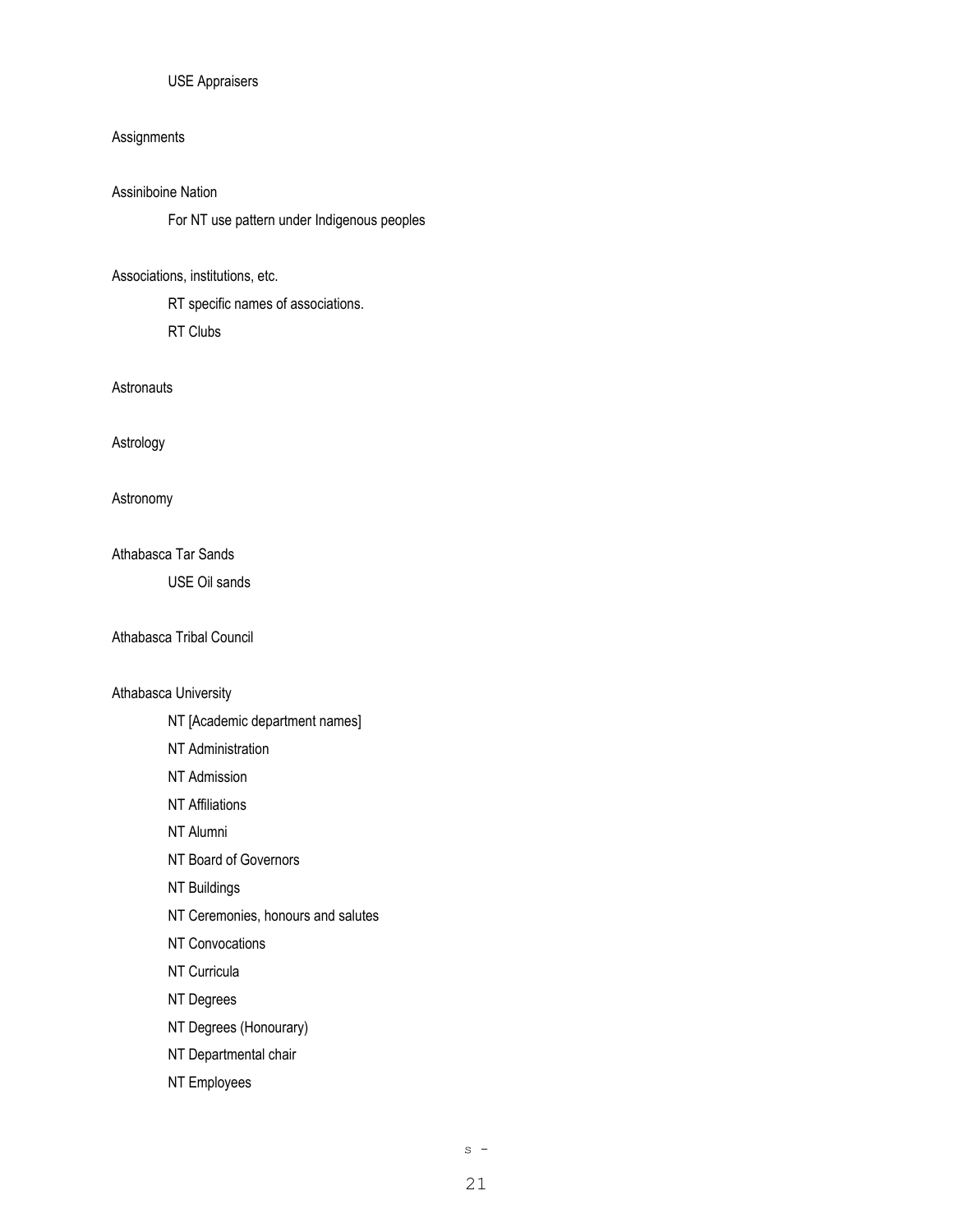USE Appraisers

Assignments

Assiniboine Nation

For NT use pattern under Indigenous peoples

Associations, institutions, etc.

RT specific names of associations.

RT Clubs

Astronauts

Astrology

Astronomy

Athabasca Tar Sands

USE Oil sands

Athabasca Tribal Council

Athabasca University

NT [Academic department names]

NT Administration

NT Admission

NT Affiliations

NT Alumni

NT Board of Governors

NT Buildings

NT Ceremonies, honours and salutes

NT Convocations

NT Curricula

NT Degrees

NT Degrees (Honourary)

NT Departmental chair

NT Employees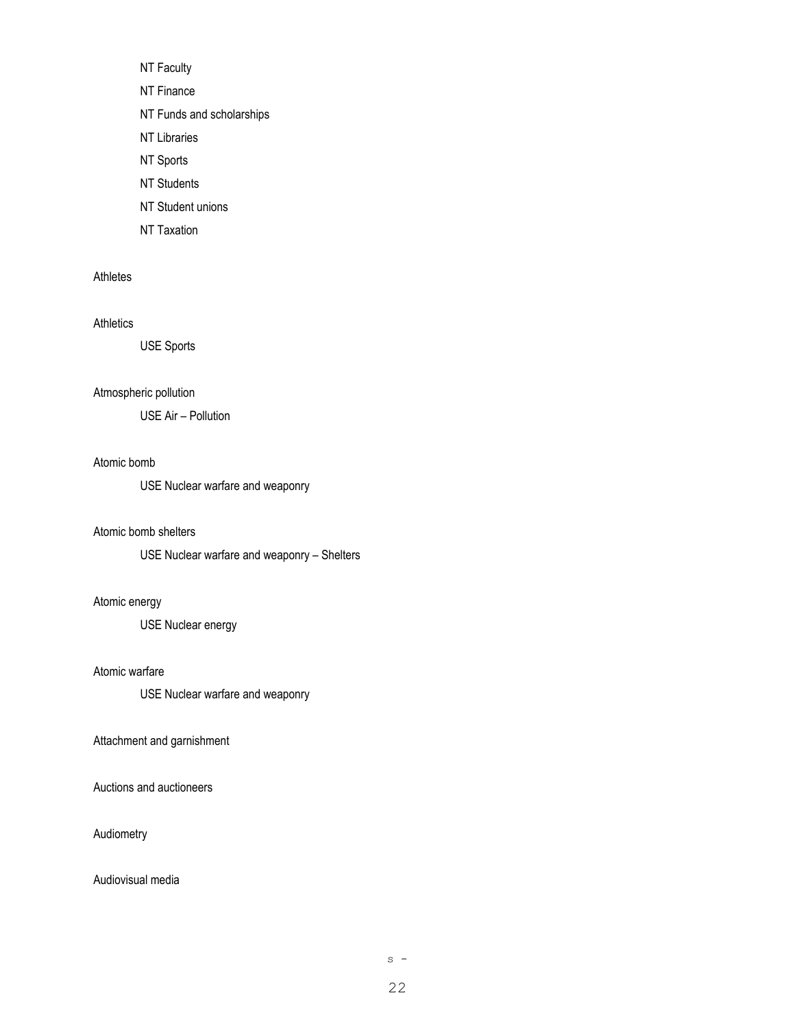NT Faculty

NT Finance

NT Funds and scholarships

NT Libraries

NT Sports

NT Students

NT Student unions

NT Taxation

Athletes

Athletics

USE Sports

Atmospheric pollution

USE Air – Pollution

Atomic bomb

USE Nuclear warfare and weaponry

Atomic bomb shelters

USE Nuclear warfare and weaponry – Shelters

Atomic energy

USE Nuclear energy

Atomic warfare

USE Nuclear warfare and weaponry

Attachment and garnishment

Auctions and auctioneers

Audiometry

Audiovisual media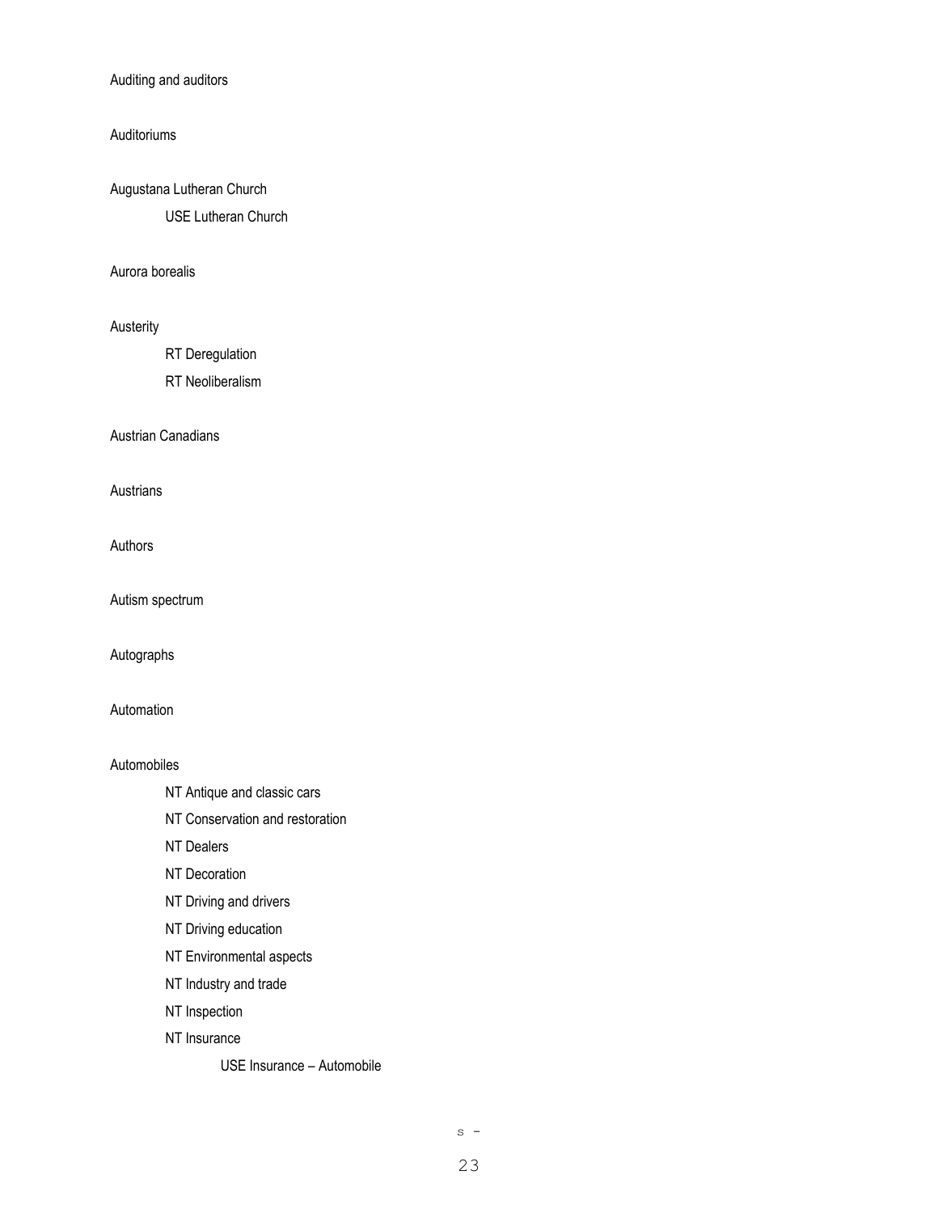Auditing and auditors

Auditoriums

Augustana Lutheran Church

    USE Lutheran Church

Aurora borealis

Austerity

    RT Deregulation

    RT Neoliberalism

Austrian Canadians

Austrians

Authors

Autism spectrum

Autographs

Automation

Automobiles

    NT Antique and classic cars

    NT Conservation and restoration

    NT Dealers

    NT Decoration

    NT Driving and drivers

    NT Driving education

    NT Environmental aspects

    NT Industry and trade

    NT Inspection

    NT Insurance

        USE Insurance – Automobile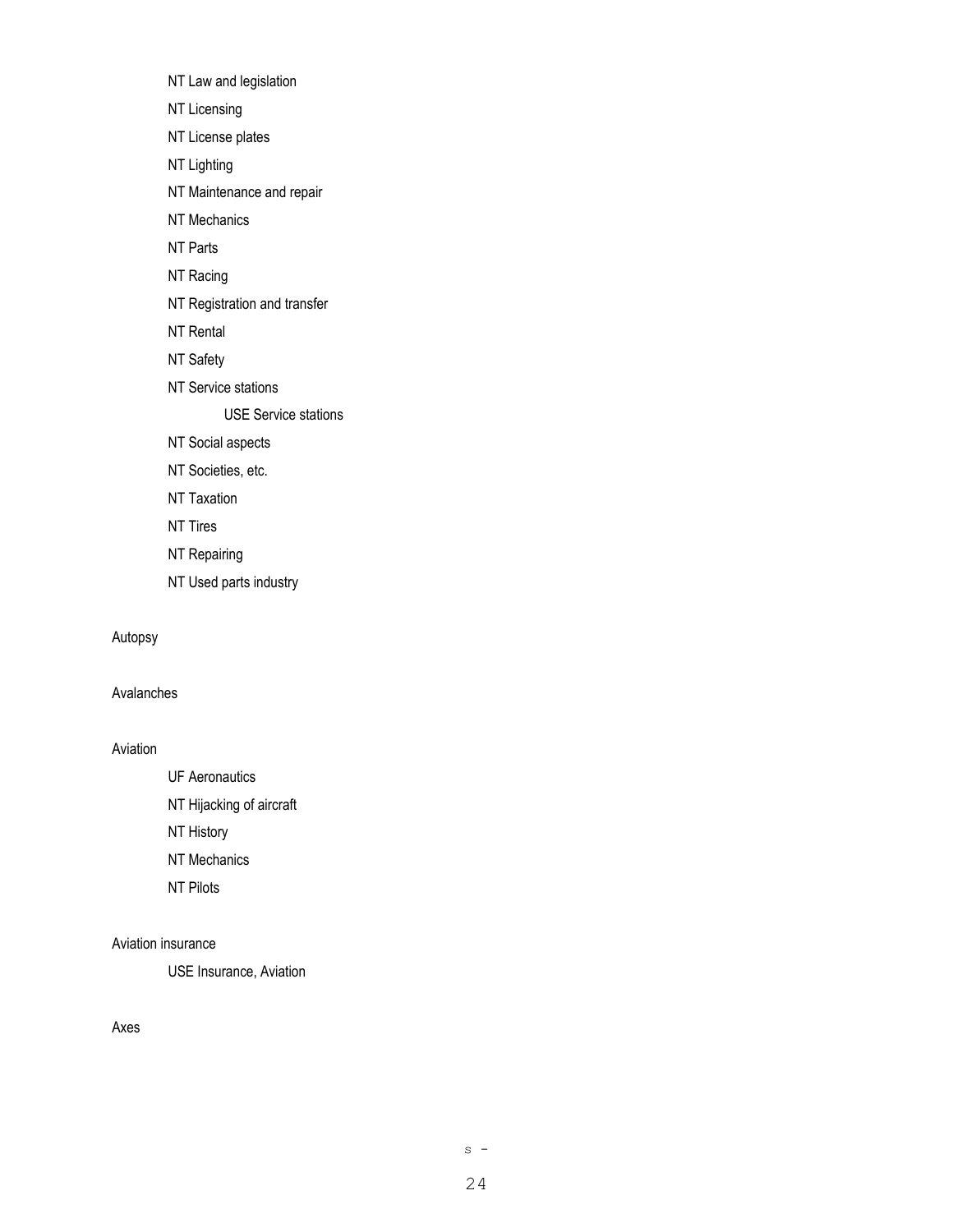NT Law and legislation

NT Licensing

NT License plates

NT Lighting

NT Maintenance and repair

NT Mechanics

NT Parts

NT Racing

NT Registration and transfer

NT Rental

NT Safety

NT Service stations

USE Service stations

NT Social aspects

NT Societies, etc.

NT Taxation

NT Tires

NT Repairing

NT Used parts industry

Autopsy

Avalanches

Aviation

UF Aeronautics

NT Hijacking of aircraft

NT History

NT Mechanics

NT Pilots

Aviation insurance

USE Insurance, Aviation

Axes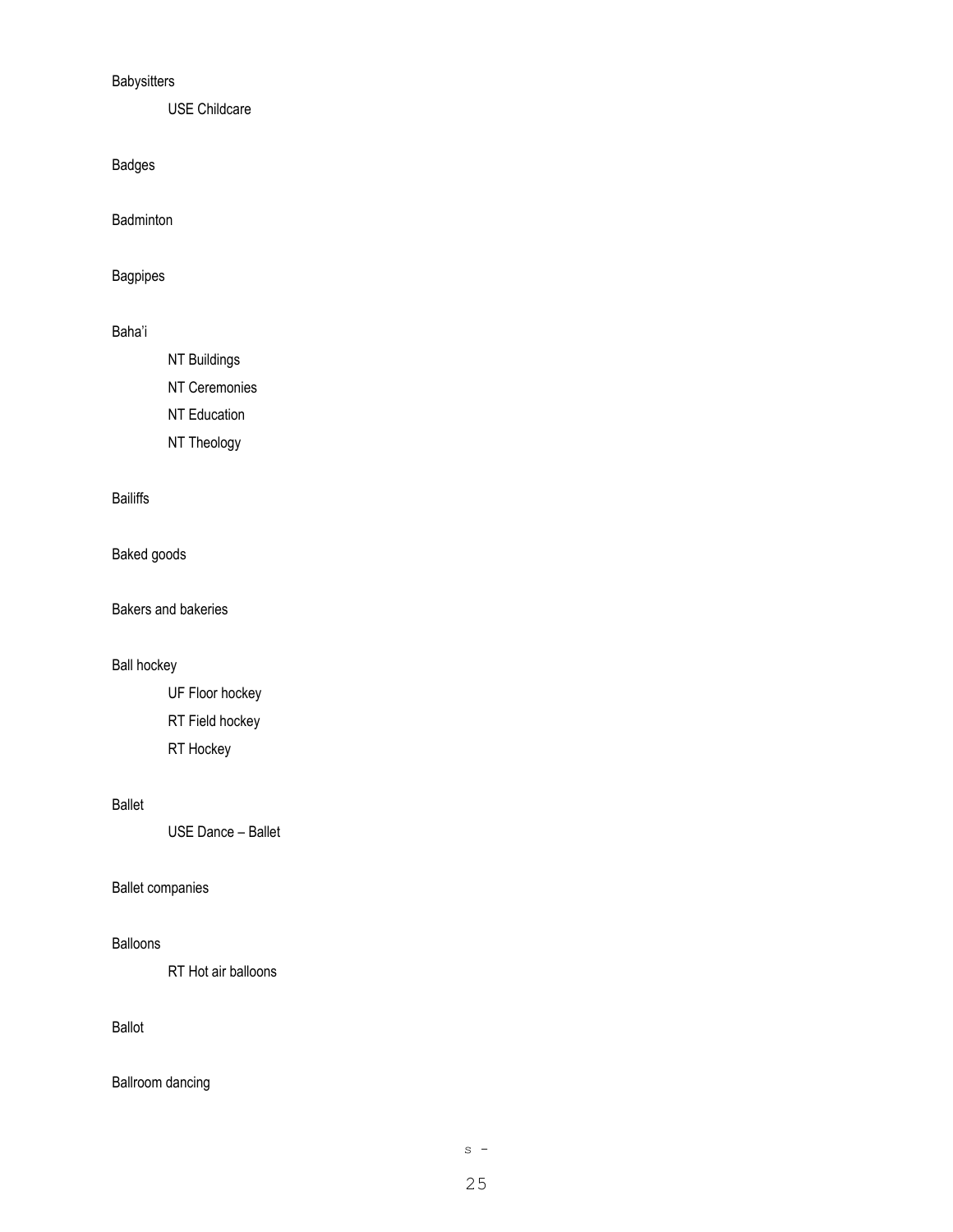Babysitters

USE Childcare

Badges

Badminton

Bagpipes

Baha'i

NT Buildings

NT Ceremonies

NT Education

NT Theology

Bailiffs

Baked goods

Bakers and bakeries

Ball hockey

UF Floor hockey

RT Field hockey

RT Hockey

Ballet

USE Dance – Ballet

Ballet companies

Balloons

RT Hot air balloons

Ballot

Ballroom dancing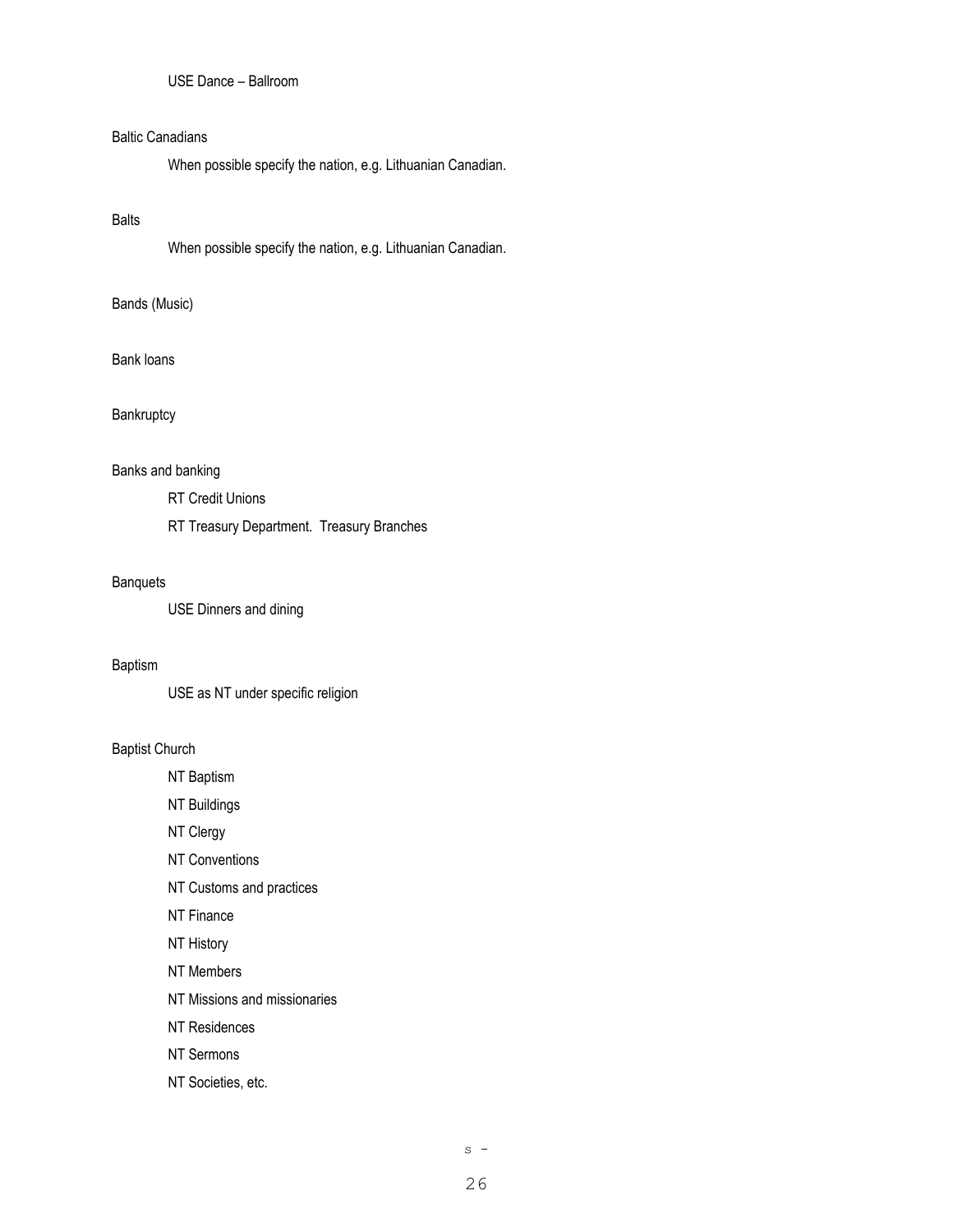USE Dance – Ballroom

Baltic Canadians

When possible specify the nation, e.g. Lithuanian Canadian.

Balts

When possible specify the nation, e.g. Lithuanian Canadian.

Bands (Music)

Bank loans

Bankruptcy

Banks and banking

RT Credit Unions

RT Treasury Department.  Treasury Branches

Banquets

USE Dinners and dining

Baptism

USE as NT under specific religion

Baptist Church

NT Baptism

NT Buildings

NT Clergy

NT Conventions

NT Customs and practices

NT Finance

NT History

NT Members

NT Missions and missionaries

NT Residences

NT Sermons

NT Societies, etc.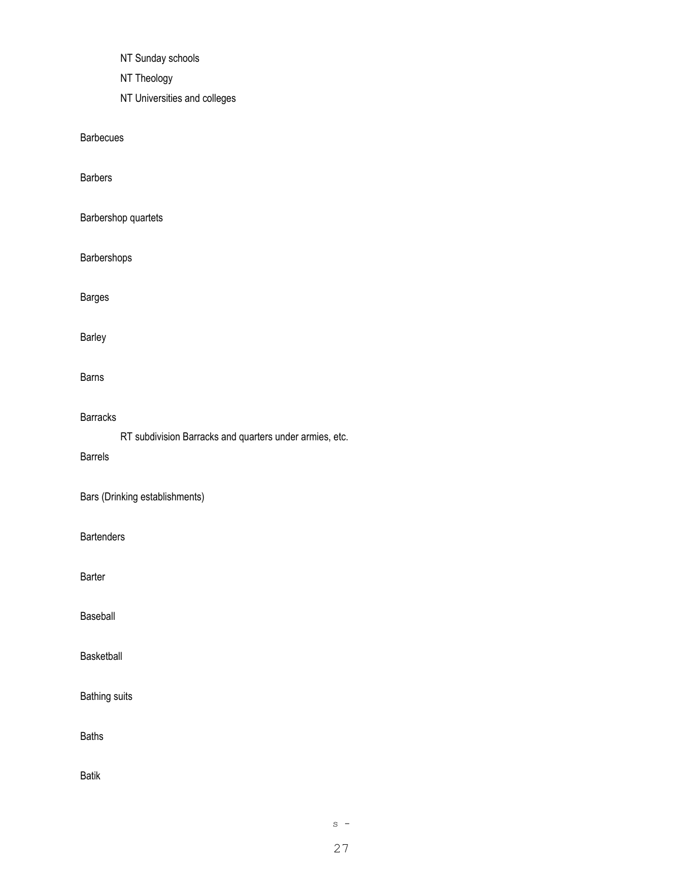NT Sunday schools

NT Theology

NT Universities and colleges

Barbecues

Barbers

Barbershop quartets

Barbershops

Barges

Barley

Barns

Barracks

RT subdivision Barracks and quarters under armies, etc.

Barrels

Bars (Drinking establishments)

Bartenders

Barter

Baseball

Basketball

Bathing suits

Baths

Batik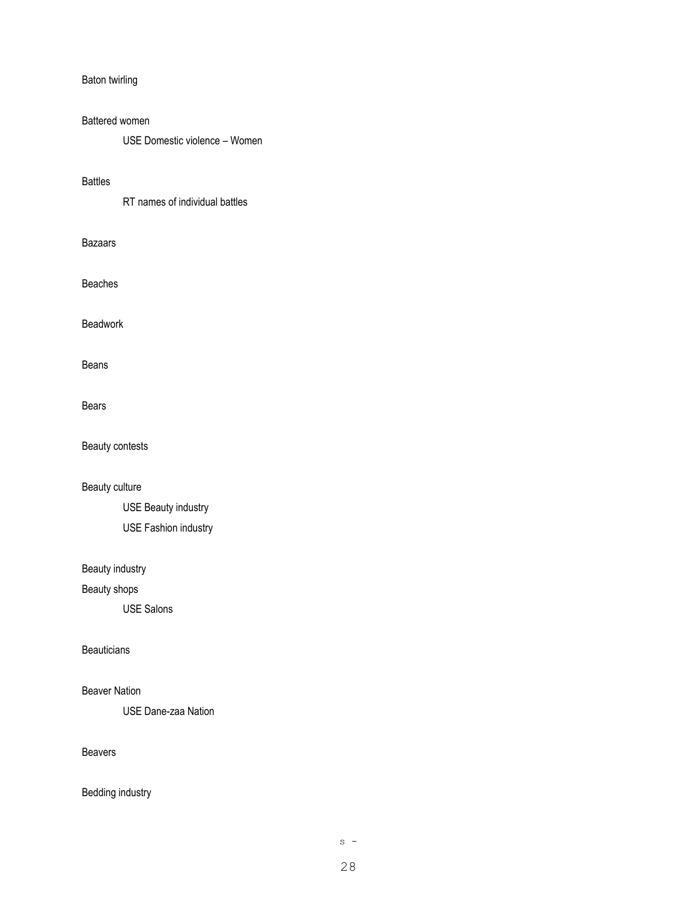Baton twirling

Battered women

USE Domestic violence – Women

Battles

RT names of individual battles

Bazaars

Beaches

Beadwork

Beans

Bears

Beauty contests

Beauty culture

USE Beauty industry

USE Fashion industry

Beauty industry

Beauty shops

USE Salons

Beauticians

Beaver Nation

USE Dane-zaa Nation

Beavers

Bedding industry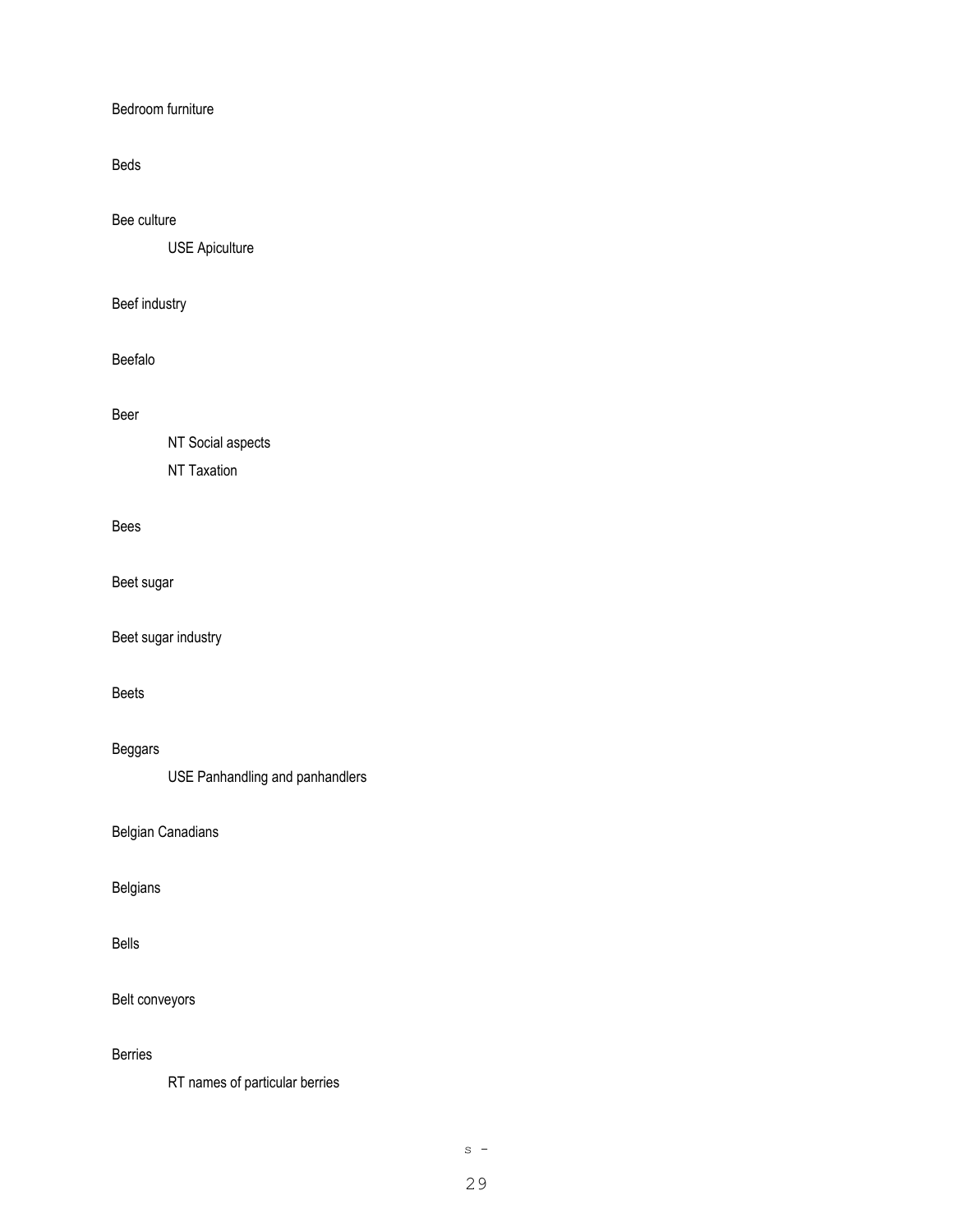Bedroom furniture

Beds

Bee culture

    USE Apiculture

Beef industry

Beefalo

Beer

    NT Social aspects

    NT Taxation

Bees

Beet sugar

Beet sugar industry

Beets

Beggars

    USE Panhandling and panhandlers

Belgian Canadians

Belgians

Bells

Belt conveyors

Berries

    RT names of particular berries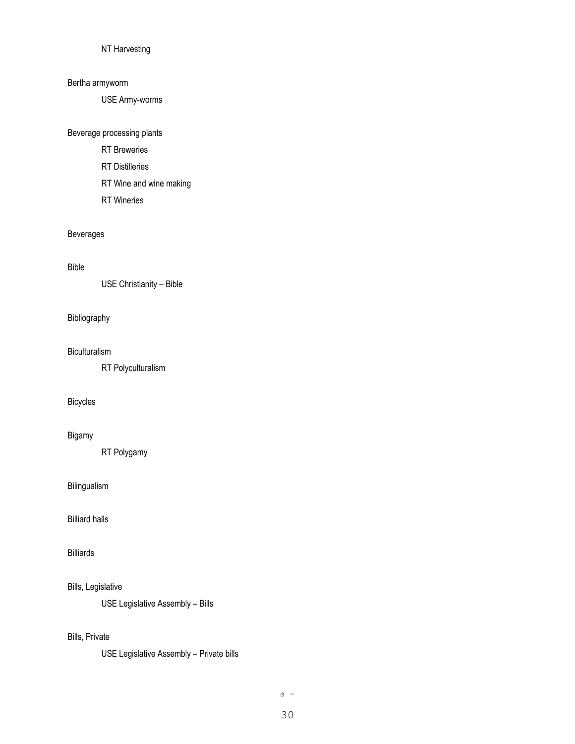NT Harvesting

Bertha armyworm

USE Army-worms

Beverage processing plants

RT Breweries

RT Distilleries

RT Wine and wine making

RT Wineries

Beverages

Bible

USE Christianity – Bible

Bibliography

Biculturalism

RT Polyculturalism

Bicycles

Bigamy

RT Polygamy

Bilingualism

Billiard halls

Billiards

Bills, Legislative

USE Legislative Assembly – Bills

Bills, Private

USE Legislative Assembly – Private bills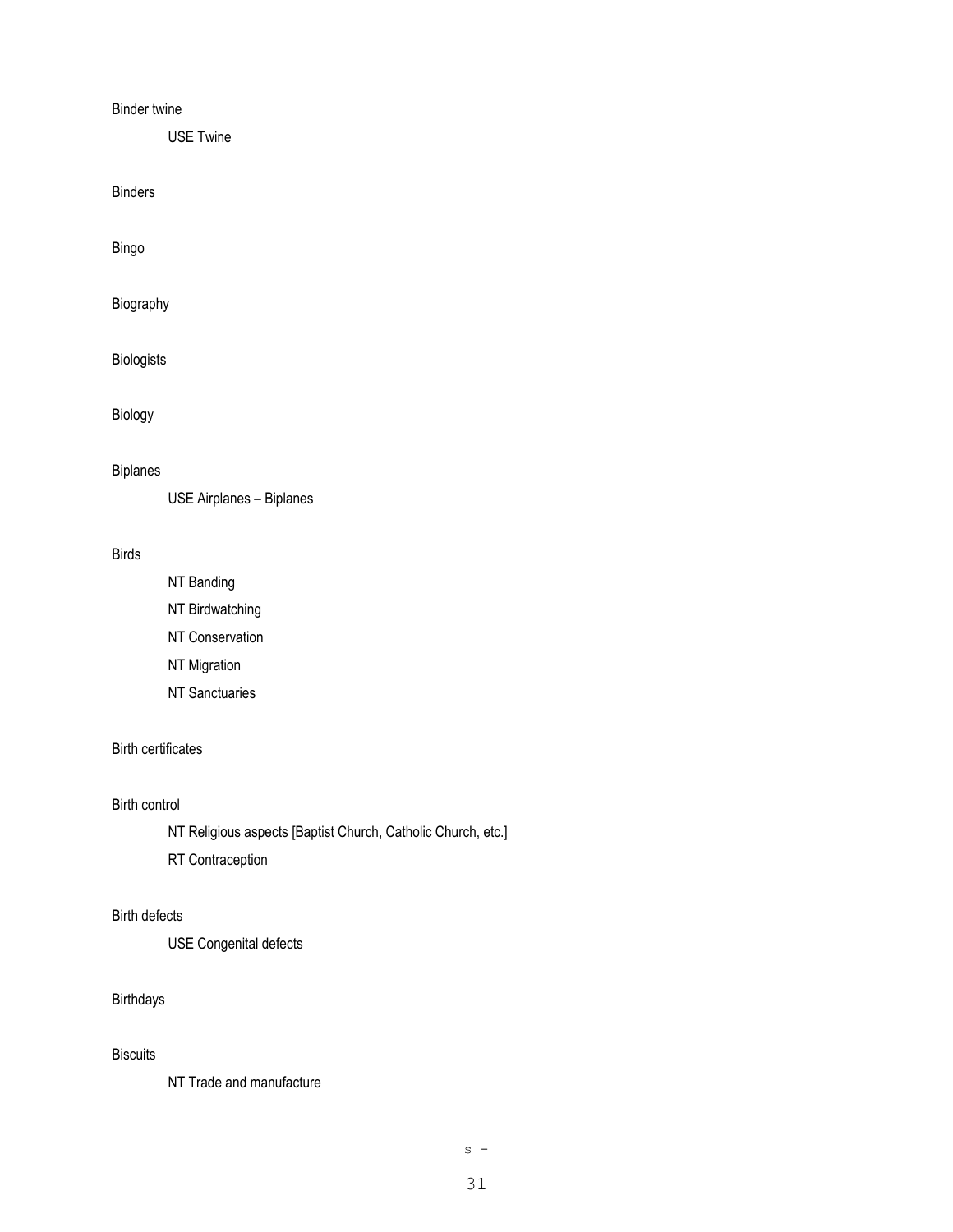Binder twine

  USE Twine

Binders

Bingo

Biography

Biologists

Biology

Biplanes

  USE Airplanes – Biplanes

Birds

  NT Banding

  NT Birdwatching

  NT Conservation

  NT Migration

  NT Sanctuaries

Birth certificates

Birth control

  NT Religious aspects [Baptist Church, Catholic Church, etc.]

  RT Contraception

Birth defects

  USE Congenital defects

Birthdays

Biscuits

  NT Trade and manufacture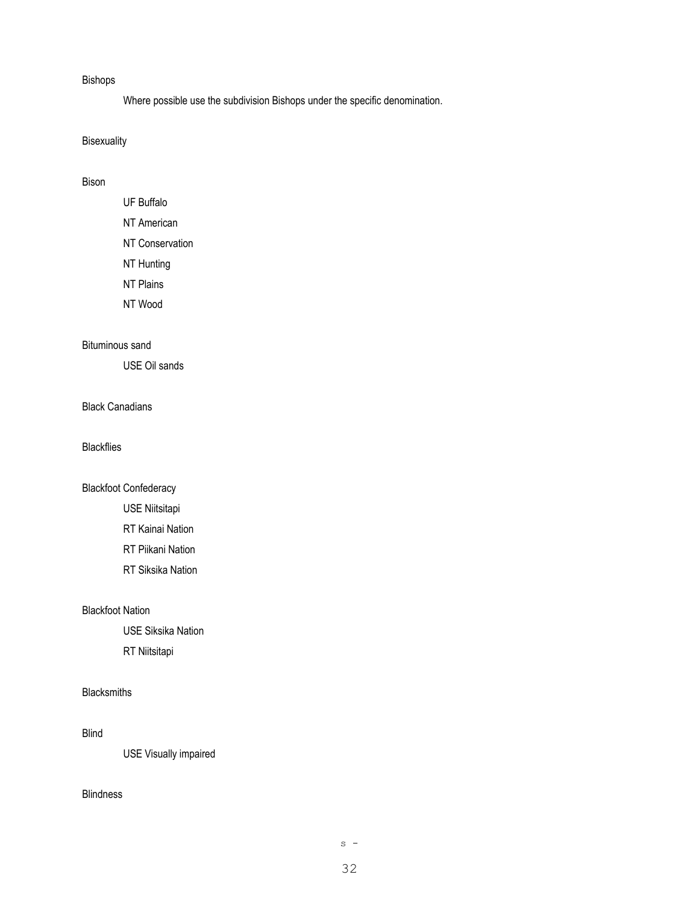Bishops

Where possible use the subdivision Bishops under the specific denomination.

Bisexuality

Bison

UF Buffalo

NT American

NT Conservation

NT Hunting

NT Plains

NT Wood

Bituminous sand

USE Oil sands

Black Canadians

Blackflies

Blackfoot Confederacy

USE Niitsitapi

RT Kainai Nation

RT Piikani Nation

RT Siksika Nation

Blackfoot Nation

USE Siksika Nation

RT Niitsitapi

Blacksmiths

Blind

USE Visually impaired

Blindness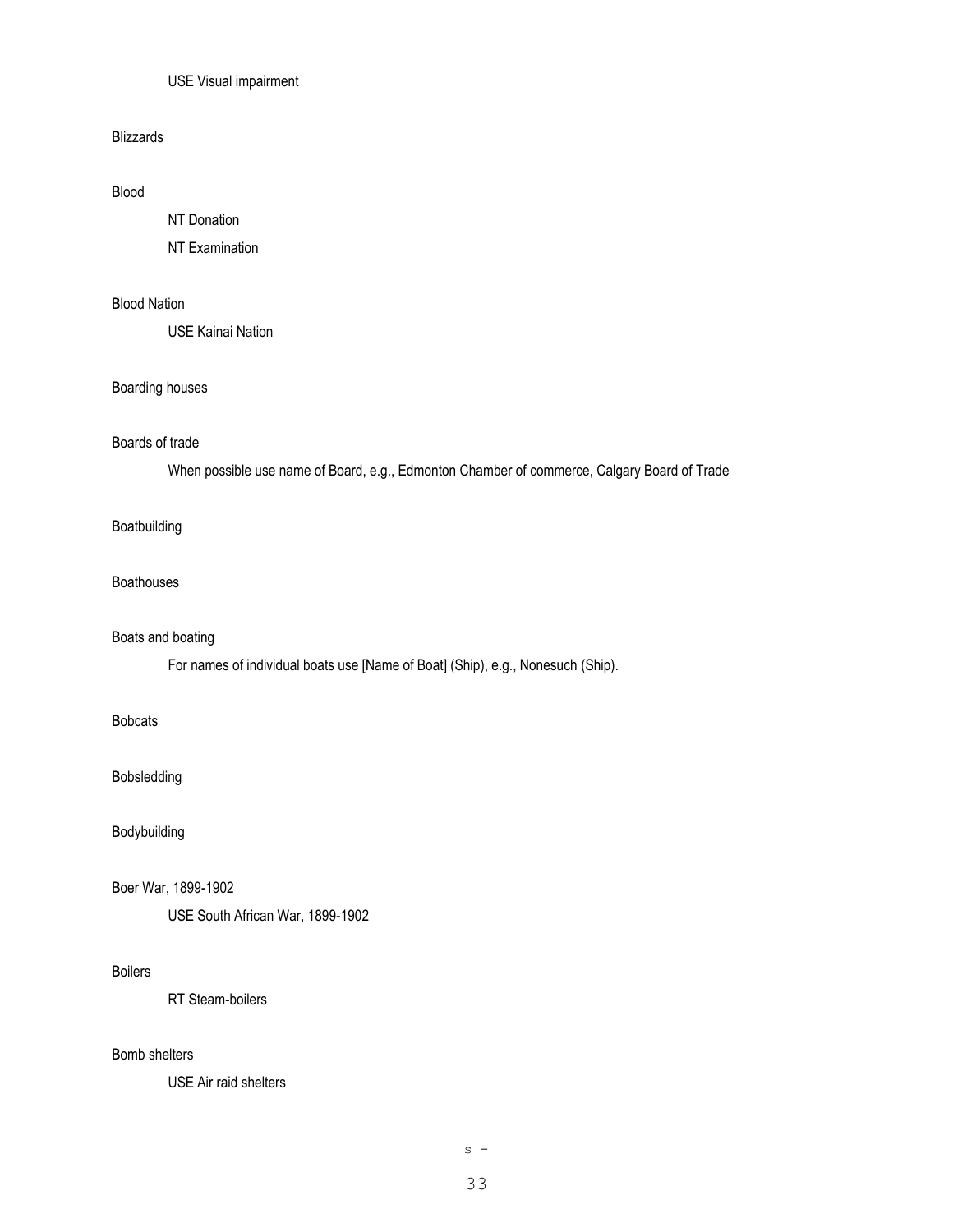USE Visual impairment

Blizzards

Blood

NT Donation

NT Examination

Blood Nation

USE Kainai Nation

Boarding houses

Boards of trade

When possible use name of Board, e.g., Edmonton Chamber of commerce, Calgary Board of Trade

Boatbuilding

Boathouses

Boats and boating

For names of individual boats use [Name of Boat] (Ship), e.g., Nonesuch (Ship).

Bobcats

Bobsledding

Bodybuilding

Boer War, 1899-1902

USE South African War, 1899-1902

Boilers

RT Steam-boilers

Bomb shelters

USE Air raid shelters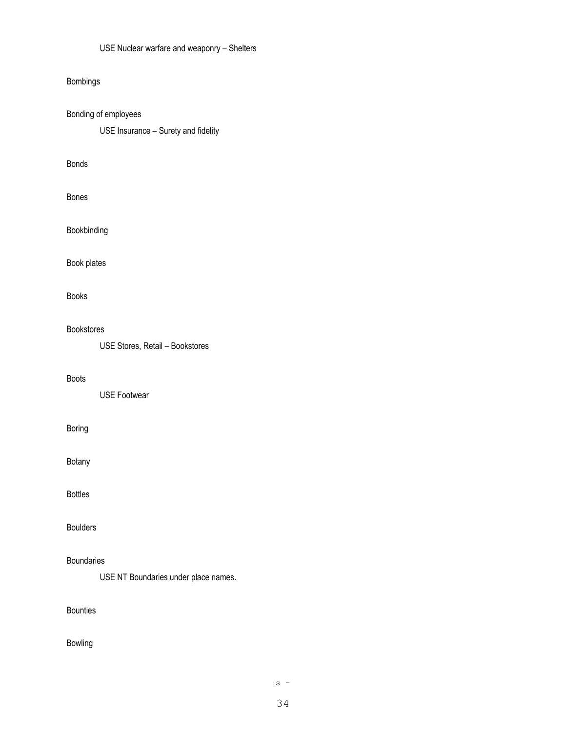USE Nuclear warfare and weaponry – Shelters

Bombings

Bonding of employees

USE Insurance – Surety and fidelity

Bonds

Bones

Bookbinding

Book plates

Books

Bookstores

USE Stores, Retail – Bookstores

Boots

USE Footwear

Boring

Botany

Bottles

Boulders

Boundaries

USE NT Boundaries under place names.

Bounties

Bowling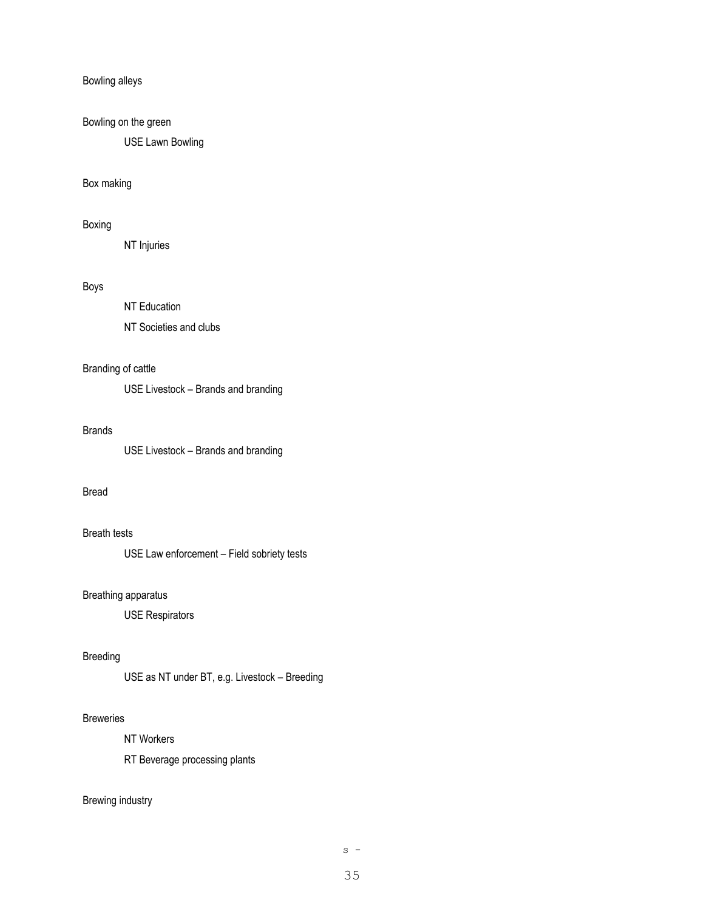Bowling alleys

Bowling on the green

    USE Lawn Bowling

Box making

Boxing

    NT Injuries

Boys

    NT Education

    NT Societies and clubs

Branding of cattle

    USE Livestock – Brands and branding

Brands

    USE Livestock – Brands and branding

Bread

Breath tests

    USE Law enforcement – Field sobriety tests

Breathing apparatus

    USE Respirators

Breeding

    USE as NT under BT, e.g. Livestock – Breeding

Breweries

    NT Workers

    RT Beverage processing plants

Brewing industry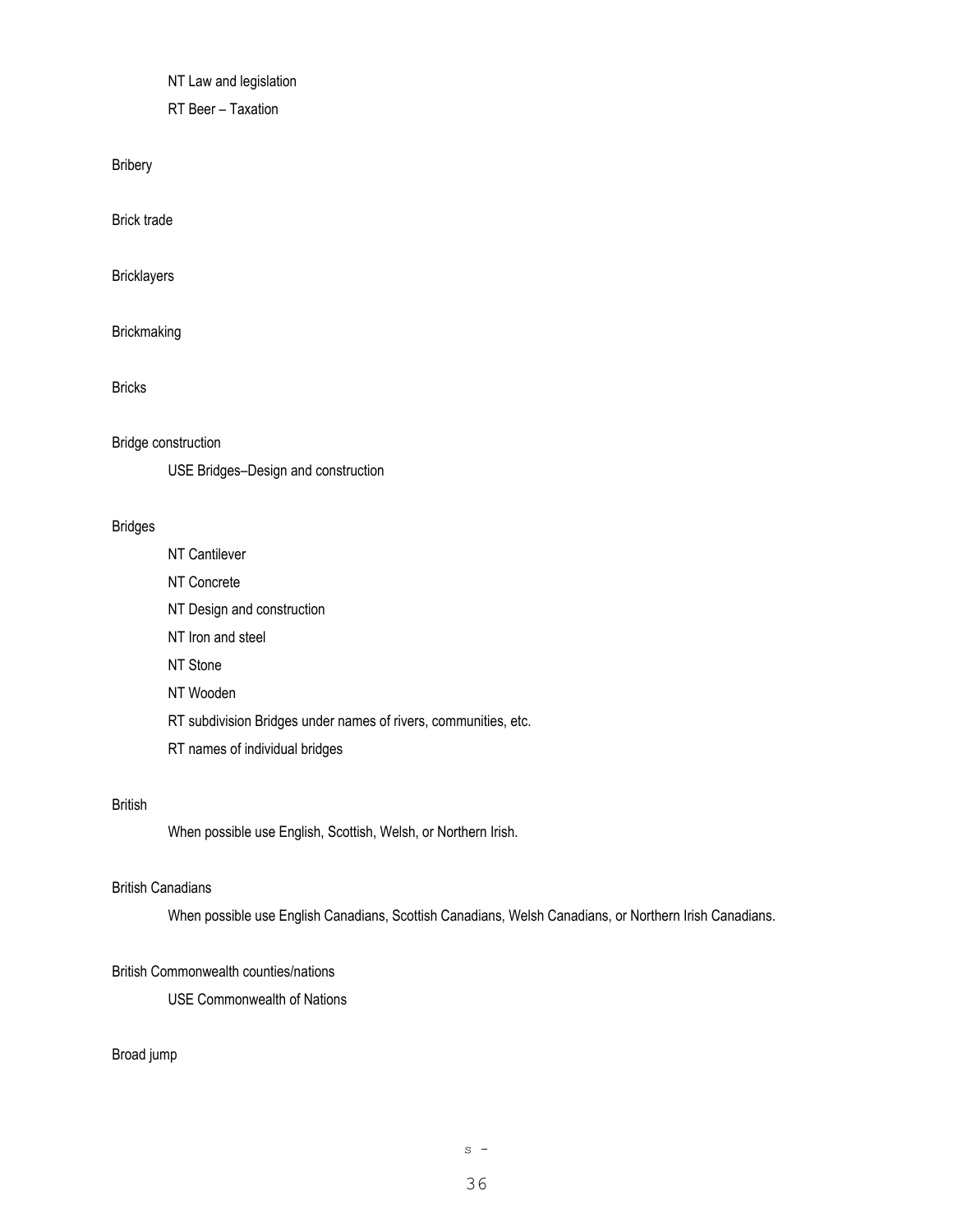NT Law and legislation

RT Beer – Taxation

Bribery

Brick trade

Bricklayers

Brickmaking

Bricks

Bridge construction

USE Bridges–Design and construction

Bridges

NT Cantilever

NT Concrete

NT Design and construction

NT Iron and steel

NT Stone

NT Wooden

RT subdivision Bridges under names of rivers, communities, etc.

RT names of individual bridges

British

When possible use English, Scottish, Welsh, or Northern Irish.

British Canadians

When possible use English Canadians, Scottish Canadians, Welsh Canadians, or Northern Irish Canadians.

British Commonwealth counties/nations

USE Commonwealth of Nations

Broad jump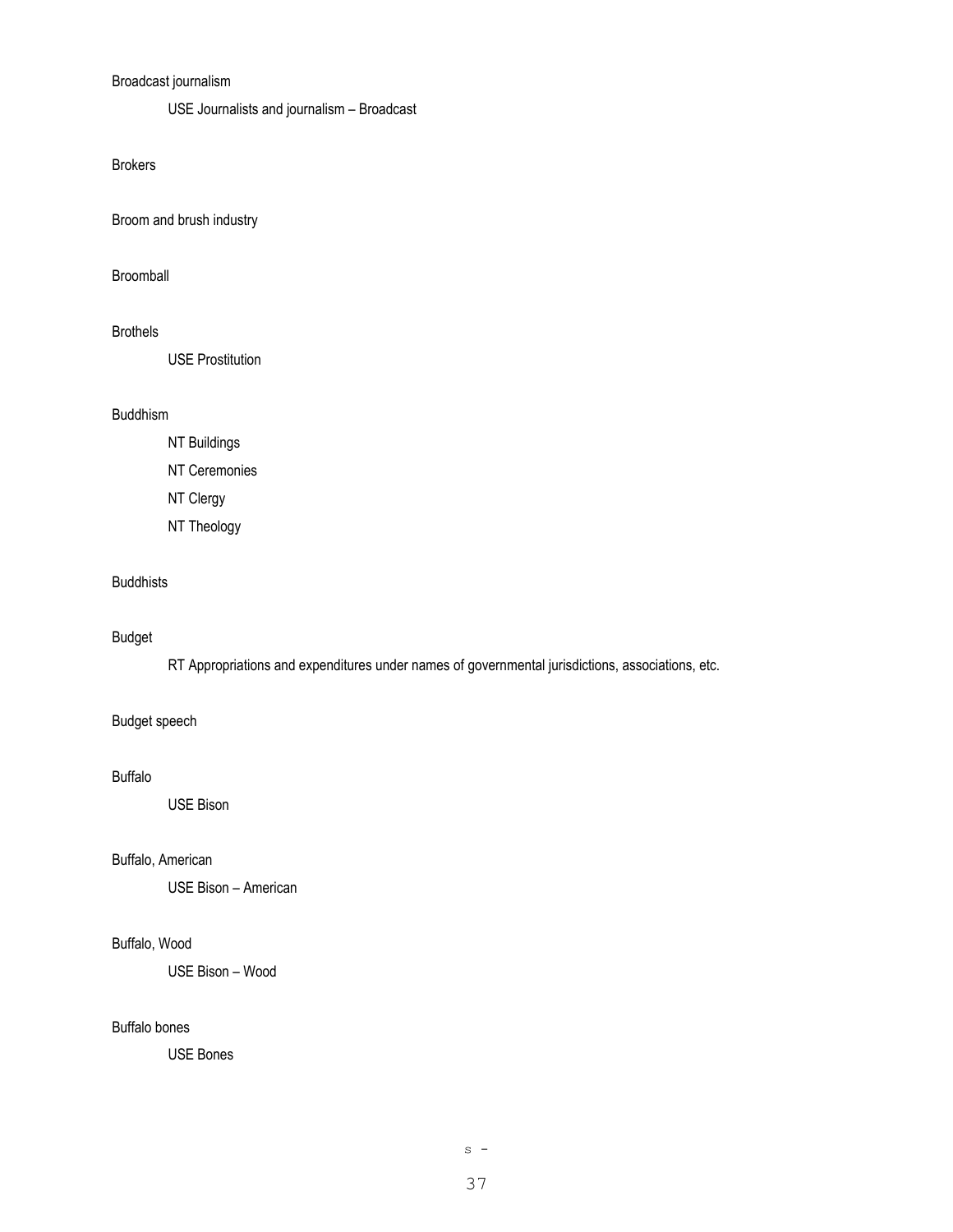Broadcast journalism

USE Journalists and journalism – Broadcast

Brokers

Broom and brush industry

Broomball

Brothels

USE Prostitution

Buddhism

NT Buildings

NT Ceremonies

NT Clergy

NT Theology

Buddhists

Budget

RT Appropriations and expenditures under names of governmental jurisdictions, associations, etc.

Budget speech

Buffalo

USE Bison

Buffalo, American

USE Bison – American

Buffalo, Wood

USE Bison – Wood

Buffalo bones

USE Bones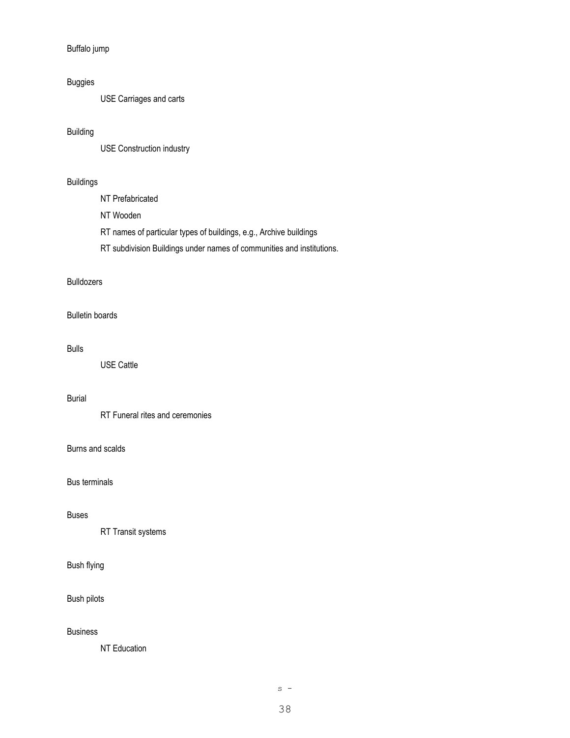Buffalo jump

Buggies

  USE Carriages and carts

Building

  USE Construction industry

Buildings

  NT Prefabricated

  NT Wooden

  RT names of particular types of buildings, e.g., Archive buildings

  RT subdivision Buildings under names of communities and institutions.

Bulldozers

Bulletin boards

Bulls

  USE Cattle

Burial

  RT Funeral rites and ceremonies

Burns and scalds

Bus terminals

Buses

  RT Transit systems

Bush flying

Bush pilots

Business

  NT Education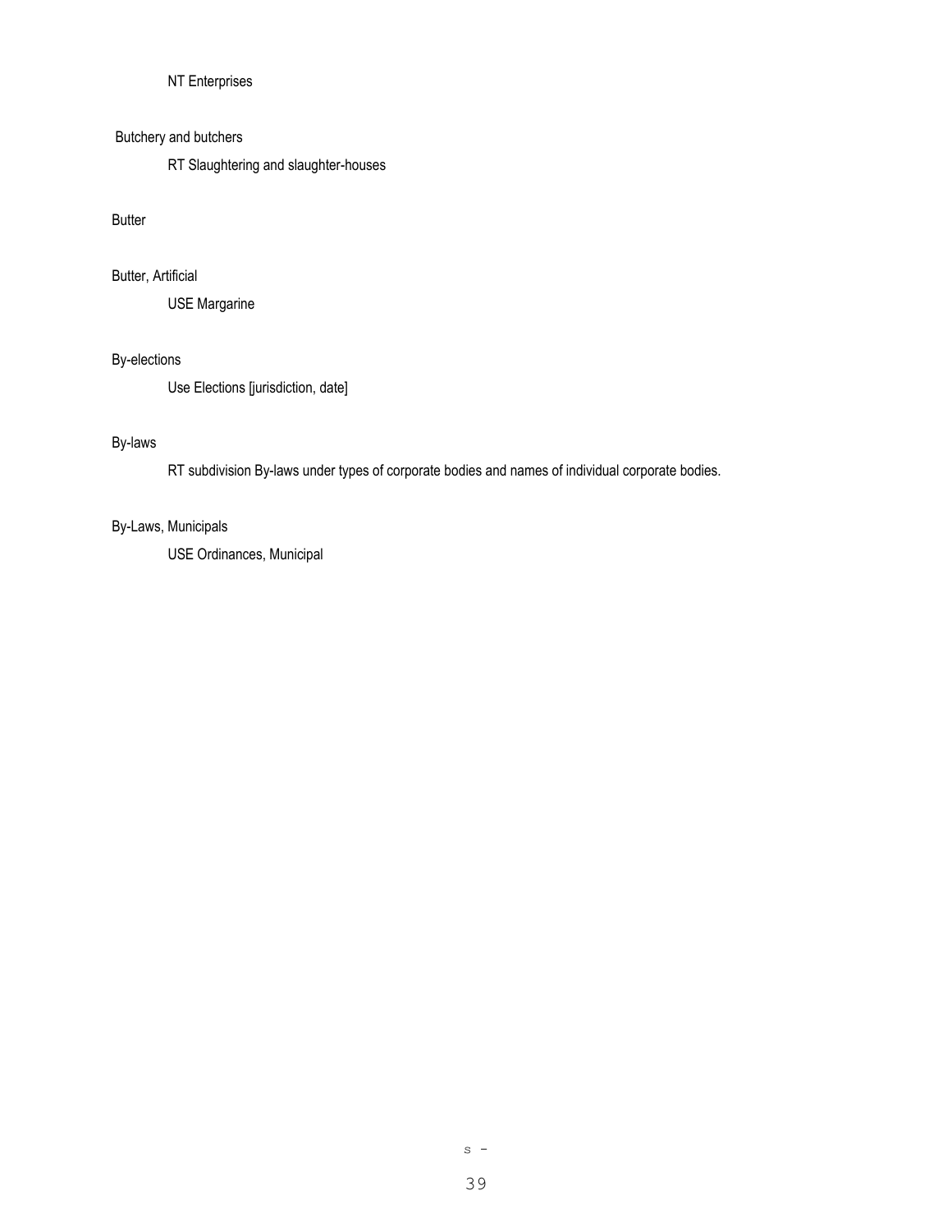NT Enterprises

Butchery and butchers

RT Slaughtering and slaughter-houses

Butter

Butter, Artificial

USE Margarine

By-elections

Use Elections [jurisdiction, date]

By-laws

RT subdivision By-laws under types of corporate bodies and names of individual corporate bodies.

By-Laws, Municipals

USE Ordinances, Municipal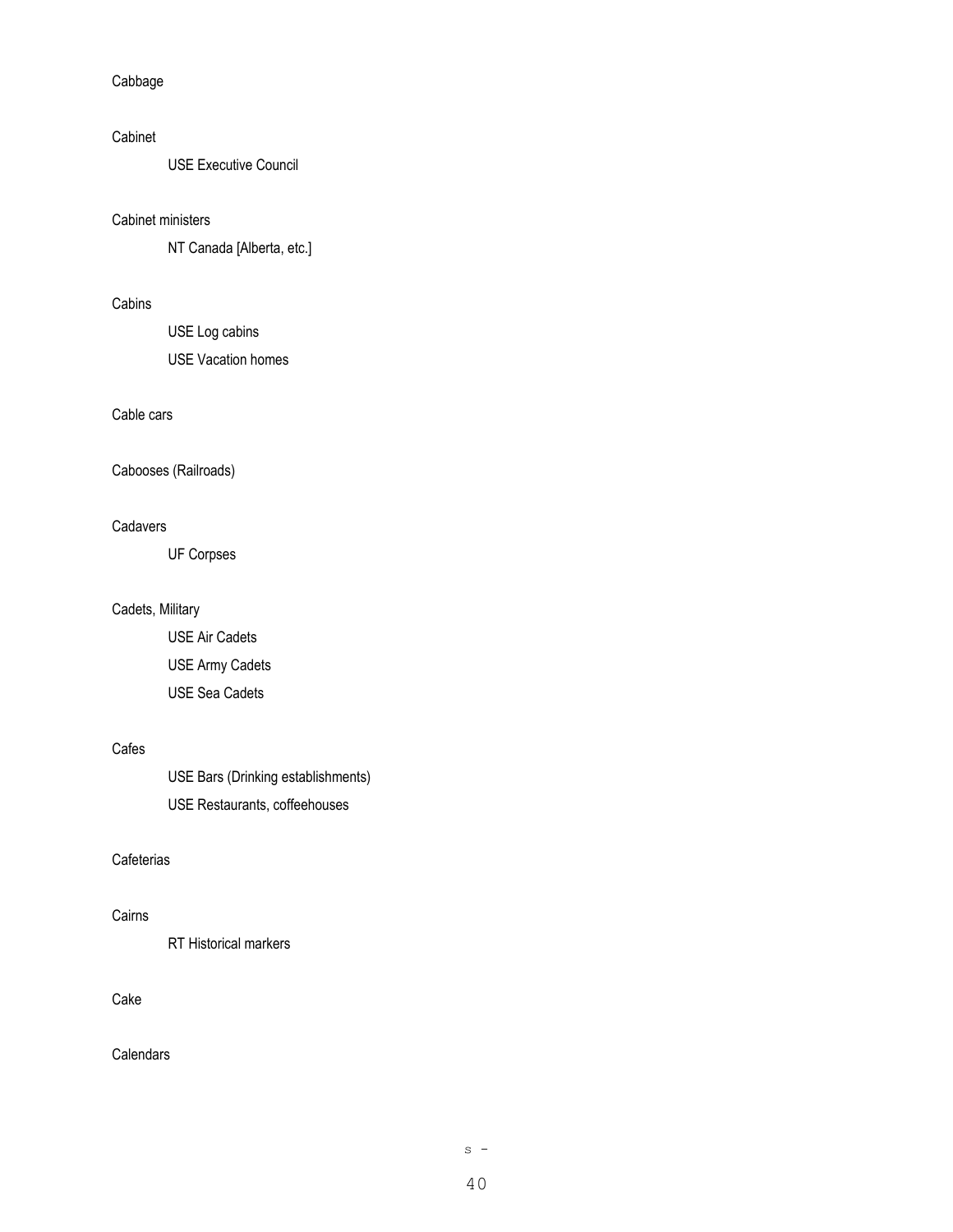Cabbage

Cabinet

USE Executive Council

Cabinet ministers

NT Canada [Alberta, etc.]

Cabins

USE Log cabins

USE Vacation homes

Cable cars

Cabooses (Railroads)

Cadavers

UF Corpses

Cadets, Military

USE Air Cadets

USE Army Cadets

USE Sea Cadets

Cafes

USE Bars (Drinking establishments)

USE Restaurants, coffeehouses

Cafeterias

Cairns

RT Historical markers

Cake

Calendars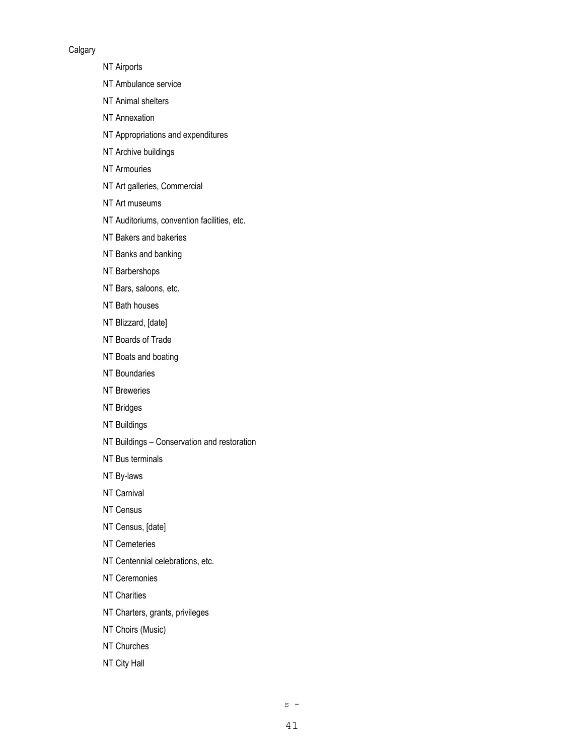Calgary

NT Airports

NT Ambulance service

NT Animal shelters

NT Annexation

NT Appropriations and expenditures

NT Archive buildings

NT Armouries

NT Art galleries, Commercial

NT Art museums

NT Auditoriums, convention facilities, etc.

NT Bakers and bakeries

NT Banks and banking

NT Barbershops

NT Bars, saloons, etc.

NT Bath houses

NT Blizzard, [date]

NT Boards of Trade

NT Boats and boating

NT Boundaries

NT Breweries

NT Bridges

NT Buildings

NT Buildings – Conservation and restoration

NT Bus terminals

NT By-laws

NT Carnival

NT Census

NT Census, [date]

NT Cemeteries

NT Centennial celebrations, etc.

NT Ceremonies

NT Charities

NT Charters, grants, privileges

NT Choirs (Music)

NT Churches

NT City Hall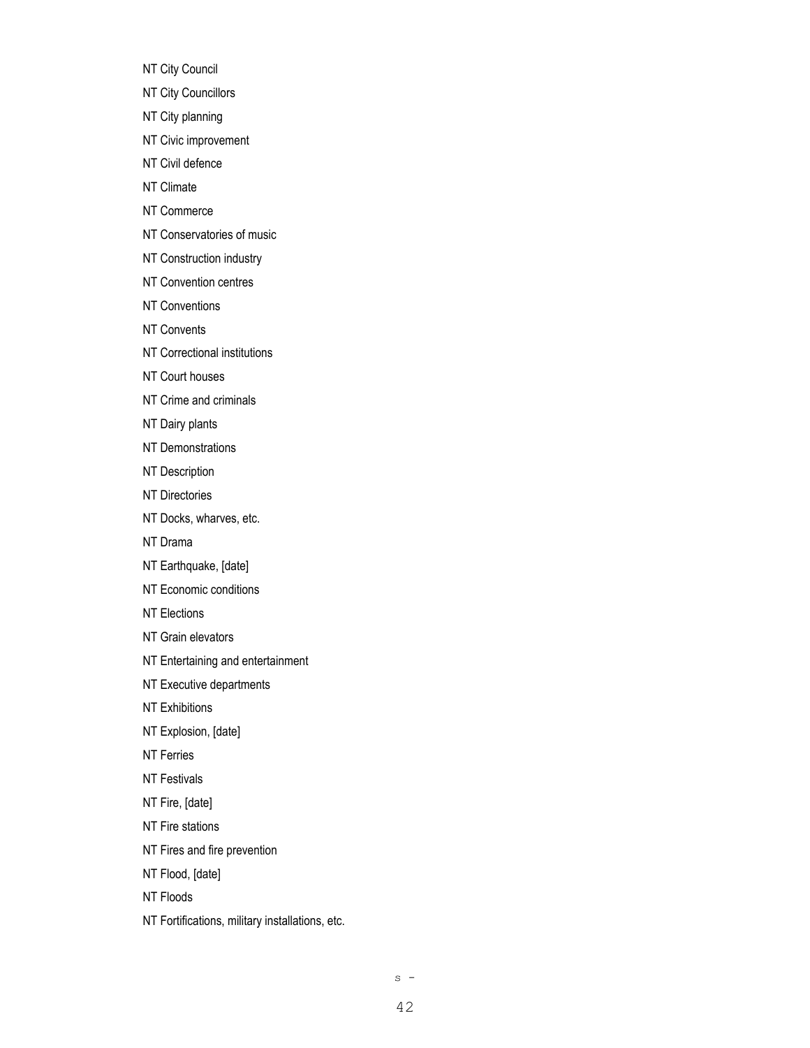NT City Council

NT City Councillors

NT City planning

NT Civic improvement

NT Civil defence

NT Climate

NT Commerce

NT Conservatories of music

NT Construction industry

NT Convention centres

NT Conventions

NT Convents

NT Correctional institutions

NT Court houses

NT Crime and criminals

NT Dairy plants

NT Demonstrations

NT Description

NT Directories

NT Docks, wharves, etc.

NT Drama

NT Earthquake, [date]

NT Economic conditions

NT Elections

NT Grain elevators

NT Entertaining and entertainment

NT Executive departments

NT Exhibitions

NT Explosion, [date]

NT Ferries

NT Festivals

NT Fire, [date]

NT Fire stations

NT Fires and fire prevention

NT Flood, [date]

NT Floods

NT Fortifications, military installations, etc.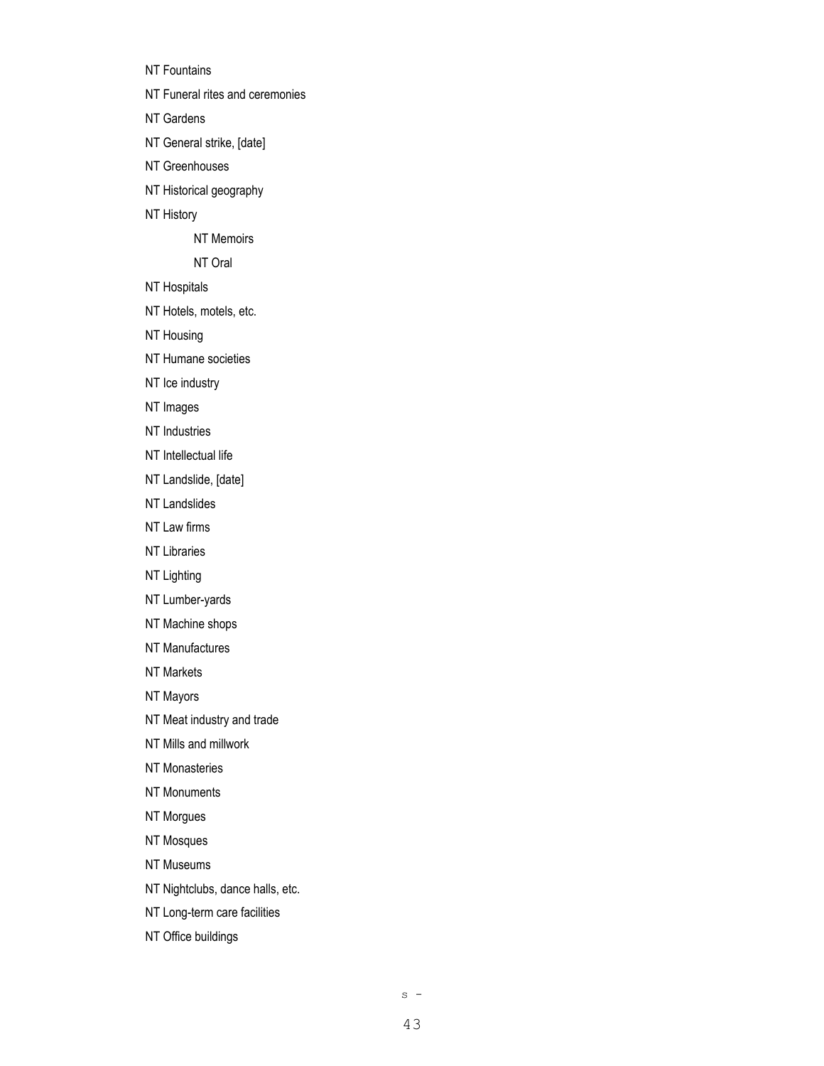NT Fountains

NT Funeral rites and ceremonies

NT Gardens

NT General strike, [date]

NT Greenhouses

NT Historical geography

NT History

  NT Memoirs

  NT Oral

NT Hospitals

NT Hotels, motels, etc.

NT Housing

NT Humane societies

NT Ice industry

NT Images

NT Industries

NT Intellectual life

NT Landslide, [date]

NT Landslides

NT Law firms

NT Libraries

NT Lighting

NT Lumber-yards

NT Machine shops

NT Manufactures

NT Markets

NT Mayors

NT Meat industry and trade

NT Mills and millwork

NT Monasteries

NT Monuments

NT Morgues

NT Mosques

NT Museums

NT Nightclubs, dance halls, etc.

NT Long-term care facilities

NT Office buildings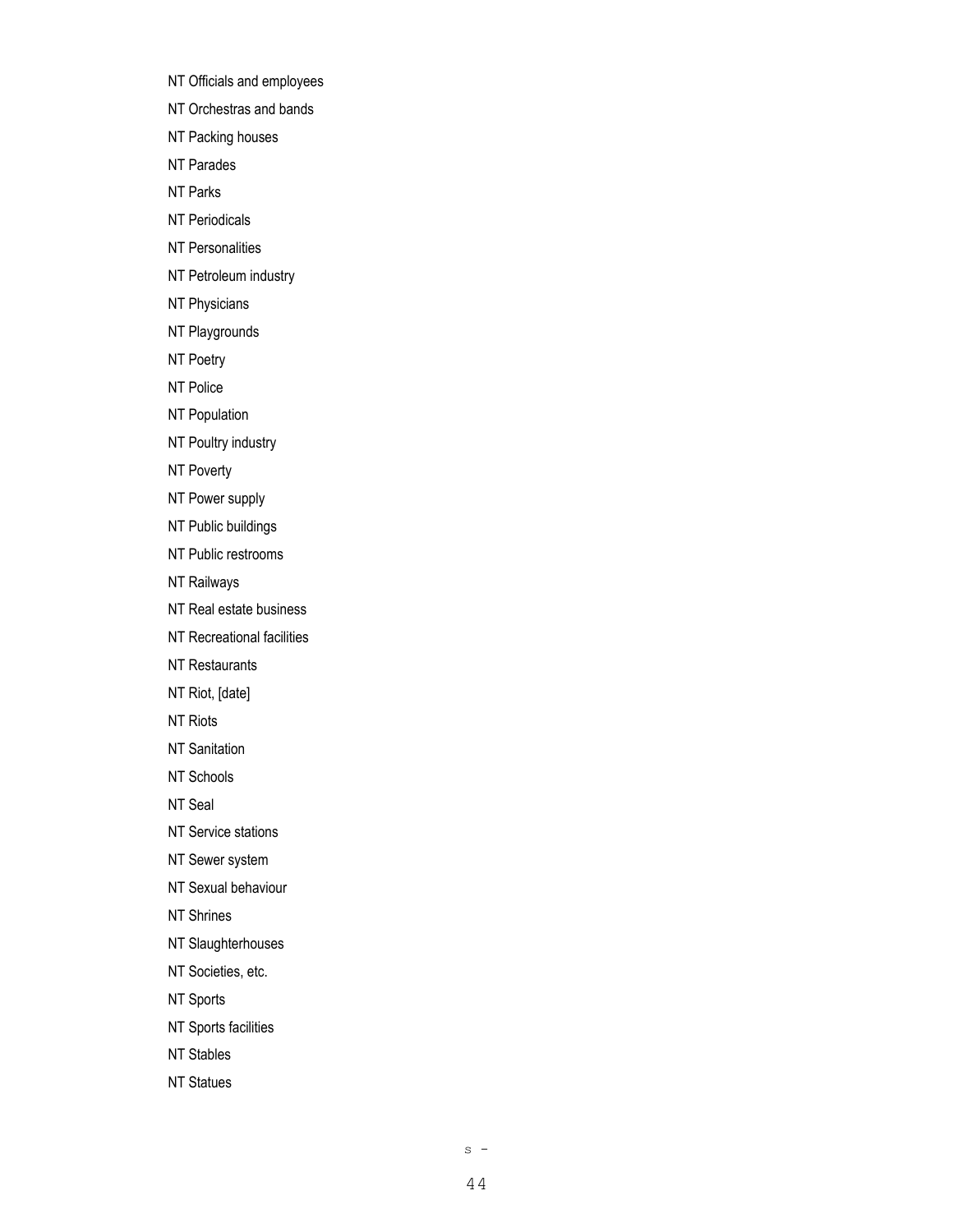NT Officials and employees

NT Orchestras and bands

NT Packing houses

NT Parades

NT Parks

NT Periodicals

NT Personalities

NT Petroleum industry

NT Physicians

NT Playgrounds

NT Poetry

NT Police

NT Population

NT Poultry industry

NT Poverty

NT Power supply

NT Public buildings

NT Public restrooms

NT Railways

NT Real estate business

NT Recreational facilities

NT Restaurants

NT Riot, [date]

NT Riots

NT Sanitation

NT Schools

NT Seal

NT Service stations

NT Sewer system

NT Sexual behaviour

NT Shrines

NT Slaughterhouses

NT Societies, etc.

NT Sports

NT Sports facilities

NT Stables

NT Statues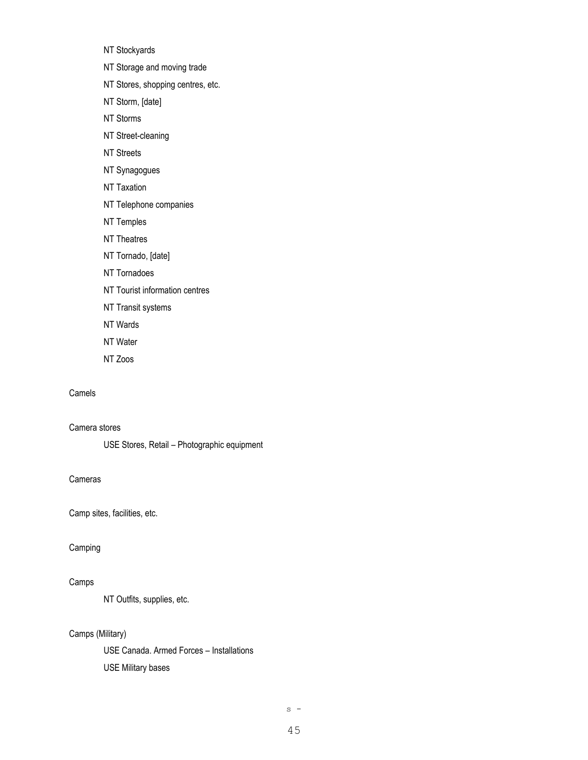NT Stockyards

NT Storage and moving trade

NT Stores, shopping centres, etc.

NT Storm, [date]

NT Storms

NT Street-cleaning

NT Streets

NT Synagogues

NT Taxation

NT Telephone companies

NT Temples

NT Theatres

NT Tornado, [date]

NT Tornadoes

NT Tourist information centres

NT Transit systems

NT Wards

NT Water

NT Zoos

Camels

Camera stores

USE Stores, Retail – Photographic equipment

Cameras

Camp sites, facilities, etc.

Camping

Camps

NT Outfits, supplies, etc.

Camps (Military)

USE Canada. Armed Forces – Installations

USE Military bases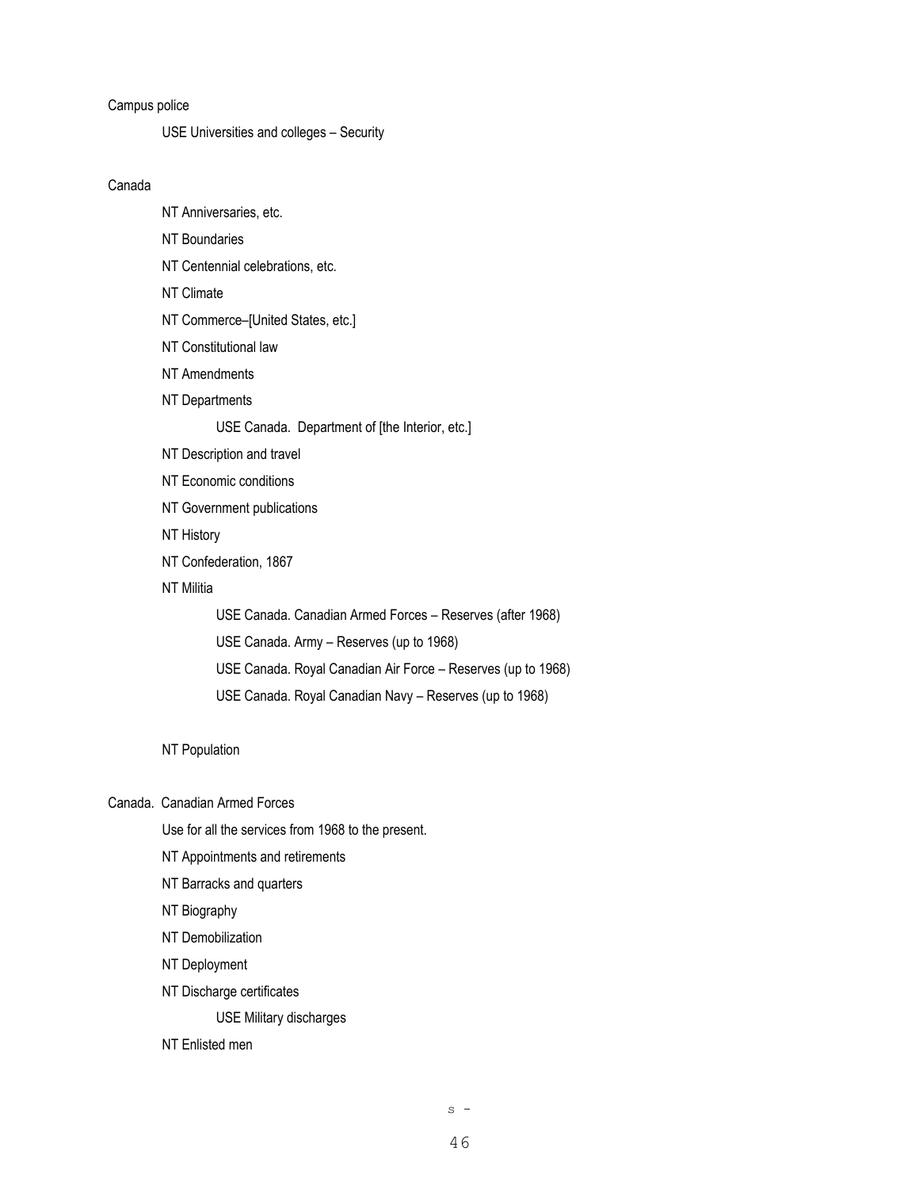Campus police

USE Universities and colleges – Security

Canada

NT Anniversaries, etc.

NT Boundaries

NT Centennial celebrations, etc.

NT Climate

NT Commerce–[United States, etc.]

NT Constitutional law

NT Amendments

NT Departments

USE Canada. Department of [the Interior, etc.]

NT Description and travel

NT Economic conditions

NT Government publications

NT History

NT Confederation, 1867

NT Militia

USE Canada. Canadian Armed Forces – Reserves (after 1968)

USE Canada. Army – Reserves (up to 1968)

USE Canada. Royal Canadian Air Force – Reserves (up to 1968)

USE Canada. Royal Canadian Navy – Reserves (up to 1968)

NT Population

Canada. Canadian Armed Forces

Use for all the services from 1968 to the present.

NT Appointments and retirements

NT Barracks and quarters

NT Biography

NT Demobilization

NT Deployment

NT Discharge certificates

USE Military discharges

NT Enlisted men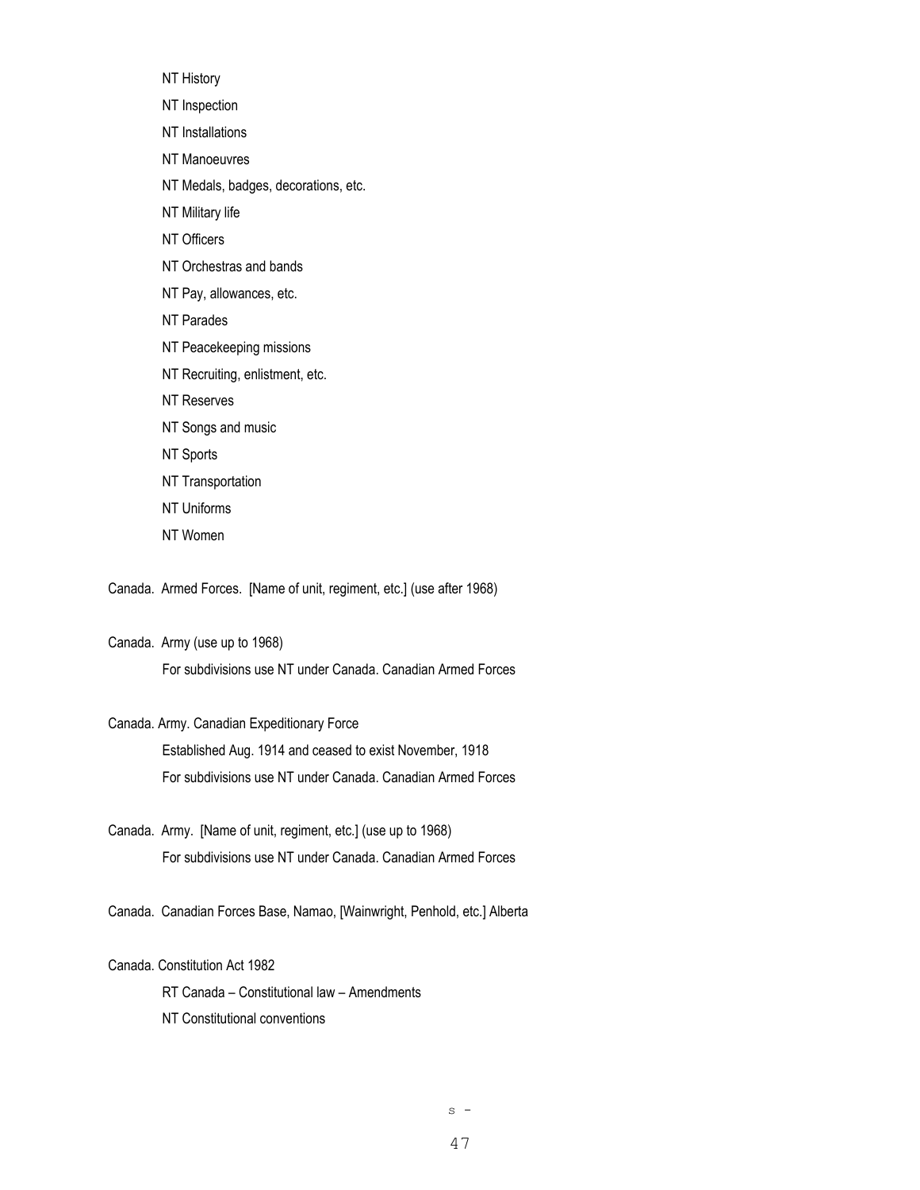NT History

NT Inspection

NT Installations

NT Manoeuvres

NT Medals, badges, decorations, etc.

NT Military life

NT Officers

NT Orchestras and bands

NT Pay, allowances, etc.

NT Parades

NT Peacekeeping missions

NT Recruiting, enlistment, etc.

NT Reserves

NT Songs and music

NT Sports

NT Transportation

NT Uniforms

NT Women

Canada. Armed Forces. [Name of unit, regiment, etc.] (use after 1968)

Canada. Army (use up to 1968)

For subdivisions use NT under Canada. Canadian Armed Forces

Canada. Army. Canadian Expeditionary Force

Established Aug. 1914 and ceased to exist November, 1918

For subdivisions use NT under Canada. Canadian Armed Forces

Canada. Army. [Name of unit, regiment, etc.] (use up to 1968)

For subdivisions use NT under Canada. Canadian Armed Forces

Canada. Canadian Forces Base, Namao, [Wainwright, Penhold, etc.] Alberta

Canada. Constitution Act 1982

RT Canada – Constitutional law – Amendments

NT Constitutional conventions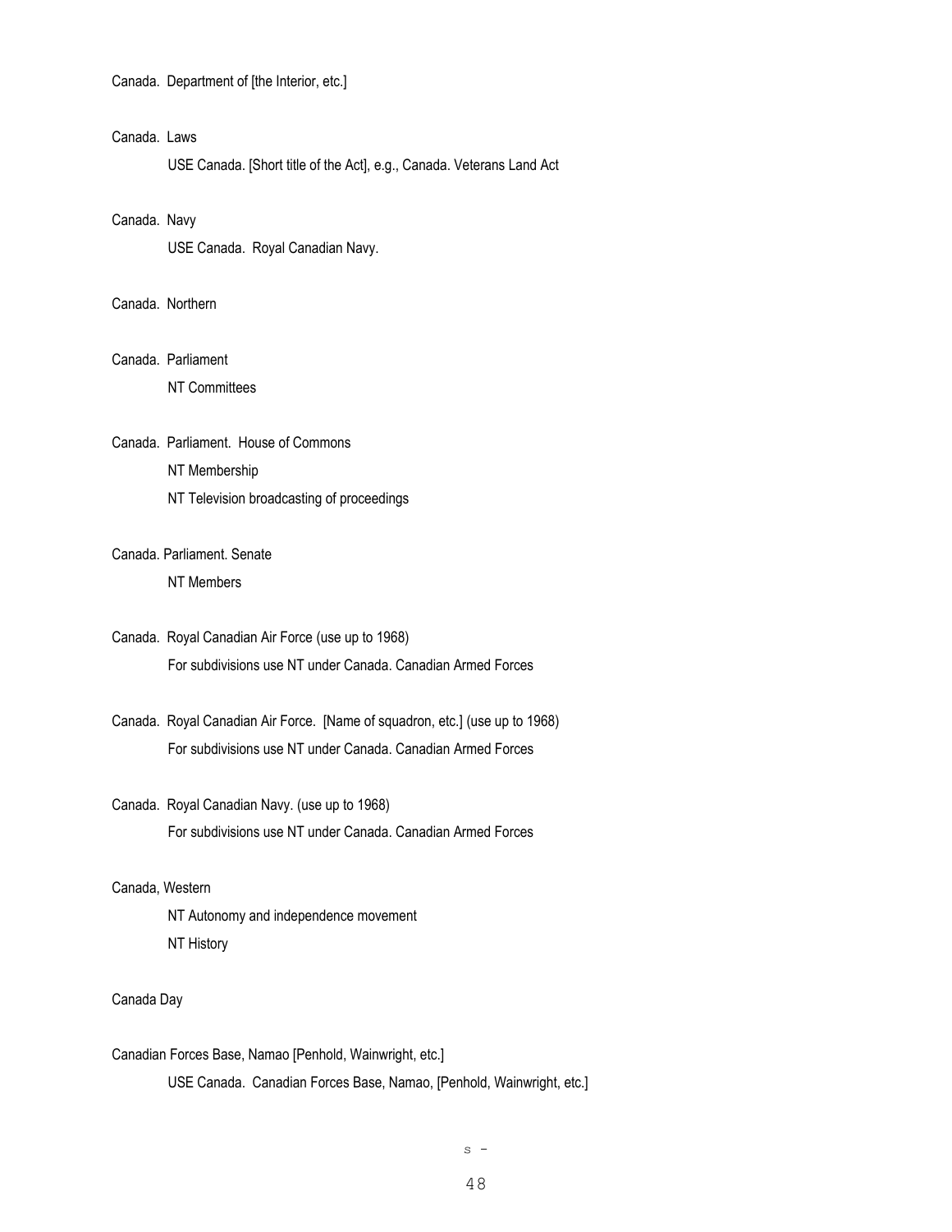Canada. Department of [the Interior, etc.]

Canada. Laws

USE Canada. [Short title of the Act], e.g., Canada. Veterans Land Act

Canada. Navy

USE Canada. Royal Canadian Navy.

Canada. Northern

Canada. Parliament

NT Committees

Canada. Parliament. House of Commons

NT Membership

NT Television broadcasting of proceedings

Canada. Parliament. Senate

NT Members

Canada. Royal Canadian Air Force (use up to 1968)

For subdivisions use NT under Canada. Canadian Armed Forces

Canada. Royal Canadian Air Force. [Name of squadron, etc.] (use up to 1968)

For subdivisions use NT under Canada. Canadian Armed Forces

Canada. Royal Canadian Navy. (use up to 1968)

For subdivisions use NT under Canada. Canadian Armed Forces

Canada, Western

NT Autonomy and independence movement

NT History

Canada Day

Canadian Forces Base, Namao [Penhold, Wainwright, etc.]

USE Canada. Canadian Forces Base, Namao, [Penhold, Wainwright, etc.]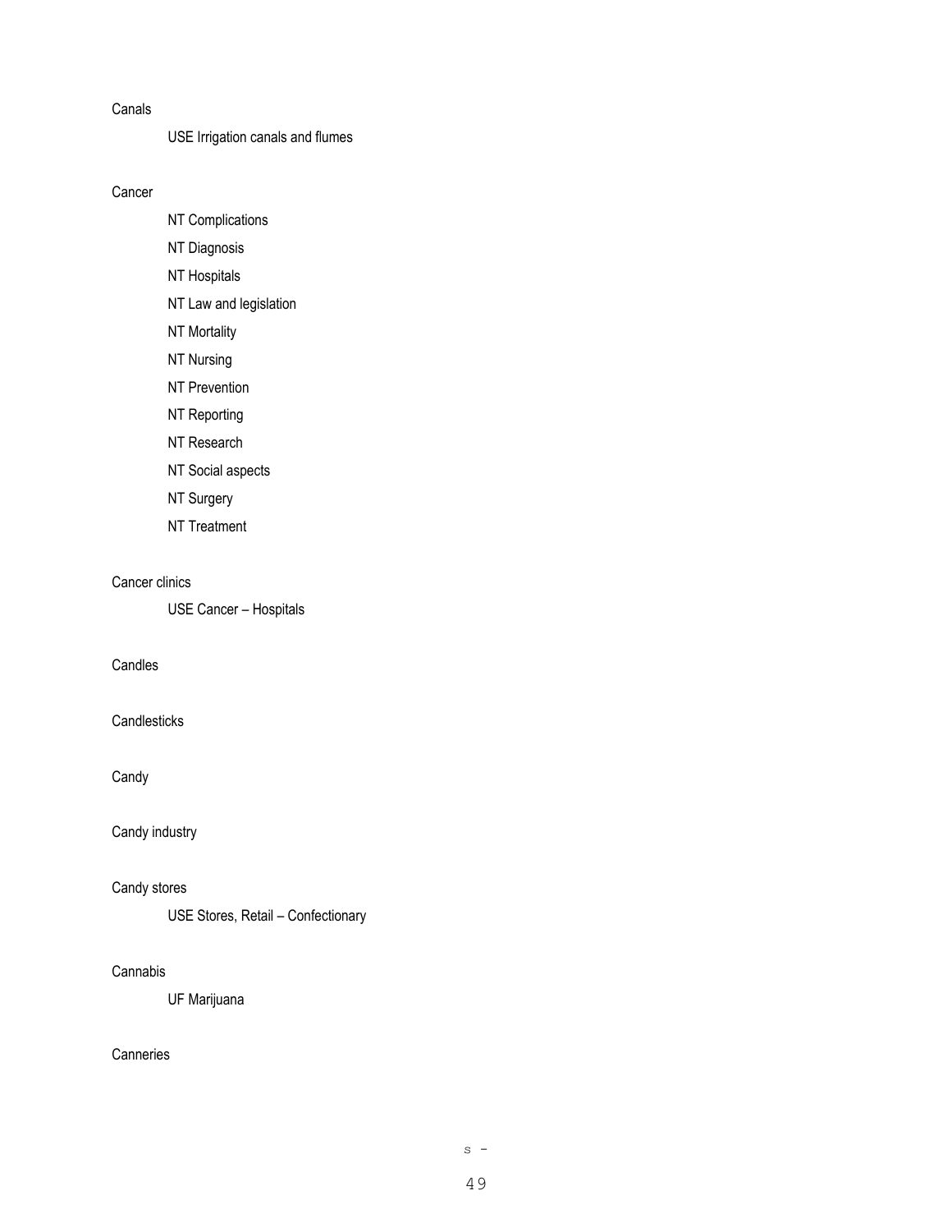Canals

USE Irrigation canals and flumes

Cancer

NT Complications

NT Diagnosis

NT Hospitals

NT Law and legislation

NT Mortality

NT Nursing

NT Prevention

NT Reporting

NT Research

NT Social aspects

NT Surgery

NT Treatment

Cancer clinics

USE Cancer – Hospitals

Candles

Candlesticks

Candy

Candy industry

Candy stores

USE Stores, Retail – Confectionary

Cannabis

UF Marijuana

Canneries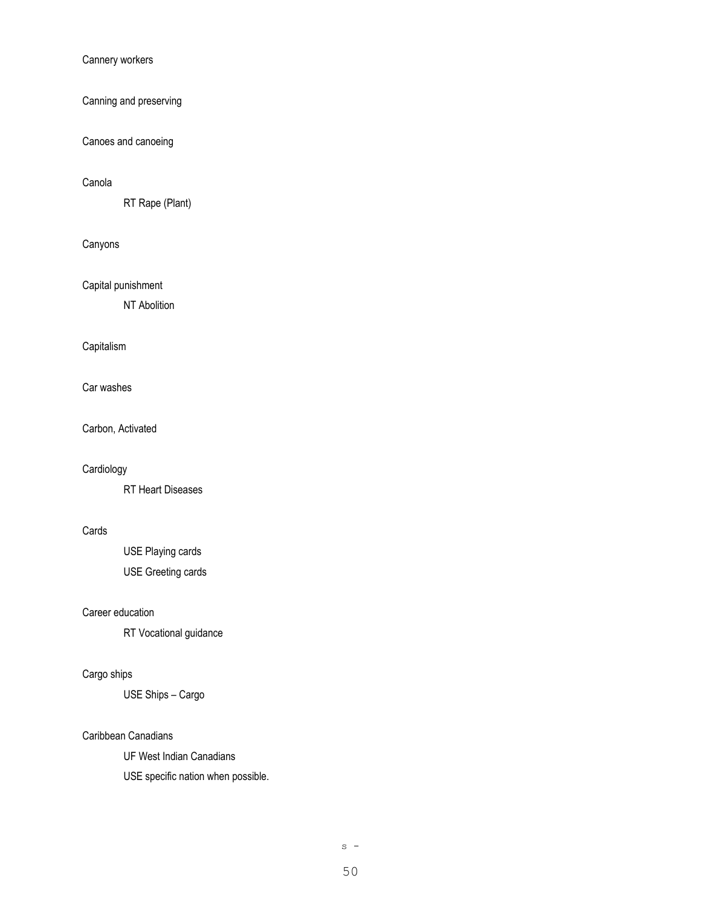Cannery workers

Canning and preserving

Canoes and canoeing

Canola

    RT Rape (Plant)

Canyons

Capital punishment

    NT Abolition

Capitalism

Car washes

Carbon, Activated

Cardiology

    RT Heart Diseases

Cards

    USE Playing cards

    USE Greeting cards

Career education

    RT Vocational guidance

Cargo ships

    USE Ships – Cargo

Caribbean Canadians

    UF West Indian Canadians

    USE specific nation when possible.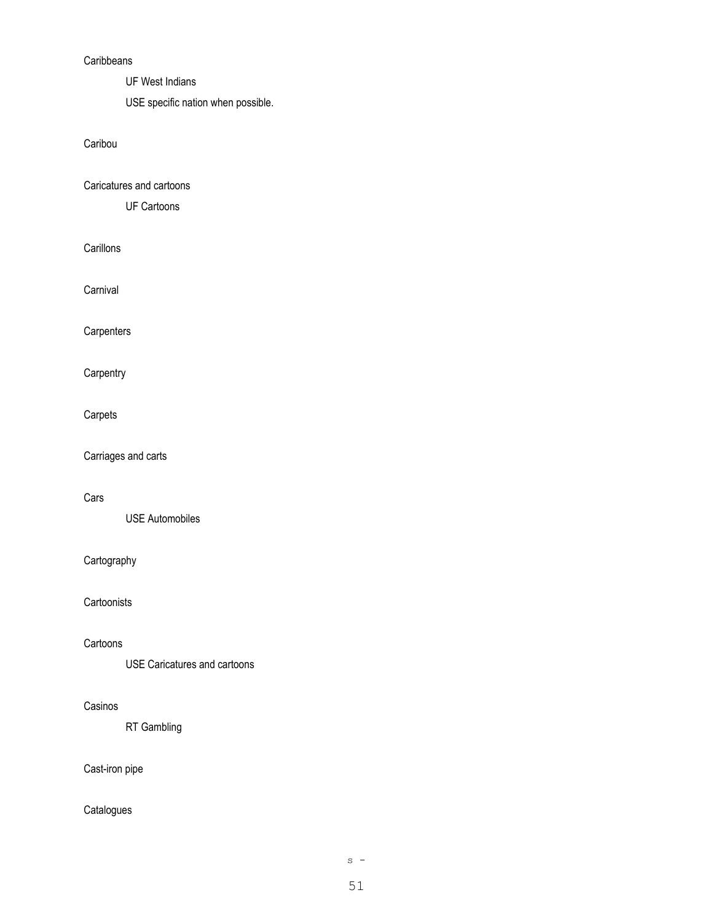Caribbeans

UF West Indians

USE specific nation when possible.

Caribou

Caricatures and cartoons

UF Cartoons

Carillons

Carnival

Carpenters

Carpentry

Carpets

Carriages and carts

Cars

USE Automobiles

Cartography

Cartoonists

Cartoons

USE Caricatures and cartoons

Casinos

RT Gambling

Cast-iron pipe

Catalogues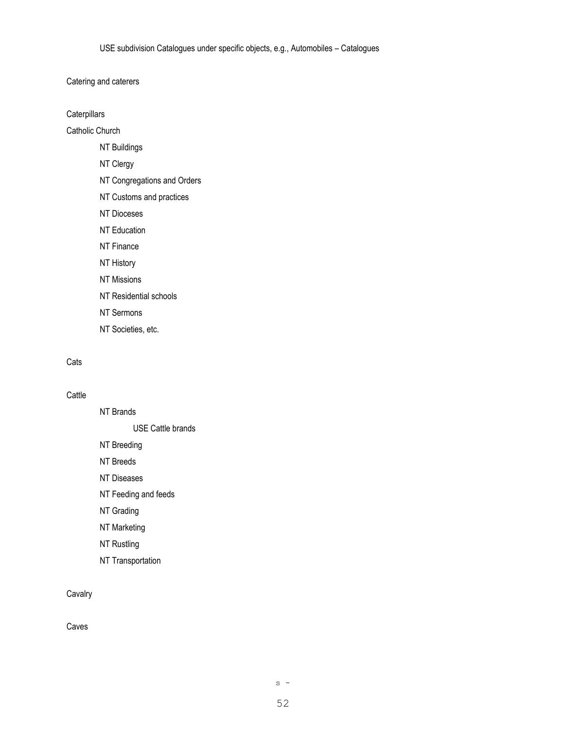USE subdivision Catalogues under specific objects, e.g., Automobiles – Catalogues

Catering and caterers

Caterpillars

Catholic Church

NT Buildings

NT Clergy

NT Congregations and Orders

NT Customs and practices

NT Dioceses

NT Education

NT Finance

NT History

NT Missions

NT Residential schools

NT Sermons

NT Societies, etc.

Cats

Cattle

NT Brands

USE Cattle brands

NT Breeding

NT Breeds

NT Diseases

NT Feeding and feeds

NT Grading

NT Marketing

NT Rustling

NT Transportation

Cavalry

Caves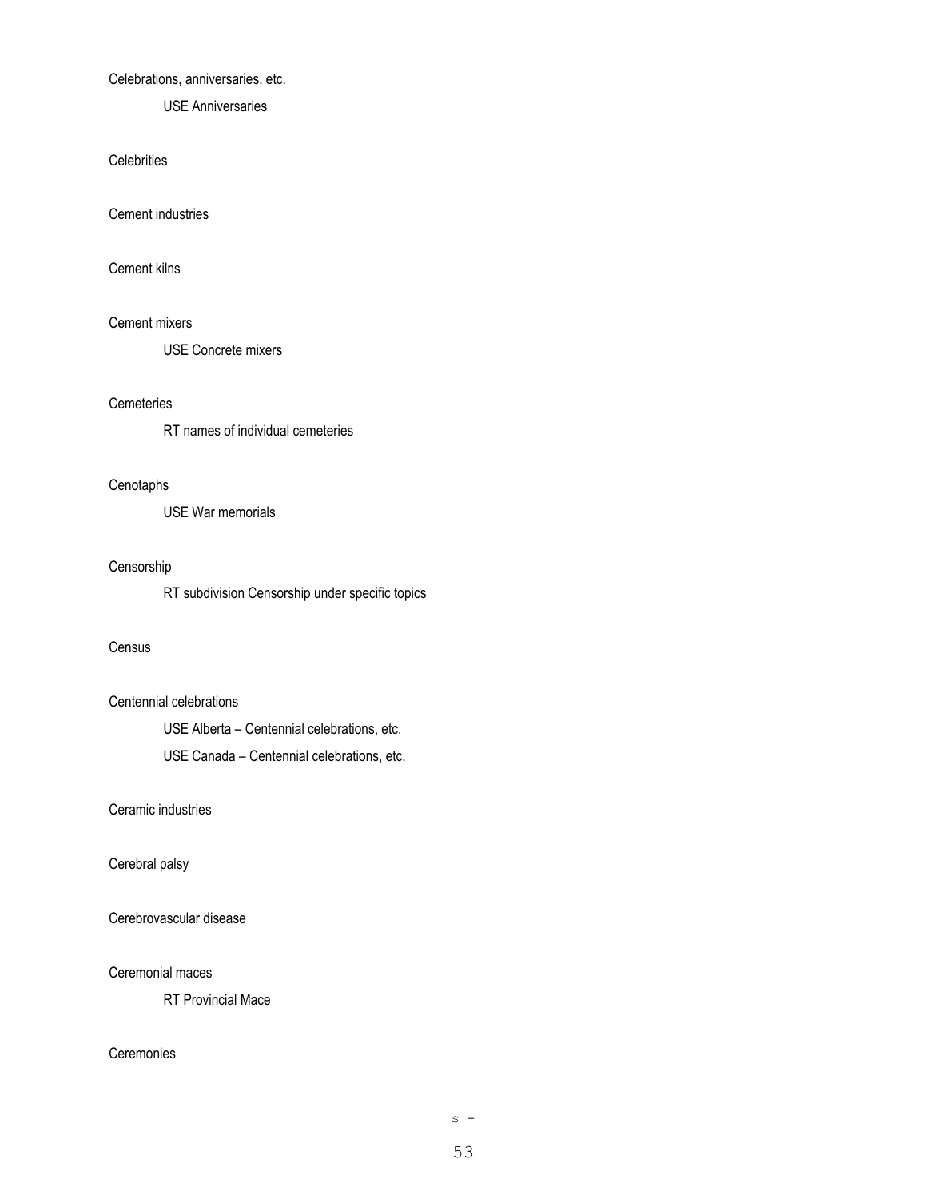Celebrations, anniversaries, etc.

USE Anniversaries

Celebrities

Cement industries

Cement kilns

Cement mixers

USE Concrete mixers

Cemeteries

RT names of individual cemeteries

Cenotaphs

USE War memorials

Censorship

RT subdivision Censorship under specific topics

Census

Centennial celebrations

USE Alberta – Centennial celebrations, etc.

USE Canada – Centennial celebrations, etc.

Ceramic industries

Cerebral palsy

Cerebrovascular disease

Ceremonial maces

RT Provincial Mace

Ceremonies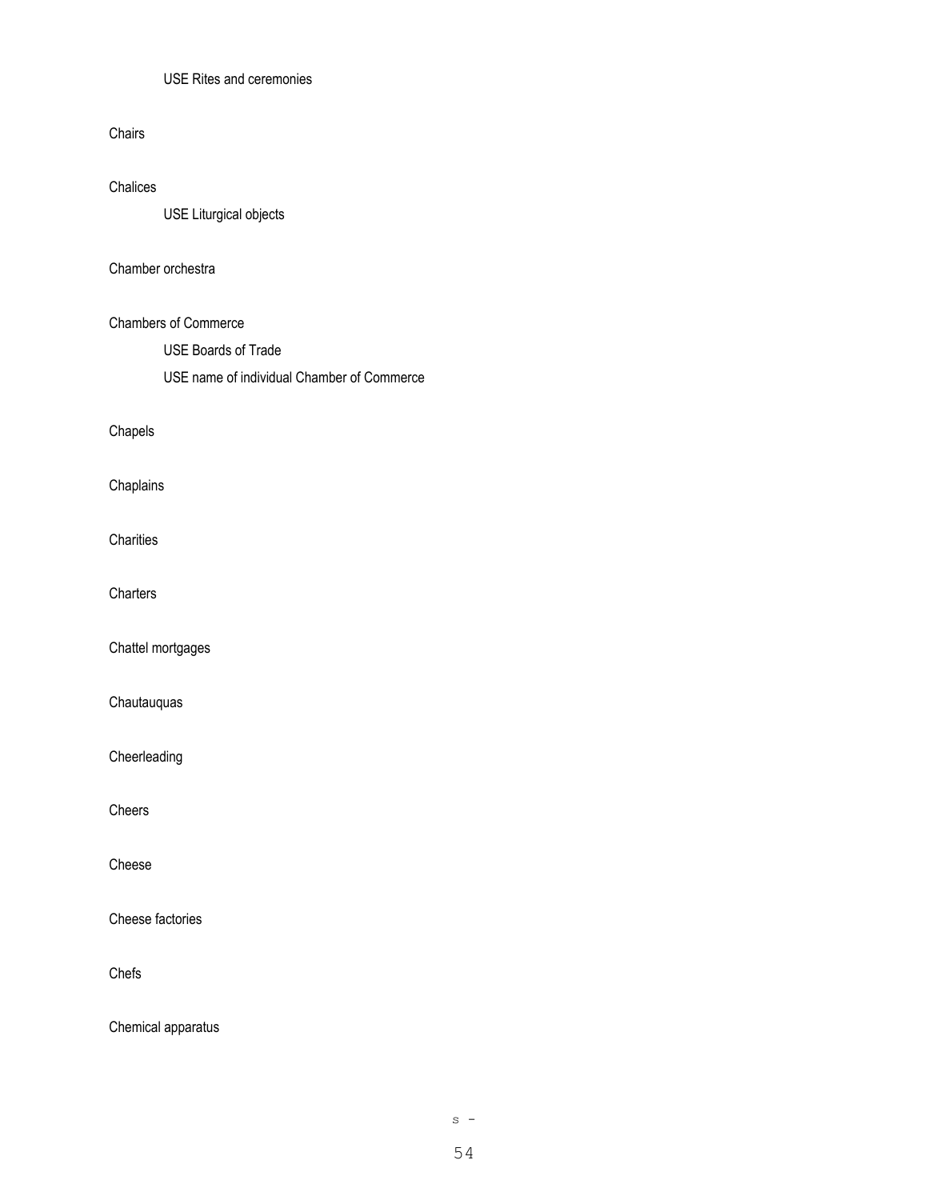USE Rites and ceremonies

Chairs

Chalices

USE Liturgical objects

Chamber orchestra

Chambers of Commerce

USE Boards of Trade

USE name of individual Chamber of Commerce

Chapels

Chaplains

Charities

Charters

Chattel mortgages

Chautauquas

Cheerleading

Cheers

Cheese

Cheese factories

Chefs

Chemical apparatus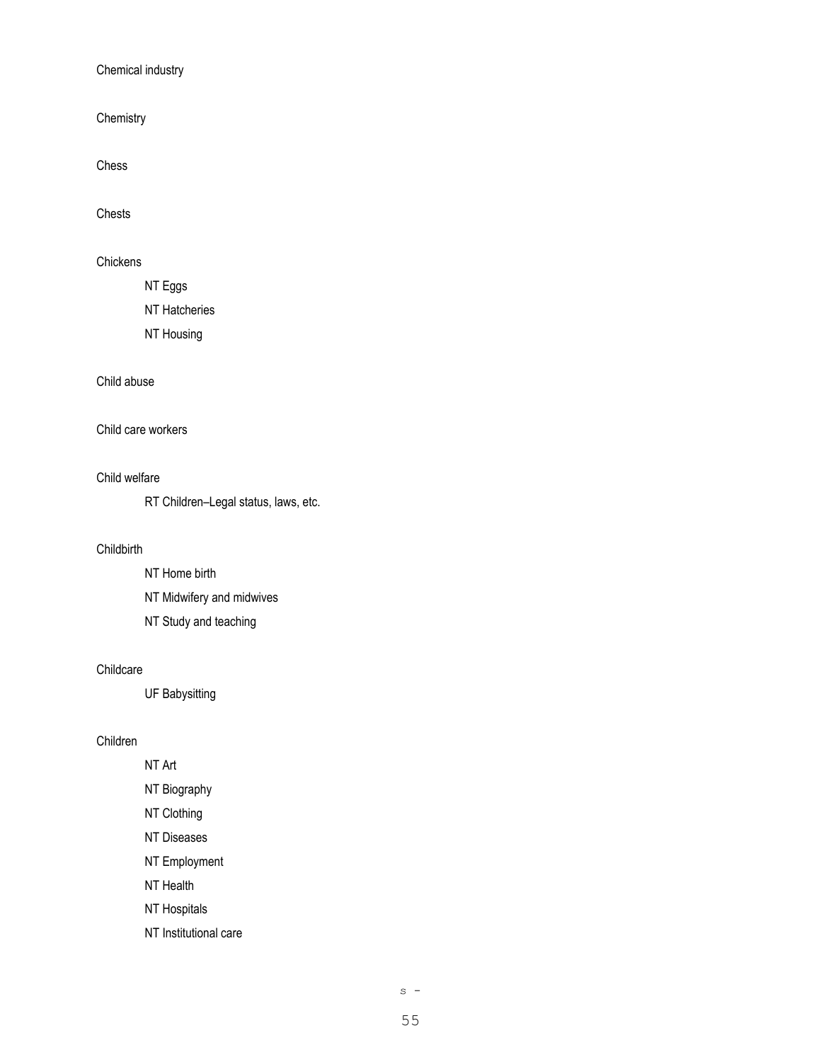Chemical industry

Chemistry

Chess

Chests

Chickens

NT Eggs

NT Hatcheries

NT Housing

Child abuse

Child care workers

Child welfare

RT Children–Legal status, laws, etc.

Childbirth

NT Home birth

NT Midwifery and midwives

NT Study and teaching

Childcare

UF Babysitting

Children

NT Art

NT Biography

NT Clothing

NT Diseases

NT Employment

NT Health

NT Hospitals

NT Institutional care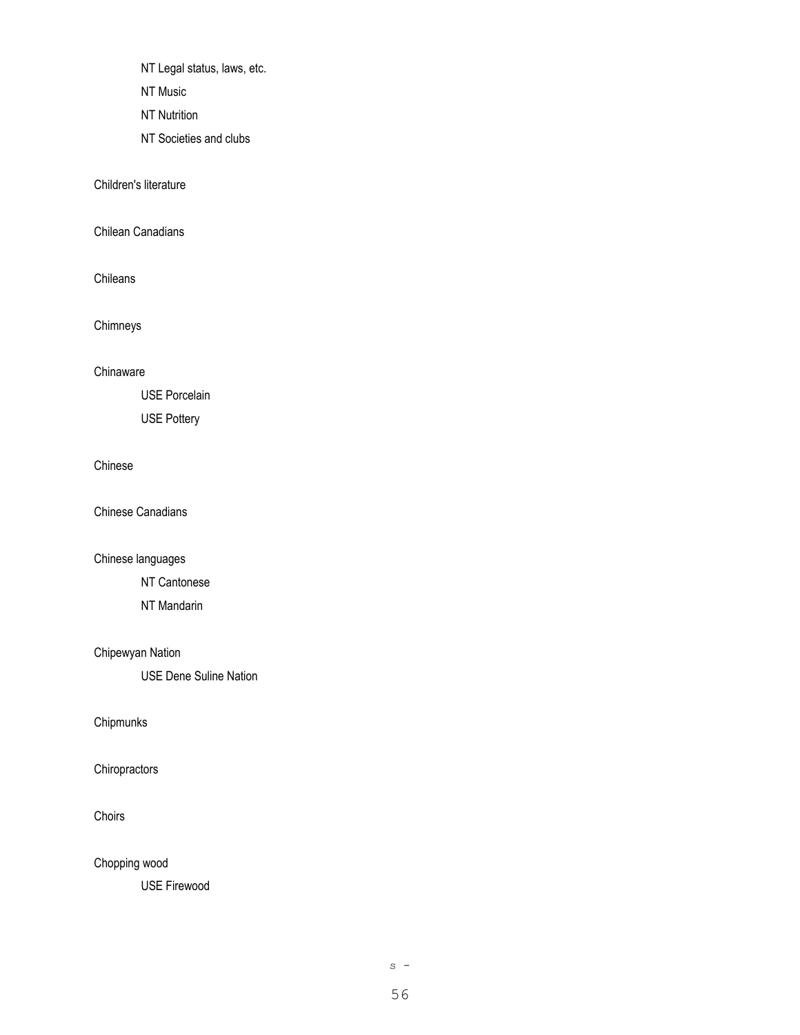NT Legal status, laws, etc.

NT Music

NT Nutrition

NT Societies and clubs

Children's literature

Chilean Canadians

Chileans

Chimneys

Chinaware

USE Porcelain

USE Pottery

Chinese

Chinese Canadians

Chinese languages

NT Cantonese

NT Mandarin

Chipewyan Nation

USE Dene Suline Nation

Chipmunks

Chiropractors

Choirs

Chopping wood

USE Firewood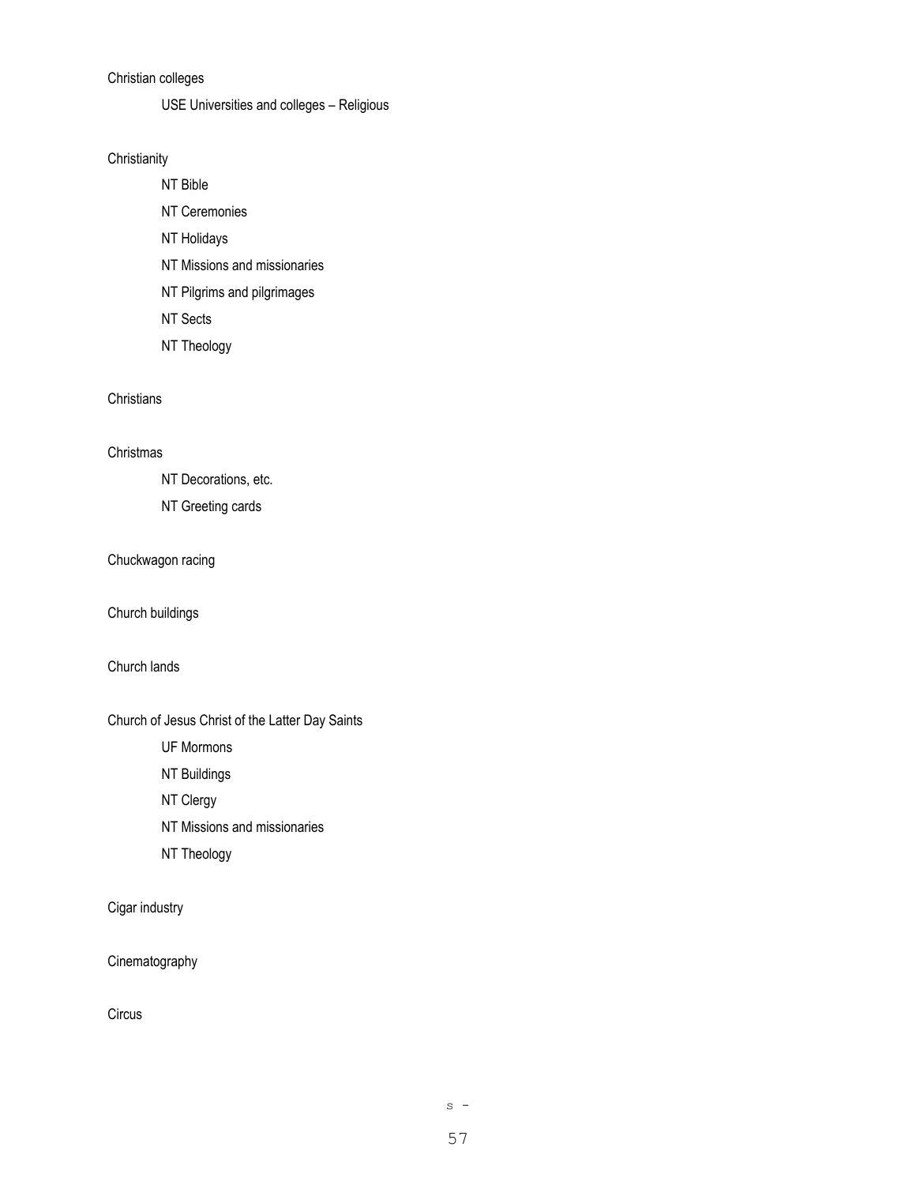Christian colleges

USE Universities and colleges – Religious

Christianity

NT Bible

NT Ceremonies

NT Holidays

NT Missions and missionaries

NT Pilgrims and pilgrimages

NT Sects

NT Theology

Christians

Christmas

NT Decorations, etc.

NT Greeting cards

Chuckwagon racing

Church buildings

Church lands

Church of Jesus Christ of the Latter Day Saints

UF Mormons

NT Buildings

NT Clergy

NT Missions and missionaries

NT Theology

Cigar industry

Cinematography

Circus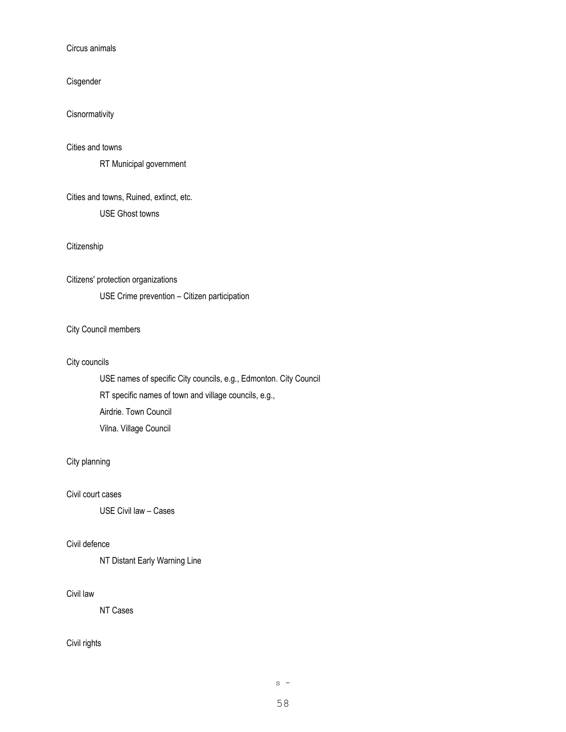Circus animals

Cisgender

Cisnormativity

Cities and towns

    RT Municipal government

Cities and towns, Ruined, extinct, etc.

    USE Ghost towns

Citizenship

Citizens' protection organizations

    USE Crime prevention – Citizen participation

City Council members

City councils

    USE names of specific City councils, e.g., Edmonton. City Council
    RT specific names of town and village councils, e.g.,
    Airdrie. Town Council
    Vilna. Village Council

City planning

Civil court cases

    USE Civil law – Cases

Civil defence

    NT Distant Early Warning Line

Civil law

    NT Cases

Civil rights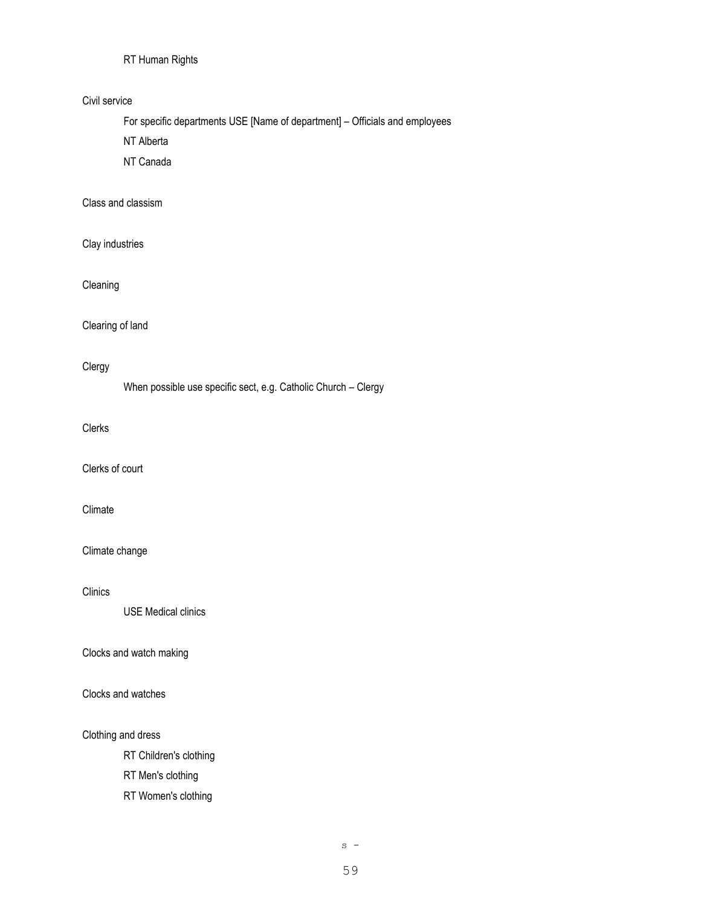RT Human Rights

Civil service

For specific departments USE [Name of department] – Officials and employees

NT Alberta

NT Canada

Class and classism

Clay industries

Cleaning

Clearing of land

Clergy

When possible use specific sect, e.g. Catholic Church – Clergy

Clerks

Clerks of court

Climate

Climate change

Clinics

USE Medical clinics

Clocks and watch making

Clocks and watches

Clothing and dress

RT Children's clothing

RT Men's clothing

RT Women's clothing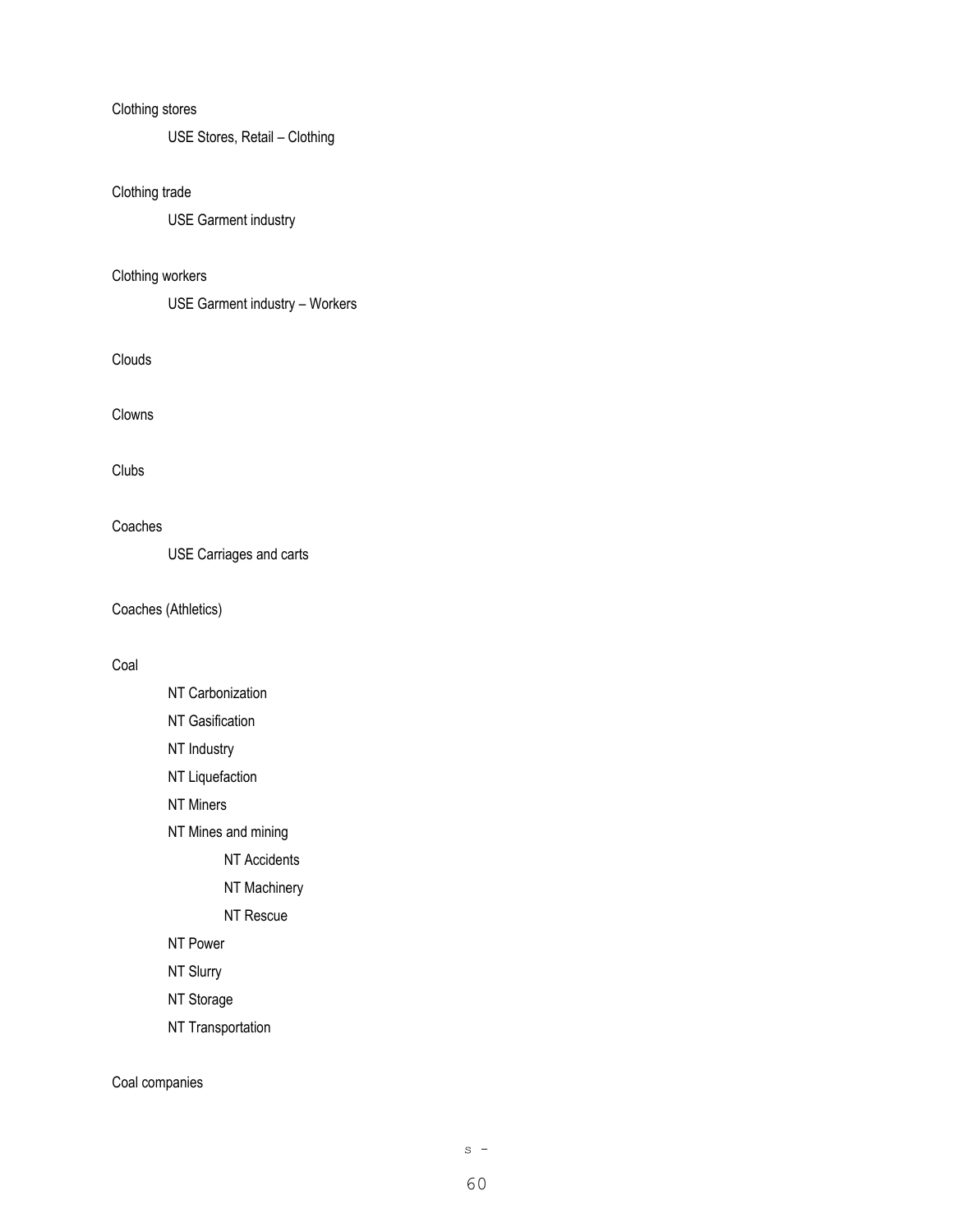Clothing stores

USE Stores, Retail – Clothing

Clothing trade

USE Garment industry

Clothing workers

USE Garment industry – Workers

Clouds

Clowns

Clubs

Coaches

USE Carriages and carts

Coaches (Athletics)

Coal

NT Carbonization

NT Gasification

NT Industry

NT Liquefaction

NT Miners

NT Mines and mining

NT Accidents

NT Machinery

NT Rescue

NT Power

NT Slurry

NT Storage

NT Transportation

Coal companies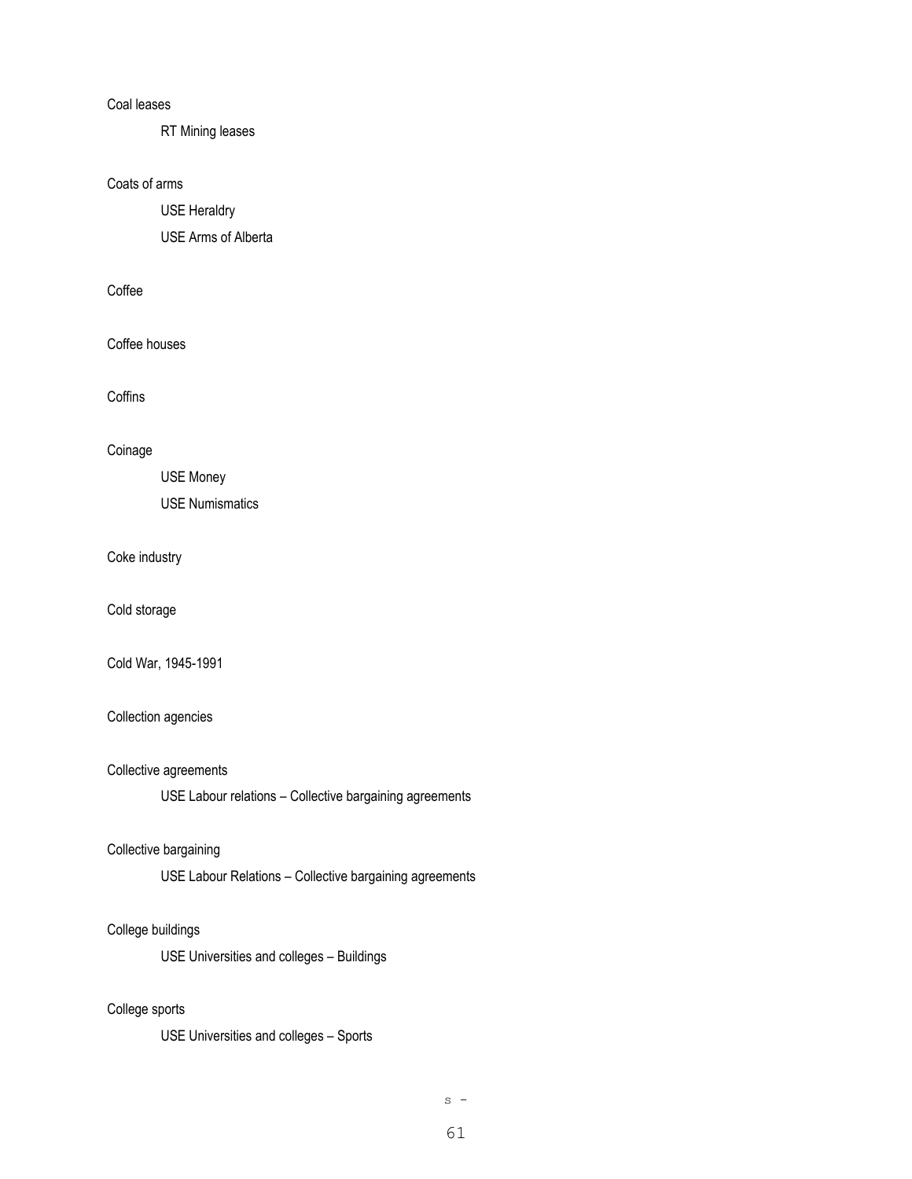Coal leases

    RT Mining leases

Coats of arms

    USE Heraldry

    USE Arms of Alberta

Coffee

Coffee houses

Coffins

Coinage

    USE Money

    USE Numismatics

Coke industry

Cold storage

Cold War, 1945-1991

Collection agencies

Collective agreements

    USE Labour relations – Collective bargaining agreements

Collective bargaining

    USE Labour Relations – Collective bargaining agreements

College buildings

    USE Universities and colleges – Buildings

College sports

    USE Universities and colleges – Sports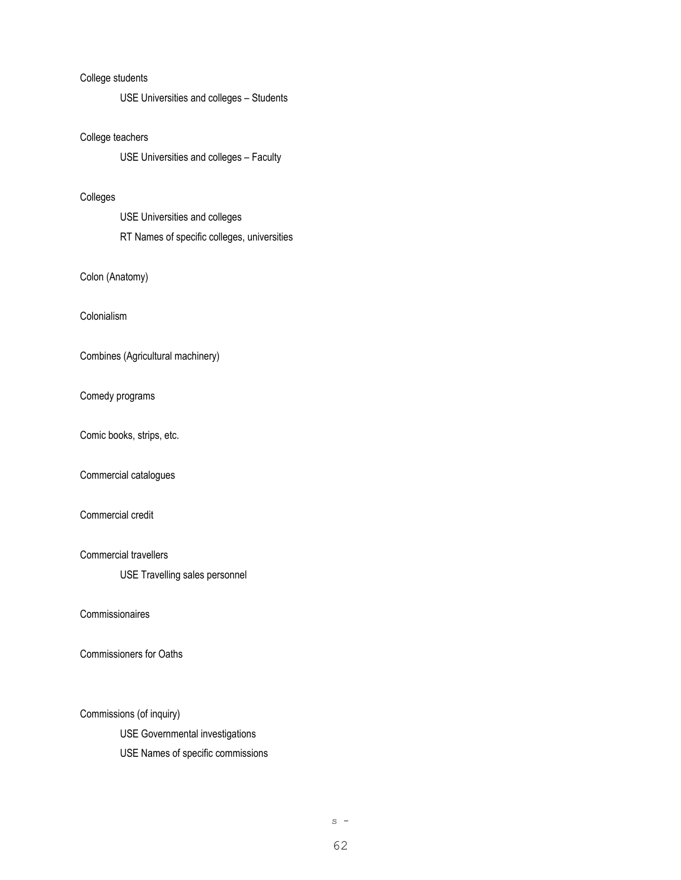College students

USE Universities and colleges – Students

College teachers

USE Universities and colleges – Faculty

Colleges

USE Universities and colleges

RT Names of specific colleges, universities

Colon (Anatomy)

Colonialism

Combines (Agricultural machinery)

Comedy programs

Comic books, strips, etc.

Commercial catalogues

Commercial credit

Commercial travellers

USE Travelling sales personnel

Commissionaires

Commissioners for Oaths

Commissions (of inquiry)

USE Governmental investigations

USE Names of specific commissions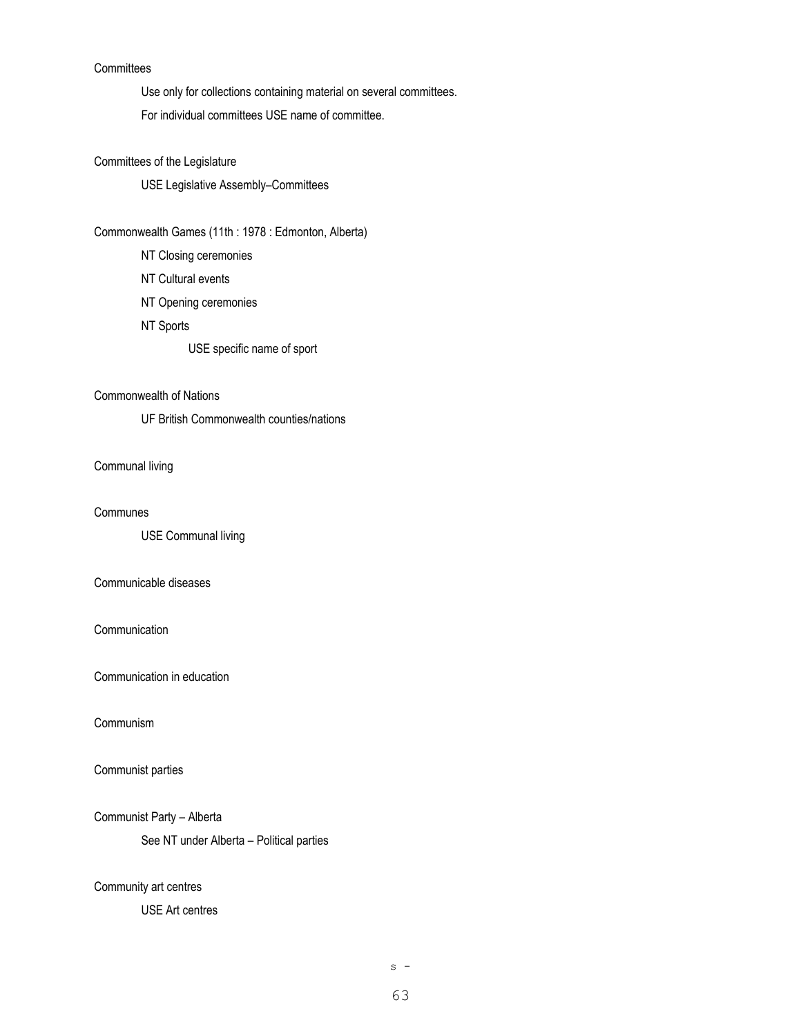Committees

Use only for collections containing material on several committees.

For individual committees USE name of committee.

Committees of the Legislature

USE Legislative Assembly–Committees

Commonwealth Games (11th : 1978 : Edmonton, Alberta)

NT Closing ceremonies

NT Cultural events

NT Opening ceremonies

NT Sports

USE specific name of sport

Commonwealth of Nations

UF British Commonwealth counties/nations

Communal living

Communes

USE Communal living

Communicable diseases

Communication

Communication in education

Communism

Communist parties

Communist Party – Alberta

See NT under Alberta – Political parties

Community art centres

USE Art centres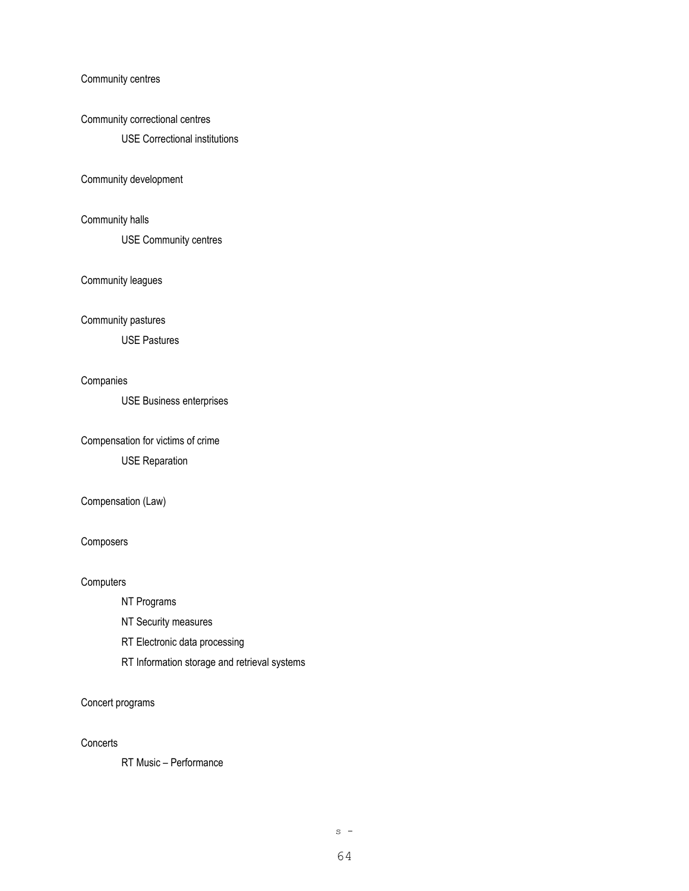Community centres

Community correctional centres

  USE Correctional institutions

Community development

Community halls

  USE Community centres

Community leagues

Community pastures

  USE Pastures

Companies

  USE Business enterprises

Compensation for victims of crime

  USE Reparation

Compensation (Law)

Composers

Computers

  NT Programs

  NT Security measures

  RT Electronic data processing

  RT Information storage and retrieval systems

Concert programs

Concerts

  RT Music – Performance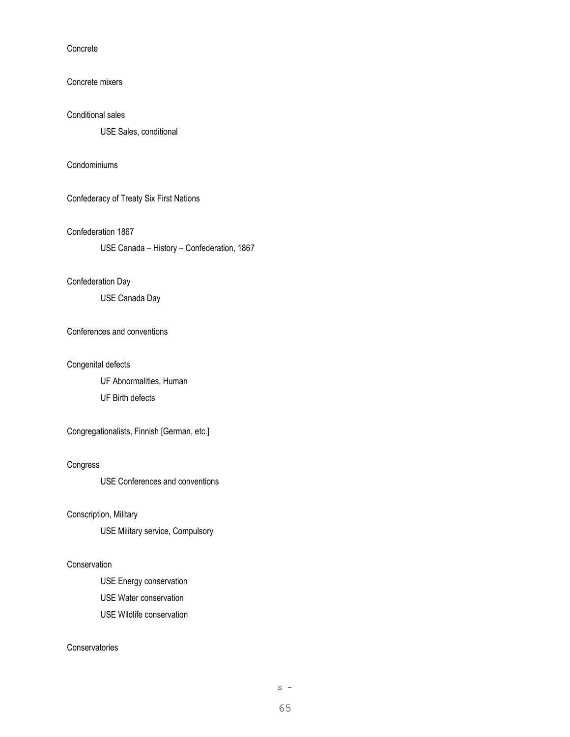Concrete

Concrete mixers

Conditional sales

USE Sales, conditional

Condominiums

Confederacy of Treaty Six First Nations

Confederation 1867

USE Canada – History – Confederation, 1867

Confederation Day

USE Canada Day

Conferences and conventions

Congenital defects

UF Abnormalities, Human

UF Birth defects

Congregationalists, Finnish [German, etc.]

Congress

USE Conferences and conventions

Conscription, Military

USE Military service, Compulsory

Conservation

USE Energy conservation

USE Water conservation

USE Wildlife conservation

Conservatories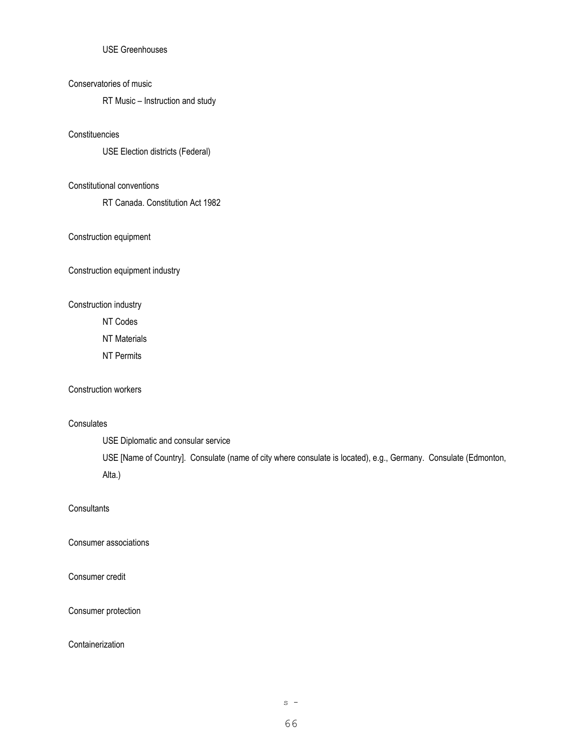USE Greenhouses

Conservatories of music

RT Music – Instruction and study

Constituencies

USE Election districts (Federal)

Constitutional conventions

RT Canada. Constitution Act 1982

Construction equipment

Construction equipment industry

Construction industry

NT Codes

NT Materials

NT Permits

Construction workers

Consulates

USE Diplomatic and consular service

USE [Name of Country]. Consulate (name of city where consulate is located), e.g., Germany. Consulate (Edmonton, Alta.)

Consultants

Consumer associations

Consumer credit

Consumer protection

Containerization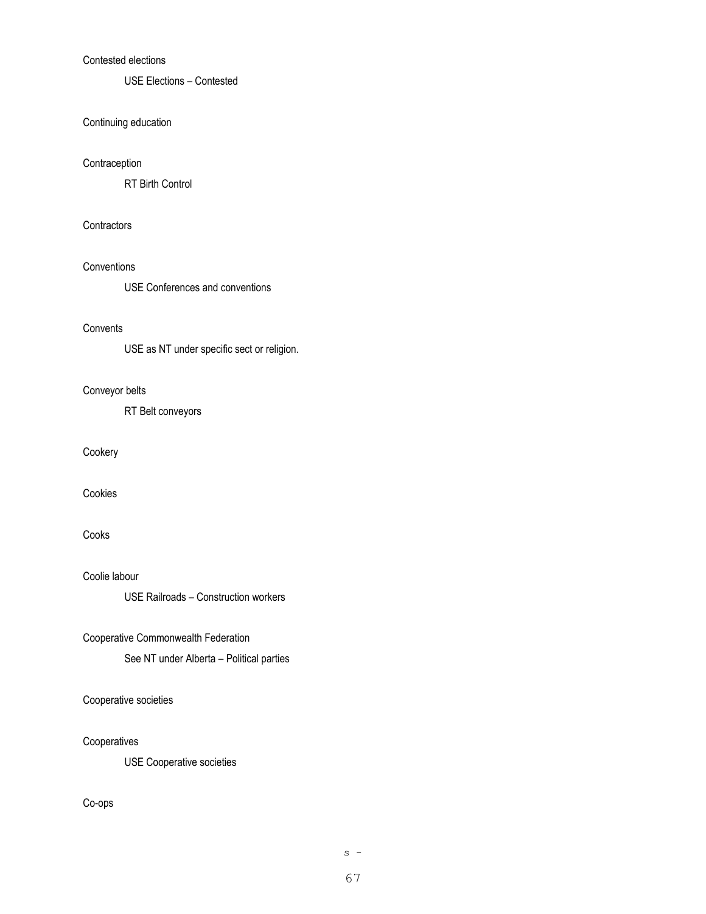Contested elections

USE Elections – Contested

Continuing education

Contraception

RT Birth Control

Contractors

Conventions

USE Conferences and conventions

Convents

USE as NT under specific sect or religion.

Conveyor belts

RT Belt conveyors

Cookery

Cookies

Cooks

Coolie labour

USE Railroads – Construction workers

Cooperative Commonwealth Federation

See NT under Alberta – Political parties

Cooperative societies

Cooperatives

USE Cooperative societies

Co-ops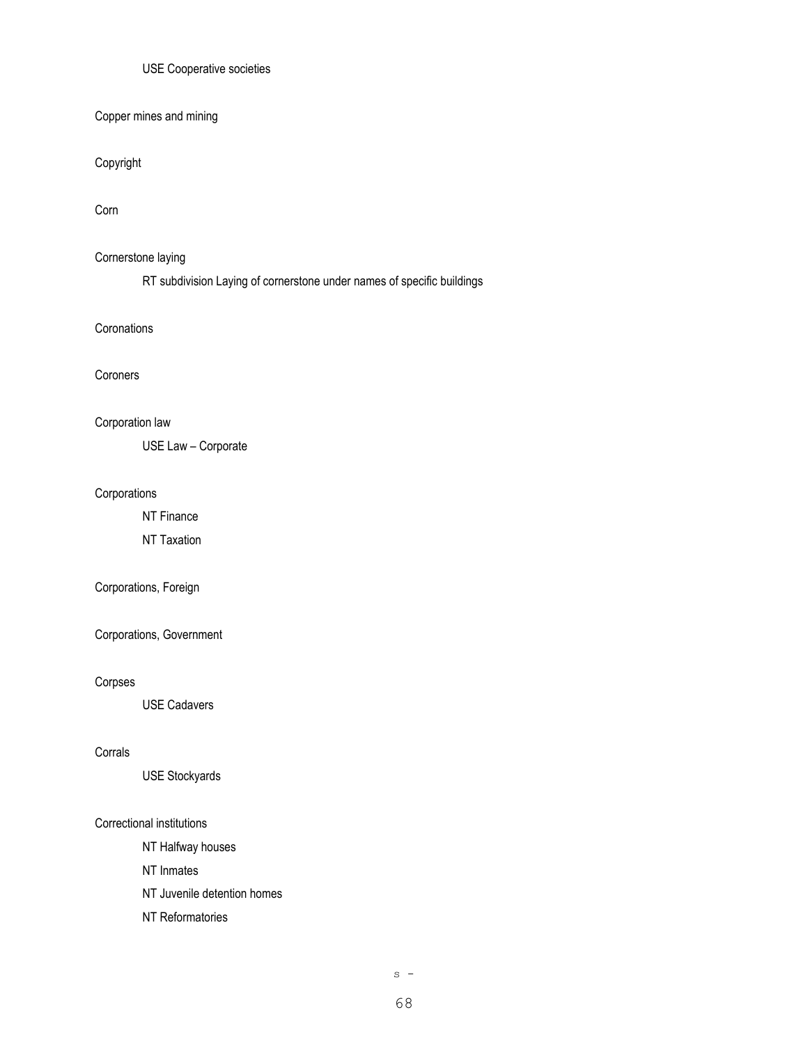USE Cooperative societies

Copper mines and mining

Copyright

Corn

Cornerstone laying

RT subdivision Laying of cornerstone under names of specific buildings

Coronations

Coroners

Corporation law

USE Law – Corporate

Corporations

NT Finance

NT Taxation

Corporations, Foreign

Corporations, Government

Corpses

USE Cadavers

Corrals

USE Stockyards

Correctional institutions

NT Halfway houses

NT Inmates

NT Juvenile detention homes

NT Reformatories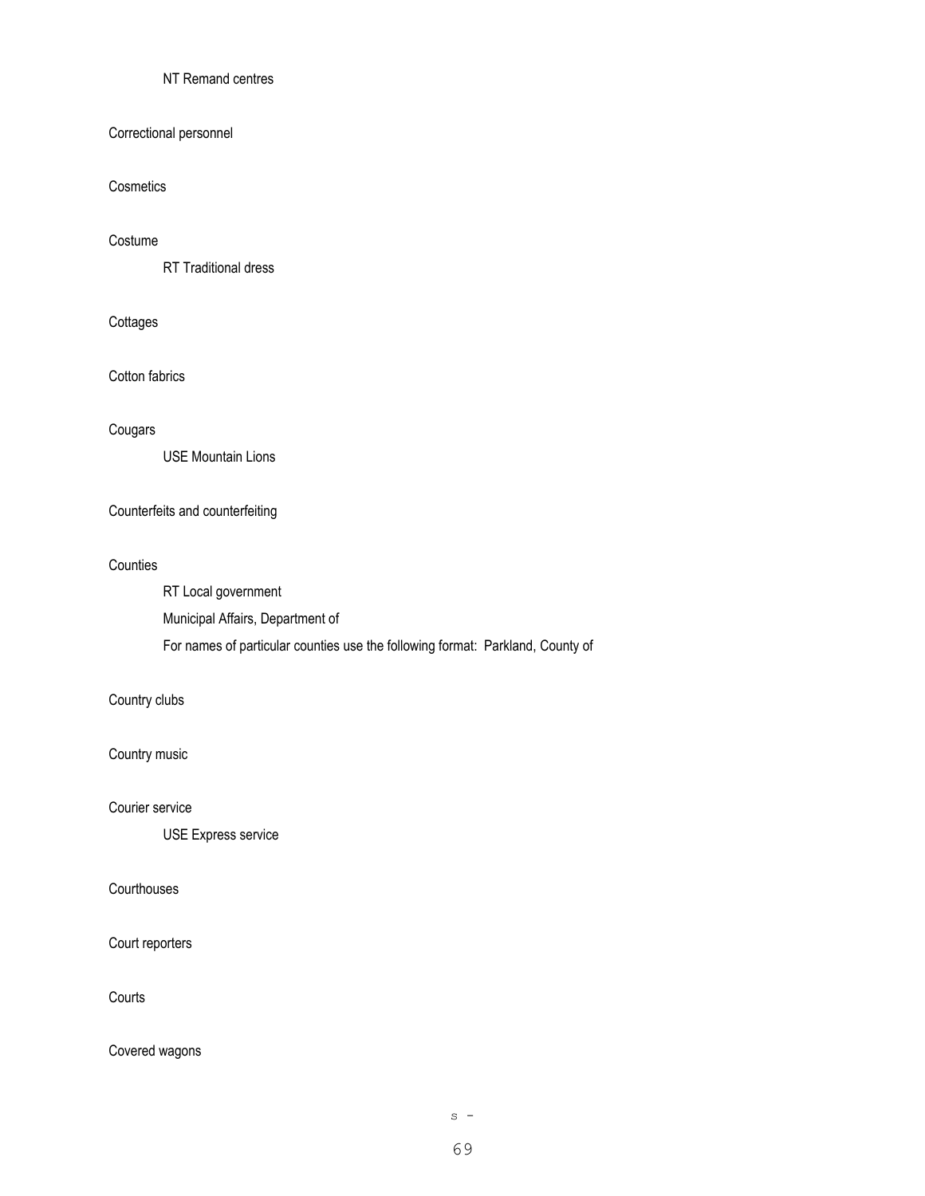NT Remand centres

Correctional personnel

Cosmetics

Costume

RT Traditional dress

Cottages

Cotton fabrics

Cougars

USE Mountain Lions

Counterfeits and counterfeiting

Counties

RT Local government

Municipal Affairs, Department of

For names of particular counties use the following format: Parkland, County of

Country clubs

Country music

Courier service

USE Express service

Courthouses

Court reporters

Courts

Covered wagons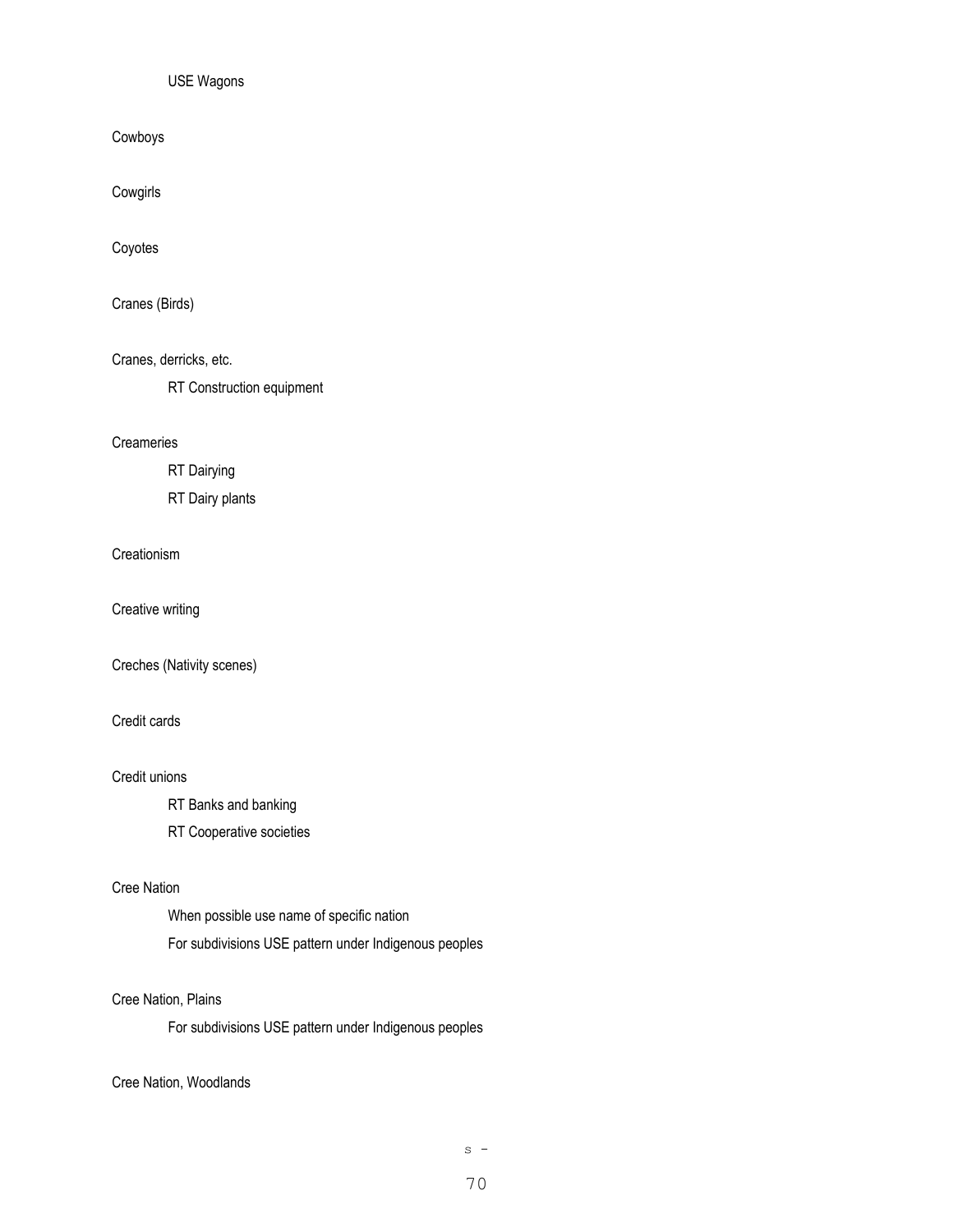USE Wagons

Cowboys

Cowgirls

Coyotes

Cranes (Birds)

Cranes, derricks, etc.

RT Construction equipment

Creameries

RT Dairying

RT Dairy plants

Creationism

Creative writing

Creches (Nativity scenes)

Credit cards

Credit unions

RT Banks and banking

RT Cooperative societies

Cree Nation

When possible use name of specific nation

For subdivisions USE pattern under Indigenous peoples

Cree Nation, Plains

For subdivisions USE pattern under Indigenous peoples

Cree Nation, Woodlands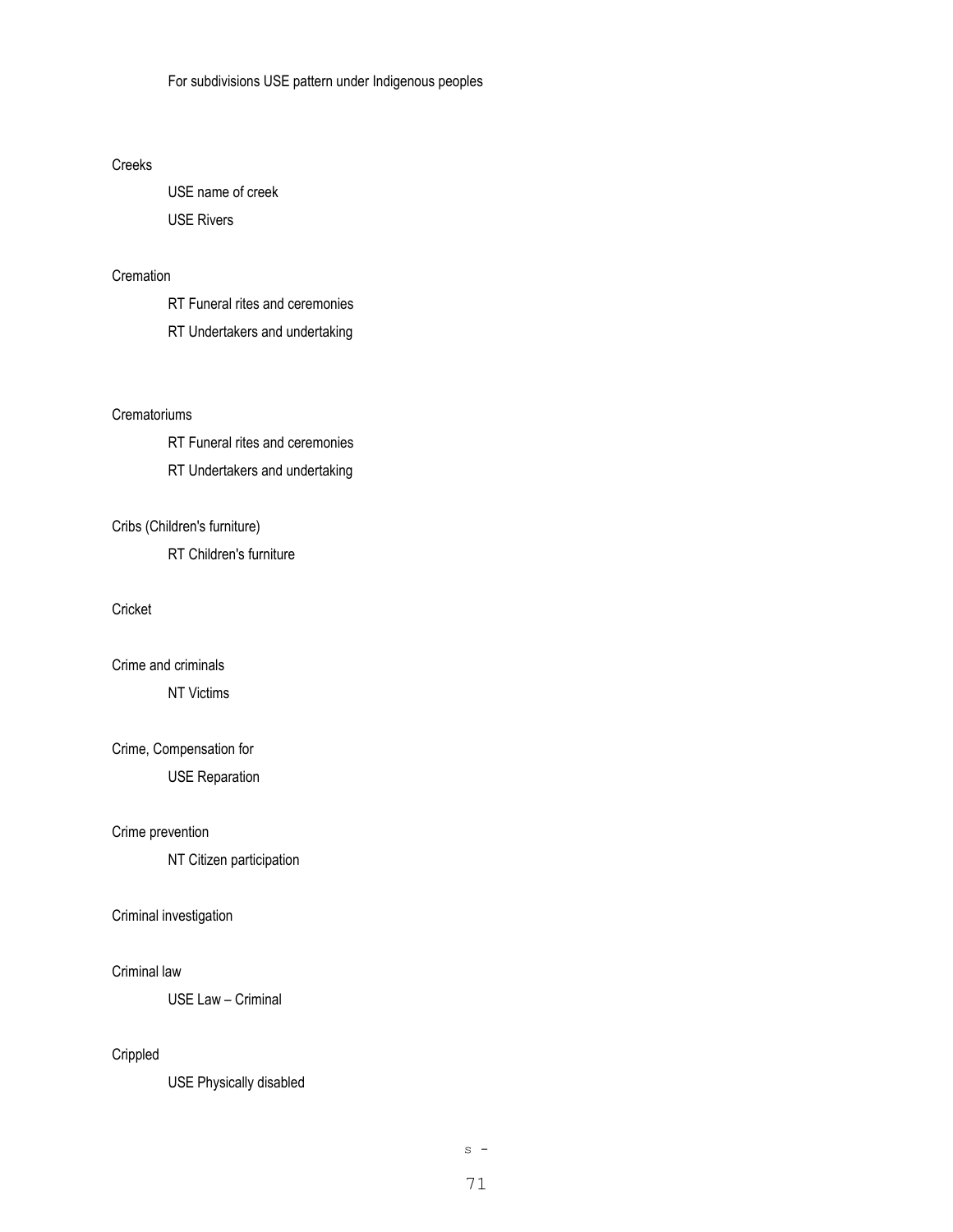For subdivisions USE pattern under Indigenous peoples

Creeks

USE name of creek

USE Rivers

Cremation

RT Funeral rites and ceremonies

RT Undertakers and undertaking

Crematoriums

RT Funeral rites and ceremonies

RT Undertakers and undertaking

Cribs (Children's furniture)

RT Children's furniture

Cricket

Crime and criminals

NT Victims

Crime, Compensation for

USE Reparation

Crime prevention

NT Citizen participation

Criminal investigation

Criminal law

USE Law – Criminal

Crippled

USE Physically disabled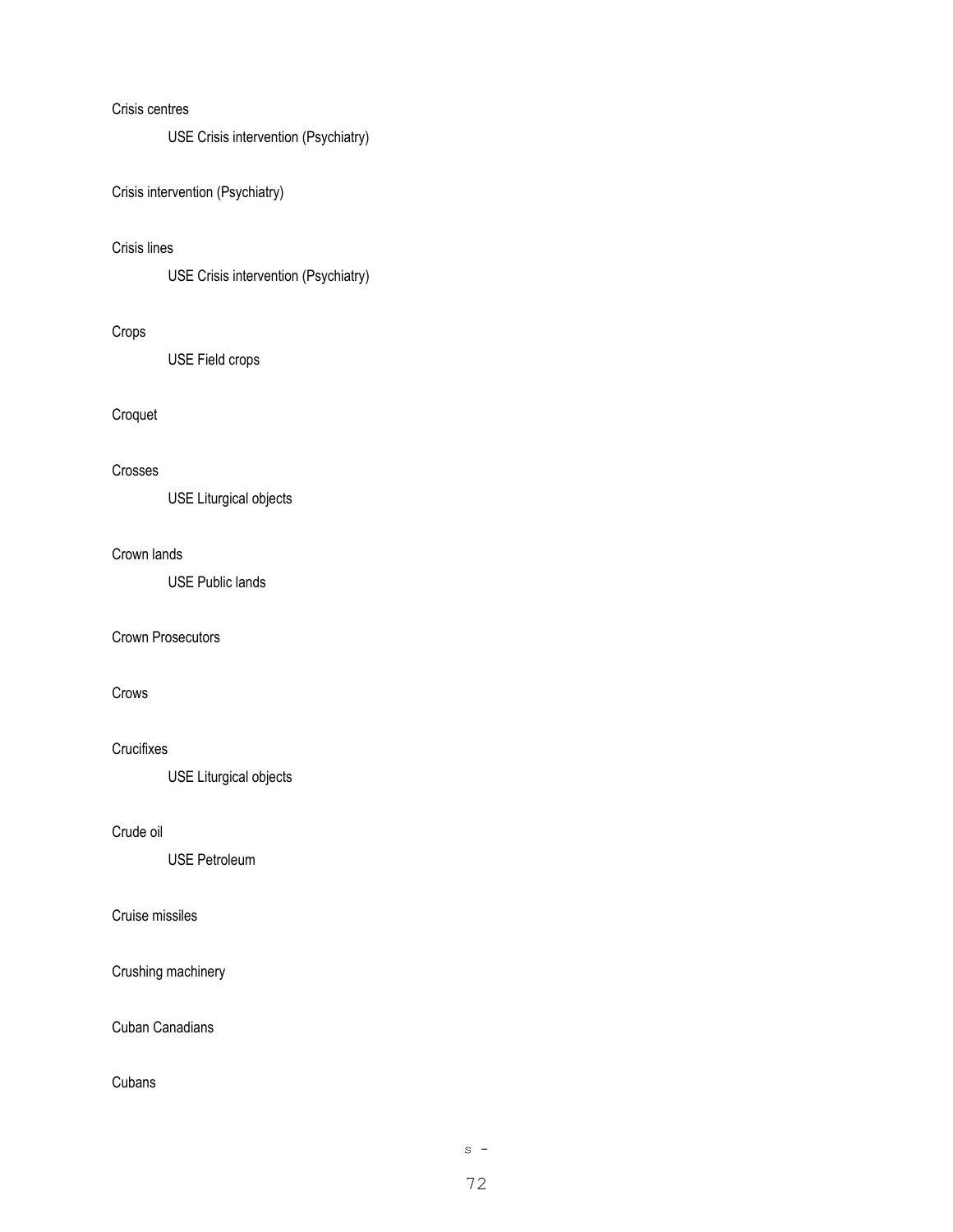Crisis centres

USE Crisis intervention (Psychiatry)

Crisis intervention (Psychiatry)

Crisis lines

USE Crisis intervention (Psychiatry)

Crops

USE Field crops

Croquet

Crosses

USE Liturgical objects

Crown lands

USE Public lands

Crown Prosecutors

Crows

Crucifixes

USE Liturgical objects

Crude oil

USE Petroleum

Cruise missiles

Crushing machinery

Cuban Canadians

Cubans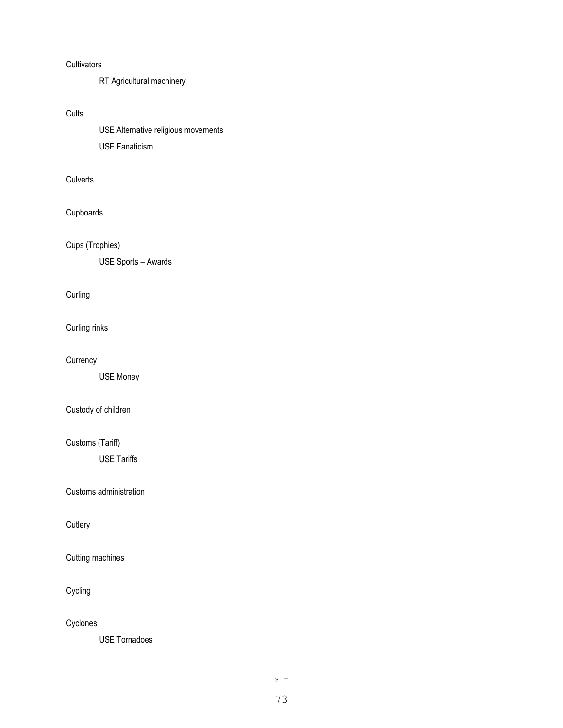Cultivators

RT Agricultural machinery

Cults

USE Alternative religious movements

USE Fanaticism

Culverts

Cupboards

Cups (Trophies)

USE Sports – Awards

Curling

Curling rinks

Currency

USE Money

Custody of children

Customs (Tariff)

USE Tariffs

Customs administration

Cutlery

Cutting machines

Cycling

Cyclones

USE Tornadoes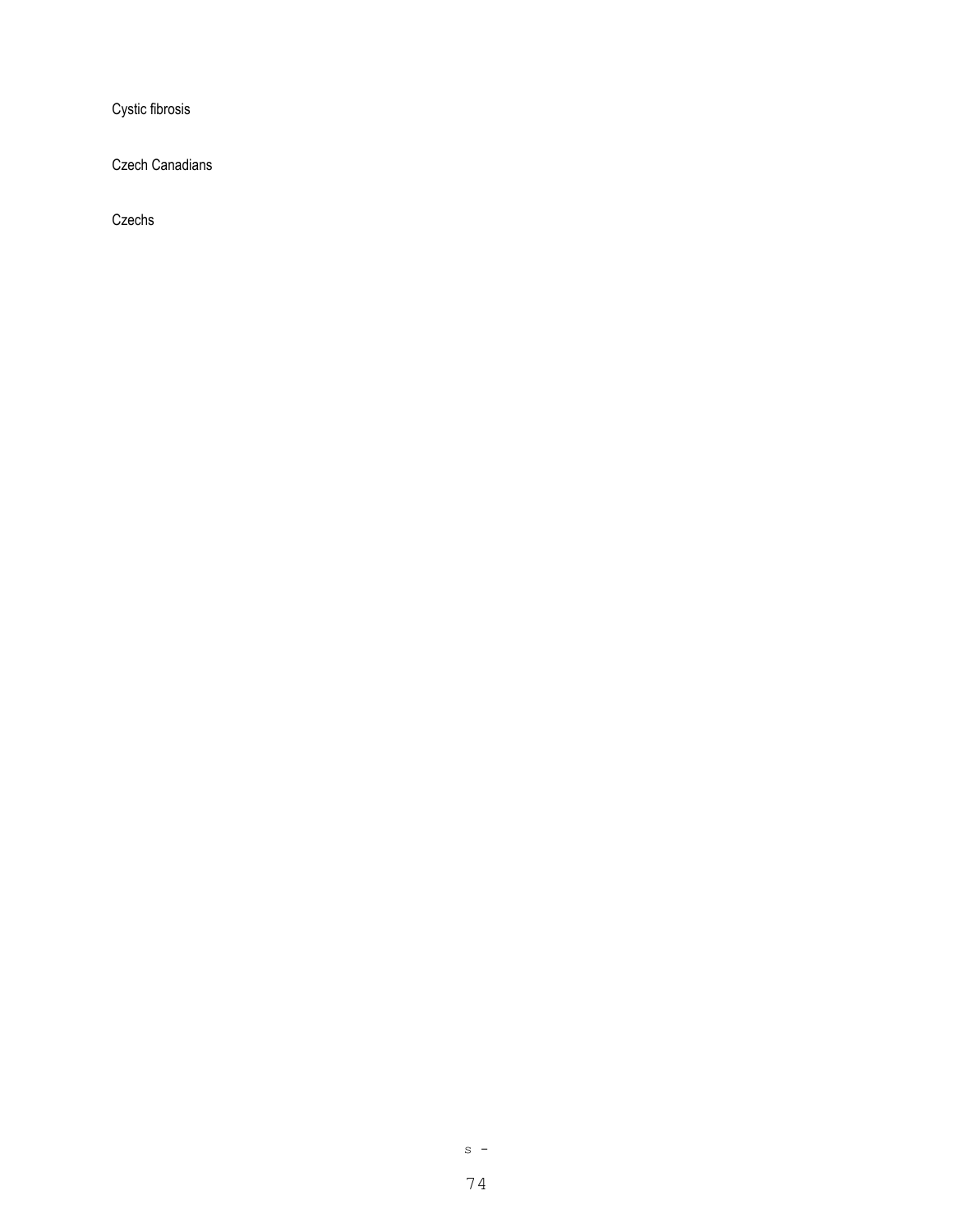Cystic fibrosis

Czech Canadians

Czechs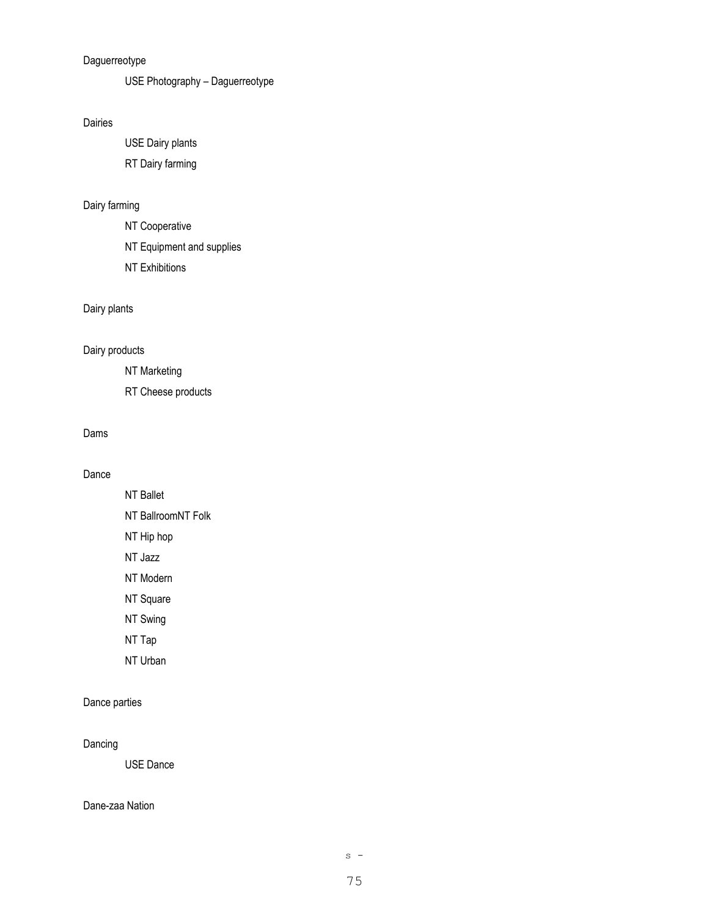Daguerreotype

USE Photography – Daguerreotype

Dairies

USE Dairy plants

RT Dairy farming

Dairy farming

NT Cooperative

NT Equipment and supplies

NT Exhibitions

Dairy plants

Dairy products

NT Marketing

RT Cheese products

Dams

Dance

NT Ballet

NT BallroomNT Folk

NT Hip hop

NT Jazz

NT Modern

NT Square

NT Swing

NT Tap

NT Urban

Dance parties

Dancing

USE Dance

Dane-zaa Nation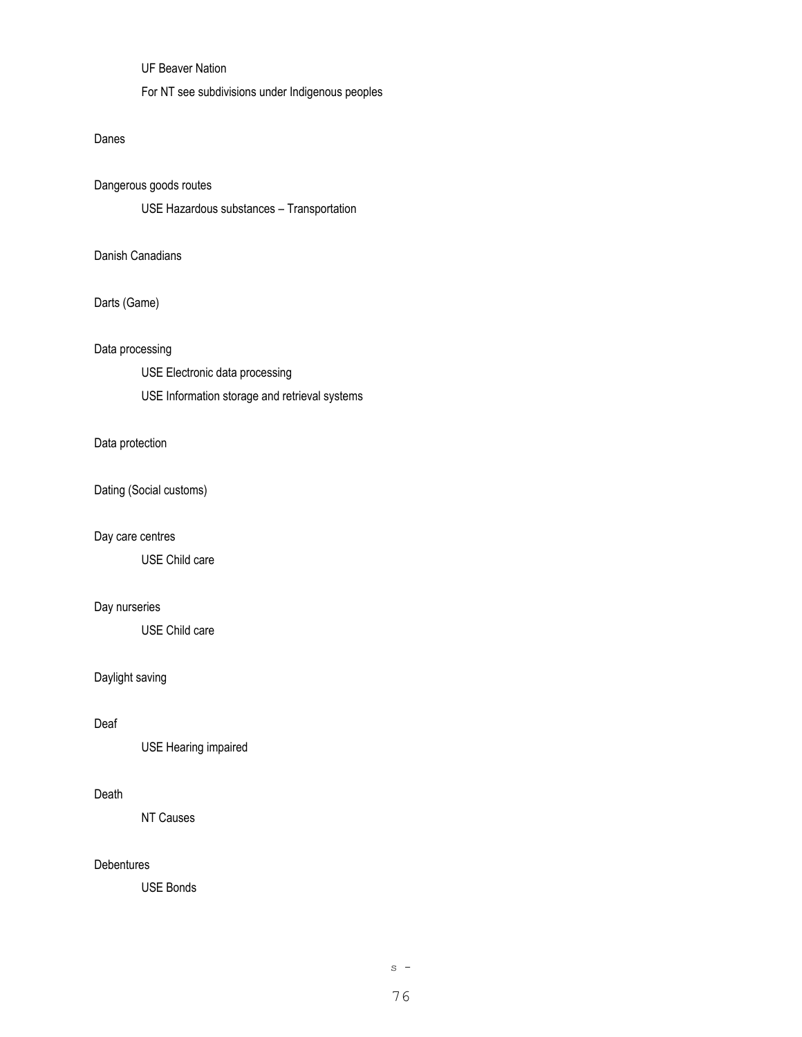UF Beaver Nation

For NT see subdivisions under Indigenous peoples

Danes

Dangerous goods routes

USE Hazardous substances – Transportation

Danish Canadians

Darts (Game)

Data processing

USE Electronic data processing

USE Information storage and retrieval systems

Data protection

Dating (Social customs)

Day care centres

USE Child care

Day nurseries

USE Child care

Daylight saving

Deaf

USE Hearing impaired

Death

NT Causes

Debentures

USE Bonds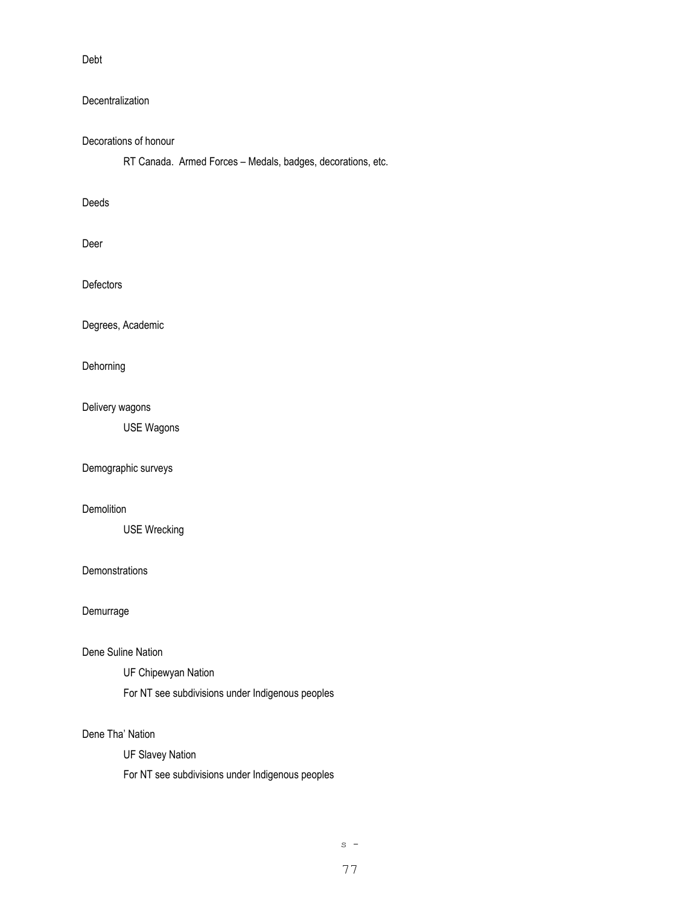Debt

Decentralization

Decorations of honour

RT Canada. Armed Forces – Medals, badges, decorations, etc.

Deeds

Deer

Defectors

Degrees, Academic

Dehorning

Delivery wagons

USE Wagons

Demographic surveys

Demolition

USE Wrecking

Demonstrations

Demurrage

Dene Suline Nation

UF Chipewyan Nation

For NT see subdivisions under Indigenous peoples

Dene Tha' Nation

UF Slavey Nation

For NT see subdivisions under Indigenous peoples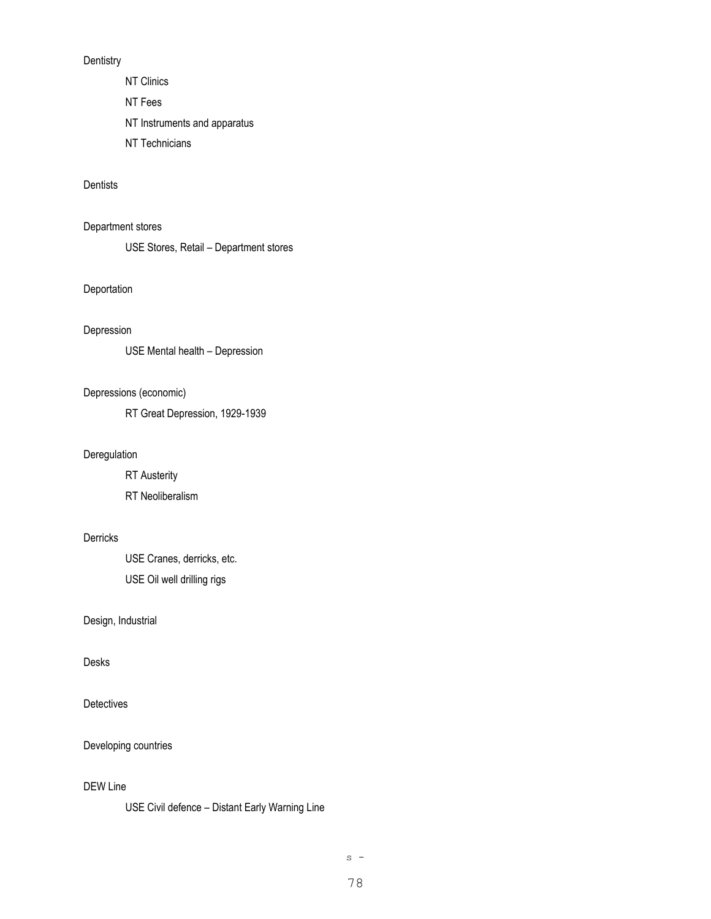Dentistry

NT Clinics

NT Fees

NT Instruments and apparatus

NT Technicians

Dentists

Department stores

USE Stores, Retail – Department stores

Deportation

Depression

USE Mental health – Depression

Depressions (economic)

RT Great Depression, 1929-1939

Deregulation

RT Austerity

RT Neoliberalism

Derricks

USE Cranes, derricks, etc.

USE Oil well drilling rigs

Design, Industrial

Desks

Detectives

Developing countries

DEW Line

USE Civil defence – Distant Early Warning Line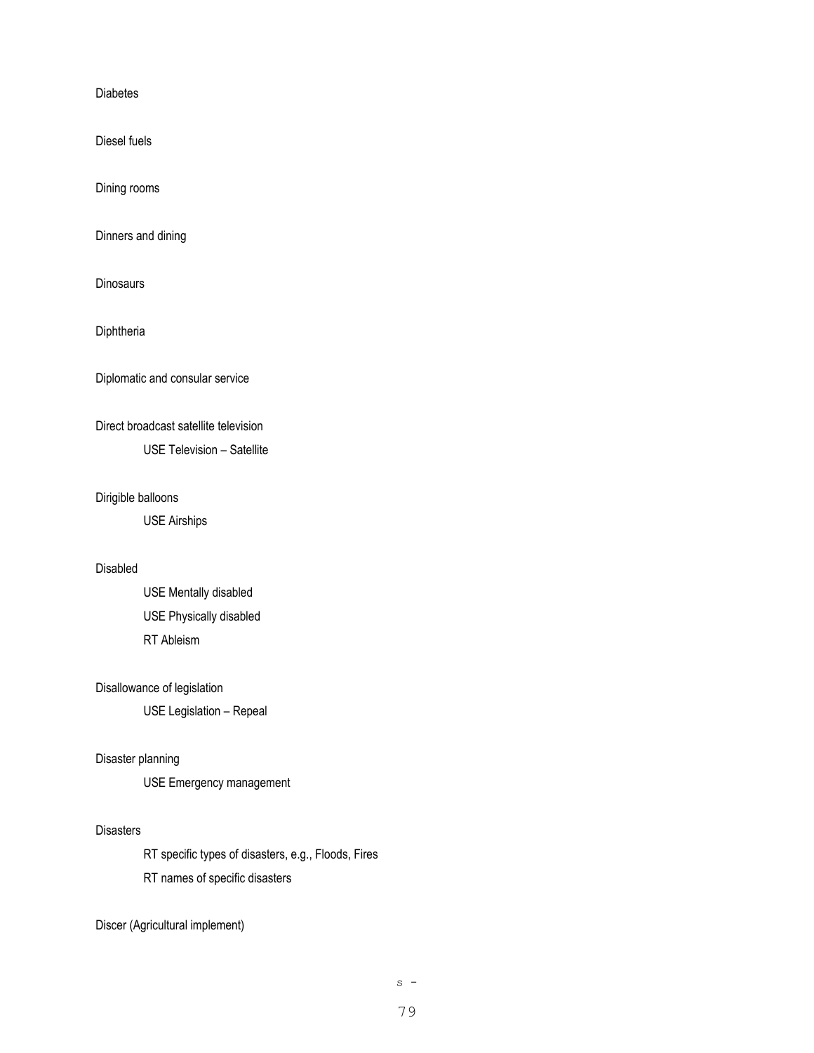Diabetes

Diesel fuels

Dining rooms

Dinners and dining

Dinosaurs

Diphtheria

Diplomatic and consular service

Direct broadcast satellite television
    USE Television – Satellite

Dirigible balloons
    USE Airships

Disabled
    USE Mentally disabled
    USE Physically disabled
    RT Ableism

Disallowance of legislation
    USE Legislation – Repeal

Disaster planning
    USE Emergency management

Disasters
    RT specific types of disasters, e.g., Floods, Fires
    RT names of specific disasters

Discer (Agricultural implement)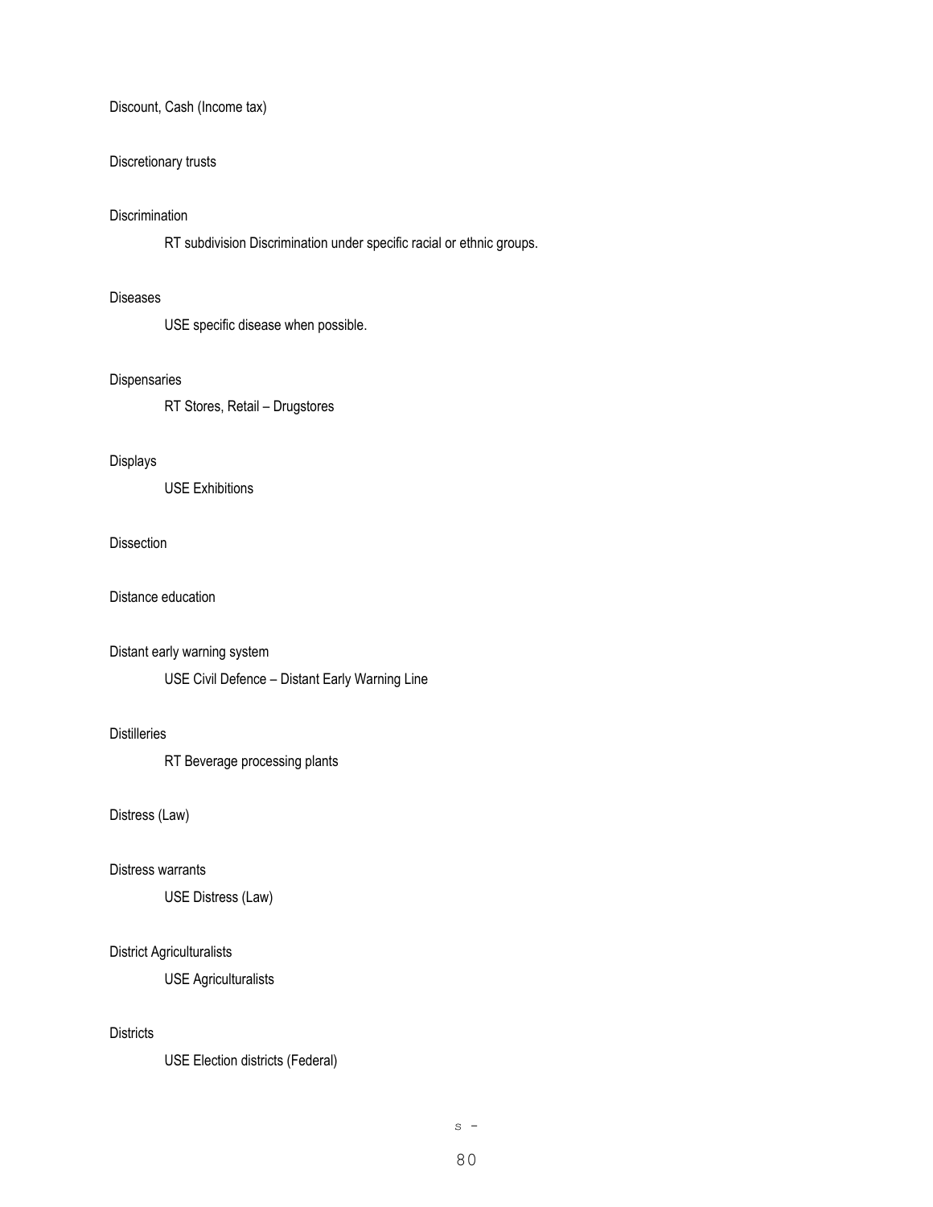Discount, Cash (Income tax)

Discretionary trusts

Discrimination

    RT subdivision Discrimination under specific racial or ethnic groups.

Diseases

    USE specific disease when possible.

Dispensaries

    RT Stores, Retail – Drugstores

Displays

    USE Exhibitions

Dissection

Distance education

Distant early warning system

    USE Civil Defence – Distant Early Warning Line

Distilleries

    RT Beverage processing plants

Distress (Law)

Distress warrants

    USE Distress (Law)

District Agriculturalists

    USE Agriculturalists

Districts

    USE Election districts (Federal)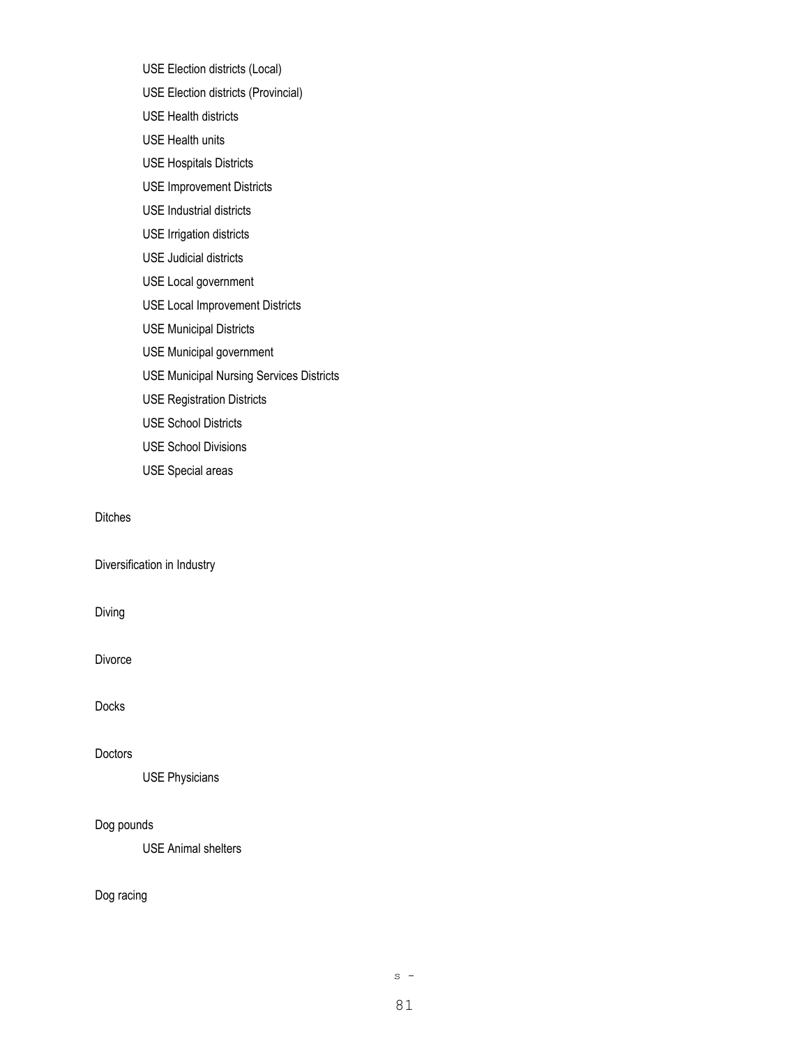USE Election districts (Local)

USE Election districts (Provincial)

USE Health districts

USE Health units

USE Hospitals Districts

USE Improvement Districts

USE Industrial districts

USE Irrigation districts

USE Judicial districts

USE Local government

USE Local Improvement Districts

USE Municipal Districts

USE Municipal government

USE Municipal Nursing Services Districts

USE Registration Districts

USE School Districts

USE School Divisions

USE Special areas

Ditches

Diversification in Industry

Diving

Divorce

Docks

Doctors

USE Physicians

Dog pounds

USE Animal shelters

Dog racing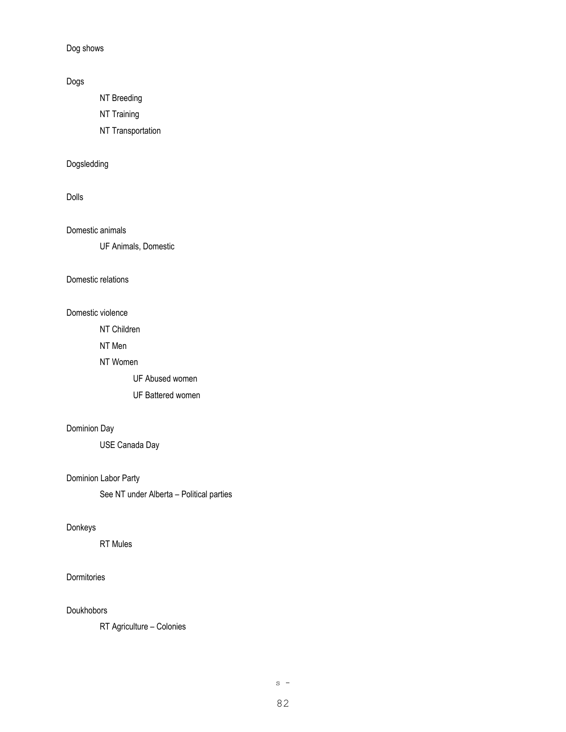Dog shows

Dogs

    NT Breeding

    NT Training

    NT Transportation

Dogsledding

Dolls

Domestic animals

    UF Animals, Domestic

Domestic relations

Domestic violence

    NT Children

    NT Men

    NT Women

        UF Abused women

        UF Battered women

Dominion Day

    USE Canada Day

Dominion Labor Party

    See NT under Alberta – Political parties

Donkeys

    RT Mules

Dormitories

Doukhobors

    RT Agriculture – Colonies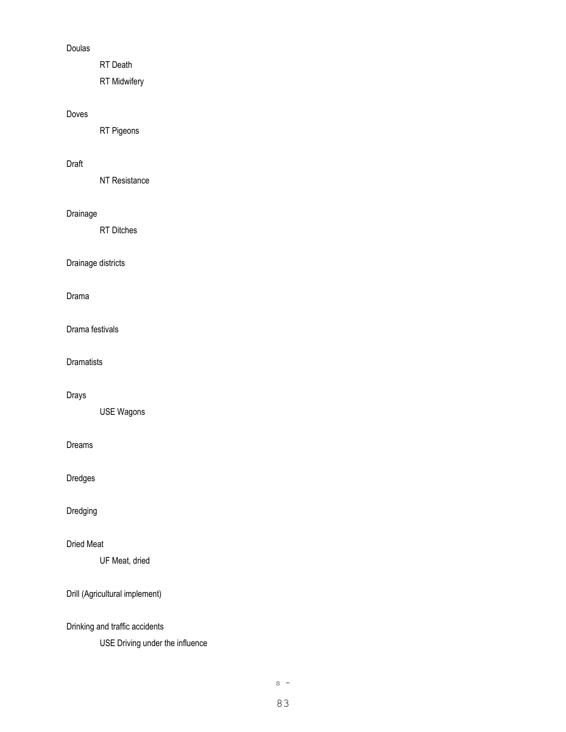Doulas

  RT Death

  RT Midwifery

Doves

  RT Pigeons

Draft

  NT Resistance

Drainage

  RT Ditches

Drainage districts

Drama

Drama festivals

Dramatists

Drays

  USE Wagons

Dreams

Dredges

Dredging

Dried Meat

  UF Meat, dried

Drill (Agricultural implement)

Drinking and traffic accidents

  USE Driving under the influence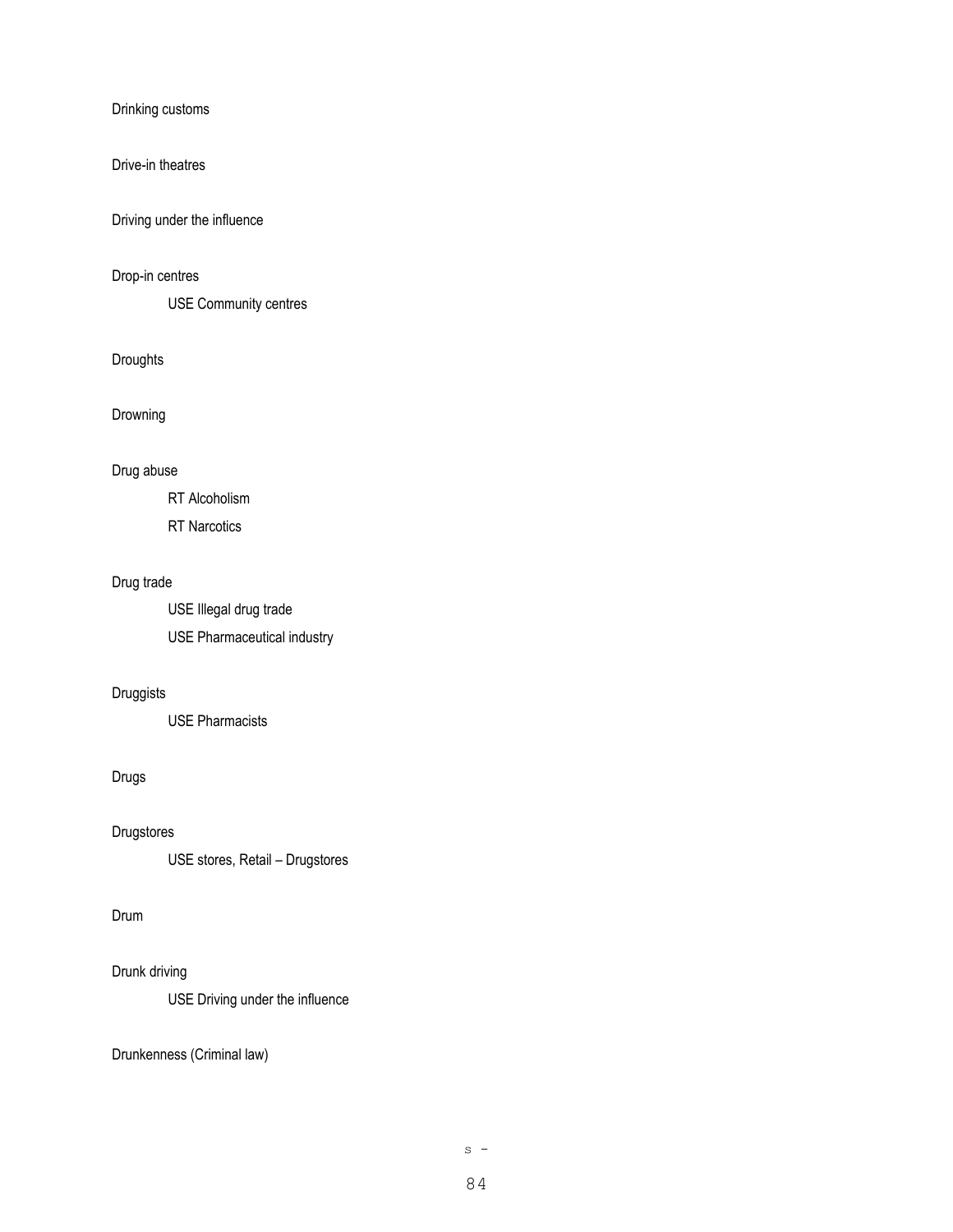Drinking customs

Drive-in theatres

Driving under the influence

Drop-in centres

    USE Community centres

Droughts

Drowning

Drug abuse

    RT Alcoholism

    RT Narcotics

Drug trade

    USE Illegal drug trade

    USE Pharmaceutical industry

Druggists

    USE Pharmacists

Drugs

Drugstores

    USE stores, Retail – Drugstores

Drum

Drunk driving

    USE Driving under the influence

Drunkenness (Criminal law)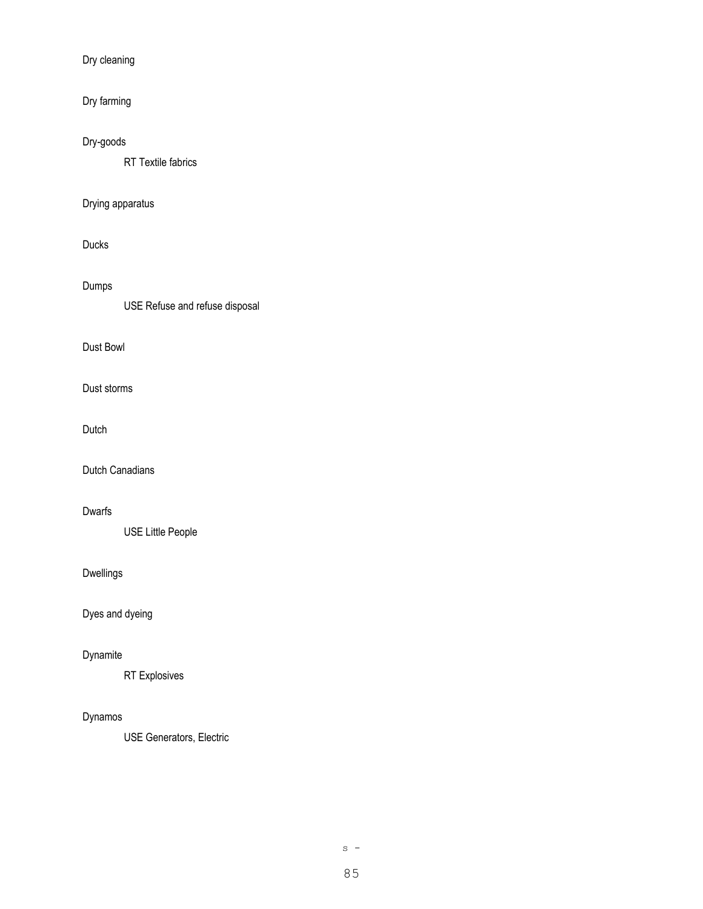Dry cleaning

Dry farming

Dry-goods

    RT Textile fabrics

Drying apparatus

Ducks

Dumps

    USE Refuse and refuse disposal

Dust Bowl

Dust storms

Dutch

Dutch Canadians

Dwarfs

    USE Little People

Dwellings

Dyes and dyeing

Dynamite

    RT Explosives

Dynamos

    USE Generators, Electric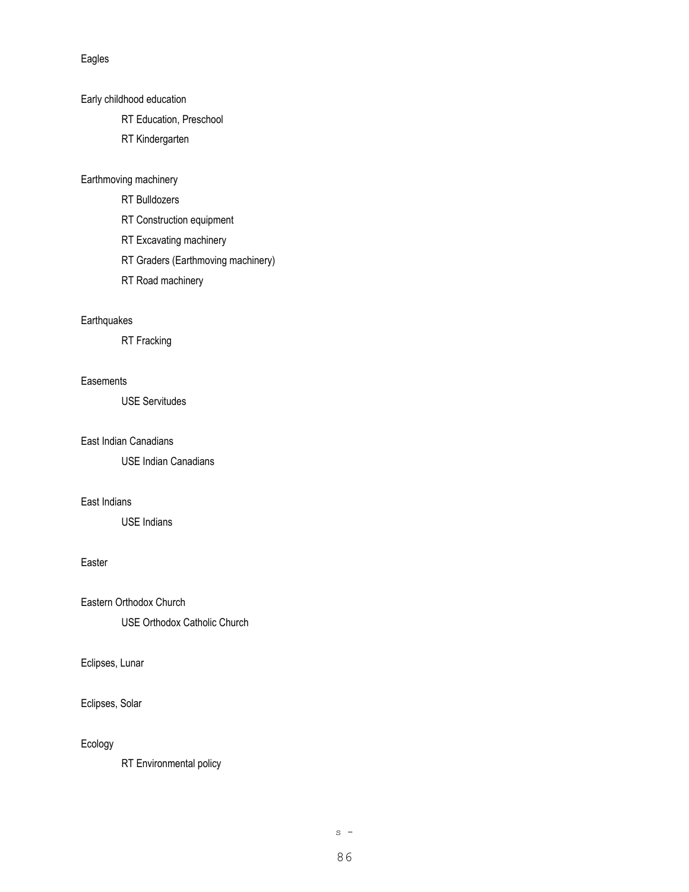Eagles

Early childhood education

RT Education, Preschool

RT Kindergarten

Earthmoving machinery

RT Bulldozers

RT Construction equipment

RT Excavating machinery

RT Graders (Earthmoving machinery)

RT Road machinery

Earthquakes

RT Fracking

Easements

USE Servitudes

East Indian Canadians

USE Indian Canadians

East Indians

USE Indians

Easter

Eastern Orthodox Church

USE Orthodox Catholic Church

Eclipses, Lunar

Eclipses, Solar

Ecology

RT Environmental policy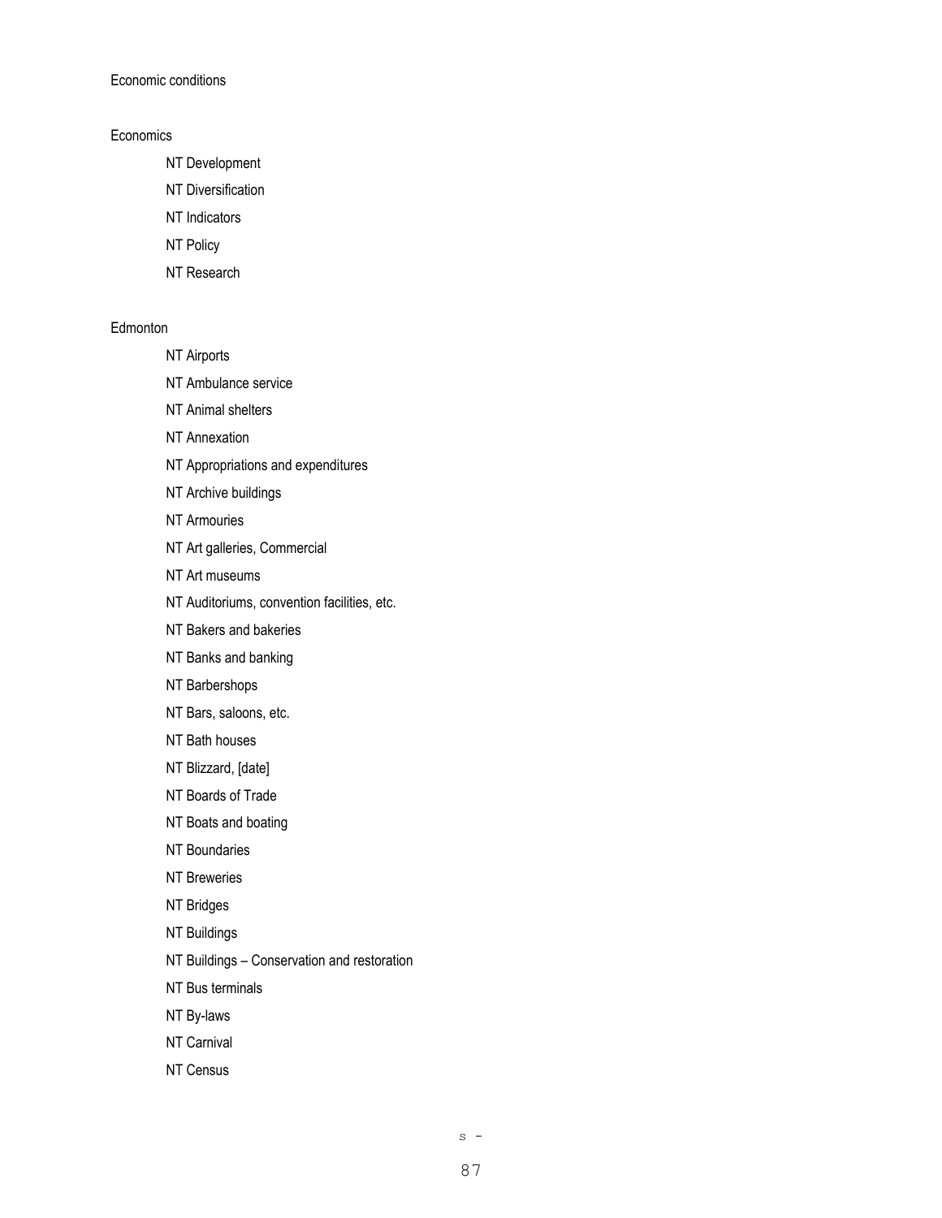Economic conditions

Economics

NT Development

NT Diversification

NT Indicators

NT Policy

NT Research

Edmonton

NT Airports

NT Ambulance service

NT Animal shelters

NT Annexation

NT Appropriations and expenditures

NT Archive buildings

NT Armouries

NT Art galleries, Commercial

NT Art museums

NT Auditoriums, convention facilities, etc.

NT Bakers and bakeries

NT Banks and banking

NT Barbershops

NT Bars, saloons, etc.

NT Bath houses

NT Blizzard, [date]

NT Boards of Trade

NT Boats and boating

NT Boundaries

NT Breweries

NT Bridges

NT Buildings

NT Buildings – Conservation and restoration

NT Bus terminals

NT By-laws

NT Carnival

NT Census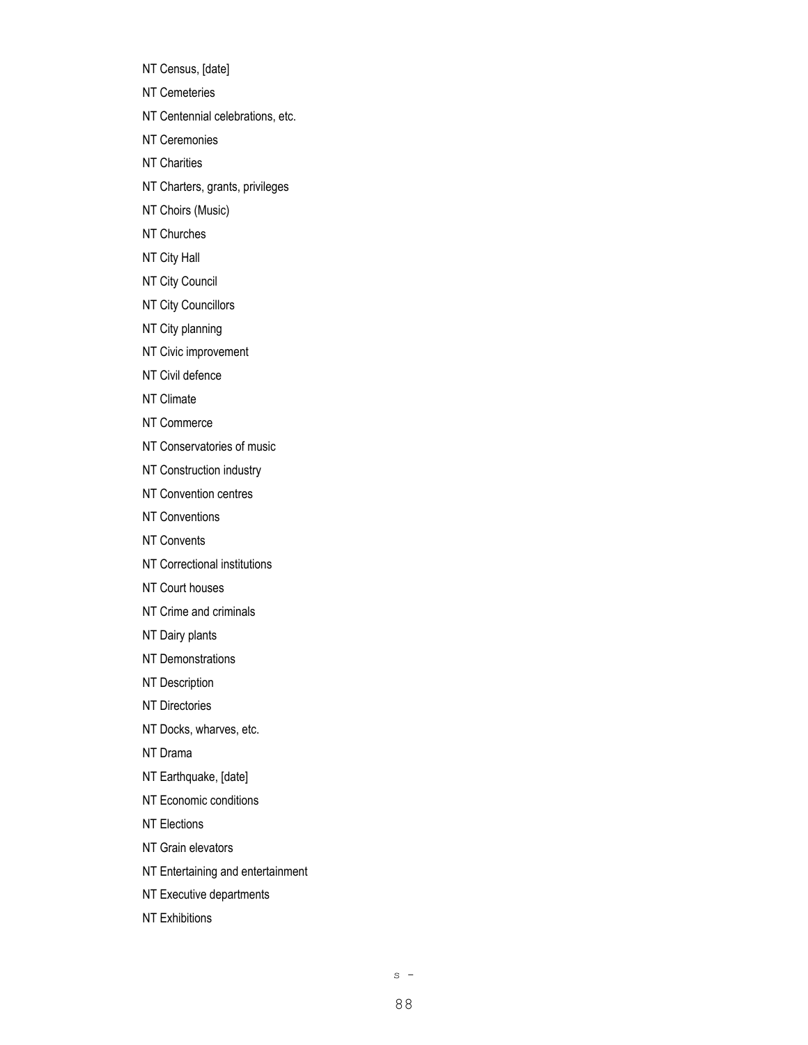NT Census, [date]

NT Cemeteries

NT Centennial celebrations, etc.

NT Ceremonies

NT Charities

NT Charters, grants, privileges

NT Choirs (Music)

NT Churches

NT City Hall

NT City Council

NT City Councillors

NT City planning

NT Civic improvement

NT Civil defence

NT Climate

NT Commerce

NT Conservatories of music

NT Construction industry

NT Convention centres

NT Conventions

NT Convents

NT Correctional institutions

NT Court houses

NT Crime and criminals

NT Dairy plants

NT Demonstrations

NT Description

NT Directories

NT Docks, wharves, etc.

NT Drama

NT Earthquake, [date]

NT Economic conditions

NT Elections

NT Grain elevators

NT Entertaining and entertainment

NT Executive departments

NT Exhibitions

s -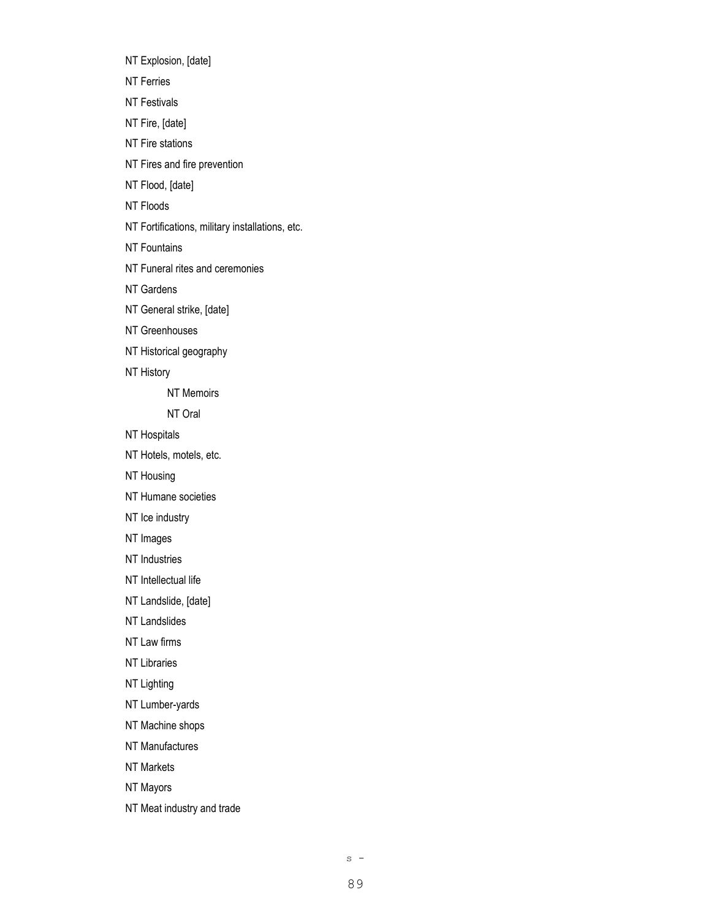NT Explosion, [date]

NT Ferries

NT Festivals

NT Fire, [date]

NT Fire stations

NT Fires and fire prevention

NT Flood, [date]

NT Floods

NT Fortifications, military installations, etc.

NT Fountains

NT Funeral rites and ceremonies

NT Gardens

NT General strike, [date]

NT Greenhouses

NT Historical geography

NT History

- NT Memoirs
- NT Oral

NT Hospitals

NT Hotels, motels, etc.

NT Housing

NT Humane societies

NT Ice industry

NT Images

NT Industries

NT Intellectual life

NT Landslide, [date]

NT Landslides

NT Law firms

NT Libraries

NT Lighting

NT Lumber-yards

NT Machine shops

NT Manufactures

NT Markets

NT Mayors

NT Meat industry and trade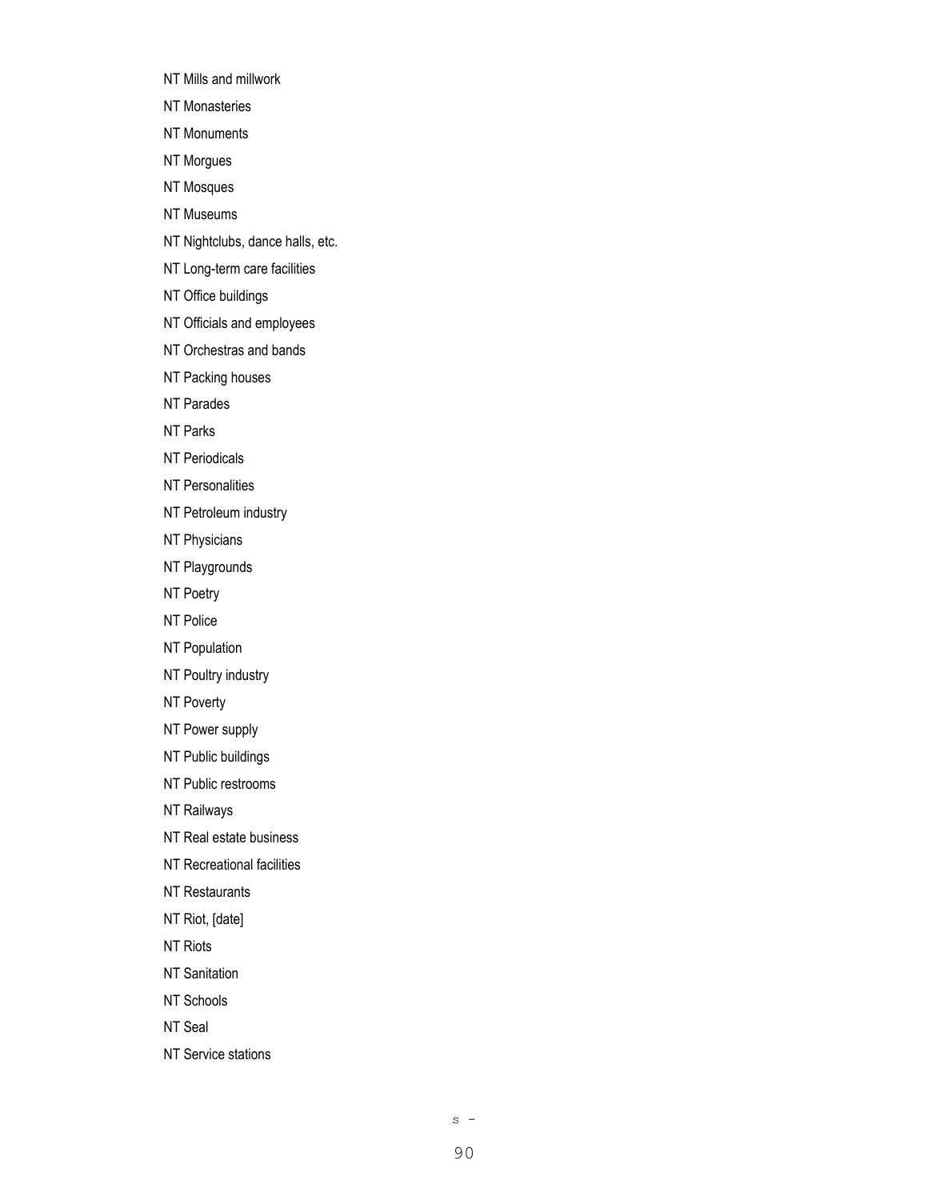NT Mills and millwork

NT Monasteries

NT Monuments

NT Morgues

NT Mosques

NT Museums

NT Nightclubs, dance halls, etc.

NT Long-term care facilities

NT Office buildings

NT Officials and employees

NT Orchestras and bands

NT Packing houses

NT Parades

NT Parks

NT Periodicals

NT Personalities

NT Petroleum industry

NT Physicians

NT Playgrounds

NT Poetry

NT Police

NT Population

NT Poultry industry

NT Poverty

NT Power supply

NT Public buildings

NT Public restrooms

NT Railways

NT Real estate business

NT Recreational facilities

NT Restaurants

NT Riot, [date]

NT Riots

NT Sanitation

NT Schools

NT Seal

NT Service stations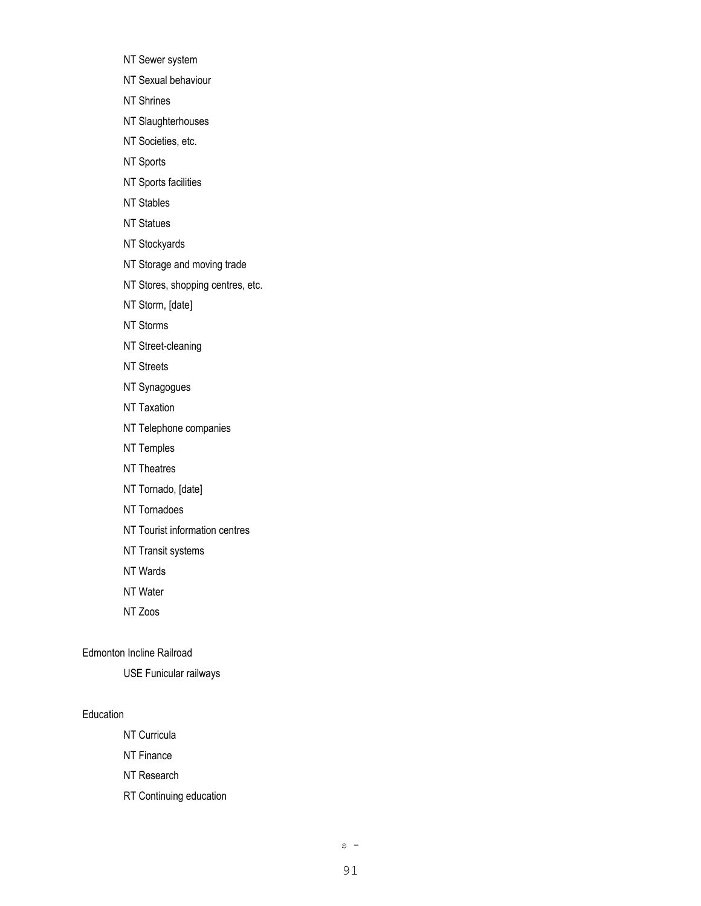NT Sewer system

NT Sexual behaviour

NT Shrines

NT Slaughterhouses

NT Societies, etc.

NT Sports

NT Sports facilities

NT Stables

NT Statues

NT Stockyards

NT Storage and moving trade

NT Stores, shopping centres, etc.

NT Storm, [date]

NT Storms

NT Street-cleaning

NT Streets

NT Synagogues

NT Taxation

NT Telephone companies

NT Temples

NT Theatres

NT Tornado, [date]

NT Tornadoes

NT Tourist information centres

NT Transit systems

NT Wards

NT Water

NT Zoos

Edmonton Incline Railroad

USE Funicular railways

Education

NT Curricula

NT Finance

NT Research

RT Continuing education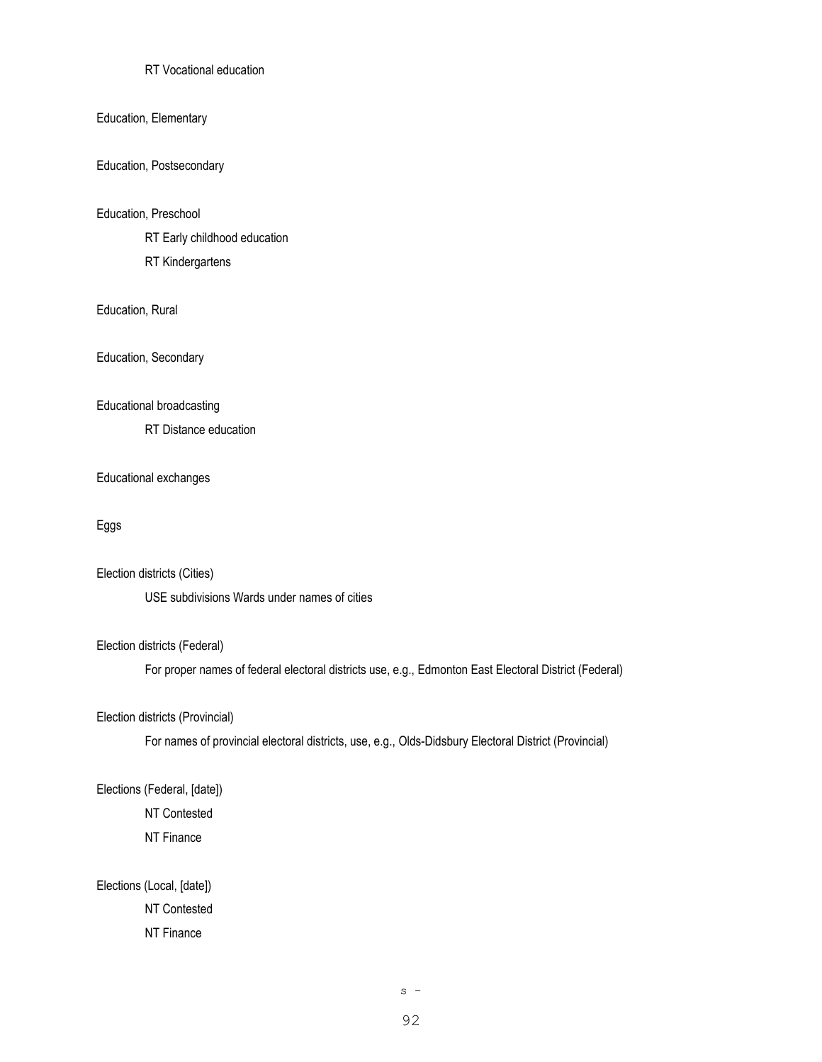RT Vocational education

Education, Elementary

Education, Postsecondary

Education, Preschool

RT Early childhood education

RT Kindergartens

Education, Rural

Education, Secondary

Educational broadcasting

RT Distance education

Educational exchanges

Eggs

Election districts (Cities)

USE subdivisions Wards under names of cities

Election districts (Federal)

For proper names of federal electoral districts use, e.g., Edmonton East Electoral District (Federal)

Election districts (Provincial)

For names of provincial electoral districts, use, e.g., Olds-Didsbury Electoral District (Provincial)

Elections (Federal, [date])

NT Contested

NT Finance

Elections (Local, [date])

NT Contested

NT Finance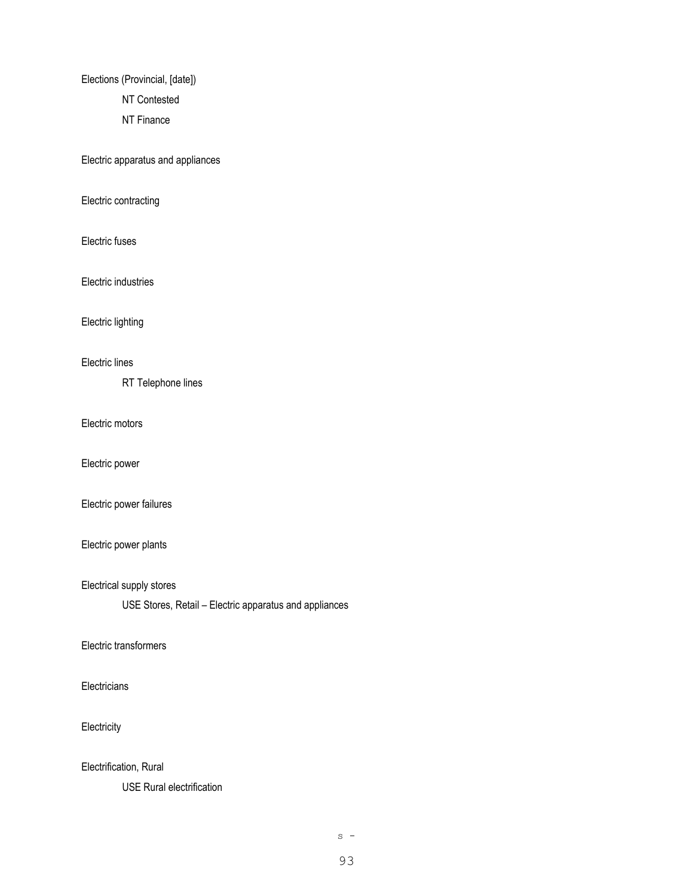Elections (Provincial, [date])

NT Contested

NT Finance

Electric apparatus and appliances

Electric contracting

Electric fuses

Electric industries

Electric lighting

Electric lines

RT Telephone lines

Electric motors

Electric power

Electric power failures

Electric power plants

Electrical supply stores

USE Stores, Retail – Electric apparatus and appliances

Electric transformers

Electricians

Electricity

Electrification, Rural

USE Rural electrification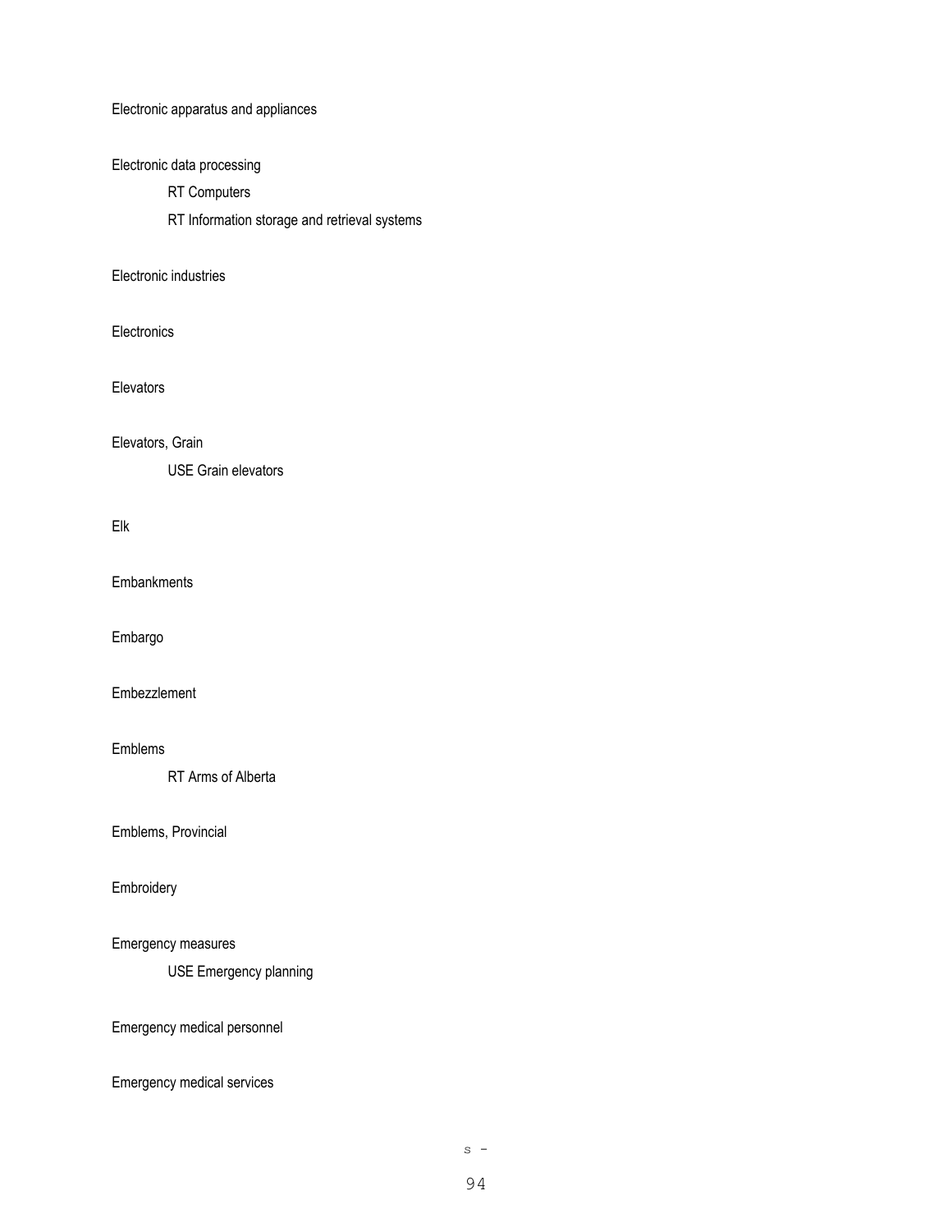Electronic apparatus and appliances

Electronic data processing

    RT Computers

    RT Information storage and retrieval systems

Electronic industries

Electronics

Elevators

Elevators, Grain

    USE Grain elevators

Elk

Embankments

Embargo

Embezzlement

Emblems

    RT Arms of Alberta

Emblems, Provincial

Embroidery

Emergency measures

    USE Emergency planning

Emergency medical personnel

Emergency medical services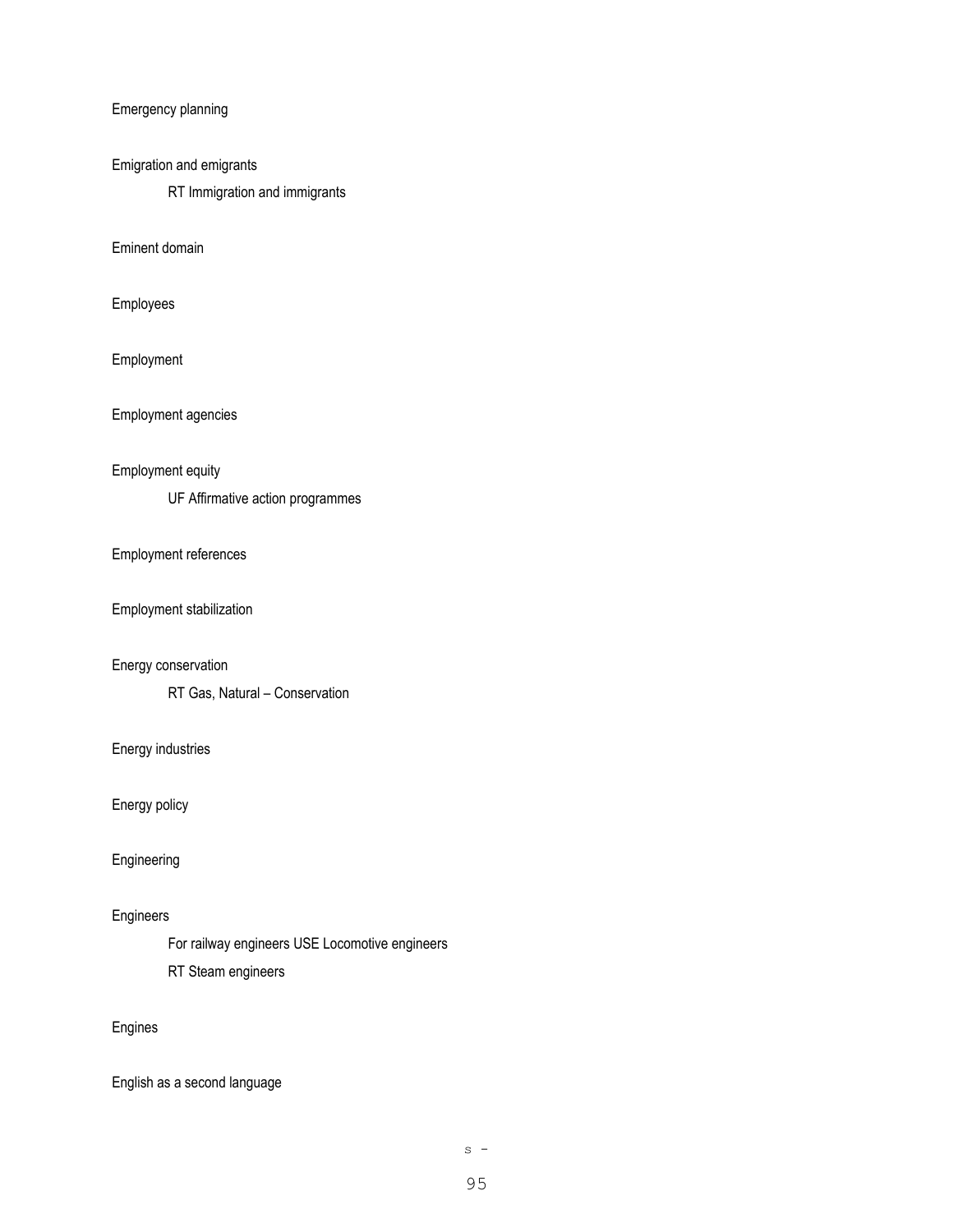Emergency planning

Emigration and emigrants

    RT Immigration and immigrants

Eminent domain

Employees

Employment

Employment agencies

Employment equity

    UF Affirmative action programmes

Employment references

Employment stabilization

Energy conservation

    RT Gas, Natural – Conservation

Energy industries

Energy policy

Engineering

Engineers

    For railway engineers USE Locomotive engineers

    RT Steam engineers

Engines

English as a second language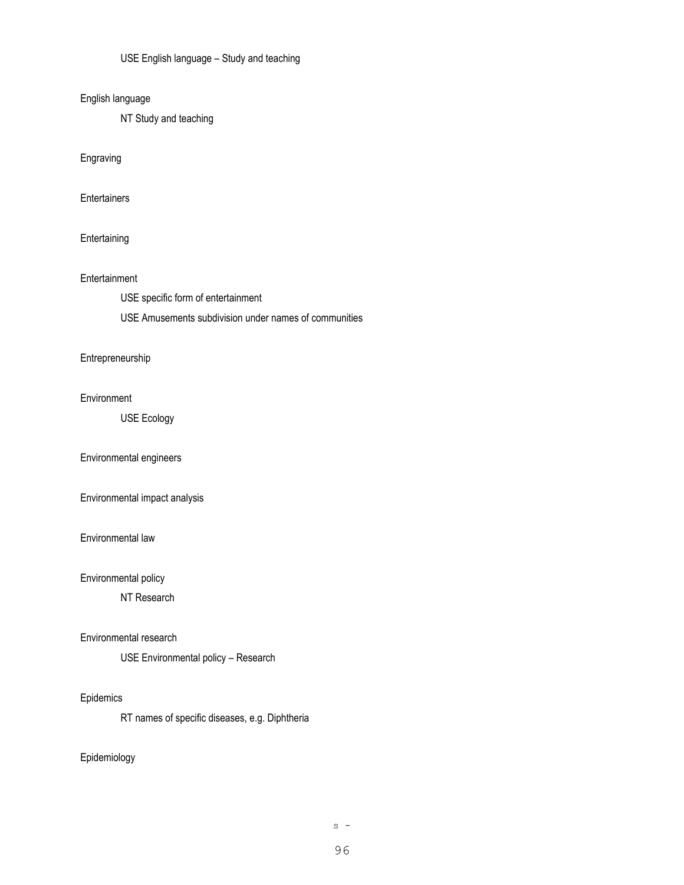USE English language – Study and teaching

English language

NT Study and teaching

Engraving

Entertainers

Entertaining

Entertainment

USE specific form of entertainment

USE Amusements subdivision under names of communities

Entrepreneurship

Environment

USE Ecology

Environmental engineers

Environmental impact analysis

Environmental law

Environmental policy

NT Research

Environmental research

USE Environmental policy – Research

Epidemics

RT names of specific diseases, e.g. Diphtheria

Epidemiology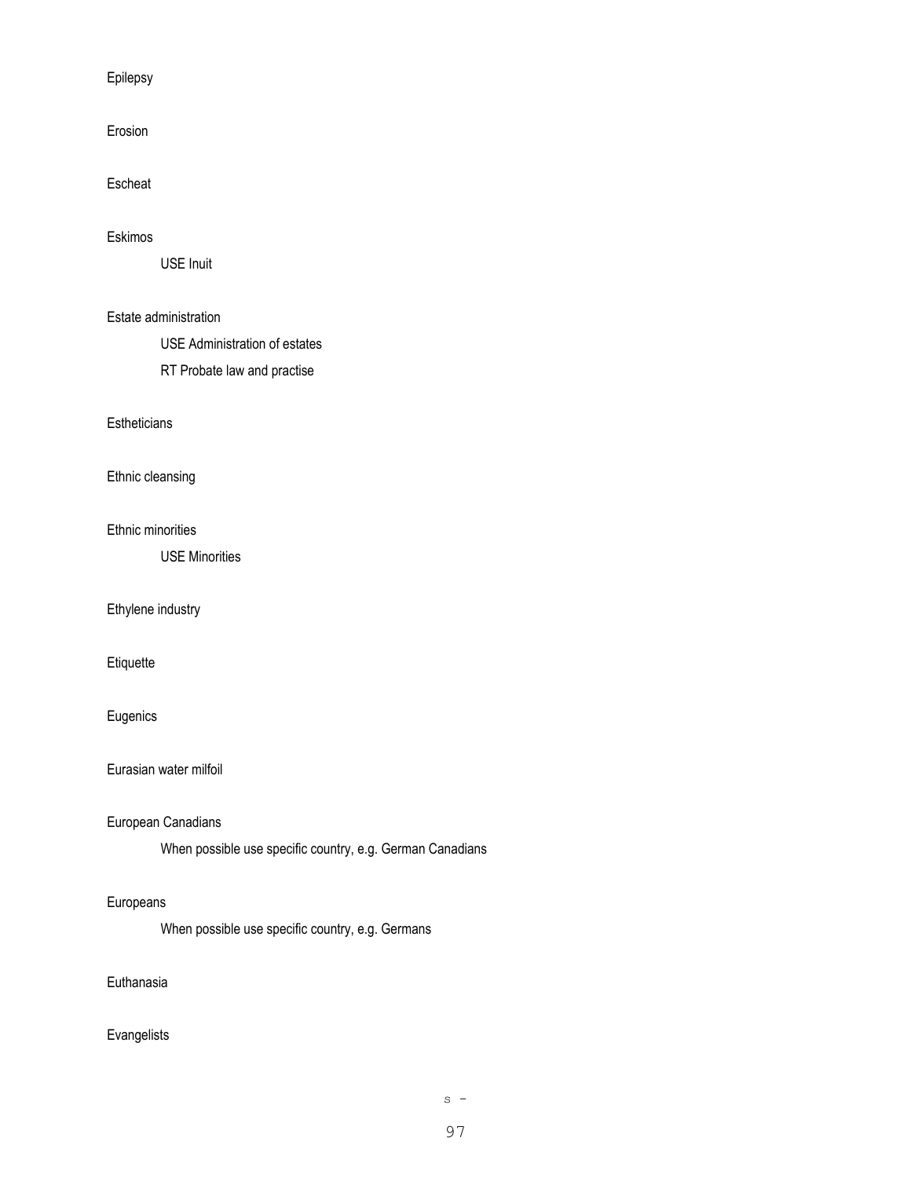Epilepsy

Erosion

Escheat

Eskimos

USE Inuit

Estate administration

USE Administration of estates

RT Probate law and practise

Estheticians

Ethnic cleansing

Ethnic minorities

USE Minorities

Ethylene industry

Etiquette

Eugenics

Eurasian water milfoil

European Canadians

When possible use specific country, e.g. German Canadians

Europeans

When possible use specific country, e.g. Germans

Euthanasia

Evangelists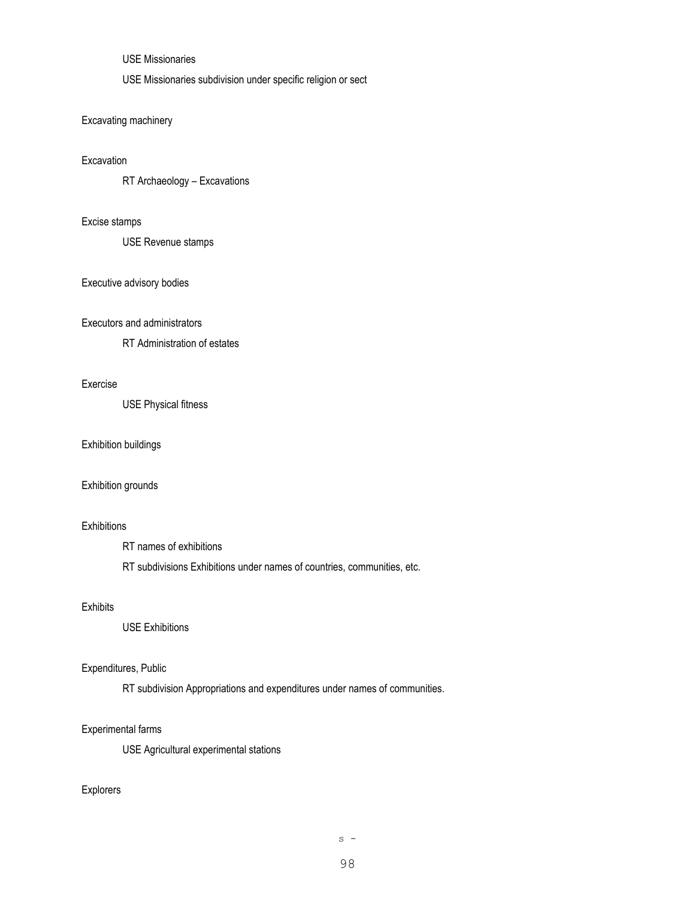USE Missionaries

USE Missionaries subdivision under specific religion or sect

Excavating machinery

Excavation

RT Archaeology – Excavations

Excise stamps

USE Revenue stamps

Executive advisory bodies

Executors and administrators

RT Administration of estates

Exercise

USE Physical fitness

Exhibition buildings

Exhibition grounds

Exhibitions

RT names of exhibitions

RT subdivisions Exhibitions under names of countries, communities, etc.

Exhibits

USE Exhibitions

Expenditures, Public

RT subdivision Appropriations and expenditures under names of communities.

Experimental farms

USE Agricultural experimental stations

Explorers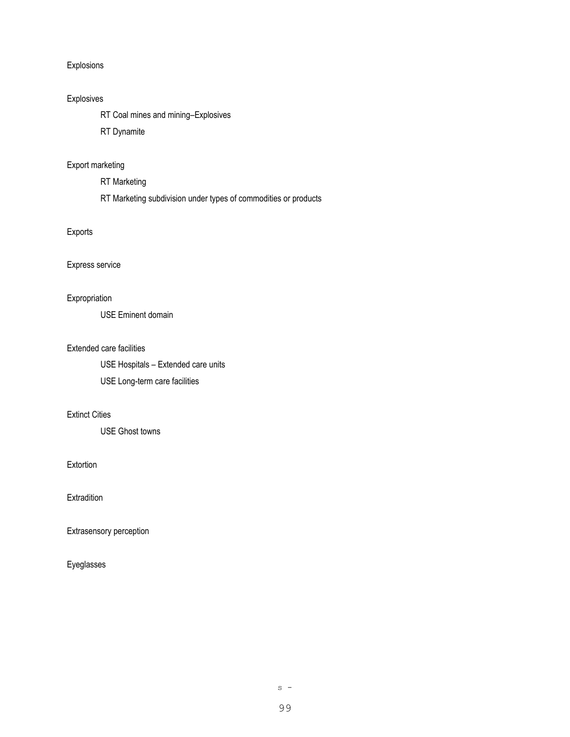Explosions

Explosives

RT Coal mines and mining–Explosives

RT Dynamite

Export marketing

RT Marketing

RT Marketing subdivision under types of commodities or products

Exports

Express service

Expropriation

USE Eminent domain

Extended care facilities

USE Hospitals – Extended care units

USE Long-term care facilities

Extinct Cities

USE Ghost towns

Extortion

Extradition

Extrasensory perception

Eyeglasses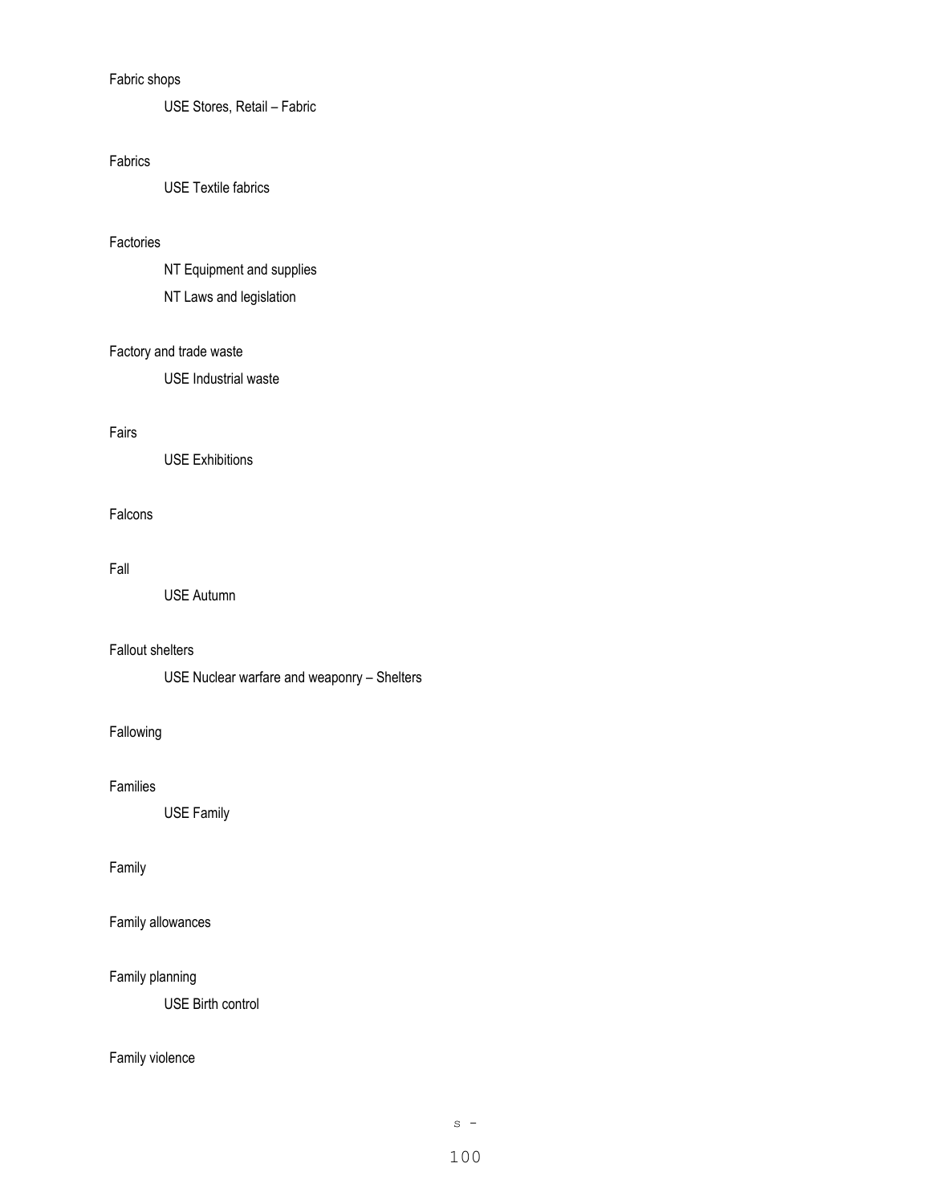Fabric shops

USE Stores, Retail – Fabric

Fabrics

USE Textile fabrics

Factories

NT Equipment and supplies

NT Laws and legislation

Factory and trade waste

USE Industrial waste

Fairs

USE Exhibitions

Falcons

Fall

USE Autumn

Fallout shelters

USE Nuclear warfare and weaponry – Shelters

Fallowing

Families

USE Family

Family

Family allowances

Family planning

USE Birth control

Family violence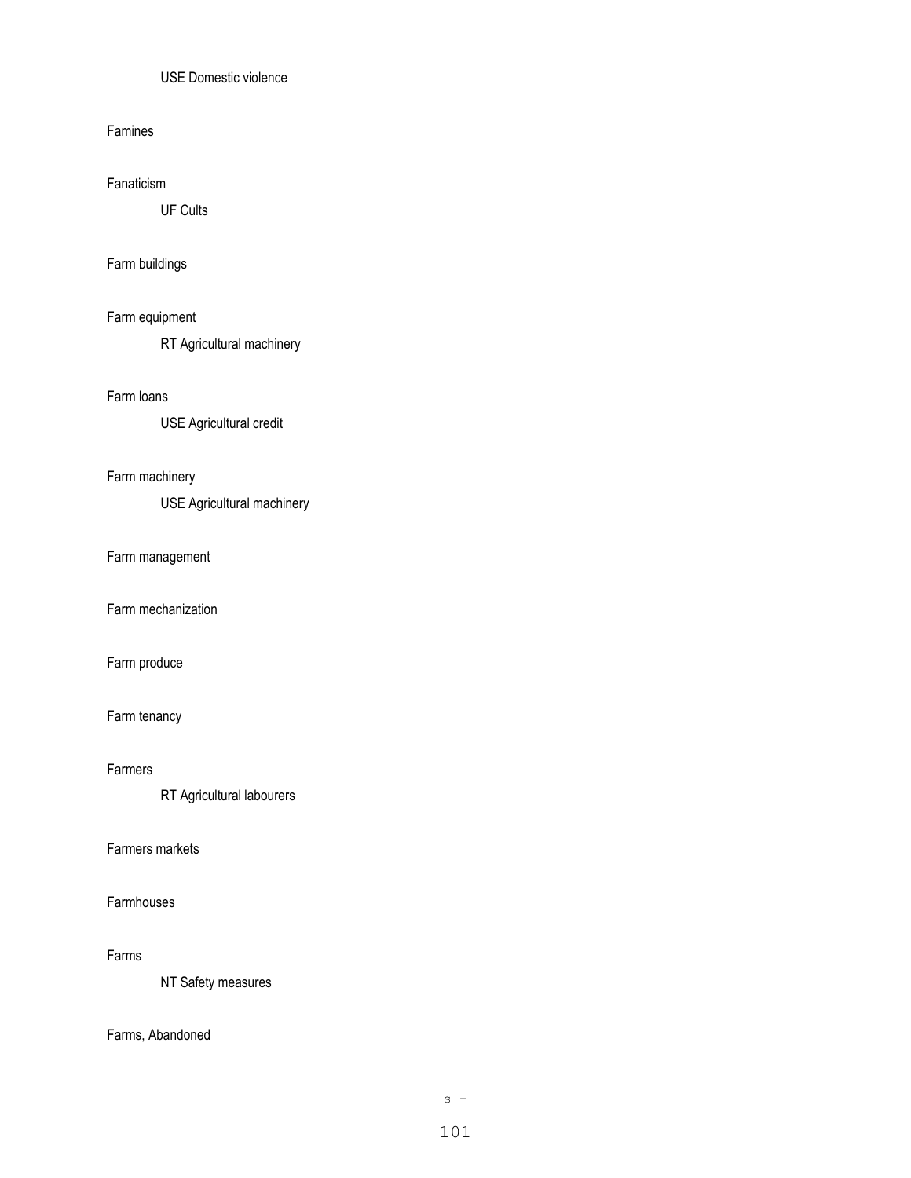USE Domestic violence

Famines

Fanaticism

UF Cults

Farm buildings

Farm equipment

RT Agricultural machinery

Farm loans

USE Agricultural credit

Farm machinery

USE Agricultural machinery

Farm management

Farm mechanization

Farm produce

Farm tenancy

Farmers

RT Agricultural labourers

Farmers markets

Farmhouses

Farms

NT Safety measures

Farms, Abandoned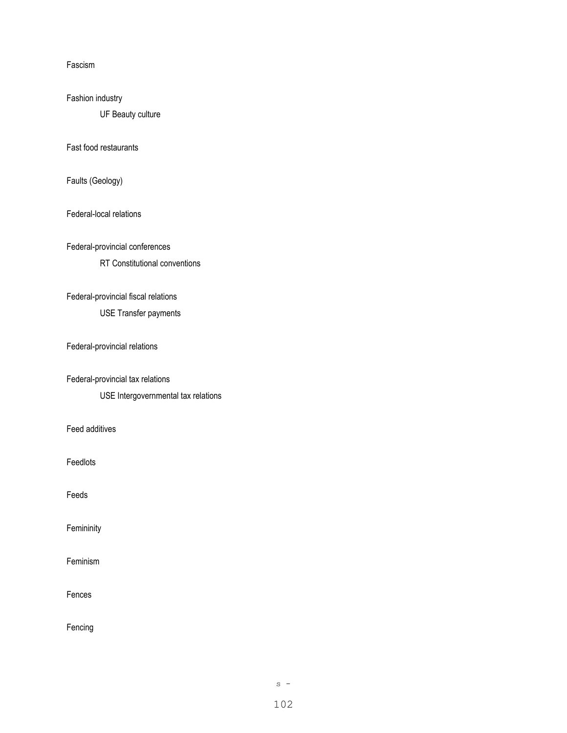Fascism

Fashion industry

    UF Beauty culture

Fast food restaurants

Faults (Geology)

Federal-local relations

Federal-provincial conferences

    RT Constitutional conventions

Federal-provincial fiscal relations

    USE Transfer payments

Federal-provincial relations

Federal-provincial tax relations

    USE Intergovernmental tax relations

Feed additives

Feedlots

Feeds

Femininity

Feminism

Fences

Fencing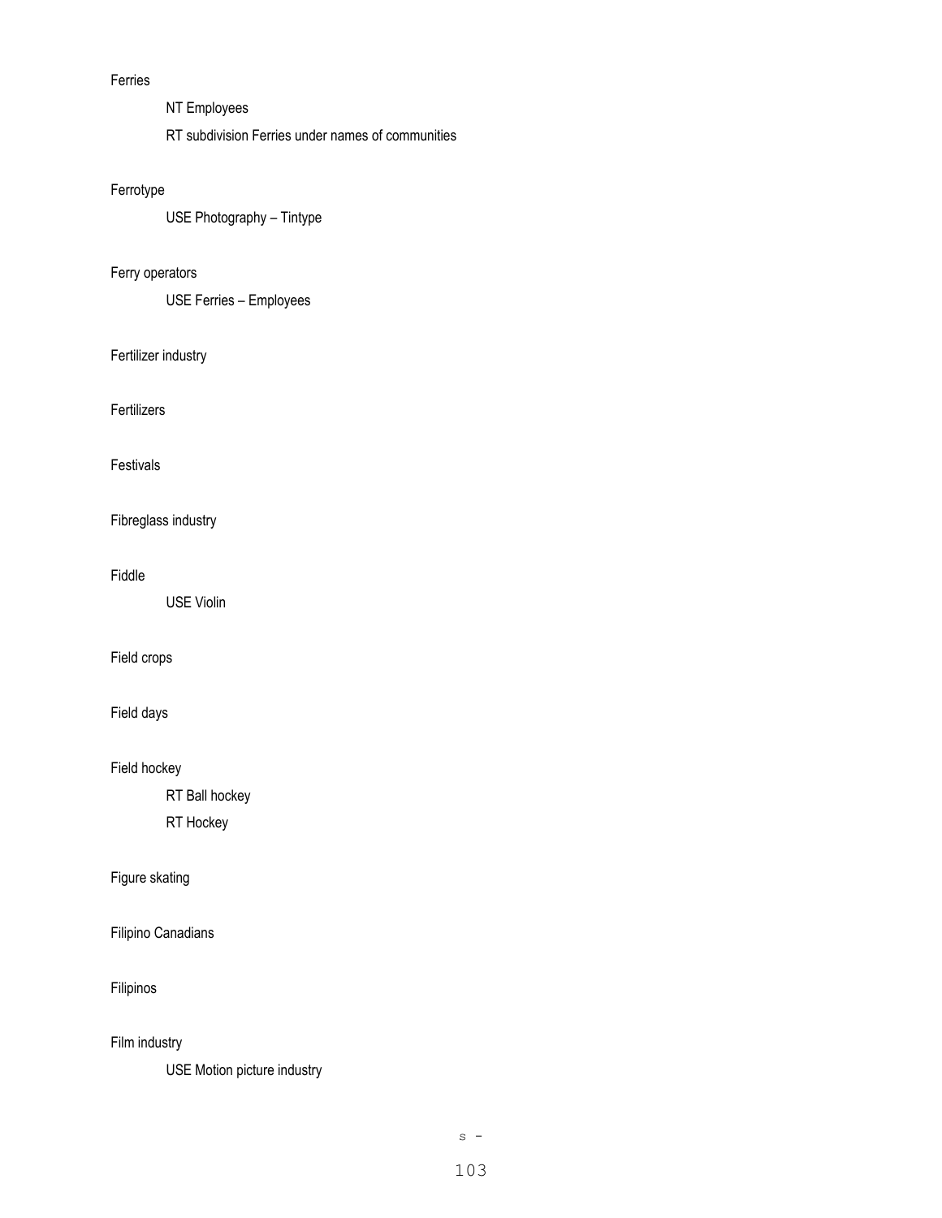Ferries

    NT Employees

    RT subdivision Ferries under names of communities

Ferrotype

    USE Photography – Tintype

Ferry operators

    USE Ferries – Employees

Fertilizer industry

Fertilizers

Festivals

Fibreglass industry

Fiddle

    USE Violin

Field crops

Field days

Field hockey

    RT Ball hockey

    RT Hockey

Figure skating

Filipino Canadians

Filipinos

Film industry

    USE Motion picture industry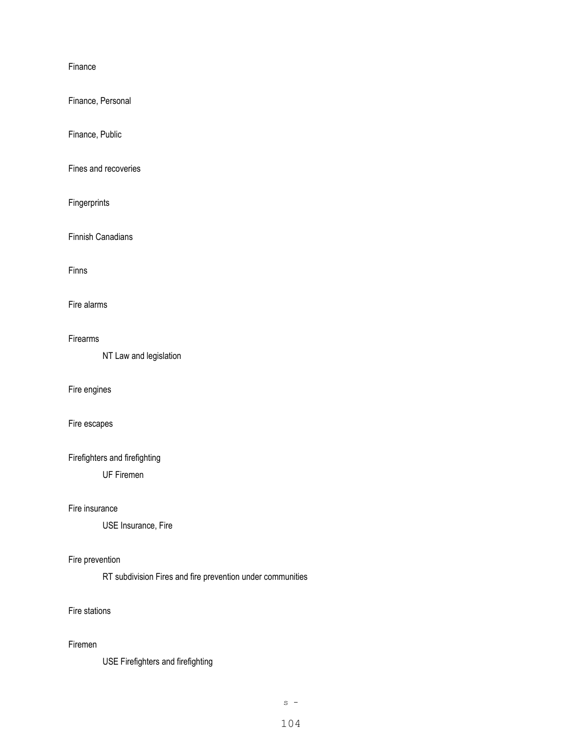Finance

Finance, Personal

Finance, Public

Fines and recoveries

Fingerprints

Finnish Canadians

Finns

Fire alarms

Firearms

NT Law and legislation

Fire engines

Fire escapes

Firefighters and firefighting

UF Firemen

Fire insurance

USE Insurance, Fire

Fire prevention

RT subdivision Fires and fire prevention under communities

Fire stations

Firemen

USE Firefighters and firefighting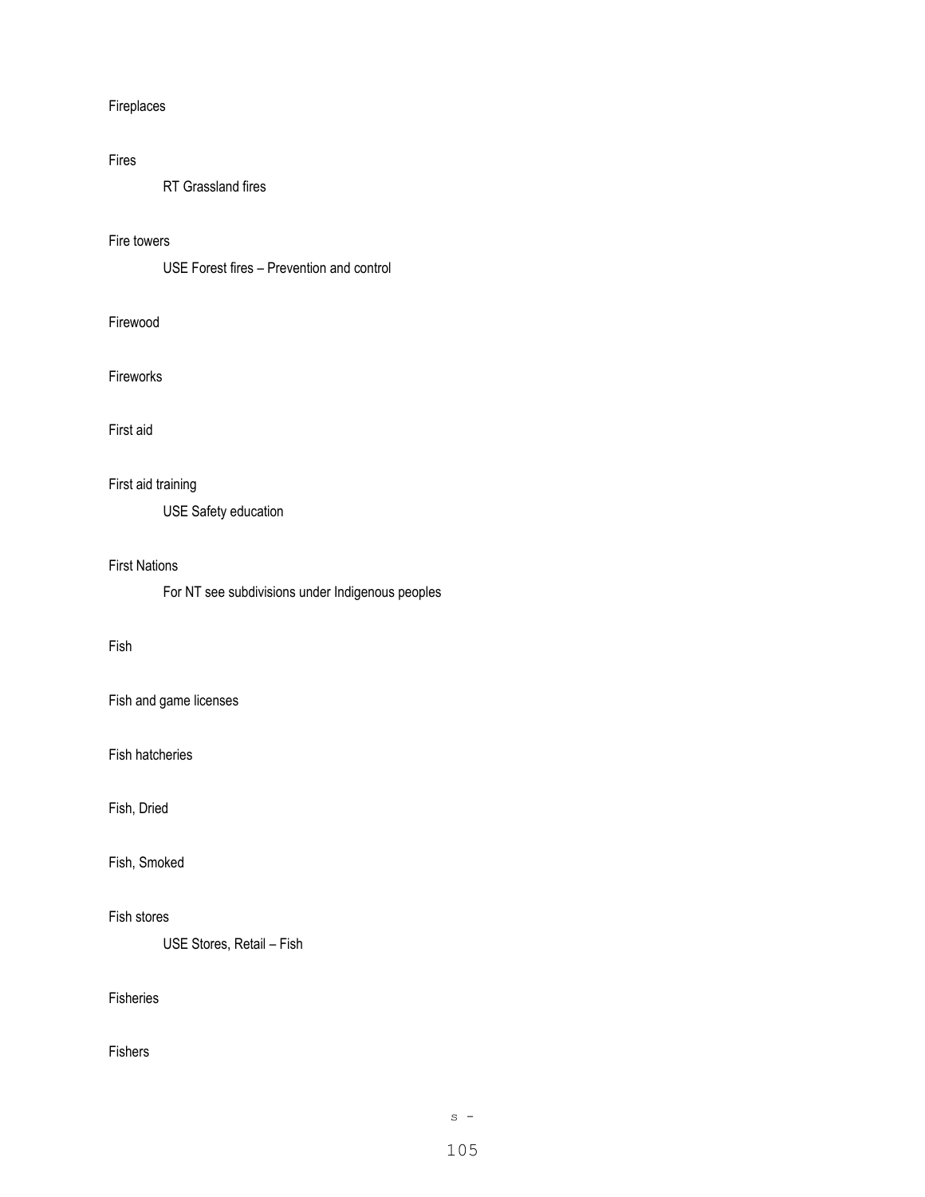Fireplaces

Fires

    RT Grassland fires

Fire towers

    USE Forest fires – Prevention and control

Firewood

Fireworks

First aid

First aid training

    USE Safety education

First Nations

    For NT see subdivisions under Indigenous peoples

Fish

Fish and game licenses

Fish hatcheries

Fish, Dried

Fish, Smoked

Fish stores

    USE Stores, Retail – Fish

Fisheries

Fishers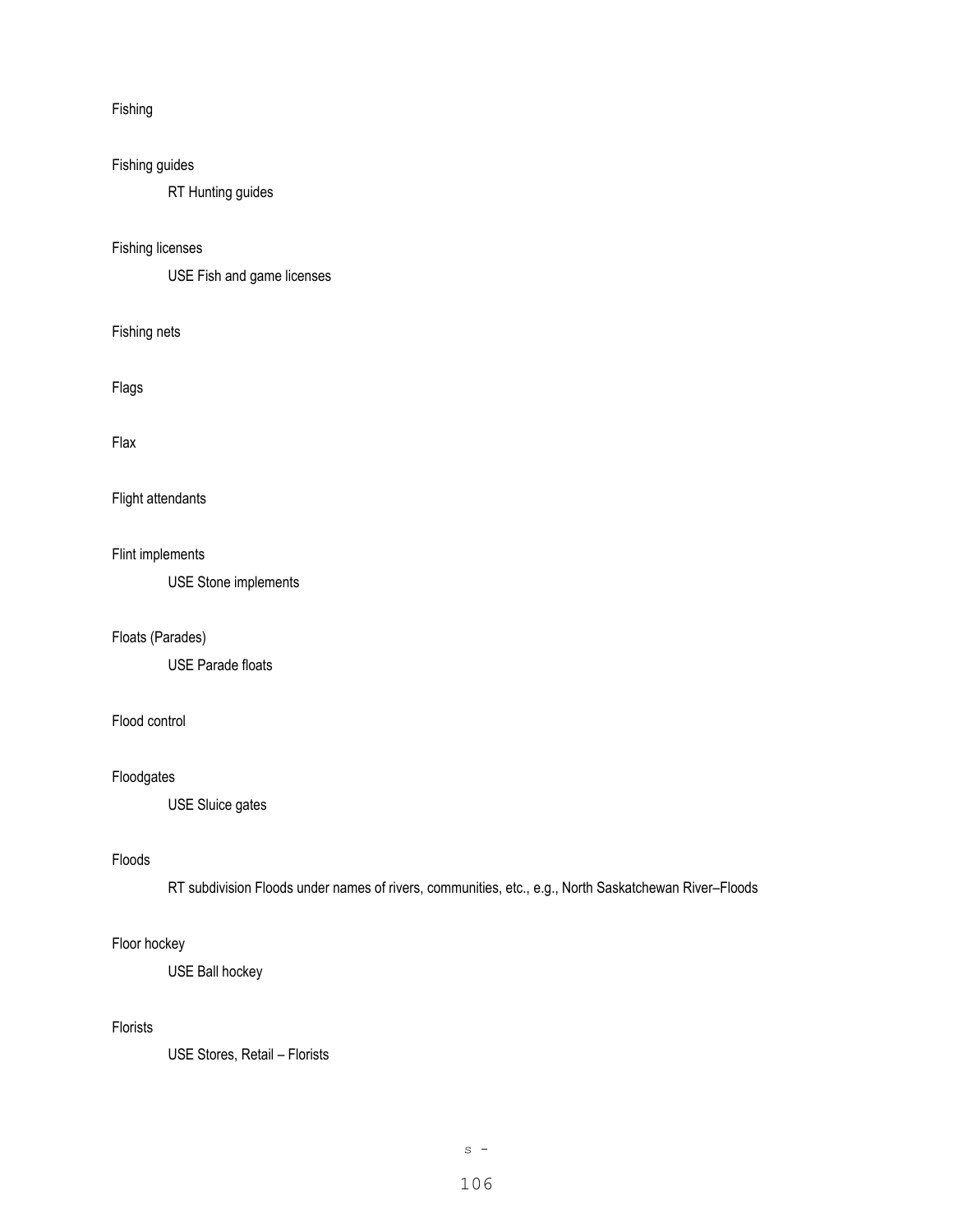Fishing

Fishing guides

    RT Hunting guides

Fishing licenses

    USE Fish and game licenses

Fishing nets

Flags

Flax

Flight attendants

Flint implements

    USE Stone implements

Floats (Parades)

    USE Parade floats

Flood control

Floodgates

    USE Sluice gates

Floods

    RT subdivision Floods under names of rivers, communities, etc., e.g., North Saskatchewan River–Floods

Floor hockey

    USE Ball hockey

Florists

    USE Stores, Retail – Florists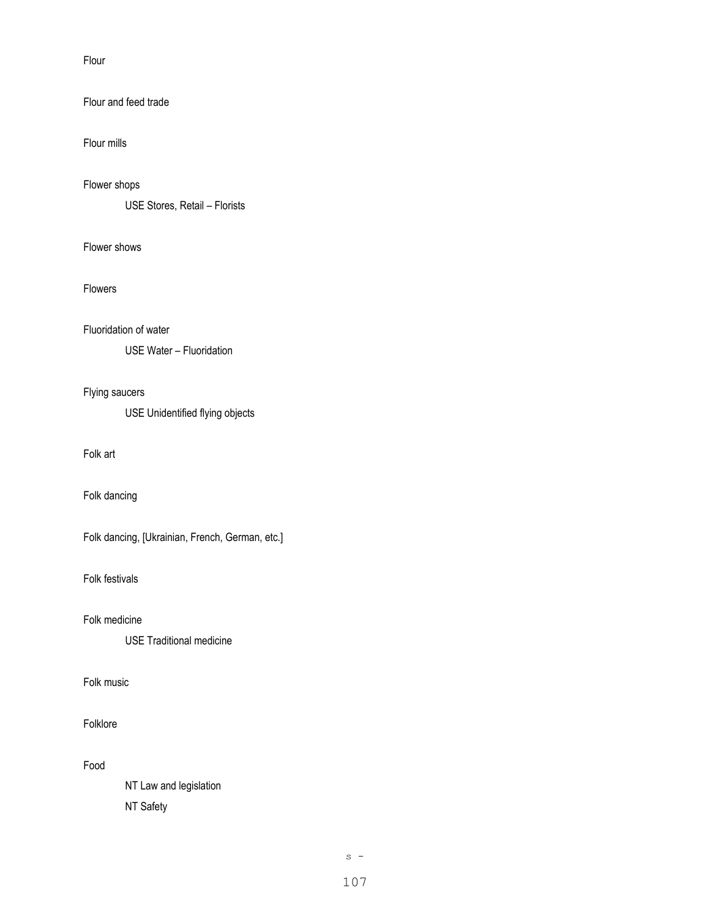Flour

Flour and feed trade

Flour mills

Flower shops

USE Stores, Retail – Florists

Flower shows

Flowers

Fluoridation of water

USE Water – Fluoridation

Flying saucers

USE Unidentified flying objects

Folk art

Folk dancing

Folk dancing, [Ukrainian, French, German, etc.]

Folk festivals

Folk medicine

USE Traditional medicine

Folk music

Folklore

Food

NT Law and legislation

NT Safety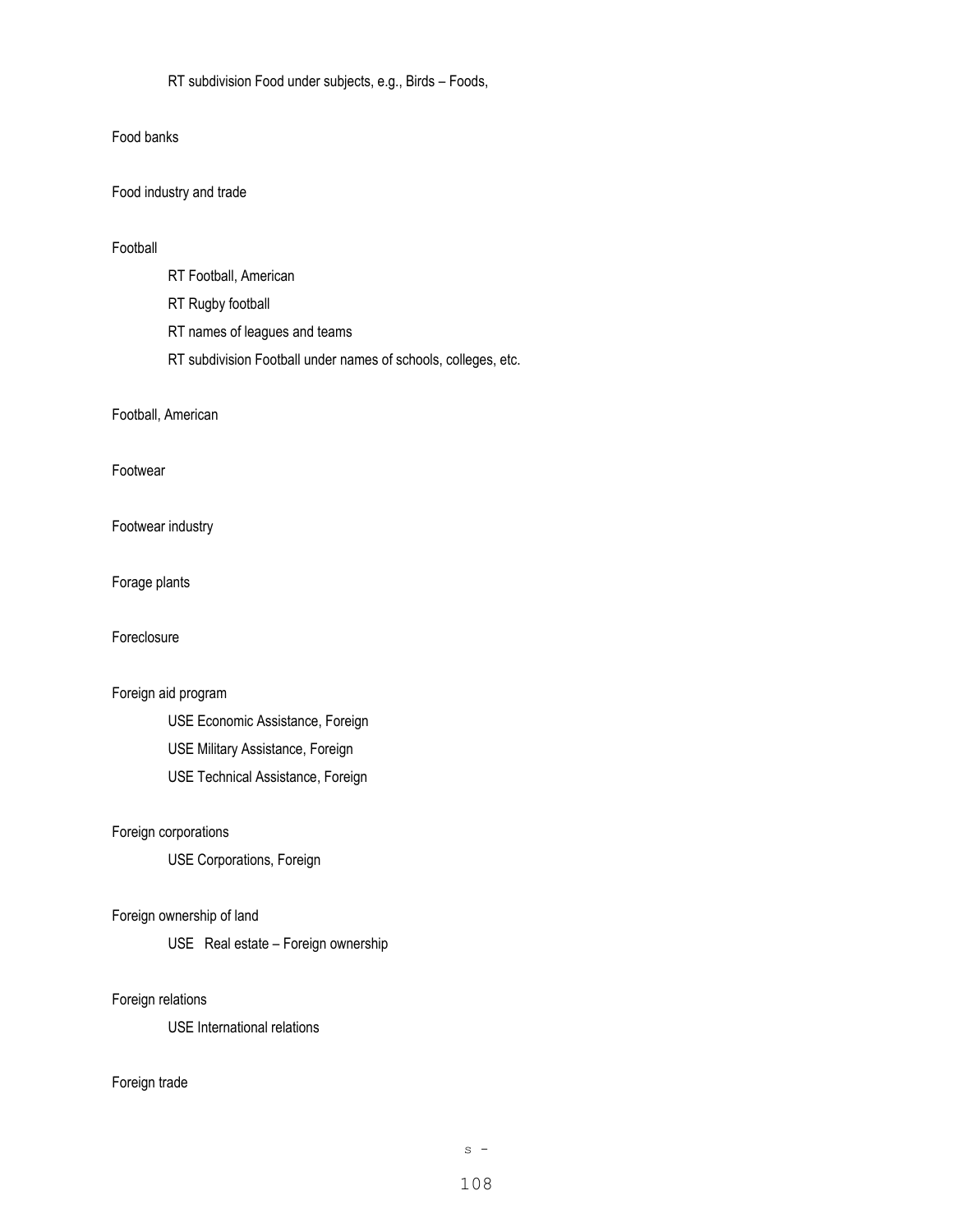RT subdivision Food under subjects, e.g., Birds – Foods,

Food banks

Food industry and trade

Football

RT Football, American

RT Rugby football

RT names of leagues and teams

RT subdivision Football under names of schools, colleges, etc.

Football, American

Footwear

Footwear industry

Forage plants

Foreclosure

Foreign aid program

USE Economic Assistance, Foreign

USE Military Assistance, Foreign

USE Technical Assistance, Foreign

Foreign corporations

USE Corporations, Foreign

Foreign ownership of land

USE Real estate – Foreign ownership

Foreign relations

USE International relations

Foreign trade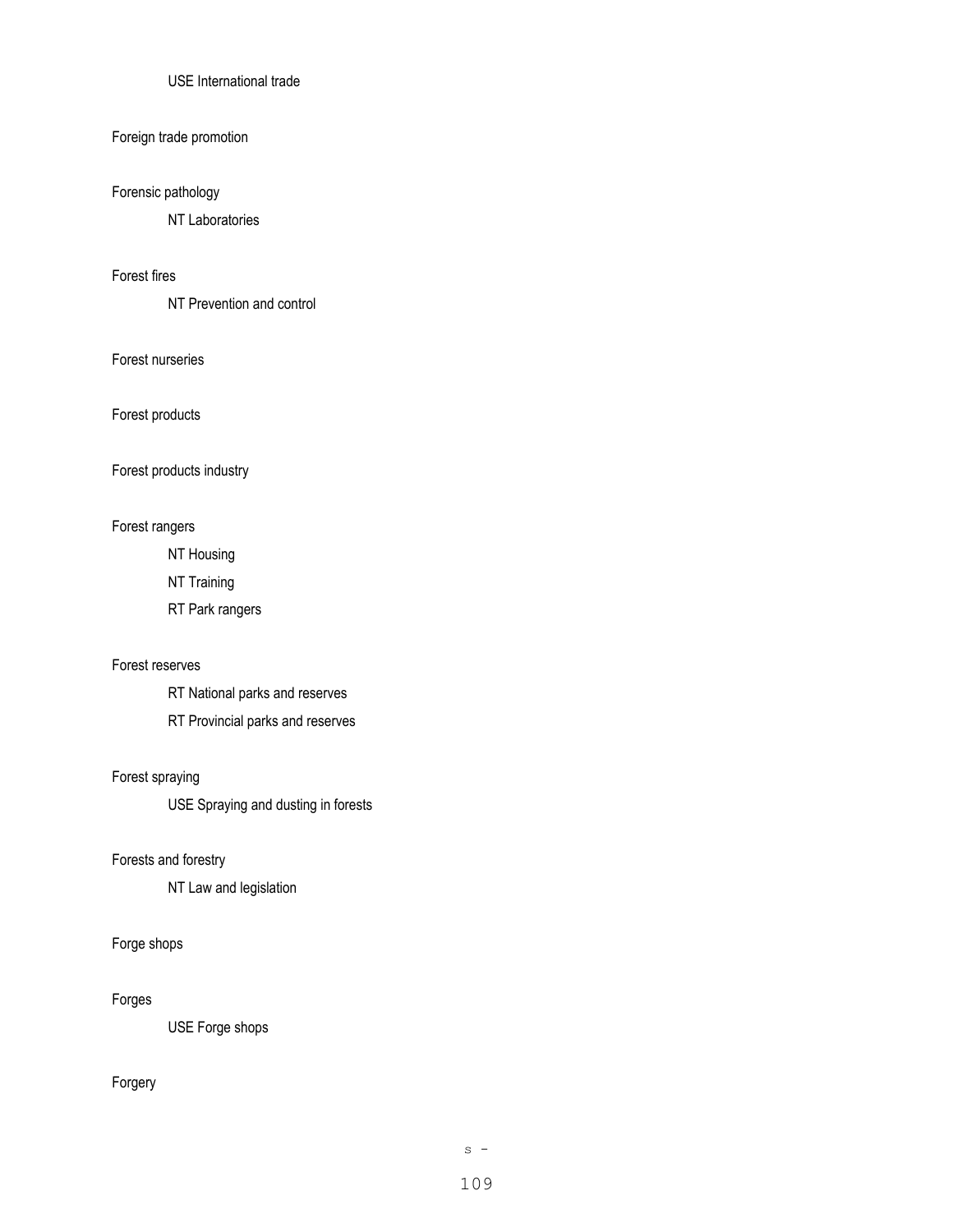USE International trade

Foreign trade promotion

Forensic pathology

NT Laboratories

Forest fires

NT Prevention and control

Forest nurseries

Forest products

Forest products industry

Forest rangers

NT Housing

NT Training

RT Park rangers

Forest reserves

RT National parks and reserves

RT Provincial parks and reserves

Forest spraying

USE Spraying and dusting in forests

Forests and forestry

NT Law and legislation

Forge shops

Forges

USE Forge shops

Forgery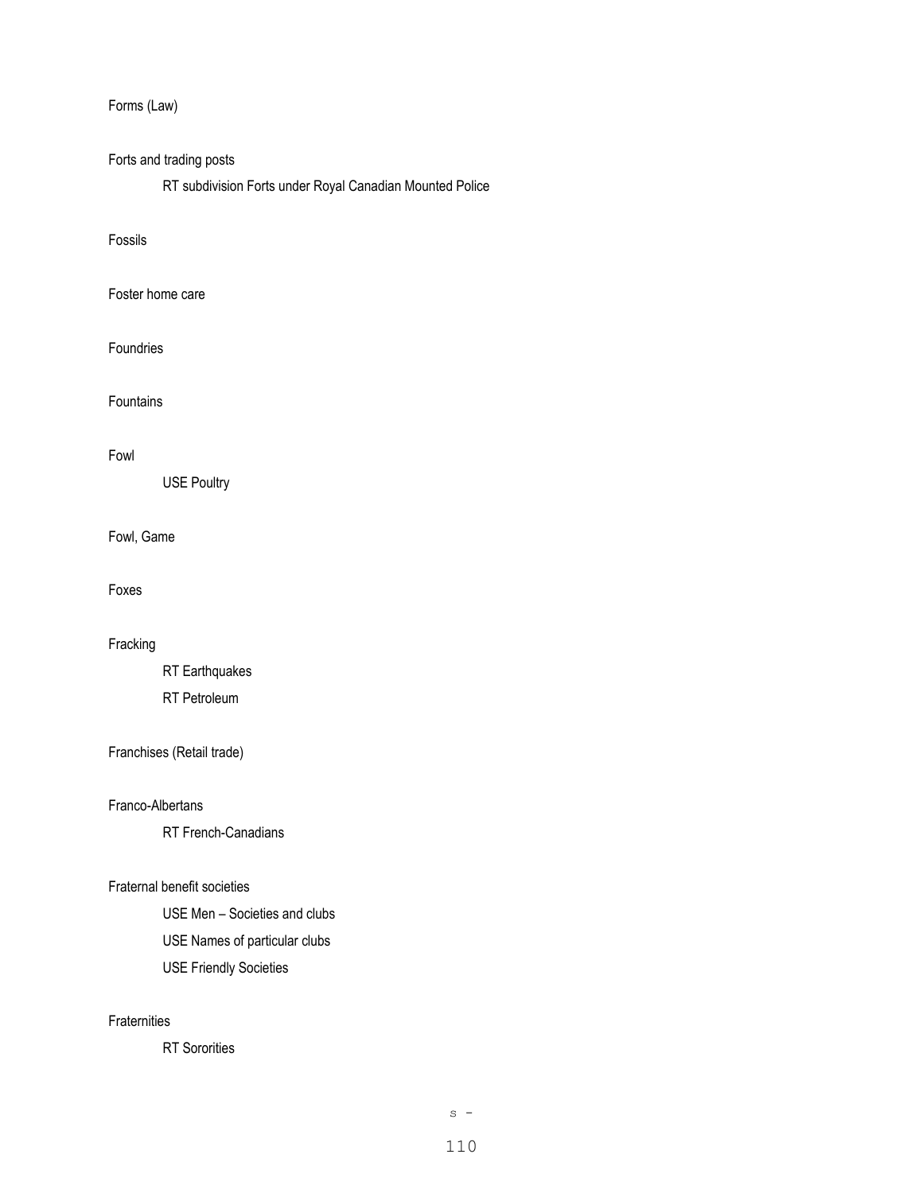Forms (Law)

Forts and trading posts

    RT subdivision Forts under Royal Canadian Mounted Police

Fossils

Foster home care

Foundries

Fountains

Fowl

    USE Poultry

Fowl, Game

Foxes

Fracking

    RT Earthquakes

    RT Petroleum

Franchises (Retail trade)

Franco-Albertans

    RT French-Canadians

Fraternal benefit societies

    USE Men – Societies and clubs

    USE Names of particular clubs

    USE Friendly Societies

Fraternities

    RT Sororities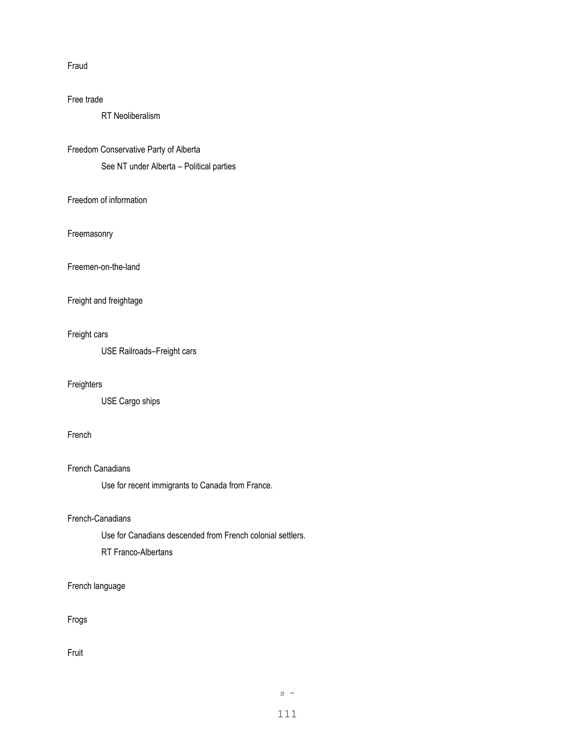Fraud

Free trade

RT Neoliberalism

Freedom Conservative Party of Alberta

See NT under Alberta – Political parties

Freedom of information

Freemasonry

Freemen-on-the-land

Freight and freightage

Freight cars

USE Railroads–Freight cars

Freighters

USE Cargo ships

French

French Canadians

Use for recent immigrants to Canada from France.

French-Canadians

Use for Canadians descended from French colonial settlers.

RT Franco-Albertans

French language

Frogs

Fruit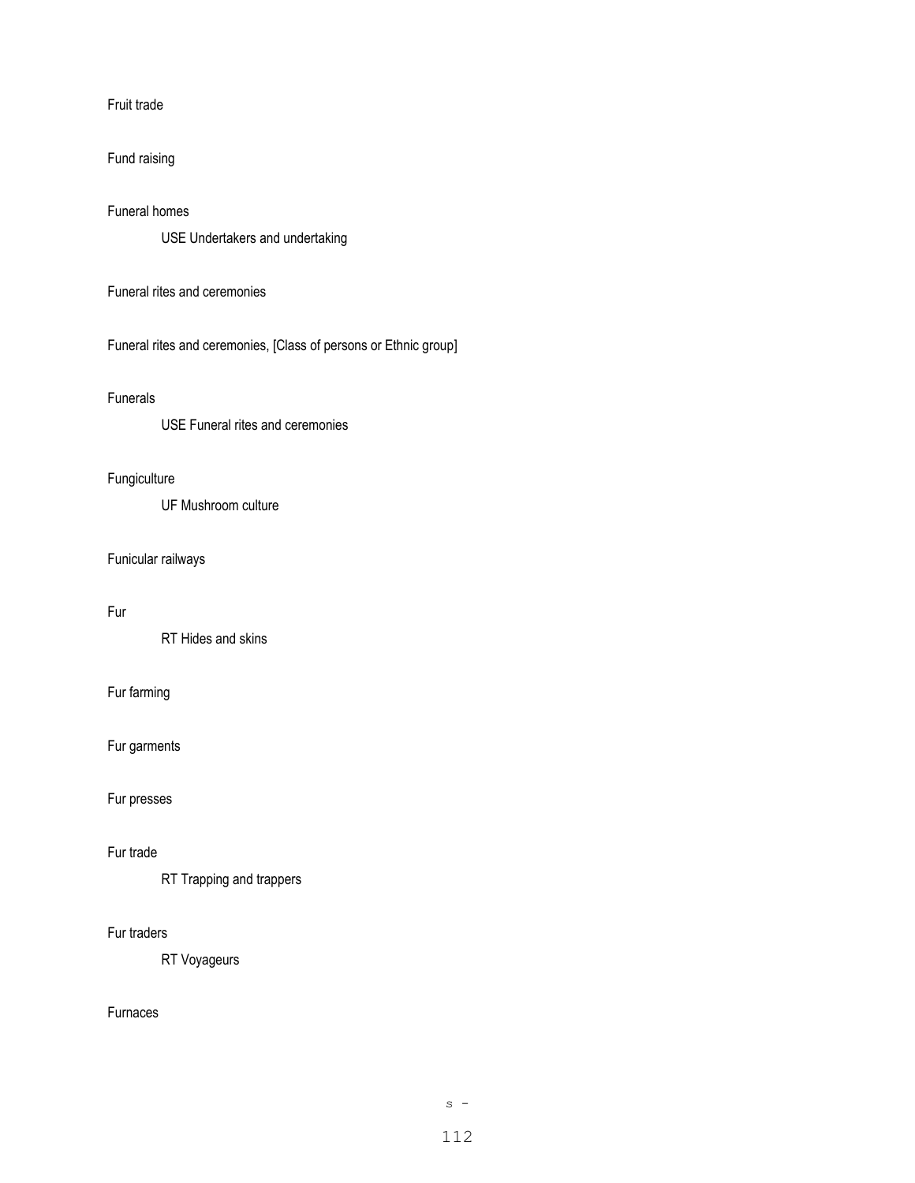Fruit trade

Fund raising

Funeral homes

USE Undertakers and undertaking

Funeral rites and ceremonies

Funeral rites and ceremonies, [Class of persons or Ethnic group]

Funerals

USE Funeral rites and ceremonies

Fungiculture

UF Mushroom culture

Funicular railways

Fur

RT Hides and skins

Fur farming

Fur garments

Fur presses

Fur trade

RT Trapping and trappers

Fur traders

RT Voyageurs

Furnaces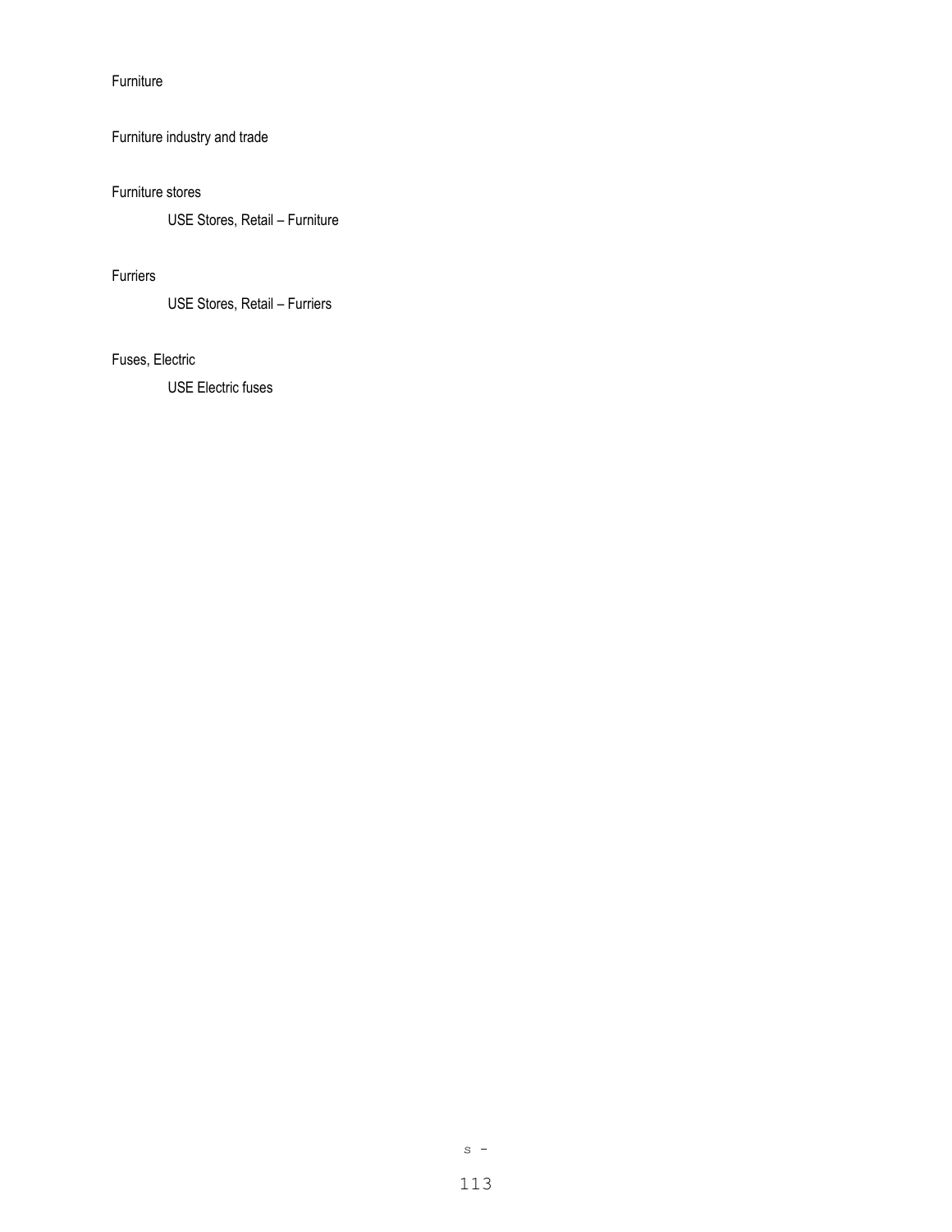Furniture

Furniture industry and trade

Furniture stores

    USE Stores, Retail – Furniture

Furriers

    USE Stores, Retail – Furriers

Fuses, Electric

    USE Electric fuses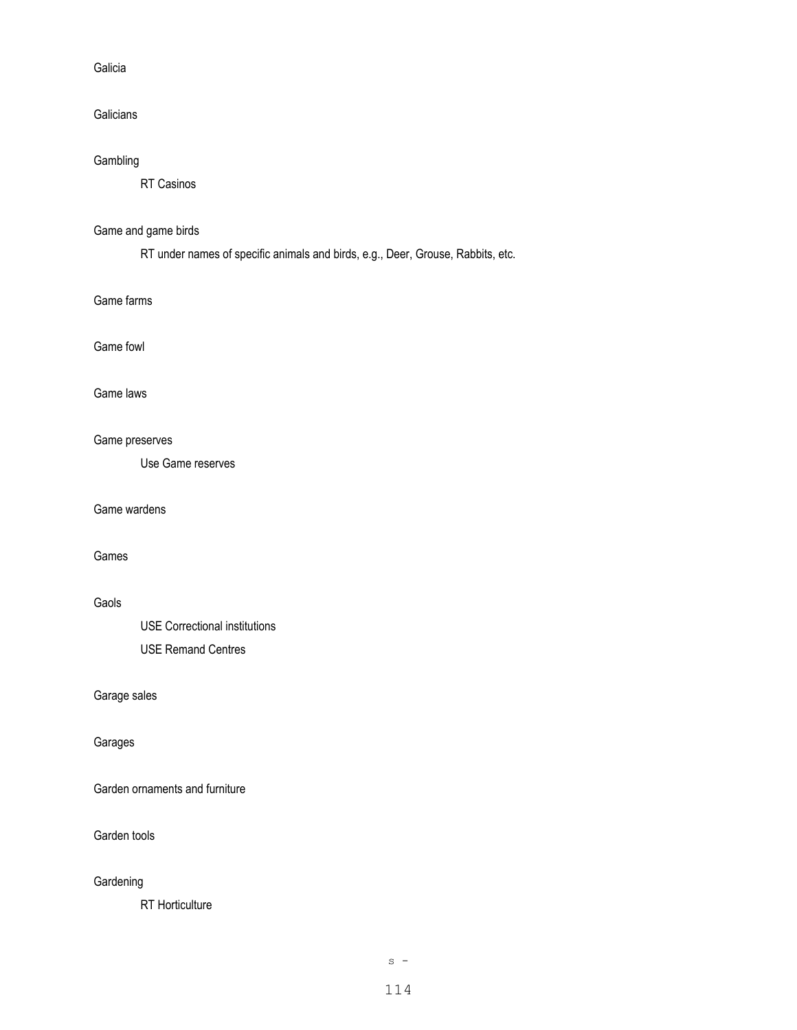Galicia

Galicians

Gambling

RT Casinos

Game and game birds

RT under names of specific animals and birds, e.g., Deer, Grouse, Rabbits, etc.

Game farms

Game fowl

Game laws

Game preserves

Use Game reserves

Game wardens

Games

Gaols

USE Correctional institutions

USE Remand Centres

Garage sales

Garages

Garden ornaments and furniture

Garden tools

Gardening

RT Horticulture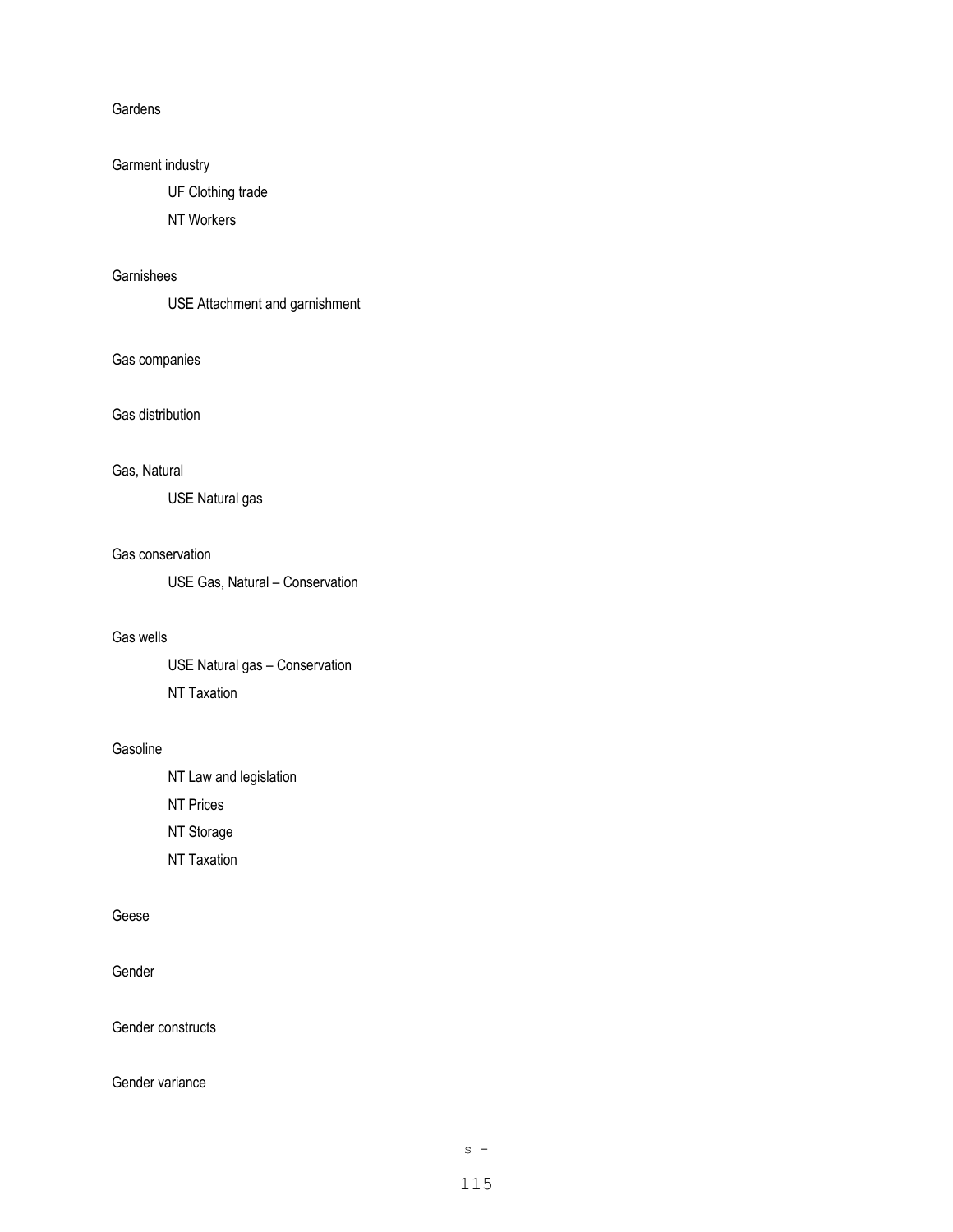Gardens

Garment industry

UF Clothing trade

NT Workers

Garnishees

USE Attachment and garnishment

Gas companies

Gas distribution

Gas, Natural

USE Natural gas

Gas conservation

USE Gas, Natural – Conservation

Gas wells

USE Natural gas – Conservation

NT Taxation

Gasoline

NT Law and legislation

NT Prices

NT Storage

NT Taxation

Geese

Gender

Gender constructs

Gender variance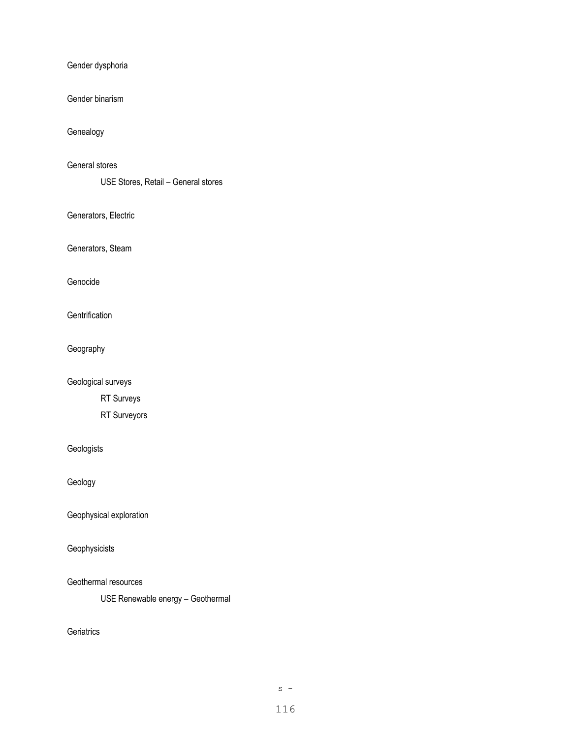Gender dysphoria

Gender binarism

Genealogy

General stores

    USE Stores, Retail – General stores

Generators, Electric

Generators, Steam

Genocide

Gentrification

Geography

Geological surveys

    RT Surveys

    RT Surveyors

Geologists

Geology

Geophysical exploration

Geophysicists

Geothermal resources

    USE Renewable energy – Geothermal

Geriatrics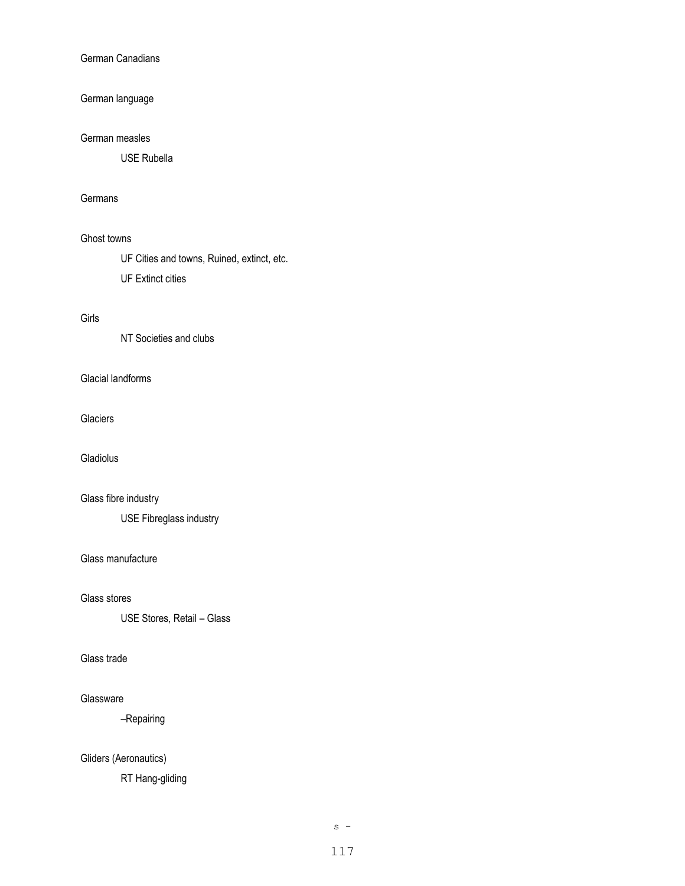German Canadians

German language

German measles

USE Rubella

Germans

Ghost towns

UF Cities and towns, Ruined, extinct, etc.

UF Extinct cities

Girls

NT Societies and clubs

Glacial landforms

Glaciers

Gladiolus

Glass fibre industry

USE Fibreglass industry

Glass manufacture

Glass stores

USE Stores, Retail – Glass

Glass trade

Glassware

–Repairing

Gliders (Aeronautics)

RT Hang-gliding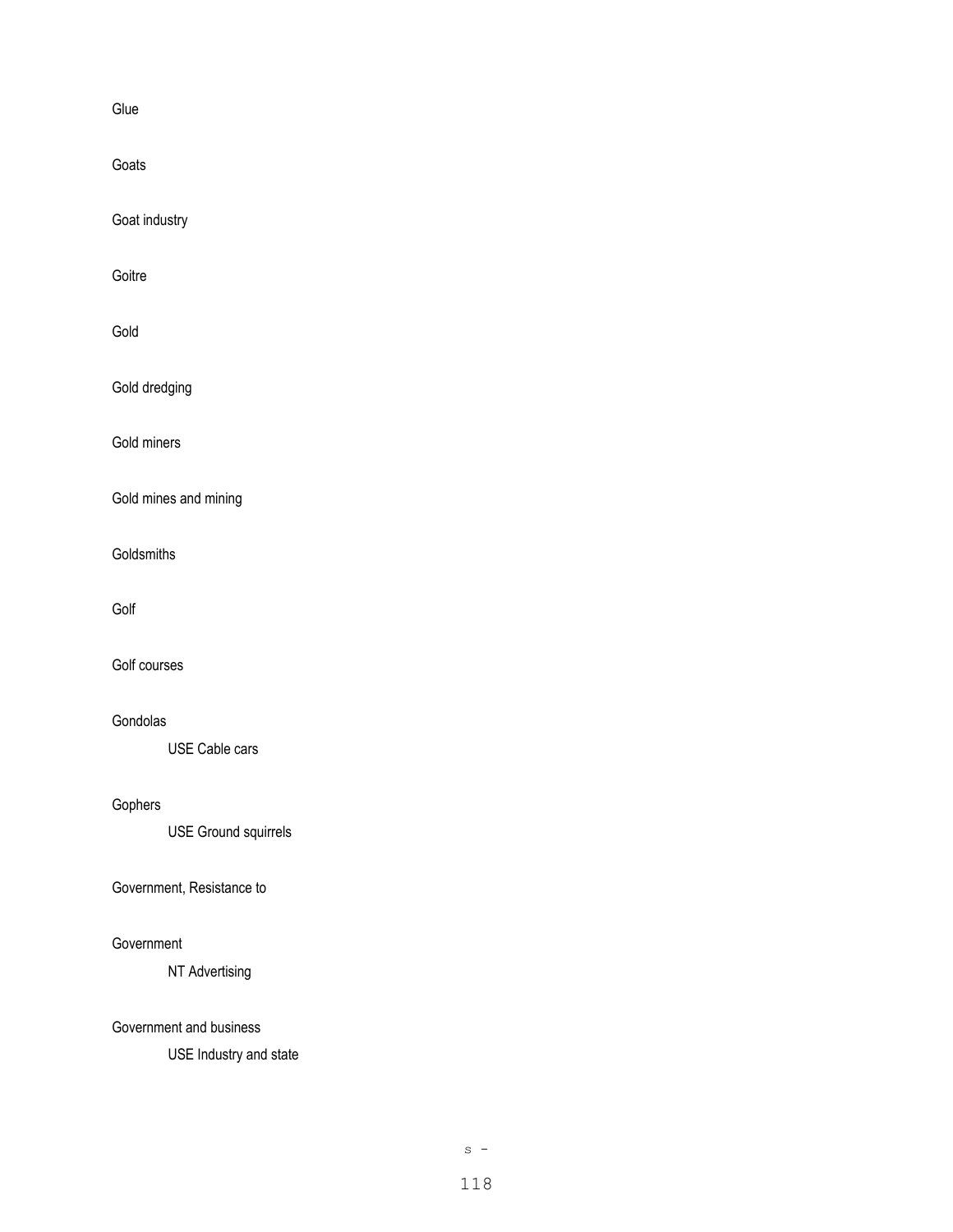Glue

Goats

Goat industry

Goitre

Gold

Gold dredging

Gold miners

Gold mines and mining

Goldsmiths

Golf

Golf courses

Gondolas

  USE Cable cars

Gophers

  USE Ground squirrels

Government, Resistance to

Government

  NT Advertising

Government and business

  USE Industry and state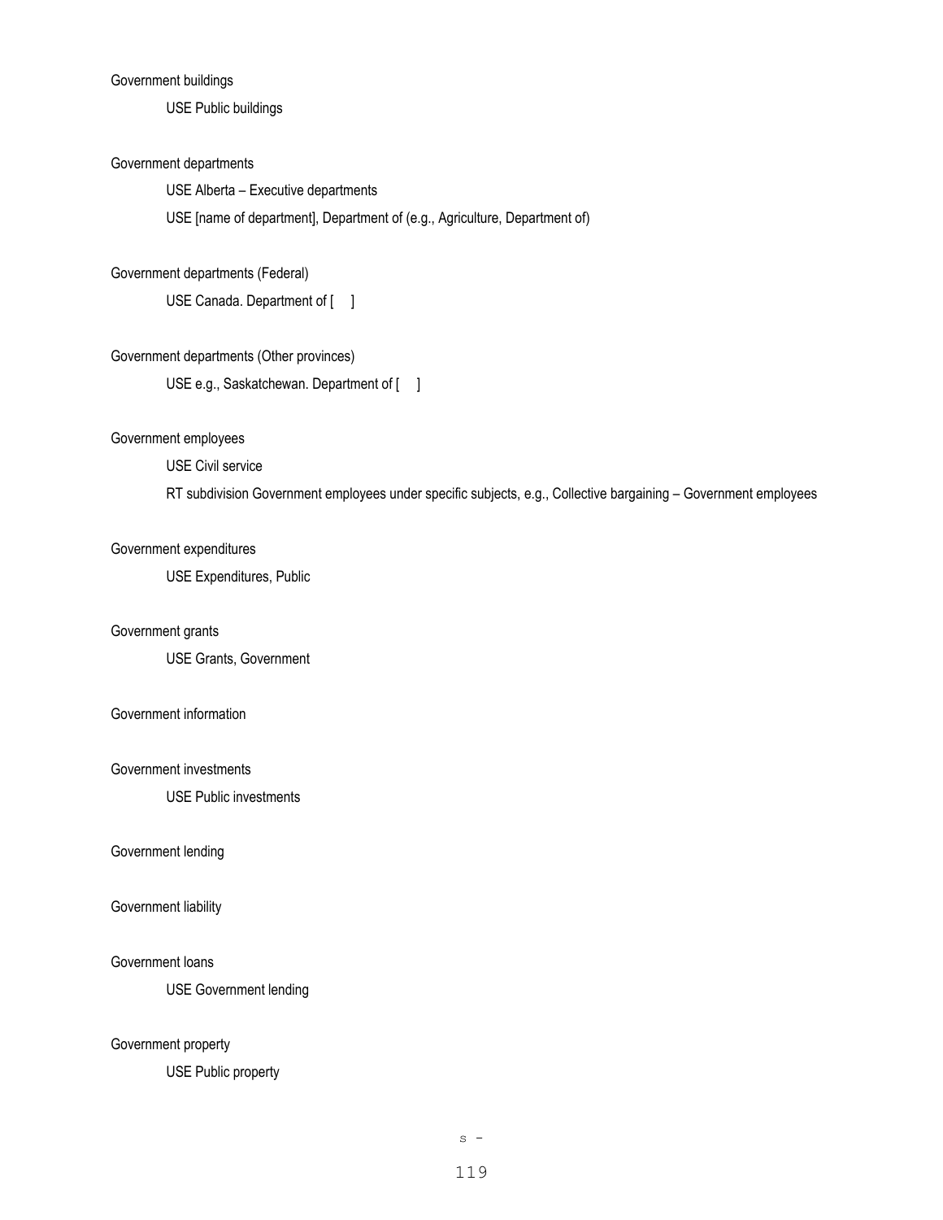Government buildings

USE Public buildings

Government departments

USE Alberta – Executive departments

USE [name of department], Department of (e.g., Agriculture, Department of)

Government departments (Federal)

USE Canada. Department of [ ]

Government departments (Other provinces)

USE e.g., Saskatchewan. Department of [ ]

Government employees

USE Civil service

RT subdivision Government employees under specific subjects, e.g., Collective bargaining – Government employees

Government expenditures

USE Expenditures, Public

Government grants

USE Grants, Government

Government information

Government investments

USE Public investments

Government lending

Government liability

Government loans

USE Government lending

Government property

USE Public property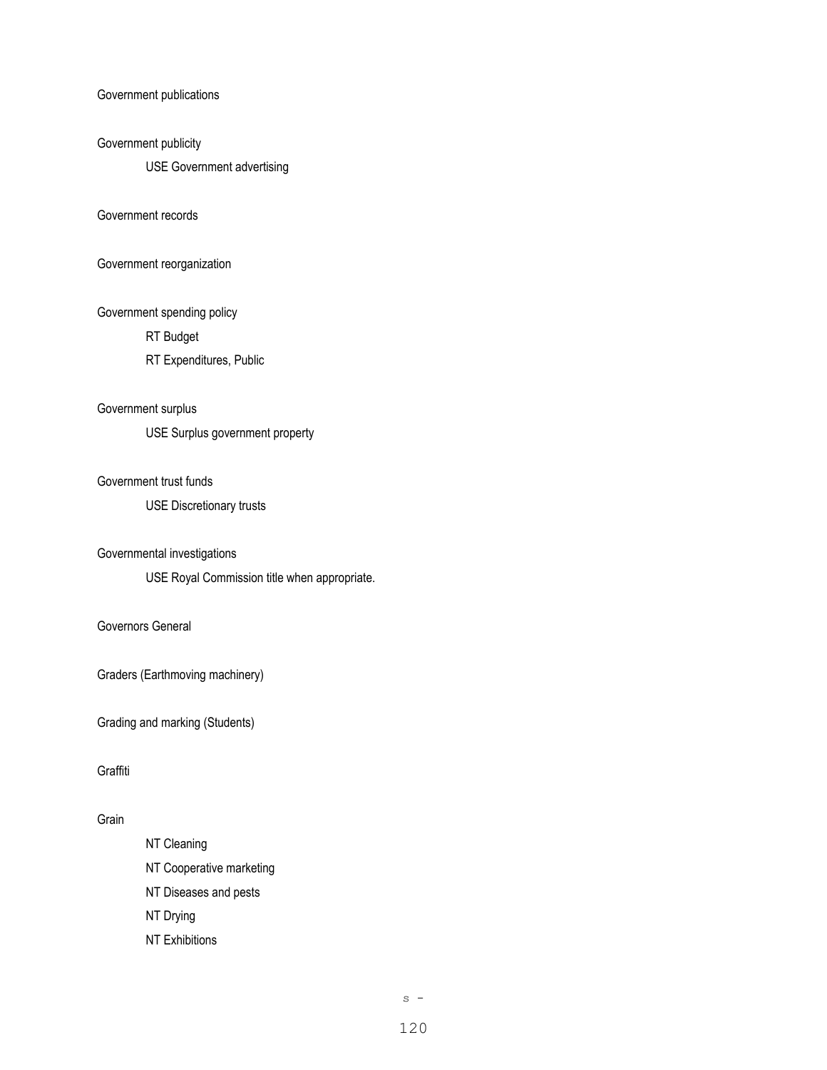Government publications

Government publicity

    USE Government advertising

Government records

Government reorganization

Government spending policy

    RT Budget

    RT Expenditures, Public

Government surplus

    USE Surplus government property

Government trust funds

    USE Discretionary trusts

Governmental investigations

    USE Royal Commission title when appropriate.

Governors General

Graders (Earthmoving machinery)

Grading and marking (Students)

Graffiti

Grain

    NT Cleaning

    NT Cooperative marketing

    NT Diseases and pests

    NT Drying

    NT Exhibitions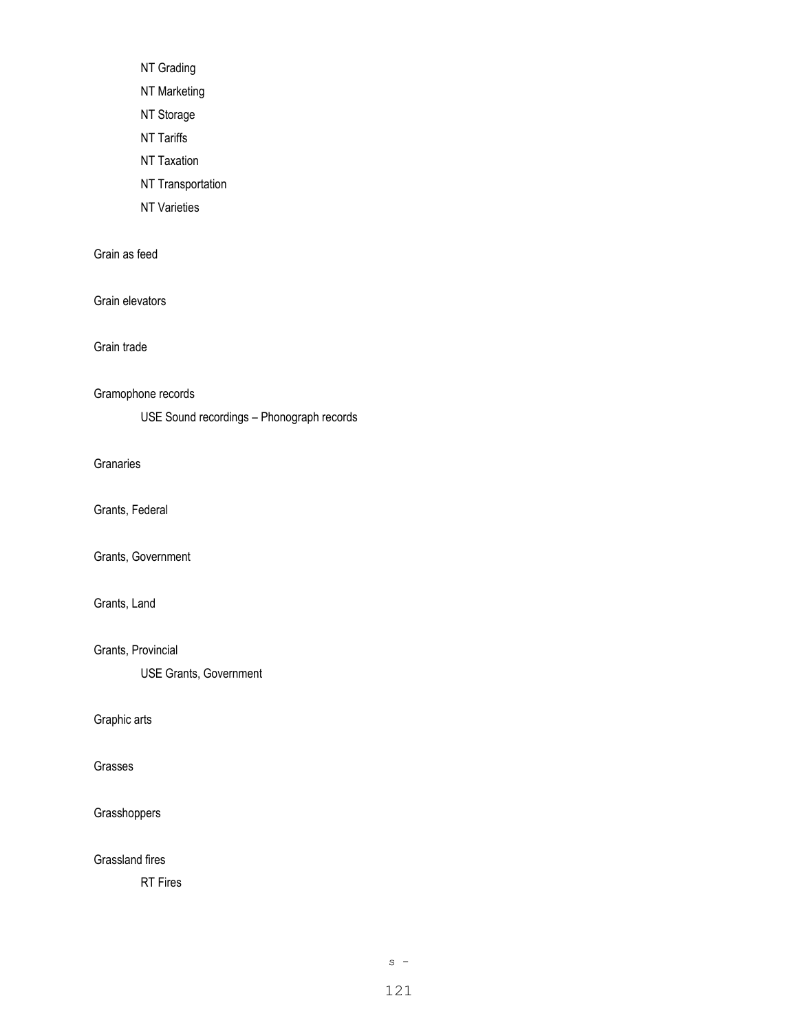NT Grading

NT Marketing

NT Storage

NT Tariffs

NT Taxation

NT Transportation

NT Varieties

Grain as feed

Grain elevators

Grain trade

Gramophone records

USE Sound recordings – Phonograph records

Granaries

Grants, Federal

Grants, Government

Grants, Land

Grants, Provincial

USE Grants, Government

Graphic arts

Grasses

Grasshoppers

Grassland fires

RT Fires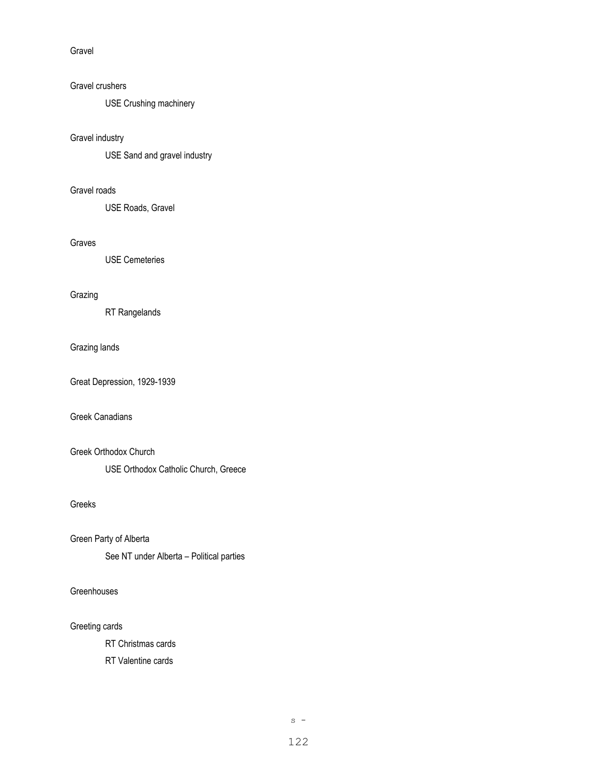Gravel

Gravel crushers

USE Crushing machinery

Gravel industry

USE Sand and gravel industry

Gravel roads

USE Roads, Gravel

Graves

USE Cemeteries

Grazing

RT Rangelands

Grazing lands

Great Depression, 1929-1939

Greek Canadians

Greek Orthodox Church

USE Orthodox Catholic Church, Greece

Greeks

Green Party of Alberta

See NT under Alberta – Political parties

Greenhouses

Greeting cards

RT Christmas cards

RT Valentine cards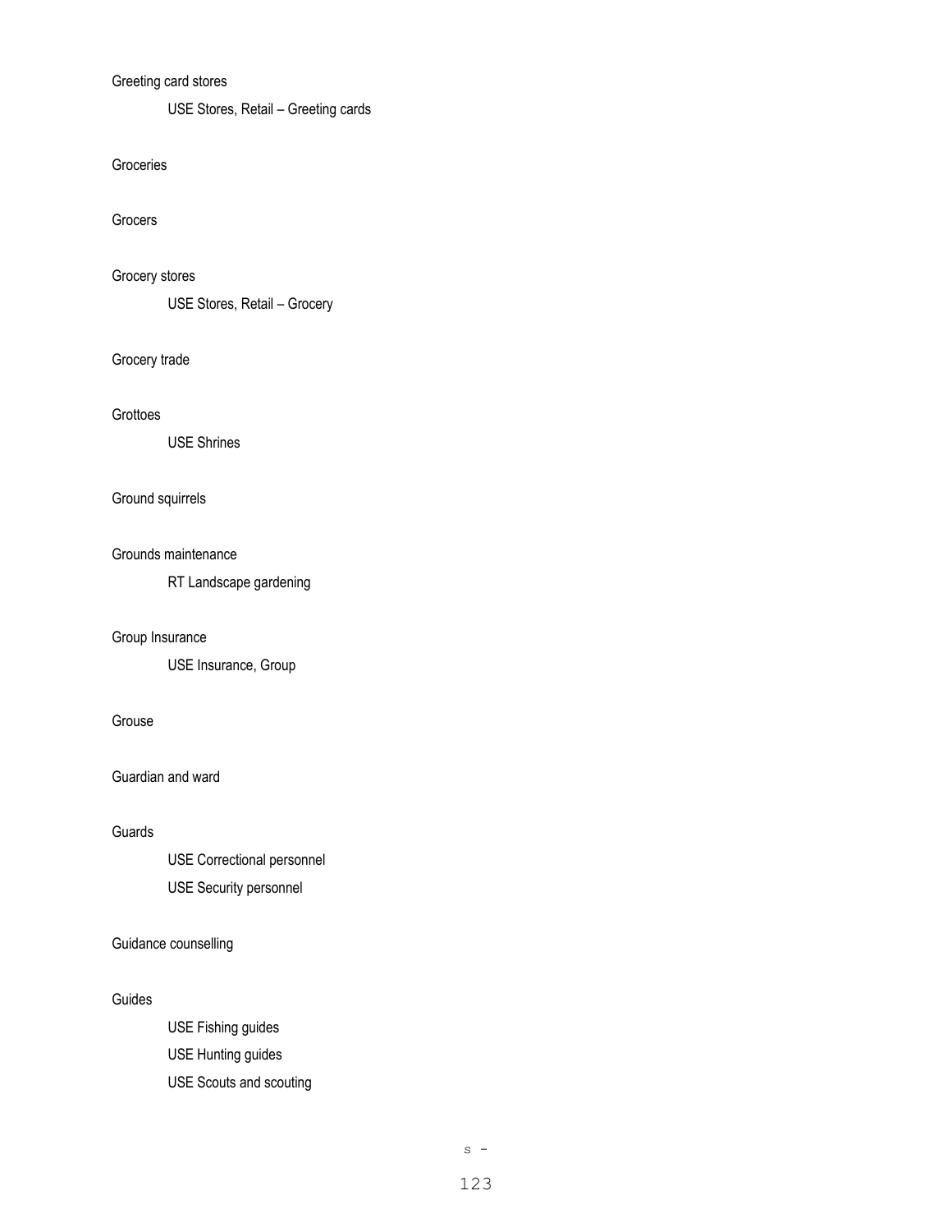Greeting card stores

USE Stores, Retail – Greeting cards

Groceries

Grocers

Grocery stores

USE Stores, Retail – Grocery

Grocery trade

Grottoes

USE Shrines

Ground squirrels

Grounds maintenance

RT Landscape gardening

Group Insurance

USE Insurance, Group

Grouse

Guardian and ward

Guards

USE Correctional personnel

USE Security personnel

Guidance counselling

Guides

USE Fishing guides

USE Hunting guides

USE Scouts and scouting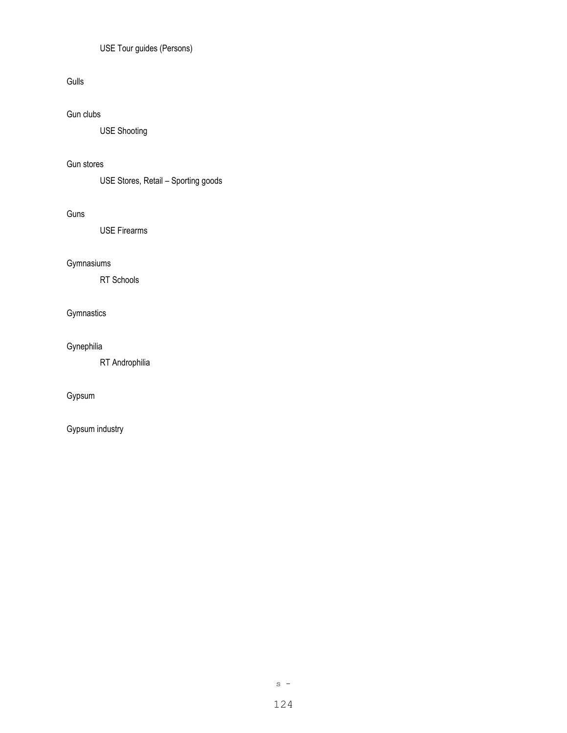USE Tour guides (Persons)

Gulls

Gun clubs

USE Shooting

Gun stores

USE Stores, Retail – Sporting goods

Guns

USE Firearms

Gymnasiums

RT Schools

Gymnastics

Gynephilia

RT Androphilia

Gypsum

Gypsum industry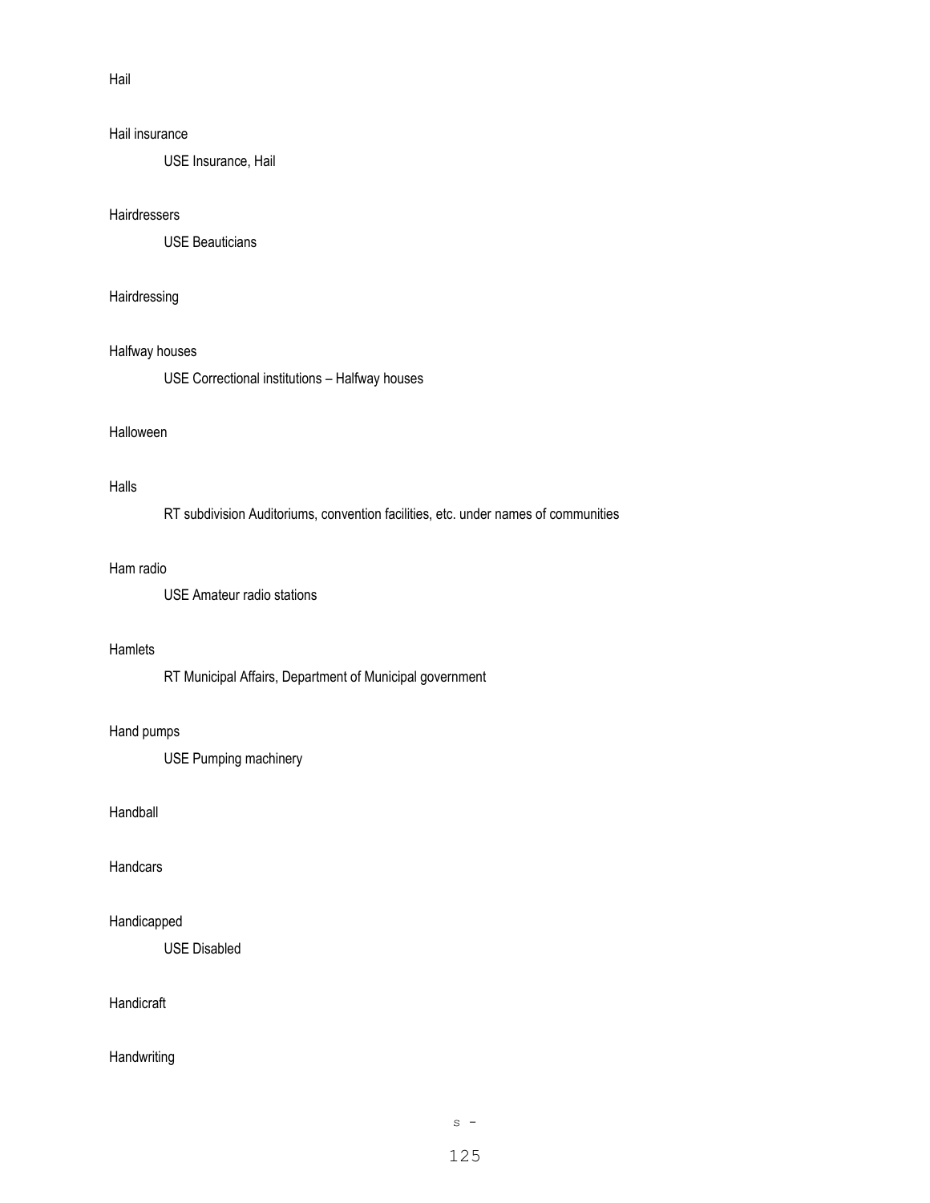Hail

Hail insurance

    USE Insurance, Hail

Hairdressers

    USE Beauticians

Hairdressing

Halfway houses

    USE Correctional institutions – Halfway houses

Halloween

Halls

    RT subdivision Auditoriums, convention facilities, etc. under names of communities

Ham radio

    USE Amateur radio stations

Hamlets

    RT Municipal Affairs, Department of Municipal government

Hand pumps

    USE Pumping machinery

Handball

Handcars

Handicapped

    USE Disabled

Handicraft

Handwriting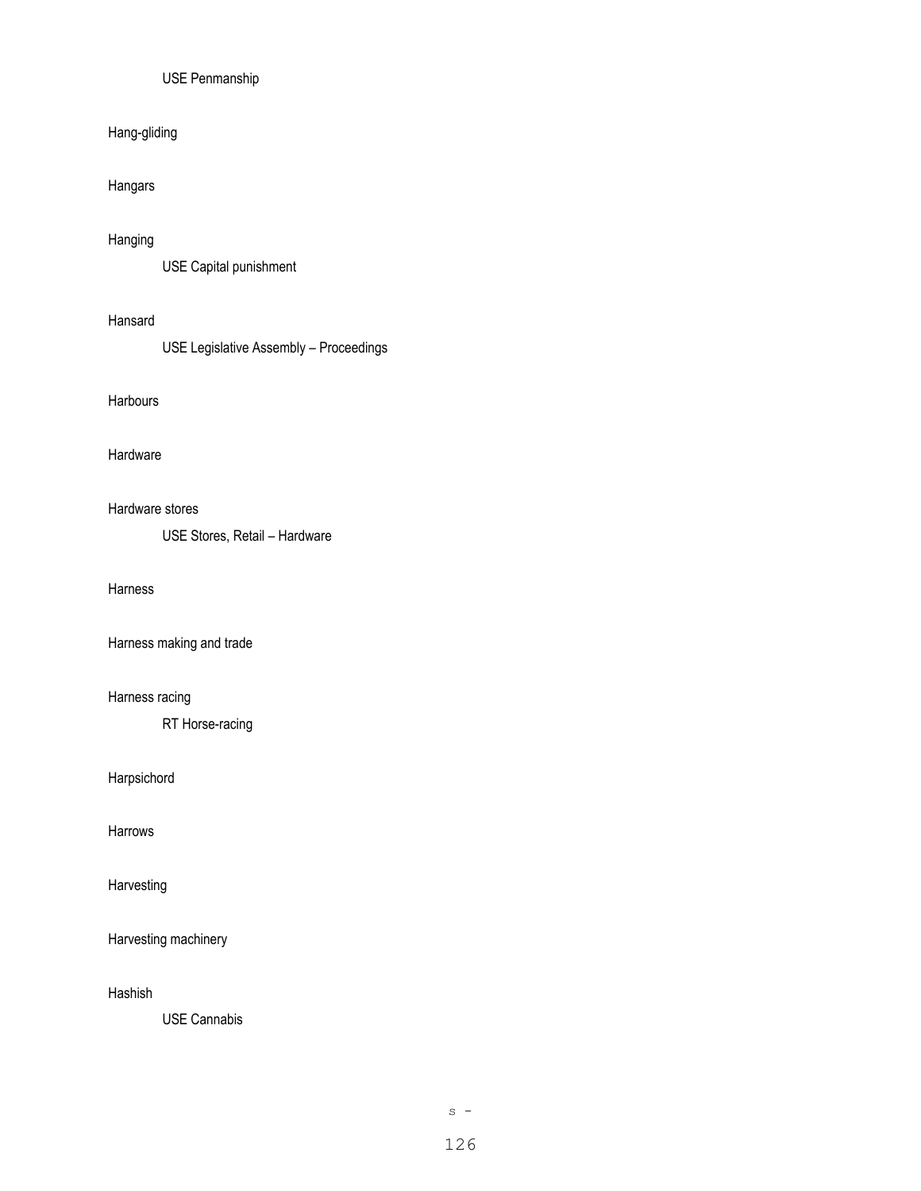USE Penmanship

Hang-gliding

Hangars

Hanging

USE Capital punishment

Hansard

USE Legislative Assembly – Proceedings

Harbours

Hardware

Hardware stores

USE Stores, Retail – Hardware

Harness

Harness making and trade

Harness racing

RT Horse-racing

Harpsichord

Harrows

Harvesting

Harvesting machinery

Hashish

USE Cannabis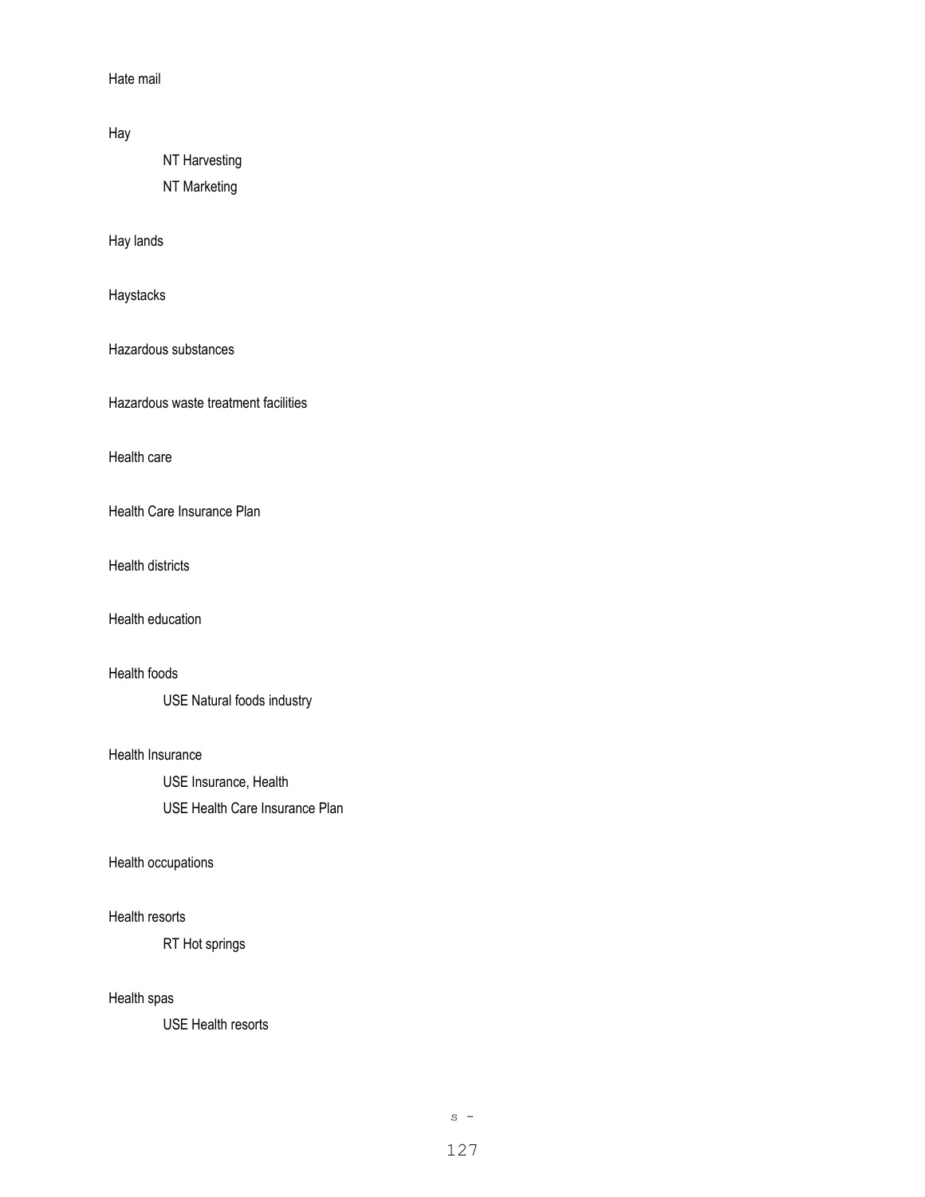Hate mail

Hay

    NT Harvesting

    NT Marketing

Hay lands

Haystacks

Hazardous substances

Hazardous waste treatment facilities

Health care

Health Care Insurance Plan

Health districts

Health education

Health foods

    USE Natural foods industry

Health Insurance

    USE Insurance, Health

    USE Health Care Insurance Plan

Health occupations

Health resorts

    RT Hot springs

Health spas

    USE Health resorts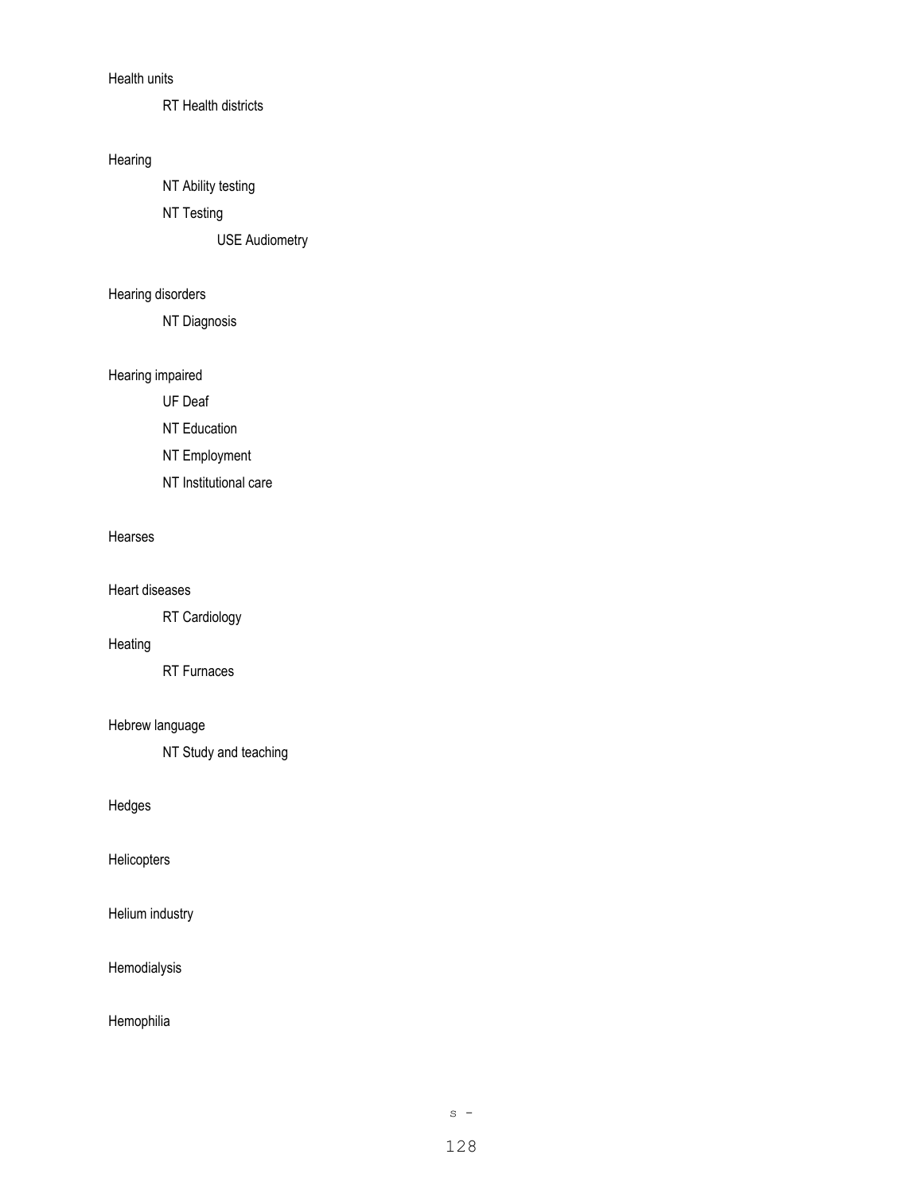Health units

RT Health districts

Hearing

NT Ability testing

NT Testing

USE Audiometry

Hearing disorders

NT Diagnosis

Hearing impaired

UF Deaf

NT Education

NT Employment

NT Institutional care

Hearses

Heart diseases

RT Cardiology

Heating

RT Furnaces

Hebrew language

NT Study and teaching

Hedges

Helicopters

Helium industry

Hemodialysis

Hemophilia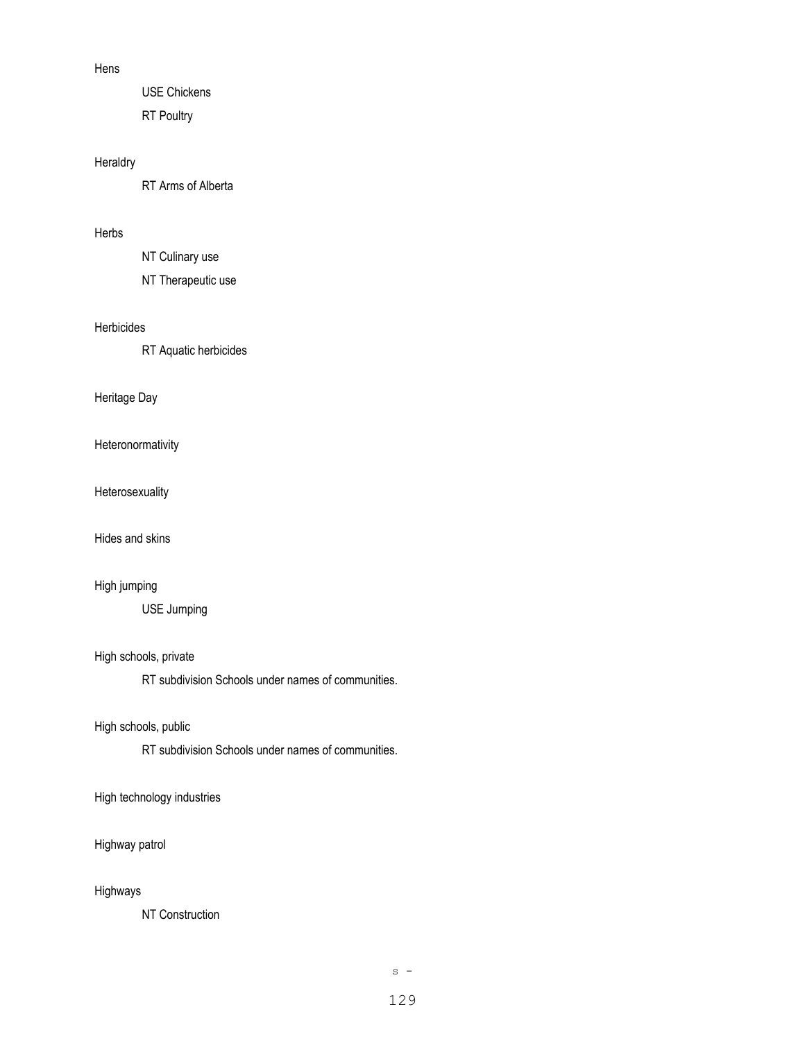Hens

USE Chickens

RT Poultry

Heraldry

RT Arms of Alberta

Herbs

NT Culinary use

NT Therapeutic use

Herbicides

RT Aquatic herbicides

Heritage Day

Heteronormativity

Heterosexuality

Hides and skins

High jumping

USE Jumping

High schools, private

RT subdivision Schools under names of communities.

High schools, public

RT subdivision Schools under names of communities.

High technology industries

Highway patrol

Highways

NT Construction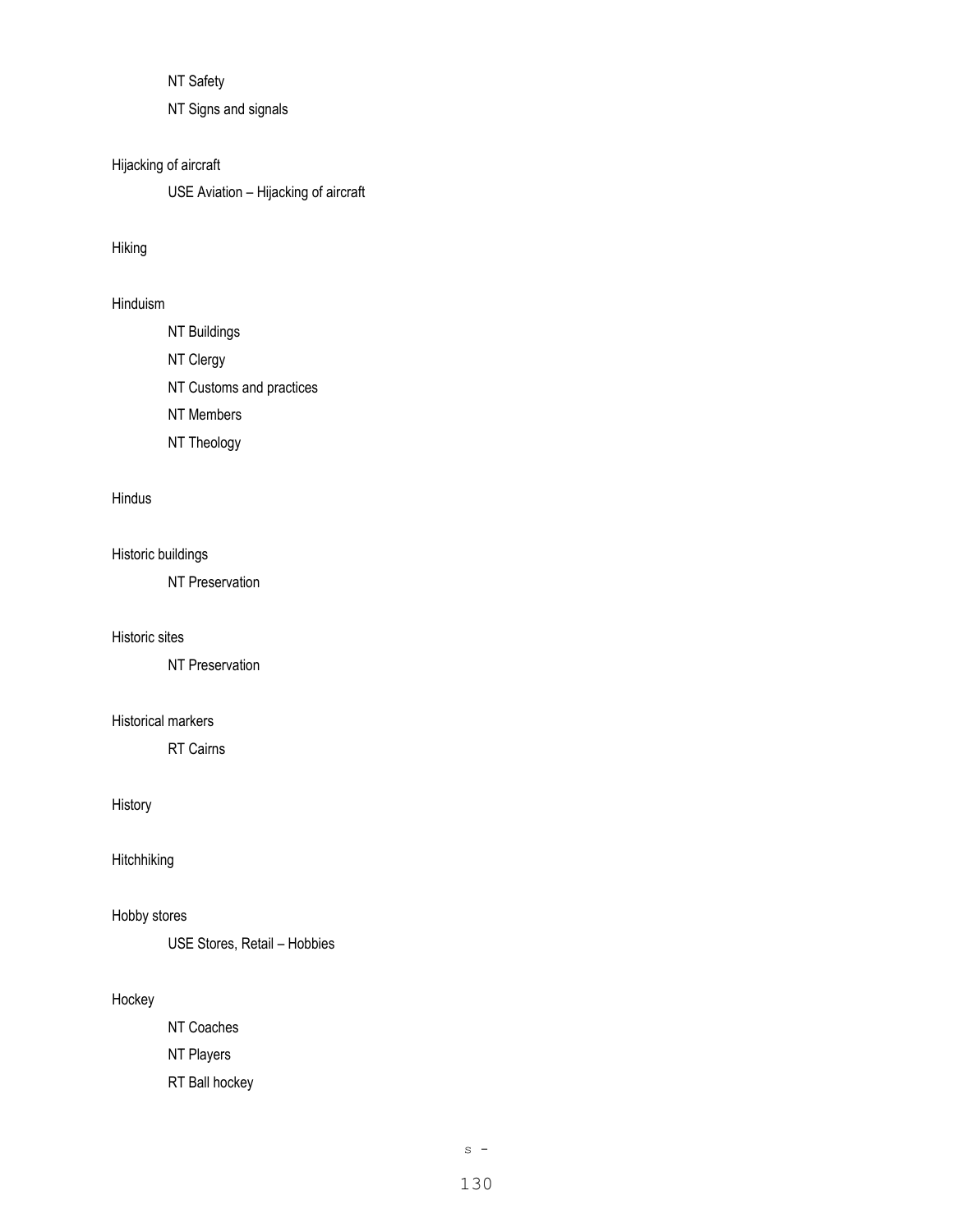NT Safety

NT Signs and signals

Hijacking of aircraft

USE Aviation – Hijacking of aircraft

Hiking

Hinduism

NT Buildings

NT Clergy

NT Customs and practices

NT Members

NT Theology

Hindus

Historic buildings

NT Preservation

Historic sites

NT Preservation

Historical markers

RT Cairns

History

Hitchhiking

Hobby stores

USE Stores, Retail – Hobbies

Hockey

NT Coaches

NT Players

RT Ball hockey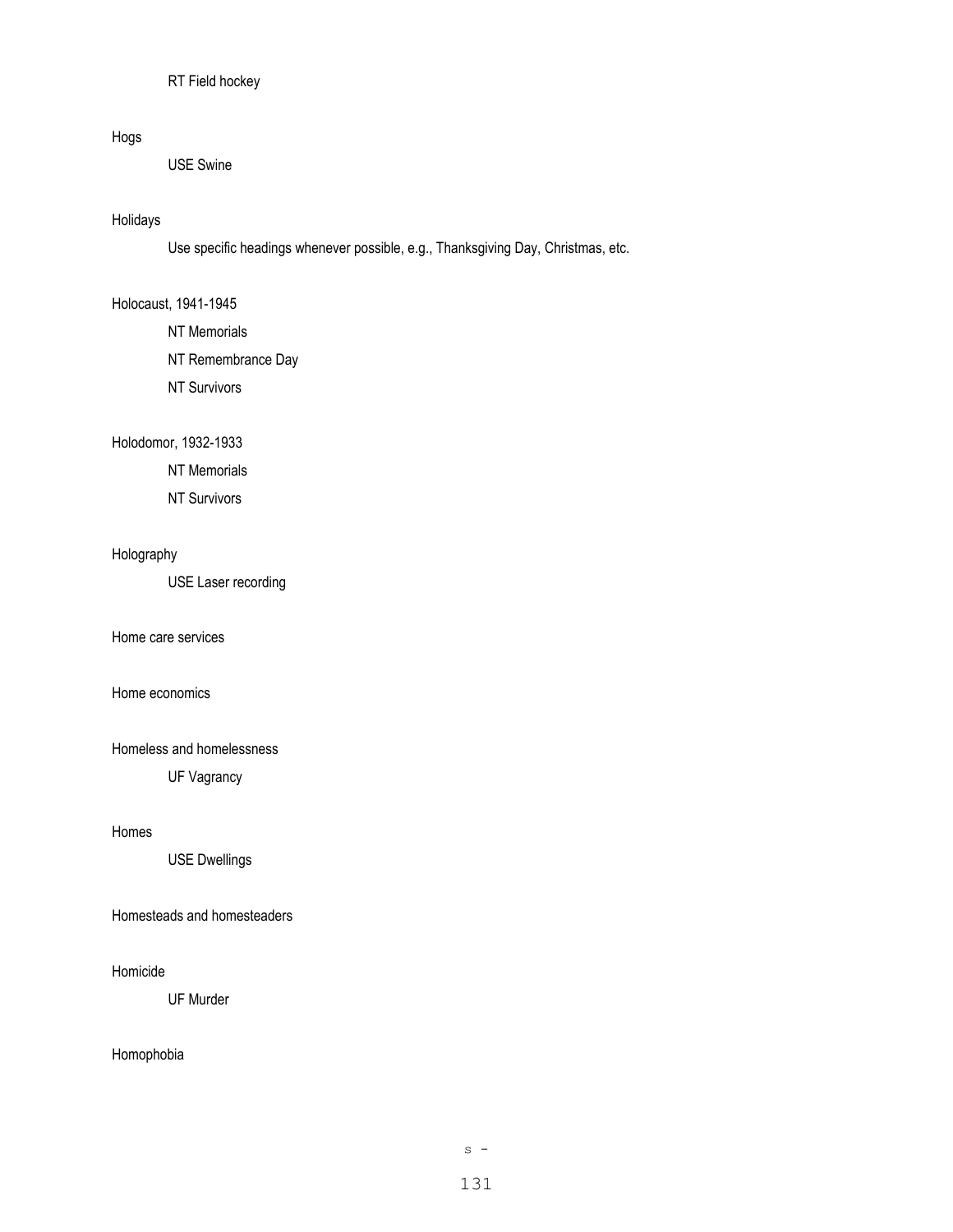RT Field hockey

Hogs

USE Swine

Holidays

Use specific headings whenever possible, e.g., Thanksgiving Day, Christmas, etc.

Holocaust, 1941-1945

NT Memorials

NT Remembrance Day

NT Survivors

Holodomor, 1932-1933

NT Memorials

NT Survivors

Holography

USE Laser recording

Home care services

Home economics

Homeless and homelessness

UF Vagrancy

Homes

USE Dwellings

Homesteads and homesteaders

Homicide

UF Murder

Homophobia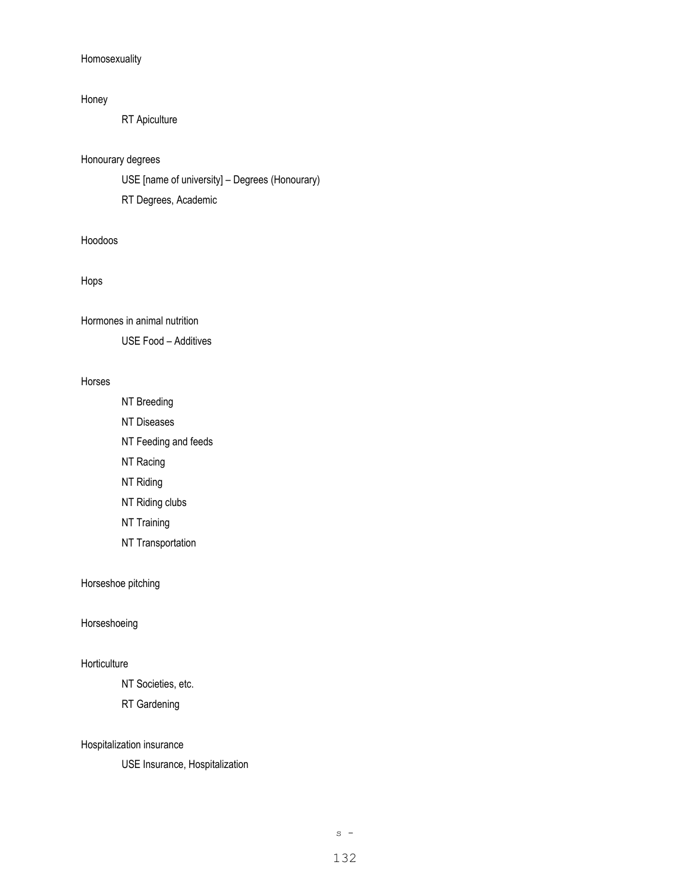Homosexuality

Honey

RT Apiculture

Honourary degrees

USE [name of university] – Degrees (Honourary)

RT Degrees, Academic

Hoodoos

Hops

Hormones in animal nutrition

USE Food – Additives

Horses

NT Breeding

NT Diseases

NT Feeding and feeds

NT Racing

NT Riding

NT Riding clubs

NT Training

NT Transportation

Horseshoe pitching

Horseshoeing

Horticulture

NT Societies, etc.

RT Gardening

Hospitalization insurance

USE Insurance, Hospitalization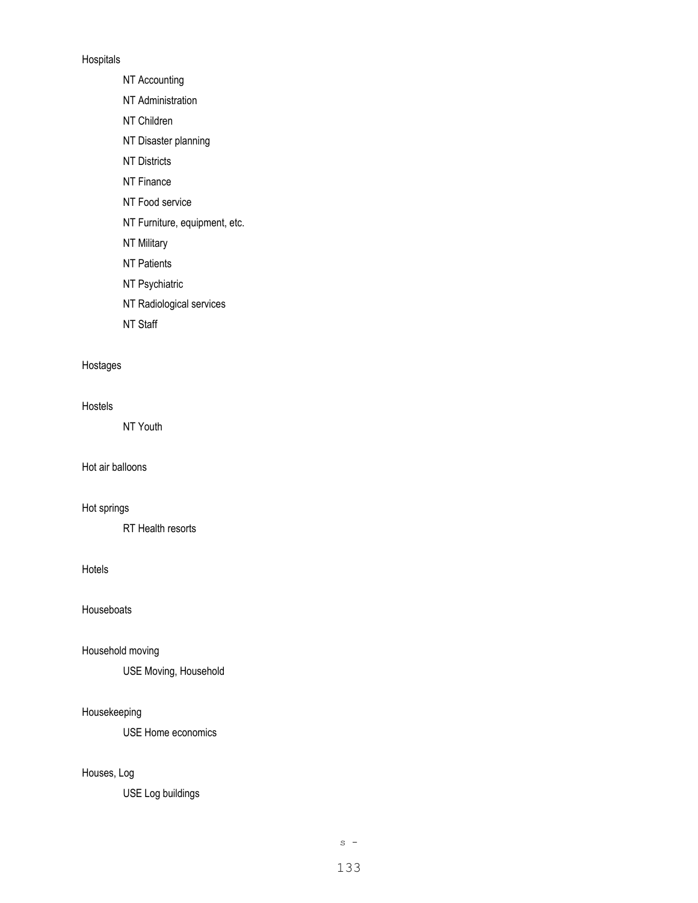Hospitals

NT Accounting

NT Administration

NT Children

NT Disaster planning

NT Districts

NT Finance

NT Food service

NT Furniture, equipment, etc.

NT Military

NT Patients

NT Psychiatric

NT Radiological services

NT Staff

Hostages

Hostels

NT Youth

Hot air balloons

Hot springs

RT Health resorts

Hotels

Houseboats

Household moving

USE Moving, Household

Housekeeping

USE Home economics

Houses, Log

USE Log buildings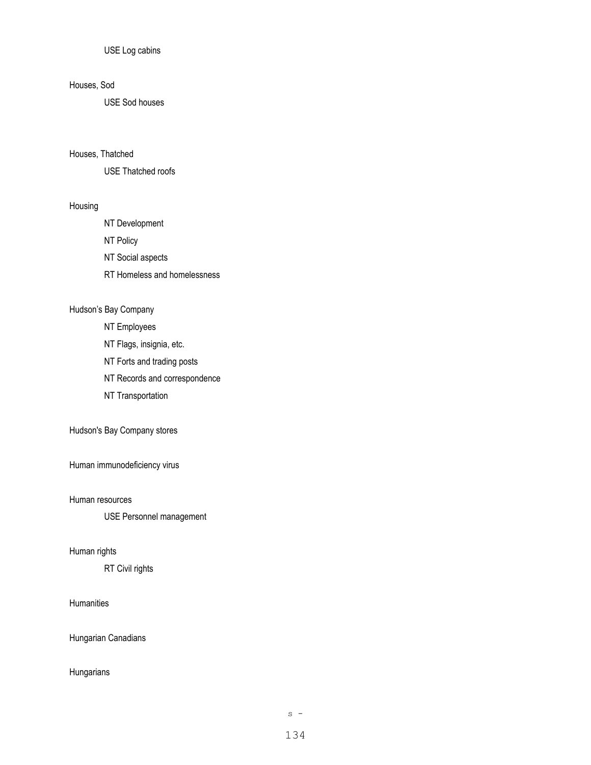USE Log cabins

Houses, Sod

USE Sod houses

Houses, Thatched

USE Thatched roofs

Housing

NT Development

NT Policy

NT Social aspects

RT Homeless and homelessness

Hudson’s Bay Company

NT Employees

NT Flags, insignia, etc.

NT Forts and trading posts

NT Records and correspondence

NT Transportation

Hudson's Bay Company stores

Human immunodeficiency virus

Human resources

USE Personnel management

Human rights

RT Civil rights

Humanities

Hungarian Canadians

Hungarians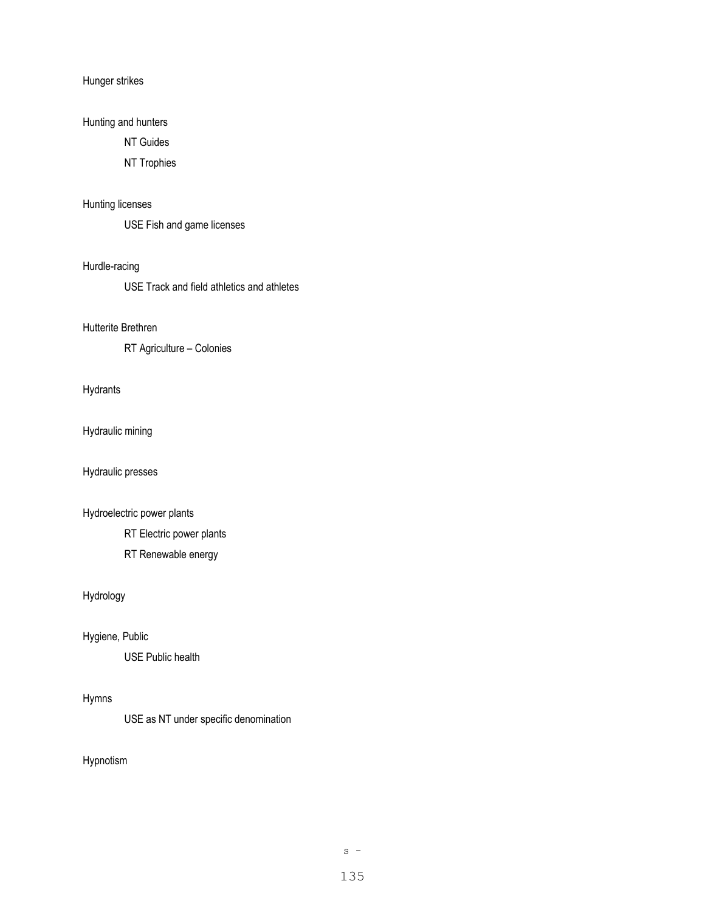Hunger strikes

Hunting and hunters

NT Guides

NT Trophies

Hunting licenses

USE Fish and game licenses

Hurdle-racing

USE Track and field athletics and athletes

Hutterite Brethren

RT Agriculture – Colonies

Hydrants

Hydraulic mining

Hydraulic presses

Hydroelectric power plants

RT Electric power plants

RT Renewable energy

Hydrology

Hygiene, Public

USE Public health

Hymns

USE as NT under specific denomination

Hypnotism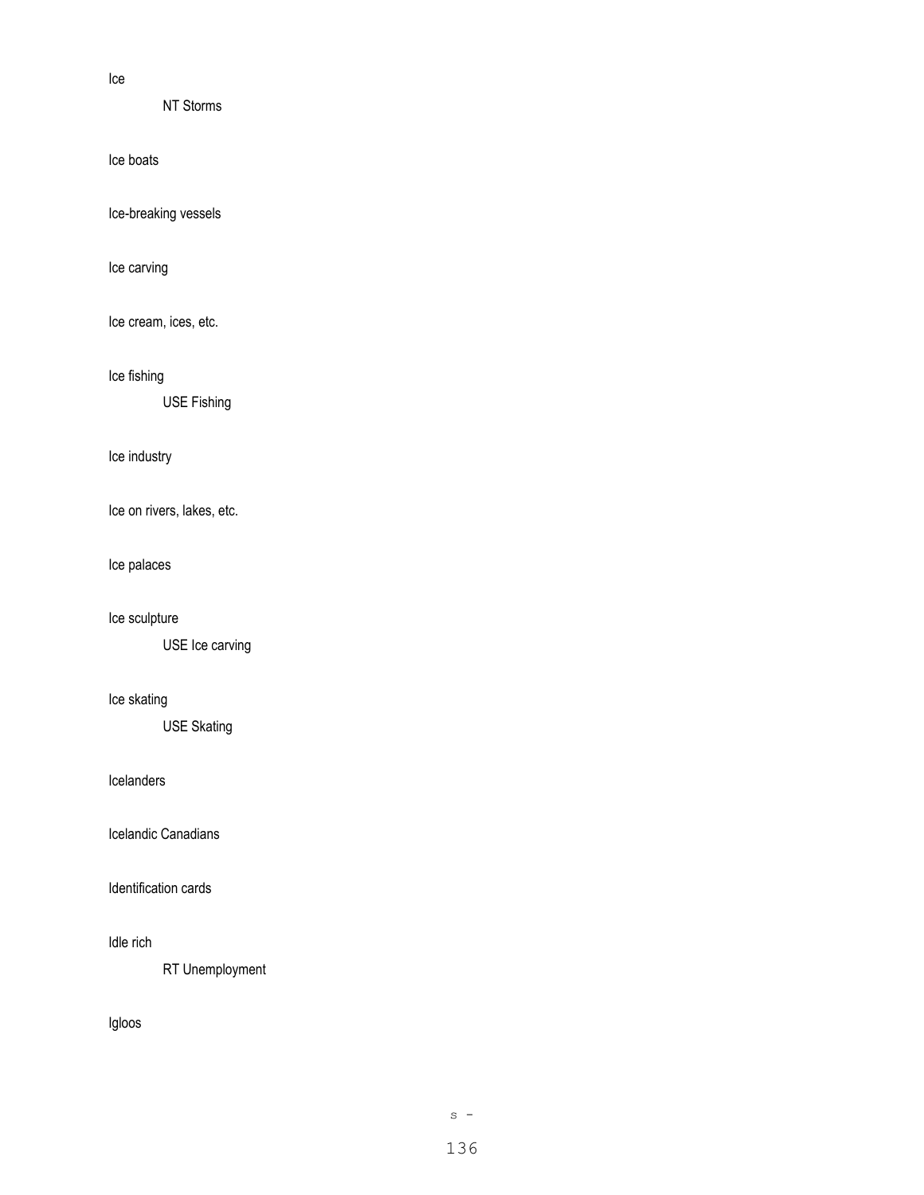Ice

NT Storms

Ice boats

Ice-breaking vessels

Ice carving

Ice cream, ices, etc.

Ice fishing

USE Fishing

Ice industry

Ice on rivers, lakes, etc.

Ice palaces

Ice sculpture

USE Ice carving

Ice skating

USE Skating

Icelanders

Icelandic Canadians

Identification cards

Idle rich

RT Unemployment

Igloos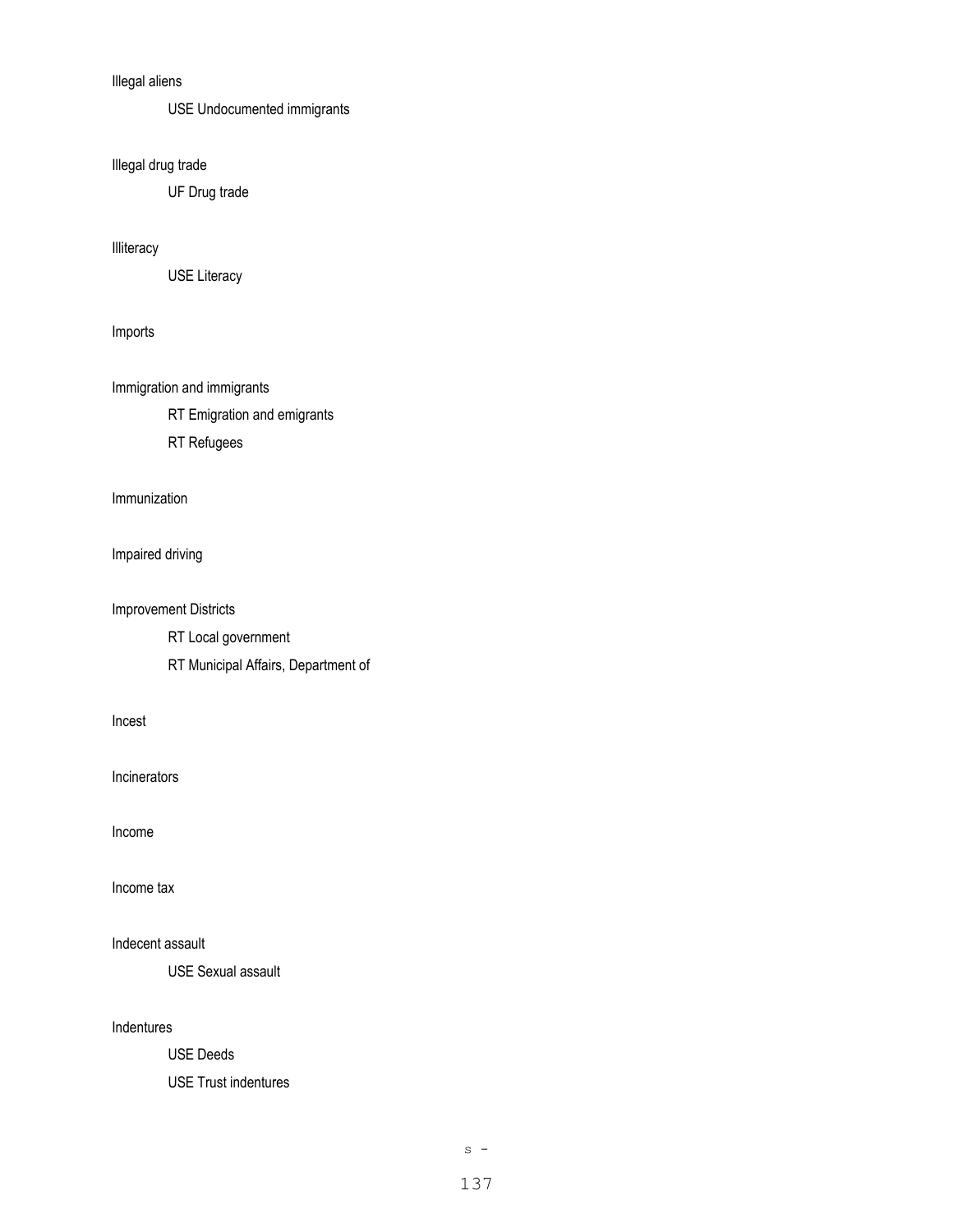Illegal aliens

USE Undocumented immigrants

Illegal drug trade

UF Drug trade

Illiteracy

USE Literacy

Imports

Immigration and immigrants

RT Emigration and emigrants

RT Refugees

Immunization

Impaired driving

Improvement Districts

RT Local government

RT Municipal Affairs, Department of

Incest

Incinerators

Income

Income tax

Indecent assault

USE Sexual assault

Indentures

USE Deeds

USE Trust indentures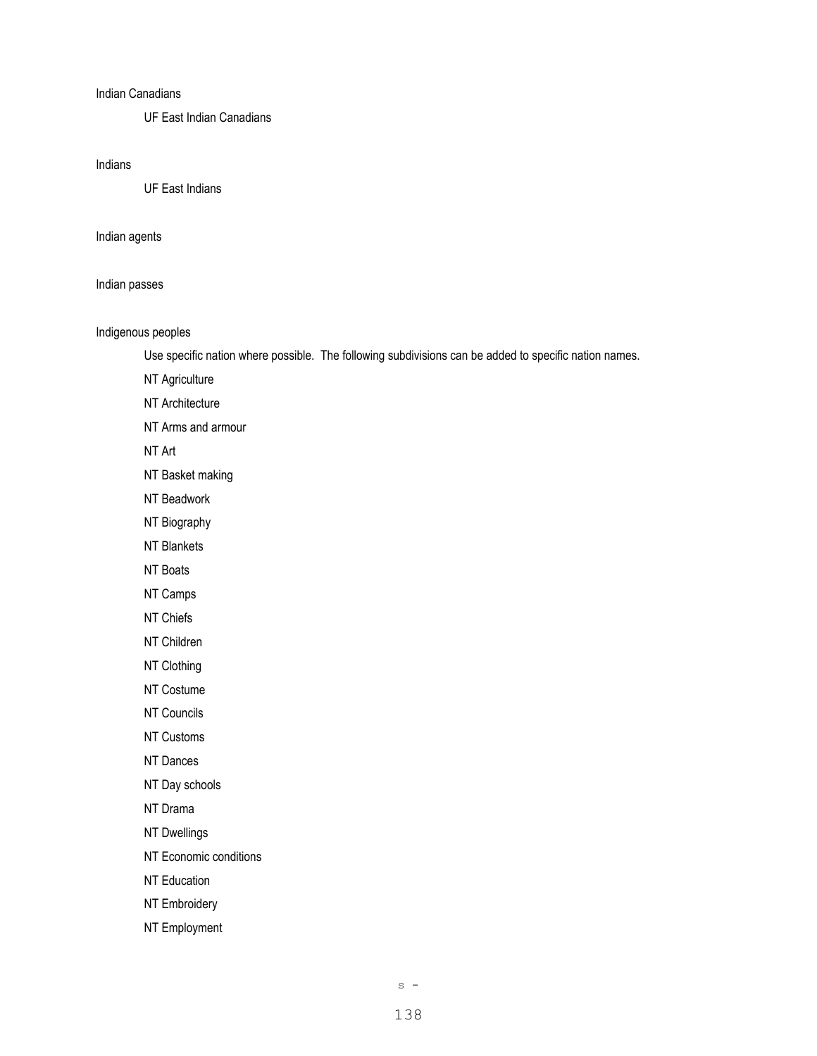Indian Canadians

UF East Indian Canadians

Indians

UF East Indians

Indian agents

Indian passes

Indigenous peoples

Use specific nation where possible. The following subdivisions can be added to specific nation names.

NT Agriculture

NT Architecture

NT Arms and armour

NT Art

NT Basket making

NT Beadwork

NT Biography

NT Blankets

NT Boats

NT Camps

NT Chiefs

NT Children

NT Clothing

NT Costume

NT Councils

NT Customs

NT Dances

NT Day schools

NT Drama

NT Dwellings

NT Economic conditions

NT Education

NT Embroidery

NT Employment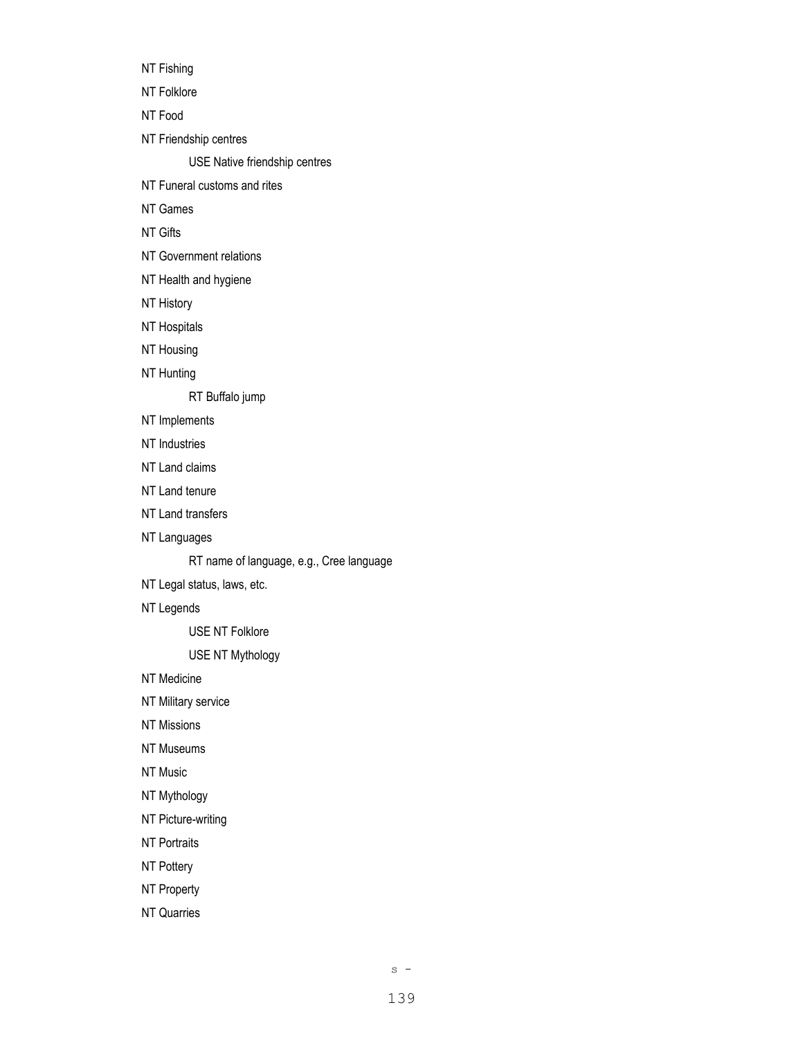NT Fishing

NT Folklore

NT Food

NT Friendship centres

    USE Native friendship centres

NT Funeral customs and rites

NT Games

NT Gifts

NT Government relations

NT Health and hygiene

NT History

NT Hospitals

NT Housing

NT Hunting

    RT Buffalo jump

NT Implements

NT Industries

NT Land claims

NT Land tenure

NT Land transfers

NT Languages

    RT name of language, e.g., Cree language

NT Legal status, laws, etc.

NT Legends

    USE NT Folklore

    USE NT Mythology

NT Medicine

NT Military service

NT Missions

NT Museums

NT Music

NT Mythology

NT Picture-writing

NT Portraits

NT Pottery

NT Property

NT Quarries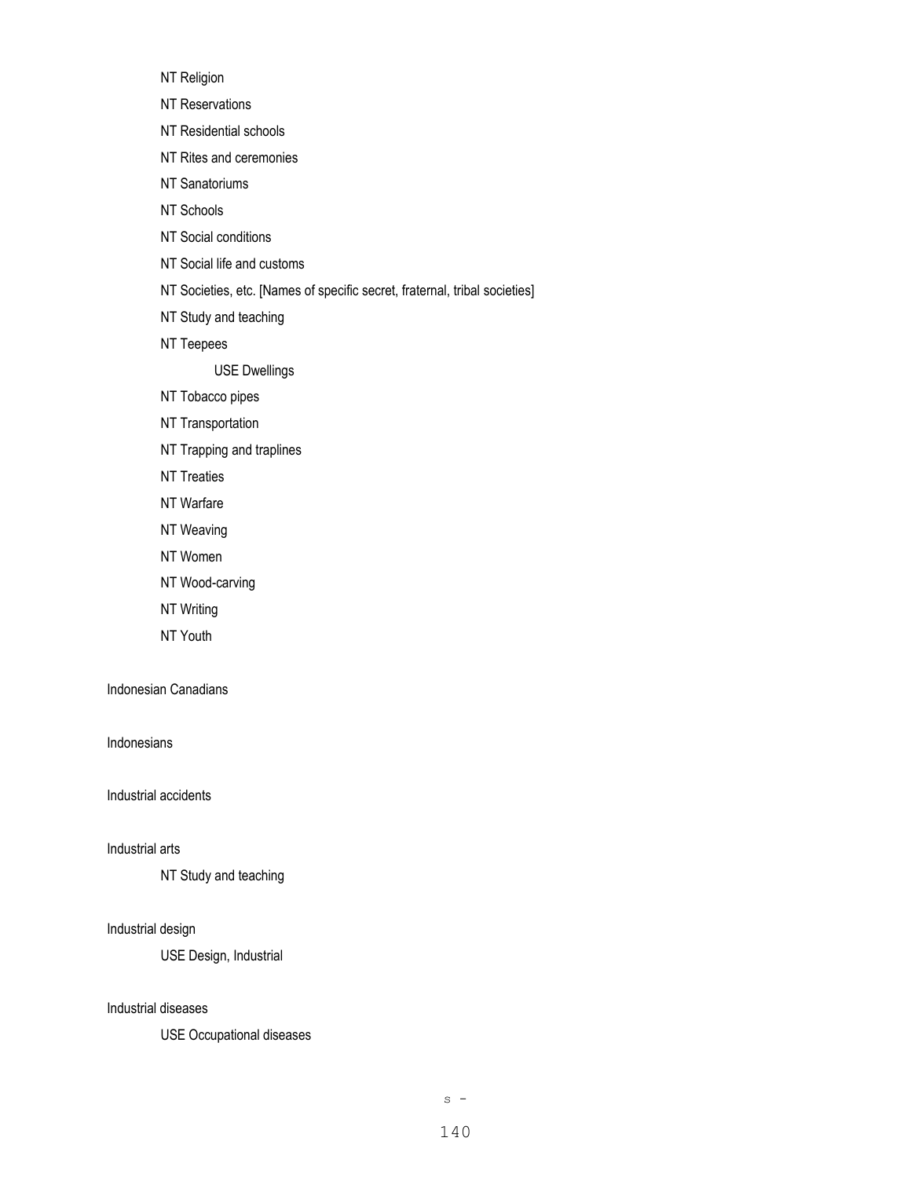NT Religion

NT Reservations

NT Residential schools

NT Rites and ceremonies

NT Sanatoriums

NT Schools

NT Social conditions

NT Social life and customs

NT Societies, etc. [Names of specific secret, fraternal, tribal societies]

NT Study and teaching

NT Teepees

USE Dwellings

NT Tobacco pipes

NT Transportation

NT Trapping and traplines

NT Treaties

NT Warfare

NT Weaving

NT Women

NT Wood-carving

NT Writing

NT Youth

Indonesian Canadians

Indonesians

Industrial accidents

Industrial arts

NT Study and teaching

Industrial design

USE Design, Industrial

Industrial diseases

USE Occupational diseases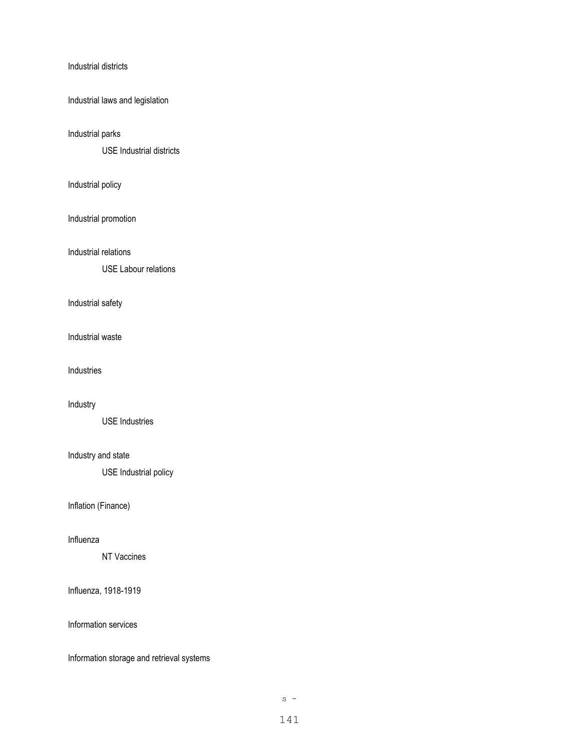Industrial districts

Industrial laws and legislation

Industrial parks

    USE Industrial districts

Industrial policy

Industrial promotion

Industrial relations

    USE Labour relations

Industrial safety

Industrial waste

Industries

Industry

    USE Industries

Industry and state

    USE Industrial policy

Inflation (Finance)

Influenza

    NT Vaccines

Influenza, 1918-1919

Information services

Information storage and retrieval systems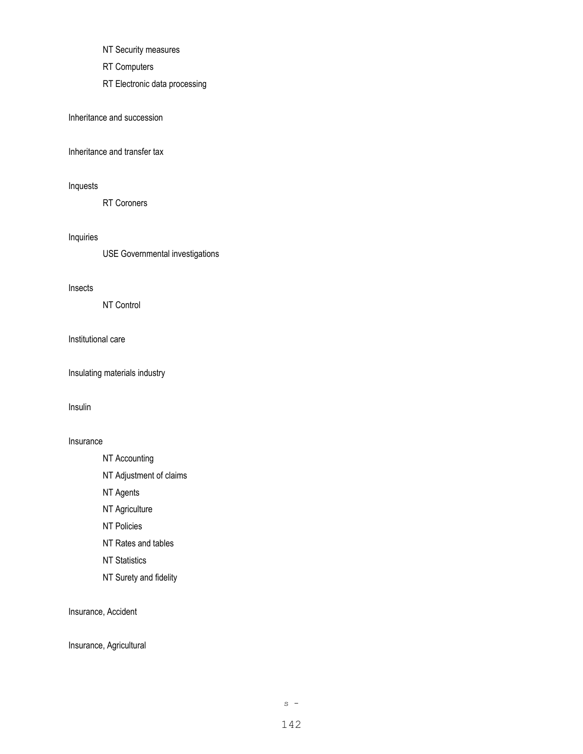NT Security measures

RT Computers

RT Electronic data processing

Inheritance and succession

Inheritance and transfer tax

Inquests

RT Coroners

Inquiries

USE Governmental investigations

Insects

NT Control

Institutional care

Insulating materials industry

Insulin

Insurance

NT Accounting

NT Adjustment of claims

NT Agents

NT Agriculture

NT Policies

NT Rates and tables

NT Statistics

NT Surety and fidelity

Insurance, Accident

Insurance, Agricultural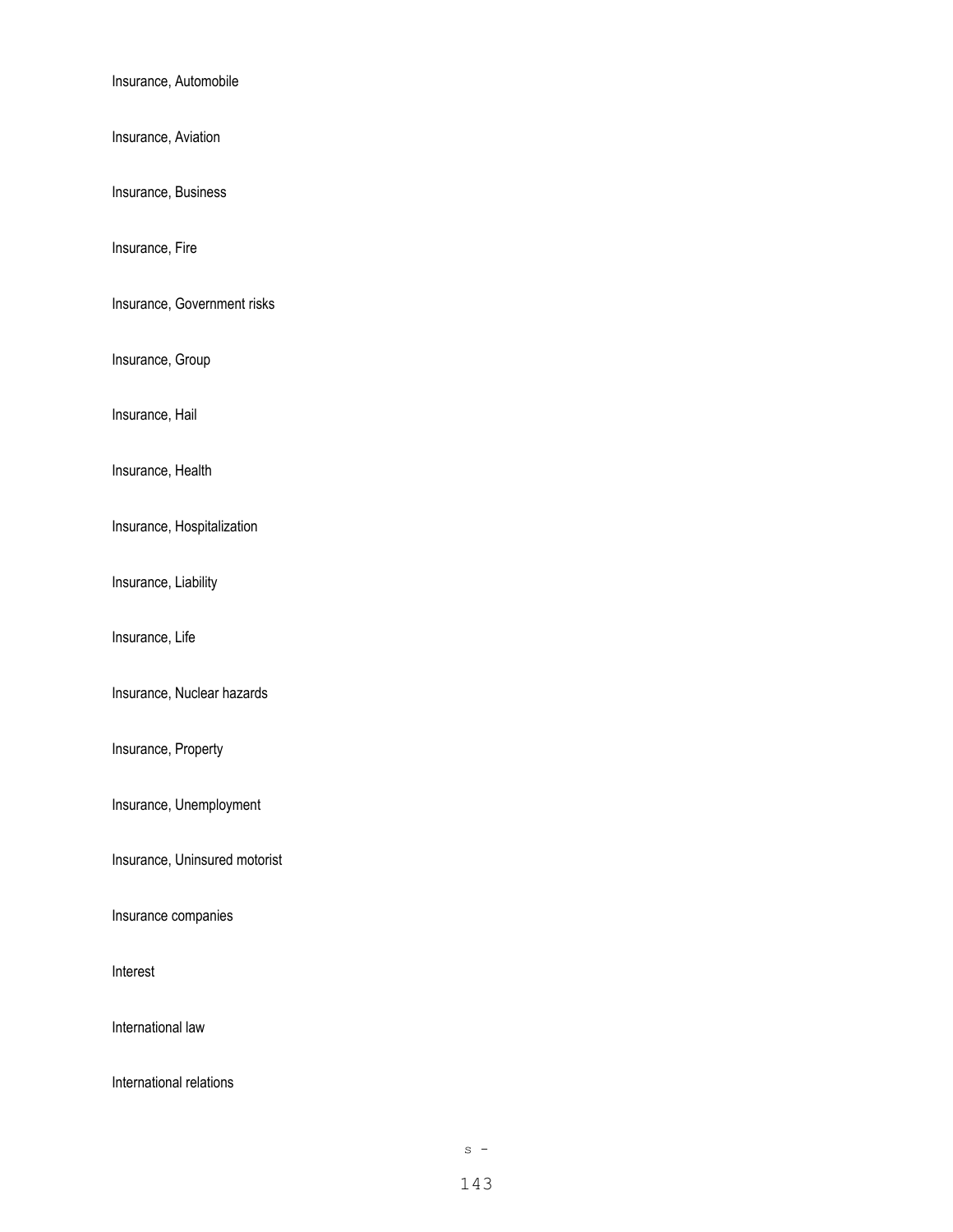Insurance, Automobile

Insurance, Aviation

Insurance, Business

Insurance, Fire

Insurance, Government risks

Insurance, Group

Insurance, Hail

Insurance, Health

Insurance, Hospitalization

Insurance, Liability

Insurance, Life

Insurance, Nuclear hazards

Insurance, Property

Insurance, Unemployment

Insurance, Uninsured motorist

Insurance companies

Interest

International law

International relations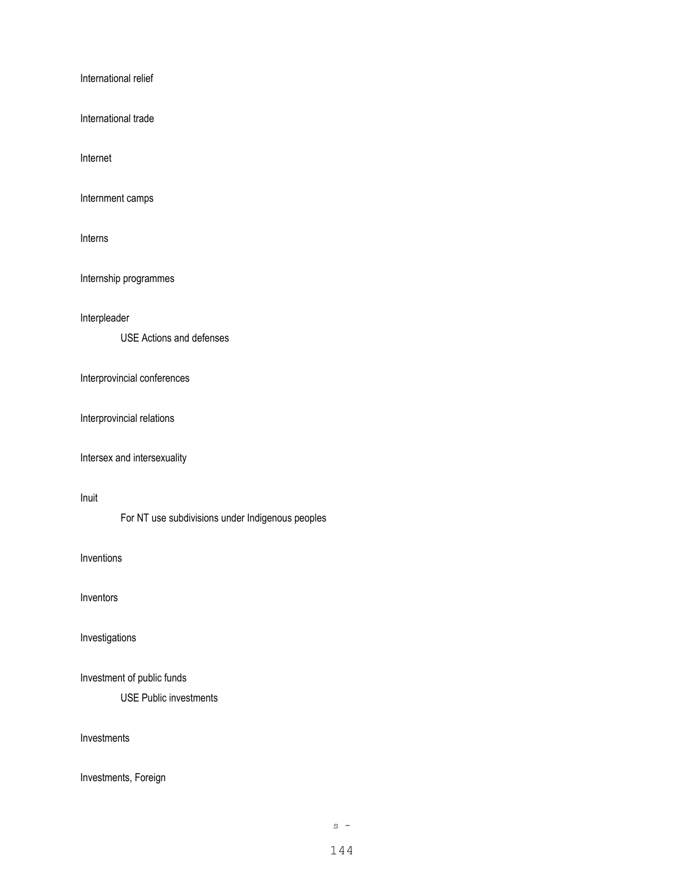International relief

International trade

Internet

Internment camps

Interns

Internship programmes

Interpleader

    USE Actions and defenses

Interprovincial conferences

Interprovincial relations

Intersex and intersexuality

Inuit

    For NT use subdivisions under Indigenous peoples

Inventions

Inventors

Investigations

Investment of public funds

    USE Public investments

Investments

Investments, Foreign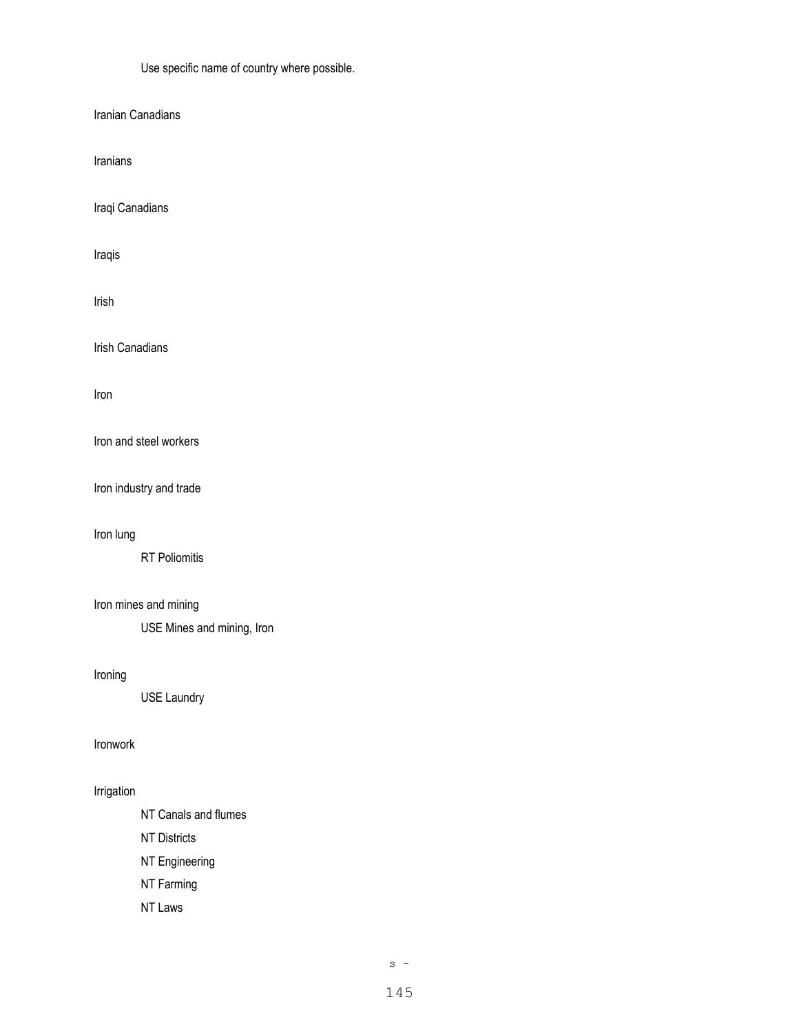Use specific name of country where possible.

Iranian Canadians

Iranians

Iraqi Canadians

Iraqis

Irish

Irish Canadians

Iron

Iron and steel workers

Iron industry and trade

Iron lung

RT Poliomitis

Iron mines and mining

USE Mines and mining, Iron

Ironing

USE Laundry

Ironwork

Irrigation

NT Canals and flumes

NT Districts

NT Engineering

NT Farming

NT Laws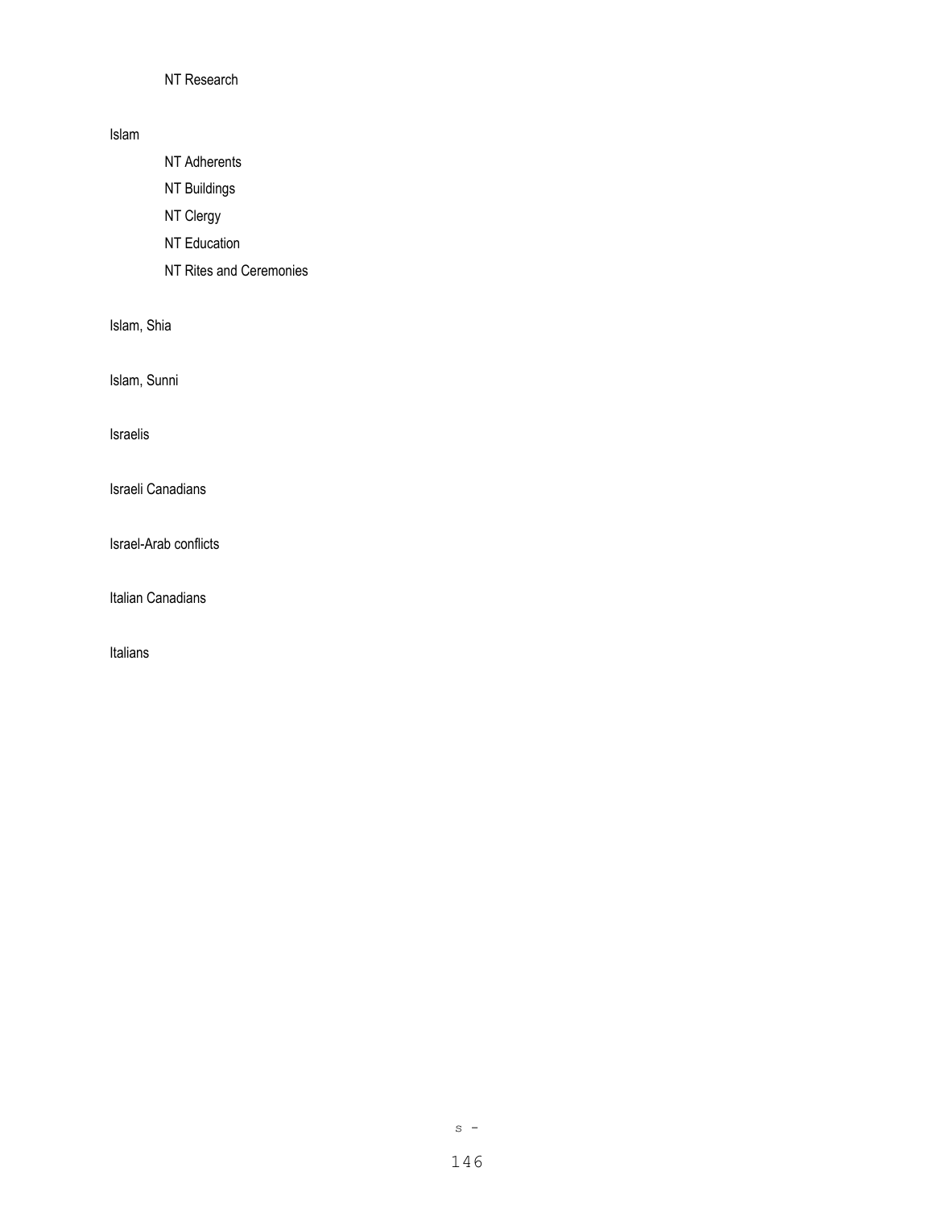NT Research

Islam

NT Adherents

NT Buildings

NT Clergy

NT Education

NT Rites and Ceremonies

Islam, Shia

Islam, Sunni

Israelis

Israeli Canadians

Israel-Arab conflicts

Italian Canadians

Italians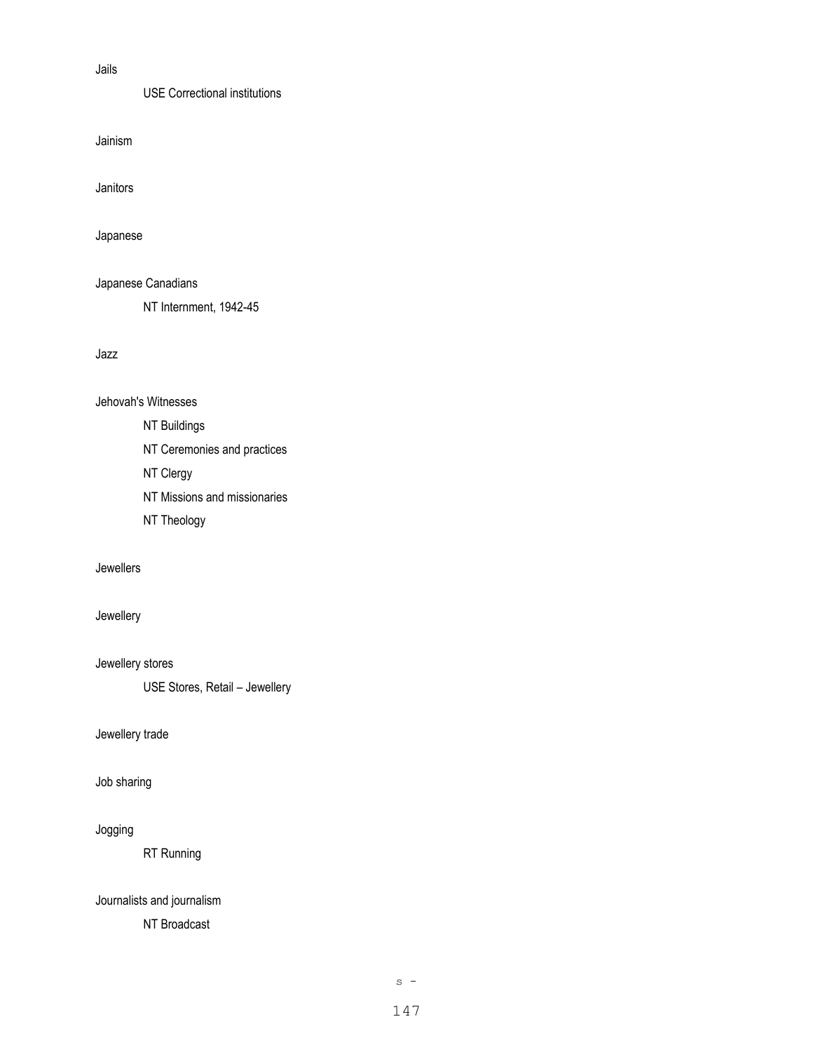Jails

  USE Correctional institutions

Jainism

Janitors

Japanese

Japanese Canadians

  NT Internment, 1942-45

Jazz

Jehovah's Witnesses

  NT Buildings

  NT Ceremonies and practices

  NT Clergy

  NT Missions and missionaries

  NT Theology

Jewellers

Jewellery

Jewellery stores

  USE Stores, Retail – Jewellery

Jewellery trade

Job sharing

Jogging

  RT Running

Journalists and journalism

  NT Broadcast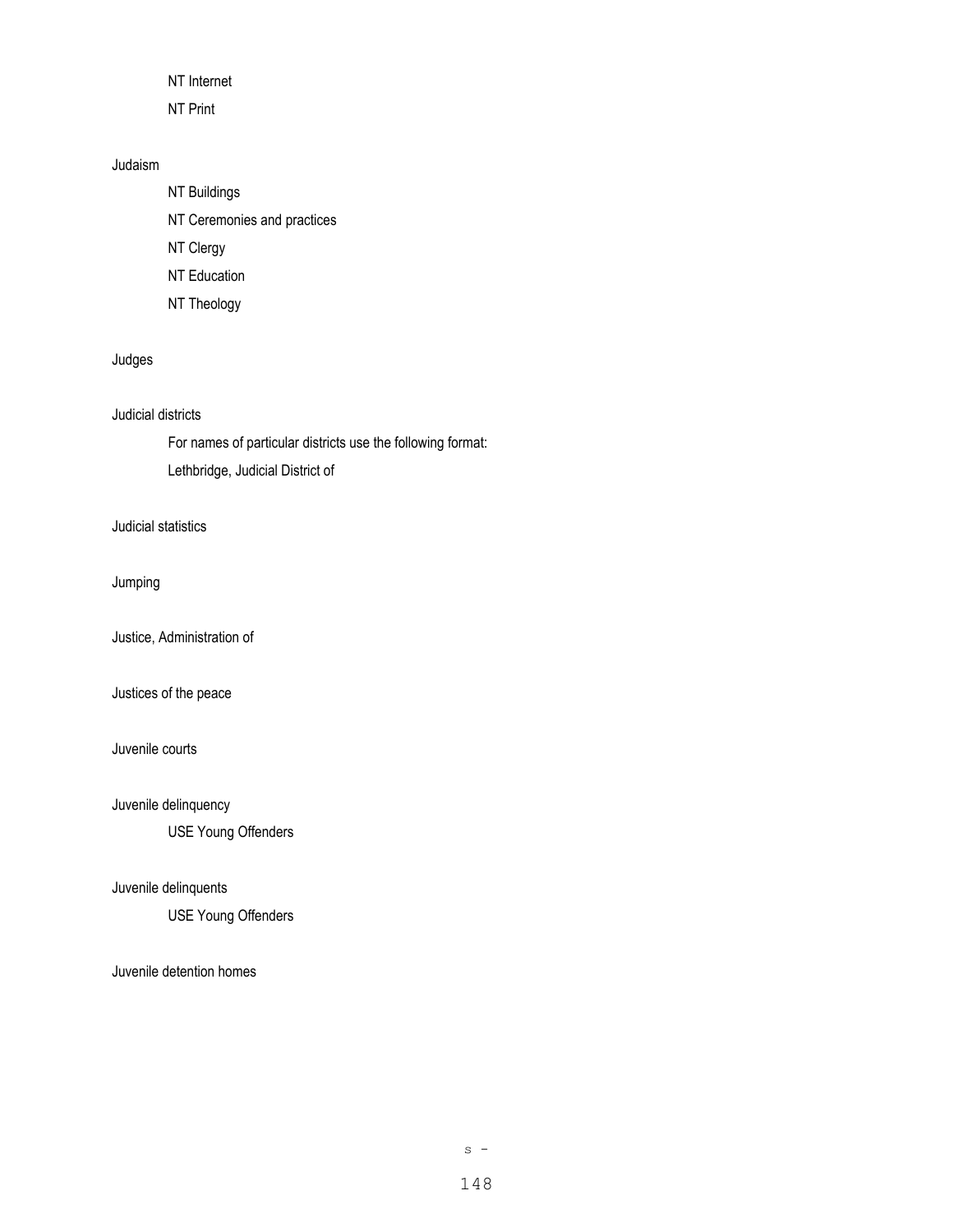NT Internet

NT Print

Judaism

NT Buildings

NT Ceremonies and practices

NT Clergy

NT Education

NT Theology

Judges

Judicial districts

For names of particular districts use the following format:

Lethbridge, Judicial District of

Judicial statistics

Jumping

Justice, Administration of

Justices of the peace

Juvenile courts

Juvenile delinquency

USE Young Offenders

Juvenile delinquents

USE Young Offenders

Juvenile detention homes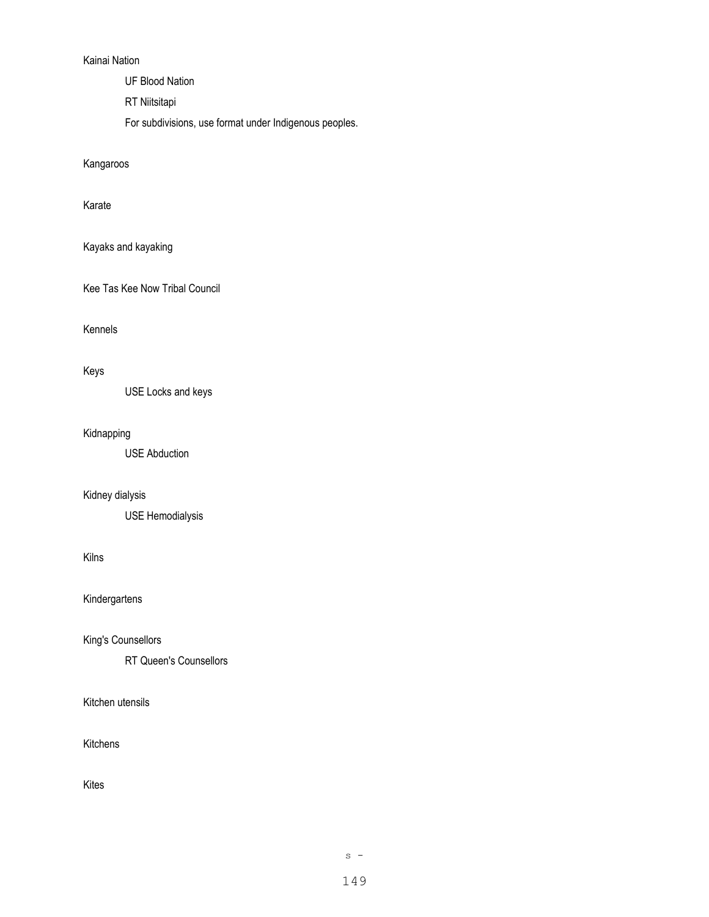Kainai Nation

UF Blood Nation

RT Niitsitapi

For subdivisions, use format under Indigenous peoples.

Kangaroos

Karate

Kayaks and kayaking

Kee Tas Kee Now Tribal Council

Kennels

Keys

USE Locks and keys

Kidnapping

USE Abduction

Kidney dialysis

USE Hemodialysis

Kilns

Kindergartens

King's Counsellors

RT Queen's Counsellors

Kitchen utensils

Kitchens

Kites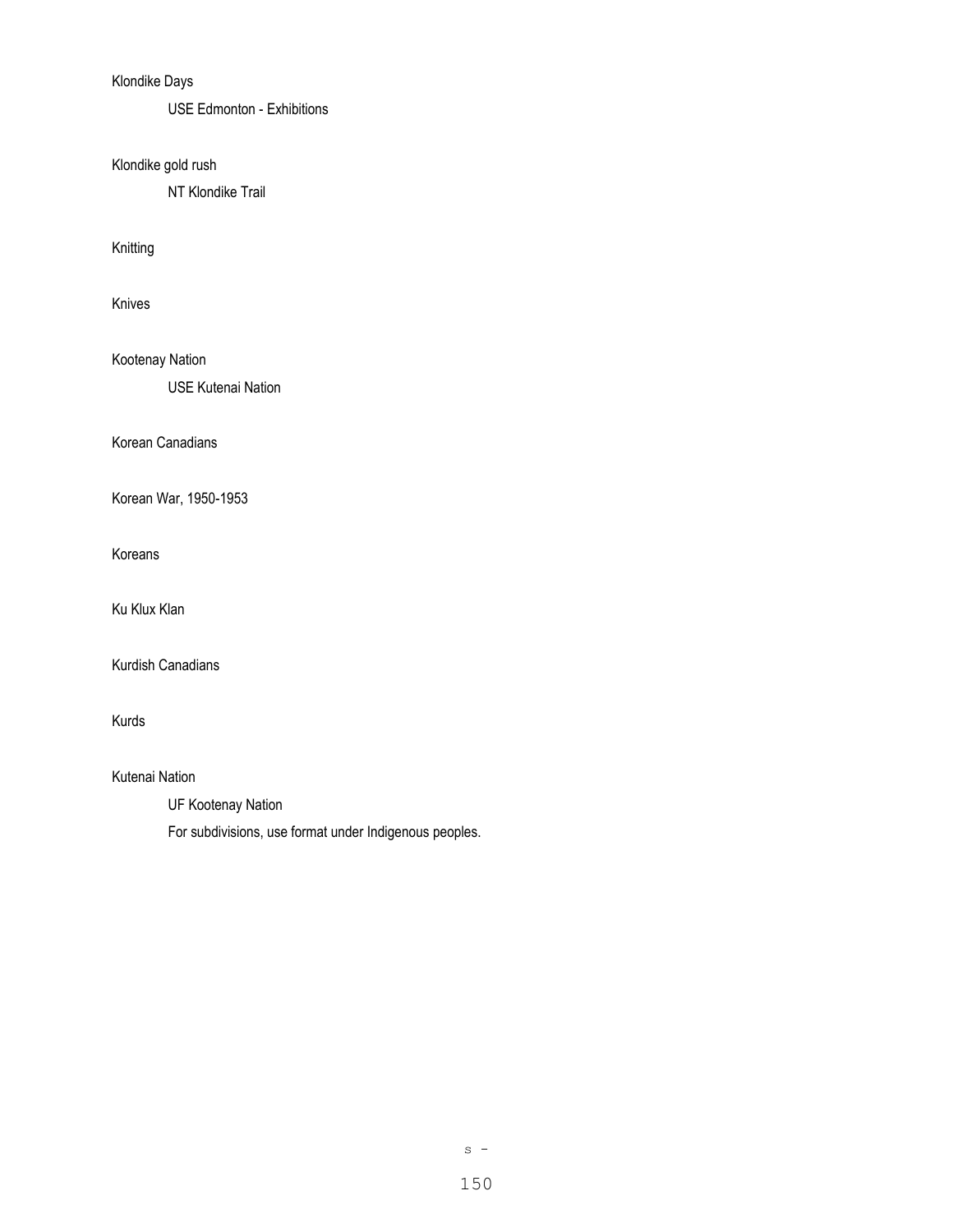Klondike Days

  USE Edmonton - Exhibitions

Klondike gold rush

  NT Klondike Trail

Knitting

Knives

Kootenay Nation

  USE Kutenai Nation

Korean Canadians

Korean War, 1950-1953

Koreans

Ku Klux Klan

Kurdish Canadians

Kurds

Kutenai Nation

  UF Kootenay Nation

  For subdivisions, use format under Indigenous peoples.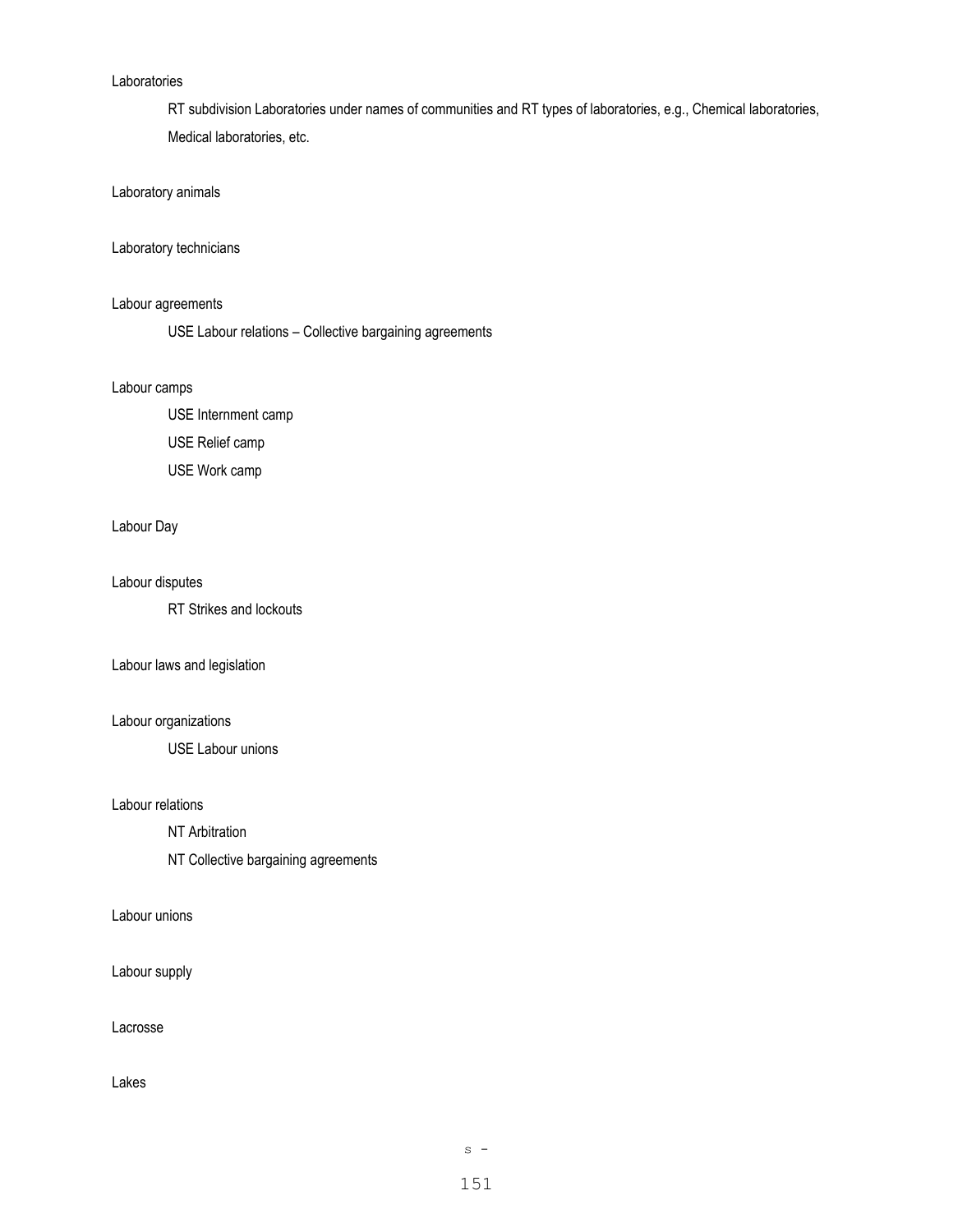Laboratories

RT subdivision Laboratories under names of communities and RT types of laboratories, e.g., Chemical laboratories, Medical laboratories, etc.

Laboratory animals

Laboratory technicians

Labour agreements

USE Labour relations – Collective bargaining agreements

Labour camps

USE Internment camp

USE Relief camp

USE Work camp

Labour Day

Labour disputes

RT Strikes and lockouts

Labour laws and legislation

Labour organizations

USE Labour unions

Labour relations

NT Arbitration

NT Collective bargaining agreements

Labour unions

Labour supply

Lacrosse

Lakes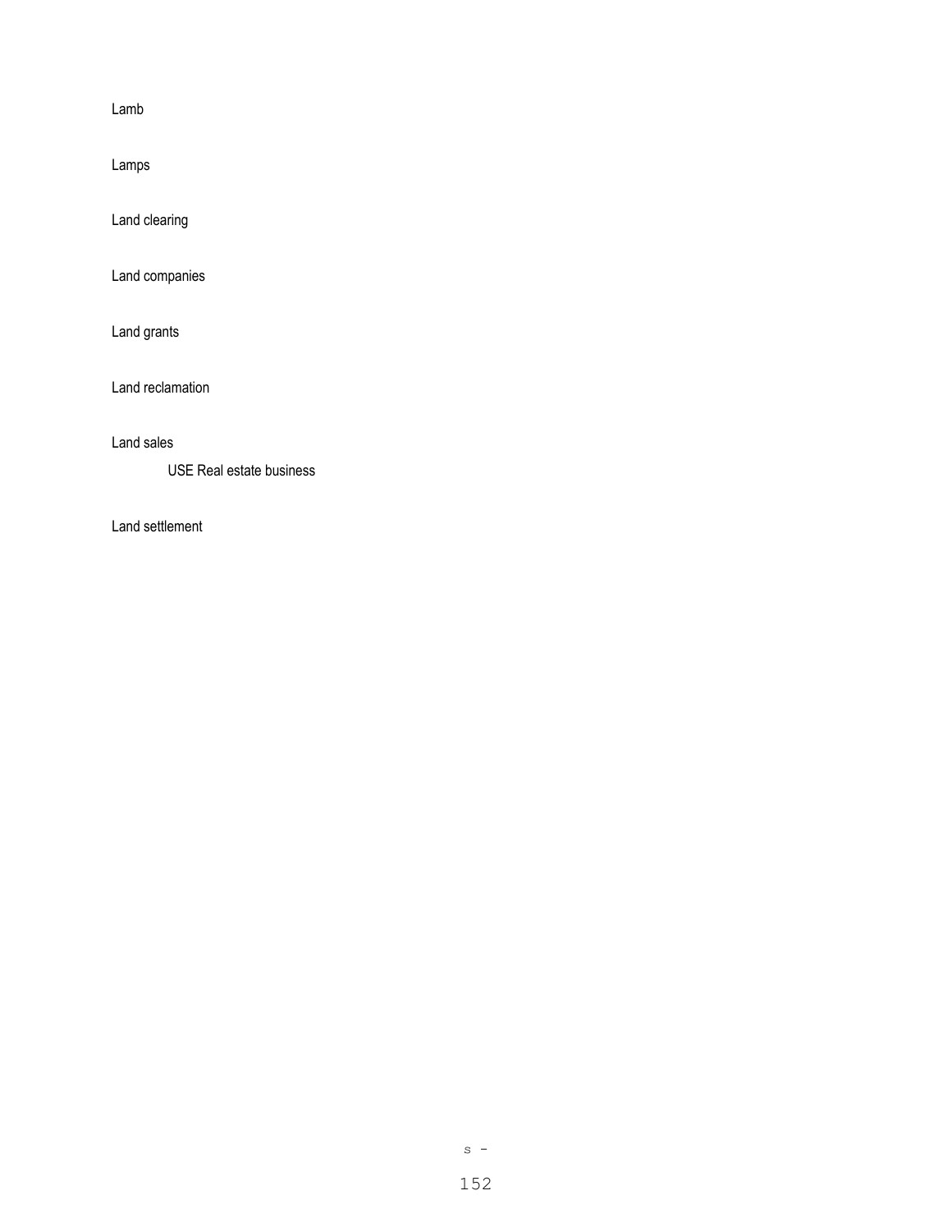Lamb

Lamps

Land clearing

Land companies

Land grants

Land reclamation

Land sales

    USE Real estate business

Land settlement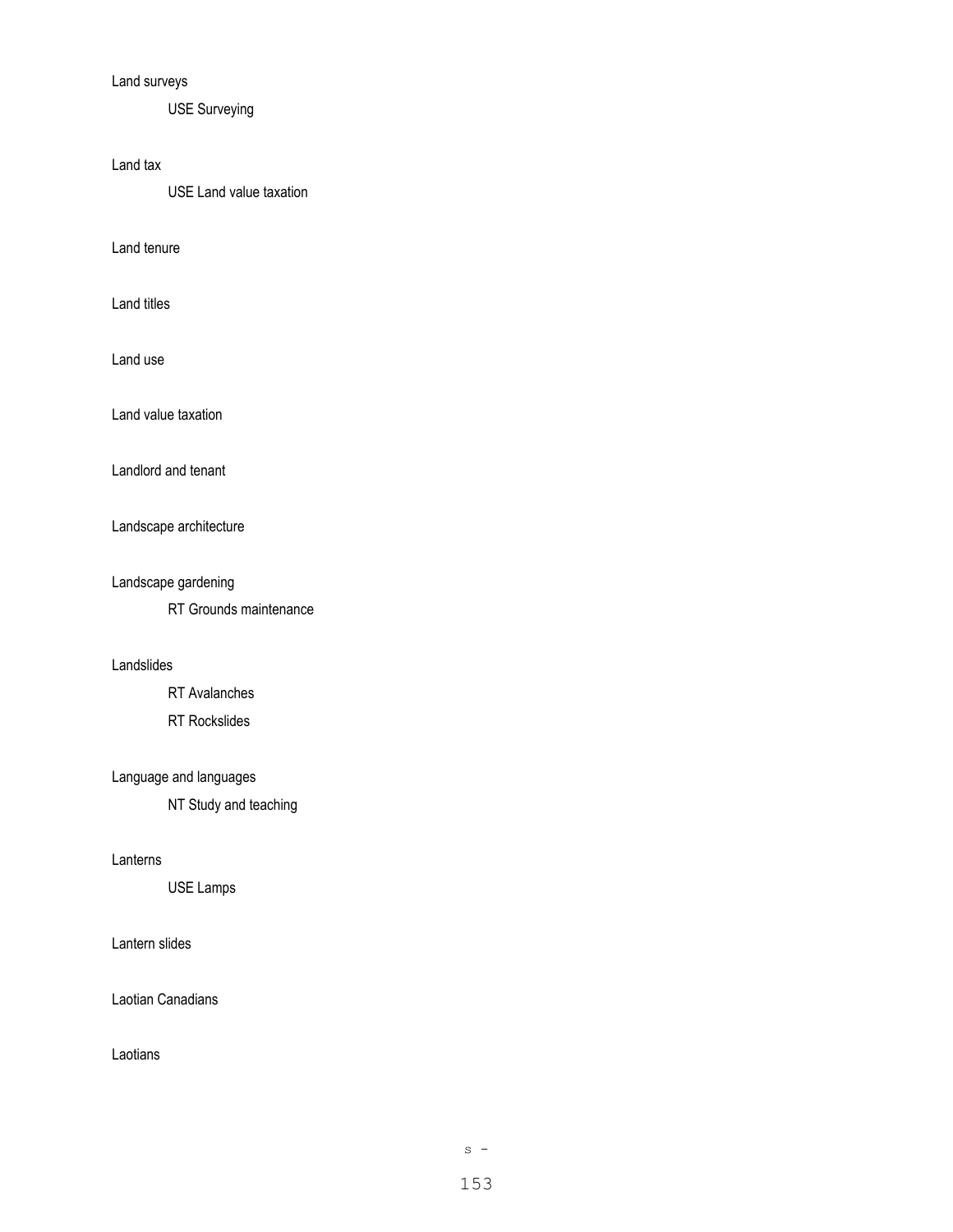Land surveys

USE Surveying

Land tax

USE Land value taxation

Land tenure

Land titles

Land use

Land value taxation

Landlord and tenant

Landscape architecture

Landscape gardening

RT Grounds maintenance

Landslides

RT Avalanches

RT Rockslides

Language and languages

NT Study and teaching

Lanterns

USE Lamps

Lantern slides

Laotian Canadians

Laotians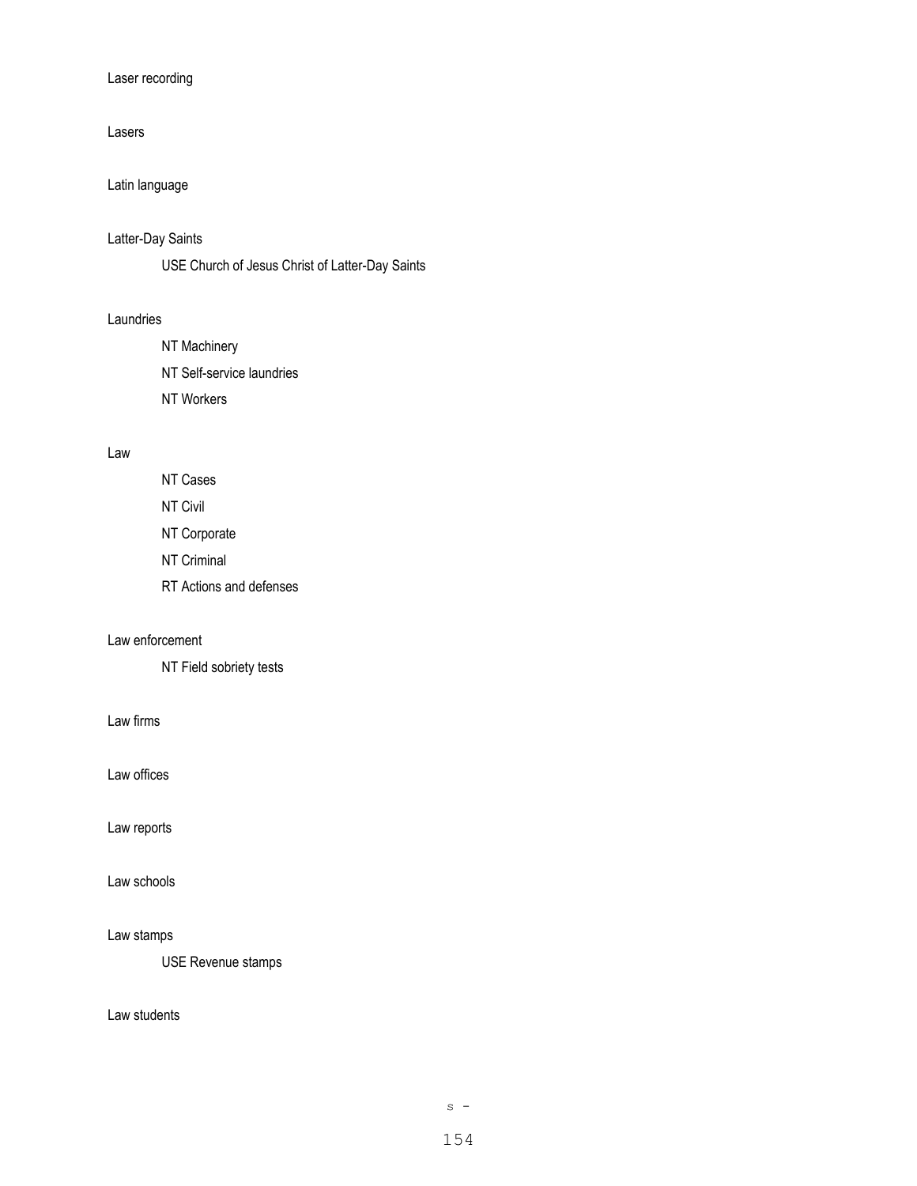Laser recording

Lasers

Latin language

Latter-Day Saints

    USE Church of Jesus Christ of Latter-Day Saints

Laundries

    NT Machinery

    NT Self-service laundries

    NT Workers

Law

    NT Cases

    NT Civil

    NT Corporate

    NT Criminal

    RT Actions and defenses

Law enforcement

    NT Field sobriety tests

Law firms

Law offices

Law reports

Law schools

Law stamps

    USE Revenue stamps

Law students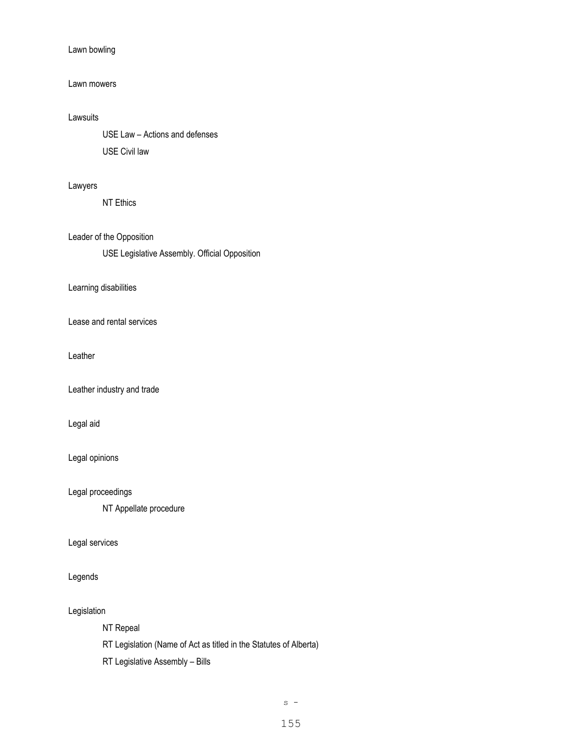Lawn bowling

Lawn mowers

Lawsuits

USE Law – Actions and defenses

USE Civil law

Lawyers

NT Ethics

Leader of the Opposition

USE Legislative Assembly. Official Opposition

Learning disabilities

Lease and rental services

Leather

Leather industry and trade

Legal aid

Legal opinions

Legal proceedings

NT Appellate procedure

Legal services

Legends

Legislation

NT Repeal

RT Legislation (Name of Act as titled in the Statutes of Alberta)

RT Legislative Assembly – Bills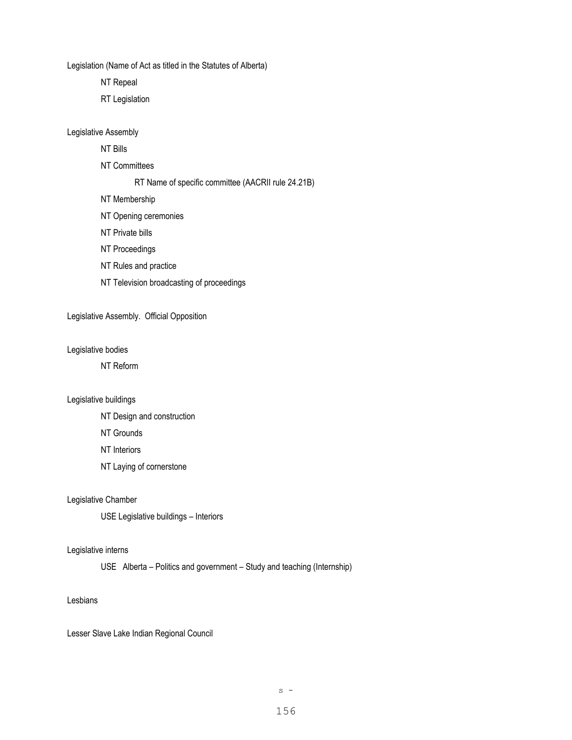Legislation (Name of Act as titled in the Statutes of Alberta)

NT Repeal

RT Legislation

Legislative Assembly

NT Bills

NT Committees

RT Name of specific committee (AACRII rule 24.21B)

NT Membership

NT Opening ceremonies

NT Private bills

NT Proceedings

NT Rules and practice

NT Television broadcasting of proceedings

Legislative Assembly.  Official Opposition

Legislative bodies

NT Reform

Legislative buildings

NT Design and construction

NT Grounds

NT Interiors

NT Laying of cornerstone

Legislative Chamber

USE Legislative buildings – Interiors

Legislative interns

USE   Alberta – Politics and government – Study and teaching (Internship)

Lesbians

Lesser Slave Lake Indian Regional Council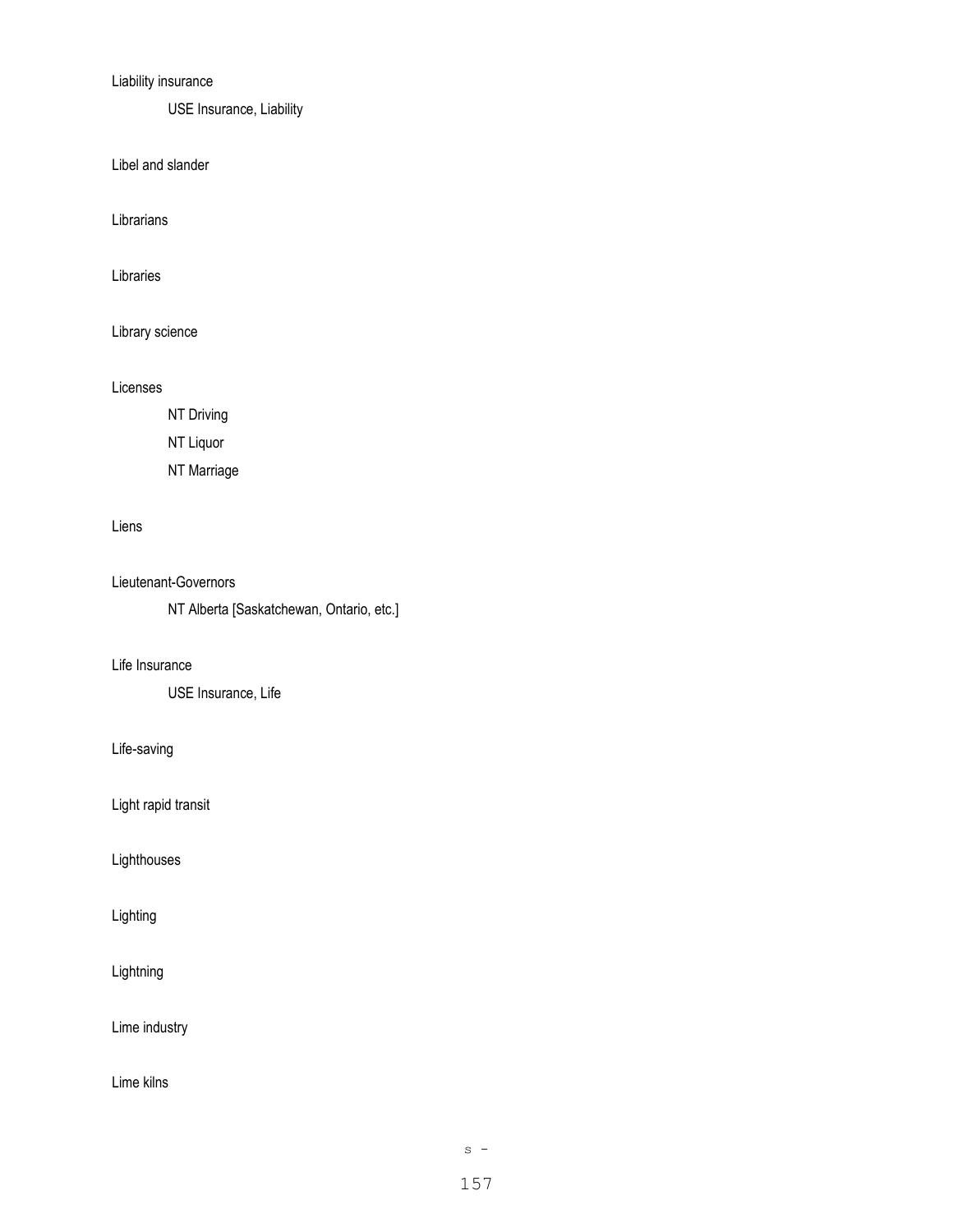Liability insurance

USE Insurance, Liability

Libel and slander

Librarians

Libraries

Library science

Licenses

NT Driving

NT Liquor

NT Marriage

Liens

Lieutenant-Governors

NT Alberta [Saskatchewan, Ontario, etc.]

Life Insurance

USE Insurance, Life

Life-saving

Light rapid transit

Lighthouses

Lighting

Lightning

Lime industry

Lime kilns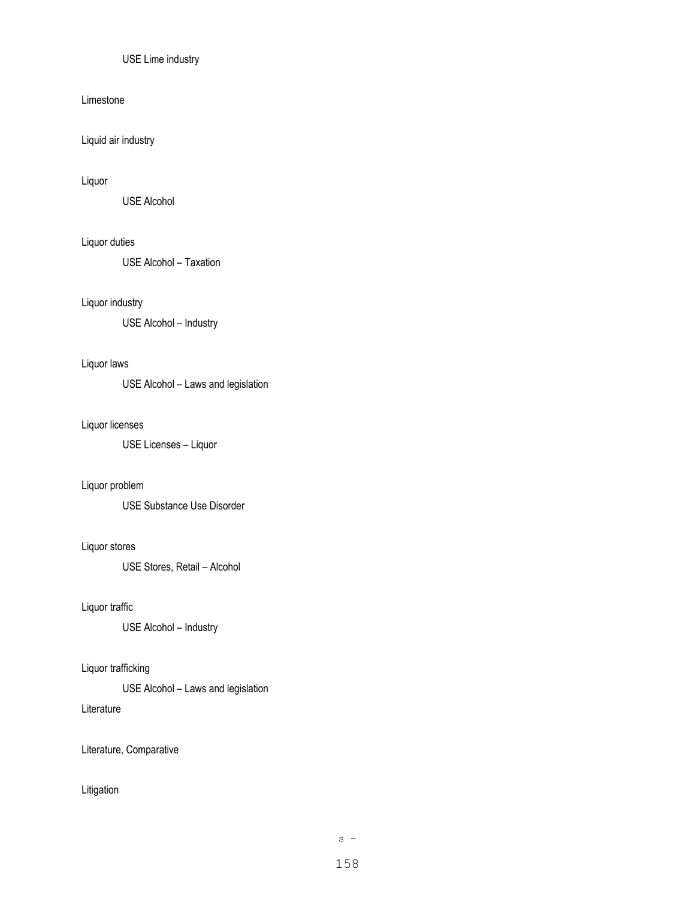USE Lime industry

Limestone

Liquid air industry

Liquor

USE Alcohol

Liquor duties

USE Alcohol – Taxation

Liquor industry

USE Alcohol – Industry

Liquor laws

USE Alcohol – Laws and legislation

Liquor licenses

USE Licenses – Liquor

Liquor problem

USE Substance Use Disorder

Liquor stores

USE Stores, Retail – Alcohol

Liquor traffic

USE Alcohol – Industry

Liquor trafficking

USE Alcohol – Laws and legislation

Literature

Literature, Comparative

Litigation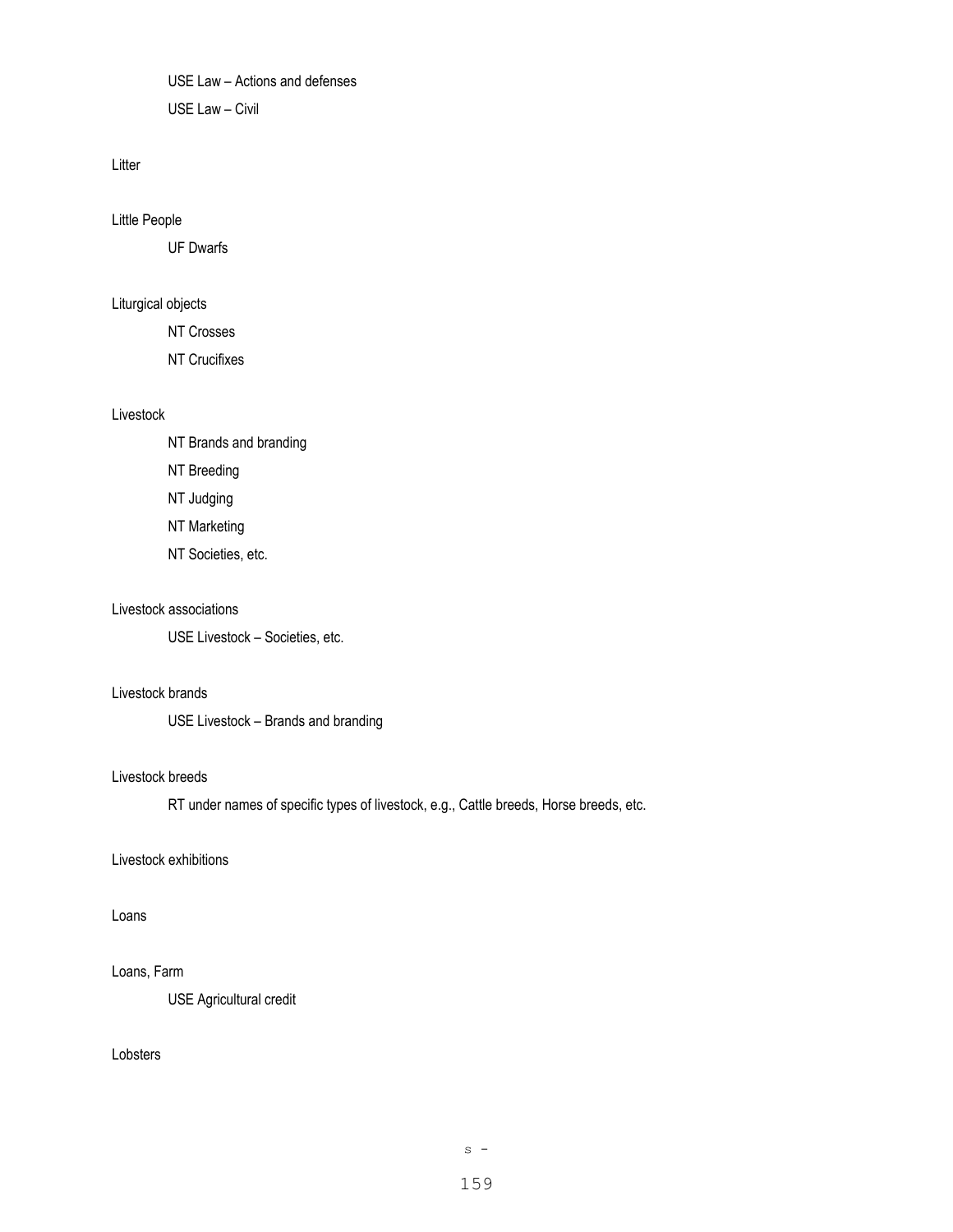USE Law – Actions and defenses

USE Law – Civil

Litter

Little People

UF Dwarfs

Liturgical objects

NT Crosses

NT Crucifixes

Livestock

NT Brands and branding

NT Breeding

NT Judging

NT Marketing

NT Societies, etc.

Livestock associations

USE Livestock – Societies, etc.

Livestock brands

USE Livestock – Brands and branding

Livestock breeds

RT under names of specific types of livestock, e.g., Cattle breeds, Horse breeds, etc.

Livestock exhibitions

Loans

Loans, Farm

USE Agricultural credit

Lobsters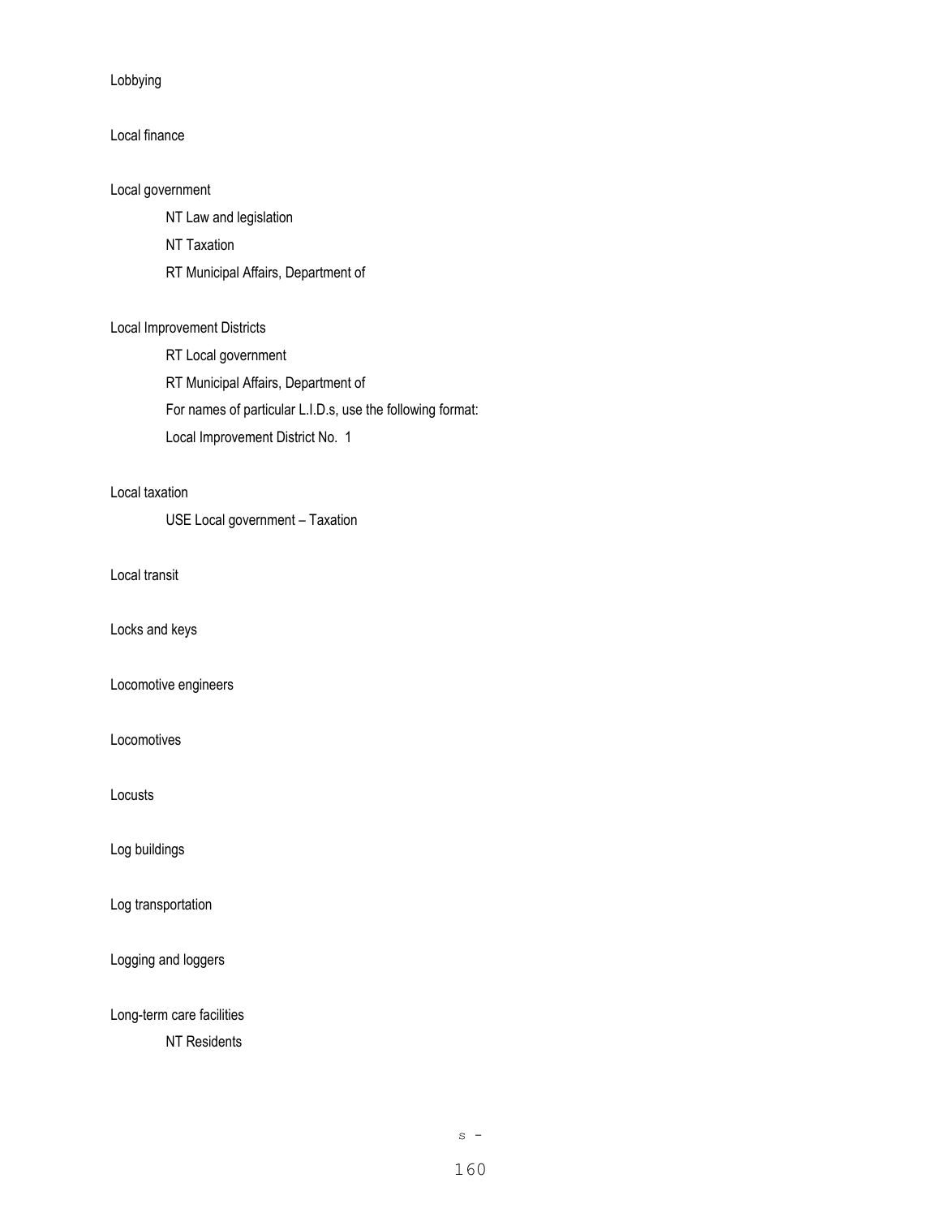Lobbying

Local finance

Local government

NT Law and legislation

NT Taxation

RT Municipal Affairs, Department of

Local Improvement Districts

RT Local government

RT Municipal Affairs, Department of

For names of particular L.I.D.s, use the following format:

Local Improvement District No. 1

Local taxation

USE Local government – Taxation

Local transit

Locks and keys

Locomotive engineers

Locomotives

Locusts

Log buildings

Log transportation

Logging and loggers

Long-term care facilities

NT Residents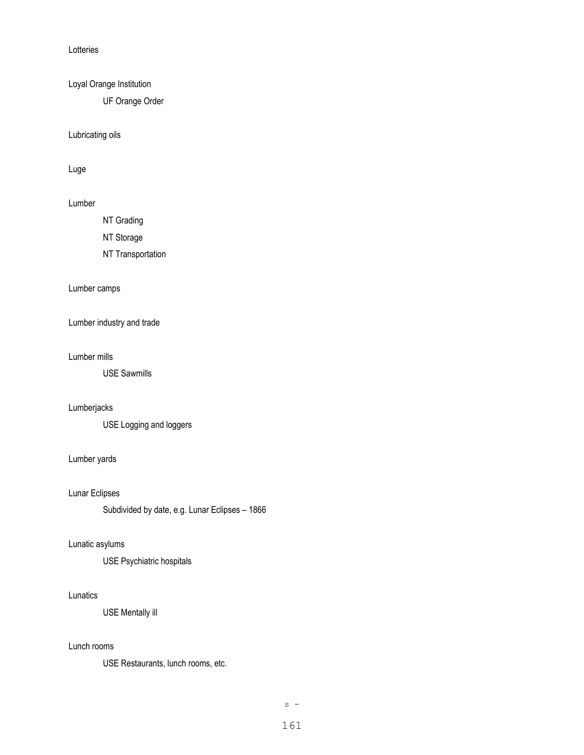Lotteries

Loyal Orange Institution

UF Orange Order

Lubricating oils

Luge

Lumber

NT Grading

NT Storage

NT Transportation

Lumber camps

Lumber industry and trade

Lumber mills

USE Sawmills

Lumberjacks

USE Logging and loggers

Lumber yards

Lunar Eclipses

Subdivided by date, e.g. Lunar Eclipses – 1866

Lunatic asylums

USE Psychiatric hospitals

Lunatics

USE Mentally ill

Lunch rooms

USE Restaurants, lunch rooms, etc.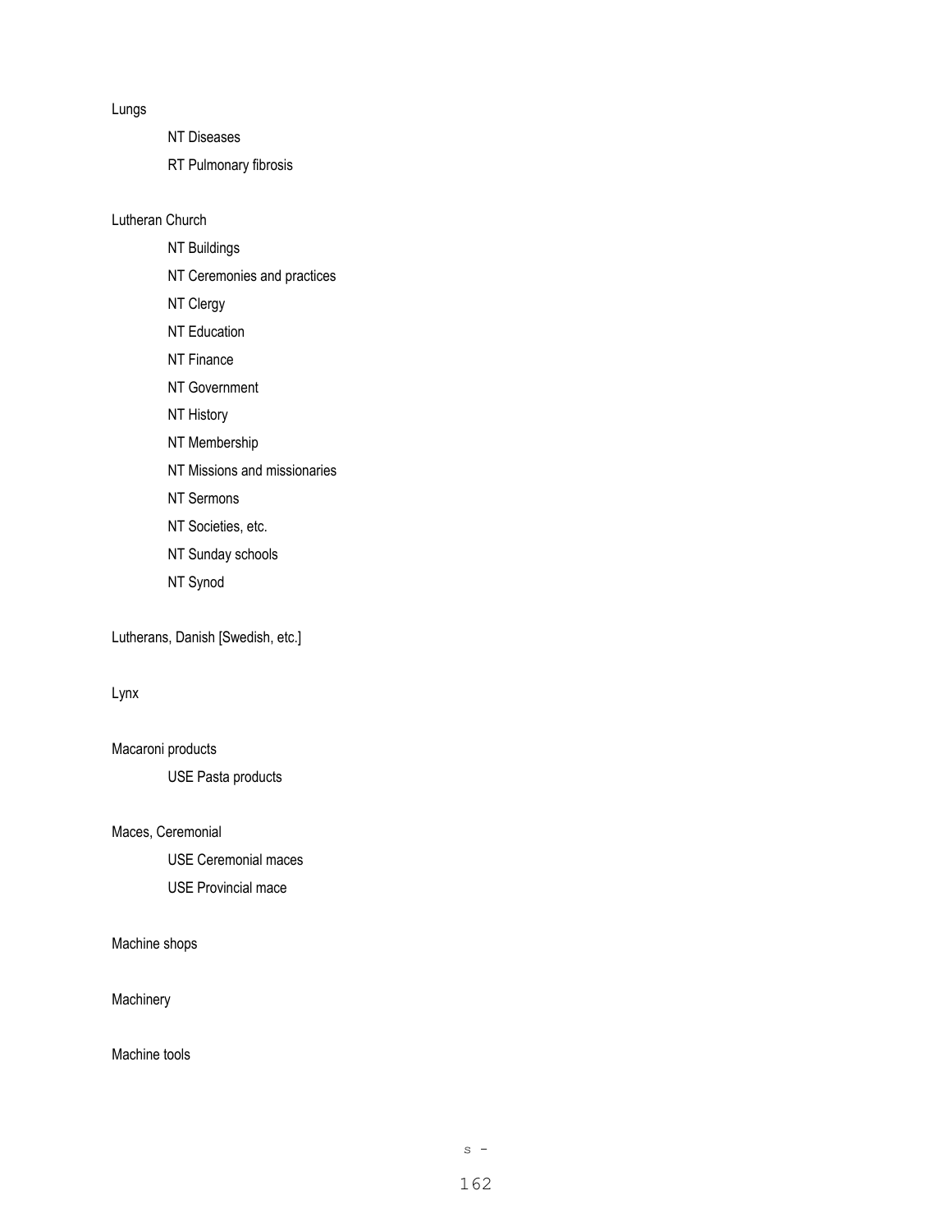Lungs

NT Diseases

RT Pulmonary fibrosis

Lutheran Church

NT Buildings

NT Ceremonies and practices

NT Clergy

NT Education

NT Finance

NT Government

NT History

NT Membership

NT Missions and missionaries

NT Sermons

NT Societies, etc.

NT Sunday schools

NT Synod

Lutherans, Danish [Swedish, etc.]

Lynx

Macaroni products

USE Pasta products

Maces, Ceremonial

USE Ceremonial maces

USE Provincial mace

Machine shops

Machinery

Machine tools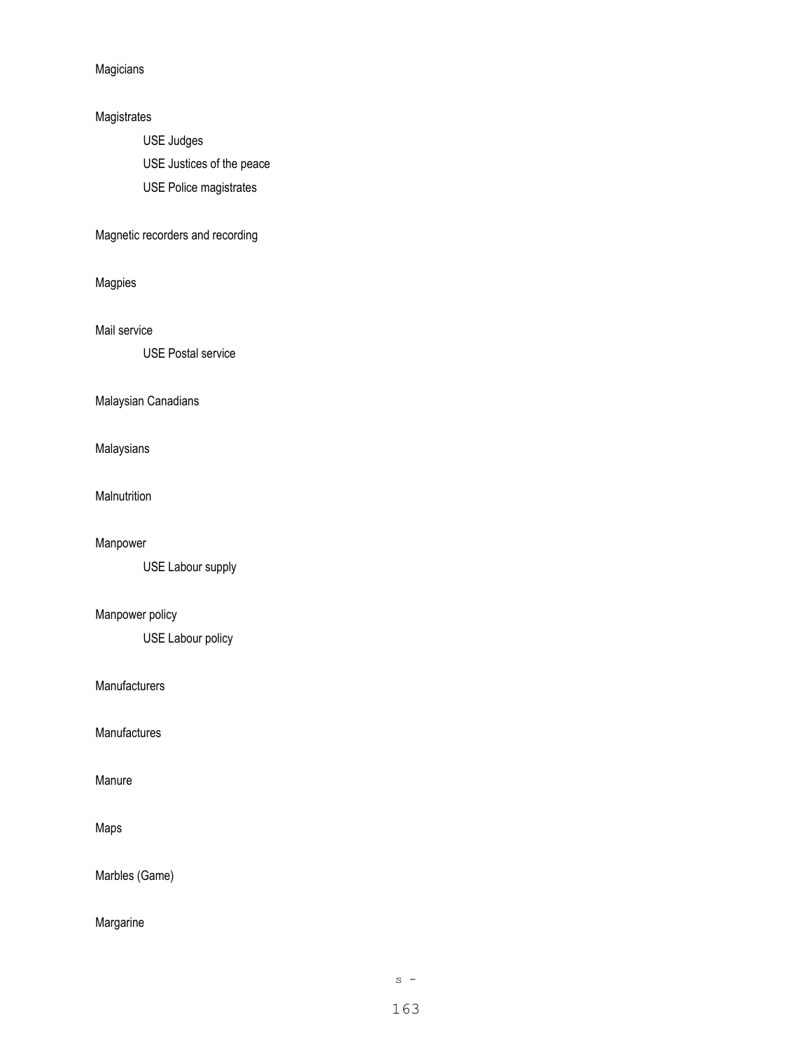Magicians

Magistrates

USE Judges

USE Justices of the peace

USE Police magistrates

Magnetic recorders and recording

Magpies

Mail service

USE Postal service

Malaysian Canadians

Malaysians

Malnutrition

Manpower

USE Labour supply

Manpower policy

USE Labour policy

Manufacturers

Manufactures

Manure

Maps

Marbles (Game)

Margarine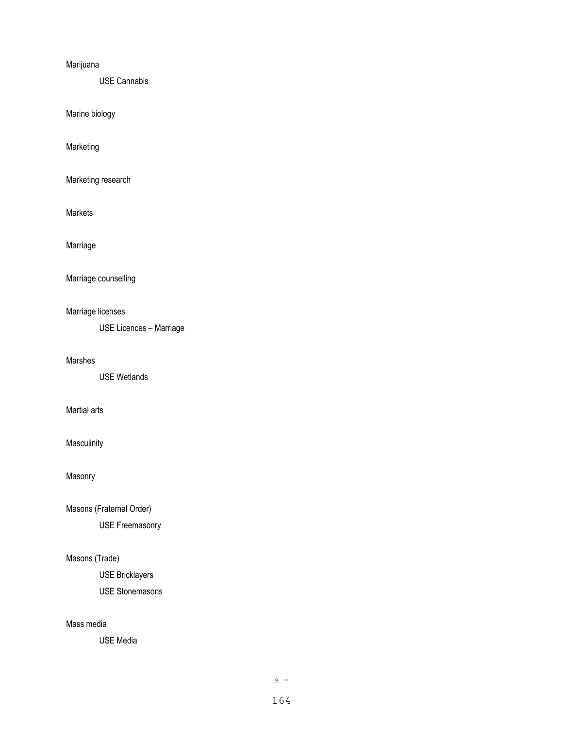Marijuana

USE Cannabis

Marine biology

Marketing

Marketing research

Markets

Marriage

Marriage counselling

Marriage licenses

USE Licences – Marriage

Marshes

USE Wetlands

Martial arts

Masculinity

Masonry

Masons (Fraternal Order)

USE Freemasonry

Masons (Trade)

USE Bricklayers

USE Stonemasons

Mass media

USE Media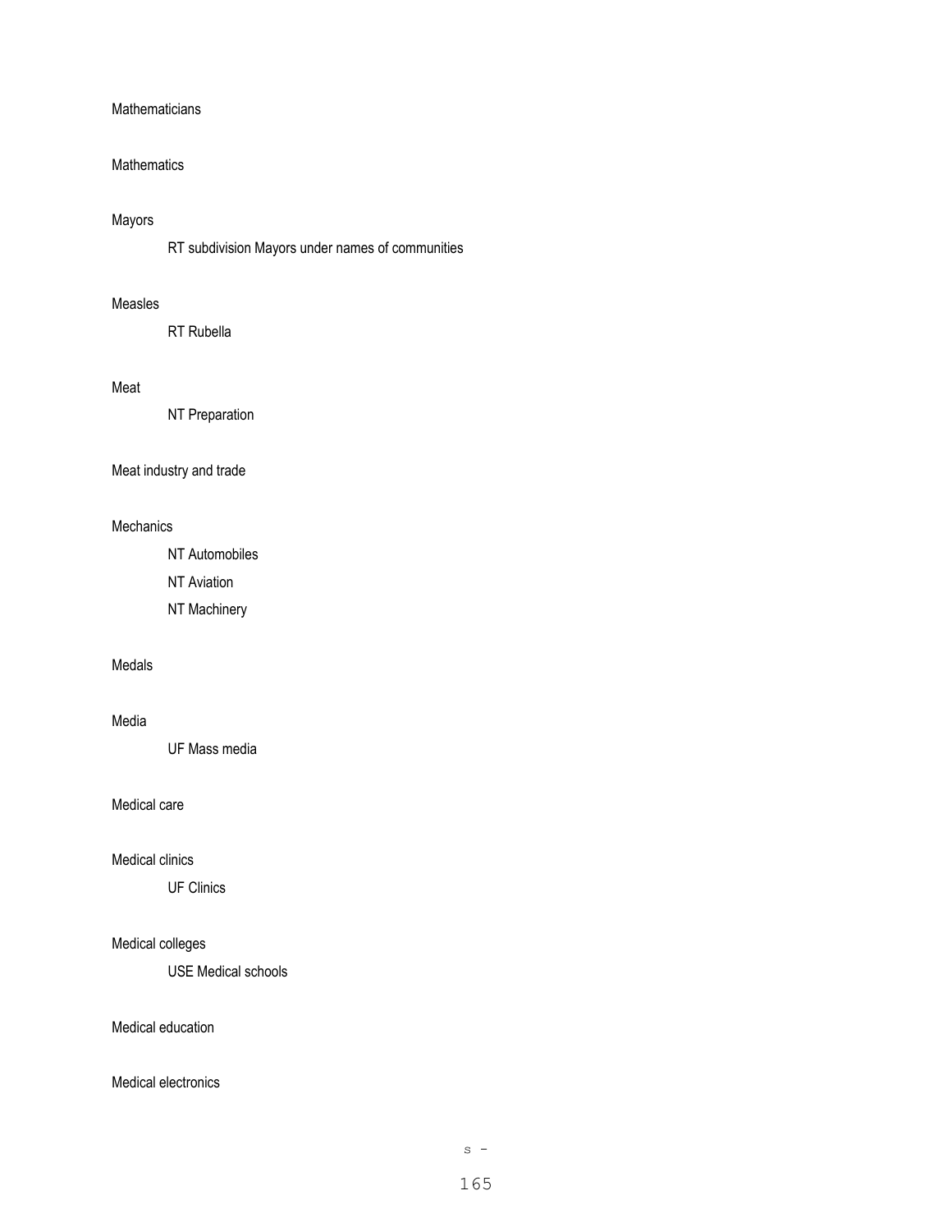Mathematicians

Mathematics

Mayors

    RT subdivision Mayors under names of communities

Measles

    RT Rubella

Meat

    NT Preparation

Meat industry and trade

Mechanics

    NT Automobiles

    NT Aviation

    NT Machinery

Medals

Media

    UF Mass media

Medical care

Medical clinics

    UF Clinics

Medical colleges

    USE Medical schools

Medical education

Medical electronics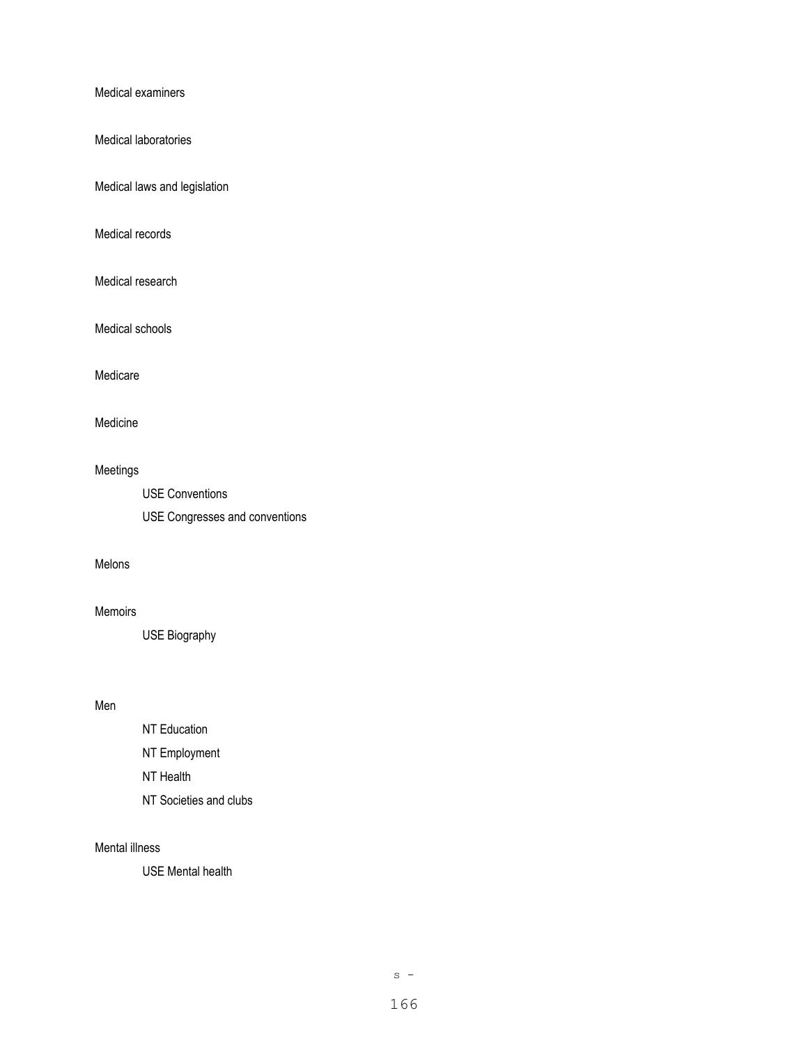Medical examiners

Medical laboratories

Medical laws and legislation

Medical records

Medical research

Medical schools

Medicare

Medicine

Meetings

    USE Conventions

    USE Congresses and conventions

Melons

Memoirs

    USE Biography

Men

    NT Education

    NT Employment

    NT Health

    NT Societies and clubs

Mental illness

    USE Mental health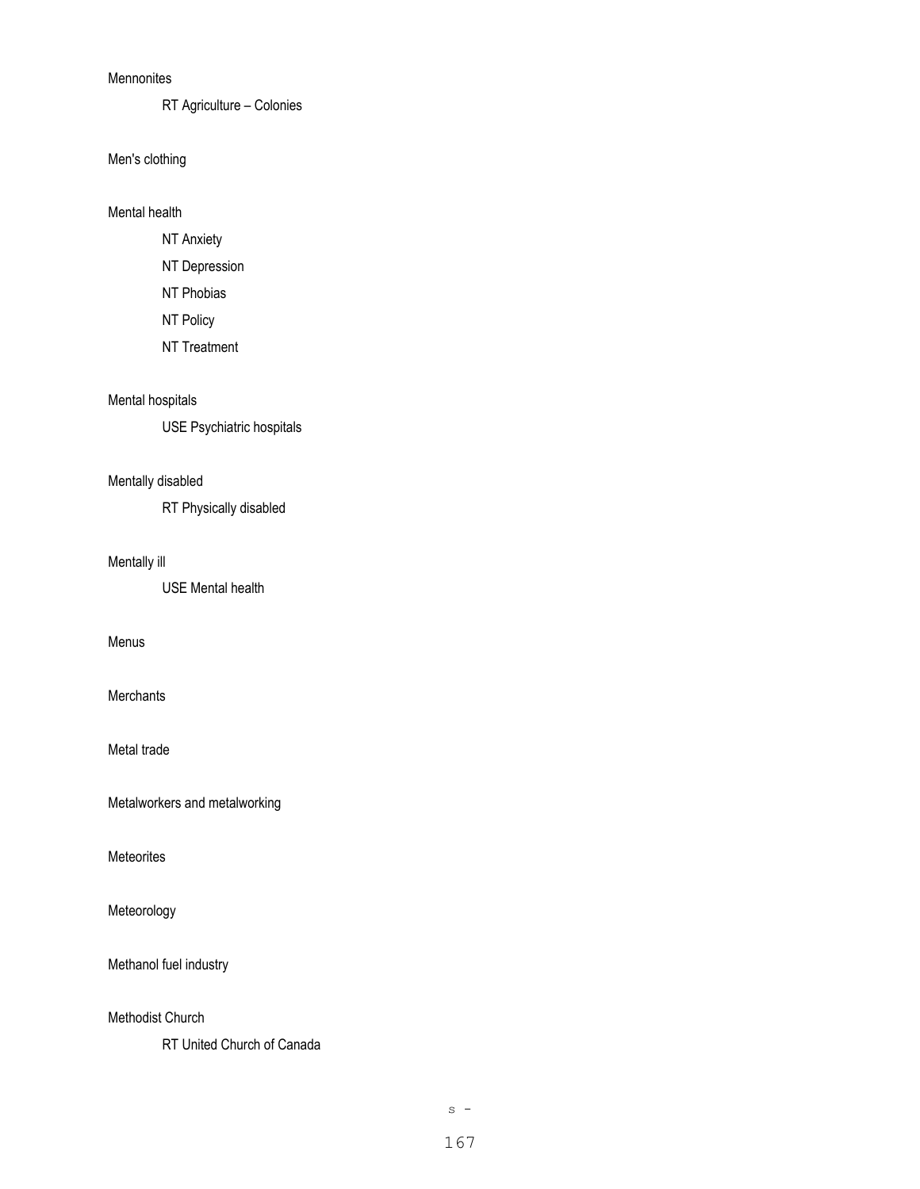Mennonites

RT Agriculture – Colonies

Men's clothing

Mental health

NT Anxiety

NT Depression

NT Phobias

NT Policy

NT Treatment

Mental hospitals

USE Psychiatric hospitals

Mentally disabled

RT Physically disabled

Mentally ill

USE Mental health

Menus

Merchants

Metal trade

Metalworkers and metalworking

Meteorites

Meteorology

Methanol fuel industry

Methodist Church

RT United Church of Canada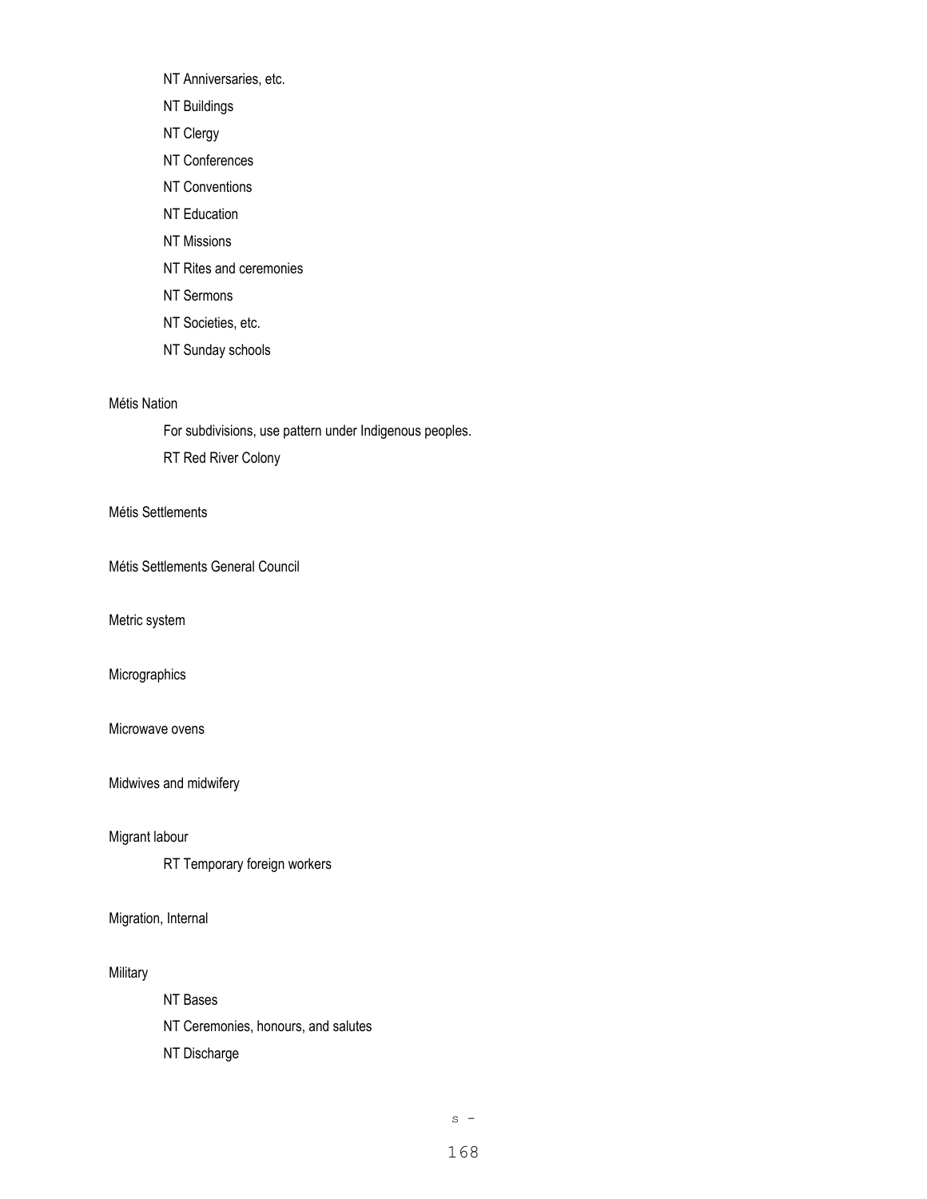NT Anniversaries, etc.

NT Buildings

NT Clergy

NT Conferences

NT Conventions

NT Education

NT Missions

NT Rites and ceremonies

NT Sermons

NT Societies, etc.

NT Sunday schools

Métis Nation

For subdivisions, use pattern under Indigenous peoples.

RT Red River Colony

Métis Settlements

Métis Settlements General Council

Metric system

Micrographics

Microwave ovens

Midwives and midwifery

Migrant labour

RT Temporary foreign workers

Migration, Internal

Military

NT Bases

NT Ceremonies, honours, and salutes

NT Discharge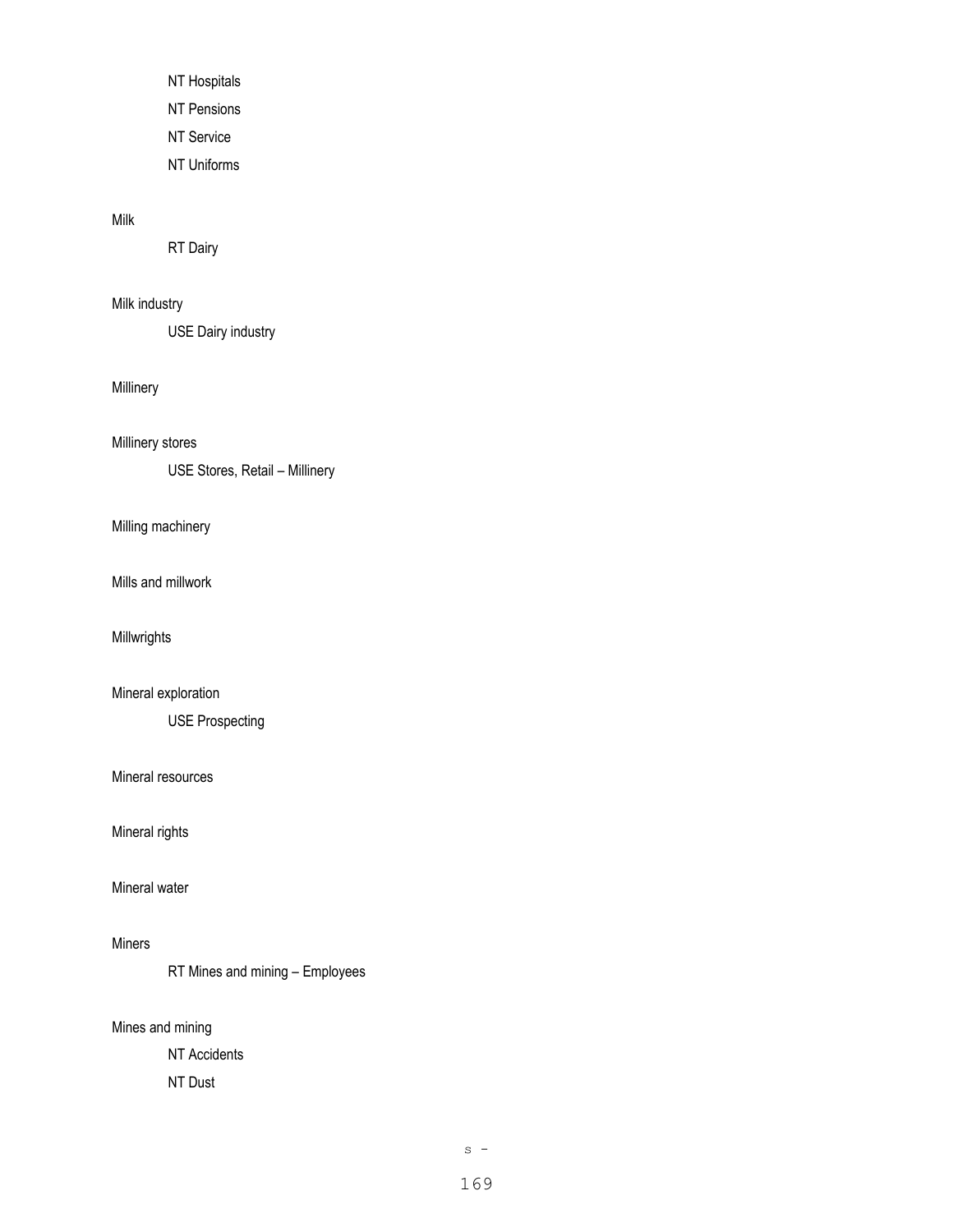NT Hospitals

NT Pensions

NT Service

NT Uniforms

Milk

RT Dairy

Milk industry

USE Dairy industry

Millinery

Millinery stores

USE Stores, Retail – Millinery

Milling machinery

Mills and millwork

Millwrights

Mineral exploration

USE Prospecting

Mineral resources

Mineral rights

Mineral water

Miners

RT Mines and mining – Employees

Mines and mining

NT Accidents

NT Dust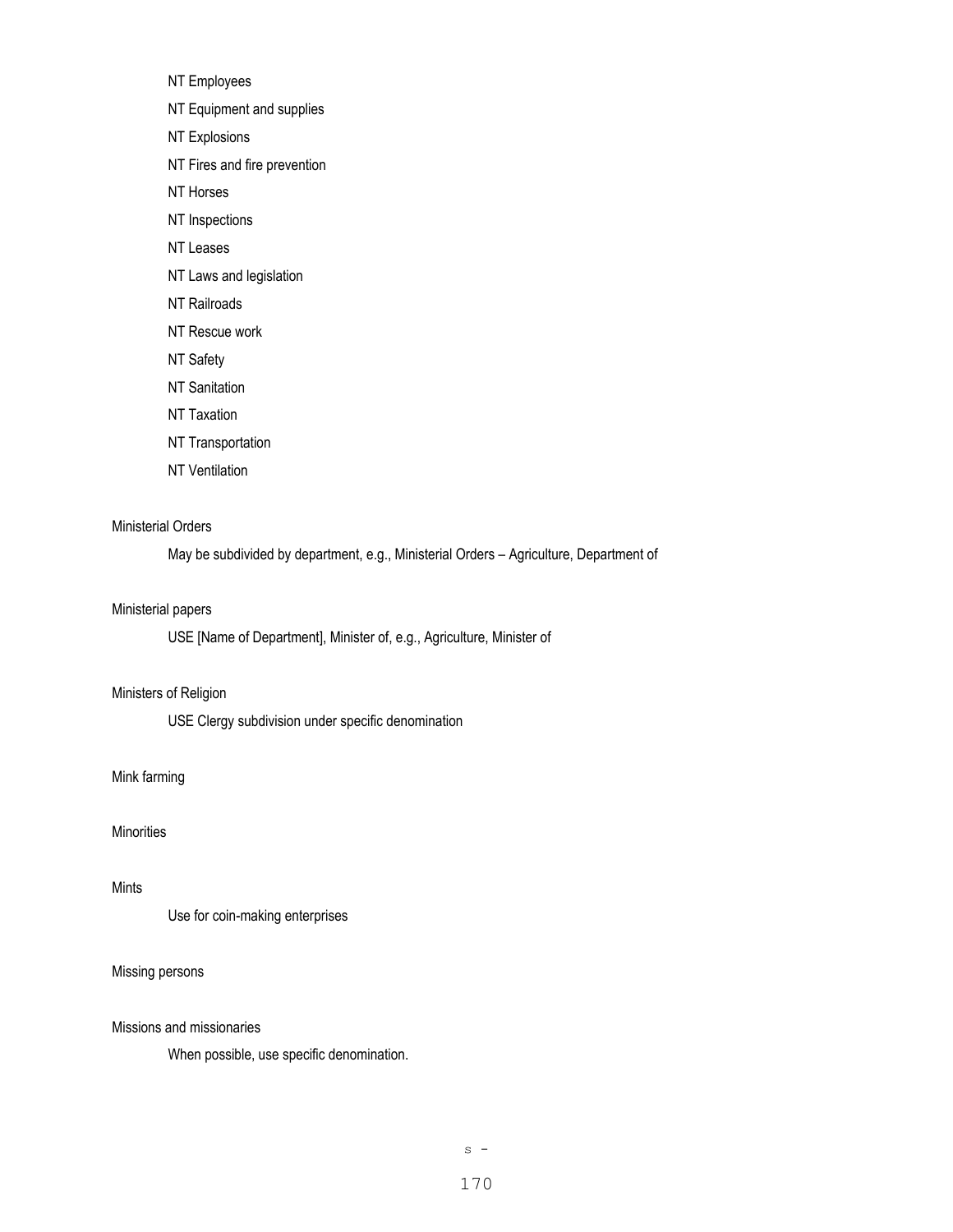NT Employees

NT Equipment and supplies

NT Explosions

NT Fires and fire prevention

NT Horses

NT Inspections

NT Leases

NT Laws and legislation

NT Railroads

NT Rescue work

NT Safety

NT Sanitation

NT Taxation

NT Transportation

NT Ventilation

Ministerial Orders

May be subdivided by department, e.g., Ministerial Orders – Agriculture, Department of

Ministerial papers

USE [Name of Department], Minister of, e.g., Agriculture, Minister of

Ministers of Religion

USE Clergy subdivision under specific denomination

Mink farming

Minorities

Mints

Use for coin-making enterprises

Missing persons

Missions and missionaries

When possible, use specific denomination.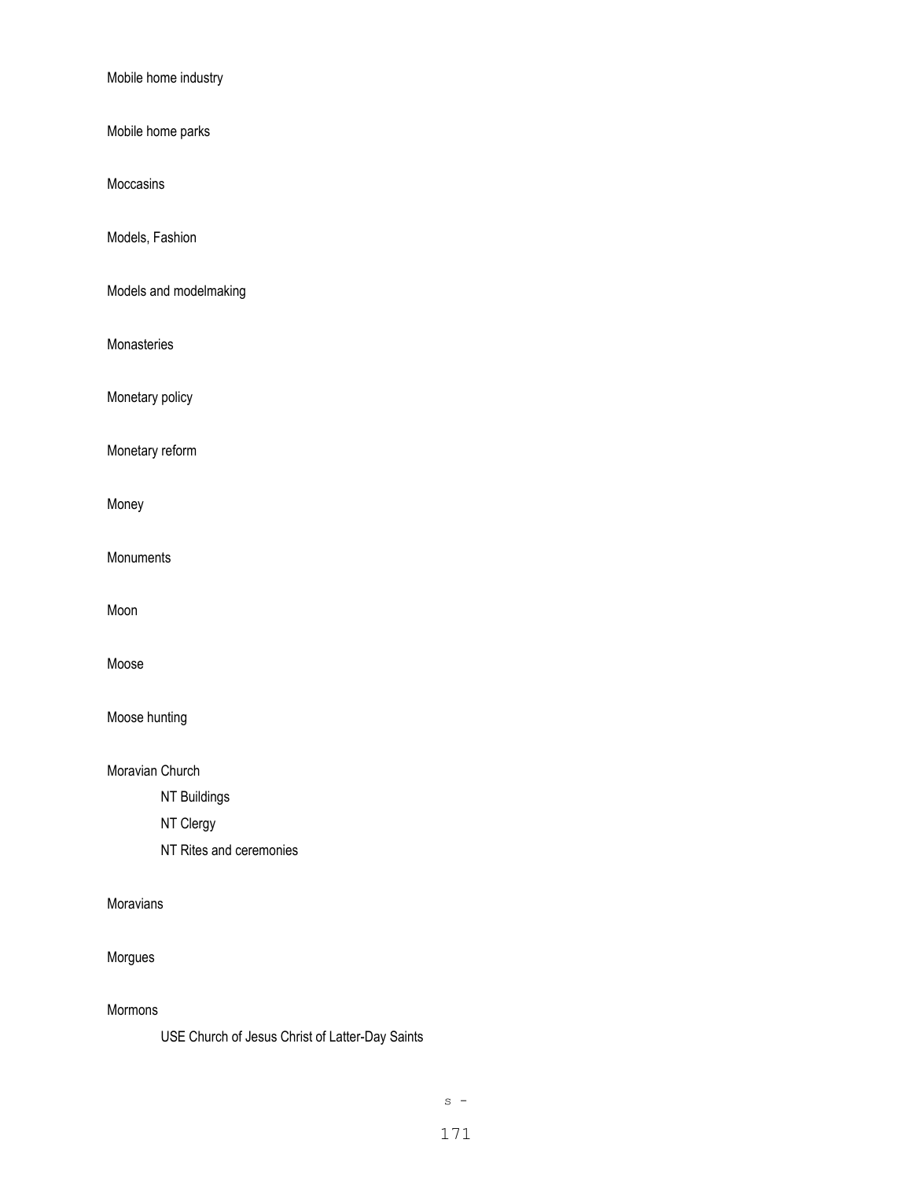Mobile home industry

Mobile home parks

Moccasins

Models, Fashion

Models and modelmaking

Monasteries

Monetary policy

Monetary reform

Money

Monuments

Moon

Moose

Moose hunting

Moravian Church

    NT Buildings

    NT Clergy

    NT Rites and ceremonies

Moravians

Morgues

Mormons

    USE Church of Jesus Christ of Latter-Day Saints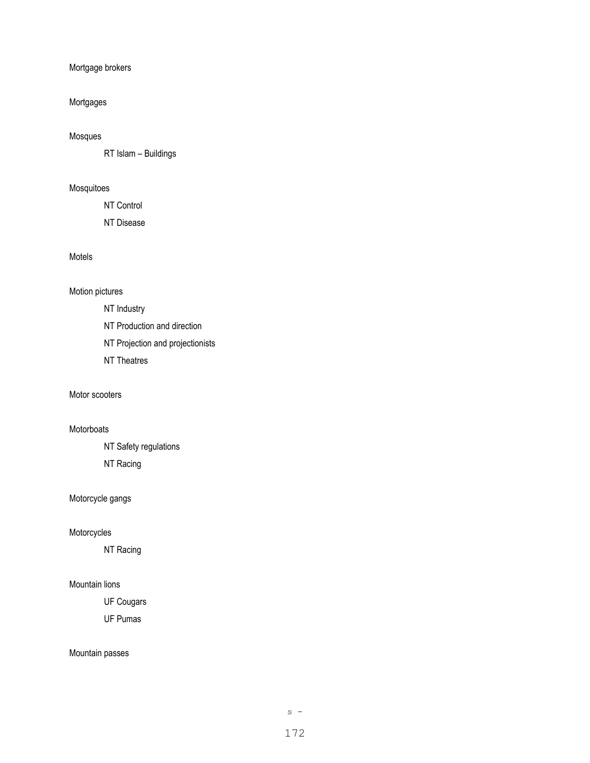Mortgage brokers

Mortgages

Mosques

    RT Islam – Buildings

Mosquitoes

    NT Control

    NT Disease

Motels

Motion pictures

    NT Industry

    NT Production and direction

    NT Projection and projectionists

    NT Theatres

Motor scooters

Motorboats

    NT Safety regulations

    NT Racing

Motorcycle gangs

Motorcycles

    NT Racing

Mountain lions

    UF Cougars

    UF Pumas

Mountain passes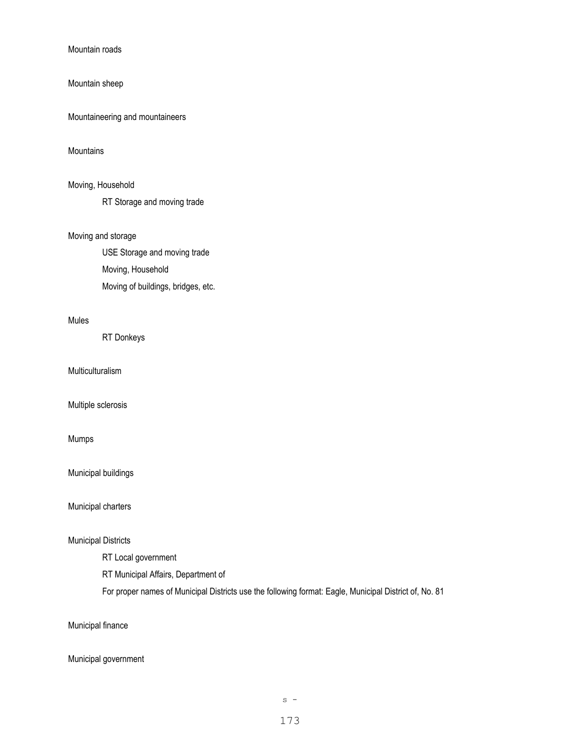Mountain roads

Mountain sheep

Mountaineering and mountaineers

Mountains

Moving, Household

    RT Storage and moving trade

Moving and storage

    USE Storage and moving trade

    Moving, Household

    Moving of buildings, bridges, etc.

Mules

    RT Donkeys

Multiculturalism

Multiple sclerosis

Mumps

Municipal buildings

Municipal charters

Municipal Districts

    RT Local government

    RT Municipal Affairs, Department of

    For proper names of Municipal Districts use the following format: Eagle, Municipal District of, No. 81

Municipal finance

Municipal government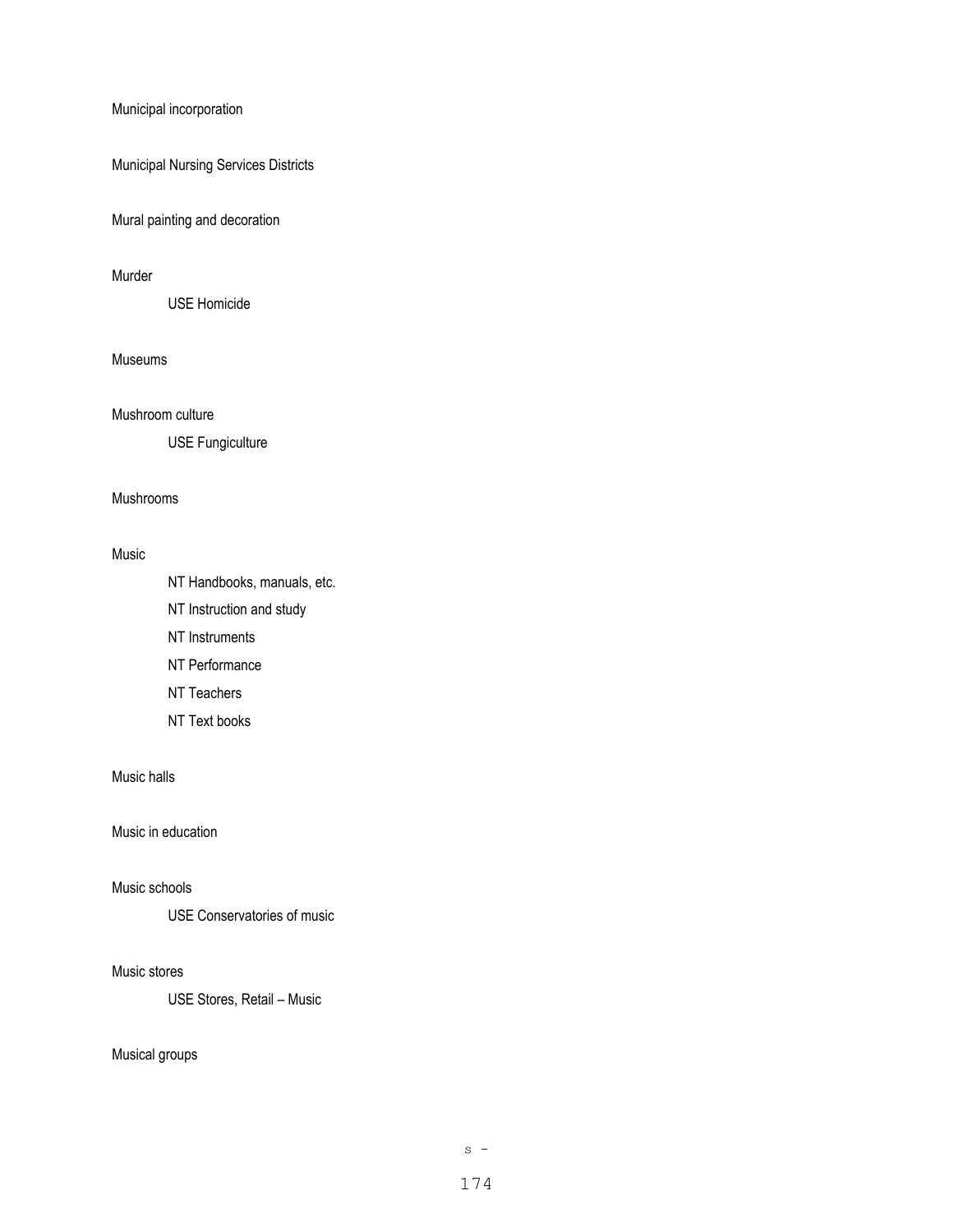Municipal incorporation

Municipal Nursing Services Districts

Mural painting and decoration

Murder

    USE Homicide

Museums

Mushroom culture

    USE Fungiculture

Mushrooms

Music

    NT Handbooks, manuals, etc.

    NT Instruction and study

    NT Instruments

    NT Performance

    NT Teachers

    NT Text books

Music halls

Music in education

Music schools

    USE Conservatories of music

Music stores

    USE Stores, Retail – Music

Musical groups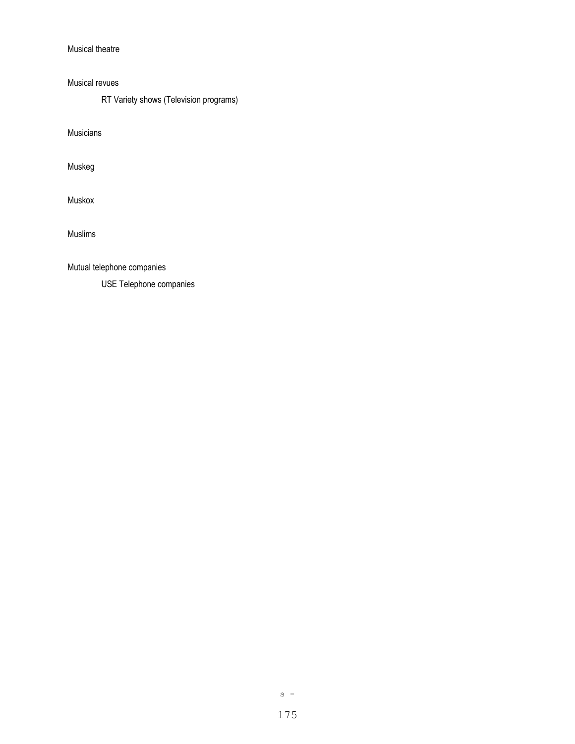Musical theatre

Musical revues

    RT Variety shows (Television programs)

Musicians

Muskeg

Muskox

Muslims

Mutual telephone companies

    USE Telephone companies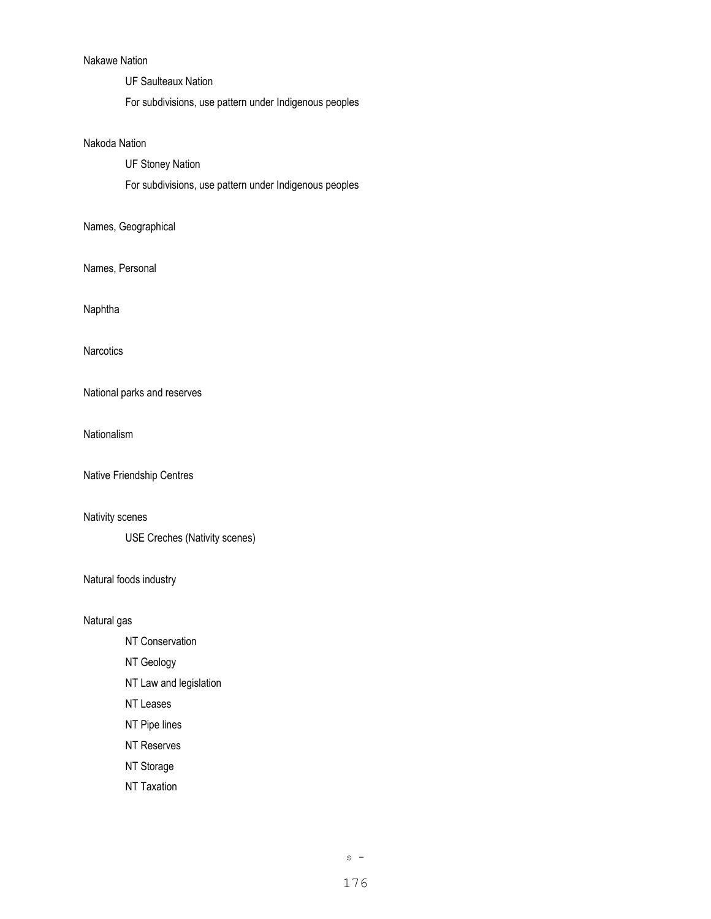Nakawe Nation

UF Saulteaux Nation

For subdivisions, use pattern under Indigenous peoples

Nakoda Nation

UF Stoney Nation

For subdivisions, use pattern under Indigenous peoples

Names, Geographical

Names, Personal

Naphtha

Narcotics

National parks and reserves

Nationalism

Native Friendship Centres

Nativity scenes

USE Creches (Nativity scenes)

Natural foods industry

Natural gas

NT Conservation

NT Geology

NT Law and legislation

NT Leases

NT Pipe lines

NT Reserves

NT Storage

NT Taxation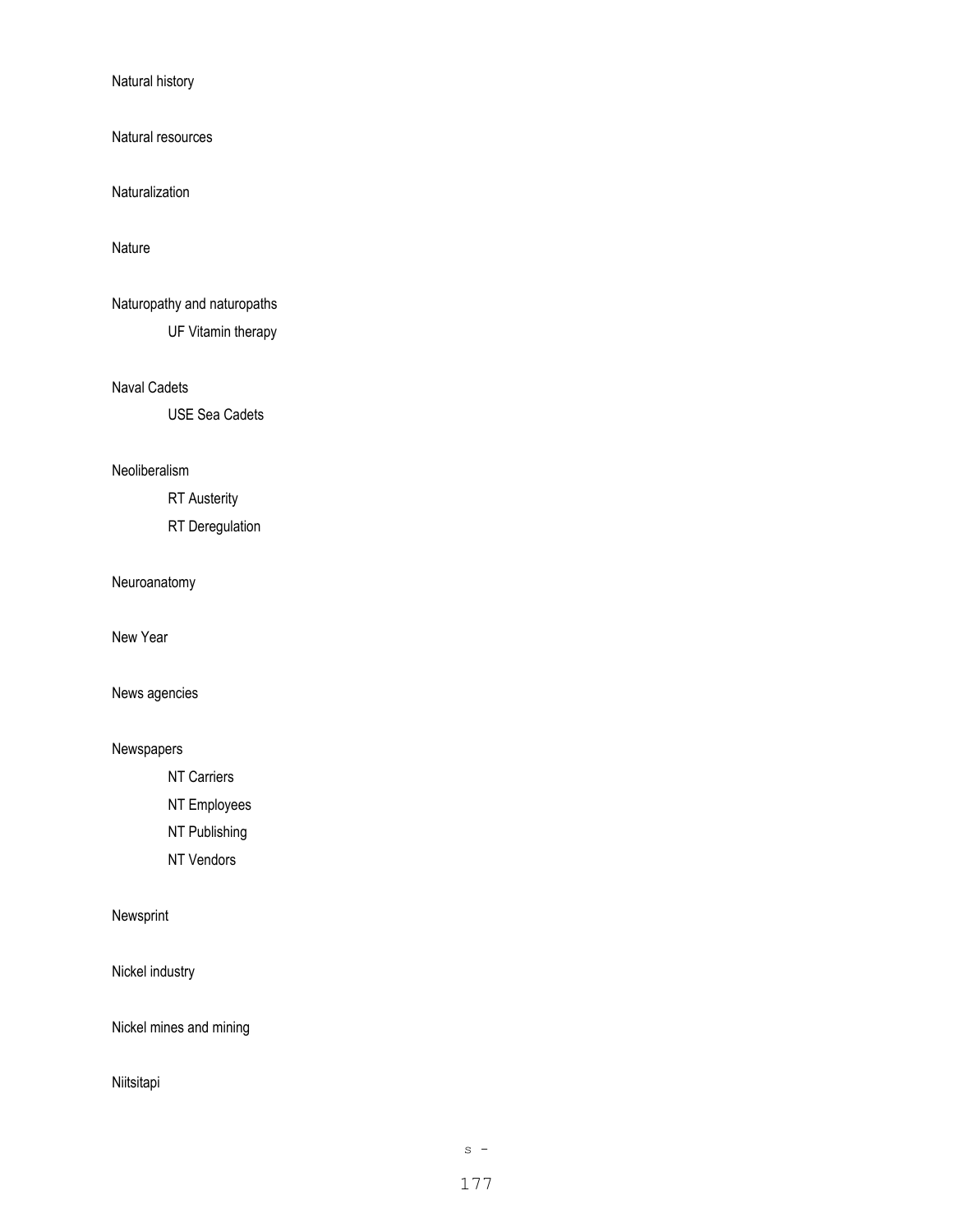Natural history

Natural resources

Naturalization

Nature

Naturopathy and naturopaths

    UF Vitamin therapy

Naval Cadets

    USE Sea Cadets

Neoliberalism

    RT Austerity

    RT Deregulation

Neuroanatomy

New Year

News agencies

Newspapers

    NT Carriers

    NT Employees

    NT Publishing

    NT Vendors

Newsprint

Nickel industry

Nickel mines and mining

Niitsitapi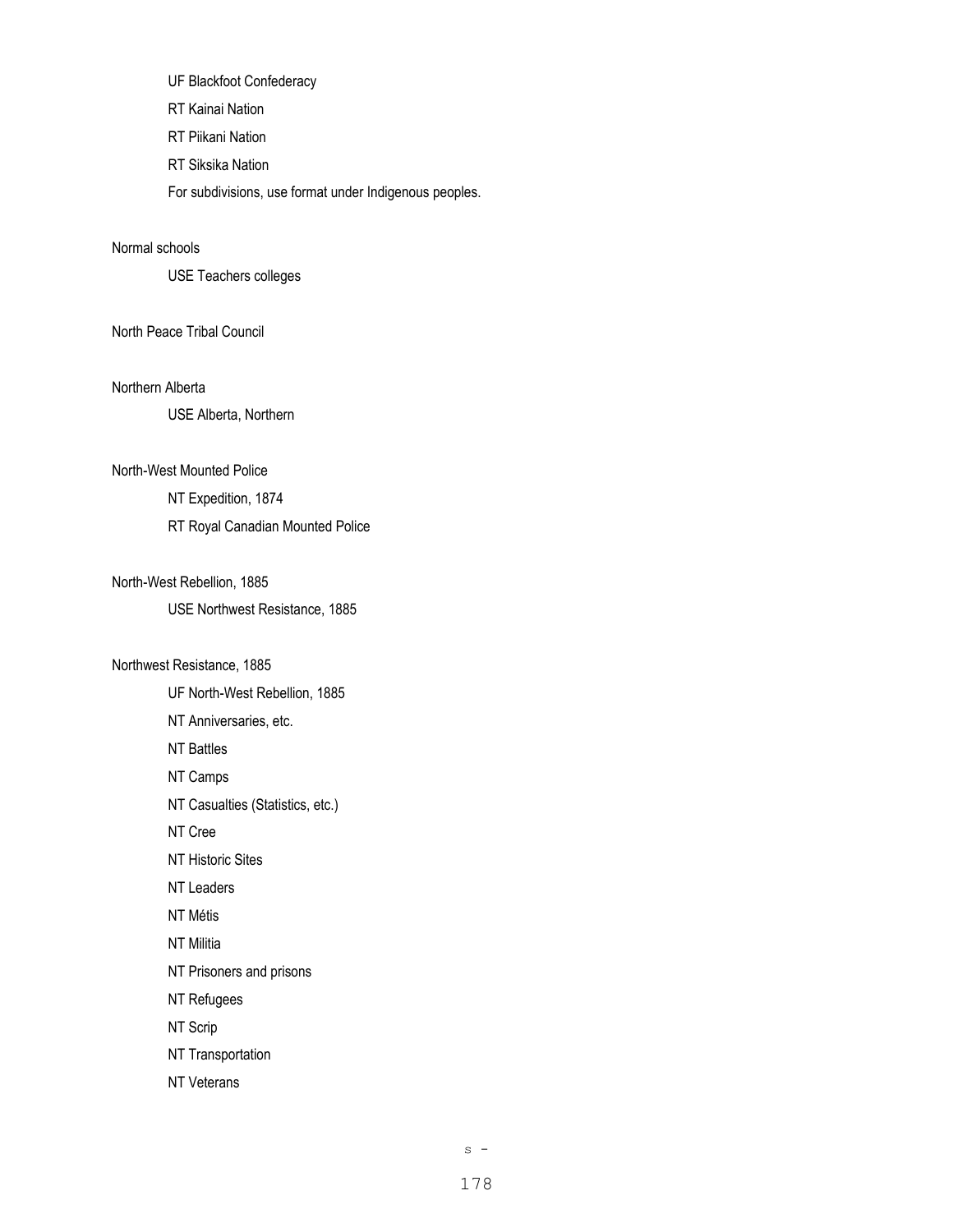UF Blackfoot Confederacy

RT Kainai Nation

RT Piikani Nation

RT Siksika Nation

For subdivisions, use format under Indigenous peoples.

Normal schools

USE Teachers colleges

North Peace Tribal Council

Northern Alberta

USE Alberta, Northern

North-West Mounted Police

NT Expedition, 1874

RT Royal Canadian Mounted Police

North-West Rebellion, 1885

USE Northwest Resistance, 1885

Northwest Resistance, 1885

UF North-West Rebellion, 1885

NT Anniversaries, etc.

NT Battles

NT Camps

NT Casualties (Statistics, etc.)

NT Cree

NT Historic Sites

NT Leaders

NT Métis

NT Militia

NT Prisoners and prisons

NT Refugees

NT Scrip

NT Transportation

NT Veterans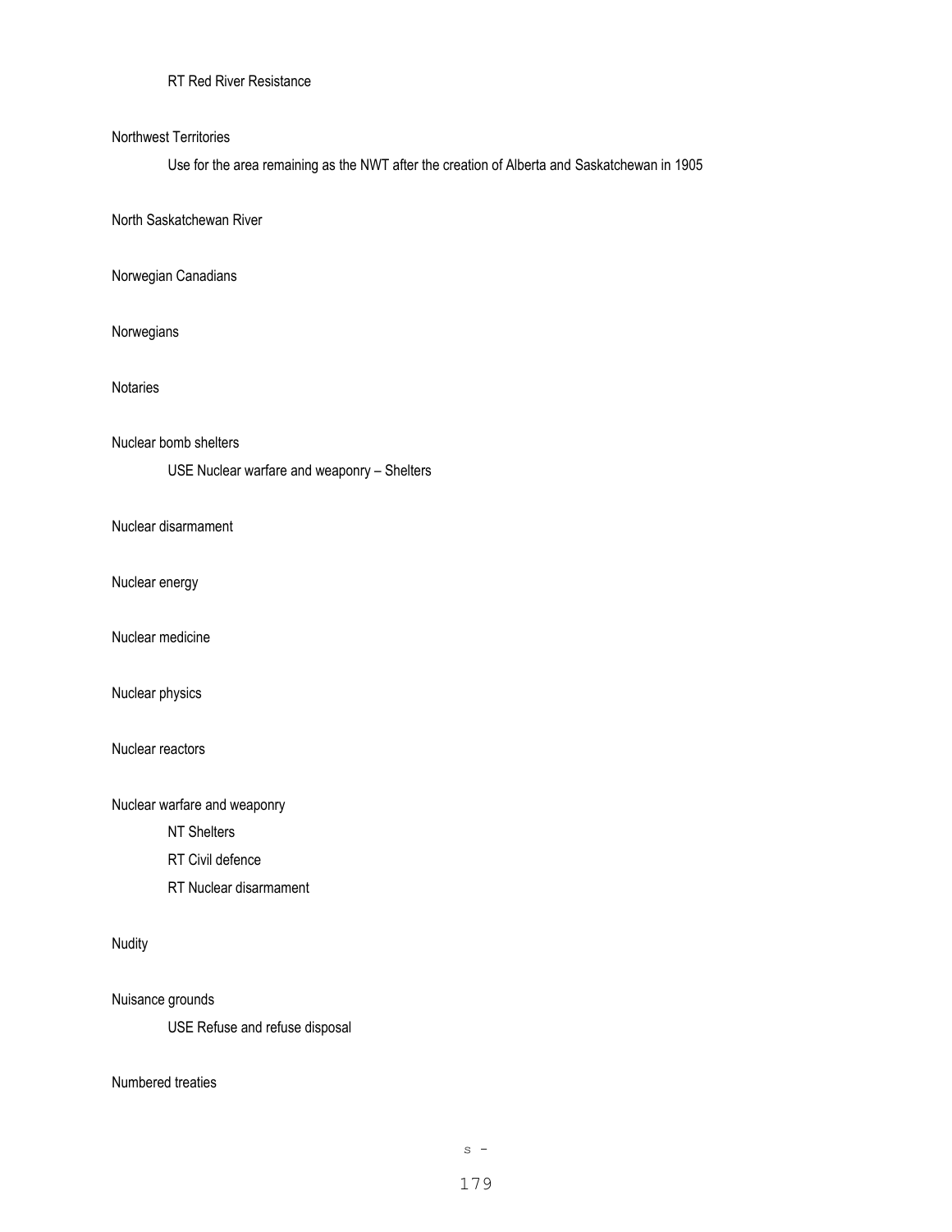RT Red River Resistance

Northwest Territories

Use for the area remaining as the NWT after the creation of Alberta and Saskatchewan in 1905

North Saskatchewan River

Norwegian Canadians

Norwegians

Notaries

Nuclear bomb shelters

USE Nuclear warfare and weaponry – Shelters

Nuclear disarmament

Nuclear energy

Nuclear medicine

Nuclear physics

Nuclear reactors

Nuclear warfare and weaponry

NT Shelters

RT Civil defence

RT Nuclear disarmament

Nudity

Nuisance grounds

USE Refuse and refuse disposal

Numbered treaties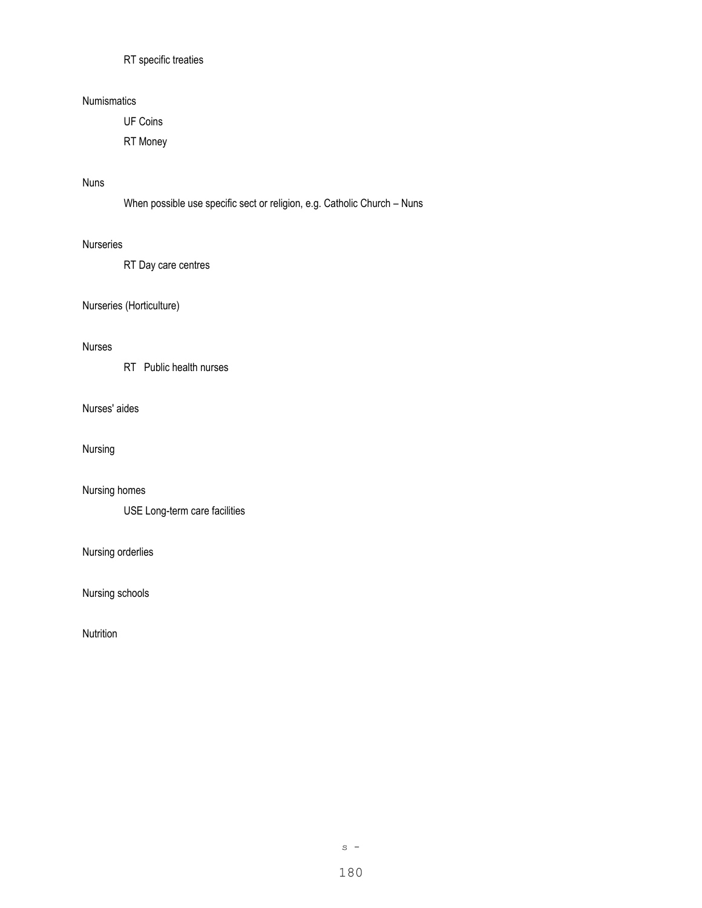RT specific treaties

Numismatics

UF Coins

RT Money

Nuns

When possible use specific sect or religion, e.g. Catholic Church – Nuns

Nurseries

RT Day care centres

Nurseries (Horticulture)

Nurses

RT Public health nurses

Nurses' aides

Nursing

Nursing homes

USE Long-term care facilities

Nursing orderlies

Nursing schools

Nutrition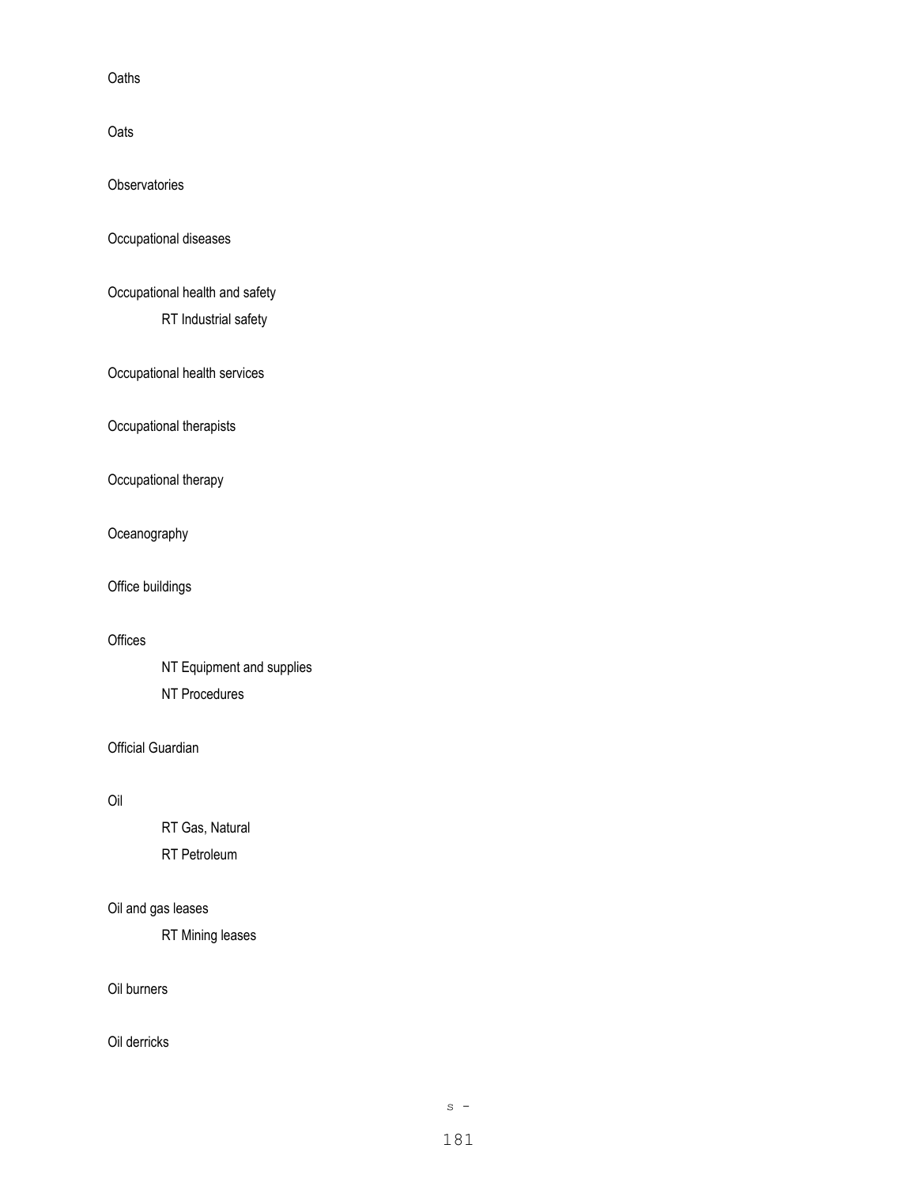Oaths

Oats

Observatories

Occupational diseases

Occupational health and safety

    RT Industrial safety

Occupational health services

Occupational therapists

Occupational therapy

Oceanography

Office buildings

Offices

    NT Equipment and supplies

    NT Procedures

Official Guardian

Oil

    RT Gas, Natural

    RT Petroleum

Oil and gas leases

    RT Mining leases

Oil burners

Oil derricks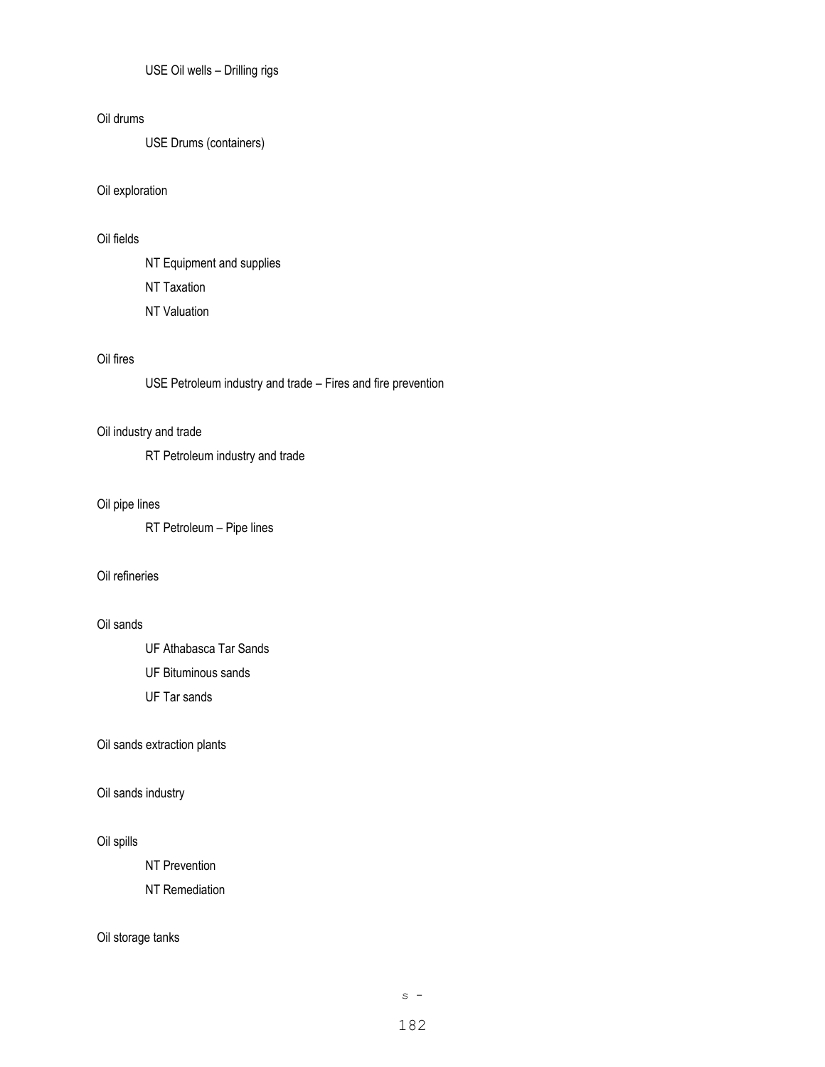USE Oil wells – Drilling rigs

Oil drums

USE Drums (containers)

Oil exploration

Oil fields

NT Equipment and supplies

NT Taxation

NT Valuation

Oil fires

USE Petroleum industry and trade – Fires and fire prevention

Oil industry and trade

RT Petroleum industry and trade

Oil pipe lines

RT Petroleum – Pipe lines

Oil refineries

Oil sands

UF Athabasca Tar Sands

UF Bituminous sands

UF Tar sands

Oil sands extraction plants

Oil sands industry

Oil spills

NT Prevention

NT Remediation

Oil storage tanks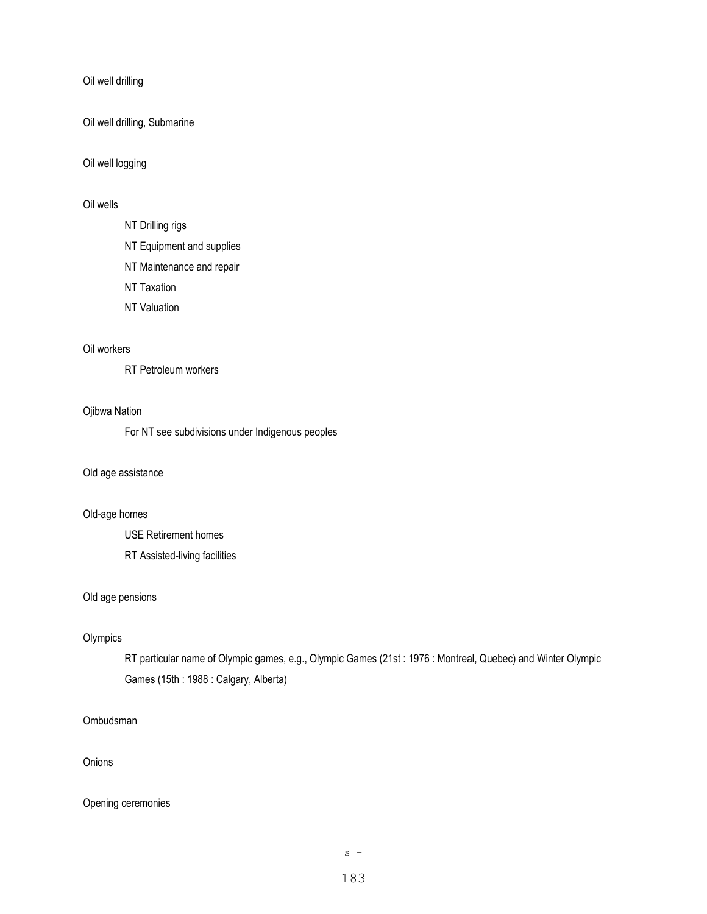Oil well drilling

Oil well drilling, Submarine

Oil well logging

Oil wells

    NT Drilling rigs
    NT Equipment and supplies
    NT Maintenance and repair
    NT Taxation
    NT Valuation

Oil workers

    RT Petroleum workers

Ojibwa Nation

    For NT see subdivisions under Indigenous peoples

Old age assistance

Old-age homes

    USE Retirement homes
    RT Assisted-living facilities

Old age pensions

Olympics

    RT particular name of Olympic games, e.g., Olympic Games (21st : 1976 : Montreal, Quebec) and Winter Olympic Games (15th : 1988 : Calgary, Alberta)

Ombudsman

Onions

Opening ceremonies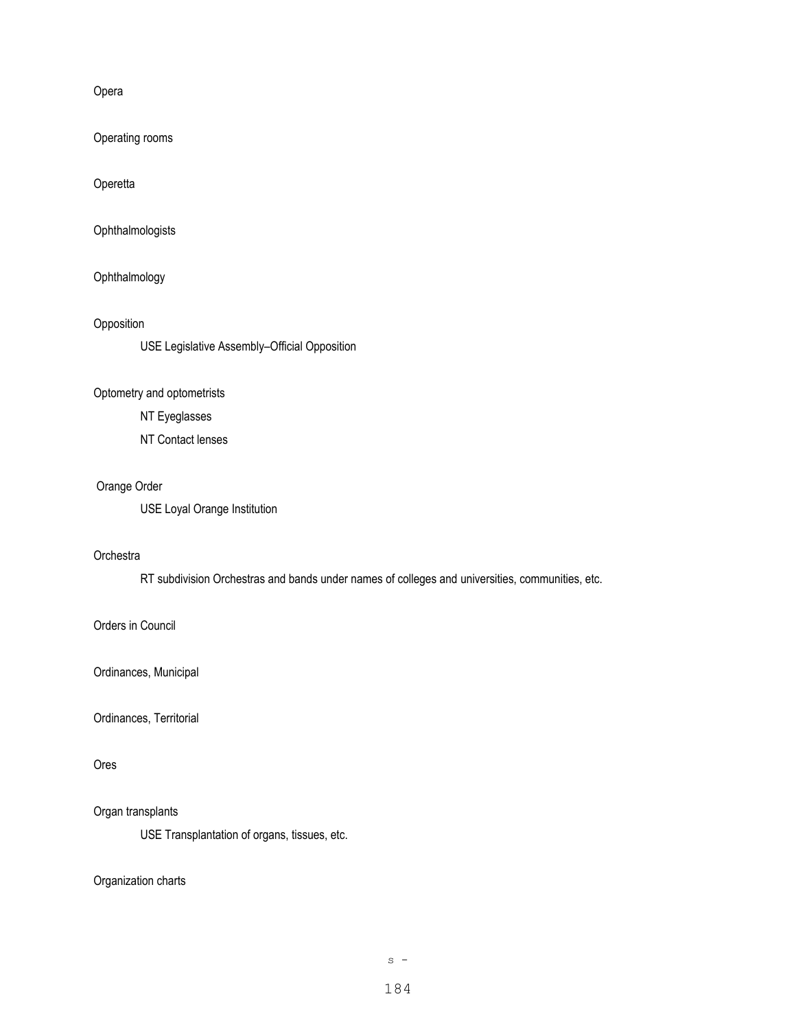Opera

Operating rooms

Operetta

Ophthalmologists

Ophthalmology

Opposition

USE Legislative Assembly–Official Opposition

Optometry and optometrists

NT Eyeglasses

NT Contact lenses

Orange Order

USE Loyal Orange Institution

Orchestra

RT subdivision Orchestras and bands under names of colleges and universities, communities, etc.

Orders in Council

Ordinances, Municipal

Ordinances, Territorial

Ores

Organ transplants

USE Transplantation of organs, tissues, etc.

Organization charts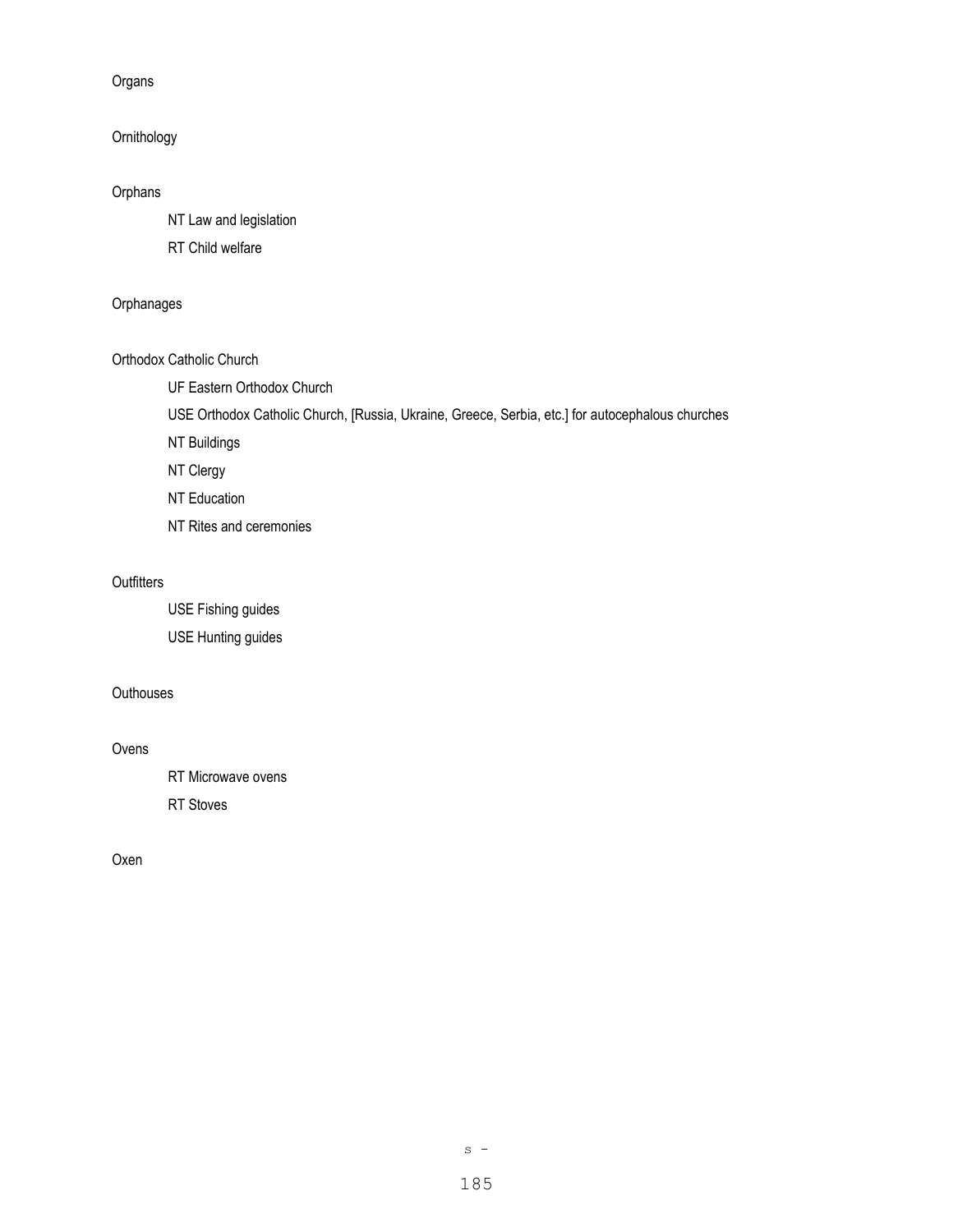Organs

Ornithology

Orphans

NT Law and legislation

RT Child welfare

Orphanages

Orthodox Catholic Church

UF Eastern Orthodox Church

USE Orthodox Catholic Church, [Russia, Ukraine, Greece, Serbia, etc.] for autocephalous churches

NT Buildings

NT Clergy

NT Education

NT Rites and ceremonies

Outfitters

USE Fishing guides

USE Hunting guides

Outhouses

Ovens

RT Microwave ovens

RT Stoves

Oxen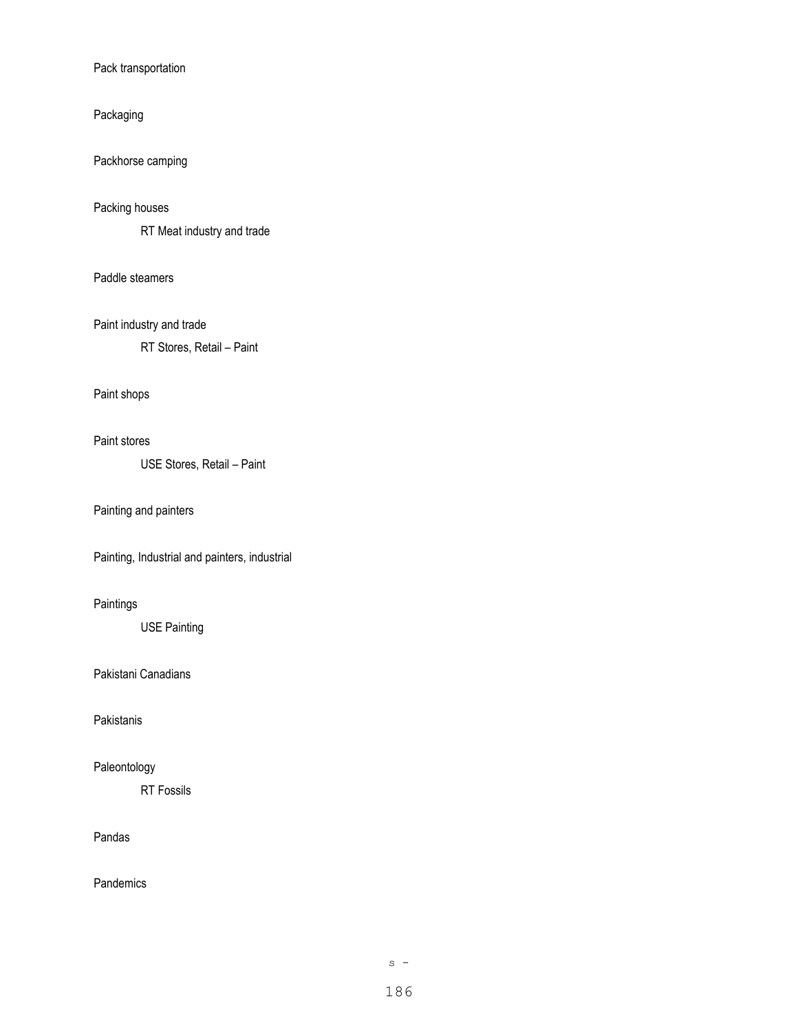Pack transportation

Packaging

Packhorse camping

Packing houses

RT Meat industry and trade

Paddle steamers

Paint industry and trade

RT Stores, Retail – Paint

Paint shops

Paint stores

USE Stores, Retail – Paint

Painting and painters

Painting, Industrial and painters, industrial

Paintings

USE Painting

Pakistani Canadians

Pakistanis

Paleontology

RT Fossils

Pandas

Pandemics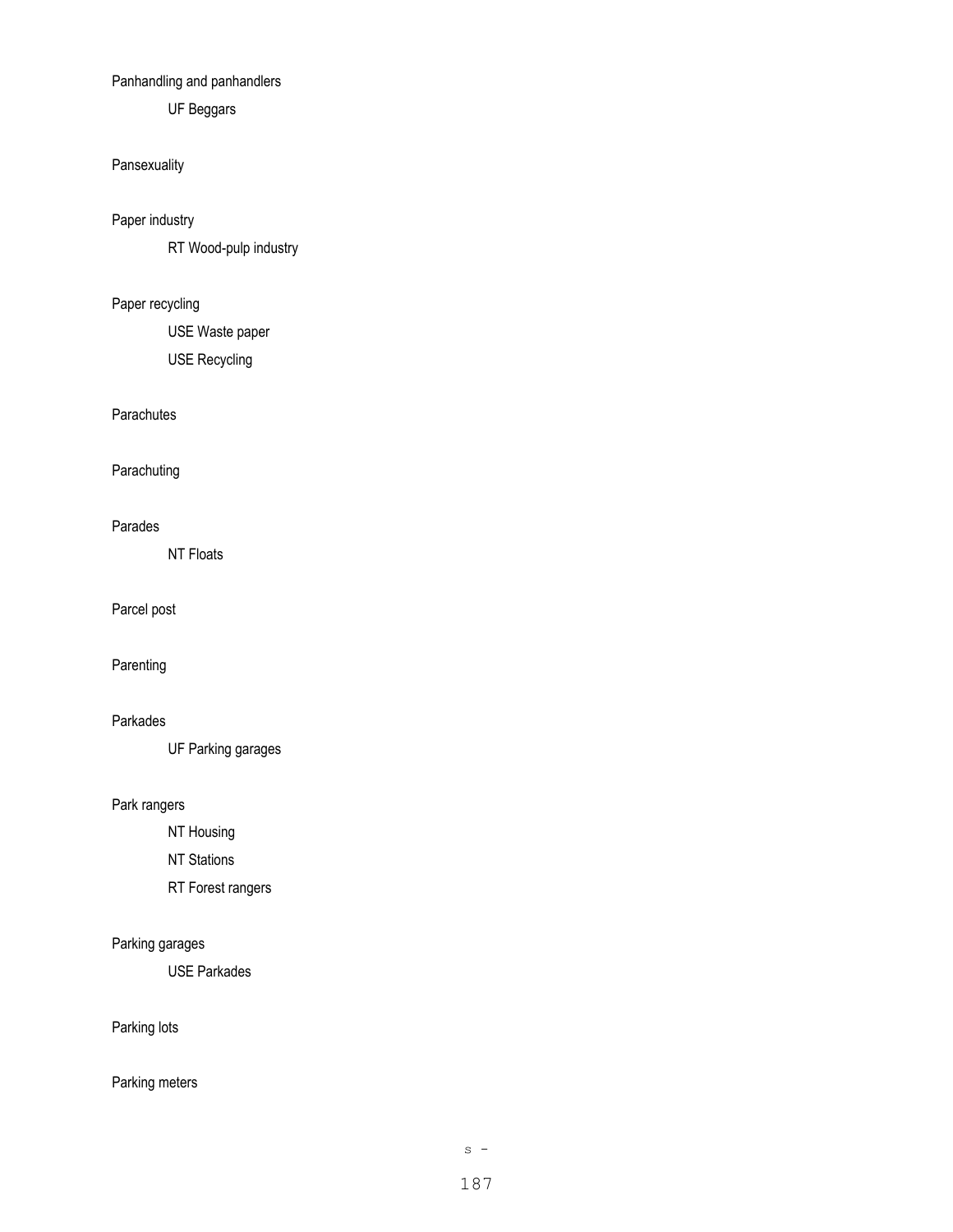Panhandling and panhandlers

UF Beggars

Pansexuality

Paper industry

RT Wood-pulp industry

Paper recycling

USE Waste paper

USE Recycling

Parachutes

Parachuting

Parades

NT Floats

Parcel post

Parenting

Parkades

UF Parking garages

Park rangers

NT Housing

NT Stations

RT Forest rangers

Parking garages

USE Parkades

Parking lots

Parking meters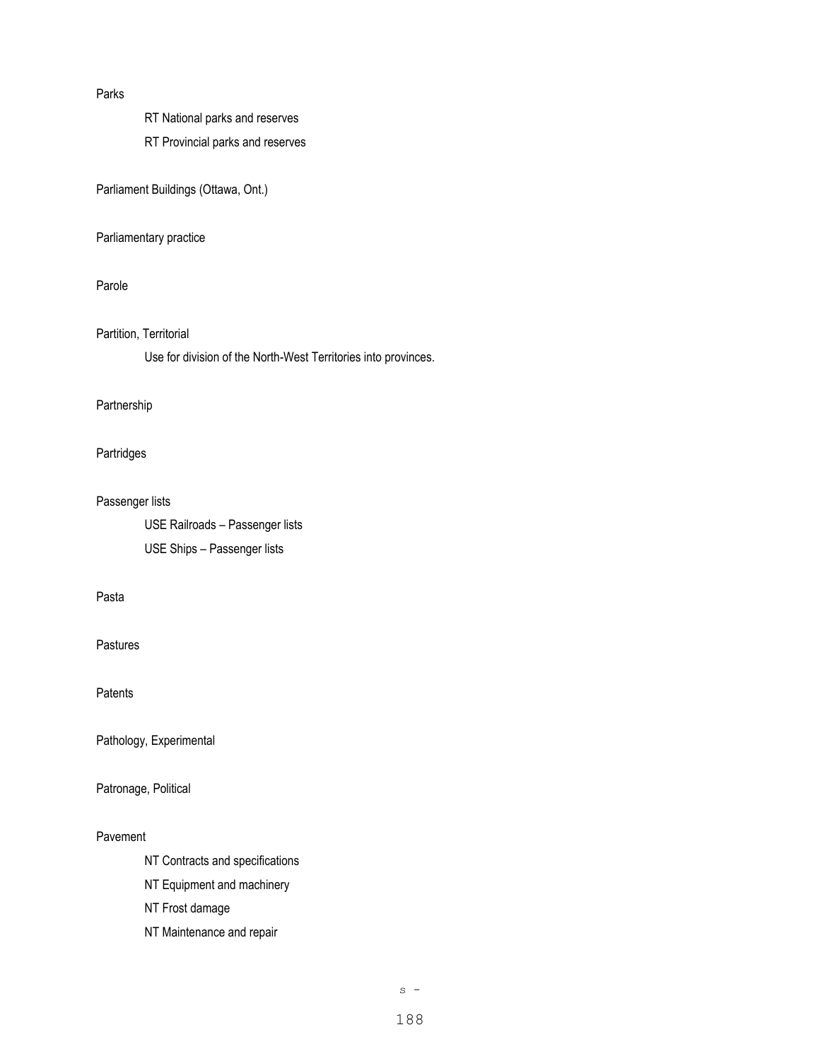Parks

    RT National parks and reserves

    RT Provincial parks and reserves

Parliament Buildings (Ottawa, Ont.)

Parliamentary practice

Parole

Partition, Territorial

    Use for division of the North-West Territories into provinces.

Partnership

Partridges

Passenger lists

    USE Railroads – Passenger lists

    USE Ships – Passenger lists

Pasta

Pastures

Patents

Pathology, Experimental

Patronage, Political

Pavement

    NT Contracts and specifications

    NT Equipment and machinery

    NT Frost damage

    NT Maintenance and repair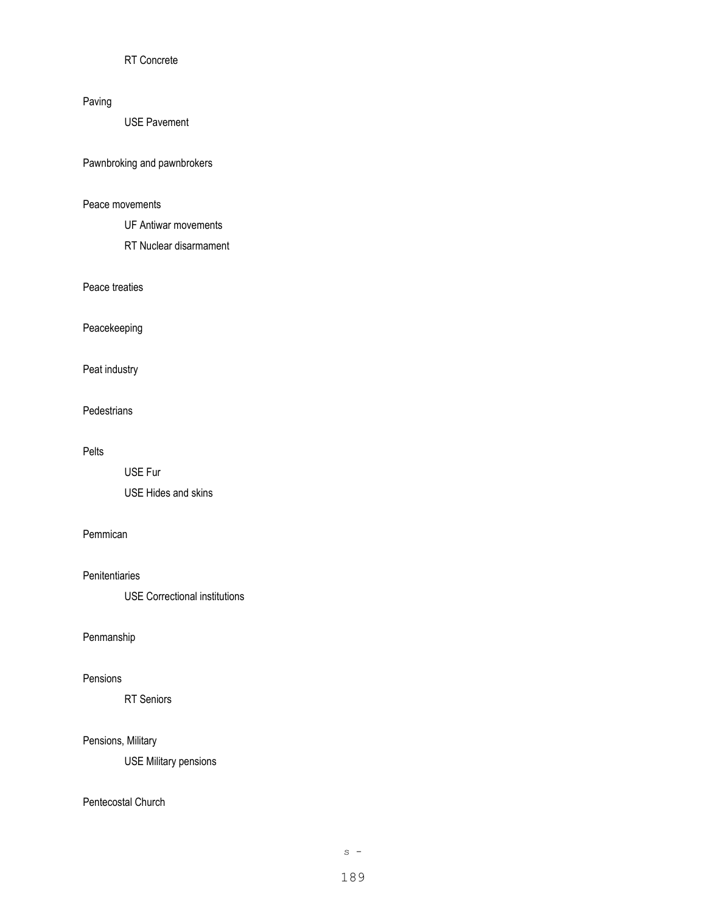RT Concrete

Paving

USE Pavement

Pawnbroking and pawnbrokers

Peace movements

UF Antiwar movements

RT Nuclear disarmament

Peace treaties

Peacekeeping

Peat industry

Pedestrians

Pelts

USE Fur

USE Hides and skins

Pemmican

Penitentiaries

USE Correctional institutions

Penmanship

Pensions

RT Seniors

Pensions, Military

USE Military pensions

Pentecostal Church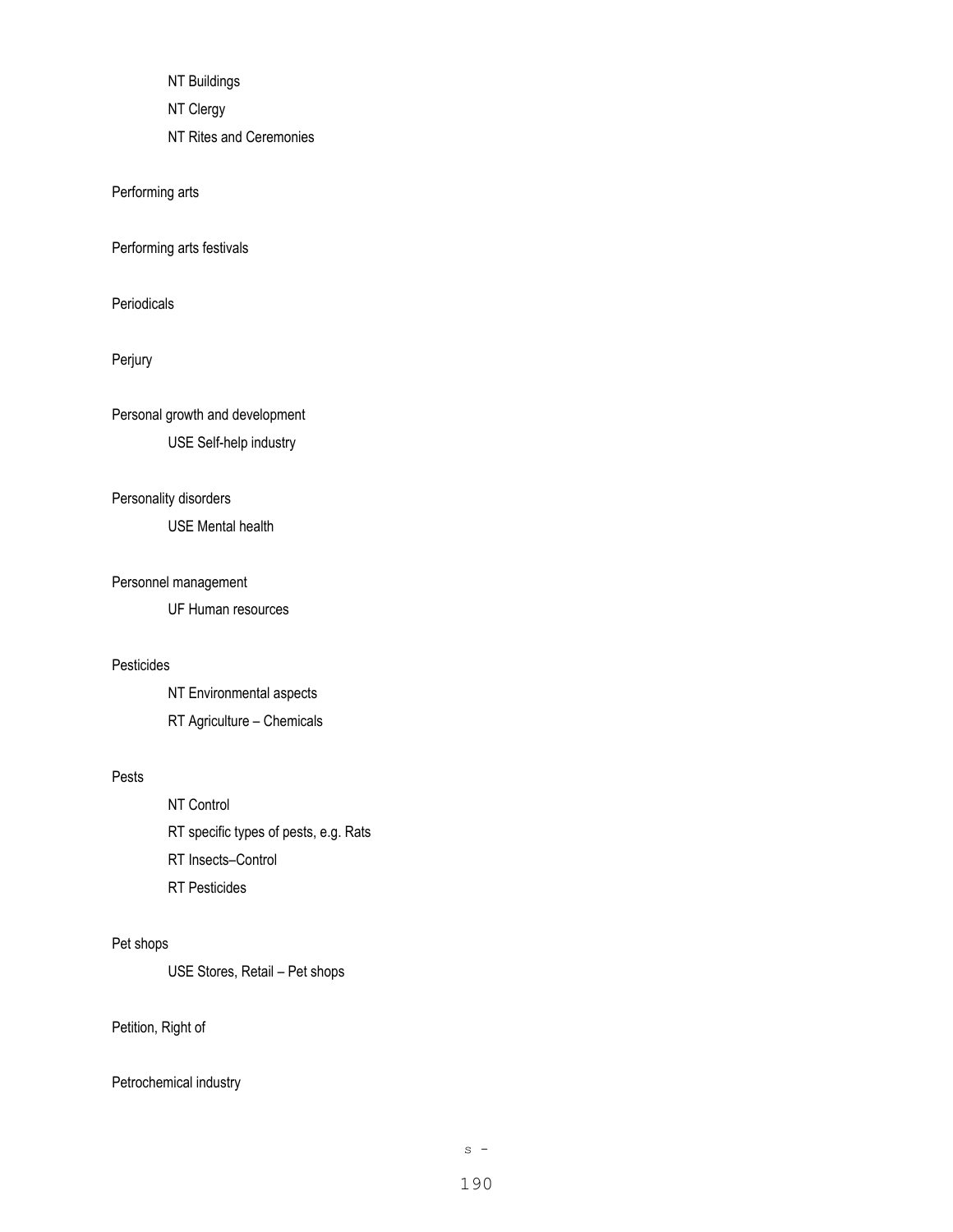NT Buildings

NT Clergy

NT Rites and Ceremonies

Performing arts

Performing arts festivals

Periodicals

Perjury

Personal growth and development

USE Self-help industry

Personality disorders

USE Mental health

Personnel management

UF Human resources

Pesticides

NT Environmental aspects

RT Agriculture – Chemicals

Pests

NT Control

RT specific types of pests, e.g. Rats

RT Insects–Control

RT Pesticides

Pet shops

USE Stores, Retail – Pet shops

Petition, Right of

Petrochemical industry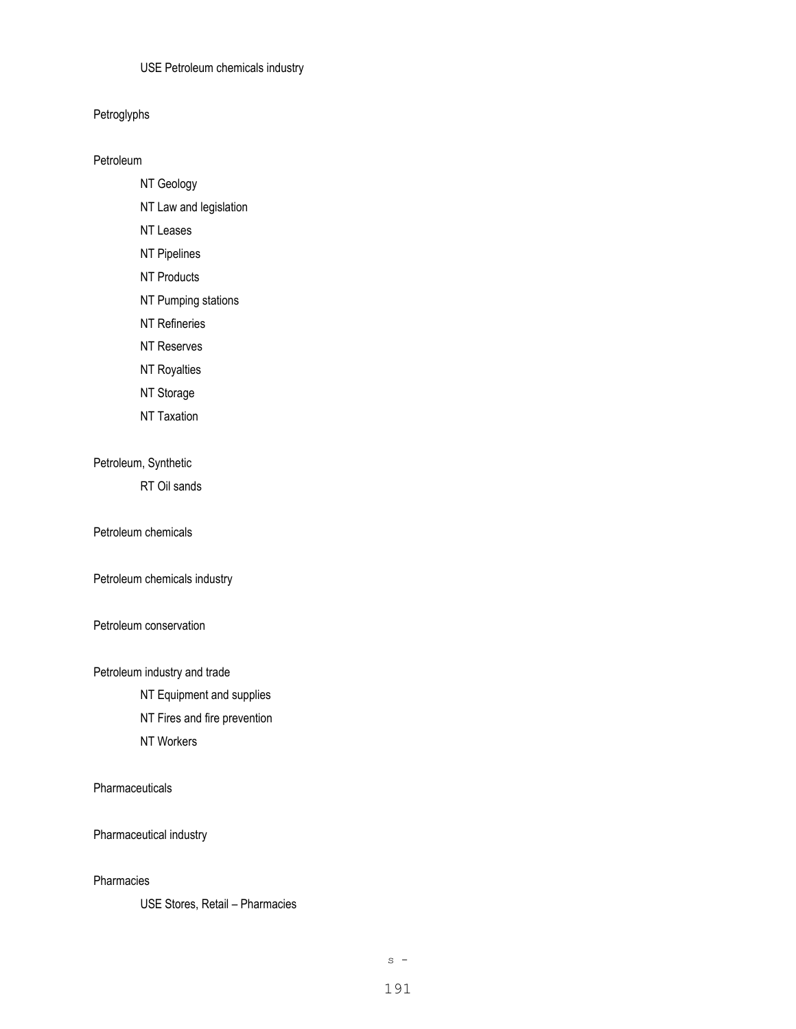USE Petroleum chemicals industry

Petroglyphs

Petroleum

NT Geology

NT Law and legislation

NT Leases

NT Pipelines

NT Products

NT Pumping stations

NT Refineries

NT Reserves

NT Royalties

NT Storage

NT Taxation

Petroleum, Synthetic

RT Oil sands

Petroleum chemicals

Petroleum chemicals industry

Petroleum conservation

Petroleum industry and trade

NT Equipment and supplies

NT Fires and fire prevention

NT Workers

Pharmaceuticals

Pharmaceutical industry

Pharmacies

USE Stores, Retail – Pharmacies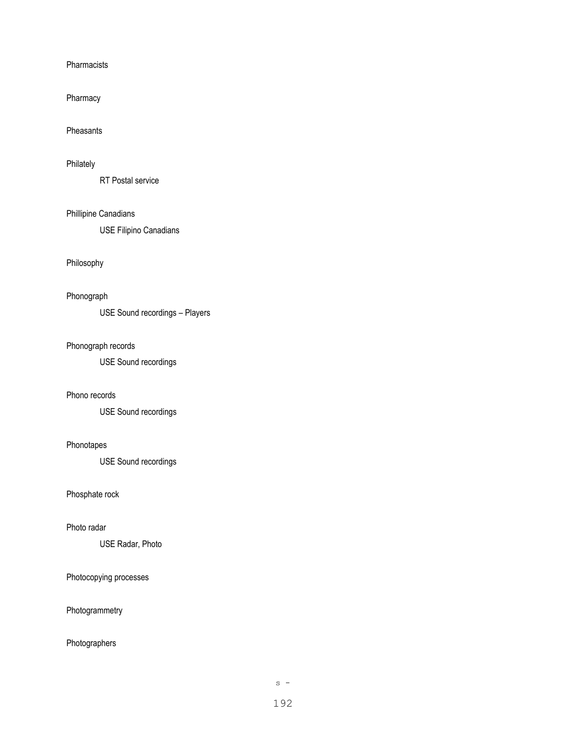Pharmacists

Pharmacy

Pheasants

Philately

    RT Postal service

Phillipine Canadians

    USE Filipino Canadians

Philosophy

Phonograph

    USE Sound recordings – Players

Phonograph records

    USE Sound recordings

Phono records

    USE Sound recordings

Phonotapes

    USE Sound recordings

Phosphate rock

Photo radar

    USE Radar, Photo

Photocopying processes

Photogrammetry

Photographers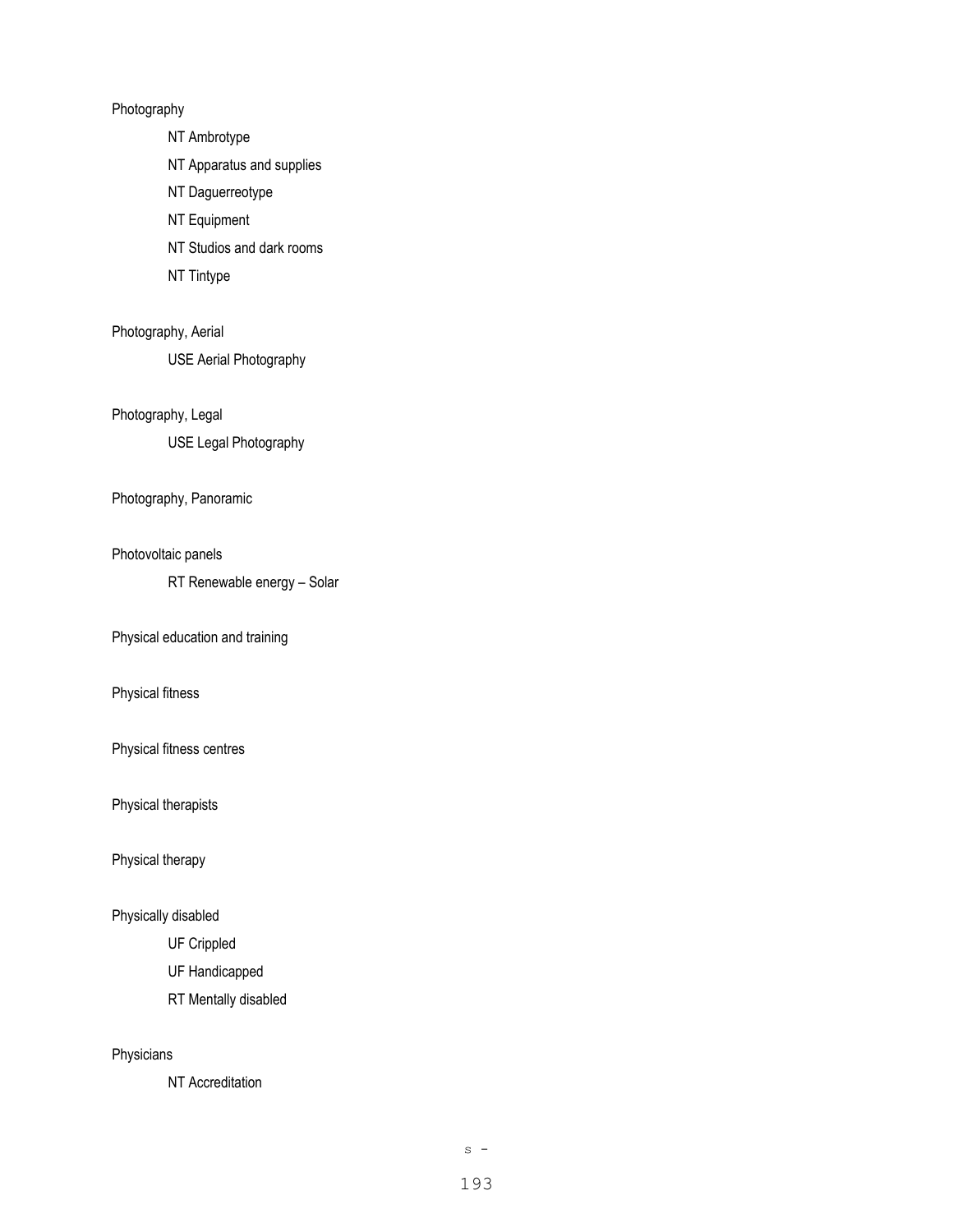Photography

NT Ambrotype

NT Apparatus and supplies

NT Daguerreotype

NT Equipment

NT Studios and dark rooms

NT Tintype

Photography, Aerial

USE Aerial Photography

Photography, Legal

USE Legal Photography

Photography, Panoramic

Photovoltaic panels

RT Renewable energy – Solar

Physical education and training

Physical fitness

Physical fitness centres

Physical therapists

Physical therapy

Physically disabled

UF Crippled

UF Handicapped

RT Mentally disabled

Physicians

NT Accreditation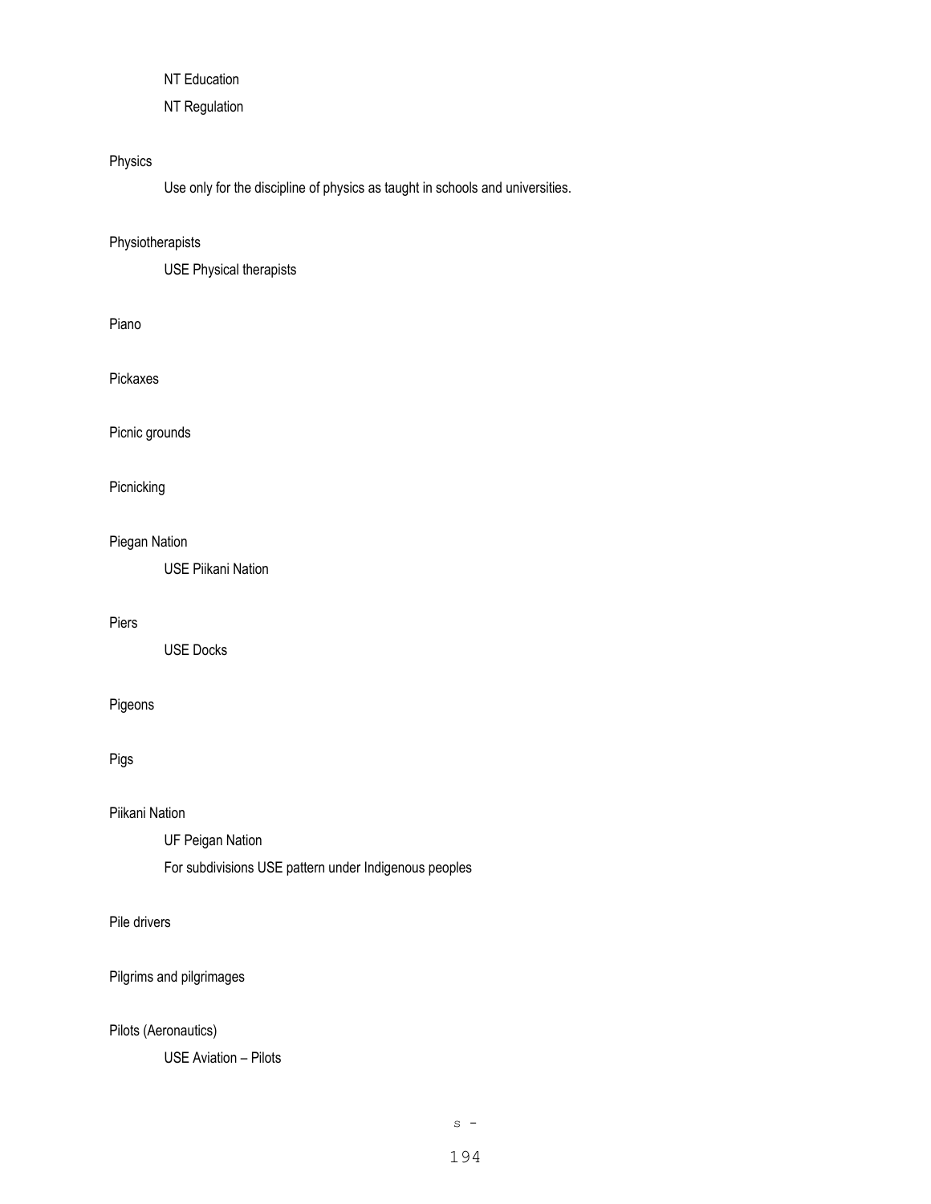NT Education

NT Regulation

Physics

Use only for the discipline of physics as taught in schools and universities.

Physiotherapists

USE Physical therapists

Piano

Pickaxes

Picnic grounds

Picnicking

Piegan Nation

USE Piikani Nation

Piers

USE Docks

Pigeons

Pigs

Piikani Nation

UF Peigan Nation

For subdivisions USE pattern under Indigenous peoples

Pile drivers

Pilgrims and pilgrimages

Pilots (Aeronautics)

USE Aviation – Pilots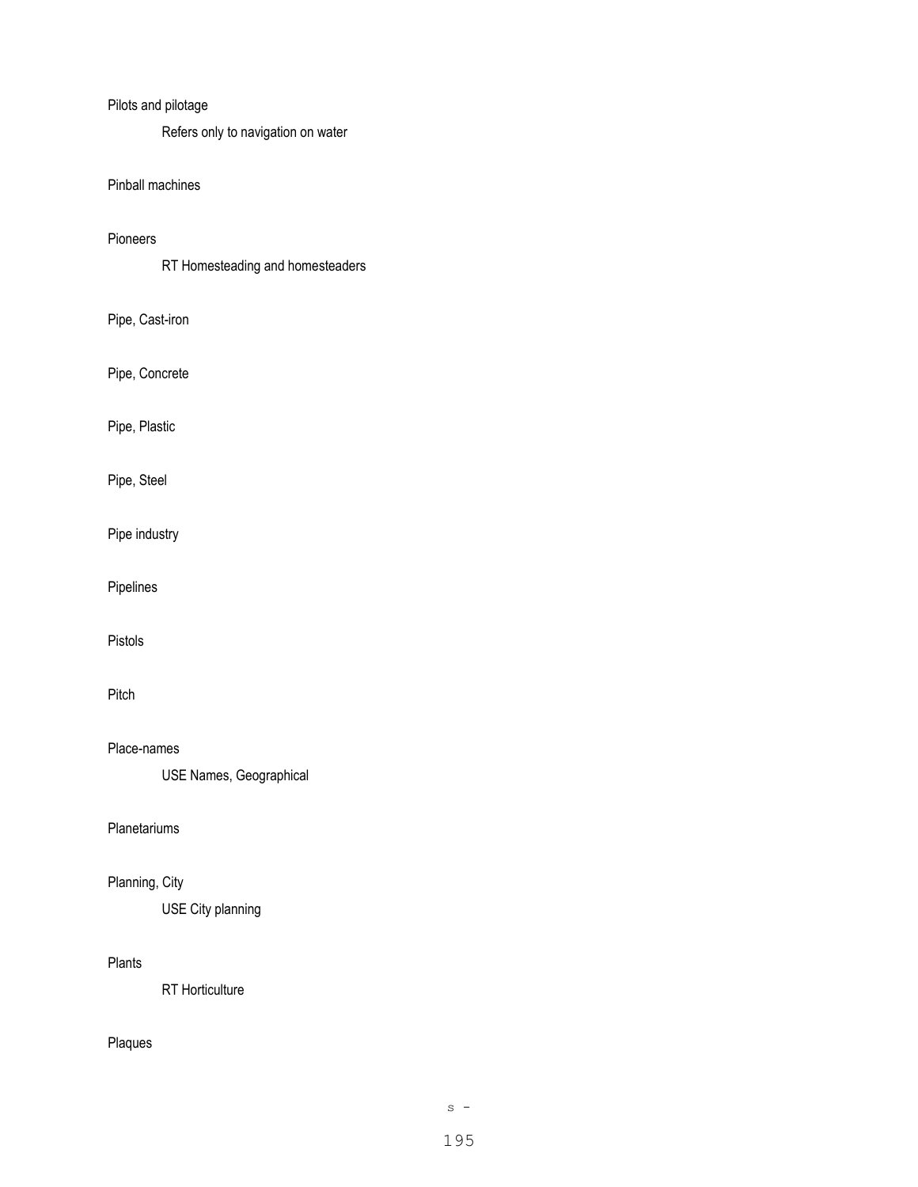Pilots and pilotage

    Refers only to navigation on water

Pinball machines

Pioneers

    RT Homesteading and homesteaders

Pipe, Cast-iron

Pipe, Concrete

Pipe, Plastic

Pipe, Steel

Pipe industry

Pipelines

Pistols

Pitch

Place-names

    USE Names, Geographical

Planetariums

Planning, City

    USE City planning

Plants

    RT Horticulture

Plaques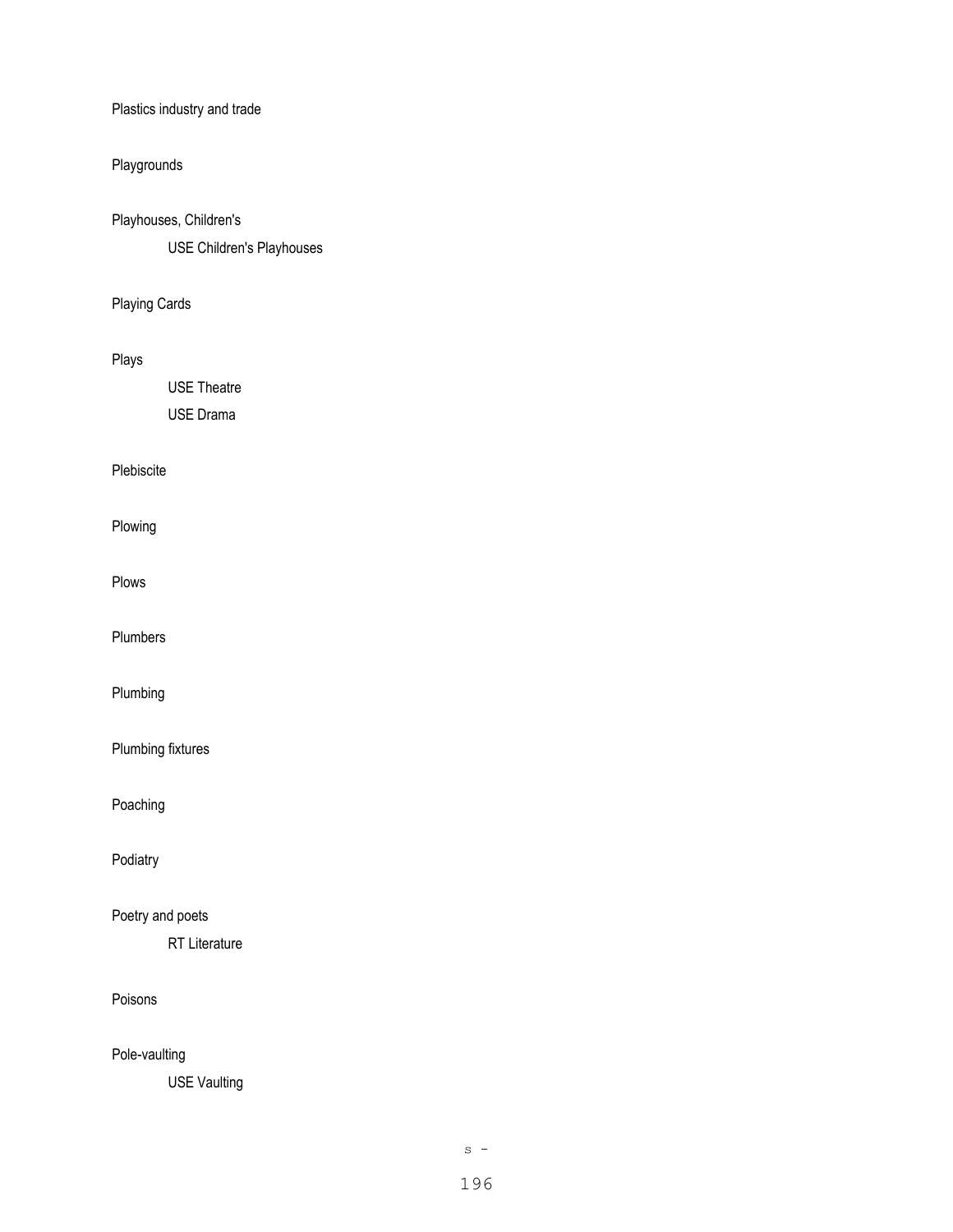Plastics industry and trade

Playgrounds

Playhouses, Children's

    USE Children's Playhouses

Playing Cards

Plays

    USE Theatre

    USE Drama

Plebiscite

Plowing

Plows

Plumbers

Plumbing

Plumbing fixtures

Poaching

Podiatry

Poetry and poets

    RT Literature

Poisons

Pole-vaulting

    USE Vaulting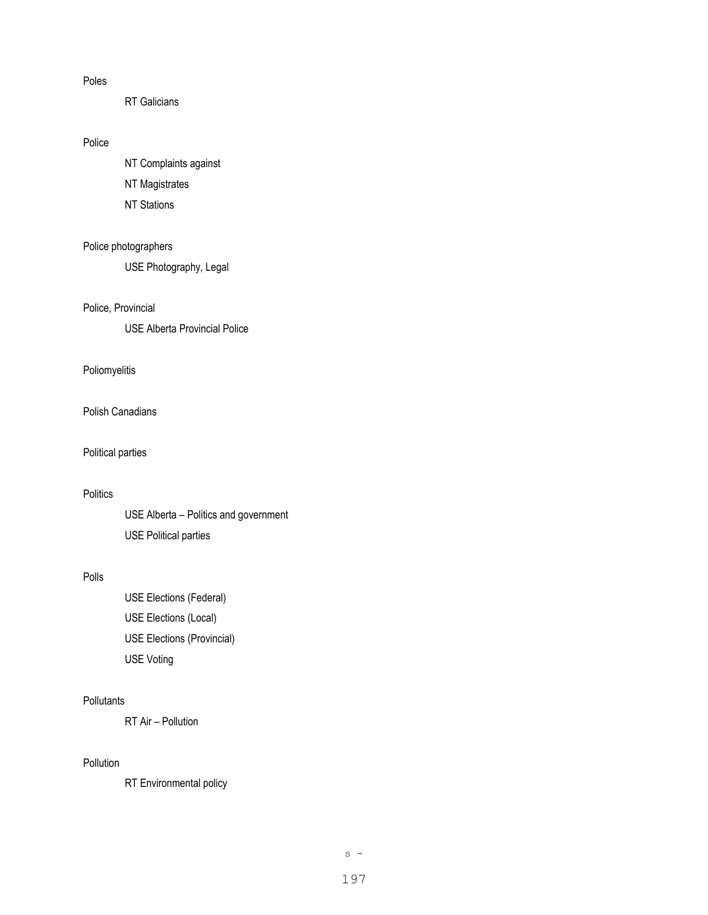Poles

RT Galicians

Police

NT Complaints against

NT Magistrates

NT Stations

Police photographers

USE Photography, Legal

Police, Provincial

USE Alberta Provincial Police

Poliomyelitis

Polish Canadians

Political parties

Politics

USE Alberta – Politics and government

USE Political parties

Polls

USE Elections (Federal)

USE Elections (Local)

USE Elections (Provincial)

USE Voting

Pollutants

RT Air – Pollution

Pollution

RT Environmental policy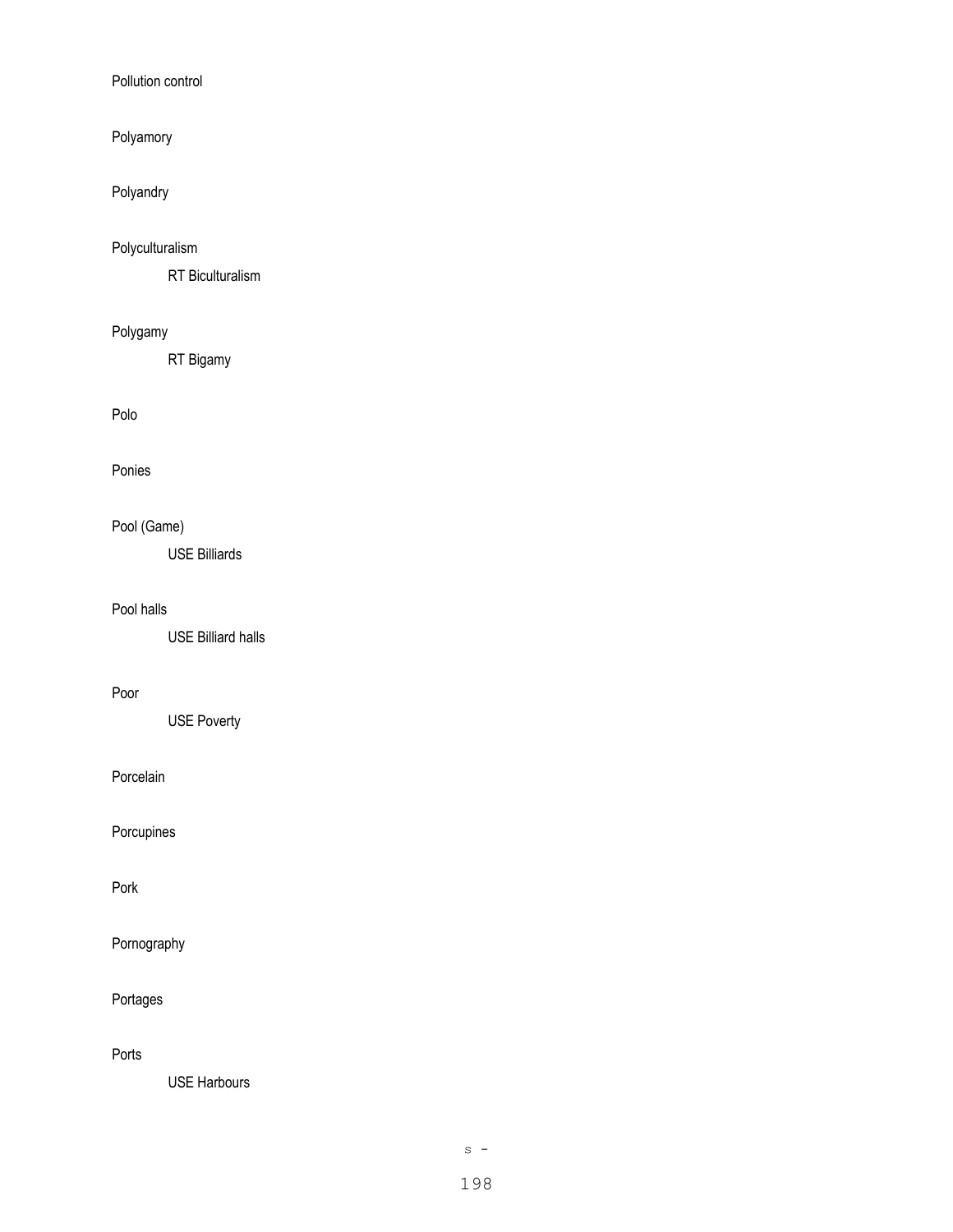Pollution control

Polyamory

Polyandry

Polyculturalism

RT Biculturalism

Polygamy

RT Bigamy

Polo

Ponies

Pool (Game)

USE Billiards

Pool halls

USE Billiard halls

Poor

USE Poverty

Porcelain

Porcupines

Pork

Pornography

Portages

Ports

USE Harbours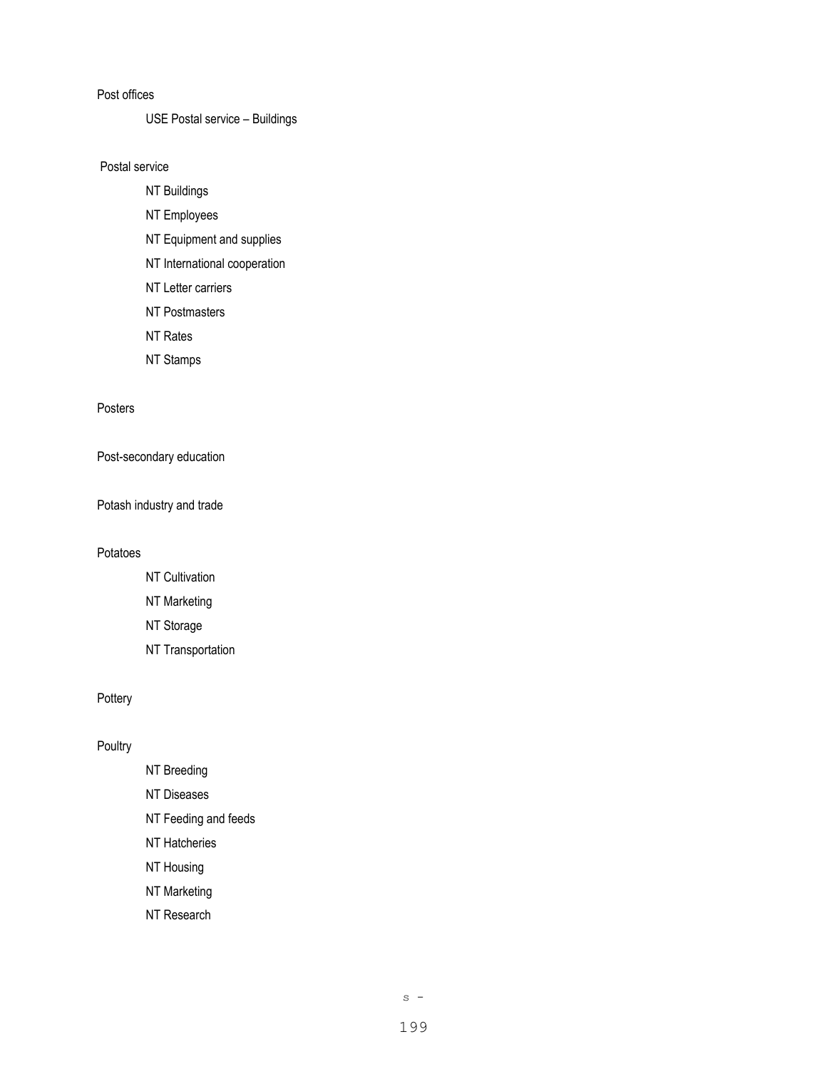Post offices

USE Postal service – Buildings

Postal service

NT Buildings

NT Employees

NT Equipment and supplies

NT International cooperation

NT Letter carriers

NT Postmasters

NT Rates

NT Stamps

Posters

Post-secondary education

Potash industry and trade

Potatoes

NT Cultivation

NT Marketing

NT Storage

NT Transportation

Pottery

Poultry

NT Breeding

NT Diseases

NT Feeding and feeds

NT Hatcheries

NT Housing

NT Marketing

NT Research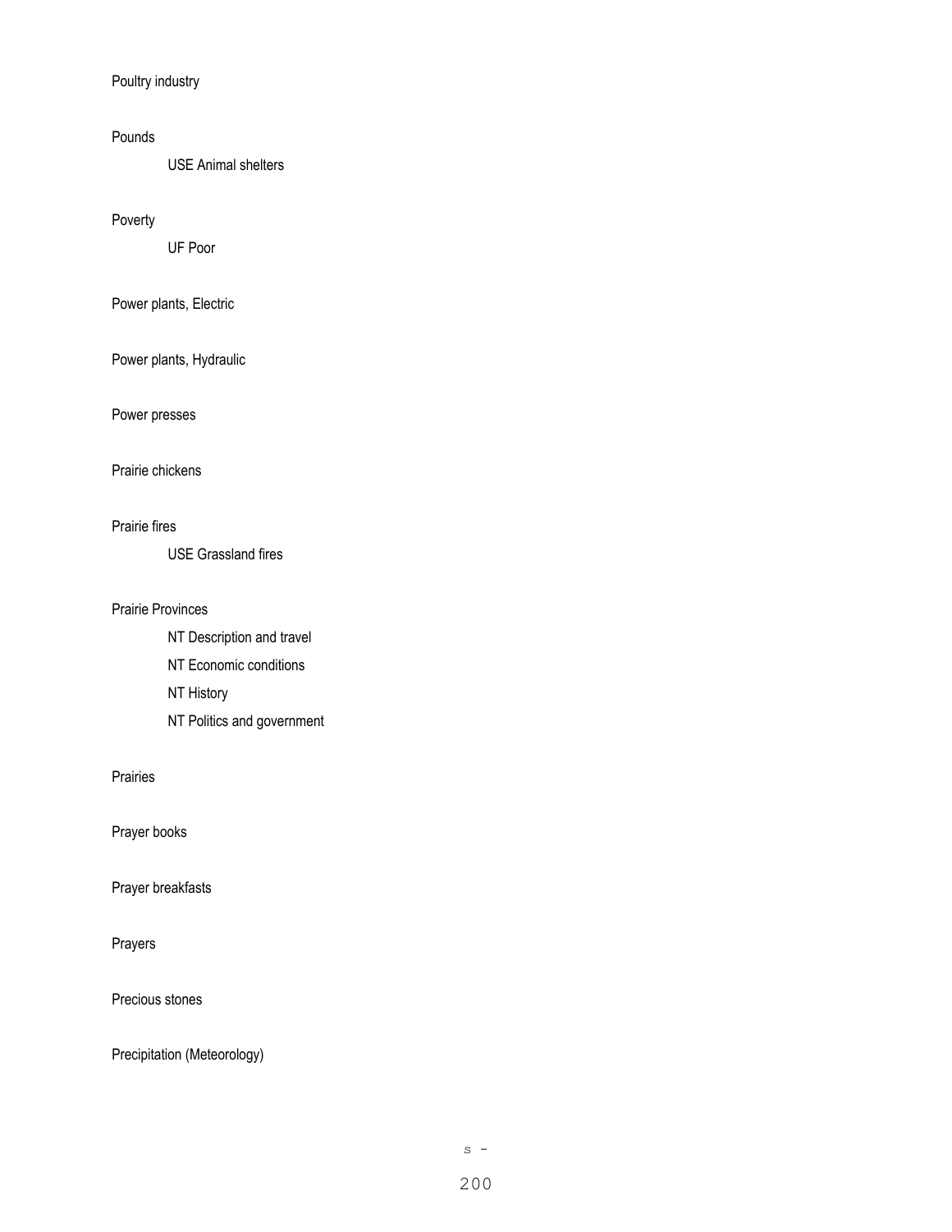Poultry industry

Pounds

USE Animal shelters

Poverty

UF Poor

Power plants, Electric

Power plants, Hydraulic

Power presses

Prairie chickens

Prairie fires

USE Grassland fires

Prairie Provinces

NT Description and travel

NT Economic conditions

NT History

NT Politics and government

Prairies

Prayer books

Prayer breakfasts

Prayers

Precious stones

Precipitation (Meteorology)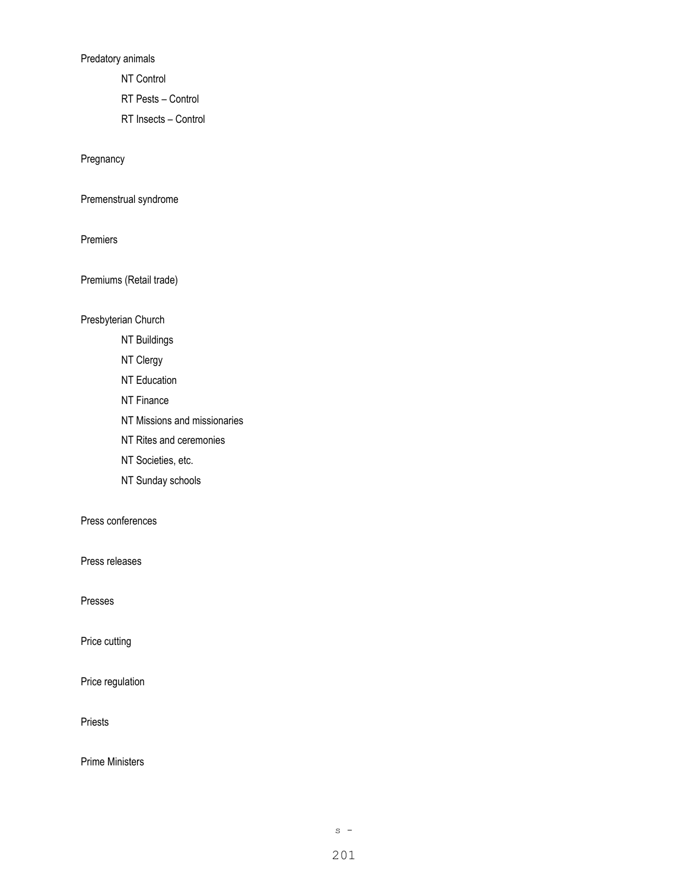Predatory animals

- NT Control
- RT Pests – Control
- RT Insects – Control

Pregnancy

Premenstrual syndrome

Premiers

Premiums (Retail trade)

Presbyterian Church

- NT Buildings
- NT Clergy
- NT Education
- NT Finance
- NT Missions and missionaries
- NT Rites and ceremonies
- NT Societies, etc.
- NT Sunday schools

Press conferences

Press releases

Presses

Price cutting

Price regulation

Priests

Prime Ministers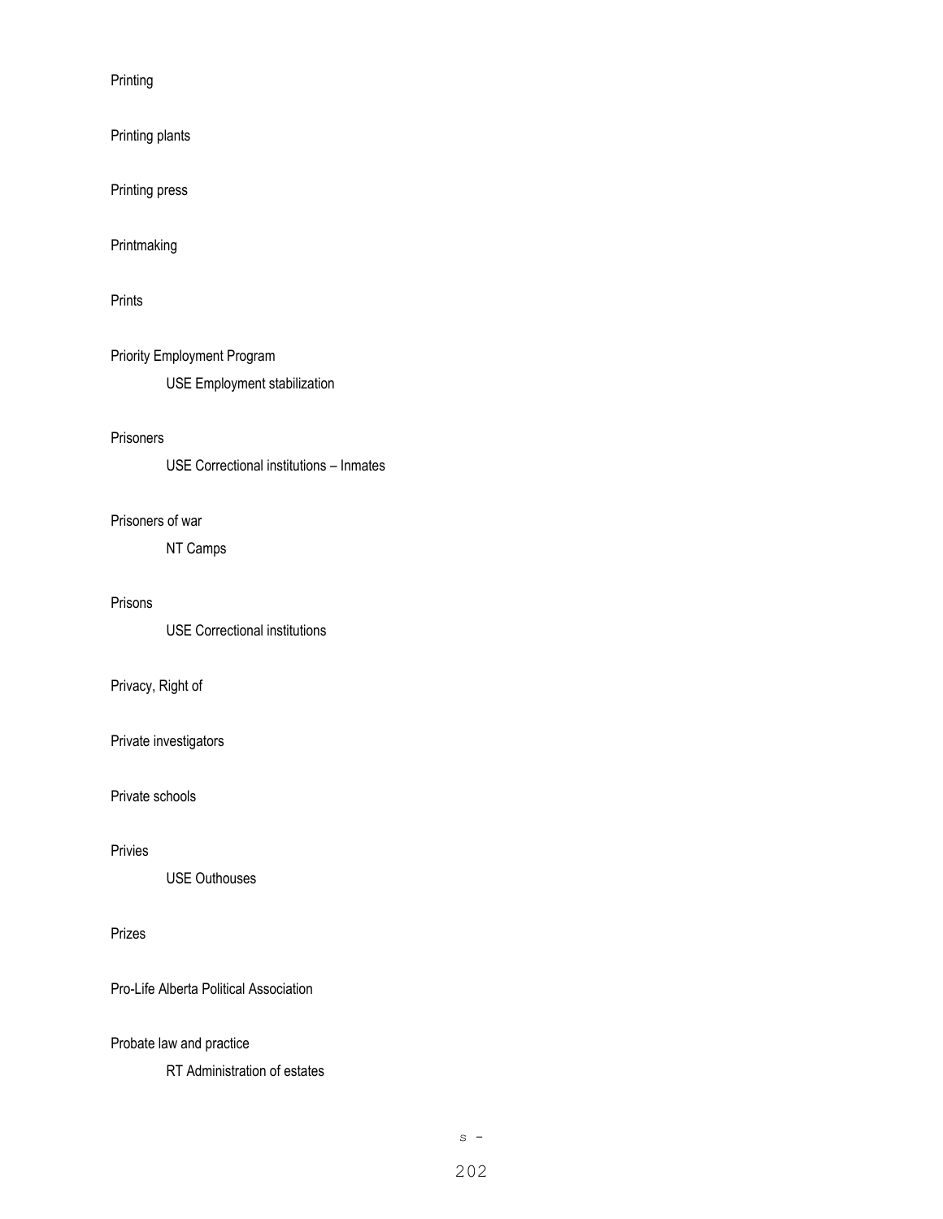Printing

Printing plants

Printing press

Printmaking

Prints

Priority Employment Program

    USE Employment stabilization

Prisoners

    USE Correctional institutions – Inmates

Prisoners of war

    NT Camps

Prisons

    USE Correctional institutions

Privacy, Right of

Private investigators

Private schools

Privies

    USE Outhouses

Prizes

Pro-Life Alberta Political Association

Probate law and practice

    RT Administration of estates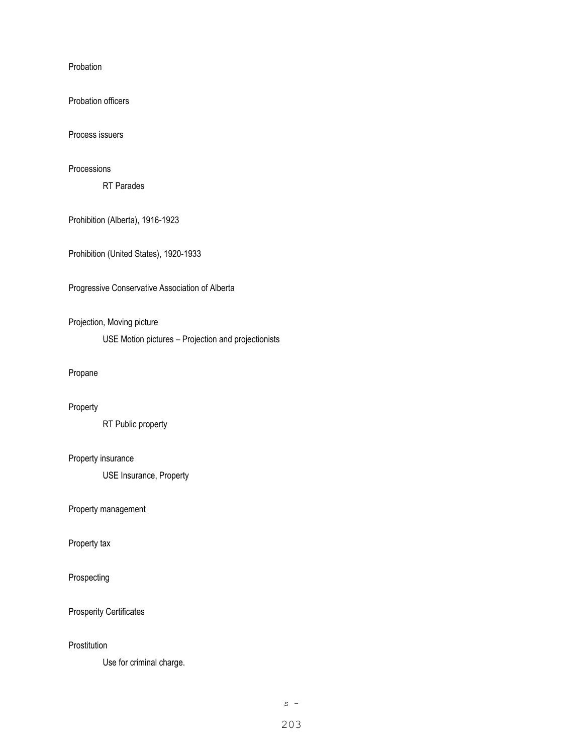Probation

Probation officers

Process issuers

Processions

RT Parades

Prohibition (Alberta), 1916-1923

Prohibition (United States), 1920-1933

Progressive Conservative Association of Alberta

Projection, Moving picture

USE Motion pictures – Projection and projectionists

Propane

Property

RT Public property

Property insurance

USE Insurance, Property

Property management

Property tax

Prospecting

Prosperity Certificates

Prostitution

Use for criminal charge.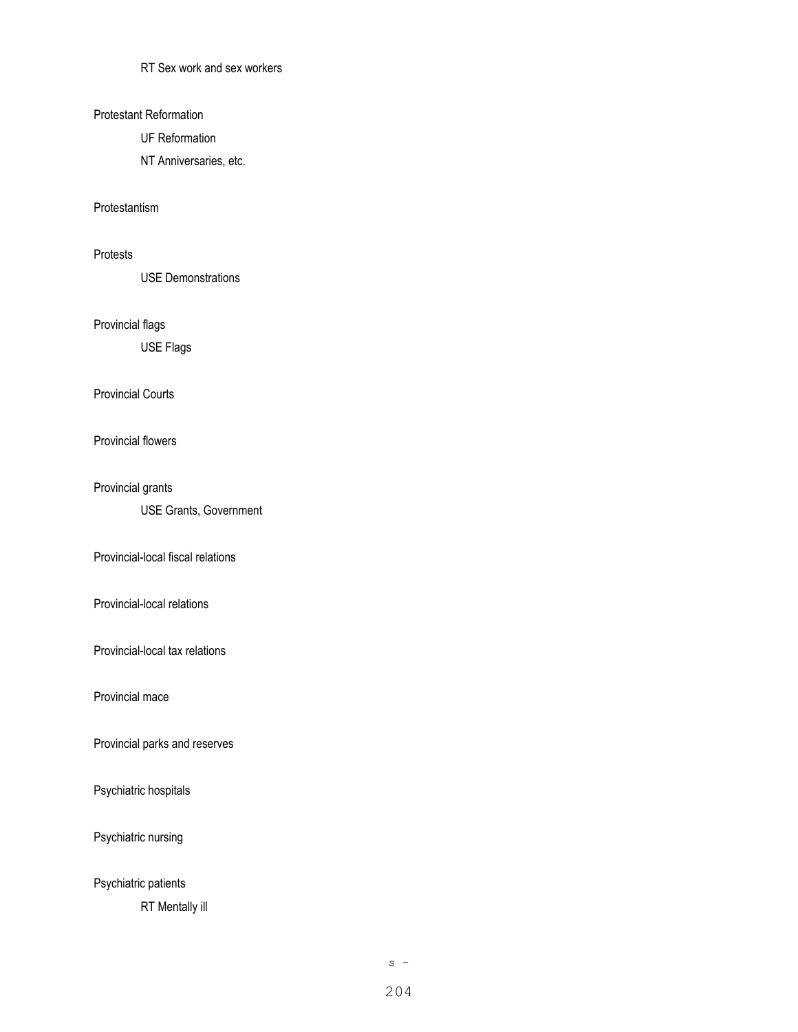RT Sex work and sex workers

Protestant Reformation

UF Reformation

NT Anniversaries, etc.

Protestantism

Protests

USE Demonstrations

Provincial flags

USE Flags

Provincial Courts

Provincial flowers

Provincial grants

USE Grants, Government

Provincial-local fiscal relations

Provincial-local relations

Provincial-local tax relations

Provincial mace

Provincial parks and reserves

Psychiatric hospitals

Psychiatric nursing

Psychiatric patients

RT Mentally ill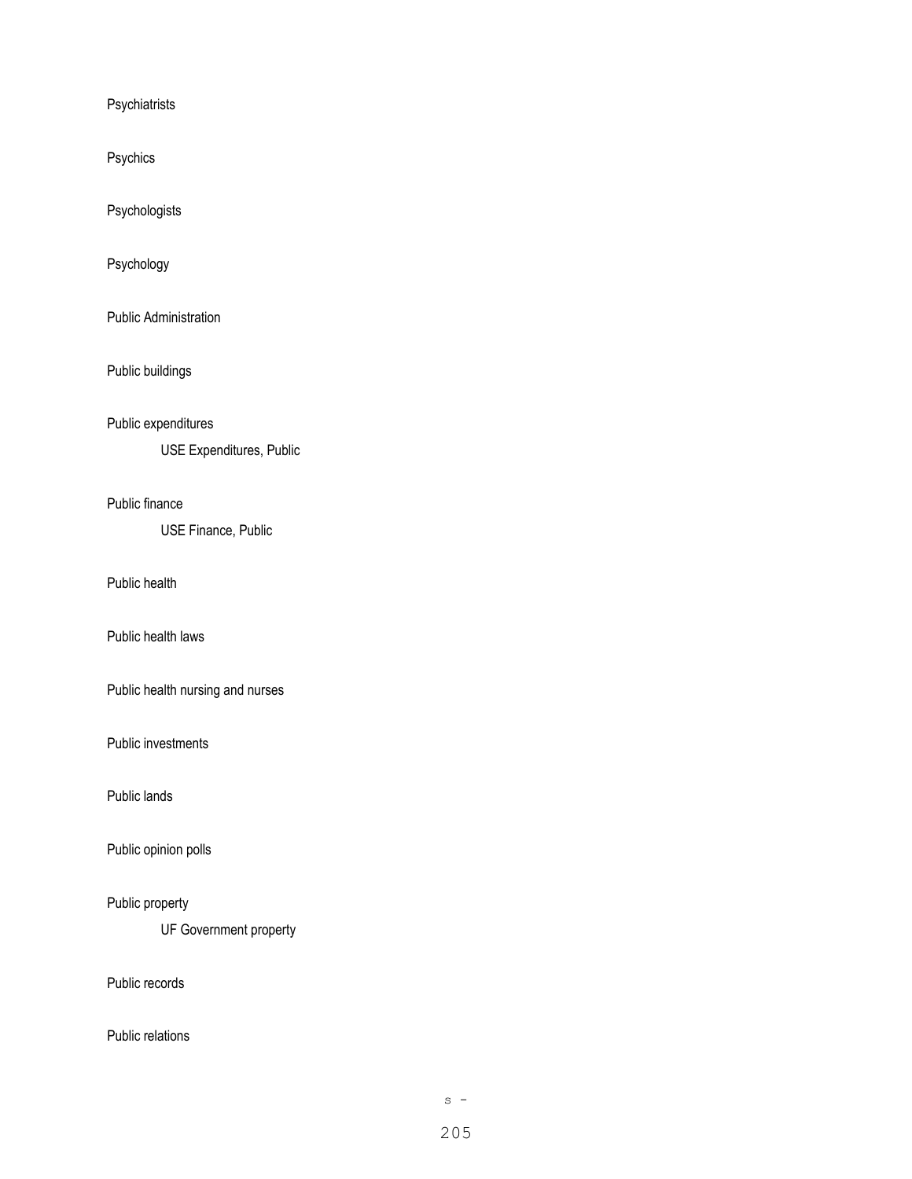Psychiatrists

Psychics

Psychologists

Psychology

Public Administration

Public buildings

Public expenditures

USE Expenditures, Public

Public finance

USE Finance, Public

Public health

Public health laws

Public health nursing and nurses

Public investments

Public lands

Public opinion polls

Public property

UF Government property

Public records

Public relations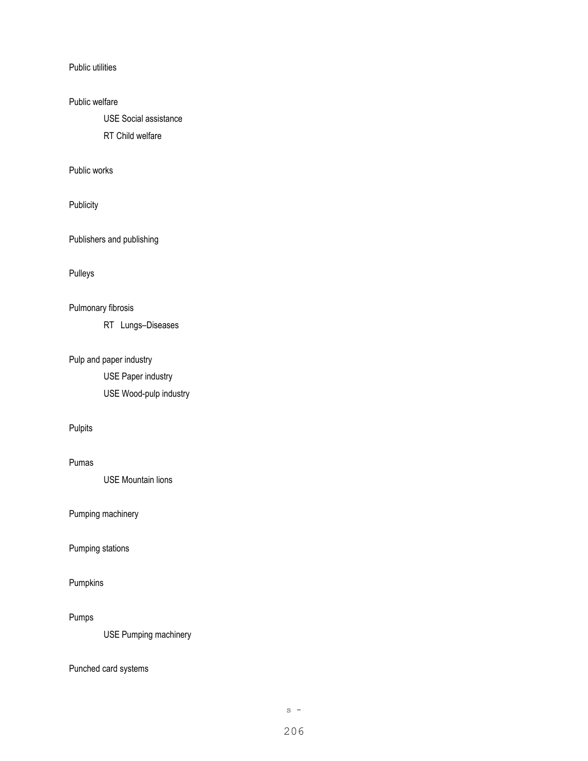Public utilities

Public welfare

    USE Social assistance

    RT Child welfare

Public works

Publicity

Publishers and publishing

Pulleys

Pulmonary fibrosis

    RT Lungs–Diseases

Pulp and paper industry

    USE Paper industry

    USE Wood-pulp industry

Pulpits

Pumas

    USE Mountain lions

Pumping machinery

Pumping stations

Pumpkins

Pumps

    USE Pumping machinery

Punched card systems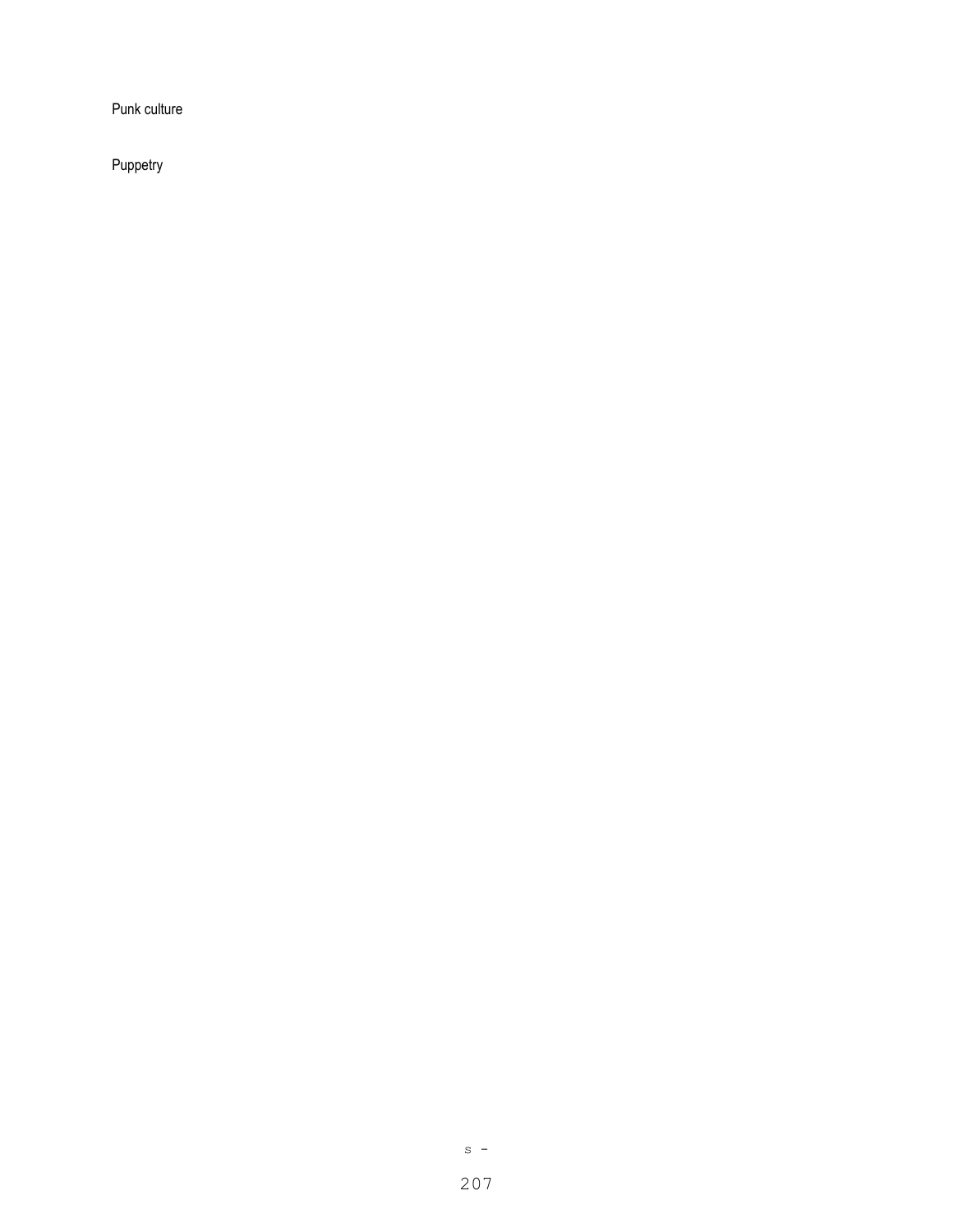Punk culture

Puppetry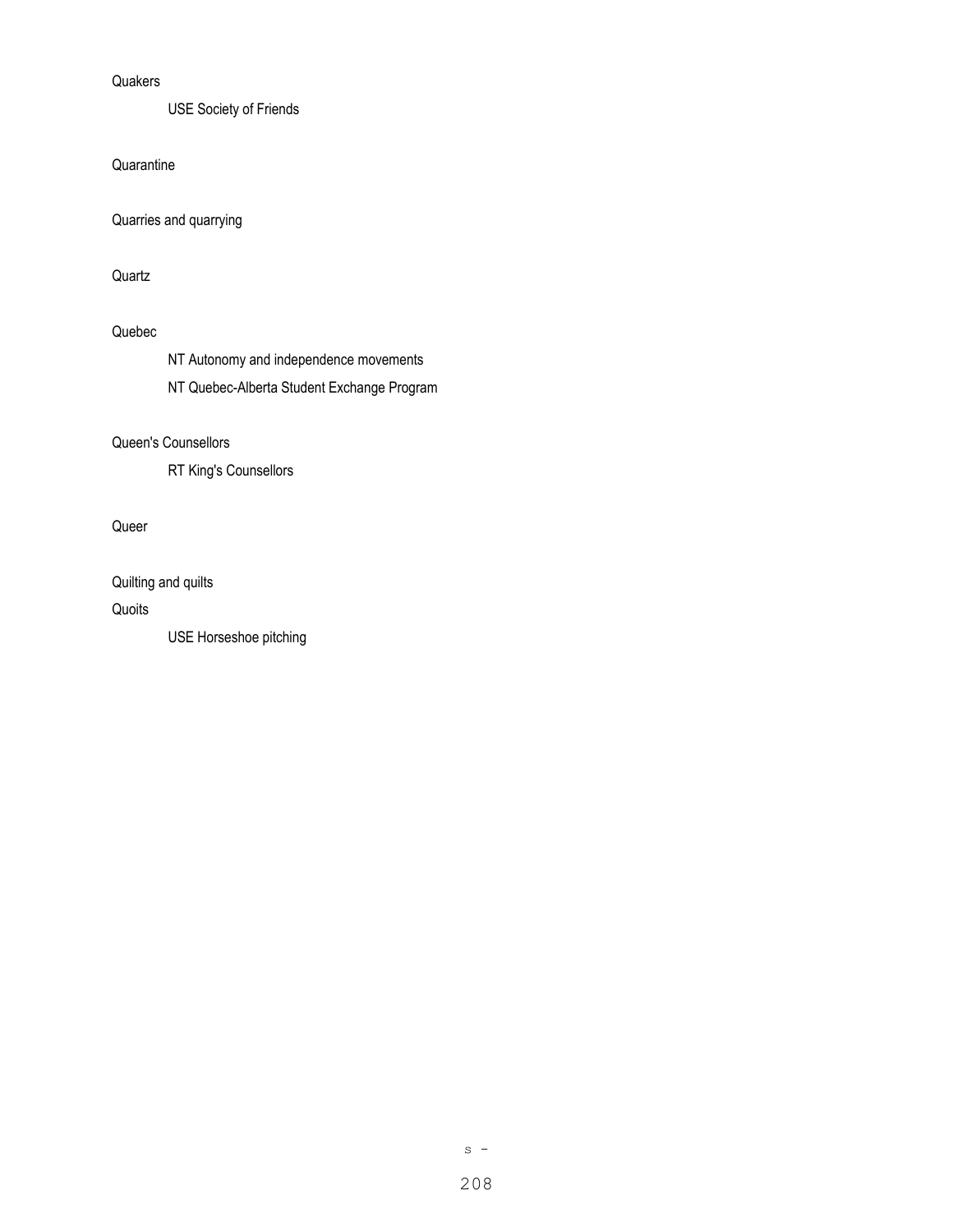Quakers

    USE Society of Friends

Quarantine

Quarries and quarrying

Quartz

Quebec

    NT Autonomy and independence movements

    NT Quebec-Alberta Student Exchange Program

Queen's Counsellors

    RT King's Counsellors

Queer

Quilting and quilts

Quoits

    USE Horseshoe pitching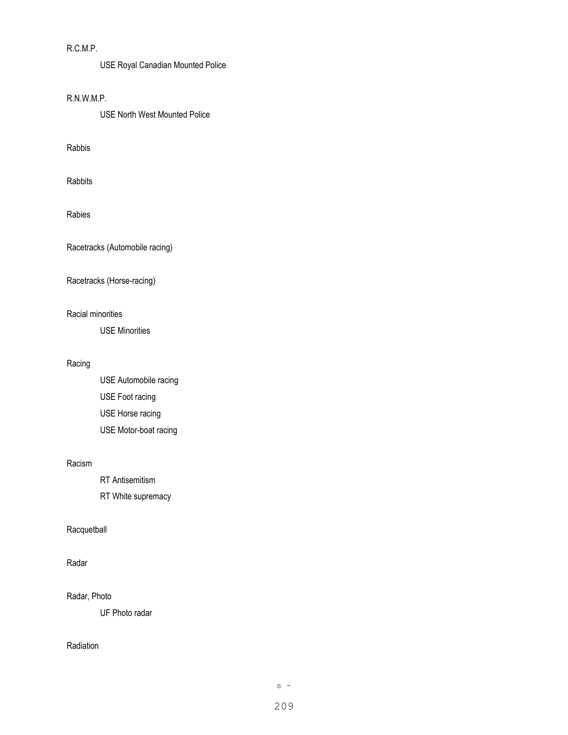R.C.M.P.

USE Royal Canadian Mounted Police

R.N.W.M.P.

USE North West Mounted Police

Rabbis

Rabbits

Rabies

Racetracks (Automobile racing)

Racetracks (Horse-racing)

Racial minorities

USE Minorities

Racing

USE Automobile racing

USE Foot racing

USE Horse racing

USE Motor-boat racing

Racism

RT Antisemitism

RT White supremacy

Racquetball

Radar

Radar, Photo

UF Photo radar

Radiation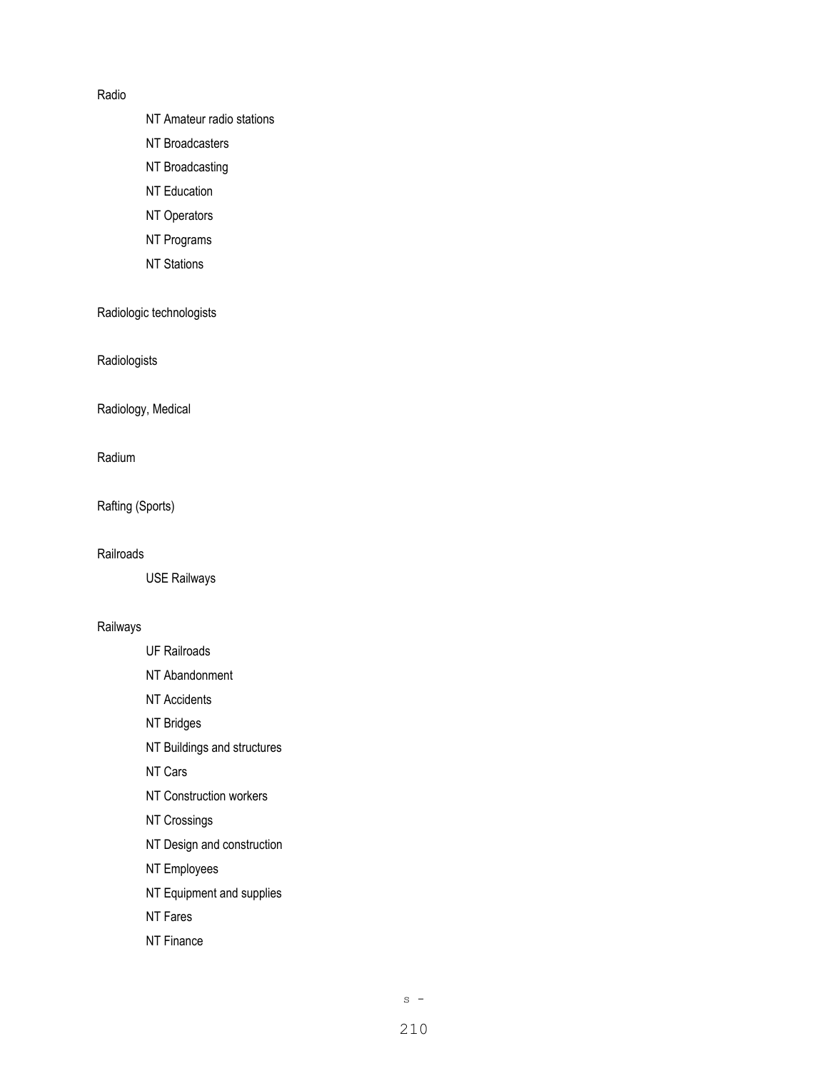Radio

NT Amateur radio stations

NT Broadcasters

NT Broadcasting

NT Education

NT Operators

NT Programs

NT Stations

Radiologic technologists

Radiologists

Radiology, Medical

Radium

Rafting (Sports)

Railroads

USE Railways

Railways

UF Railroads

NT Abandonment

NT Accidents

NT Bridges

NT Buildings and structures

NT Cars

NT Construction workers

NT Crossings

NT Design and construction

NT Employees

NT Equipment and supplies

NT Fares

NT Finance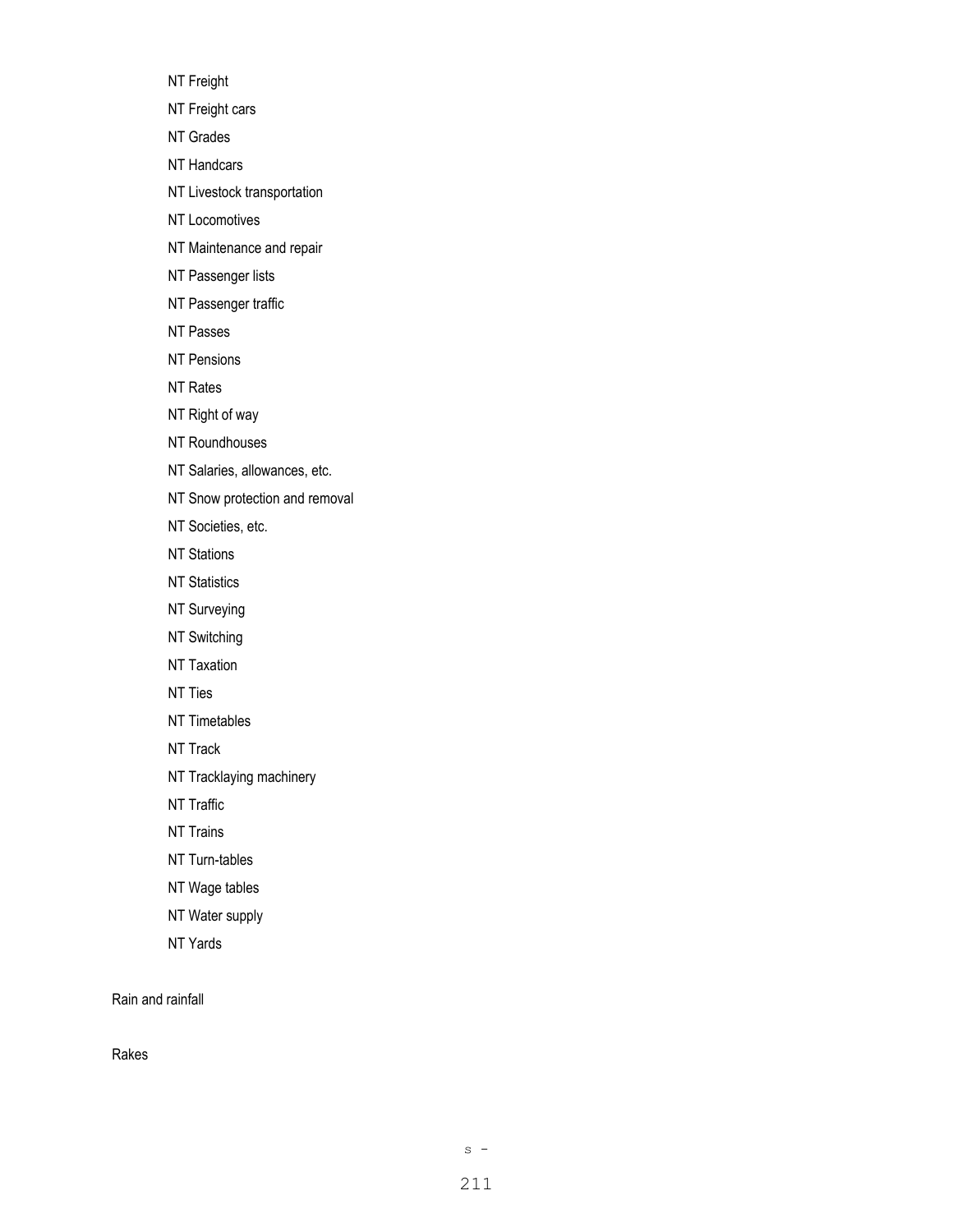NT Freight

NT Freight cars

NT Grades

NT Handcars

NT Livestock transportation

NT Locomotives

NT Maintenance and repair

NT Passenger lists

NT Passenger traffic

NT Passes

NT Pensions

NT Rates

NT Right of way

NT Roundhouses

NT Salaries, allowances, etc.

NT Snow protection and removal

NT Societies, etc.

NT Stations

NT Statistics

NT Surveying

NT Switching

NT Taxation

NT Ties

NT Timetables

NT Track

NT Tracklaying machinery

NT Traffic

NT Trains

NT Turn-tables

NT Wage tables

NT Water supply

NT Yards

Rain and rainfall

Rakes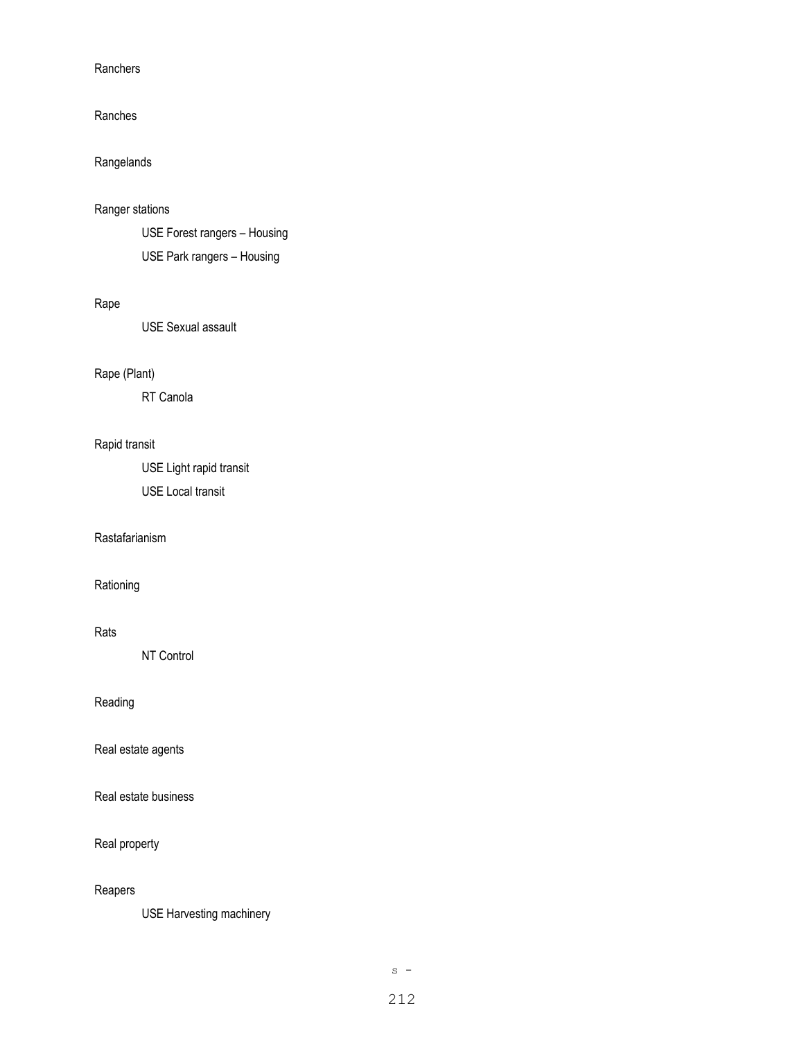Ranchers

Ranches

Rangelands

Ranger stations

    USE Forest rangers – Housing
    USE Park rangers – Housing

Rape

    USE Sexual assault

Rape (Plant)

    RT Canola

Rapid transit

    USE Light rapid transit
    USE Local transit

Rastafarianism

Rationing

Rats

    NT Control

Reading

Real estate agents

Real estate business

Real property

Reapers

    USE Harvesting machinery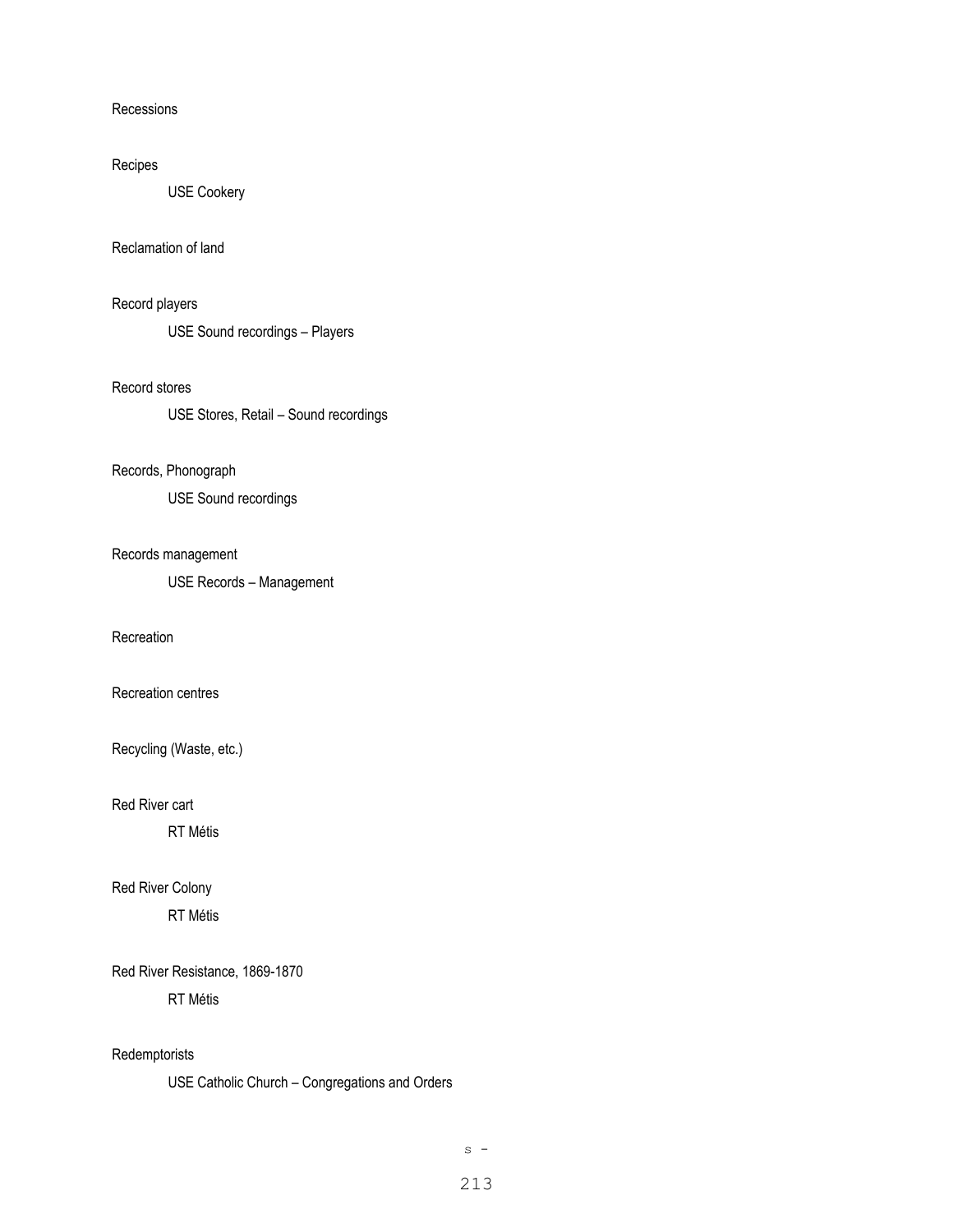Recessions

Recipes

USE Cookery

Reclamation of land

Record players

USE Sound recordings – Players

Record stores

USE Stores, Retail – Sound recordings

Records, Phonograph

USE Sound recordings

Records management

USE Records – Management

Recreation

Recreation centres

Recycling (Waste, etc.)

Red River cart

RT Métis

Red River Colony

RT Métis

Red River Resistance, 1869-1870

RT Métis

Redemptorists

USE Catholic Church – Congregations and Orders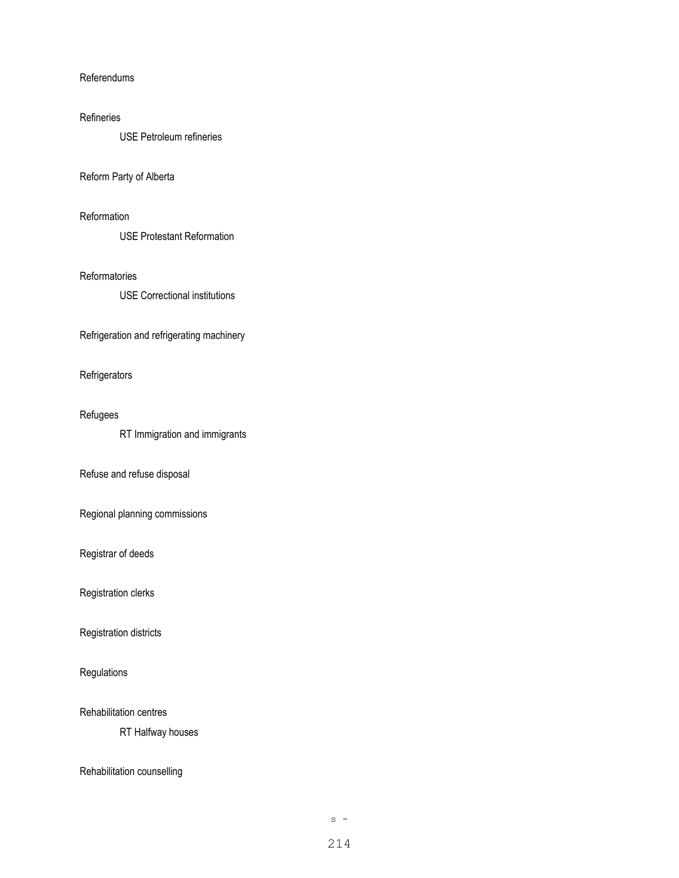Referendums

Refineries

USE Petroleum refineries

Reform Party of Alberta

Reformation

USE Protestant Reformation

Reformatories

USE Correctional institutions

Refrigeration and refrigerating machinery

Refrigerators

Refugees

RT Immigration and immigrants

Refuse and refuse disposal

Regional planning commissions

Registrar of deeds

Registration clerks

Registration districts

Regulations

Rehabilitation centres

RT Halfway houses

Rehabilitation counselling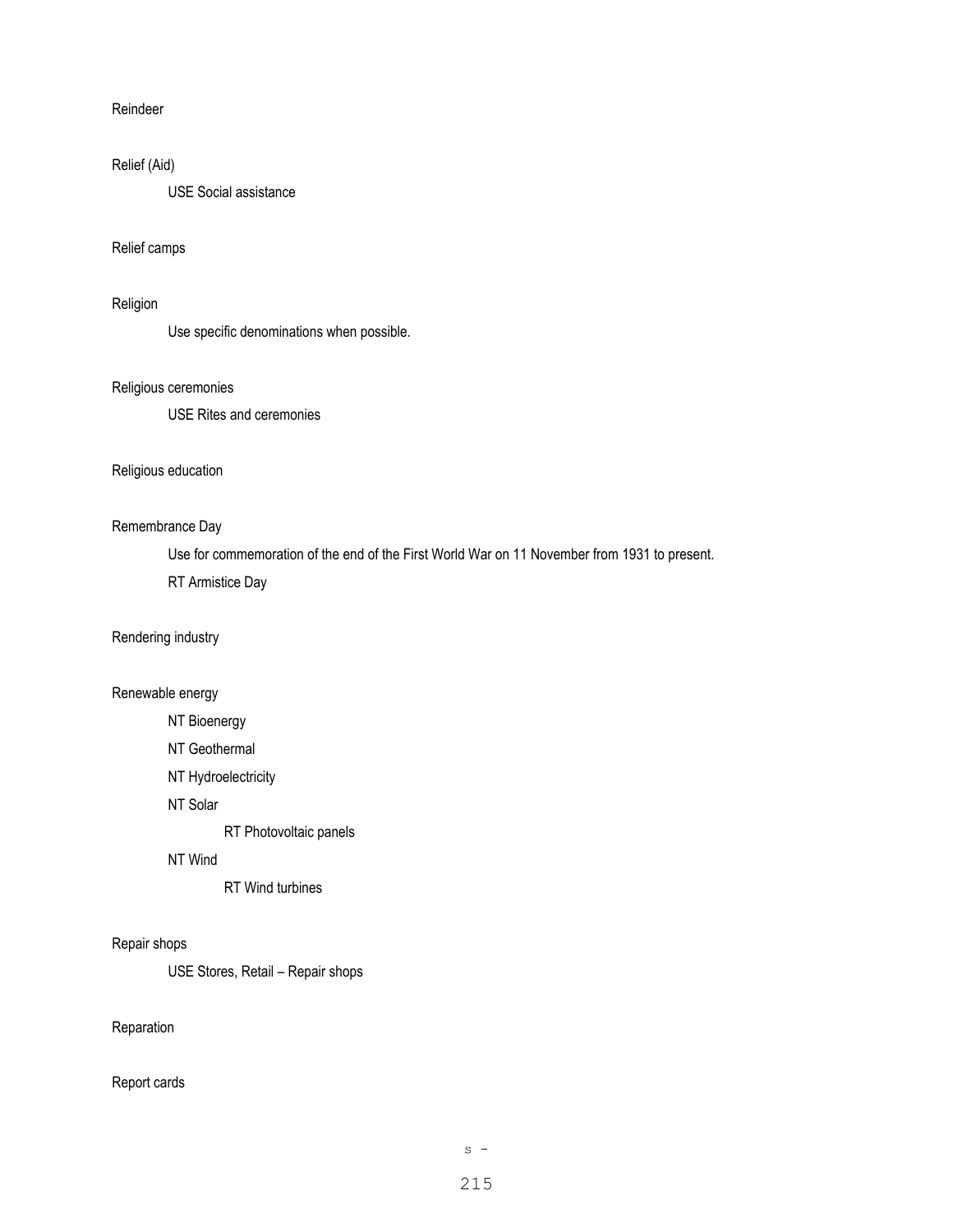Reindeer

Relief (Aid)

  USE Social assistance

Relief camps

Religion

  Use specific denominations when possible.

Religious ceremonies

  USE Rites and ceremonies

Religious education

Remembrance Day

  Use for commemoration of the end of the First World War on 11 November from 1931 to present.

  RT Armistice Day

Rendering industry

Renewable energy

  NT Bioenergy

  NT Geothermal

  NT Hydroelectricity

  NT Solar

    RT Photovoltaic panels

  NT Wind

    RT Wind turbines

Repair shops

  USE Stores, Retail – Repair shops

Reparation

Report cards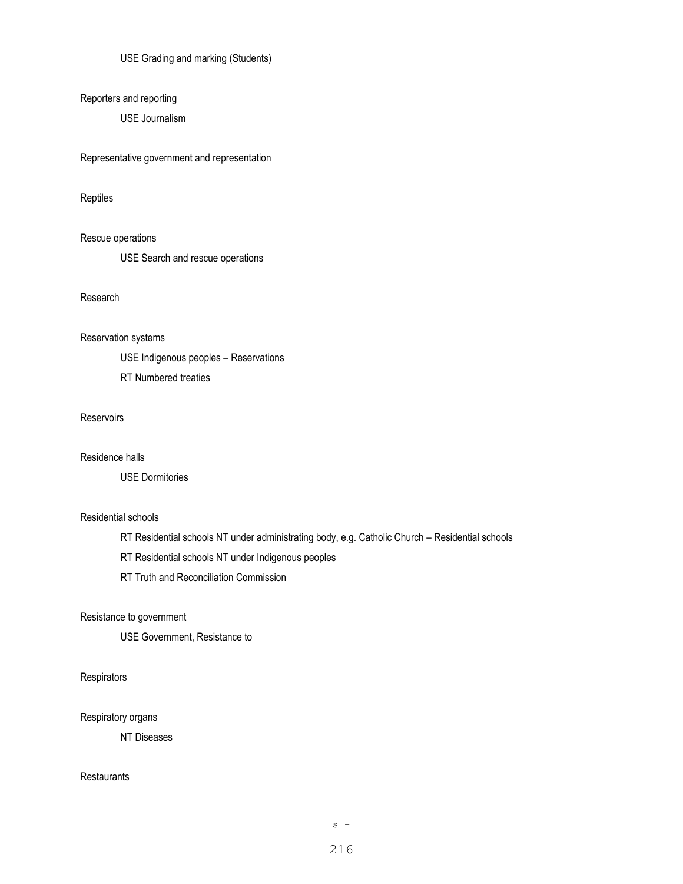USE Grading and marking (Students)

Reporters and reporting

USE Journalism

Representative government and representation

Reptiles

Rescue operations

USE Search and rescue operations

Research

Reservation systems

USE Indigenous peoples – Reservations

RT Numbered treaties

Reservoirs

Residence halls

USE Dormitories

Residential schools

RT Residential schools NT under administrating body, e.g. Catholic Church – Residential schools

RT Residential schools NT under Indigenous peoples

RT Truth and Reconciliation Commission

Resistance to government

USE Government, Resistance to

Respirators

Respiratory organs

NT Diseases

Restaurants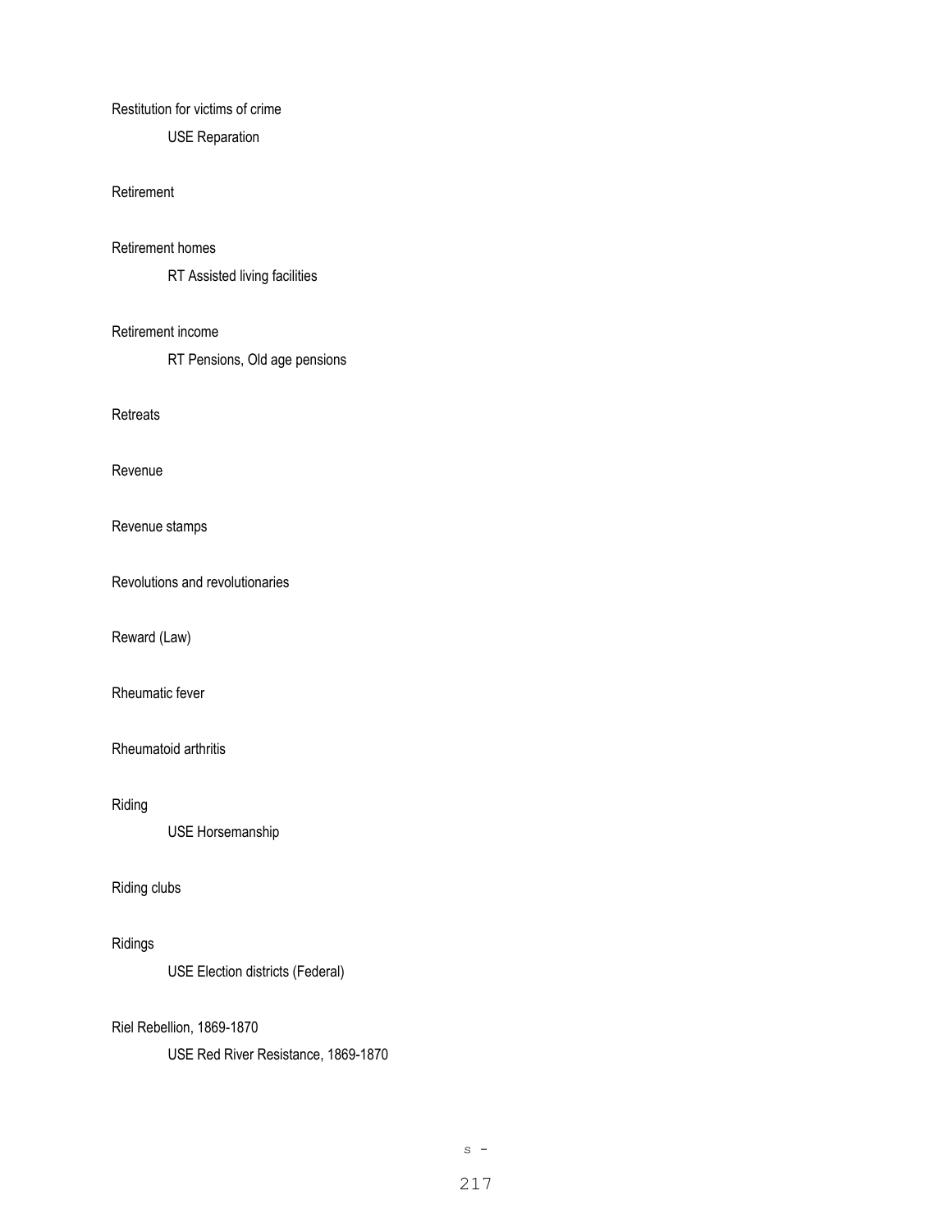Restitution for victims of crime

USE Reparation

Retirement

Retirement homes

RT Assisted living facilities

Retirement income

RT Pensions, Old age pensions

Retreats

Revenue

Revenue stamps

Revolutions and revolutionaries

Reward (Law)

Rheumatic fever

Rheumatoid arthritis

Riding

USE Horsemanship

Riding clubs

Ridings

USE Election districts (Federal)

Riel Rebellion, 1869-1870

USE Red River Resistance, 1869-1870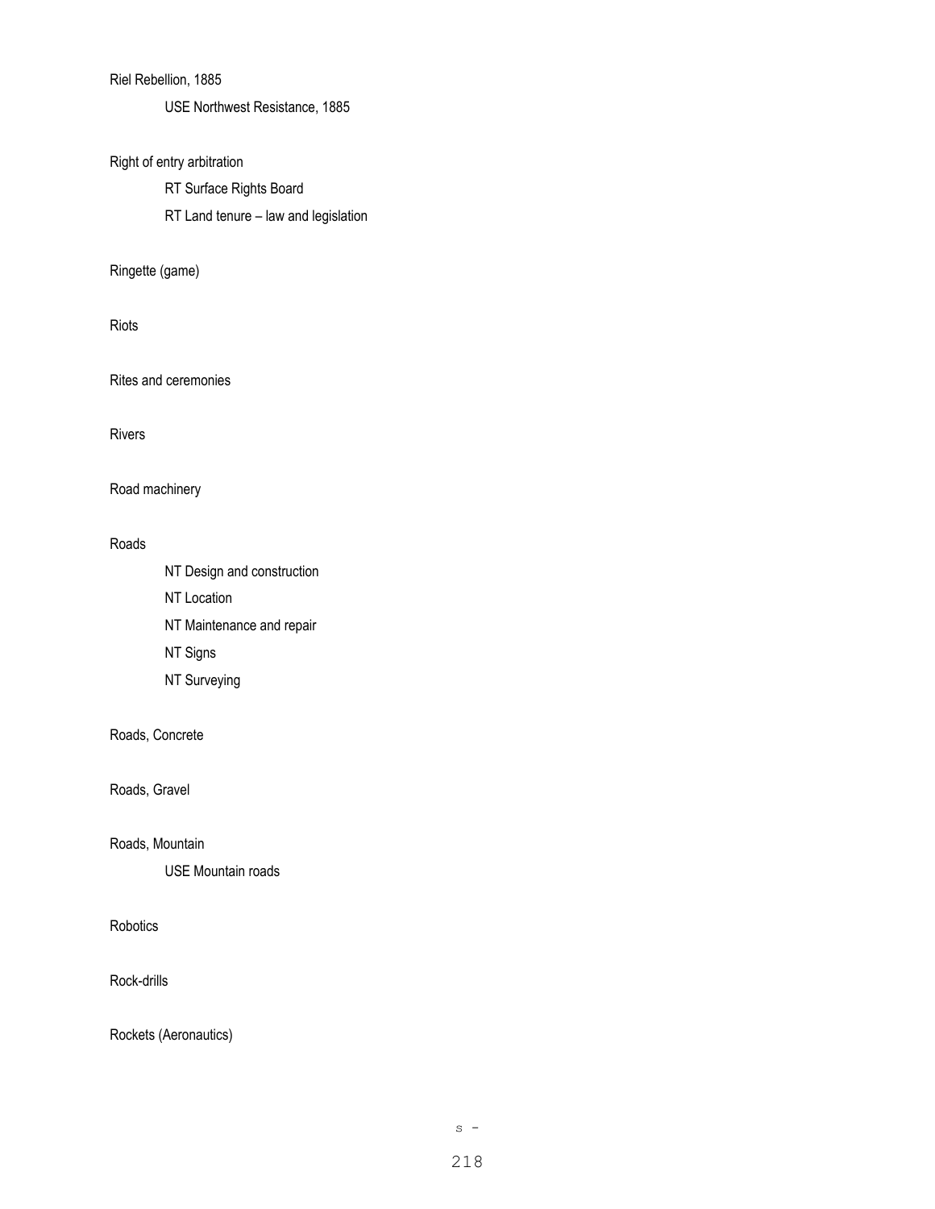Riel Rebellion, 1885

  USE Northwest Resistance, 1885

Right of entry arbitration

  RT Surface Rights Board

  RT Land tenure – law and legislation

Ringette (game)

Riots

Rites and ceremonies

Rivers

Road machinery

Roads

  NT Design and construction

  NT Location

  NT Maintenance and repair

  NT Signs

  NT Surveying

Roads, Concrete

Roads, Gravel

Roads, Mountain

  USE Mountain roads

Robotics

Rock-drills

Rockets (Aeronautics)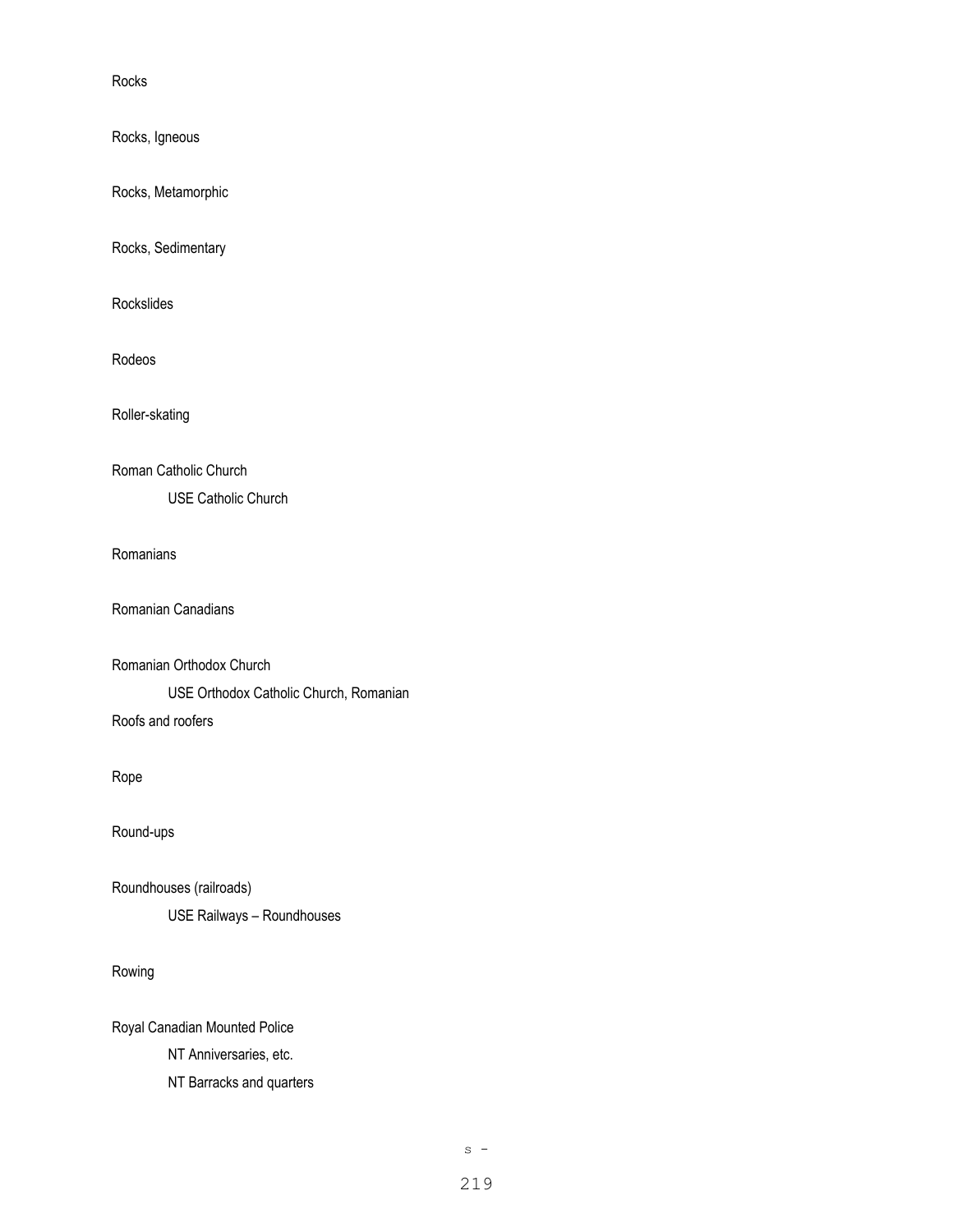Rocks

Rocks, Igneous

Rocks, Metamorphic

Rocks, Sedimentary

Rockslides

Rodeos

Roller-skating

Roman Catholic Church

    USE Catholic Church

Romanians

Romanian Canadians

Romanian Orthodox Church

    USE Orthodox Catholic Church, Romanian

Roofs and roofers

Rope

Round-ups

Roundhouses (railroads)

    USE Railways – Roundhouses

Rowing

Royal Canadian Mounted Police

    NT Anniversaries, etc.

    NT Barracks and quarters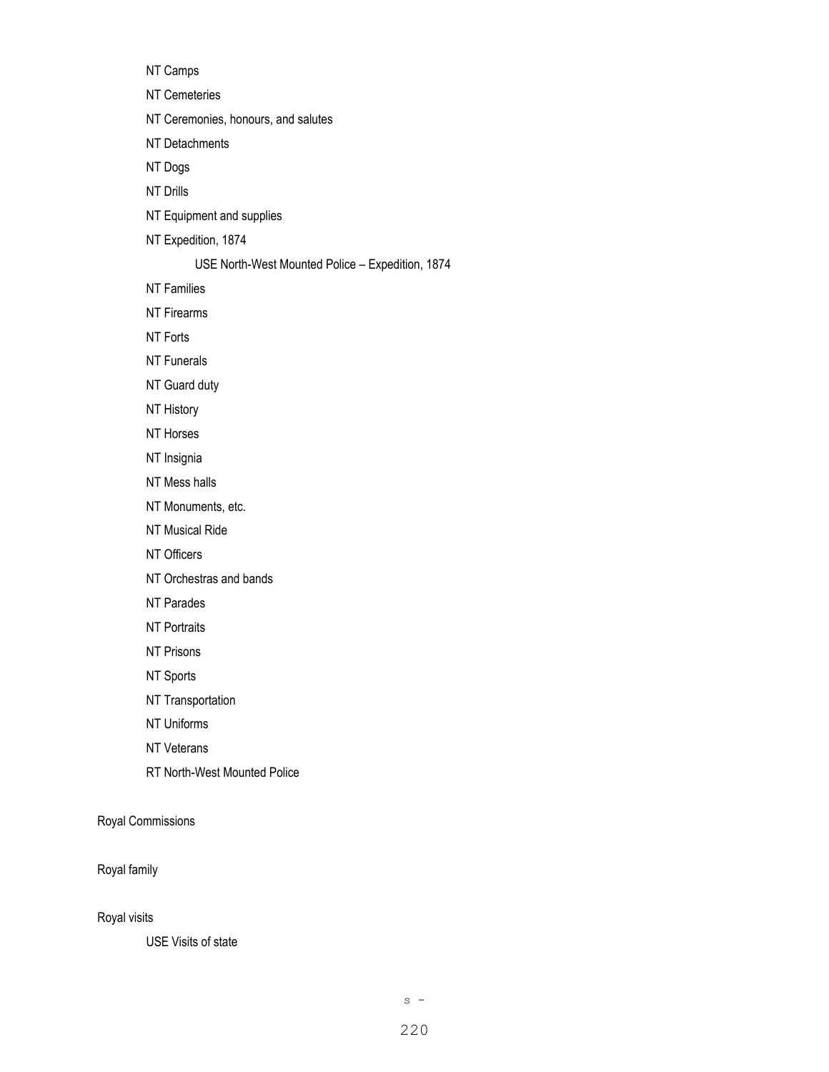NT Camps

NT Cemeteries

NT Ceremonies, honours, and salutes

NT Detachments

NT Dogs

NT Drills

NT Equipment and supplies

NT Expedition, 1874

USE North-West Mounted Police – Expedition, 1874

NT Families

NT Firearms

NT Forts

NT Funerals

NT Guard duty

NT History

NT Horses

NT Insignia

NT Mess halls

NT Monuments, etc.

NT Musical Ride

NT Officers

NT Orchestras and bands

NT Parades

NT Portraits

NT Prisons

NT Sports

NT Transportation

NT Uniforms

NT Veterans

RT North-West Mounted Police

Royal Commissions

Royal family

Royal visits

USE Visits of state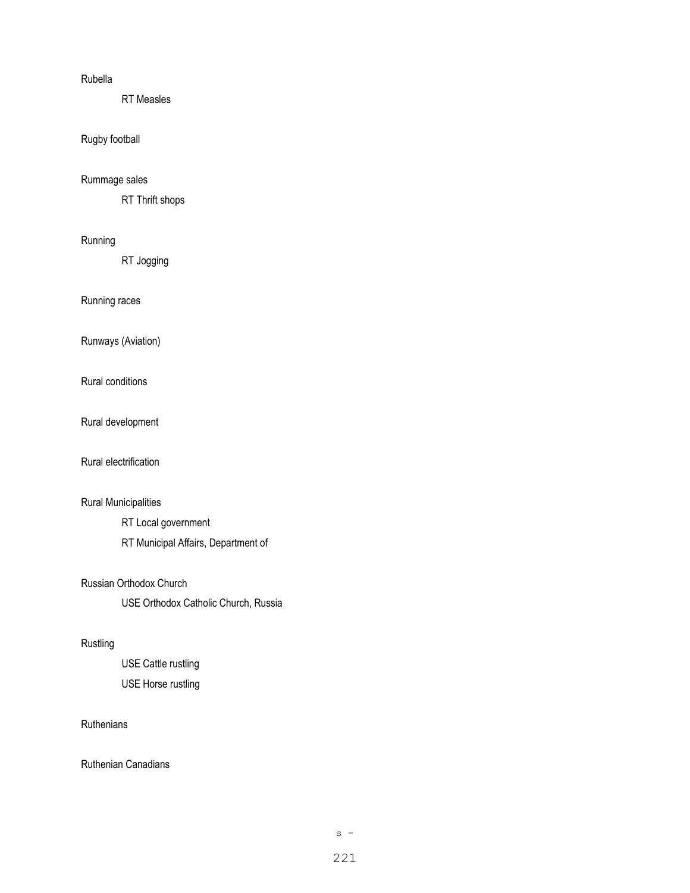Rubella

    RT Measles

Rugby football

Rummage sales

    RT Thrift shops

Running

    RT Jogging

Running races

Runways (Aviation)

Rural conditions

Rural development

Rural electrification

Rural Municipalities

    RT Local government

    RT Municipal Affairs, Department of

Russian Orthodox Church

    USE Orthodox Catholic Church, Russia

Rustling

    USE Cattle rustling

    USE Horse rustling

Ruthenians

Ruthenian Canadians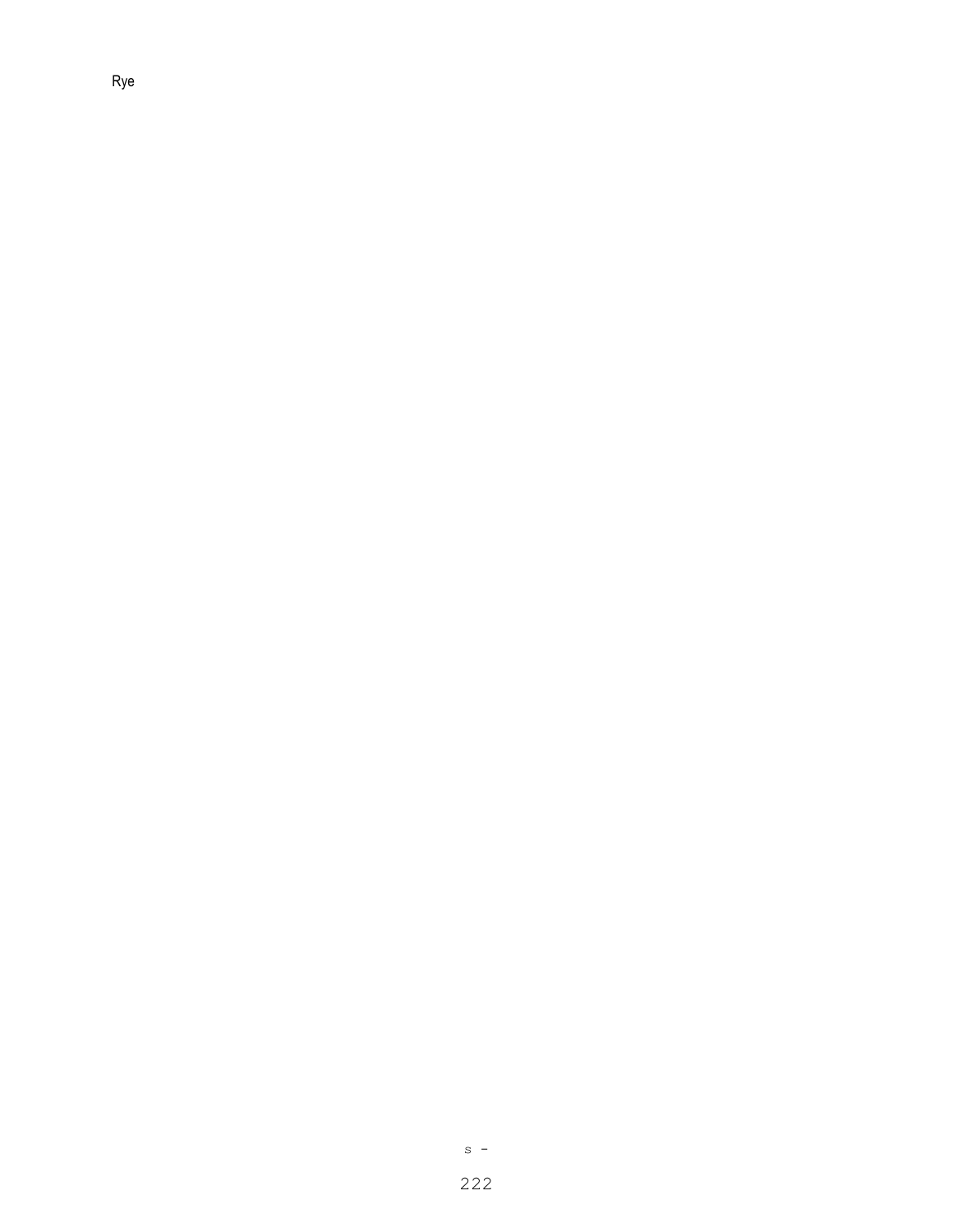Rye

s -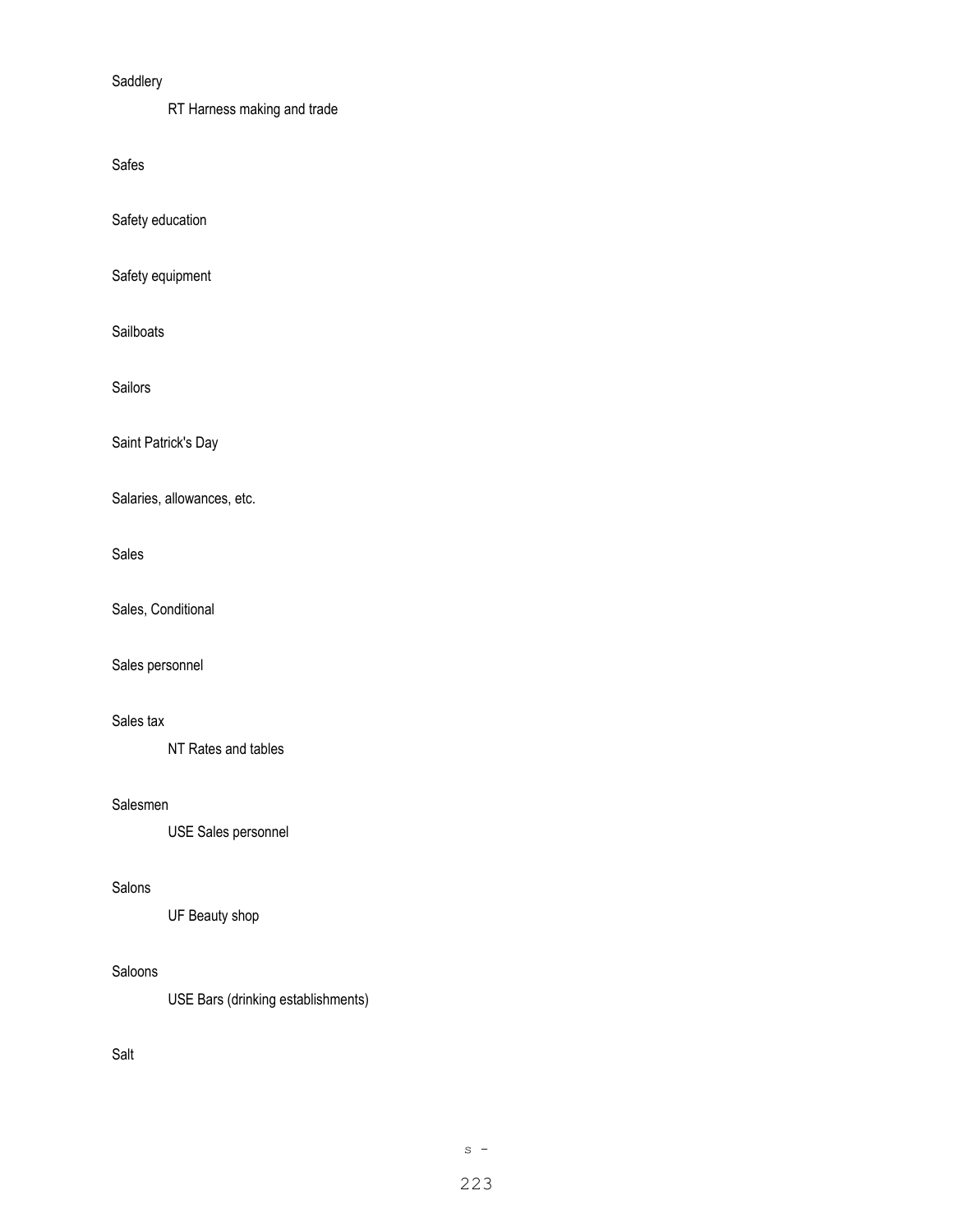Saddlery

RT Harness making and trade

Safes

Safety education

Safety equipment

Sailboats

Sailors

Saint Patrick's Day

Salaries, allowances, etc.

Sales

Sales, Conditional

Sales personnel

Sales tax

NT Rates and tables

Salesmen

USE Sales personnel

Salons

UF Beauty shop

Saloons

USE Bars (drinking establishments)

Salt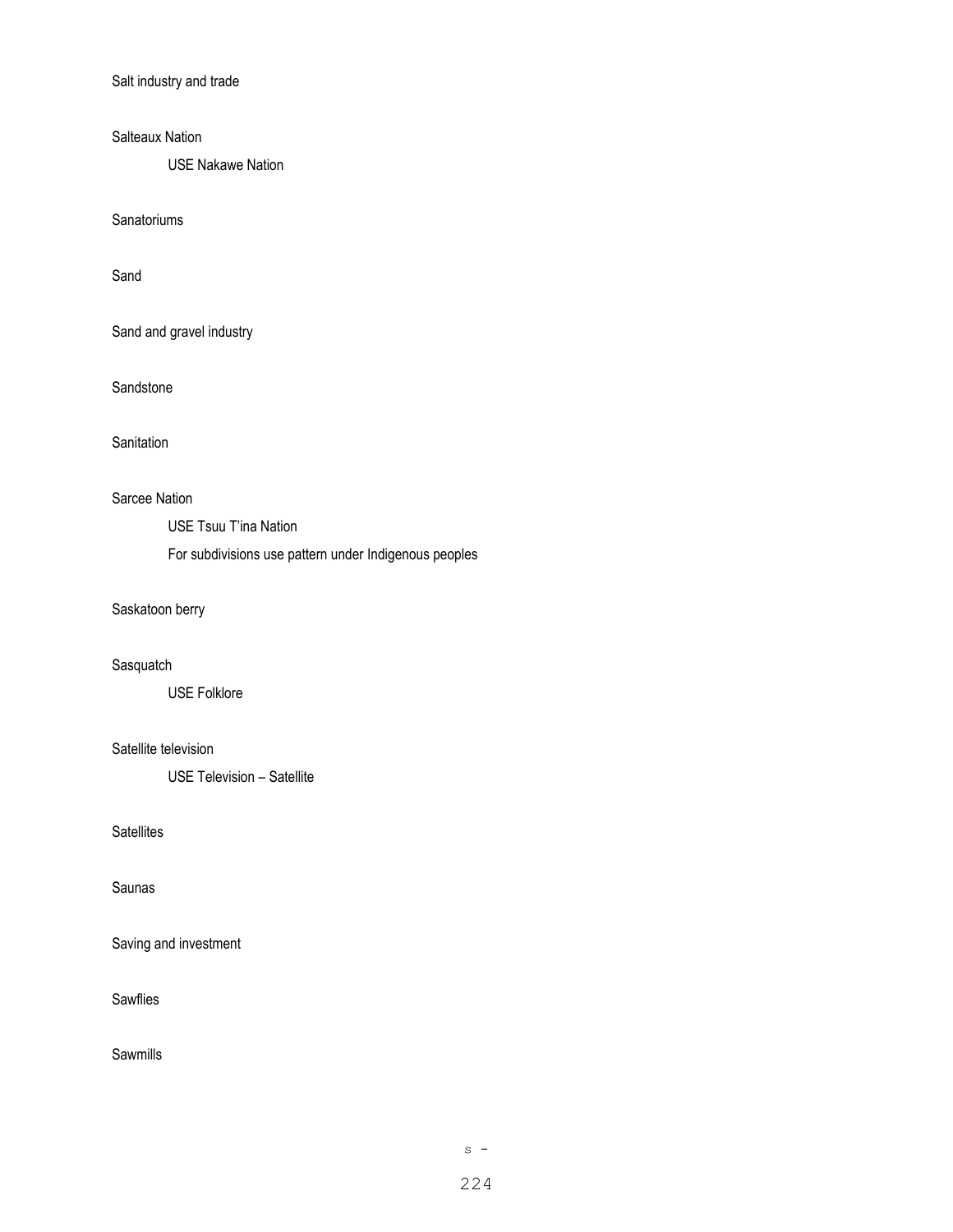Salt industry and trade

Salteaux Nation

    USE Nakawe Nation

Sanatoriums

Sand

Sand and gravel industry

Sandstone

Sanitation

Sarcee Nation

    USE Tsuu T'ina Nation

    For subdivisions use pattern under Indigenous peoples

Saskatoon berry

Sasquatch

    USE Folklore

Satellite television

    USE Television – Satellite

Satellites

Saunas

Saving and investment

Sawflies

Sawmills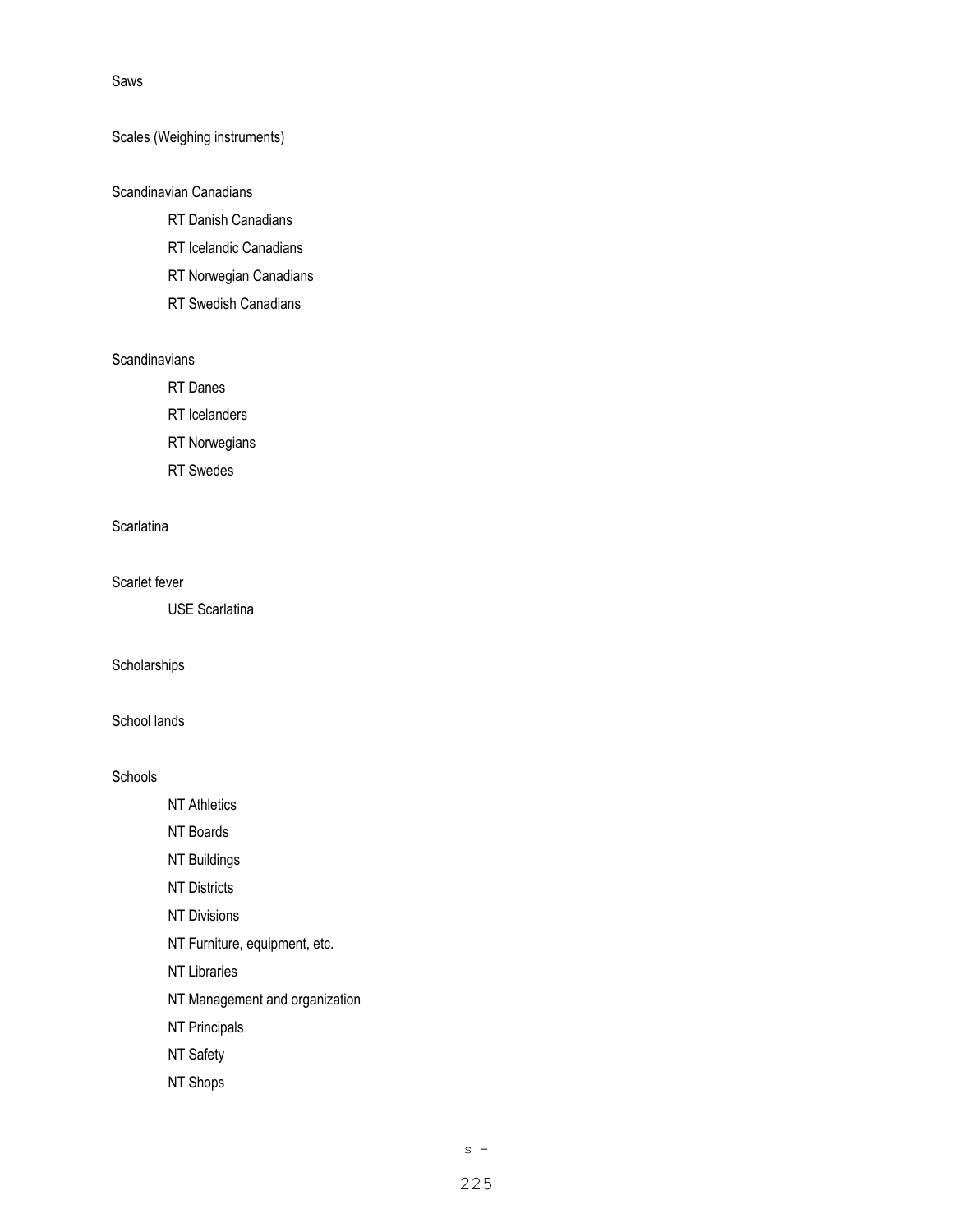Saws

Scales (Weighing instruments)

Scandinavian Canadians

    RT Danish Canadians
    RT Icelandic Canadians
    RT Norwegian Canadians
    RT Swedish Canadians

Scandinavians

    RT Danes
    RT Icelanders
    RT Norwegians
    RT Swedes

Scarlatina

Scarlet fever

    USE Scarlatina

Scholarships

School lands

Schools

    NT Athletics
    NT Boards
    NT Buildings
    NT Districts
    NT Divisions
    NT Furniture, equipment, etc.
    NT Libraries
    NT Management and organization
    NT Principals
    NT Safety
    NT Shops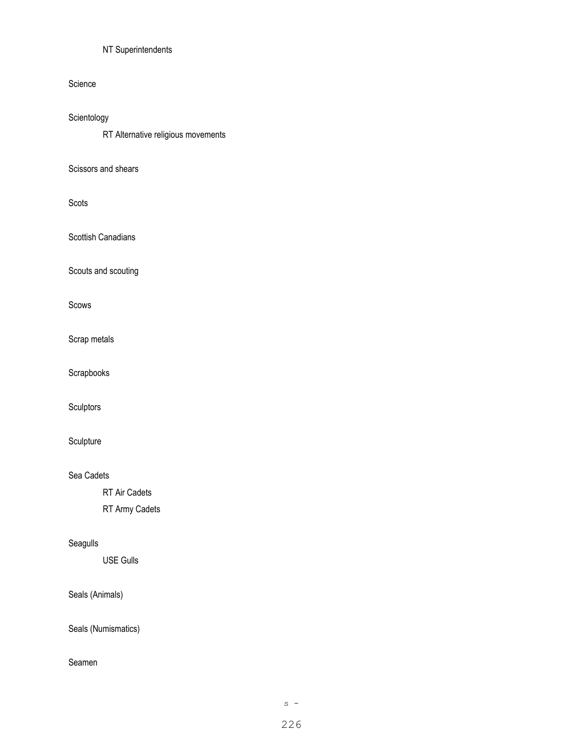NT Superintendents

Science

Scientology

RT Alternative religious movements

Scissors and shears

Scots

Scottish Canadians

Scouts and scouting

Scows

Scrap metals

Scrapbooks

Sculptors

Sculpture

Sea Cadets

RT Air Cadets

RT Army Cadets

Seagulls

USE Gulls

Seals (Animals)

Seals (Numismatics)

Seamen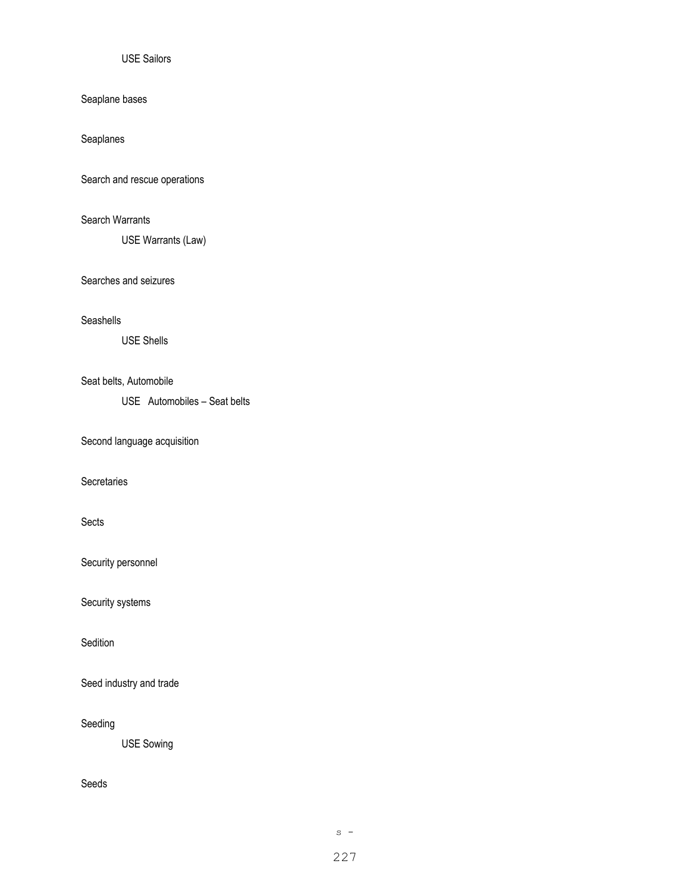USE Sailors

Seaplane bases

Seaplanes

Search and rescue operations

Search Warrants

USE Warrants (Law)

Searches and seizures

Seashells

USE Shells

Seat belts, Automobile

USE Automobiles – Seat belts

Second language acquisition

Secretaries

Sects

Security personnel

Security systems

Sedition

Seed industry and trade

Seeding

USE Sowing

Seeds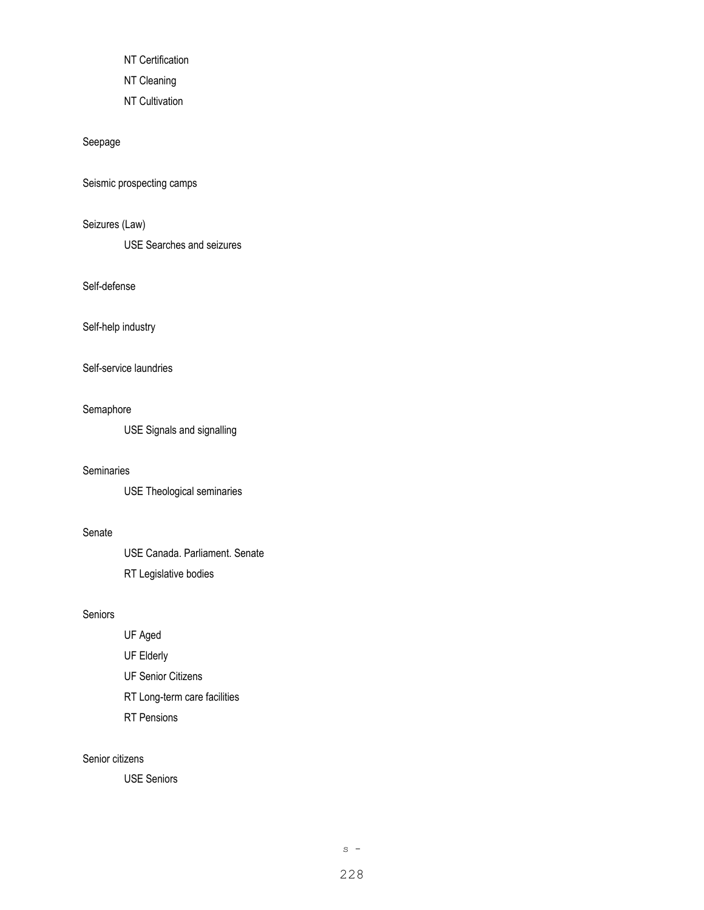NT Certification

NT Cleaning

NT Cultivation

Seepage

Seismic prospecting camps

Seizures (Law)

USE Searches and seizures

Self-defense

Self-help industry

Self-service laundries

Semaphore

USE Signals and signalling

Seminaries

USE Theological seminaries

Senate

USE Canada. Parliament. Senate

RT Legislative bodies

Seniors

UF Aged

UF Elderly

UF Senior Citizens

RT Long-term care facilities

RT Pensions

Senior citizens

USE Seniors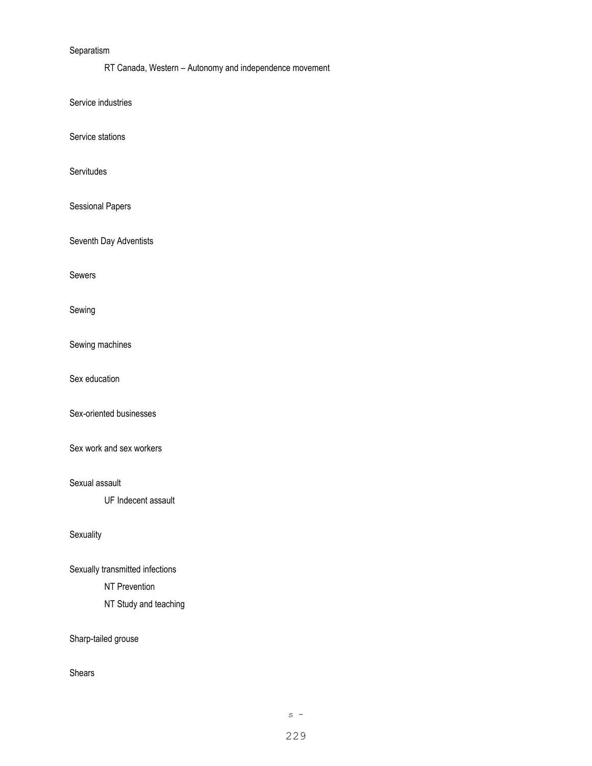Separatism

    RT Canada, Western – Autonomy and independence movement

Service industries

Service stations

Servitudes

Sessional Papers

Seventh Day Adventists

Sewers

Sewing

Sewing machines

Sex education

Sex-oriented businesses

Sex work and sex workers

Sexual assault

    UF Indecent assault

Sexuality

Sexually transmitted infections

    NT Prevention

    NT Study and teaching

Sharp-tailed grouse

Shears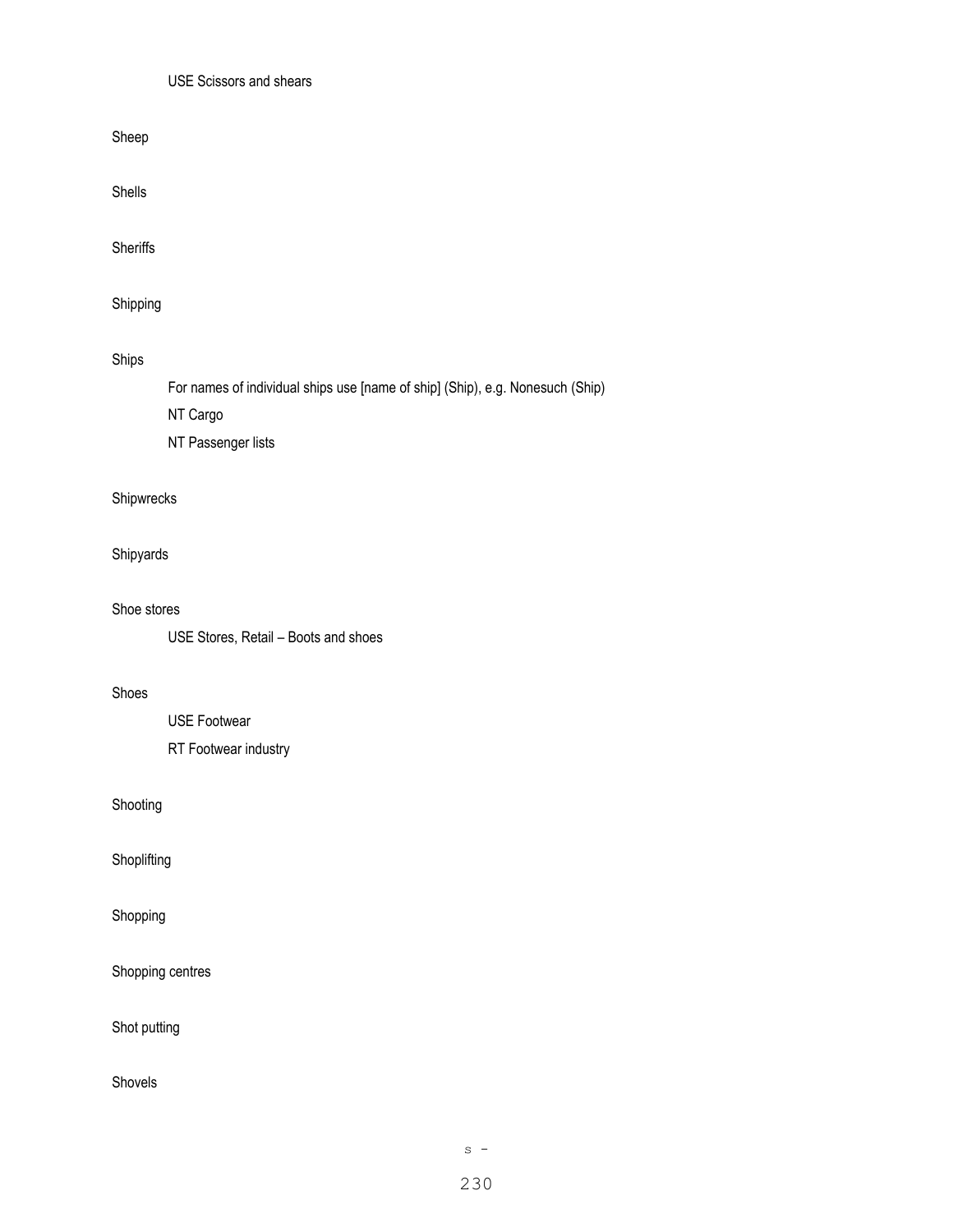USE Scissors and shears

Sheep

Shells

Sheriffs

Shipping

Ships

For names of individual ships use [name of ship] (Ship), e.g. Nonesuch (Ship)

NT Cargo

NT Passenger lists

Shipwrecks

Shipyards

Shoe stores

USE Stores, Retail – Boots and shoes

Shoes

USE Footwear

RT Footwear industry

Shooting

Shoplifting

Shopping

Shopping centres

Shot putting

Shovels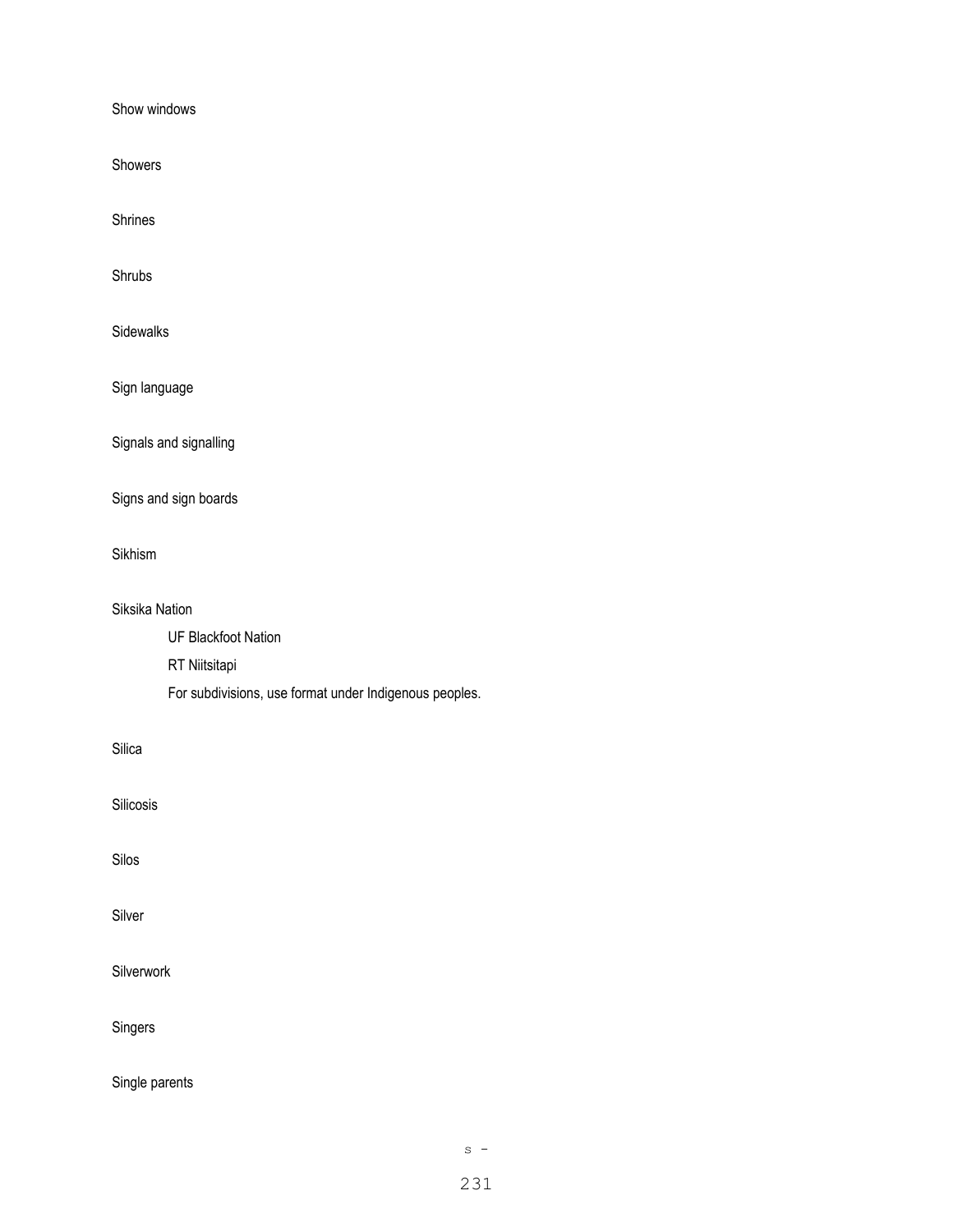Show windows

Showers

Shrines

Shrubs

Sidewalks

Sign language

Signals and signalling

Signs and sign boards

Sikhism

Siksika Nation

UF Blackfoot Nation

RT Niitsitapi

For subdivisions, use format under Indigenous peoples.

Silica

Silicosis

Silos

Silver

Silverwork

Singers

Single parents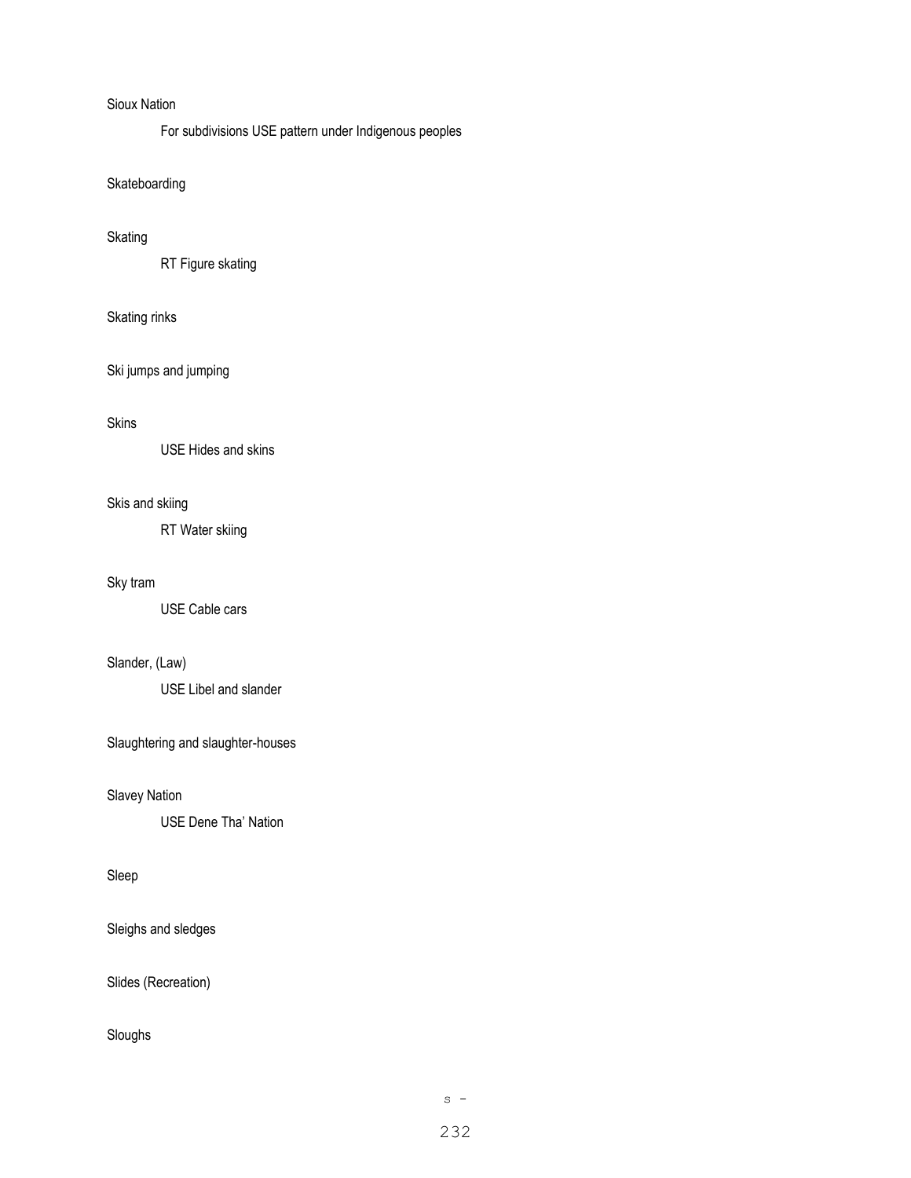Sioux Nation

For subdivisions USE pattern under Indigenous peoples

Skateboarding

Skating

RT Figure skating

Skating rinks

Ski jumps and jumping

Skins

USE Hides and skins

Skis and skiing

RT Water skiing

Sky tram

USE Cable cars

Slander, (Law)

USE Libel and slander

Slaughtering and slaughter-houses

Slavey Nation

USE Dene Tha' Nation

Sleep

Sleighs and sledges

Slides (Recreation)

Sloughs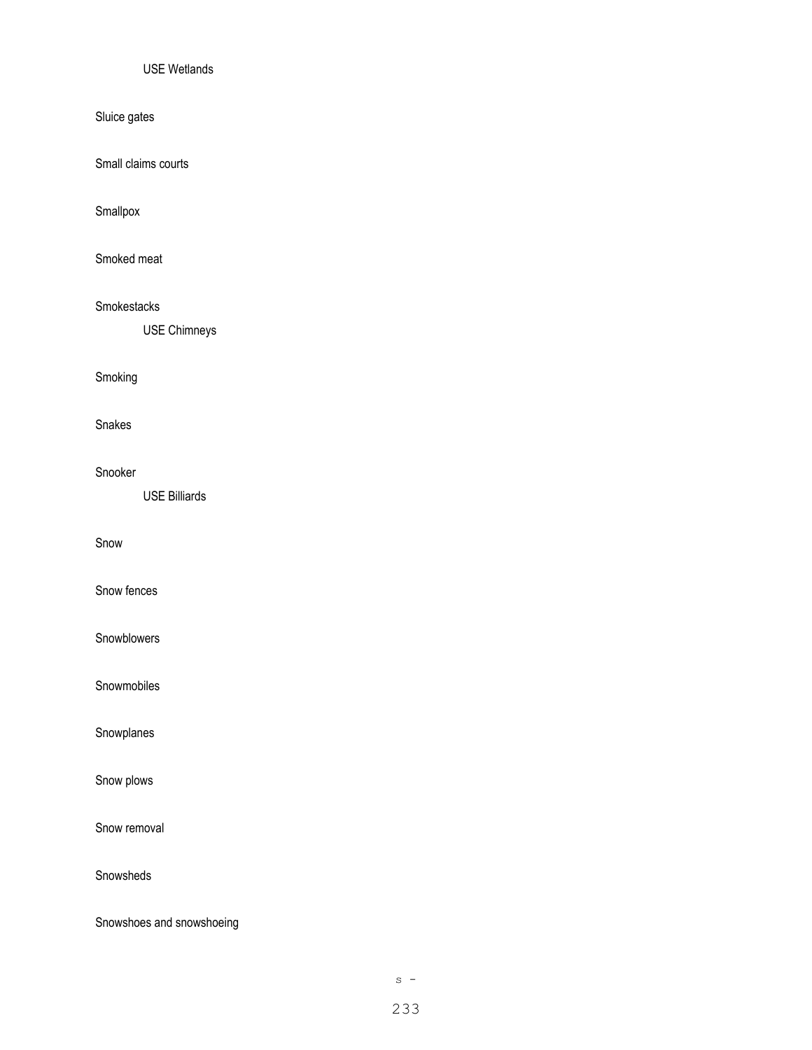USE Wetlands

Sluice gates

Small claims courts

Smallpox

Smoked meat

Smokestacks
    USE Chimneys

Smoking

Snakes

Snooker
    USE Billiards

Snow

Snow fences

Snowblowers

Snowmobiles

Snowplanes

Snow plows

Snow removal

Snowsheds

Snowshoes and snowshoeing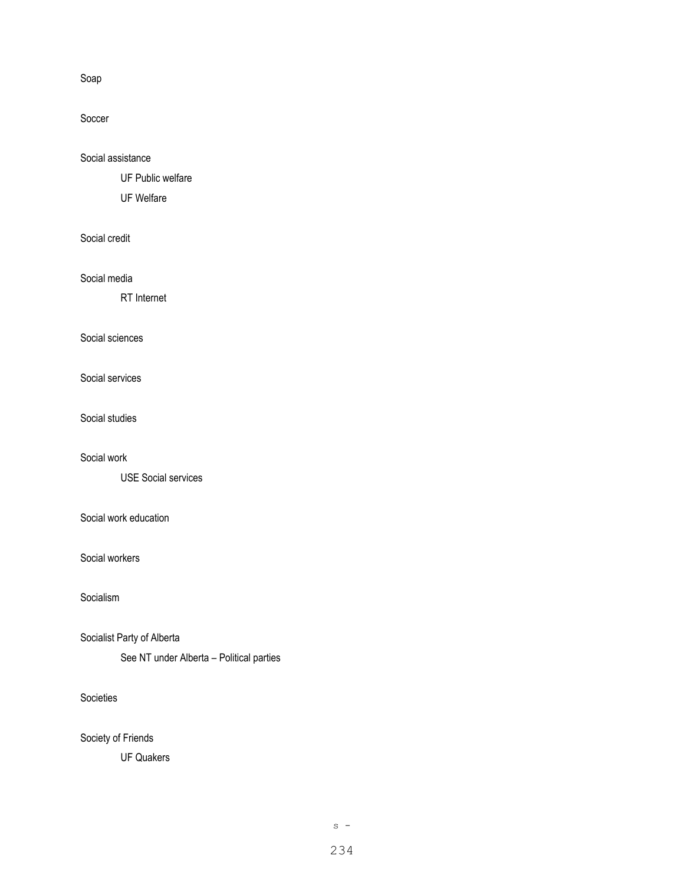Soap

Soccer

Social assistance

UF Public welfare

UF Welfare

Social credit

Social media

RT Internet

Social sciences

Social services

Social studies

Social work

USE Social services

Social work education

Social workers

Socialism

Socialist Party of Alberta

See NT under Alberta – Political parties

Societies

Society of Friends

UF Quakers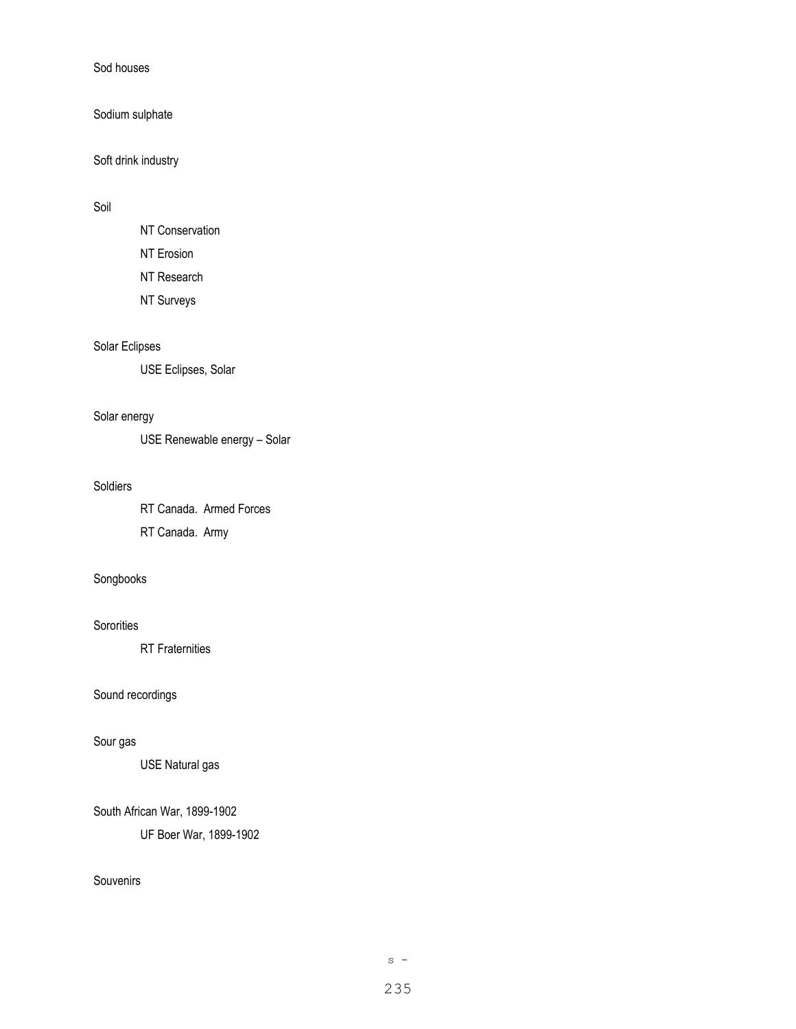Sod houses

Sodium sulphate

Soft drink industry

Soil

    NT Conservation

    NT Erosion

    NT Research

    NT Surveys

Solar Eclipses

    USE Eclipses, Solar

Solar energy

    USE Renewable energy – Solar

Soldiers

    RT Canada.  Armed Forces

    RT Canada.  Army

Songbooks

Sororities

    RT Fraternities

Sound recordings

Sour gas

    USE Natural gas

South African War, 1899-1902

    UF Boer War, 1899-1902

Souvenirs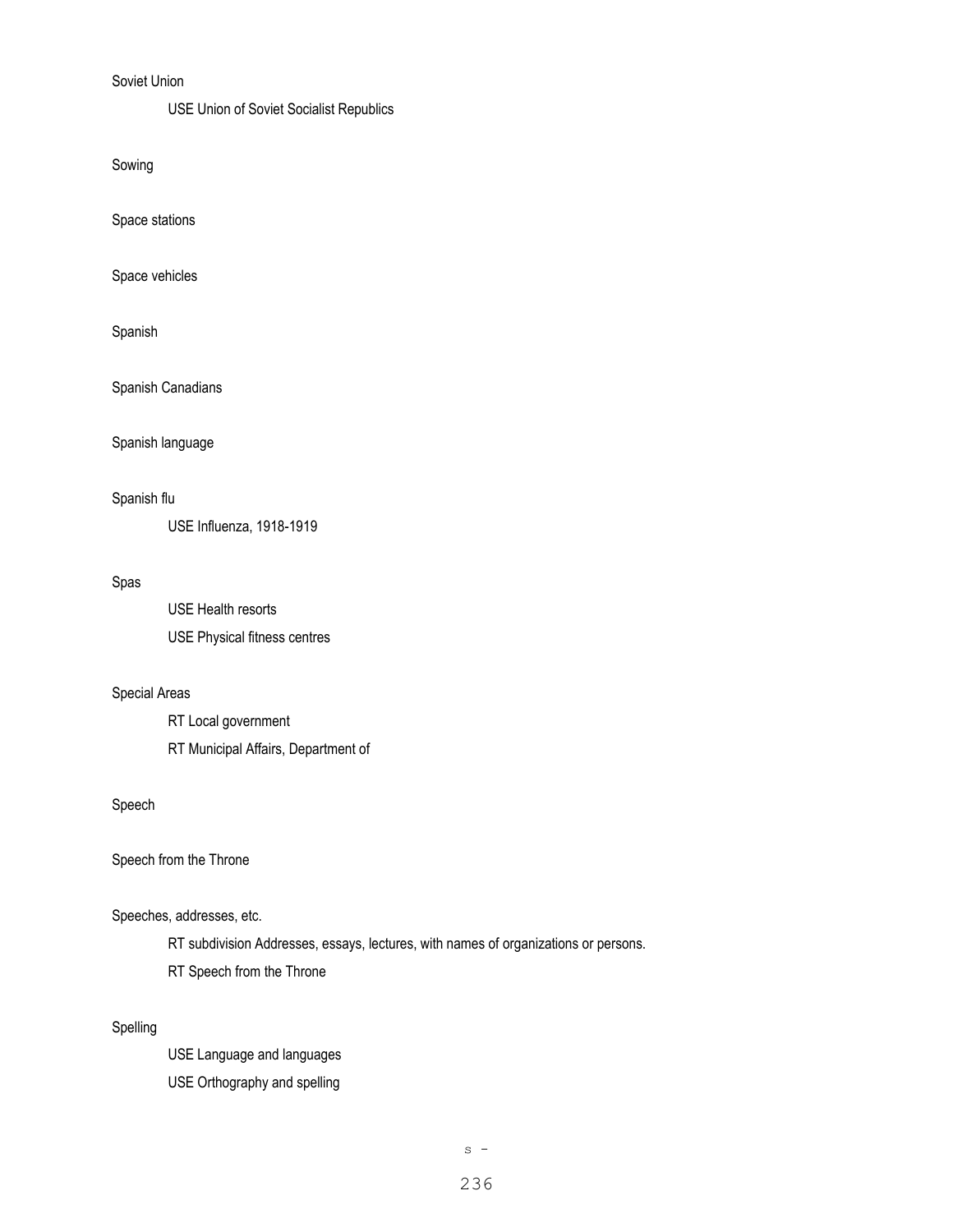Soviet Union

USE Union of Soviet Socialist Republics

Sowing

Space stations

Space vehicles

Spanish

Spanish Canadians

Spanish language

Spanish flu

USE Influenza, 1918-1919

Spas

USE Health resorts

USE Physical fitness centres

Special Areas

RT Local government

RT Municipal Affairs, Department of

Speech

Speech from the Throne

Speeches, addresses, etc.

RT subdivision Addresses, essays, lectures, with names of organizations or persons.

RT Speech from the Throne

Spelling

USE Language and languages

USE Orthography and spelling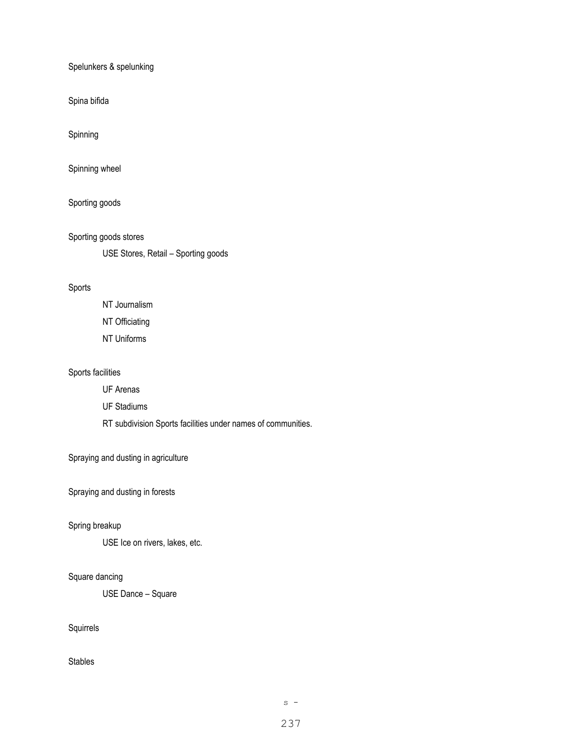Spelunkers & spelunking

Spina bifida

Spinning

Spinning wheel

Sporting goods

Sporting goods stores

    USE Stores, Retail – Sporting goods

Sports

    NT Journalism

    NT Officiating

    NT Uniforms

Sports facilities

    UF Arenas

    UF Stadiums

    RT subdivision Sports facilities under names of communities.

Spraying and dusting in agriculture

Spraying and dusting in forests

Spring breakup

    USE Ice on rivers, lakes, etc.

Square dancing

    USE Dance – Square

Squirrels

Stables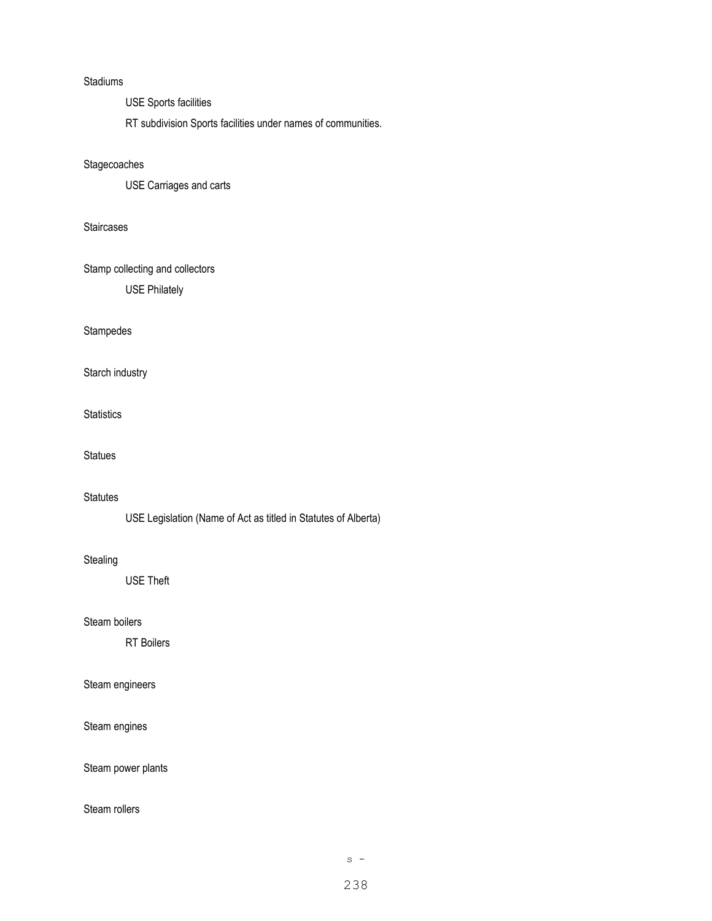Stadiums

USE Sports facilities

RT subdivision Sports facilities under names of communities.

Stagecoaches

USE Carriages and carts

Staircases

Stamp collecting and collectors

USE Philately

Stampedes

Starch industry

Statistics

Statues

Statutes

USE Legislation (Name of Act as titled in Statutes of Alberta)

Stealing

USE Theft

Steam boilers

RT Boilers

Steam engineers

Steam engines

Steam power plants

Steam rollers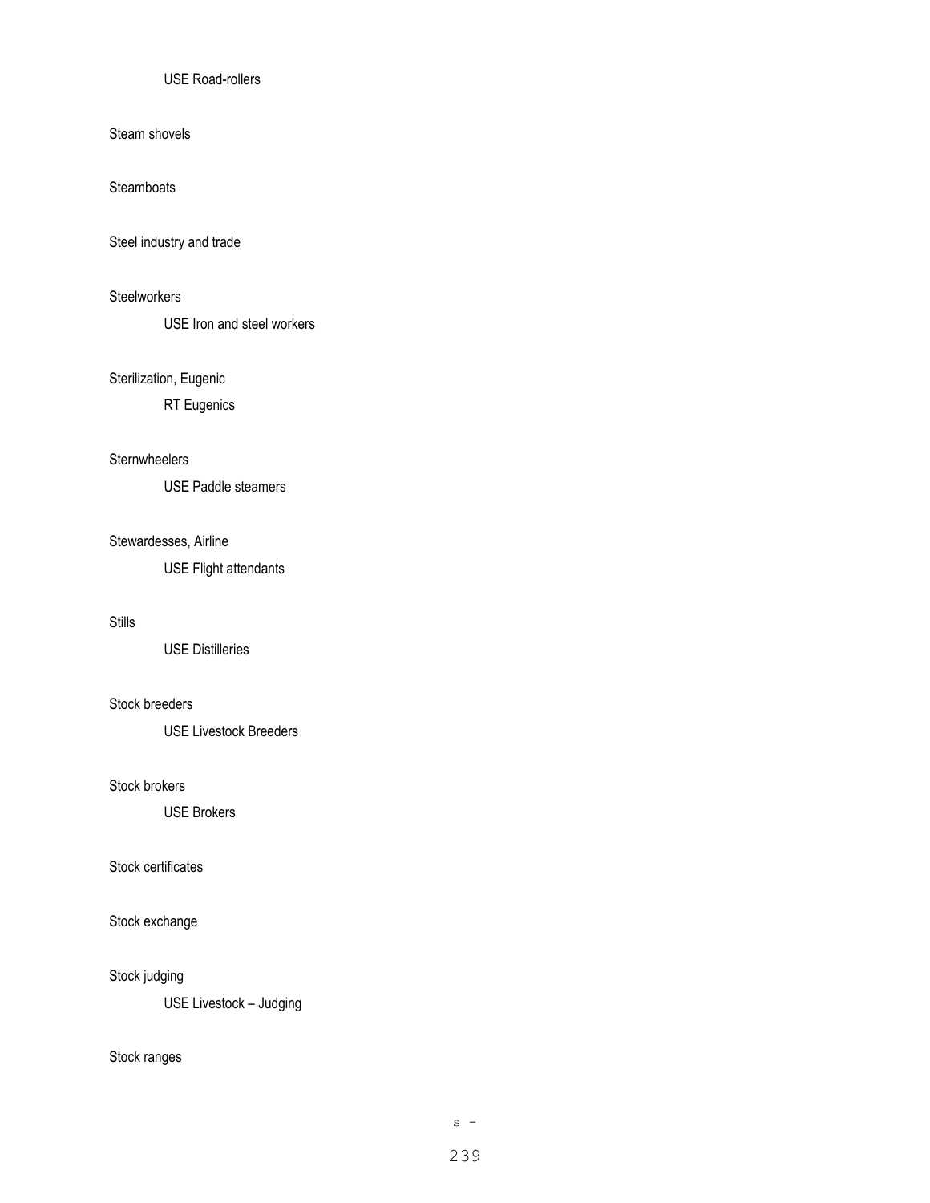USE Road-rollers

Steam shovels

Steamboats

Steel industry and trade

Steelworkers

USE Iron and steel workers

Sterilization, Eugenic

RT Eugenics

Sternwheelers

USE Paddle steamers

Stewardesses, Airline

USE Flight attendants

Stills

USE Distilleries

Stock breeders

USE Livestock Breeders

Stock brokers

USE Brokers

Stock certificates

Stock exchange

Stock judging

USE Livestock – Judging

Stock ranges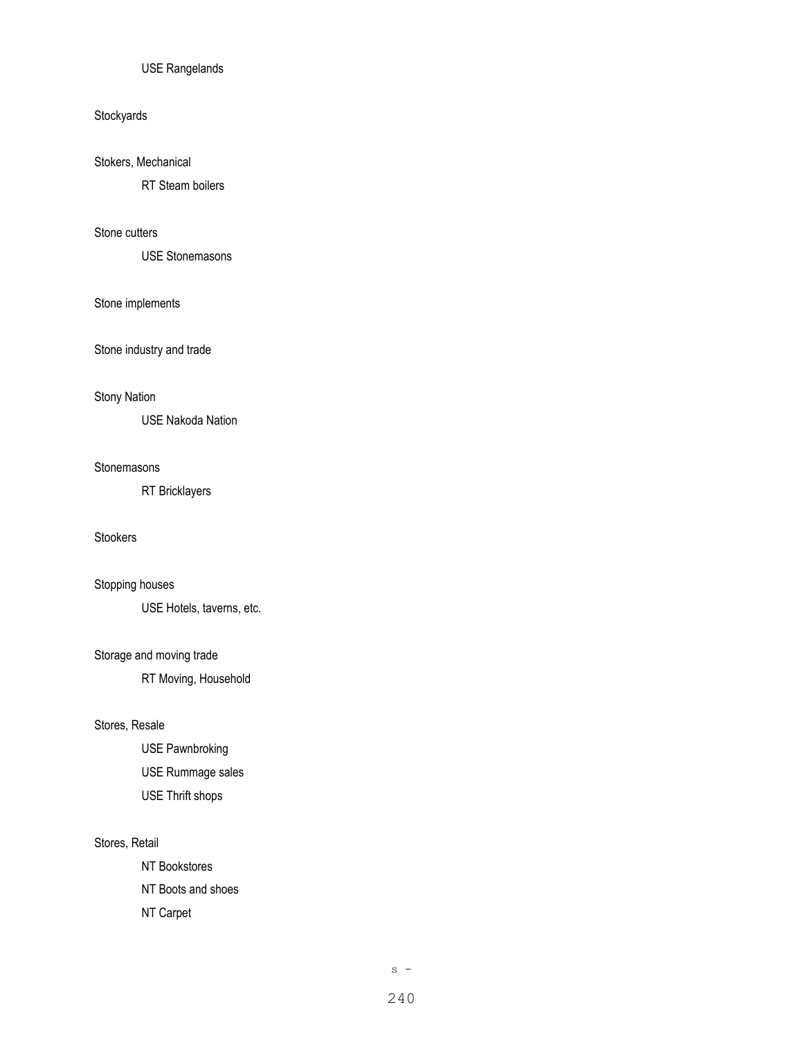USE Rangelands

Stockyards

Stokers, Mechanical

RT Steam boilers

Stone cutters

USE Stonemasons

Stone implements

Stone industry and trade

Stony Nation

USE Nakoda Nation

Stonemasons

RT Bricklayers

Stookers

Stopping houses

USE Hotels, taverns, etc.

Storage and moving trade

RT Moving, Household

Stores, Resale

USE Pawnbroking

USE Rummage sales

USE Thrift shops

Stores, Retail

NT Bookstores

NT Boots and shoes

NT Carpet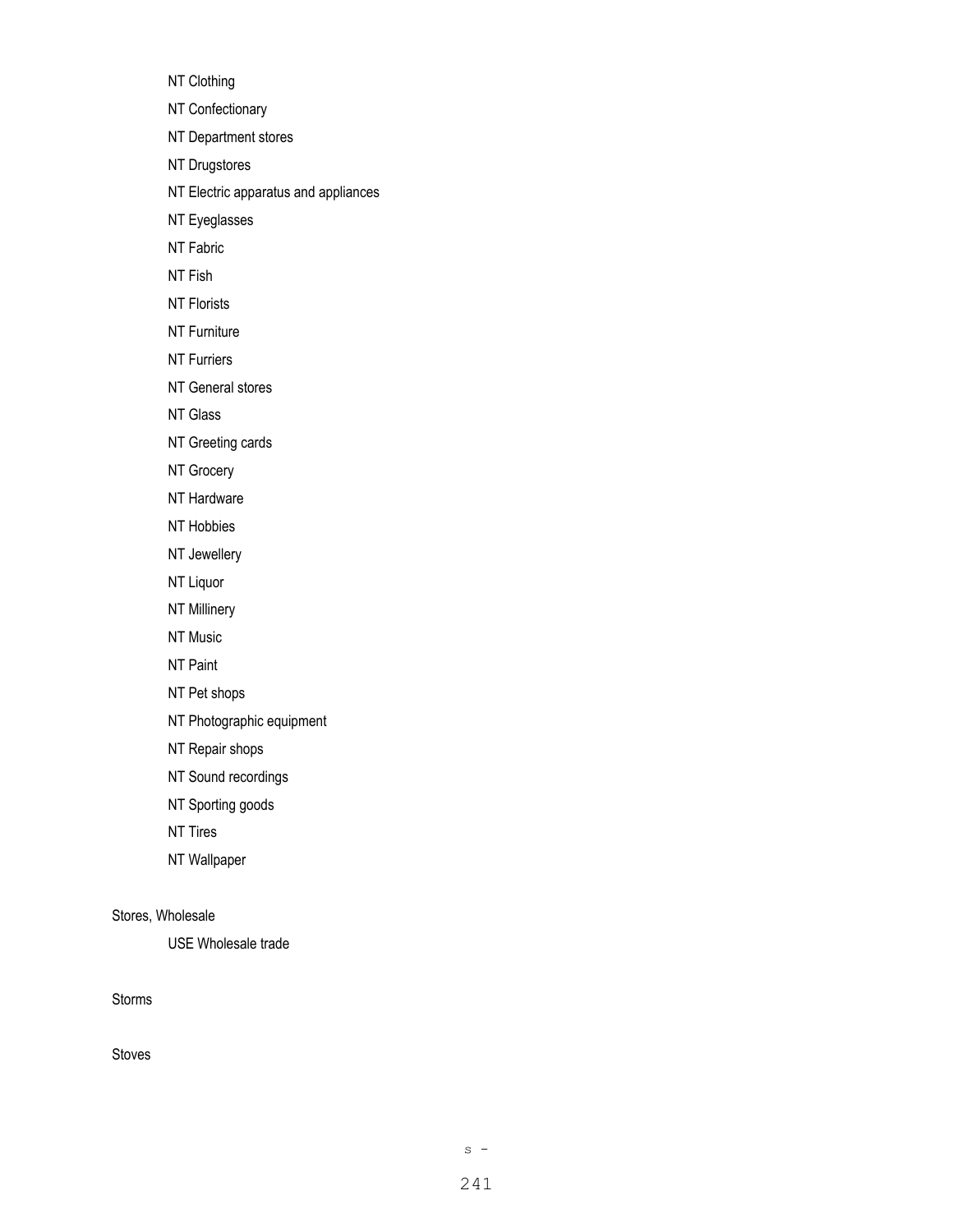NT Clothing

NT Confectionary

NT Department stores

NT Drugstores

NT Electric apparatus and appliances

NT Eyeglasses

NT Fabric

NT Fish

NT Florists

NT Furniture

NT Furriers

NT General stores

NT Glass

NT Greeting cards

NT Grocery

NT Hardware

NT Hobbies

NT Jewellery

NT Liquor

NT Millinery

NT Music

NT Paint

NT Pet shops

NT Photographic equipment

NT Repair shops

NT Sound recordings

NT Sporting goods

NT Tires

NT Wallpaper

Stores, Wholesale

USE Wholesale trade

Storms

Stoves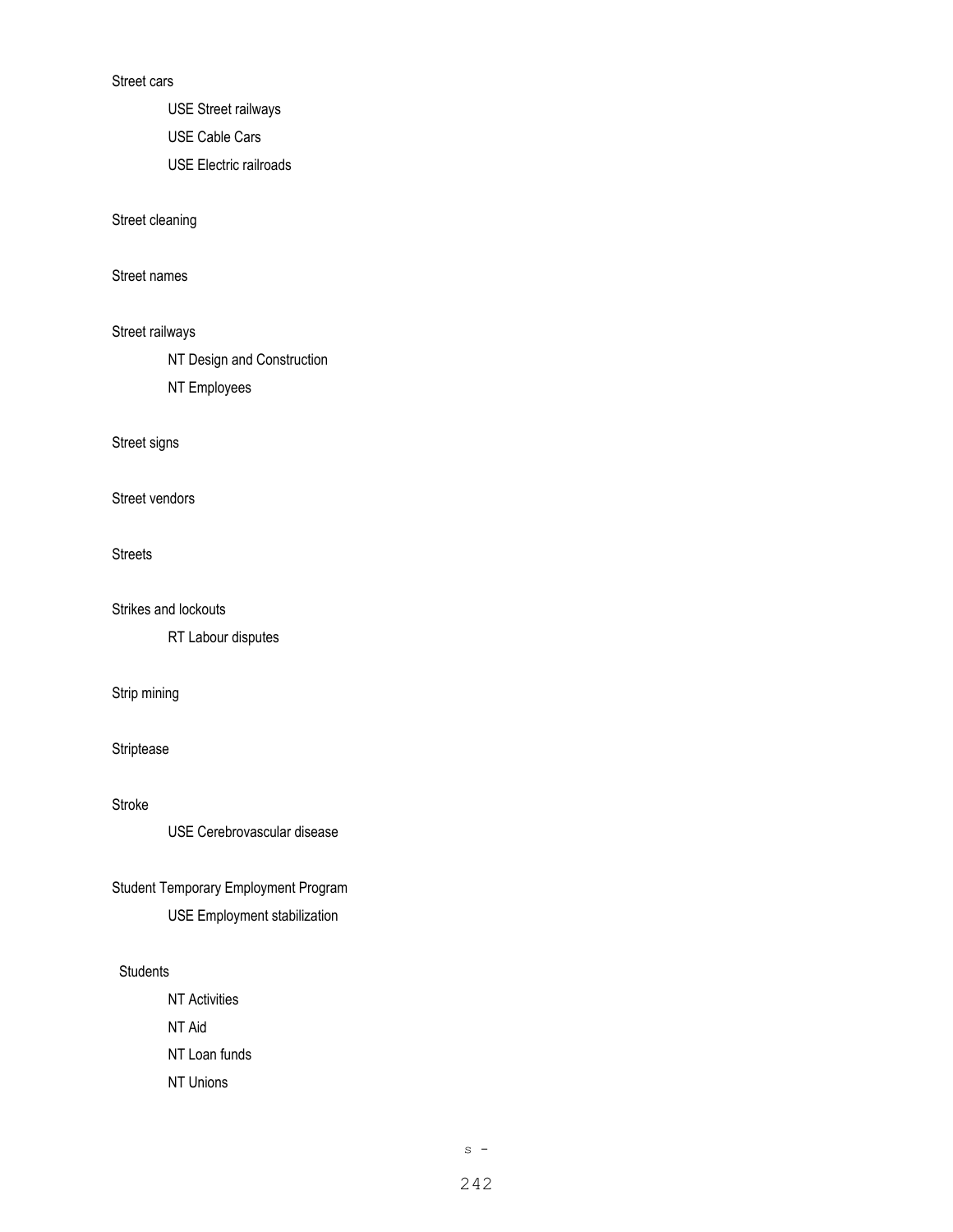Street cars

    USE Street railways

    USE Cable Cars

    USE Electric railroads

Street cleaning

Street names

Street railways

    NT Design and Construction

    NT Employees

Street signs

Street vendors

Streets

Strikes and lockouts

    RT Labour disputes

Strip mining

Striptease

Stroke

    USE Cerebrovascular disease

Student Temporary Employment Program

    USE Employment stabilization

Students

    NT Activities

    NT Aid

    NT Loan funds

    NT Unions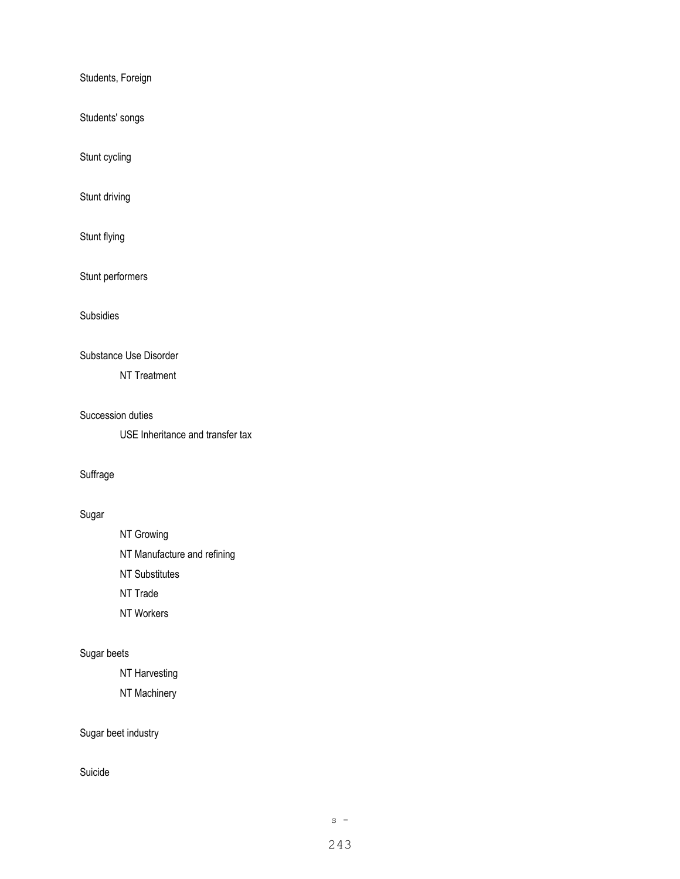Students, Foreign

Students' songs

Stunt cycling

Stunt driving

Stunt flying

Stunt performers

Subsidies

Substance Use Disorder

    NT Treatment

Succession duties

    USE Inheritance and transfer tax

Suffrage

Sugar

    NT Growing
    NT Manufacture and refining
    NT Substitutes
    NT Trade
    NT Workers

Sugar beets

    NT Harvesting
    NT Machinery

Sugar beet industry

Suicide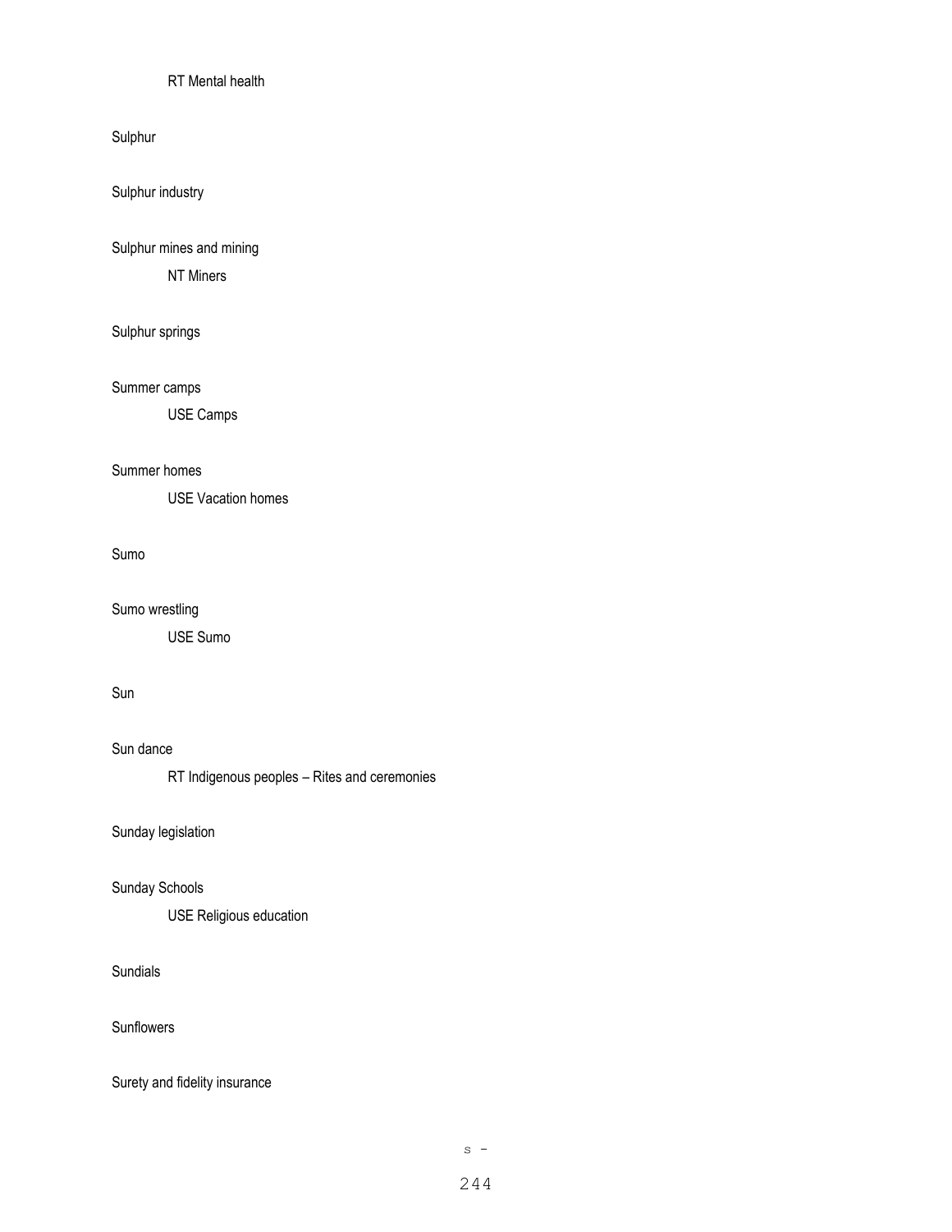RT Mental health

Sulphur

Sulphur industry

Sulphur mines and mining

NT Miners

Sulphur springs

Summer camps

USE Camps

Summer homes

USE Vacation homes

Sumo

Sumo wrestling

USE Sumo

Sun

Sun dance

RT Indigenous peoples – Rites and ceremonies

Sunday legislation

Sunday Schools

USE Religious education

Sundials

Sunflowers

Surety and fidelity insurance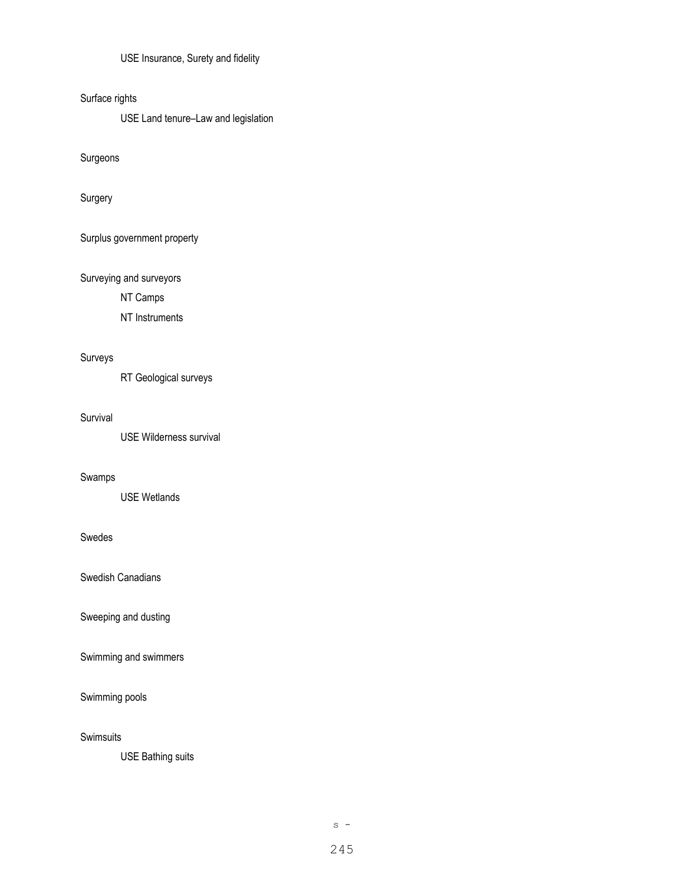USE Insurance, Surety and fidelity

Surface rights

USE Land tenure–Law and legislation

Surgeons

Surgery

Surplus government property

Surveying and surveyors

NT Camps

NT Instruments

Surveys

RT Geological surveys

Survival

USE Wilderness survival

Swamps

USE Wetlands

Swedes

Swedish Canadians

Sweeping and dusting

Swimming and swimmers

Swimming pools

Swimsuits

USE Bathing suits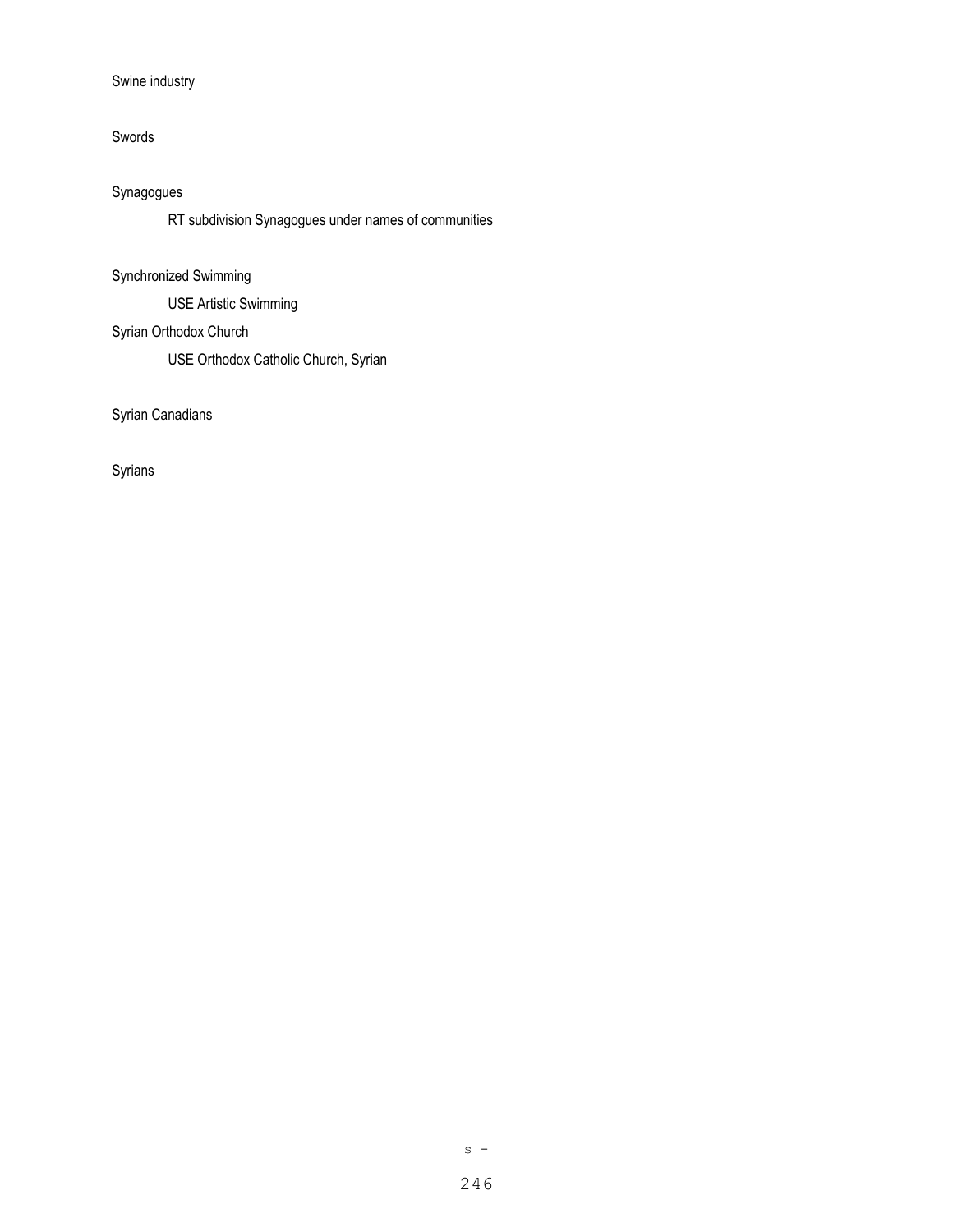Swine industry

Swords

Synagogues

RT subdivision Synagogues under names of communities

Synchronized Swimming

USE Artistic Swimming

Syrian Orthodox Church

USE Orthodox Catholic Church, Syrian

Syrian Canadians

Syrians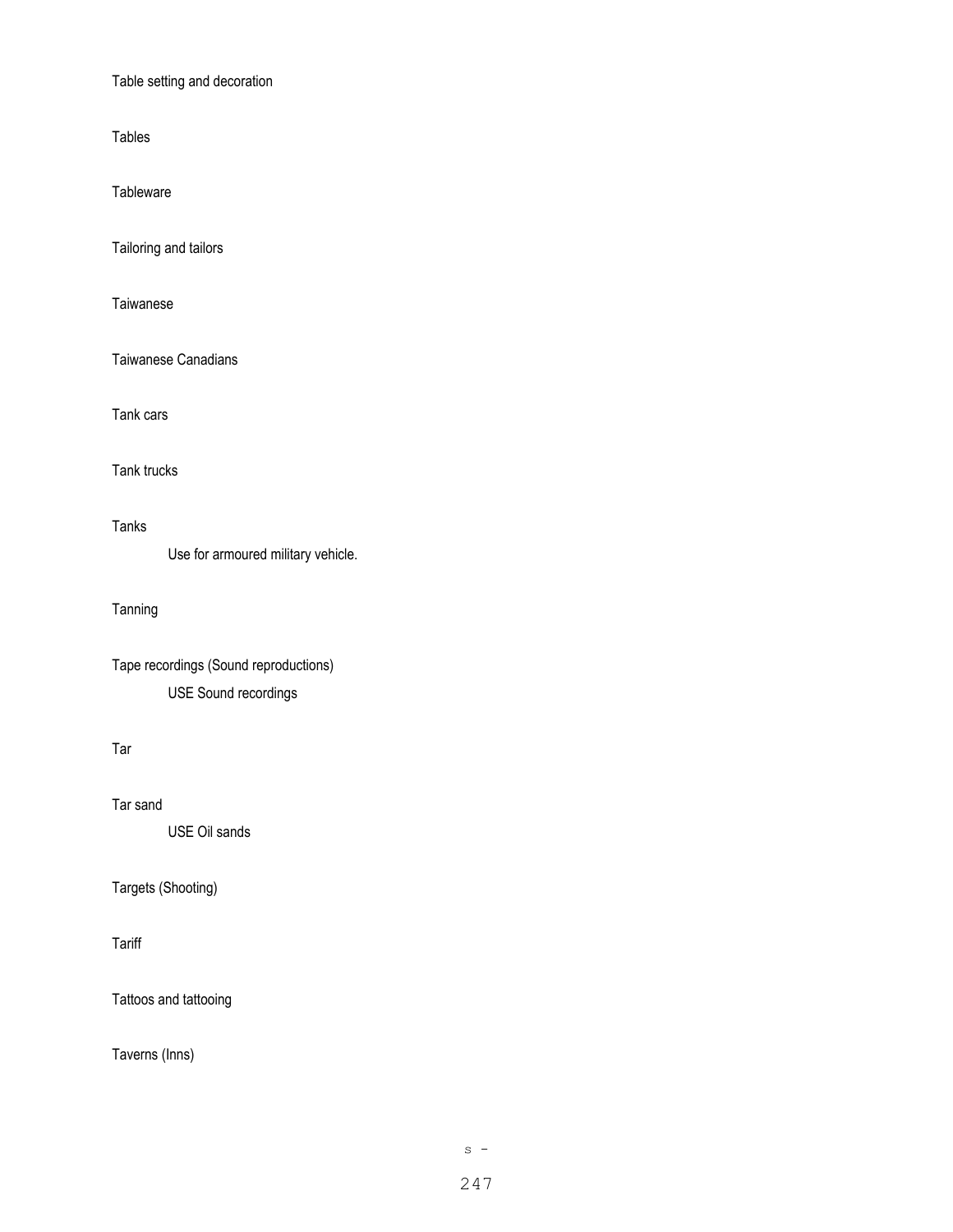Table setting and decoration

Tables

Tableware

Tailoring and tailors

Taiwanese

Taiwanese Canadians

Tank cars

Tank trucks

Tanks

    Use for armoured military vehicle.

Tanning

Tape recordings (Sound reproductions)

    USE Sound recordings

Tar

Tar sand

    USE Oil sands

Targets (Shooting)

Tariff

Tattoos and tattooing

Taverns (Inns)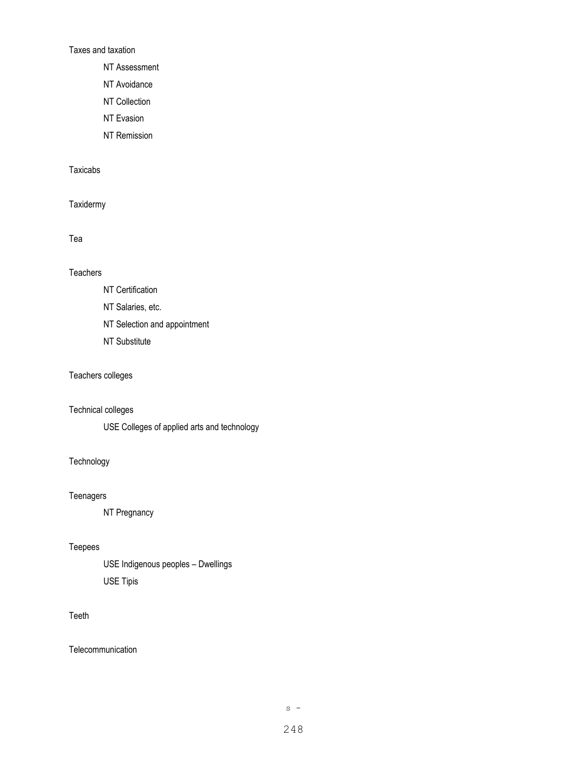Taxes and taxation

NT Assessment

NT Avoidance

NT Collection

NT Evasion

NT Remission

Taxicabs

Taxidermy

Tea

Teachers

NT Certification

NT Salaries, etc.

NT Selection and appointment

NT Substitute

Teachers colleges

Technical colleges

USE Colleges of applied arts and technology

Technology

Teenagers

NT Pregnancy

Teepees

USE Indigenous peoples – Dwellings

USE Tipis

Teeth

Telecommunication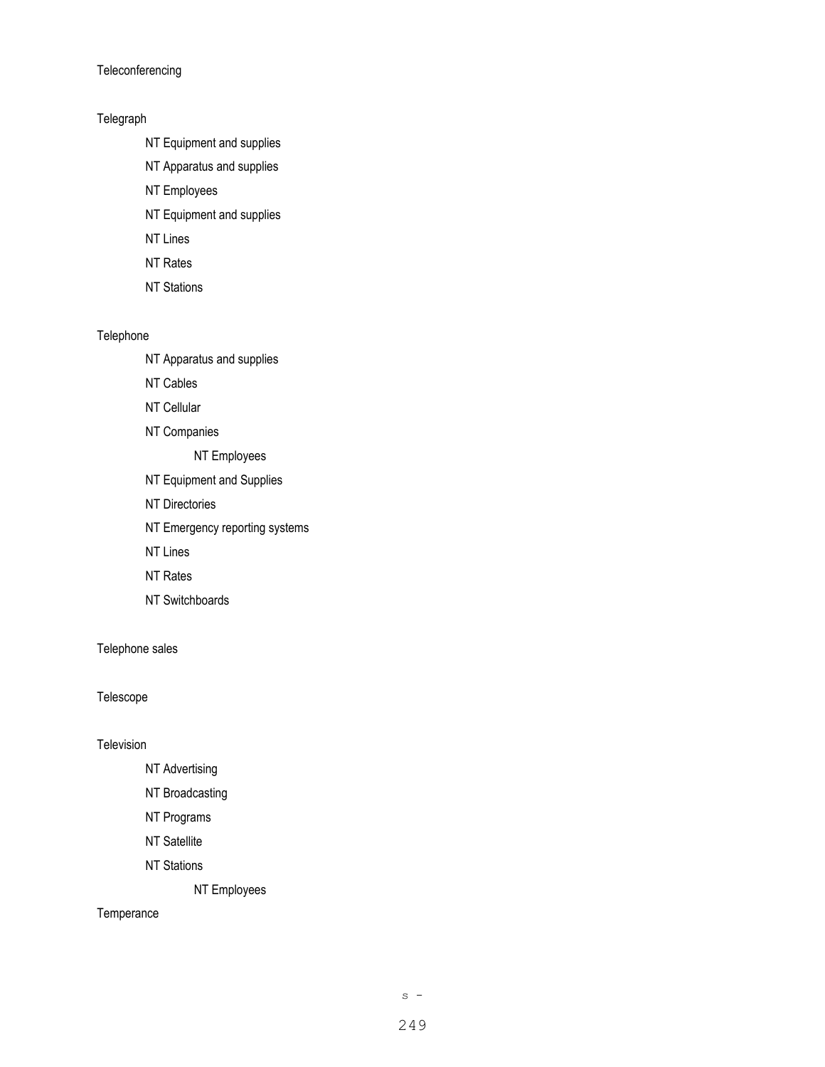Teleconferencing

Telegraph

- NT Equipment and supplies
- NT Apparatus and supplies
- NT Employees
- NT Equipment and supplies
- NT Lines
- NT Rates
- NT Stations

Telephone

- NT Apparatus and supplies
- NT Cables
- NT Cellular
- NT Companies
    - NT Employees
- NT Equipment and Supplies
- NT Directories
- NT Emergency reporting systems
- NT Lines
- NT Rates
- NT Switchboards

Telephone sales

Telescope

Television

- NT Advertising
- NT Broadcasting
- NT Programs
- NT Satellite
- NT Stations
    - NT Employees

Temperance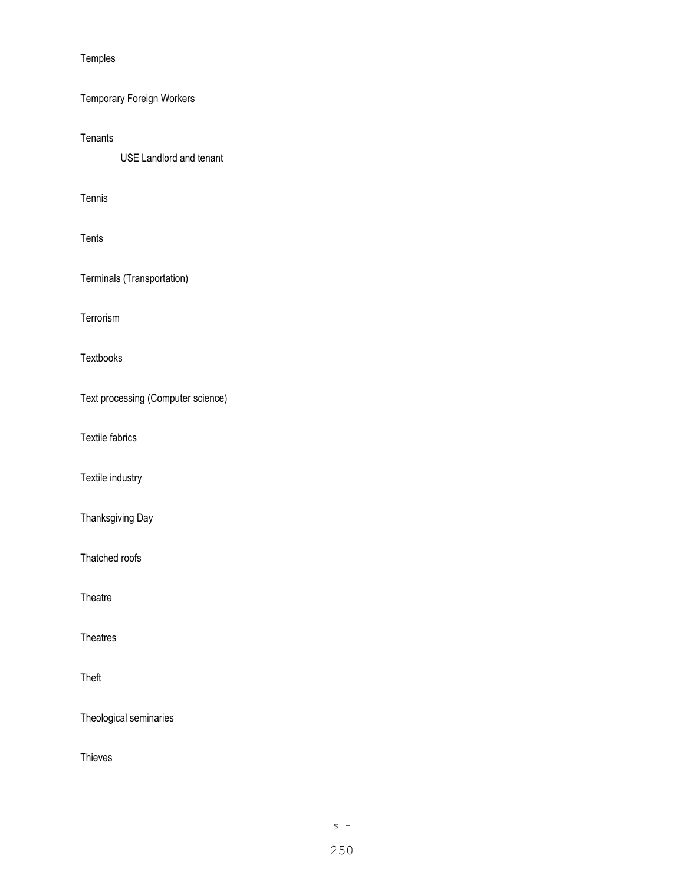Temples

Temporary Foreign Workers

Tenants

USE Landlord and tenant

Tennis

Tents

Terminals (Transportation)

Terrorism

Textbooks

Text processing (Computer science)

Textile fabrics

Textile industry

Thanksgiving Day

Thatched roofs

Theatre

Theatres

Theft

Theological seminaries

Thieves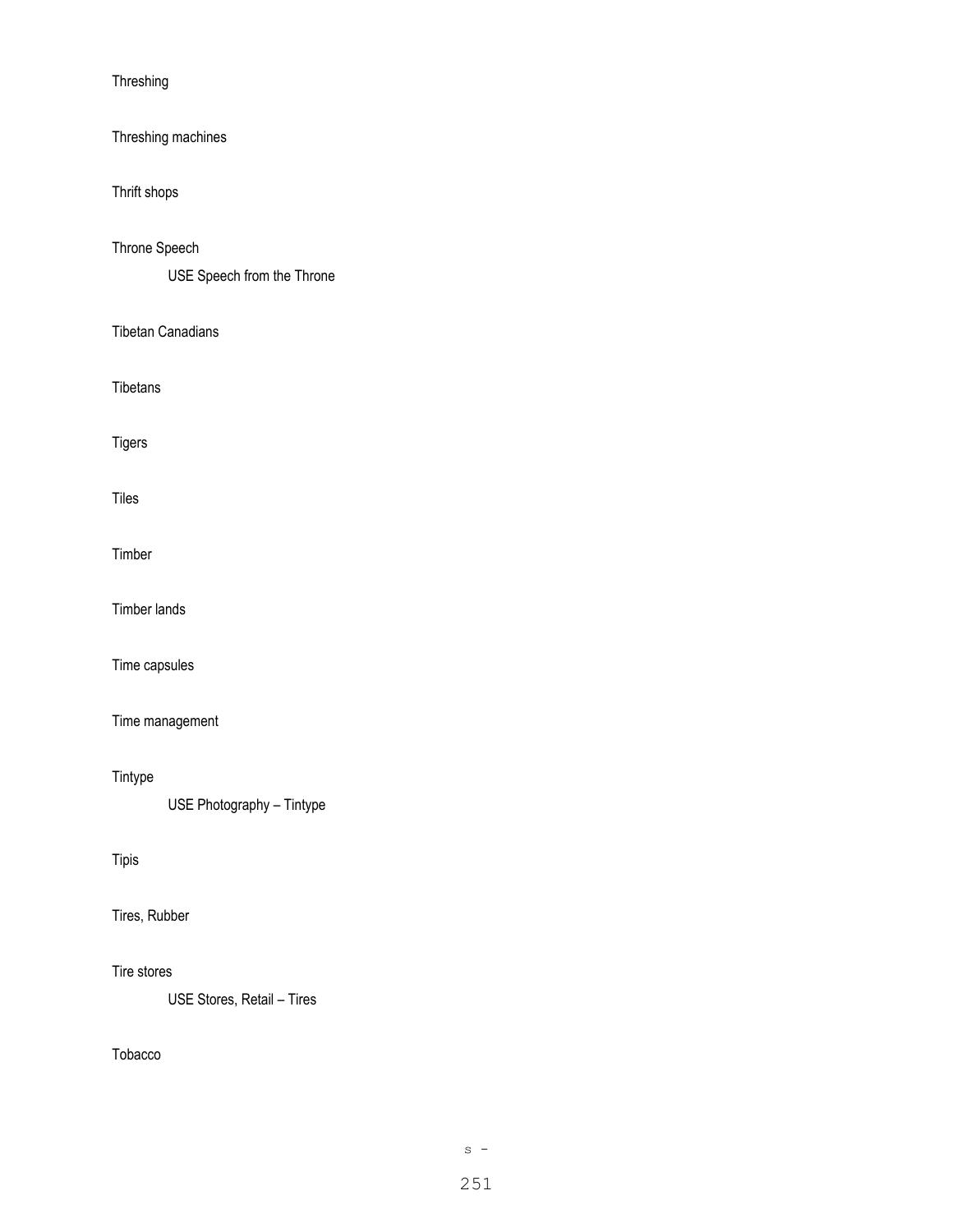Threshing

Threshing machines

Thrift shops

Throne Speech

USE Speech from the Throne

Tibetan Canadians

Tibetans

Tigers

Tiles

Timber

Timber lands

Time capsules

Time management

Tintype

USE Photography – Tintype

Tipis

Tires, Rubber

Tire stores

USE Stores, Retail – Tires

Tobacco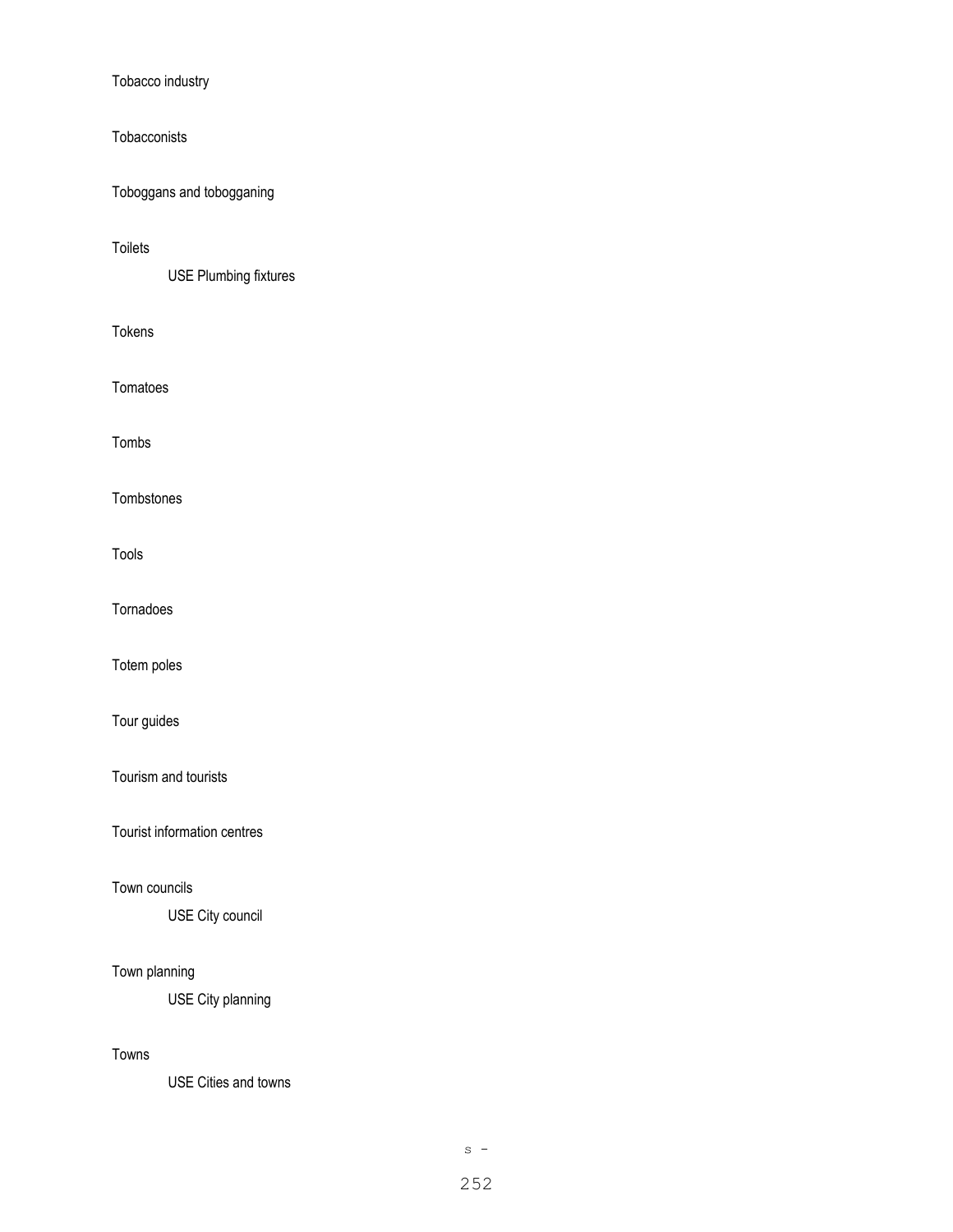Tobacco industry

Tobacconists

Toboggans and tobogganing

Toilets

    USE Plumbing fixtures

Tokens

Tomatoes

Tombs

Tombstones

Tools

Tornadoes

Totem poles

Tour guides

Tourism and tourists

Tourist information centres

Town councils

    USE City council

Town planning

    USE City planning

Towns

    USE Cities and towns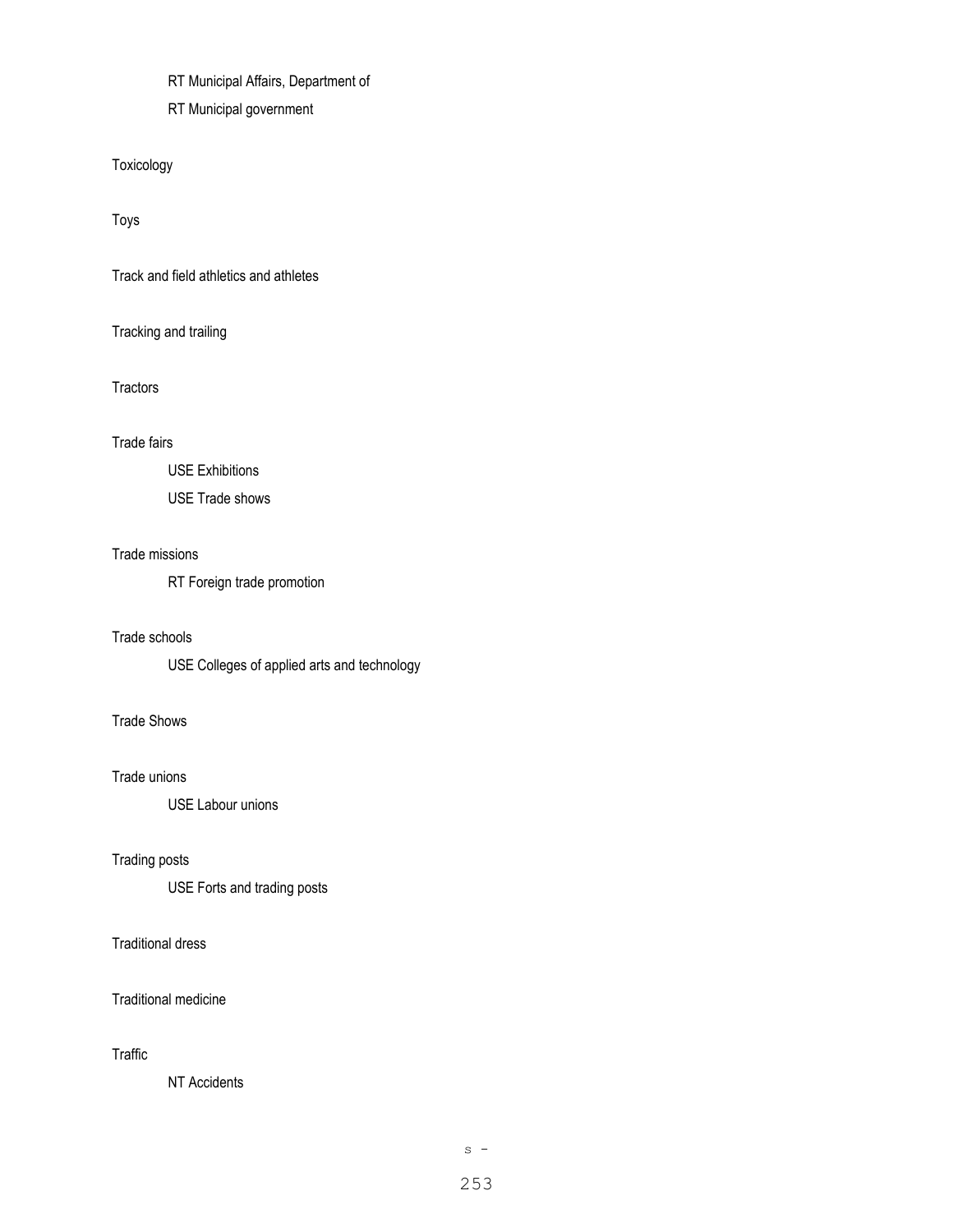RT Municipal Affairs, Department of

RT Municipal government

Toxicology

Toys

Track and field athletics and athletes

Tracking and trailing

Tractors

Trade fairs

USE Exhibitions

USE Trade shows

Trade missions

RT Foreign trade promotion

Trade schools

USE Colleges of applied arts and technology

Trade Shows

Trade unions

USE Labour unions

Trading posts

USE Forts and trading posts

Traditional dress

Traditional medicine

Traffic

NT Accidents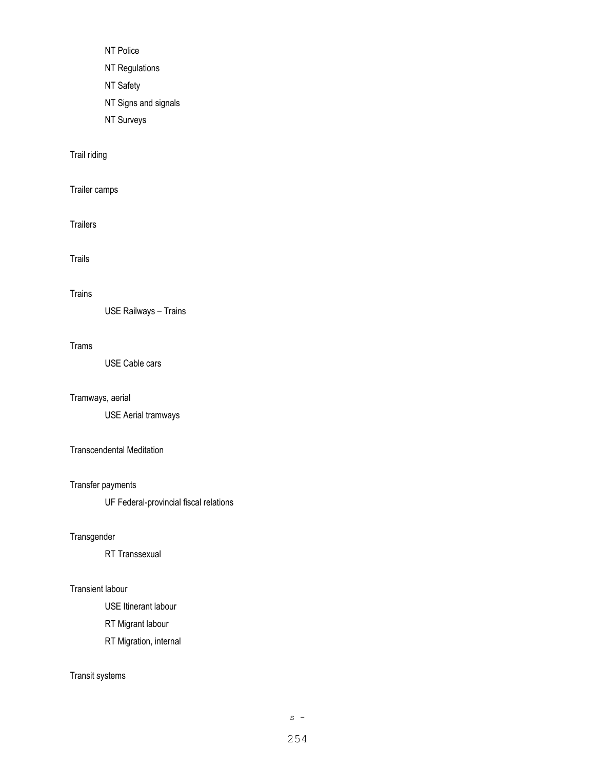NT Police

NT Regulations

NT Safety

NT Signs and signals

NT Surveys

Trail riding

Trailer camps

Trailers

Trails

Trains

USE Railways – Trains

Trams

USE Cable cars

Tramways, aerial

USE Aerial tramways

Transcendental Meditation

Transfer payments

UF Federal-provincial fiscal relations

Transgender

RT Transsexual

Transient labour

USE Itinerant labour

RT Migrant labour

RT Migration, internal

Transit systems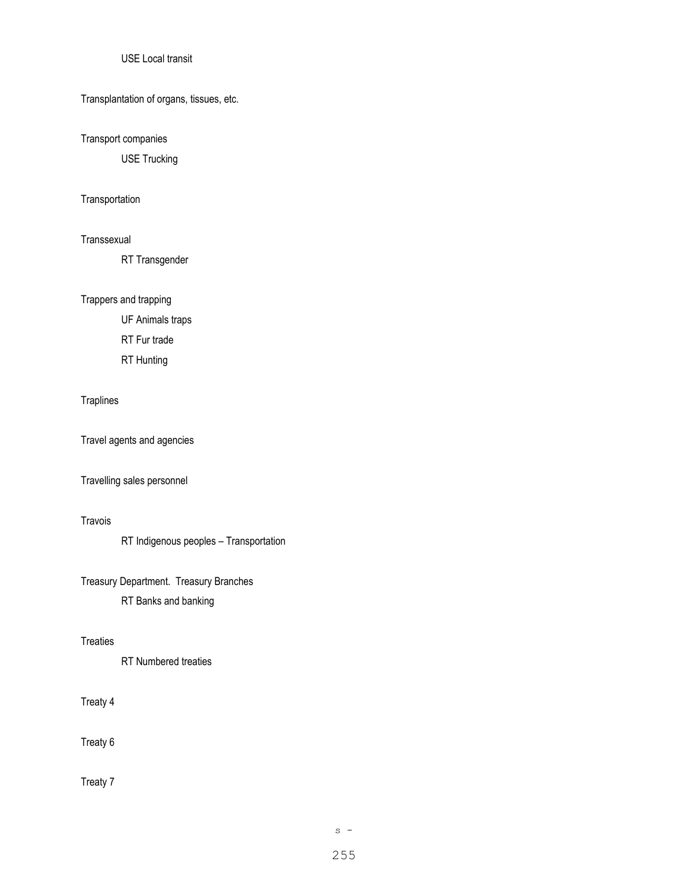USE Local transit

Transplantation of organs, tissues, etc.

Transport companies

USE Trucking

Transportation

Transsexual

RT Transgender

Trappers and trapping

UF Animals traps

RT Fur trade

RT Hunting

Traplines

Travel agents and agencies

Travelling sales personnel

Travois

RT Indigenous peoples – Transportation

Treasury Department.  Treasury Branches

RT Banks and banking

Treaties

RT Numbered treaties

Treaty 4

Treaty 6

Treaty 7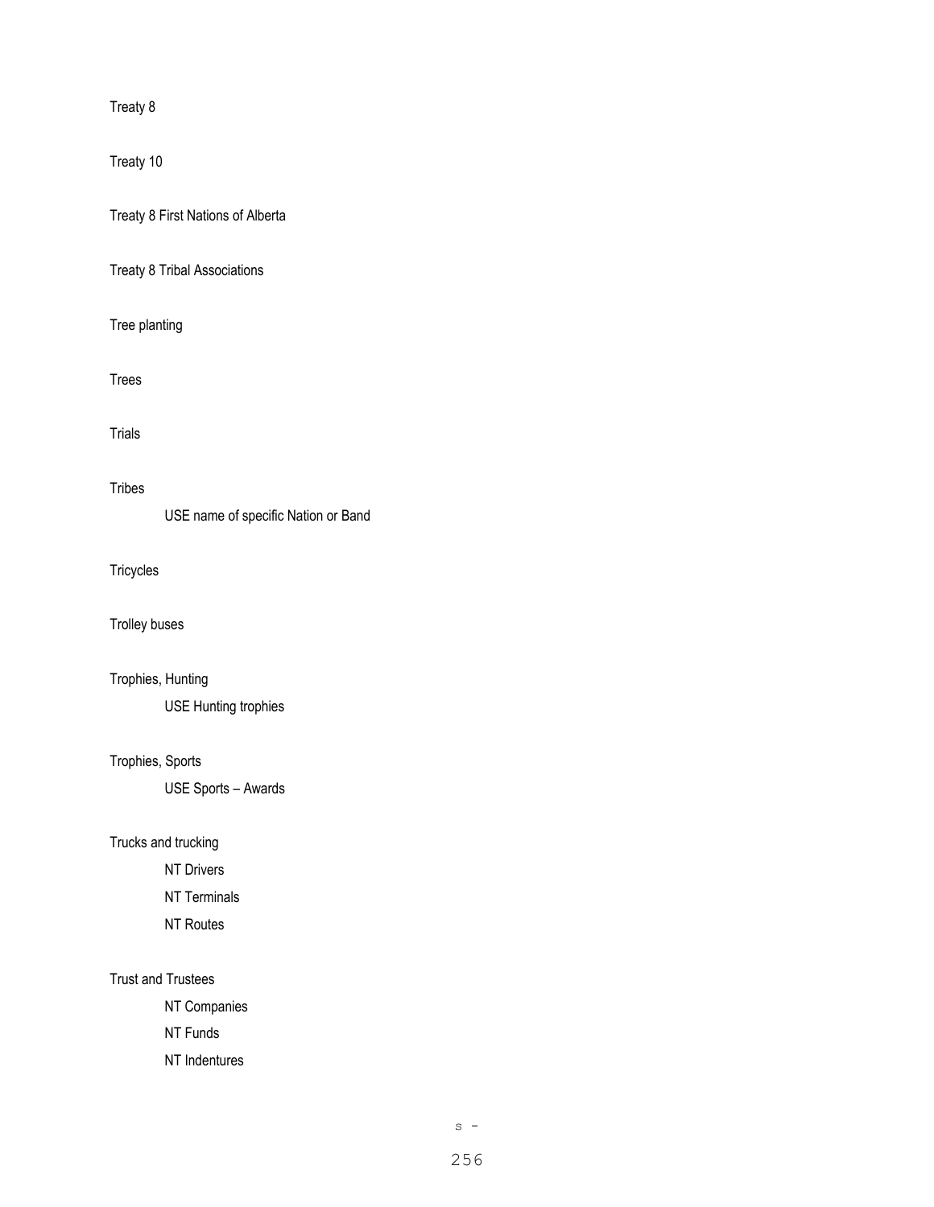Treaty 8

Treaty 10

Treaty 8 First Nations of Alberta

Treaty 8 Tribal Associations

Tree planting

Trees

Trials

Tribes

    USE name of specific Nation or Band

Tricycles

Trolley buses

Trophies, Hunting

    USE Hunting trophies

Trophies, Sports

    USE Sports – Awards

Trucks and trucking

    NT Drivers
    NT Terminals
    NT Routes

Trust and Trustees

    NT Companies
    NT Funds
    NT Indentures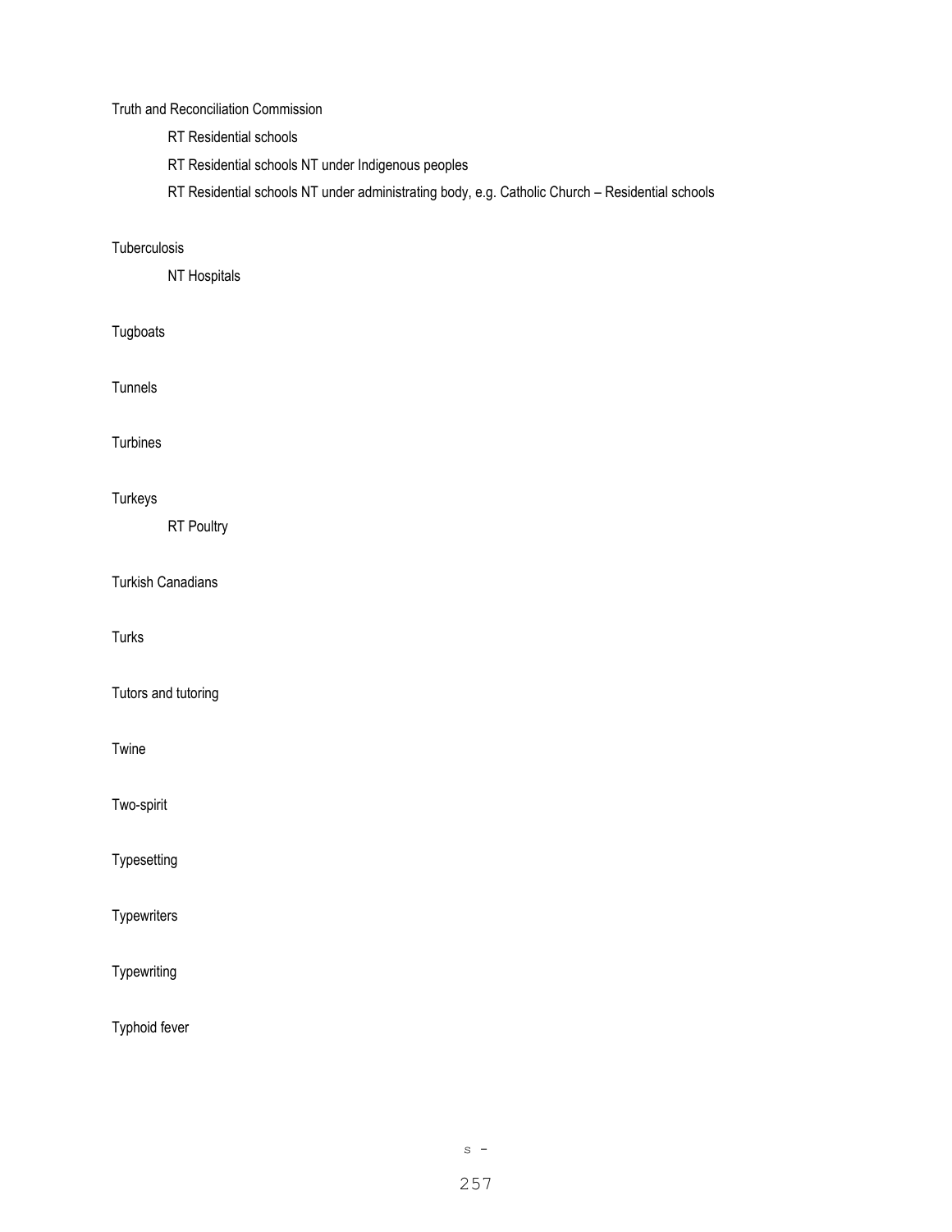Truth and Reconciliation Commission

RT Residential schools

RT Residential schools NT under Indigenous peoples

RT Residential schools NT under administrating body, e.g. Catholic Church – Residential schools

Tuberculosis

NT Hospitals

Tugboats

Tunnels

Turbines

Turkeys

RT Poultry

Turkish Canadians

Turks

Tutors and tutoring

Twine

Two-spirit

Typesetting

Typewriters

Typewriting

Typhoid fever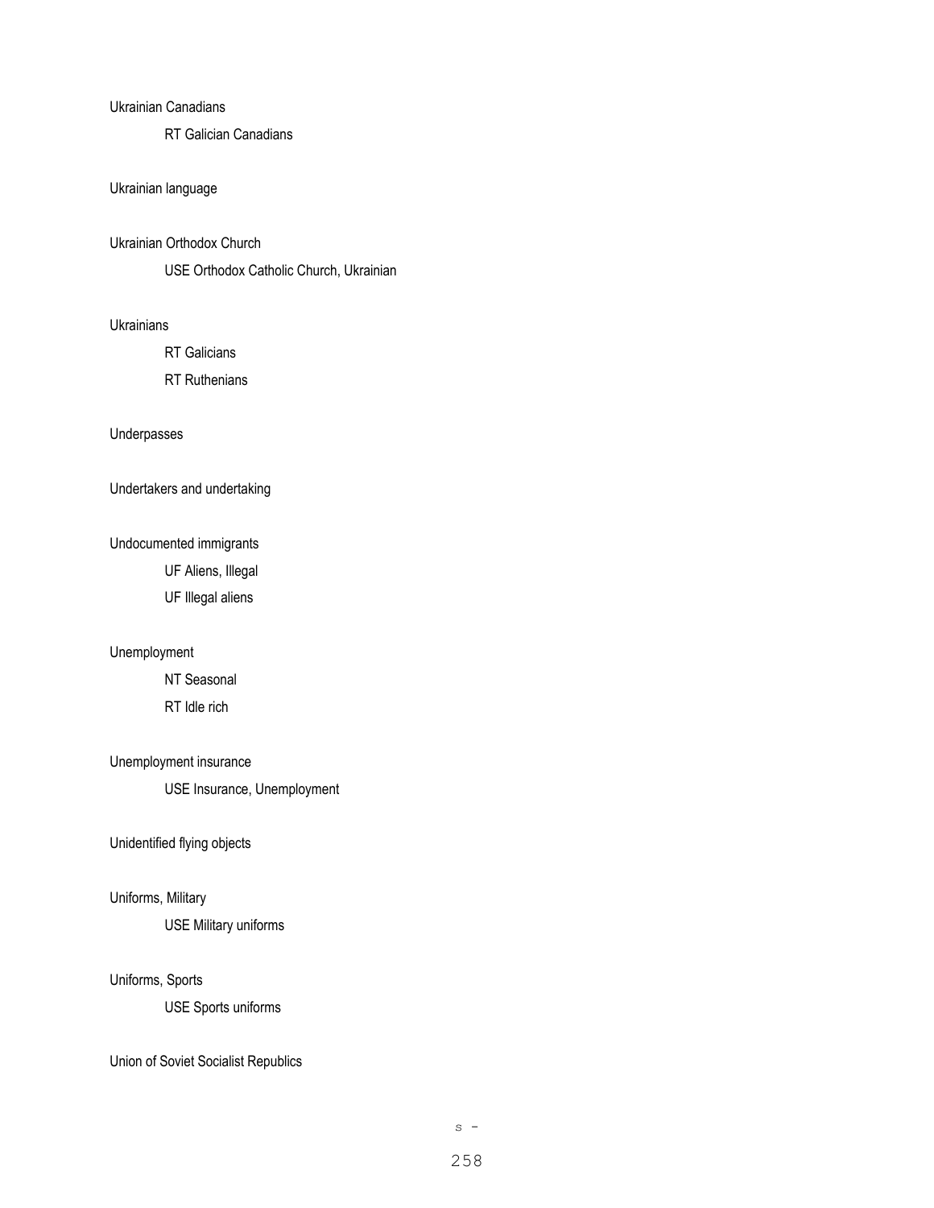Ukrainian Canadians

RT Galician Canadians

Ukrainian language

Ukrainian Orthodox Church

USE Orthodox Catholic Church, Ukrainian

Ukrainians

RT Galicians

RT Ruthenians

Underpasses

Undertakers and undertaking

Undocumented immigrants

UF Aliens, Illegal

UF Illegal aliens

Unemployment

NT Seasonal

RT Idle rich

Unemployment insurance

USE Insurance, Unemployment

Unidentified flying objects

Uniforms, Military

USE Military uniforms

Uniforms, Sports

USE Sports uniforms

Union of Soviet Socialist Republics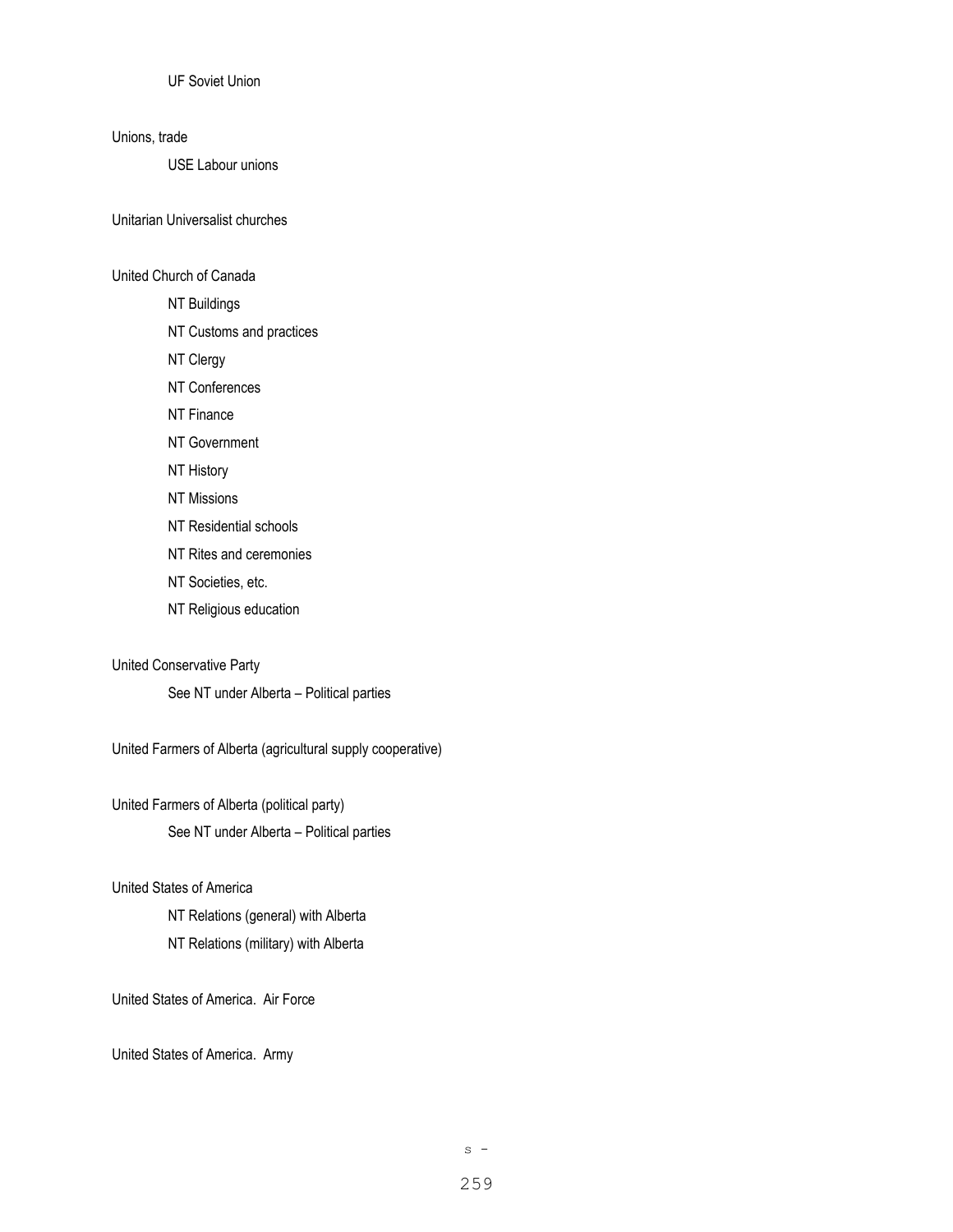UF Soviet Union

Unions, trade

USE Labour unions

Unitarian Universalist churches

United Church of Canada

NT Buildings

NT Customs and practices

NT Clergy

NT Conferences

NT Finance

NT Government

NT History

NT Missions

NT Residential schools

NT Rites and ceremonies

NT Societies, etc.

NT Religious education

United Conservative Party

See NT under Alberta – Political parties

United Farmers of Alberta (agricultural supply cooperative)

United Farmers of Alberta (political party)

See NT under Alberta – Political parties

United States of America

NT Relations (general) with Alberta

NT Relations (military) with Alberta

United States of America. Air Force

United States of America. Army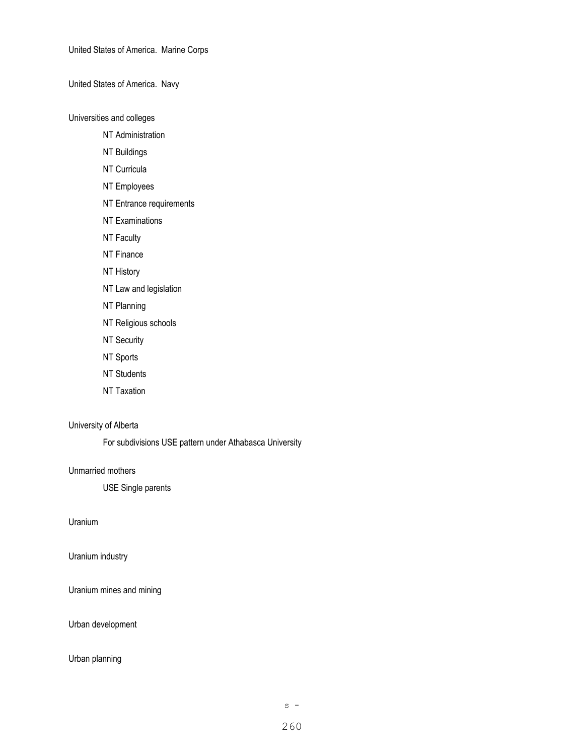United States of America. Marine Corps

United States of America. Navy

Universities and colleges

NT Administration

NT Buildings

NT Curricula

NT Employees

NT Entrance requirements

NT Examinations

NT Faculty

NT Finance

NT History

NT Law and legislation

NT Planning

NT Religious schools

NT Security

NT Sports

NT Students

NT Taxation

University of Alberta

For subdivisions USE pattern under Athabasca University

Unmarried mothers

USE Single parents

Uranium

Uranium industry

Uranium mines and mining

Urban development

Urban planning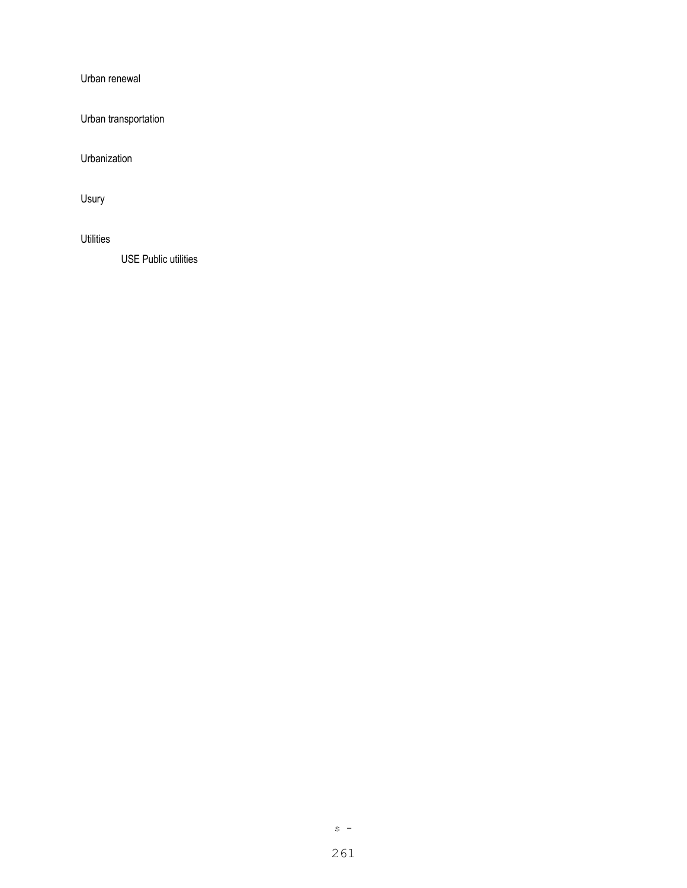Urban renewal

Urban transportation

Urbanization

Usury

Utilities

    USE Public utilities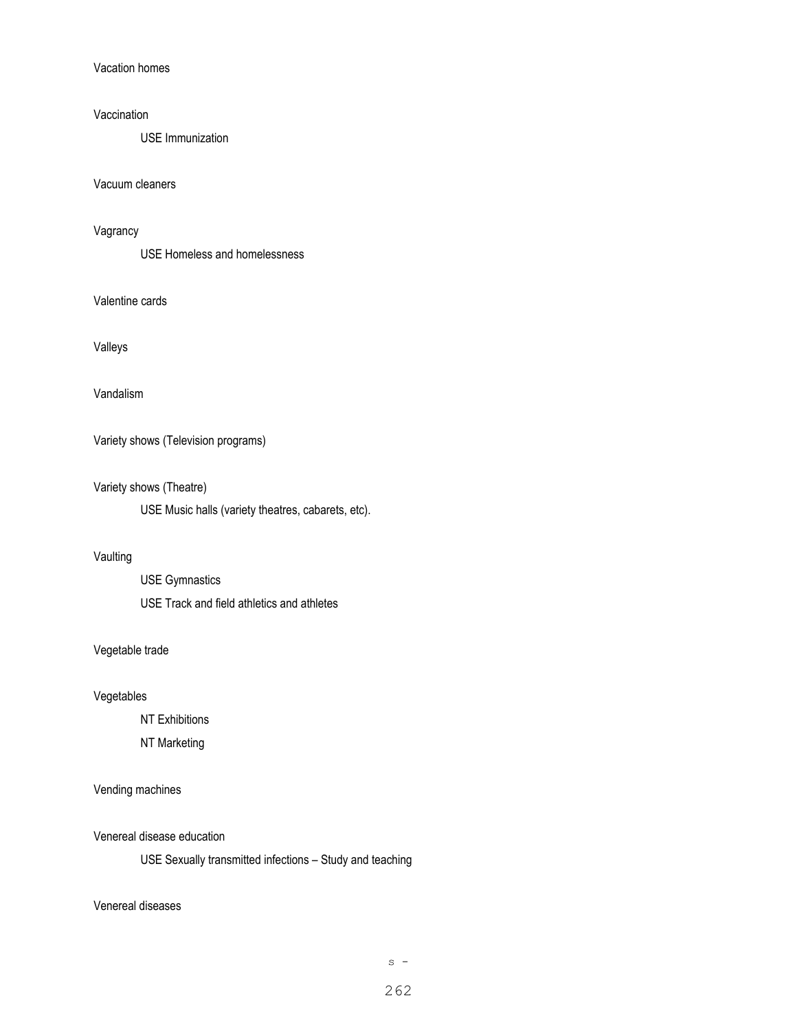Vacation homes

Vaccination

USE Immunization

Vacuum cleaners

Vagrancy

USE Homeless and homelessness

Valentine cards

Valleys

Vandalism

Variety shows (Television programs)

Variety shows (Theatre)

USE Music halls (variety theatres, cabarets, etc).

Vaulting

USE Gymnastics

USE Track and field athletics and athletes

Vegetable trade

Vegetables

NT Exhibitions

NT Marketing

Vending machines

Venereal disease education

USE Sexually transmitted infections – Study and teaching

Venereal diseases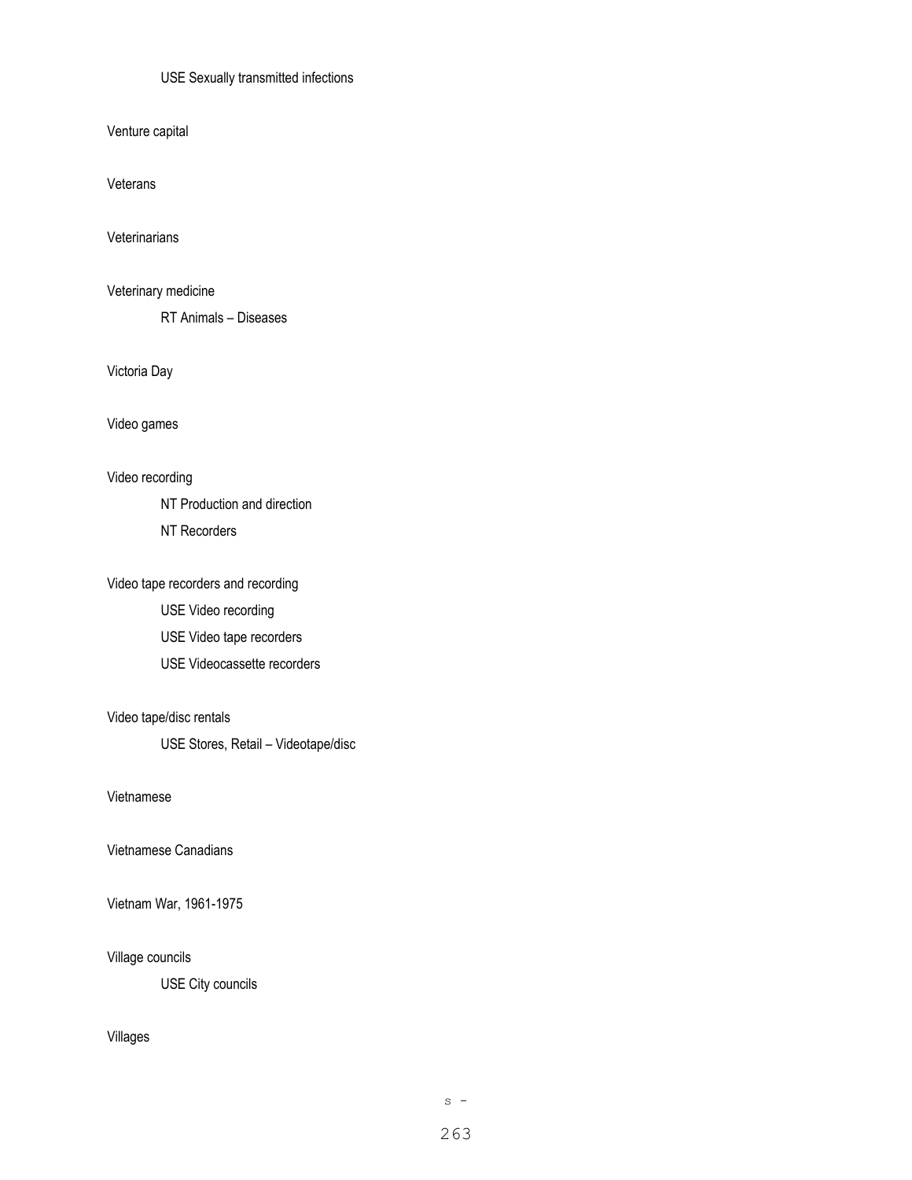USE Sexually transmitted infections

Venture capital

Veterans

Veterinarians

Veterinary medicine

RT Animals – Diseases

Victoria Day

Video games

Video recording

NT Production and direction

NT Recorders

Video tape recorders and recording

USE Video recording

USE Video tape recorders

USE Videocassette recorders

Video tape/disc rentals

USE Stores, Retail – Videotape/disc

Vietnamese

Vietnamese Canadians

Vietnam War, 1961-1975

Village councils

USE City councils

Villages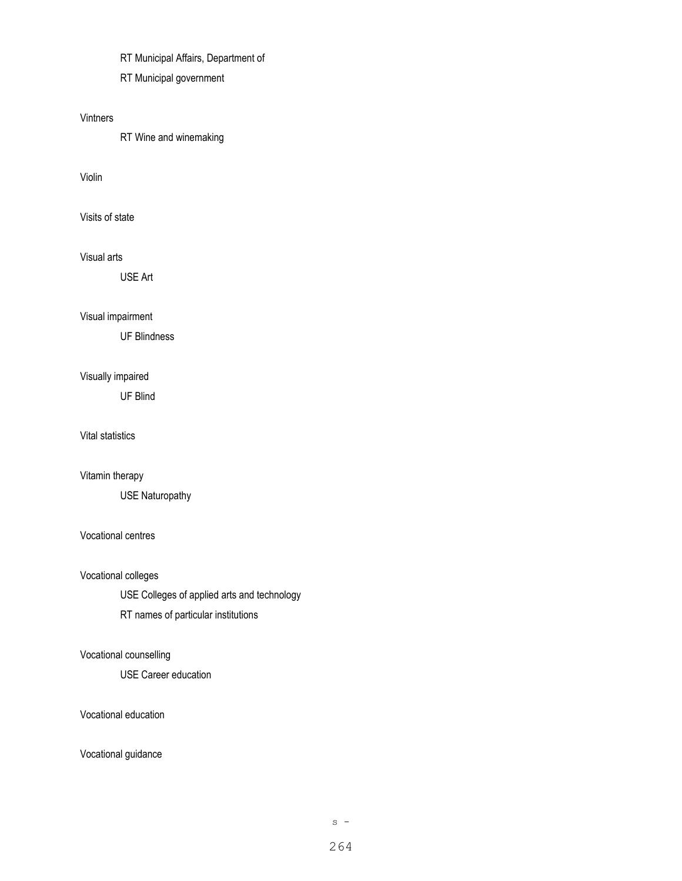RT Municipal Affairs, Department of

RT Municipal government

Vintners

RT Wine and winemaking

Violin

Visits of state

Visual arts

USE Art

Visual impairment

UF Blindness

Visually impaired

UF Blind

Vital statistics

Vitamin therapy

USE Naturopathy

Vocational centres

Vocational colleges

USE Colleges of applied arts and technology

RT names of particular institutions

Vocational counselling

USE Career education

Vocational education

Vocational guidance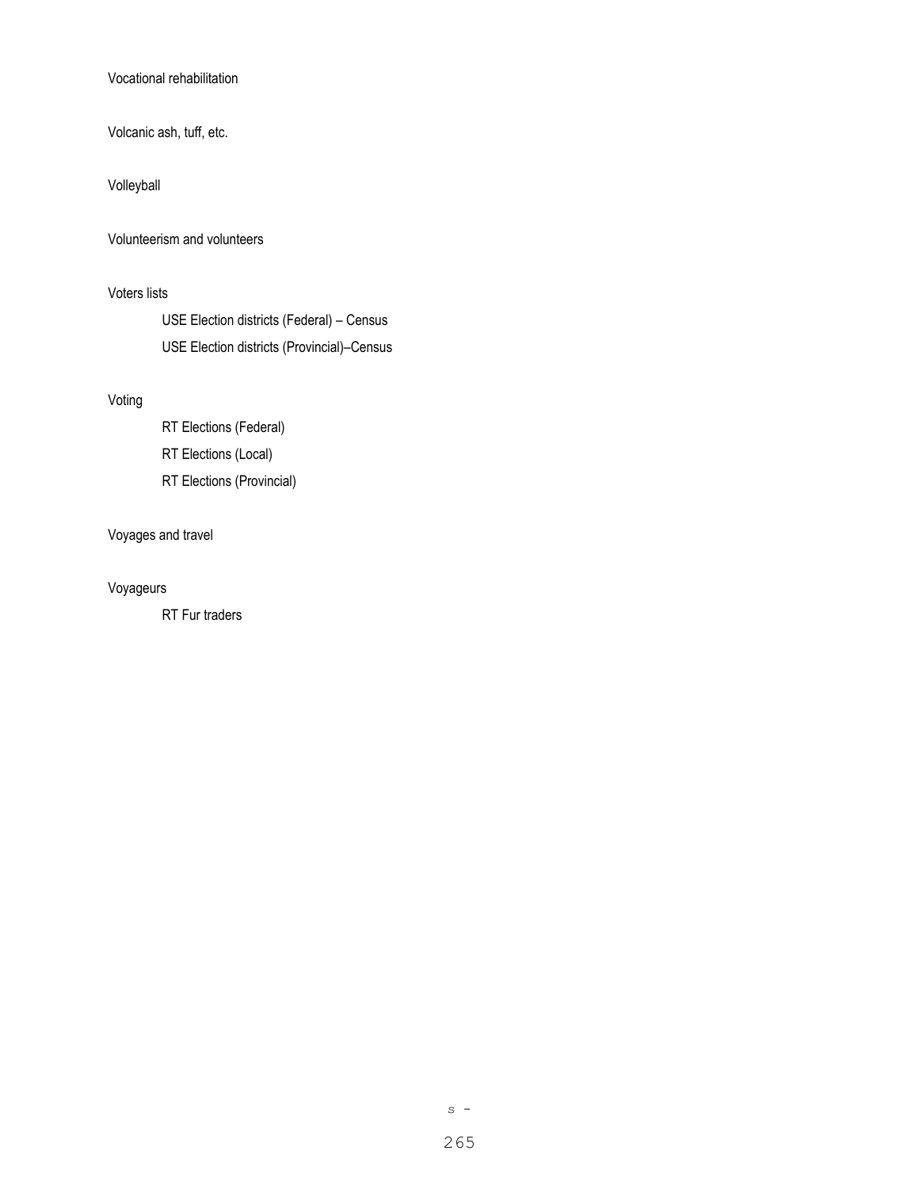Vocational rehabilitation

Volcanic ash, tuff, etc.

Volleyball

Volunteerism and volunteers

Voters lists

USE Election districts (Federal) – Census

USE Election districts (Provincial)–Census

Voting

RT Elections (Federal)

RT Elections (Local)

RT Elections (Provincial)

Voyages and travel

Voyageurs

RT Fur traders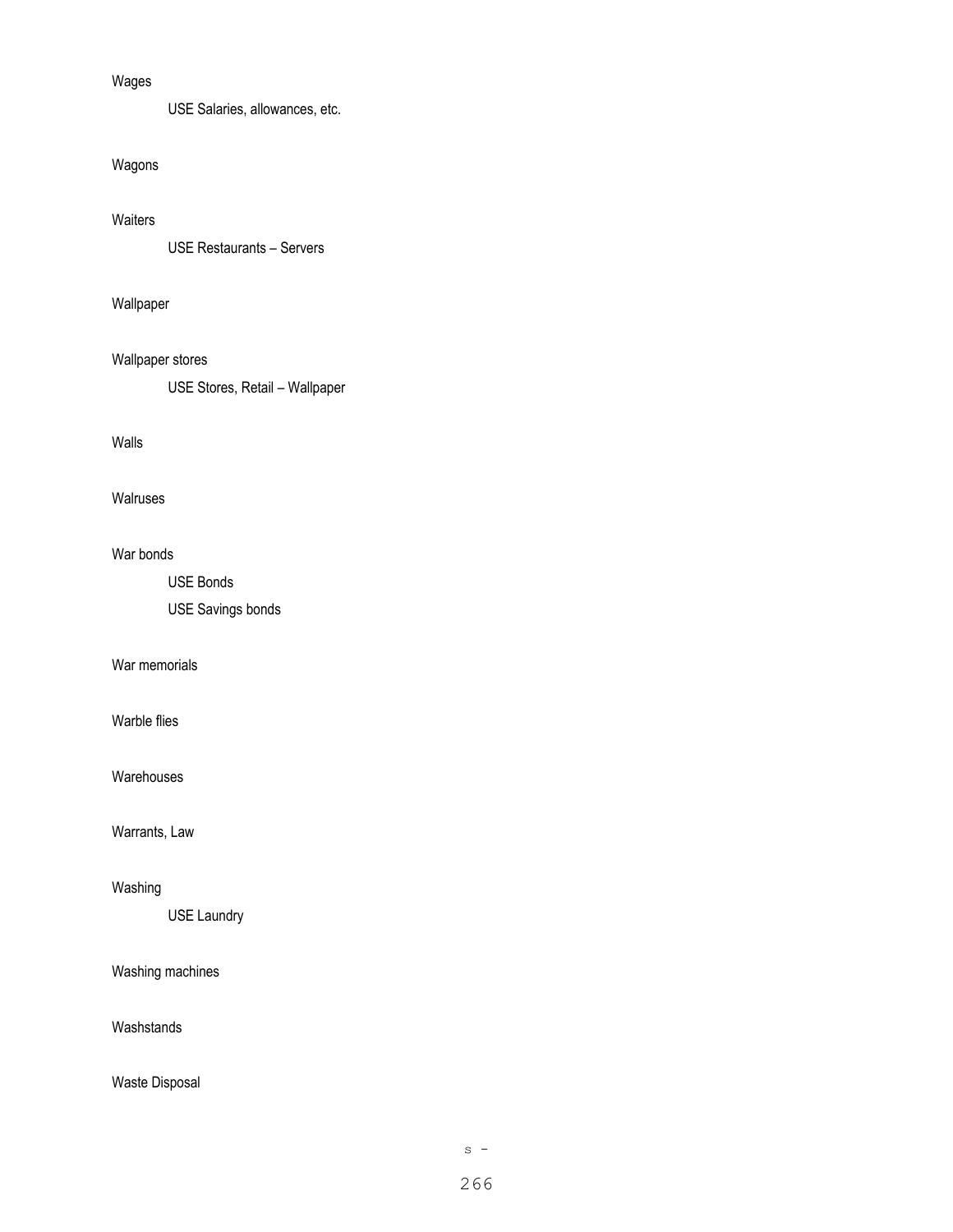Wages

USE Salaries, allowances, etc.

Wagons

Waiters

USE Restaurants – Servers

Wallpaper

Wallpaper stores

USE Stores, Retail – Wallpaper

Walls

Walruses

War bonds

USE Bonds

USE Savings bonds

War memorials

Warble flies

Warehouses

Warrants, Law

Washing

USE Laundry

Washing machines

Washstands

Waste Disposal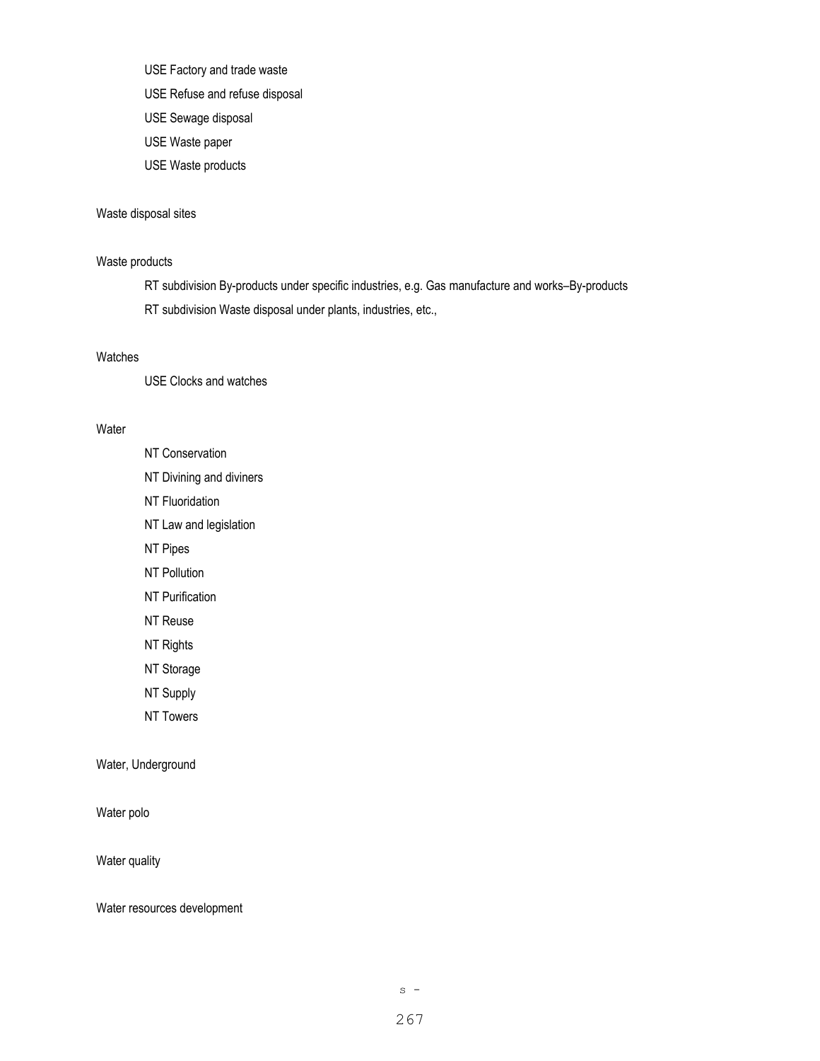USE Factory and trade waste

USE Refuse and refuse disposal

USE Sewage disposal

USE Waste paper

USE Waste products

Waste disposal sites

Waste products

RT subdivision By-products under specific industries, e.g. Gas manufacture and works–By-products

RT subdivision Waste disposal under plants, industries, etc.,

Watches

USE Clocks and watches

Water

NT Conservation

NT Divining and diviners

NT Fluoridation

NT Law and legislation

NT Pipes

NT Pollution

NT Purification

NT Reuse

NT Rights

NT Storage

NT Supply

NT Towers

Water, Underground

Water polo

Water quality

Water resources development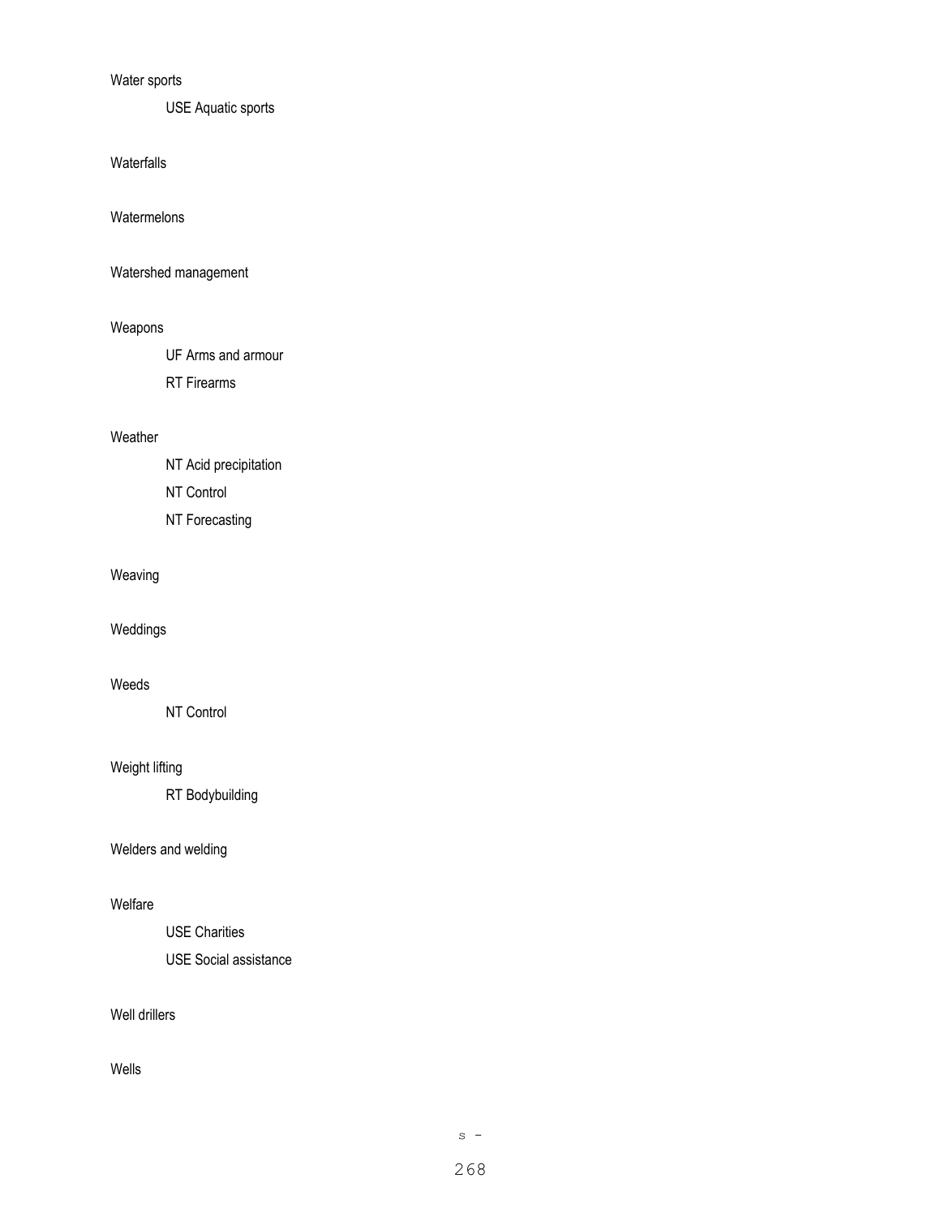Water sports

USE Aquatic sports

Waterfalls

Watermelons

Watershed management

Weapons

UF Arms and armour

RT Firearms

Weather

NT Acid precipitation

NT Control

NT Forecasting

Weaving

Weddings

Weeds

NT Control

Weight lifting

RT Bodybuilding

Welders and welding

Welfare

USE Charities

USE Social assistance

Well drillers

Wells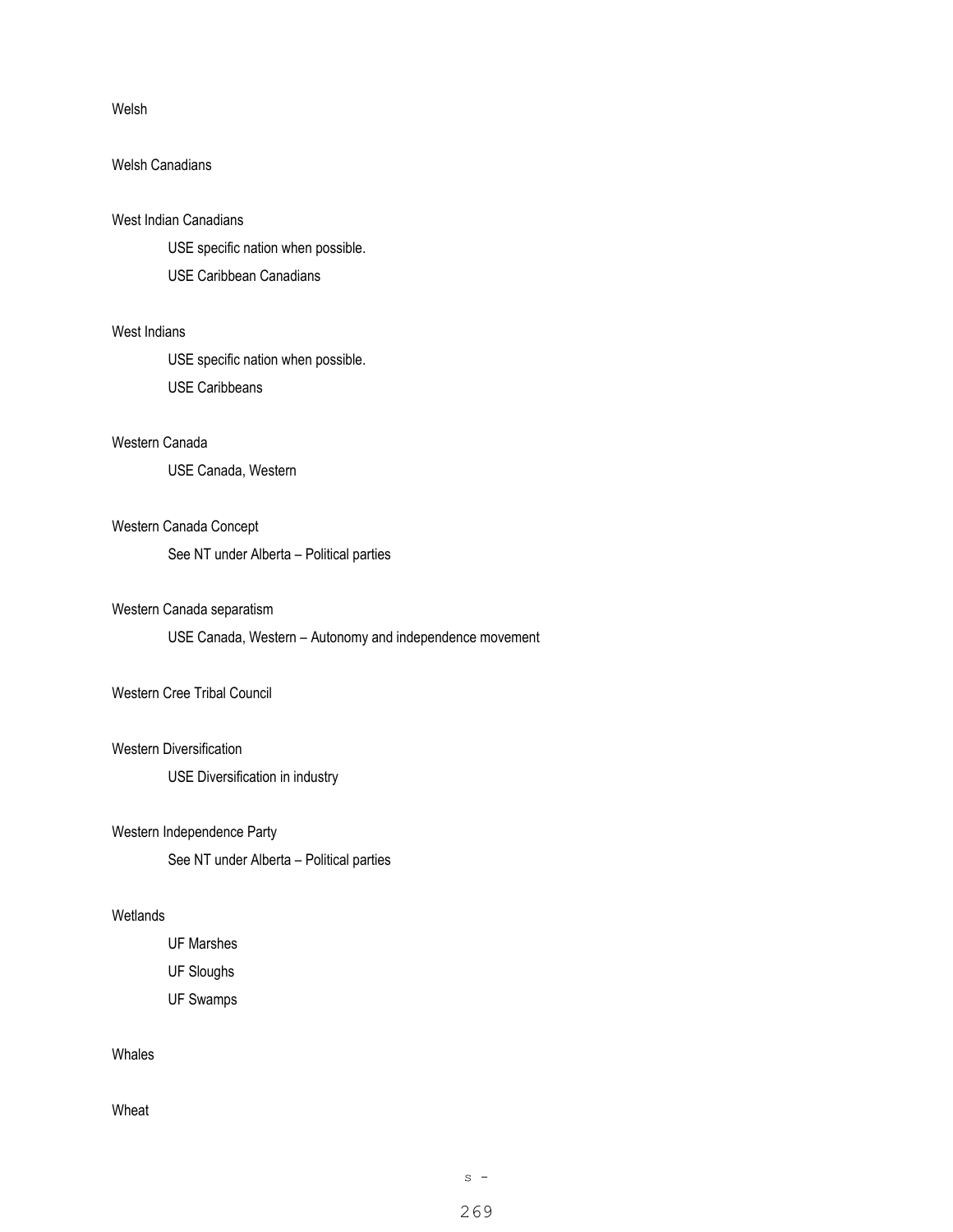Welsh

Welsh Canadians

West Indian Canadians

USE specific nation when possible.

USE Caribbean Canadians

West Indians

USE specific nation when possible.

USE Caribbeans

Western Canada

USE Canada, Western

Western Canada Concept

See NT under Alberta – Political parties

Western Canada separatism

USE Canada, Western – Autonomy and independence movement

Western Cree Tribal Council

Western Diversification

USE Diversification in industry

Western Independence Party

See NT under Alberta – Political parties

Wetlands

UF Marshes

UF Sloughs

UF Swamps

Whales

Wheat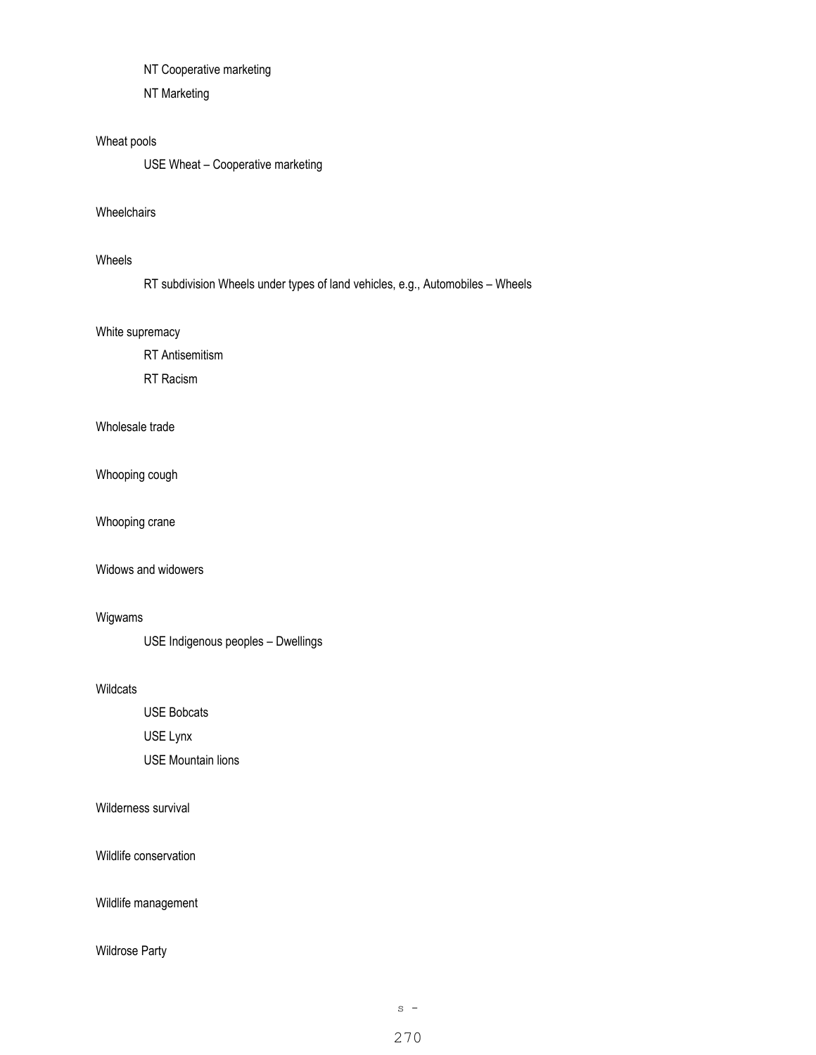NT Cooperative marketing

NT Marketing

Wheat pools

USE Wheat – Cooperative marketing

Wheelchairs

Wheels

RT subdivision Wheels under types of land vehicles, e.g., Automobiles – Wheels

White supremacy

RT Antisemitism

RT Racism

Wholesale trade

Whooping cough

Whooping crane

Widows and widowers

Wigwams

USE Indigenous peoples – Dwellings

Wildcats

USE Bobcats

USE Lynx

USE Mountain lions

Wilderness survival

Wildlife conservation

Wildlife management

Wildrose Party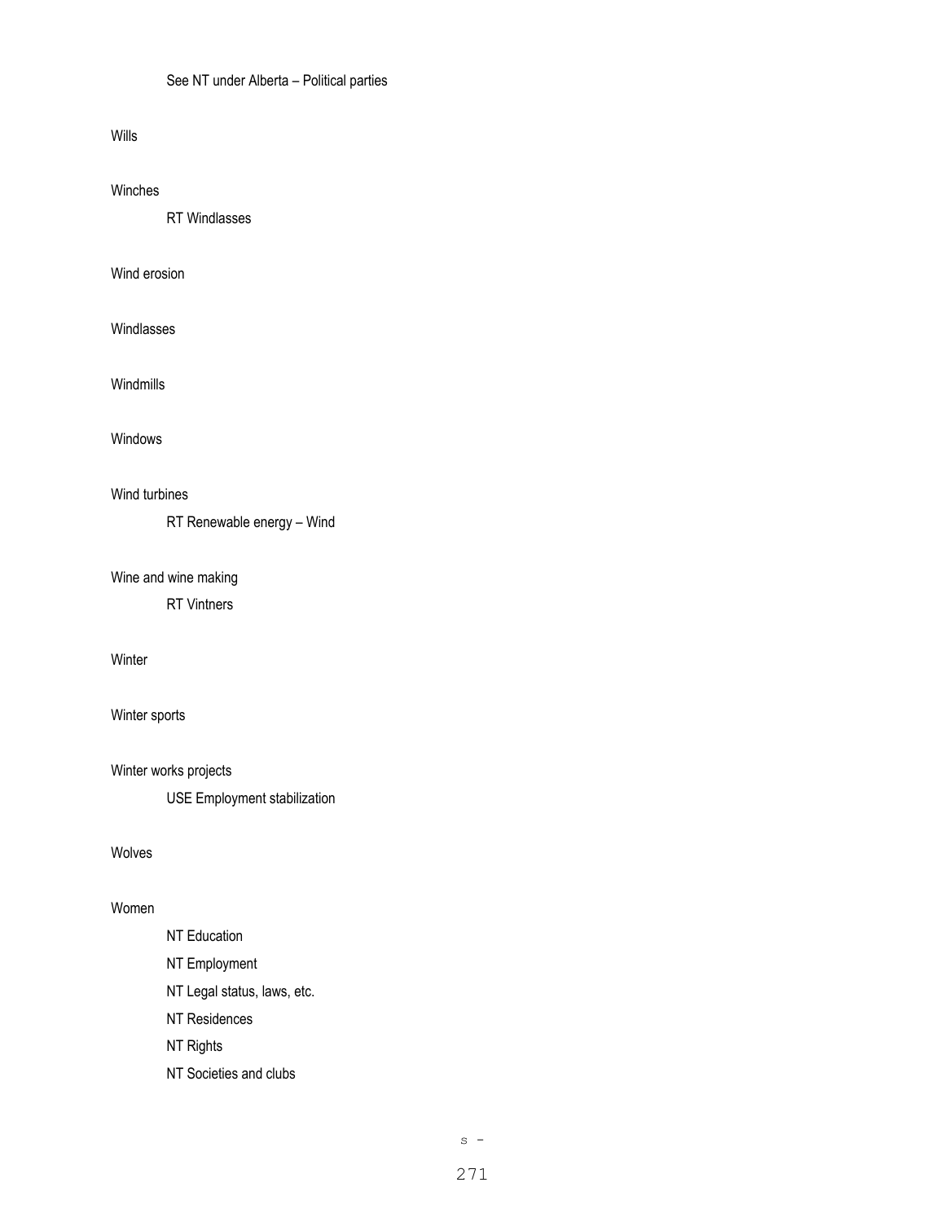See NT under Alberta – Political parties

Wills

Winches

RT Windlasses

Wind erosion

Windlasses

Windmills

Windows

Wind turbines

RT Renewable energy – Wind

Wine and wine making

RT Vintners

Winter

Winter sports

Winter works projects

USE Employment stabilization

Wolves

Women

NT Education

NT Employment

NT Legal status, laws, etc.

NT Residences

NT Rights

NT Societies and clubs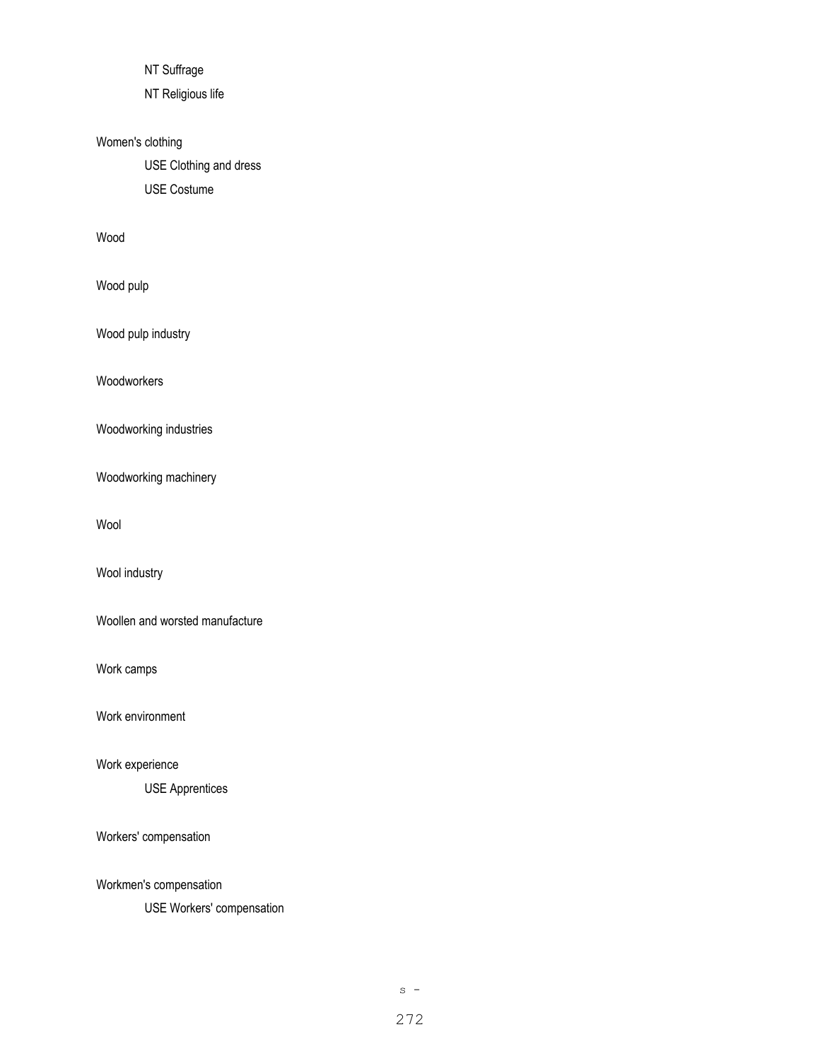NT Suffrage

NT Religious life

Women's clothing

USE Clothing and dress

USE Costume

Wood

Wood pulp

Wood pulp industry

Woodworkers

Woodworking industries

Woodworking machinery

Wool

Wool industry

Woollen and worsted manufacture

Work camps

Work environment

Work experience

USE Apprentices

Workers' compensation

Workmen's compensation

USE Workers' compensation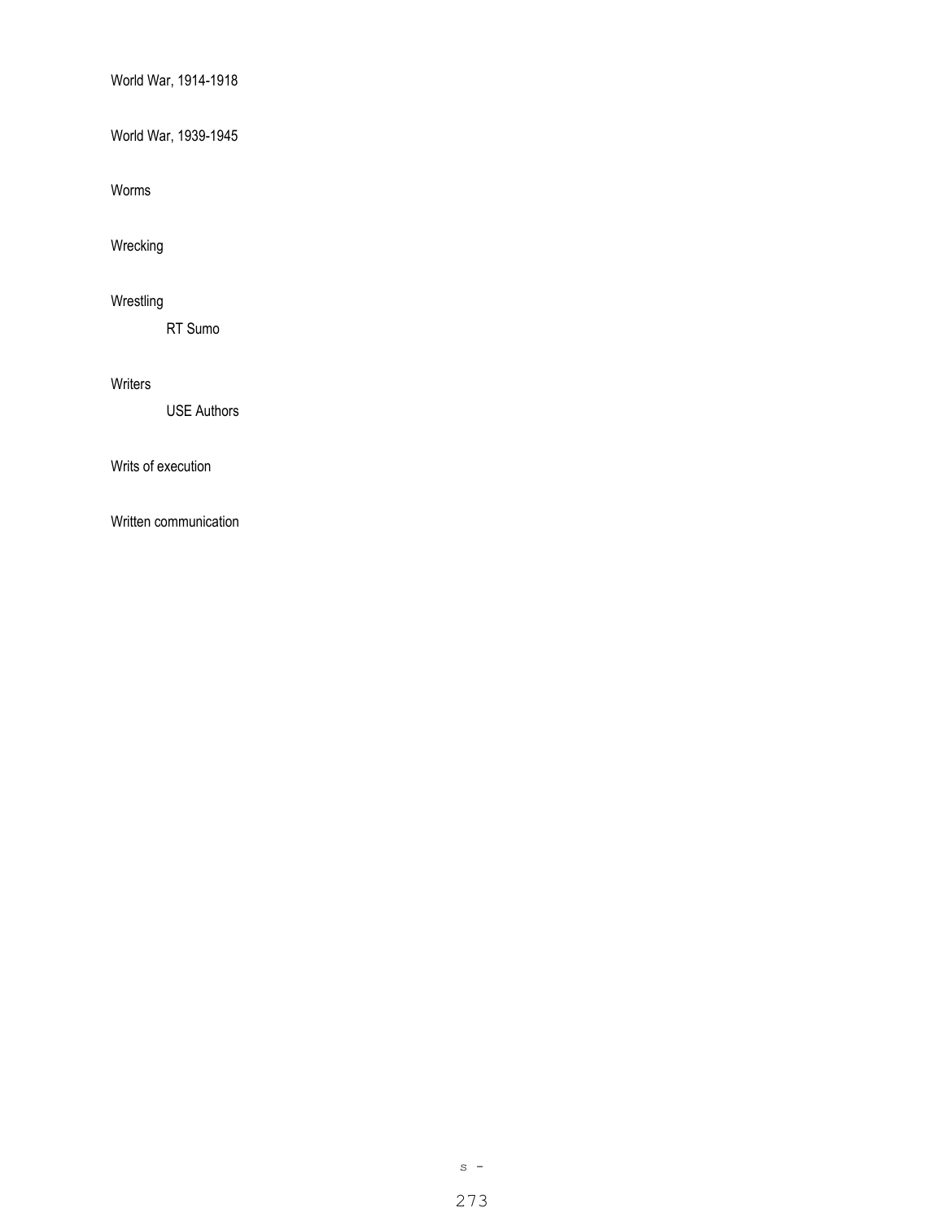World War, 1914-1918

World War, 1939-1945

Worms

Wrecking

Wrestling

RT Sumo

Writers

USE Authors

Writs of execution

Written communication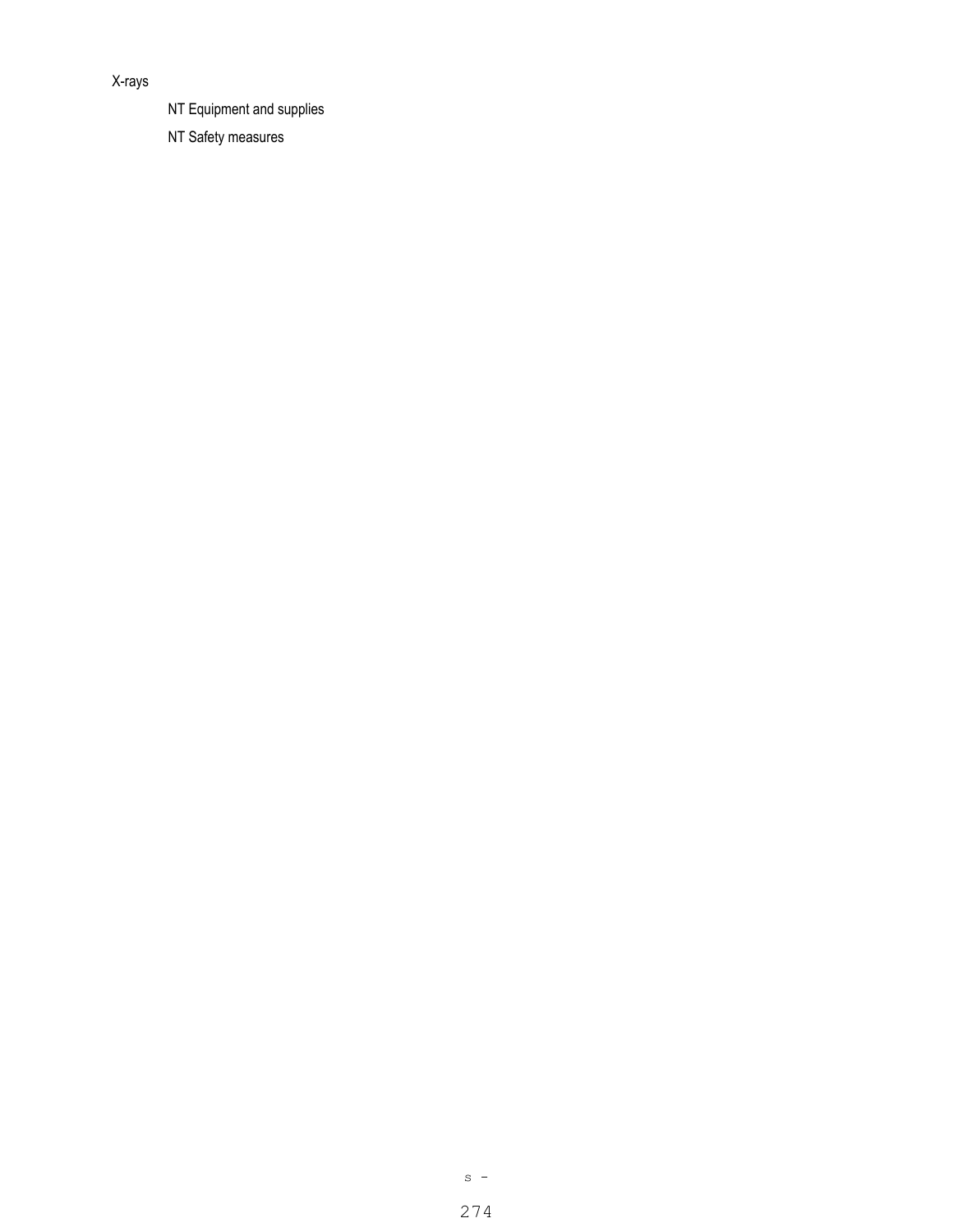X-rays

NT Equipment and supplies

NT Safety measures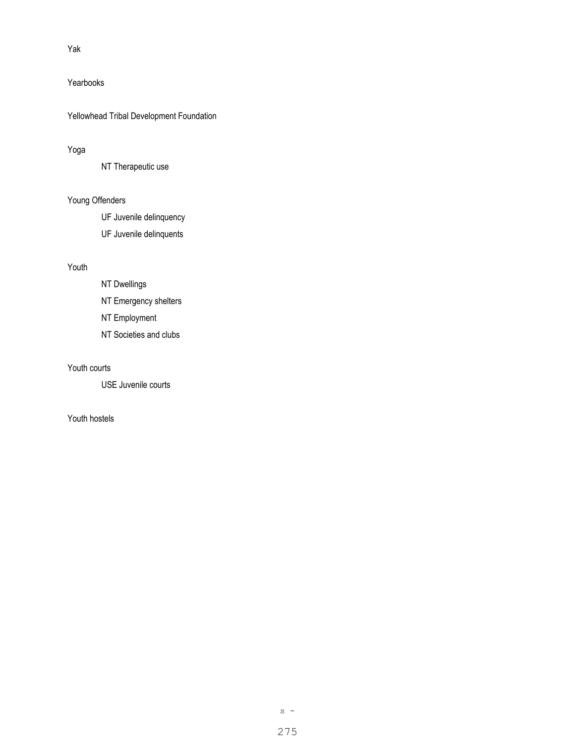Yak

Yearbooks

Yellowhead Tribal Development Foundation

Yoga

 NT Therapeutic use

Young Offenders

 UF Juvenile delinquency

 UF Juvenile delinquents

Youth

 NT Dwellings

 NT Emergency shelters

 NT Employment

 NT Societies and clubs

Youth courts

 USE Juvenile courts

Youth hostels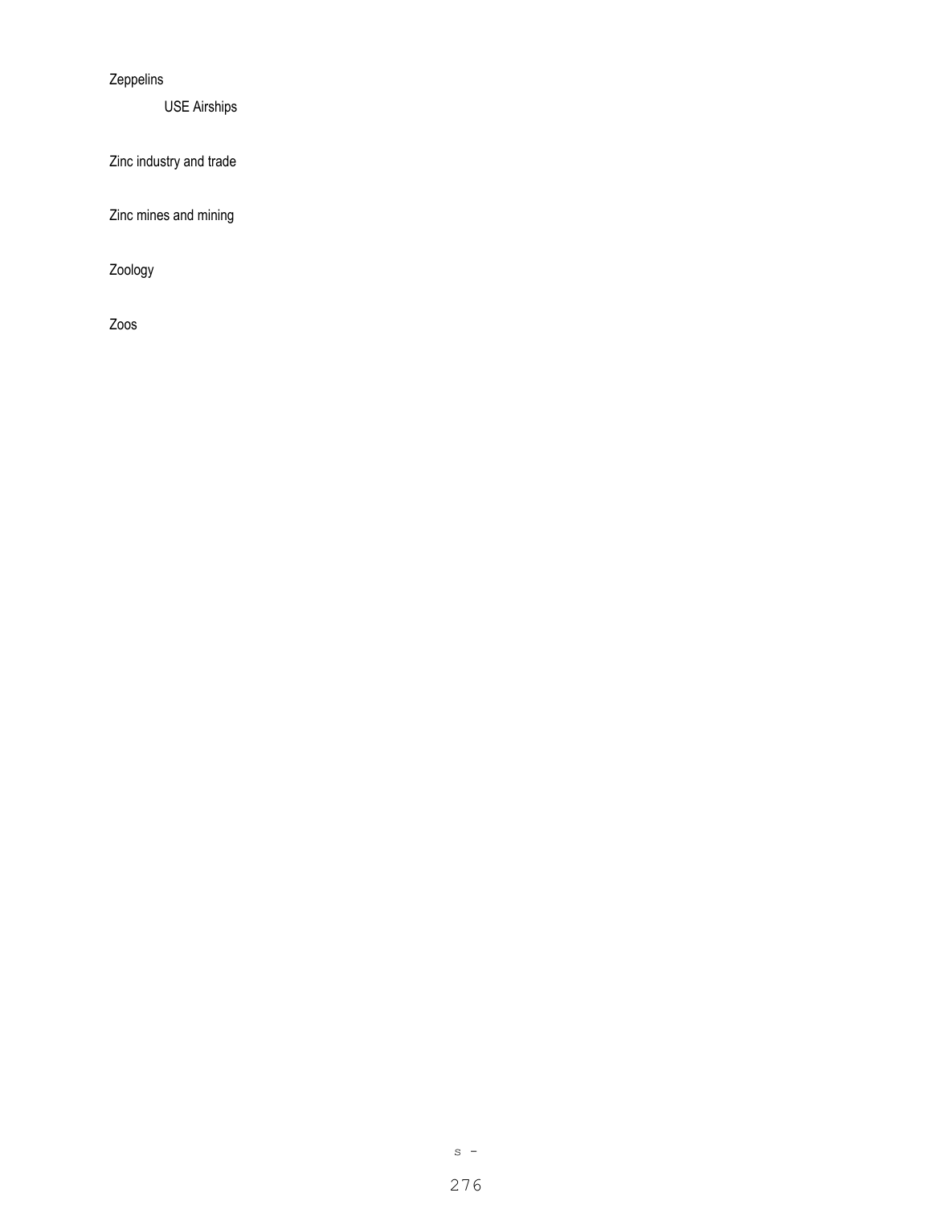Zeppelins

USE Airships

Zinc industry and trade

Zinc mines and mining

Zoology

Zoos